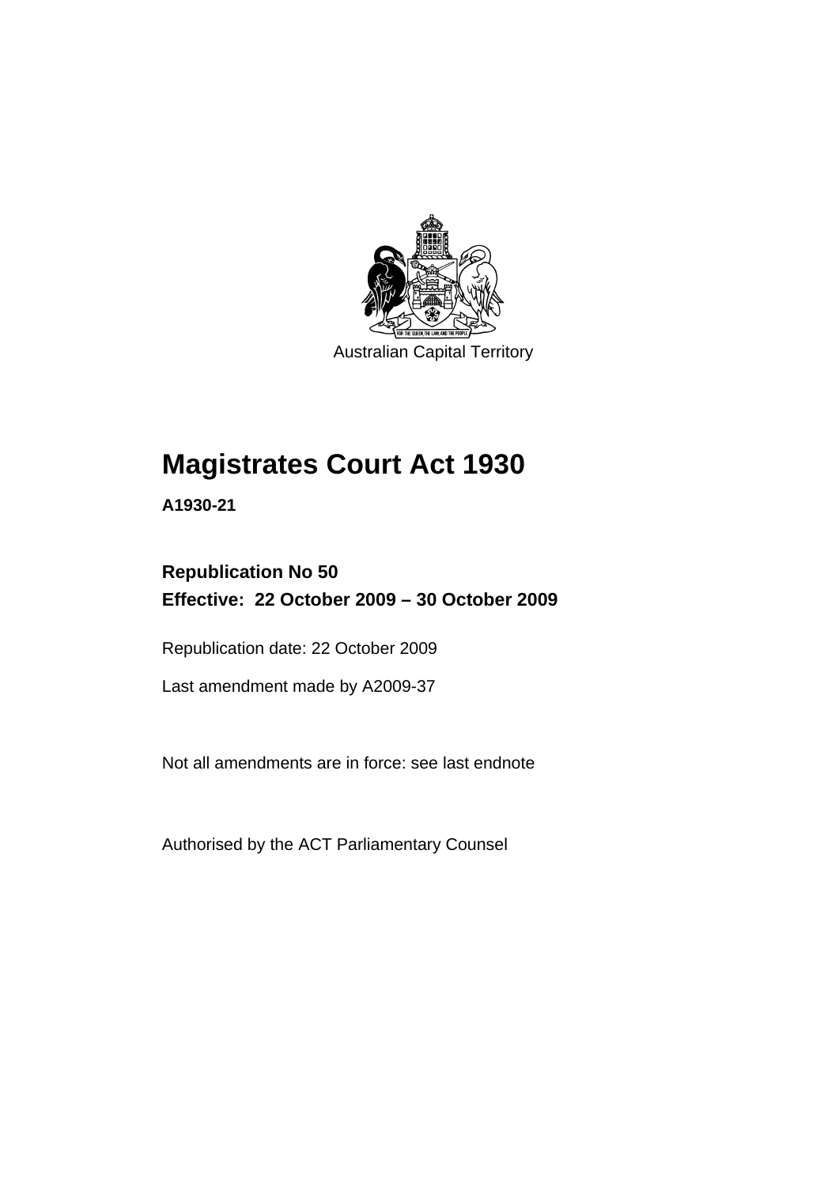Australian Capital Territory

# Magistrates Court Act 1930

**A1930-21**

**Republication No 50**
**Effective: 22 October 2009 – 30 October 2009**

Republication date: 22 October 2009

Last amendment made by A2009-37

Not all amendments are in force: see last endnote

Authorised by the ACT Parliamentary Counsel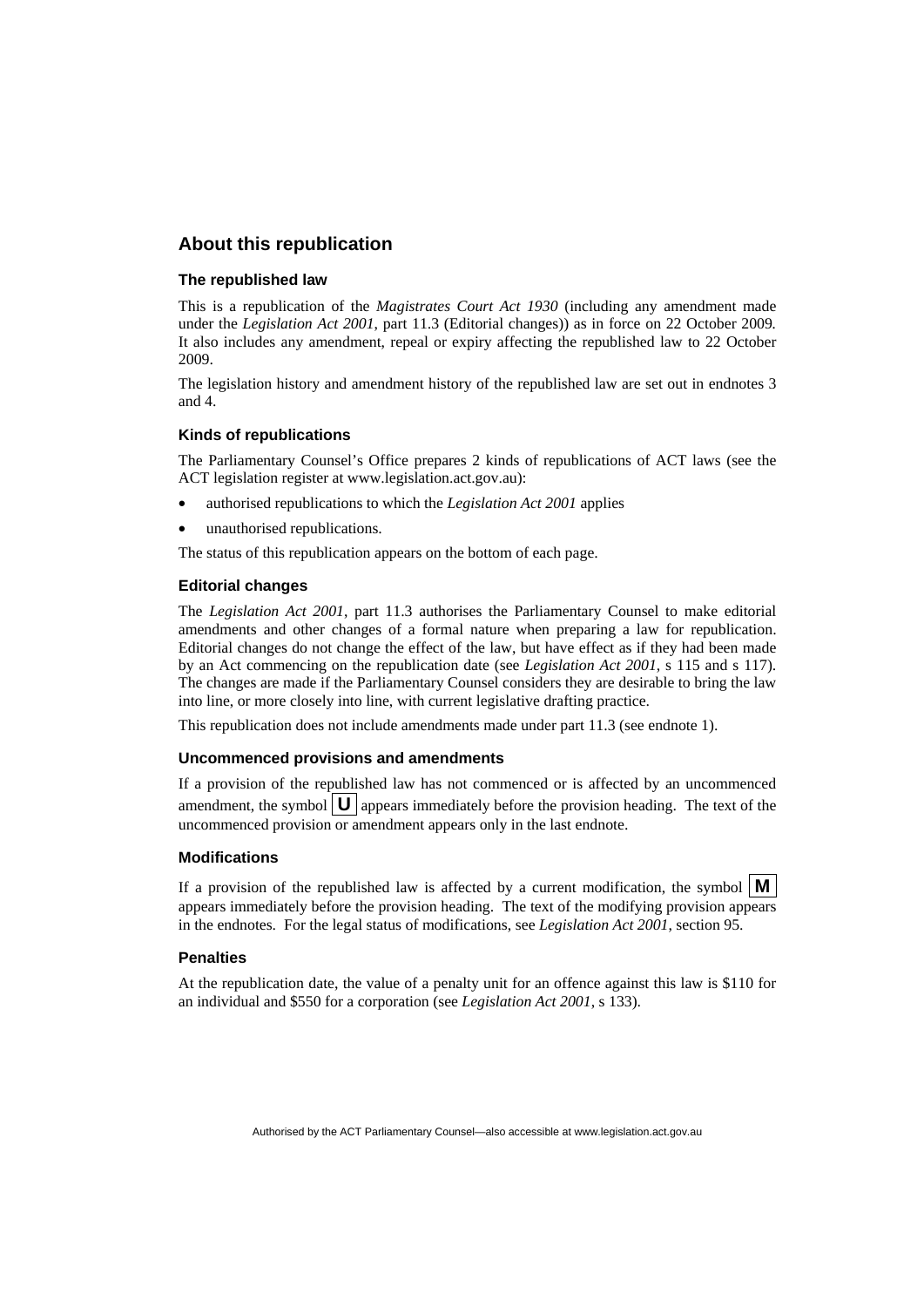## About this republication

### The republished law

This is a republication of the *Magistrates Court Act 1930* (including any amendment made under the *Legislation Act 2001*, part 11.3 (Editorial changes)) as in force on 22 October 2009*.* It also includes any amendment, repeal or expiry affecting the republished law to 22 October 2009.

The legislation history and amendment history of the republished law are set out in endnotes 3 and 4.

### Kinds of republications

The Parliamentary Counsel's Office prepares 2 kinds of republications of ACT laws (see the ACT legislation register at www.legislation.act.gov.au):

- authorised republications to which the *Legislation Act 2001* applies
- unauthorised republications.

The status of this republication appears on the bottom of each page.

### Editorial changes

The *Legislation Act 2001*, part 11.3 authorises the Parliamentary Counsel to make editorial amendments and other changes of a formal nature when preparing a law for republication. Editorial changes do not change the effect of the law, but have effect as if they had been made by an Act commencing on the republication date (see *Legislation Act 2001*, s 115 and s 117). The changes are made if the Parliamentary Counsel considers they are desirable to bring the law into line, or more closely into line, with current legislative drafting practice.

This republication does not include amendments made under part 11.3 (see endnote 1).

### Uncommenced provisions and amendments

If a provision of the republished law has not commenced or is affected by an uncommenced amendment, the symbol **U** appears immediately before the provision heading. The text of the uncommenced provision or amendment appears only in the last endnote.

### Modifications

If a provision of the republished law is affected by a current modification, the symbol **M** appears immediately before the provision heading. The text of the modifying provision appears in the endnotes. For the legal status of modifications, see *Legislation Act 2001*, section 95.

### Penalties

At the republication date, the value of a penalty unit for an offence against this law is $110 for an individual and $550 for a corporation (see *Legislation Act 2001*, s 133).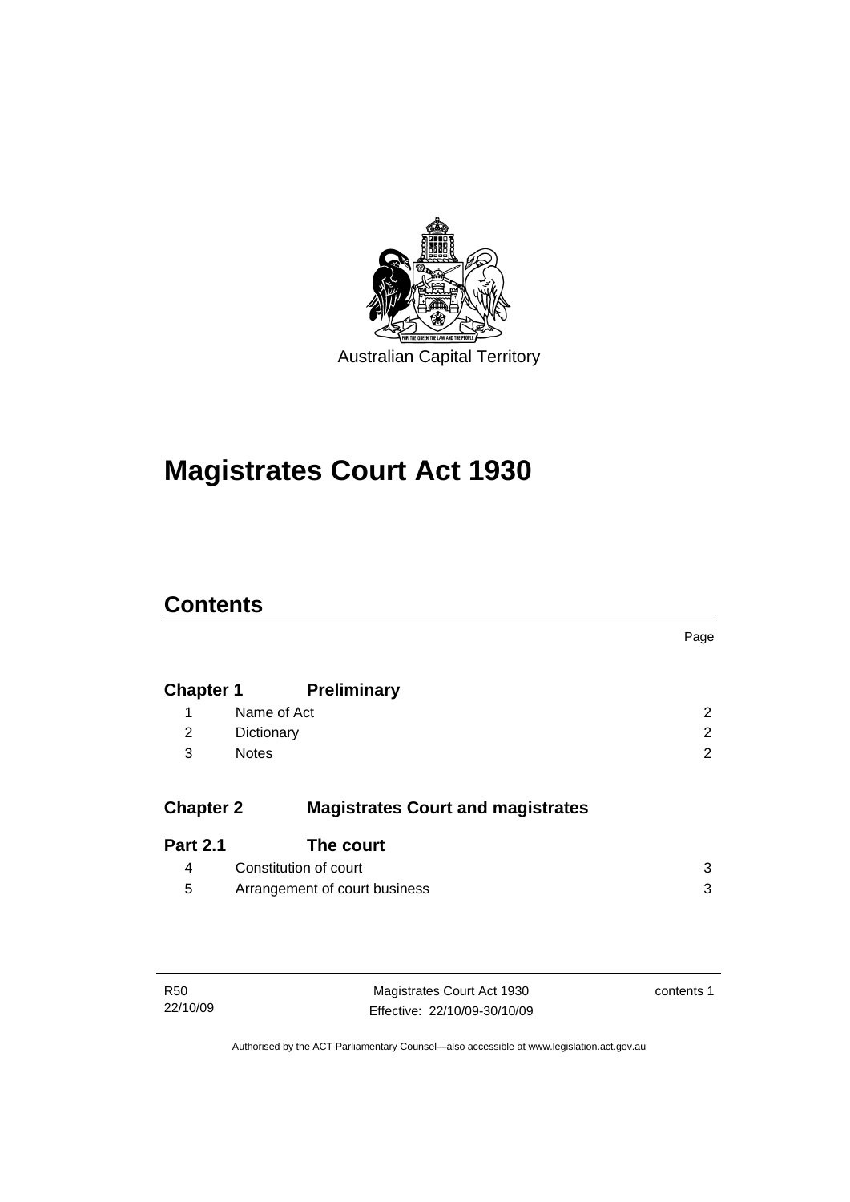Australian Capital Territory

# Magistrates Court Act 1930

## Contents

| | | Page |
|---|---|---|
| **Chapter 1** | **Preliminary** | |
| 1 | Name of Act | 2 |
| 2 | Dictionary | 2 |
| 3 | Notes | 2 |
| **Chapter 2** | **Magistrates Court and magistrates** | |
| **Part 2.1** | **The court** | |
| 4 | Constitution of court | 3 |
| 5 | Arrangement of court business | 3 |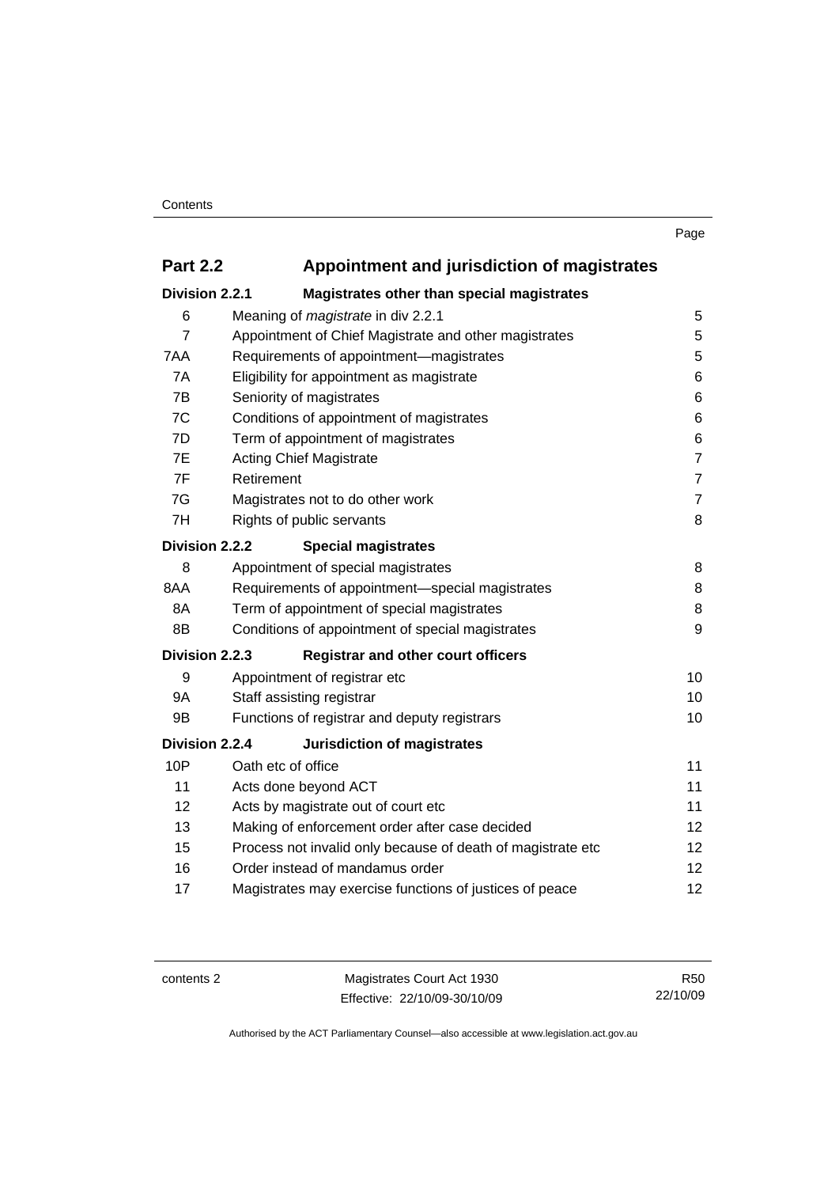| | | Page |
|---|---|---|
| **Part 2.2** | **Appointment and jurisdiction of magistrates** | |
| **Division 2.2.1** | **Magistrates other than special magistrates** | |
| 6 | Meaning of *magistrate* in div 2.2.1 | 5 |
| 7 | Appointment of Chief Magistrate and other magistrates | 5 |
| 7AA | Requirements of appointment—magistrates | 5 |
| 7A | Eligibility for appointment as magistrate | 6 |
| 7B | Seniority of magistrates | 6 |
| 7C | Conditions of appointment of magistrates | 6 |
| 7D | Term of appointment of magistrates | 6 |
| 7E | Acting Chief Magistrate | 7 |
| 7F | Retirement | 7 |
| 7G | Magistrates not to do other work | 7 |
| 7H | Rights of public servants | 8 |
| **Division 2.2.2** | **Special magistrates** | |
| 8 | Appointment of special magistrates | 8 |
| 8AA | Requirements of appointment—special magistrates | 8 |
| 8A | Term of appointment of special magistrates | 8 |
| 8B | Conditions of appointment of special magistrates | 9 |
| **Division 2.2.3** | **Registrar and other court officers** | |
| 9 | Appointment of registrar etc | 10 |
| 9A | Staff assisting registrar | 10 |
| 9B | Functions of registrar and deputy registrars | 10 |
| **Division 2.2.4** | **Jurisdiction of magistrates** | |
| 10P | Oath etc of office | 11 |
| 11 | Acts done beyond ACT | 11 |
| 12 | Acts by magistrate out of court etc | 11 |
| 13 | Making of enforcement order after case decided | 12 |
| 15 | Process not invalid only because of death of magistrate etc | 12 |
| 16 | Order instead of mandamus order | 12 |
| 17 | Magistrates may exercise functions of justices of peace | 12 |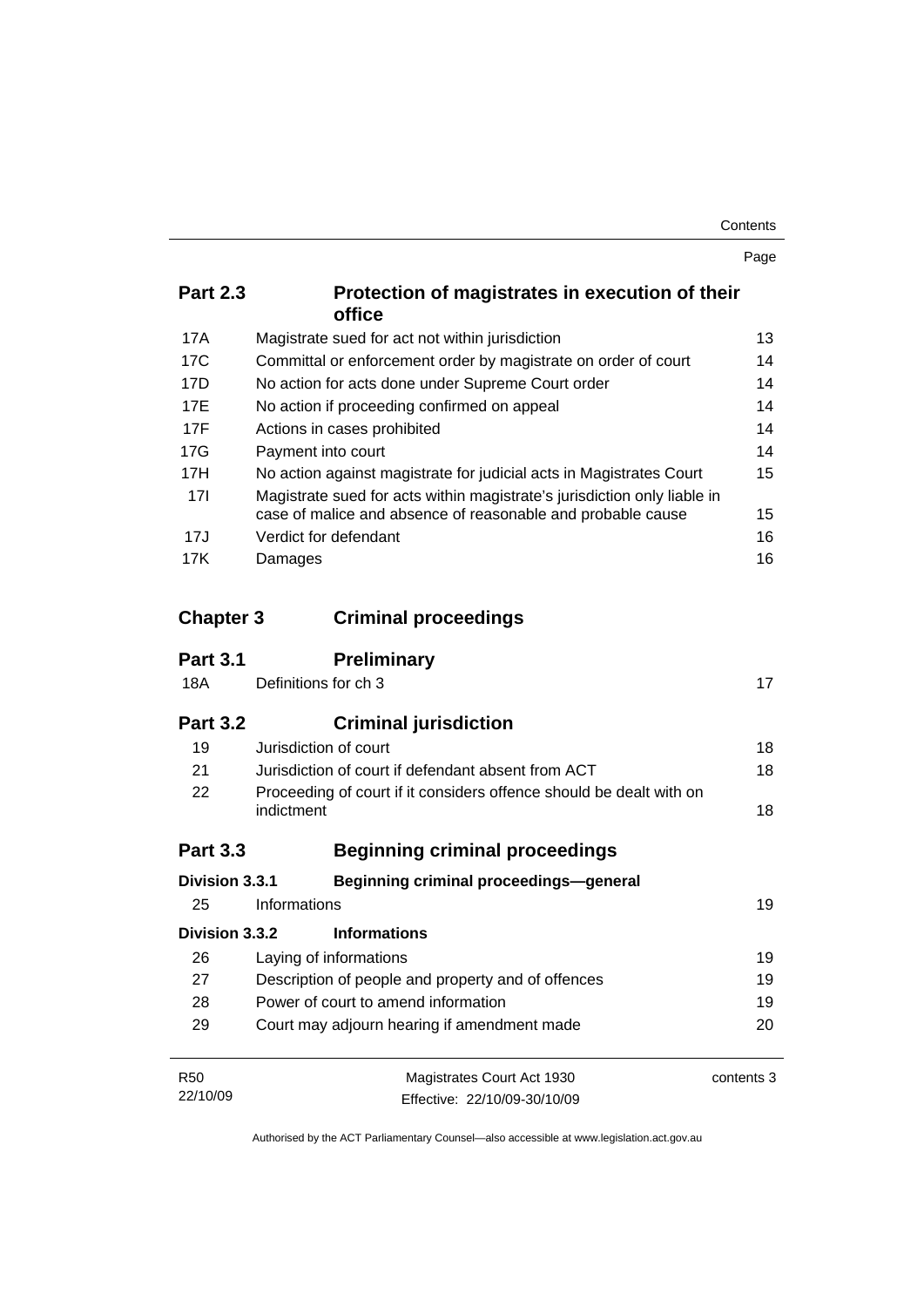| | | Page |
|---|---|---|
| **Part 2.3** | **Protection of magistrates in execution of their office** | |
| 17A | Magistrate sued for act not within jurisdiction | 13 |
| 17C | Committal or enforcement order by magistrate on order of court | 14 |
| 17D | No action for acts done under Supreme Court order | 14 |
| 17E | No action if proceeding confirmed on appeal | 14 |
| 17F | Actions in cases prohibited | 14 |
| 17G | Payment into court | 14 |
| 17H | No action against magistrate for judicial acts in Magistrates Court | 15 |
| 17I | Magistrate sued for acts within magistrate's jurisdiction only liable in case of malice and absence of reasonable and probable cause | 15 |
| 17J | Verdict for defendant | 16 |
| 17K | Damages | 16 |
| **Chapter 3** | **Criminal proceedings** | |
| **Part 3.1** | **Preliminary** | |
| 18A | Definitions for ch 3 | 17 |
| **Part 3.2** | **Criminal jurisdiction** | |
| 19 | Jurisdiction of court | 18 |
| 21 | Jurisdiction of court if defendant absent from ACT | 18 |
| 22 | Proceeding of court if it considers offence should be dealt with on indictment | 18 |
| **Part 3.3** | **Beginning criminal proceedings** | |
| **Division 3.3.1** | **Beginning criminal proceedings—general** | |
| 25 | Informations | 19 |
| **Division 3.3.2** | **Informations** | |
| 26 | Laying of informations | 19 |
| 27 | Description of people and property and of offences | 19 |
| 28 | Power of court to amend information | 19 |
| 29 | Court may adjourn hearing if amendment made | 20 |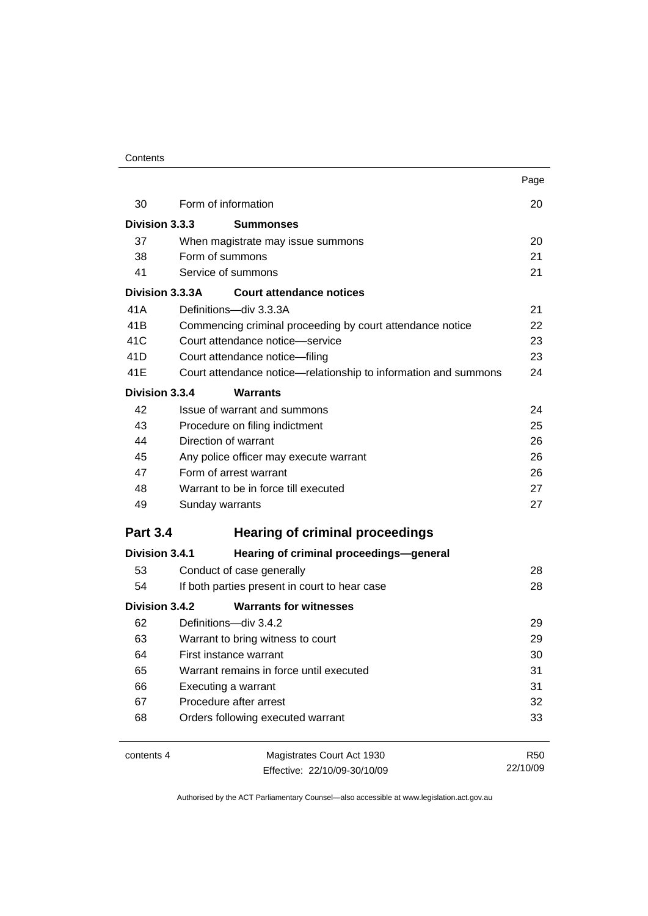| | | Page |
|---|---|---|
| 30 | Form of information | 20 |
| **Division 3.3.3** | **Summonses** | |
| 37 | When magistrate may issue summons | 20 |
| 38 | Form of summons | 21 |
| 41 | Service of summons | 21 |
| **Division 3.3.3A** | **Court attendance notices** | |
| 41A | Definitions—div 3.3.3A | 21 |
| 41B | Commencing criminal proceeding by court attendance notice | 22 |
| 41C | Court attendance notice—service | 23 |
| 41D | Court attendance notice—filing | 23 |
| 41E | Court attendance notice—relationship to information and summons | 24 |
| **Division 3.3.4** | **Warrants** | |
| 42 | Issue of warrant and summons | 24 |
| 43 | Procedure on filing indictment | 25 |
| 44 | Direction of warrant | 26 |
| 45 | Any police officer may execute warrant | 26 |
| 47 | Form of arrest warrant | 26 |
| 48 | Warrant to be in force till executed | 27 |
| 49 | Sunday warrants | 27 |
| **Part 3.4** | **Hearing of criminal proceedings** | |
| **Division 3.4.1** | **Hearing of criminal proceedings—general** | |
| 53 | Conduct of case generally | 28 |
| 54 | If both parties present in court to hear case | 28 |
| **Division 3.4.2** | **Warrants for witnesses** | |
| 62 | Definitions—div 3.4.2 | 29 |
| 63 | Warrant to bring witness to court | 29 |
| 64 | First instance warrant | 30 |
| 65 | Warrant remains in force until executed | 31 |
| 66 | Executing a warrant | 31 |
| 67 | Procedure after arrest | 32 |
| 68 | Orders following executed warrant | 33 |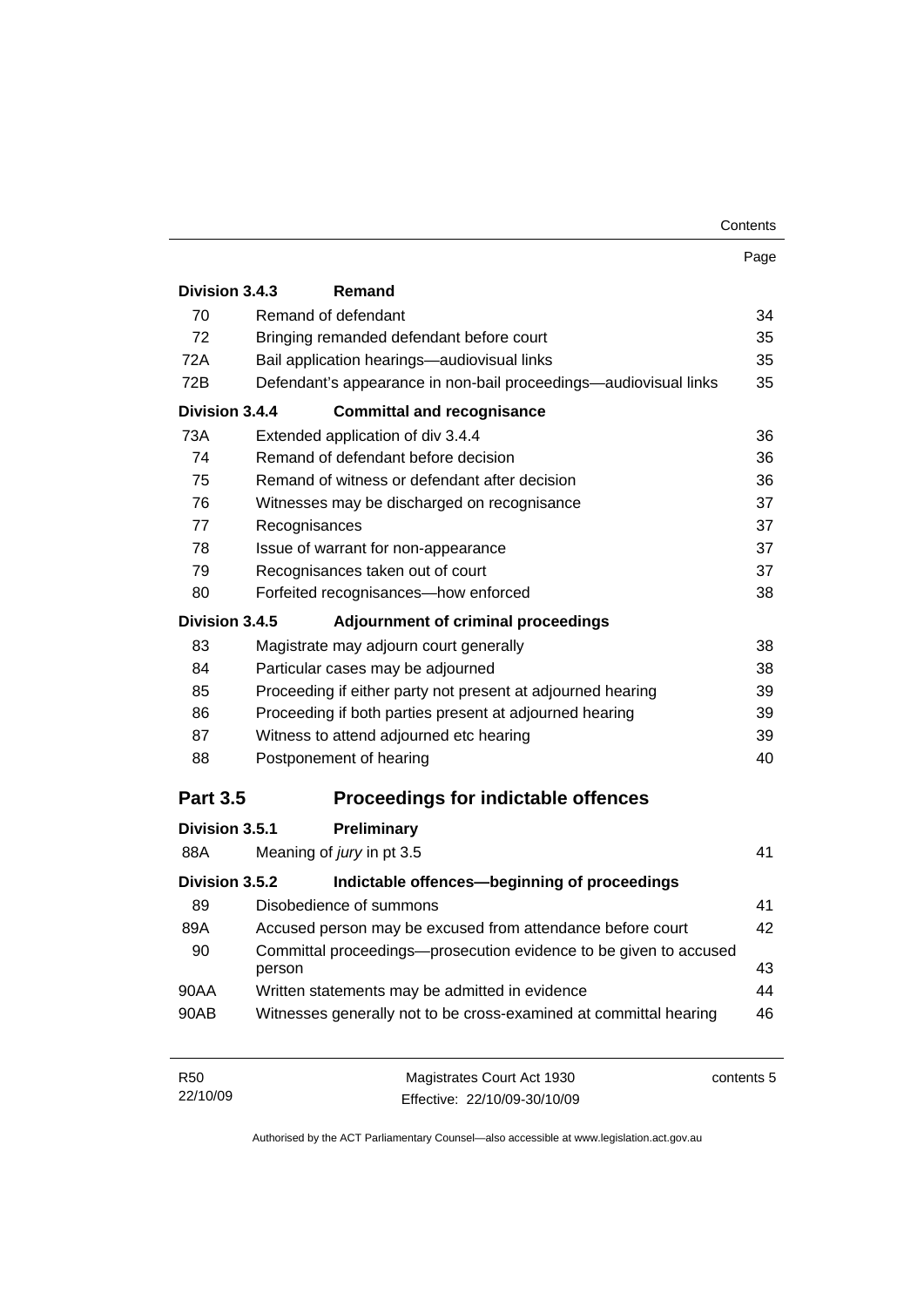| | | Page |
|---|---|---|
| **Division 3.4.3** | **Remand** | |
| 70 | Remand of defendant | 34 |
| 72 | Bringing remanded defendant before court | 35 |
| 72A | Bail application hearings—audiovisual links | 35 |
| 72B | Defendant's appearance in non-bail proceedings—audiovisual links | 35 |
| **Division 3.4.4** | **Committal and recognisance** | |
| 73A | Extended application of div 3.4.4 | 36 |
| 74 | Remand of defendant before decision | 36 |
| 75 | Remand of witness or defendant after decision | 36 |
| 76 | Witnesses may be discharged on recognisance | 37 |
| 77 | Recognisances | 37 |
| 78 | Issue of warrant for non-appearance | 37 |
| 79 | Recognisances taken out of court | 37 |
| 80 | Forfeited recognisances—how enforced | 38 |
| **Division 3.4.5** | **Adjournment of criminal proceedings** | |
| 83 | Magistrate may adjourn court generally | 38 |
| 84 | Particular cases may be adjourned | 38 |
| 85 | Proceeding if either party not present at adjourned hearing | 39 |
| 86 | Proceeding if both parties present at adjourned hearing | 39 |
| 87 | Witness to attend adjourned etc hearing | 39 |
| 88 | Postponement of hearing | 40 |
| **Part 3.5** | **Proceedings for indictable offences** | |
| **Division 3.5.1** | **Preliminary** | |
| 88A | Meaning of *jury* in pt 3.5 | 41 |
| **Division 3.5.2** | **Indictable offences—beginning of proceedings** | |
| 89 | Disobedience of summons | 41 |
| 89A | Accused person may be excused from attendance before court | 42 |
| 90 | Committal proceedings—prosecution evidence to be given to accused person | 43 |
| 90AA | Written statements may be admitted in evidence | 44 |
| 90AB | Witnesses generally not to be cross-examined at committal hearing | 46 |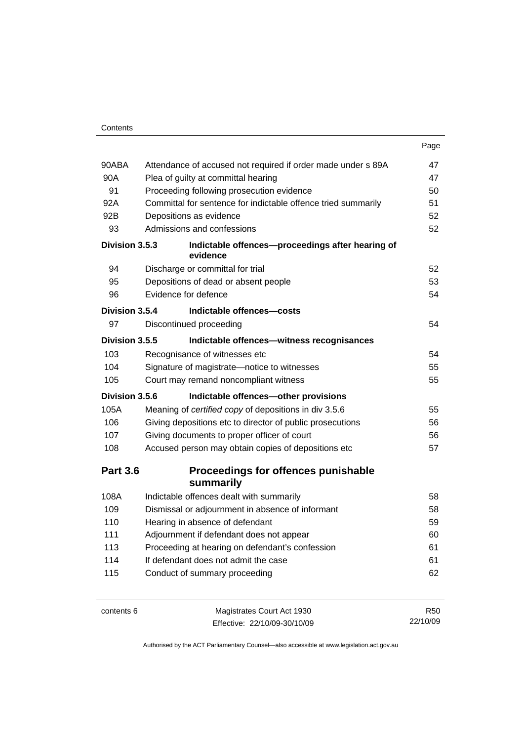| | | Page |
|---|---|---|
| 90ABA | Attendance of accused not required if order made under s 89A | 47 |
| 90A | Plea of guilty at committal hearing | 47 |
| 91 | Proceeding following prosecution evidence | 50 |
| 92A | Committal for sentence for indictable offence tried summarily | 51 |
| 92B | Depositions as evidence | 52 |
| 93 | Admissions and confessions | 52 |
| **Division 3.5.3** | **Indictable offences—proceedings after hearing of evidence** | |
| 94 | Discharge or committal for trial | 52 |
| 95 | Depositions of dead or absent people | 53 |
| 96 | Evidence for defence | 54 |
| **Division 3.5.4** | **Indictable offences—costs** | |
| 97 | Discontinued proceeding | 54 |
| **Division 3.5.5** | **Indictable offences—witness recognisances** | |
| 103 | Recognisance of witnesses etc | 54 |
| 104 | Signature of magistrate—notice to witnesses | 55 |
| 105 | Court may remand noncompliant witness | 55 |
| **Division 3.5.6** | **Indictable offences—other provisions** | |
| 105A | Meaning of *certified copy* of depositions in div 3.5.6 | 55 |
| 106 | Giving depositions etc to director of public prosecutions | 56 |
| 107 | Giving documents to proper officer of court | 56 |
| 108 | Accused person may obtain copies of depositions etc | 57 |
| **Part 3.6** | **Proceedings for offences punishable summarily** | |
| 108A | Indictable offences dealt with summarily | 58 |
| 109 | Dismissal or adjournment in absence of informant | 58 |
| 110 | Hearing in absence of defendant | 59 |
| 111 | Adjournment if defendant does not appear | 60 |
| 113 | Proceeding at hearing on defendant's confession | 61 |
| 114 | If defendant does not admit the case | 61 |
| 115 | Conduct of summary proceeding | 62 |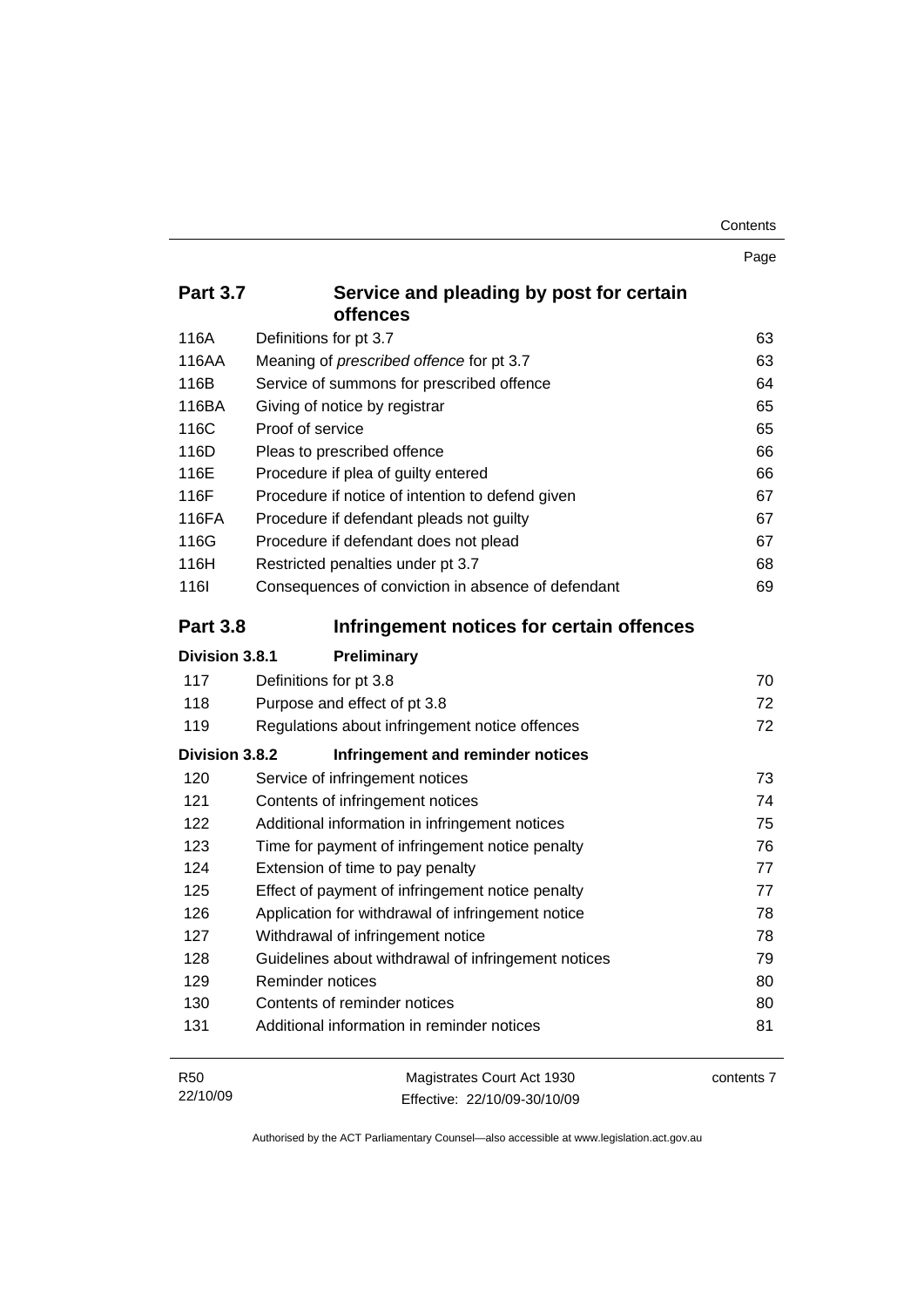| | | Page |
|---|---|---|
| **Part 3.7** | **Service and pleading by post for certain offences** | |
| 116A | Definitions for pt 3.7 | 63 |
| 116AA | Meaning of *prescribed offence* for pt 3.7 | 63 |
| 116B | Service of summons for prescribed offence | 64 |
| 116BA | Giving of notice by registrar | 65 |
| 116C | Proof of service | 65 |
| 116D | Pleas to prescribed offence | 66 |
| 116E | Procedure if plea of guilty entered | 66 |
| 116F | Procedure if notice of intention to defend given | 67 |
| 116FA | Procedure if defendant pleads not guilty | 67 |
| 116G | Procedure if defendant does not plead | 67 |
| 116H | Restricted penalties under pt 3.7 | 68 |
| 116I | Consequences of conviction in absence of defendant | 69 |
| **Part 3.8** | **Infringement notices for certain offences** | |
| **Division 3.8.1** | **Preliminary** | |
| 117 | Definitions for pt 3.8 | 70 |
| 118 | Purpose and effect of pt 3.8 | 72 |
| 119 | Regulations about infringement notice offences | 72 |
| **Division 3.8.2** | **Infringement and reminder notices** | |
| 120 | Service of infringement notices | 73 |
| 121 | Contents of infringement notices | 74 |
| 122 | Additional information in infringement notices | 75 |
| 123 | Time for payment of infringement notice penalty | 76 |
| 124 | Extension of time to pay penalty | 77 |
| 125 | Effect of payment of infringement notice penalty | 77 |
| 126 | Application for withdrawal of infringement notice | 78 |
| 127 | Withdrawal of infringement notice | 78 |
| 128 | Guidelines about withdrawal of infringement notices | 79 |
| 129 | Reminder notices | 80 |
| 130 | Contents of reminder notices | 80 |
| 131 | Additional information in reminder notices | 81 |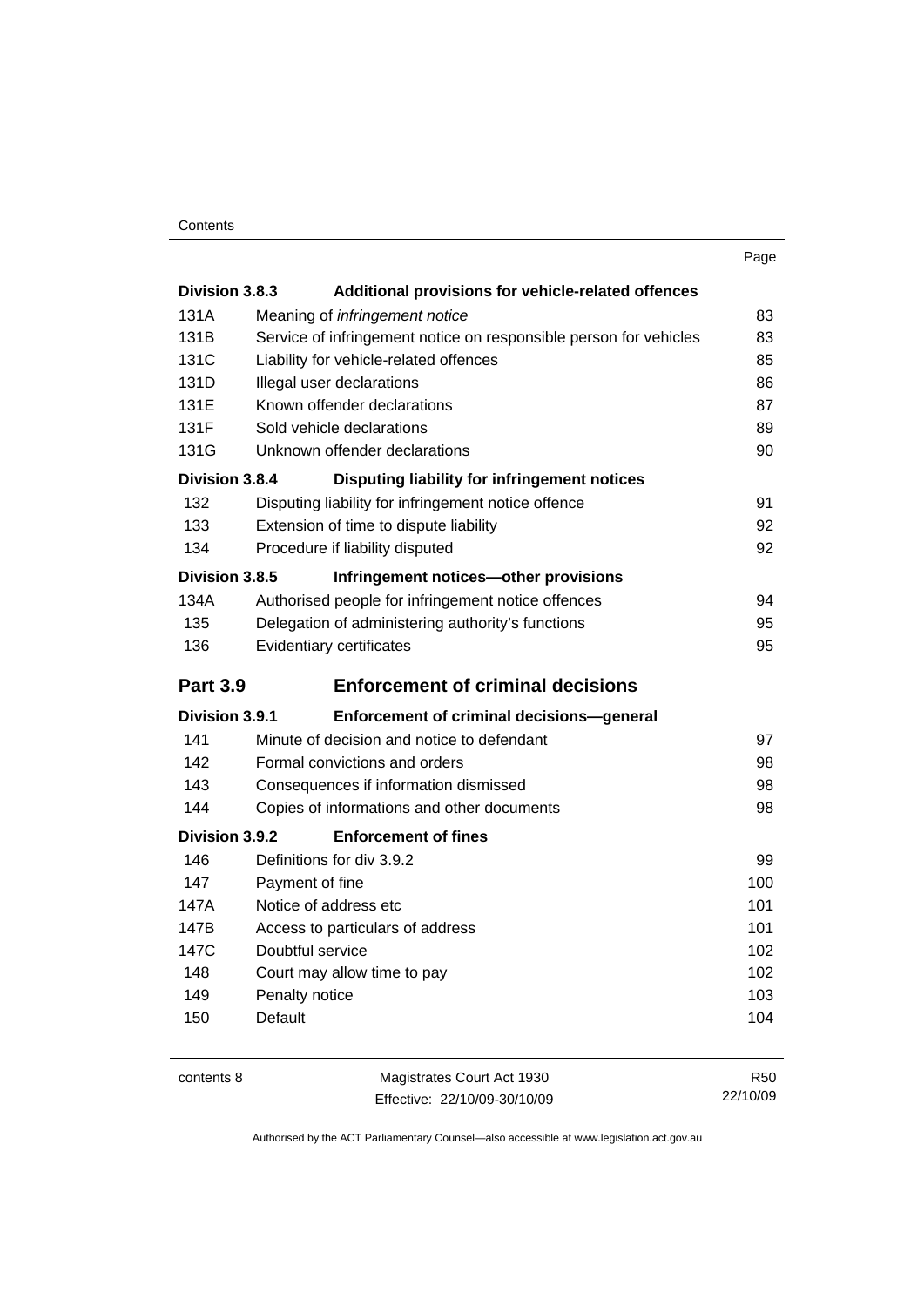| | | Page |
|---|---|---|
| **Division 3.8.3** | **Additional provisions for vehicle-related offences** | |
| 131A | Meaning of *infringement notice* | 83 |
| 131B | Service of infringement notice on responsible person for vehicles | 83 |
| 131C | Liability for vehicle-related offences | 85 |
| 131D | Illegal user declarations | 86 |
| 131E | Known offender declarations | 87 |
| 131F | Sold vehicle declarations | 89 |
| 131G | Unknown offender declarations | 90 |
| **Division 3.8.4** | **Disputing liability for infringement notices** | |
| 132 | Disputing liability for infringement notice offence | 91 |
| 133 | Extension of time to dispute liability | 92 |
| 134 | Procedure if liability disputed | 92 |
| **Division 3.8.5** | **Infringement notices—other provisions** | |
| 134A | Authorised people for infringement notice offences | 94 |
| 135 | Delegation of administering authority's functions | 95 |
| 136 | Evidentiary certificates | 95 |
| **Part 3.9** | **Enforcement of criminal decisions** | |
| **Division 3.9.1** | **Enforcement of criminal decisions—general** | |
| 141 | Minute of decision and notice to defendant | 97 |
| 142 | Formal convictions and orders | 98 |
| 143 | Consequences if information dismissed | 98 |
| 144 | Copies of informations and other documents | 98 |
| **Division 3.9.2** | **Enforcement of fines** | |
| 146 | Definitions for div 3.9.2 | 99 |
| 147 | Payment of fine | 100 |
| 147A | Notice of address etc | 101 |
| 147B | Access to particulars of address | 101 |
| 147C | Doubtful service | 102 |
| 148 | Court may allow time to pay | 102 |
| 149 | Penalty notice | 103 |
| 150 | Default | 104 |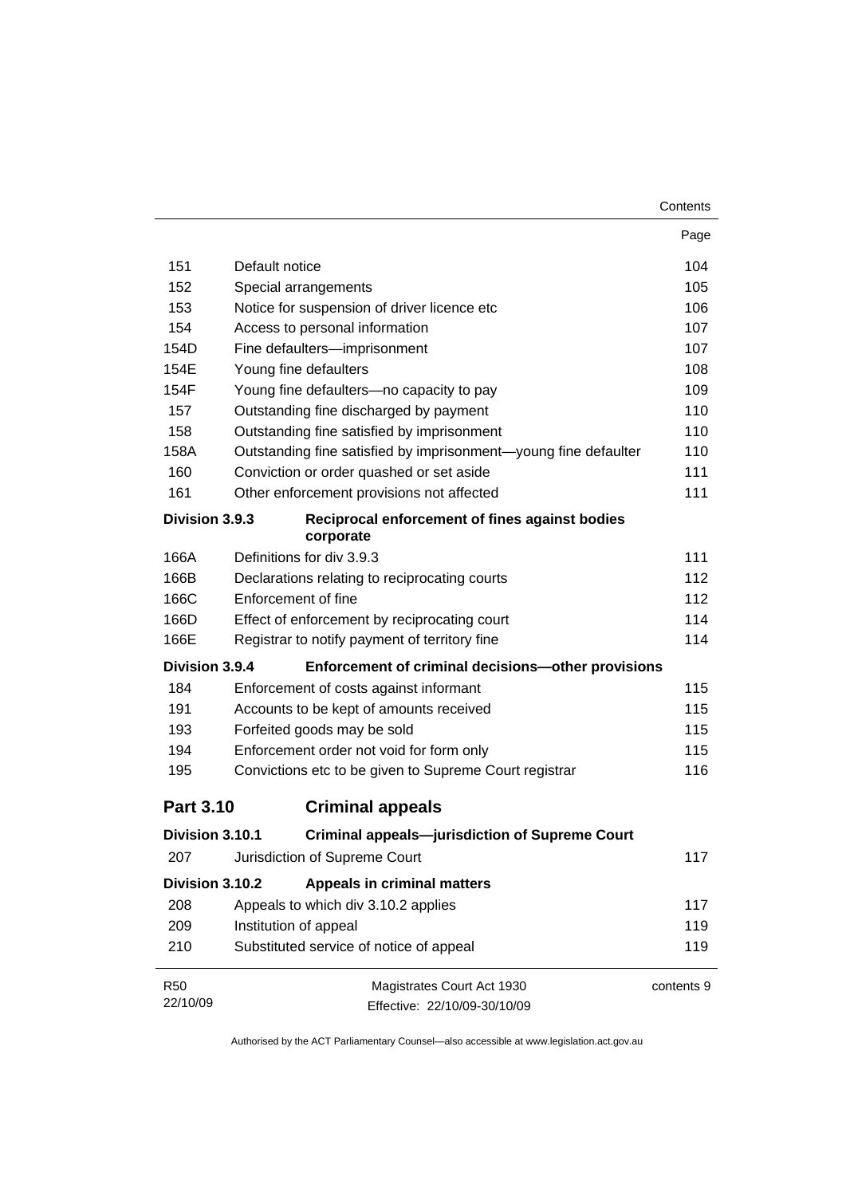| | | Page |
|---|---|---|
| 151 | Default notice | 104 |
| 152 | Special arrangements | 105 |
| 153 | Notice for suspension of driver licence etc | 106 |
| 154 | Access to personal information | 107 |
| 154D | Fine defaulters—imprisonment | 107 |
| 154E | Young fine defaulters | 108 |
| 154F | Young fine defaulters—no capacity to pay | 109 |
| 157 | Outstanding fine discharged by payment | 110 |
| 158 | Outstanding fine satisfied by imprisonment | 110 |
| 158A | Outstanding fine satisfied by imprisonment—young fine defaulter | 110 |
| 160 | Conviction or order quashed or set aside | 111 |
| 161 | Other enforcement provisions not affected | 111 |
| **Division 3.9.3** | **Reciprocal enforcement of fines against bodies corporate** | |
| 166A | Definitions for div 3.9.3 | 111 |
| 166B | Declarations relating to reciprocating courts | 112 |
| 166C | Enforcement of fine | 112 |
| 166D | Effect of enforcement by reciprocating court | 114 |
| 166E | Registrar to notify payment of territory fine | 114 |
| **Division 3.9.4** | **Enforcement of criminal decisions—other provisions** | |
| 184 | Enforcement of costs against informant | 115 |
| 191 | Accounts to be kept of amounts received | 115 |
| 193 | Forfeited goods may be sold | 115 |
| 194 | Enforcement order not void for form only | 115 |
| 195 | Convictions etc to be given to Supreme Court registrar | 116 |

## Part 3.10 Criminal appeals

| | | |
|---|---|---|
| **Division 3.10.1** | **Criminal appeals—jurisdiction of Supreme Court** | |
| 207 | Jurisdiction of Supreme Court | 117 |
| **Division 3.10.2** | **Appeals in criminal matters** | |
| 208 | Appeals to which div 3.10.2 applies | 117 |
| 209 | Institution of appeal | 119 |
| 210 | Substituted service of notice of appeal | 119 |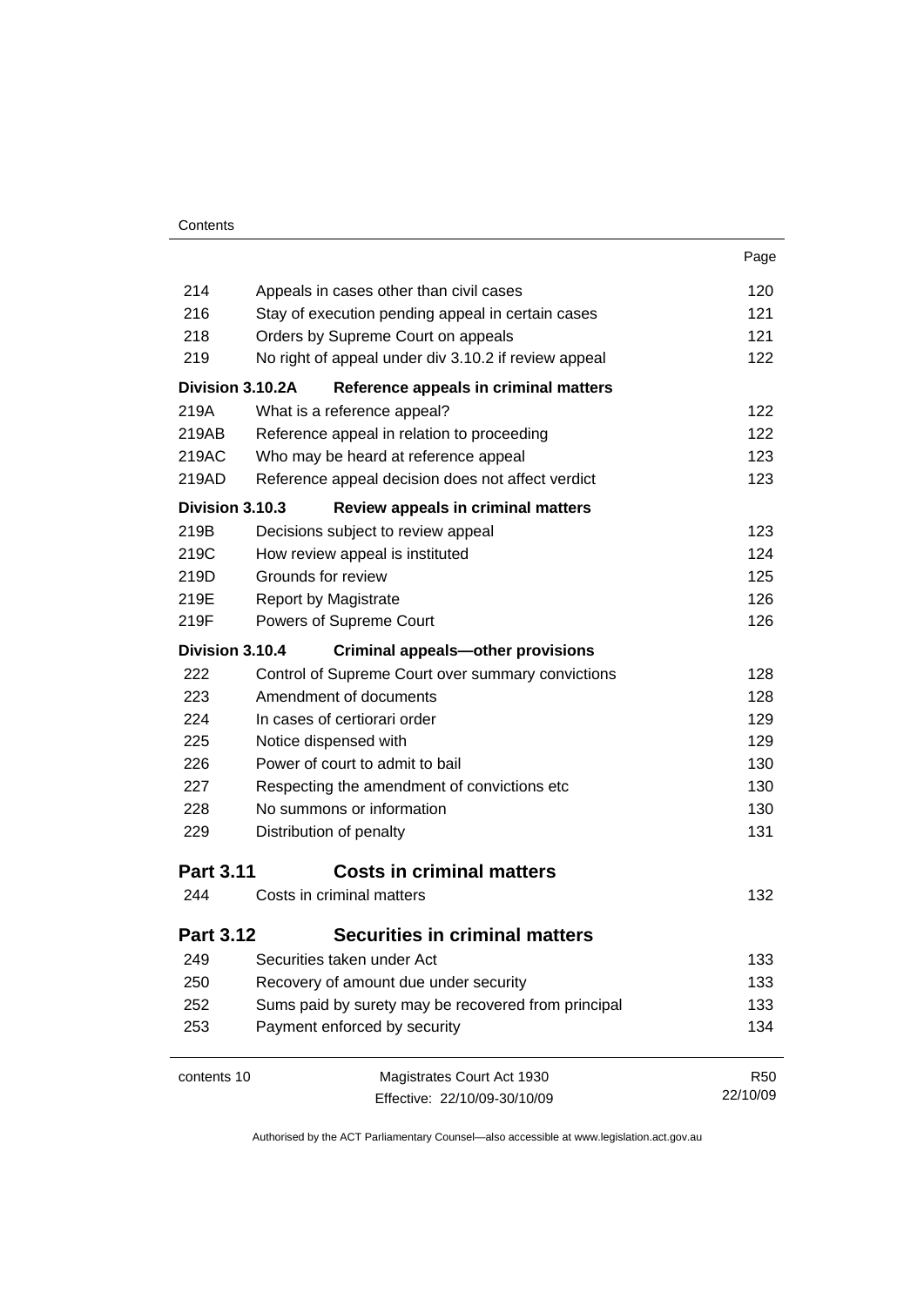| | | Page |
|---|---|---|
| 214 | Appeals in cases other than civil cases | 120 |
| 216 | Stay of execution pending appeal in certain cases | 121 |
| 218 | Orders by Supreme Court on appeals | 121 |
| 219 | No right of appeal under div 3.10.2 if review appeal | 122 |
| **Division 3.10.2A** | **Reference appeals in criminal matters** | |
| 219A | What is a reference appeal? | 122 |
| 219AB | Reference appeal in relation to proceeding | 122 |
| 219AC | Who may be heard at reference appeal | 123 |
| 219AD | Reference appeal decision does not affect verdict | 123 |
| **Division 3.10.3** | **Review appeals in criminal matters** | |
| 219B | Decisions subject to review appeal | 123 |
| 219C | How review appeal is instituted | 124 |
| 219D | Grounds for review | 125 |
| 219E | Report by Magistrate | 126 |
| 219F | Powers of Supreme Court | 126 |
| **Division 3.10.4** | **Criminal appeals—other provisions** | |
| 222 | Control of Supreme Court over summary convictions | 128 |
| 223 | Amendment of documents | 128 |
| 224 | In cases of certiorari order | 129 |
| 225 | Notice dispensed with | 129 |
| 226 | Power of court to admit to bail | 130 |
| 227 | Respecting the amendment of convictions etc | 130 |
| 228 | No summons or information | 130 |
| 229 | Distribution of penalty | 131 |
| **Part 3.11** | **Costs in criminal matters** | |
| 244 | Costs in criminal matters | 132 |
| **Part 3.12** | **Securities in criminal matters** | |
| 249 | Securities taken under Act | 133 |
| 250 | Recovery of amount due under security | 133 |
| 252 | Sums paid by surety may be recovered from principal | 133 |
| 253 | Payment enforced by security | 134 |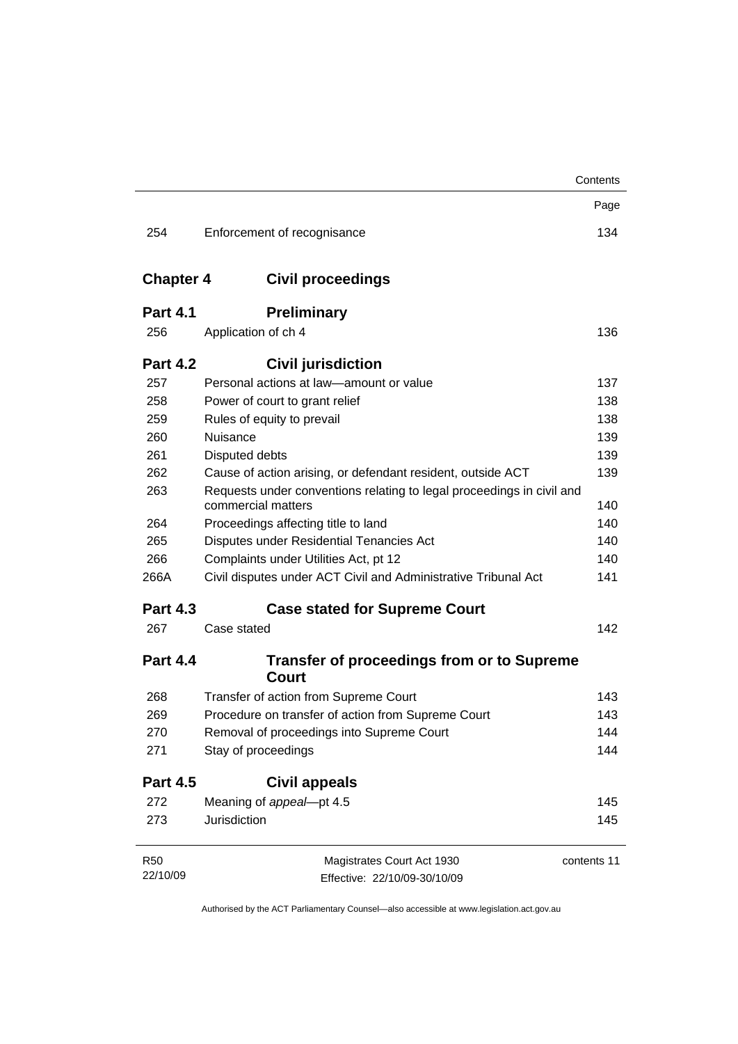| | | Page |
|---|---|---|
| 254 | Enforcement of recognisance | 134 |

## Chapter 4 Civil proceedings

### Part 4.1 Preliminary

| | | |
|---|---|---|
| 256 | Application of ch 4 | 136 |

### Part 4.2 Civil jurisdiction

| | | |
|---|---|---|
| 257 | Personal actions at law—amount or value | 137 |
| 258 | Power of court to grant relief | 138 |
| 259 | Rules of equity to prevail | 138 |
| 260 | Nuisance | 139 |
| 261 | Disputed debts | 139 |
| 262 | Cause of action arising, or defendant resident, outside ACT | 139 |
| 263 | Requests under conventions relating to legal proceedings in civil and commercial matters | 140 |
| 264 | Proceedings affecting title to land | 140 |
| 265 | Disputes under Residential Tenancies Act | 140 |
| 266 | Complaints under Utilities Act, pt 12 | 140 |
| 266A | Civil disputes under ACT Civil and Administrative Tribunal Act | 141 |

### Part 4.3 Case stated for Supreme Court

| | | |
|---|---|---|
| 267 | Case stated | 142 |

### Part 4.4 Transfer of proceedings from or to Supreme Court

| | | |
|---|---|---|
| 268 | Transfer of action from Supreme Court | 143 |
| 269 | Procedure on transfer of action from Supreme Court | 143 |
| 270 | Removal of proceedings into Supreme Court | 144 |
| 271 | Stay of proceedings | 144 |

### Part 4.5 Civil appeals

| | | |
|---|---|---|
| 272 | Meaning of *appeal*—pt 4.5 | 145 |
| 273 | Jurisdiction | 145 |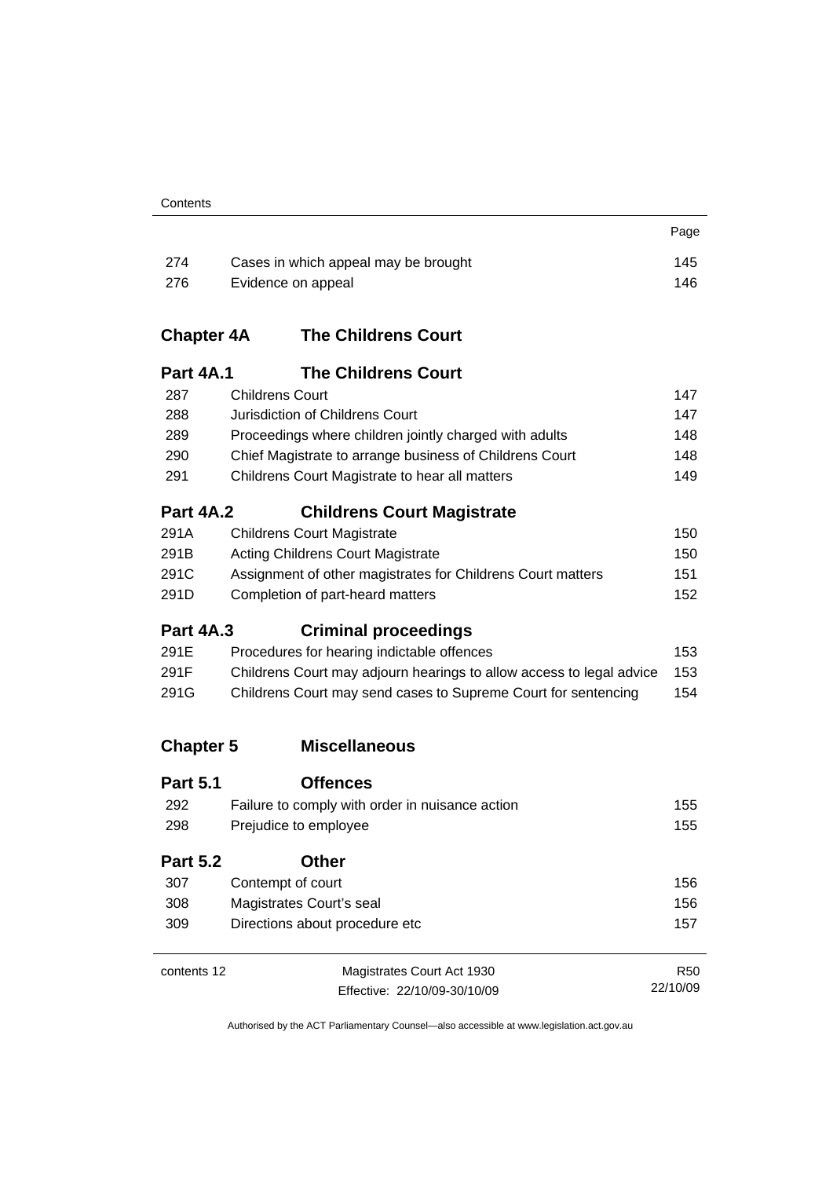| | | Page |
|---|---|---|
| 274 | Cases in which appeal may be brought | 145 |
| 276 | Evidence on appeal | 146 |

## Chapter 4A The Childrens Court

### Part 4A.1 The Childrens Court

| | | |
|---|---|---|
| 287 | Childrens Court | 147 |
| 288 | Jurisdiction of Childrens Court | 147 |
| 289 | Proceedings where children jointly charged with adults | 148 |
| 290 | Chief Magistrate to arrange business of Childrens Court | 148 |
| 291 | Childrens Court Magistrate to hear all matters | 149 |

### Part 4A.2 Childrens Court Magistrate

| | | |
|---|---|---|
| 291A | Childrens Court Magistrate | 150 |
| 291B | Acting Childrens Court Magistrate | 150 |
| 291C | Assignment of other magistrates for Childrens Court matters | 151 |
| 291D | Completion of part-heard matters | 152 |

### Part 4A.3 Criminal proceedings

| | | |
|---|---|---|
| 291E | Procedures for hearing indictable offences | 153 |
| 291F | Childrens Court may adjourn hearings to allow access to legal advice | 153 |
| 291G | Childrens Court may send cases to Supreme Court for sentencing | 154 |

## Chapter 5 Miscellaneous

### Part 5.1 Offences

| | | |
|---|---|---|
| 292 | Failure to comply with order in nuisance action | 155 |
| 298 | Prejudice to employee | 155 |

### Part 5.2 Other

| | | |
|---|---|---|
| 307 | Contempt of court | 156 |
| 308 | Magistrates Court's seal | 156 |
| 309 | Directions about procedure etc | 157 |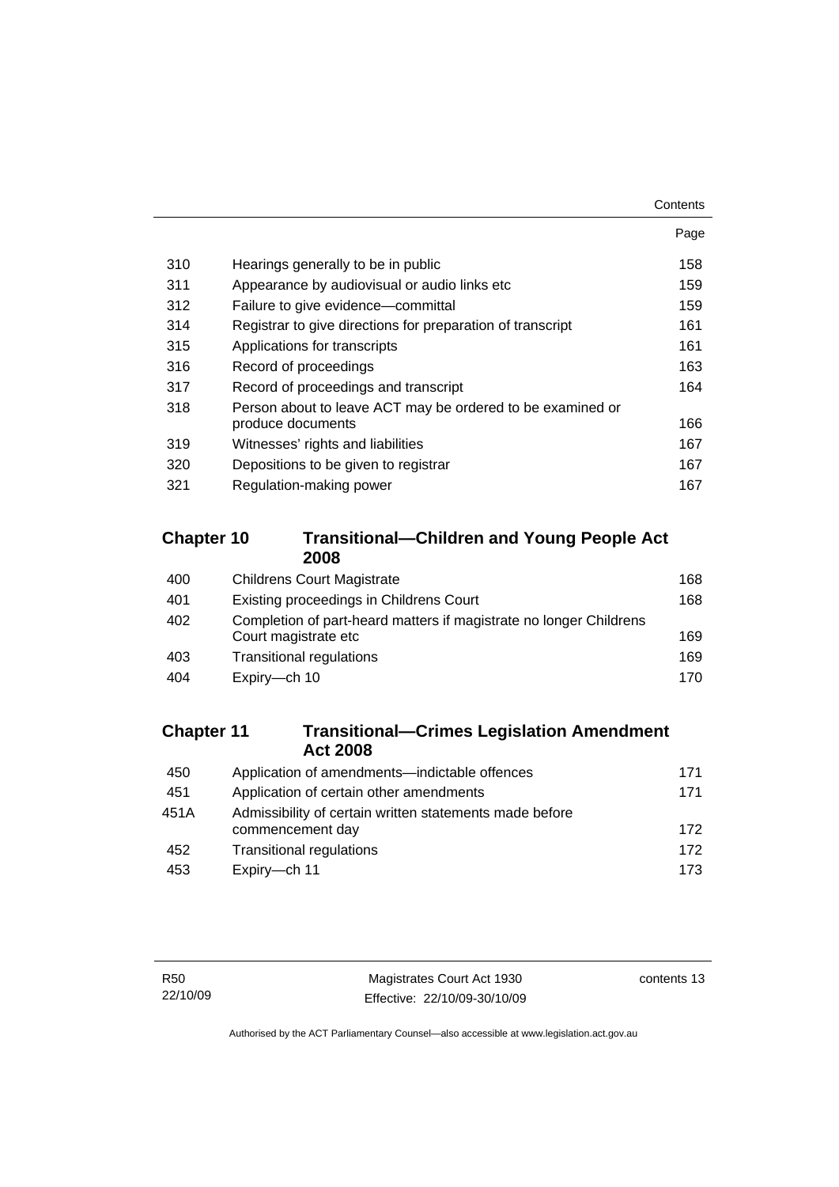| | | Page |
|---|---|---|
| 310 | Hearings generally to be in public | 158 |
| 311 | Appearance by audiovisual or audio links etc | 159 |
| 312 | Failure to give evidence—committal | 159 |
| 314 | Registrar to give directions for preparation of transcript | 161 |
| 315 | Applications for transcripts | 161 |
| 316 | Record of proceedings | 163 |
| 317 | Record of proceedings and transcript | 164 |
| 318 | Person about to leave ACT may be ordered to be examined or produce documents | 166 |
| 319 | Witnesses' rights and liabilities | 167 |
| 320 | Depositions to be given to registrar | 167 |
| 321 | Regulation-making power | 167 |

## Chapter 10 Transitional—Children and Young People Act 2008

| | | |
|---|---|---|
| 400 | Childrens Court Magistrate | 168 |
| 401 | Existing proceedings in Childrens Court | 168 |
| 402 | Completion of part-heard matters if magistrate no longer Childrens Court magistrate etc | 169 |
| 403 | Transitional regulations | 169 |
| 404 | Expiry—ch 10 | 170 |

## Chapter 11 Transitional—Crimes Legislation Amendment Act 2008

| | | |
|---|---|---|
| 450 | Application of amendments—indictable offences | 171 |
| 451 | Application of certain other amendments | 171 |
| 451A | Admissibility of certain written statements made before commencement day | 172 |
| 452 | Transitional regulations | 172 |
| 453 | Expiry—ch 11 | 173 |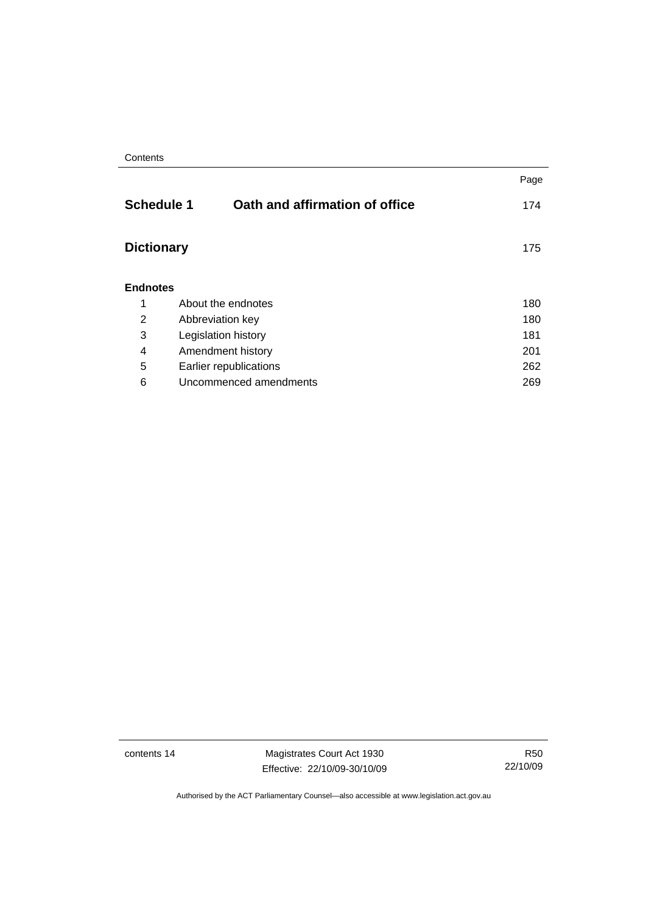| | | Page |
|---|---|---|
| **Schedule 1** | **Oath and affirmation of office** | 174 |
| **Dictionary** | | 175 |
| **Endnotes** | | |
| 1 | About the endnotes | 180 |
| 2 | Abbreviation key | 180 |
| 3 | Legislation history | 181 |
| 4 | Amendment history | 201 |
| 5 | Earlier republications | 262 |
| 6 | Uncommenced amendments | 269 |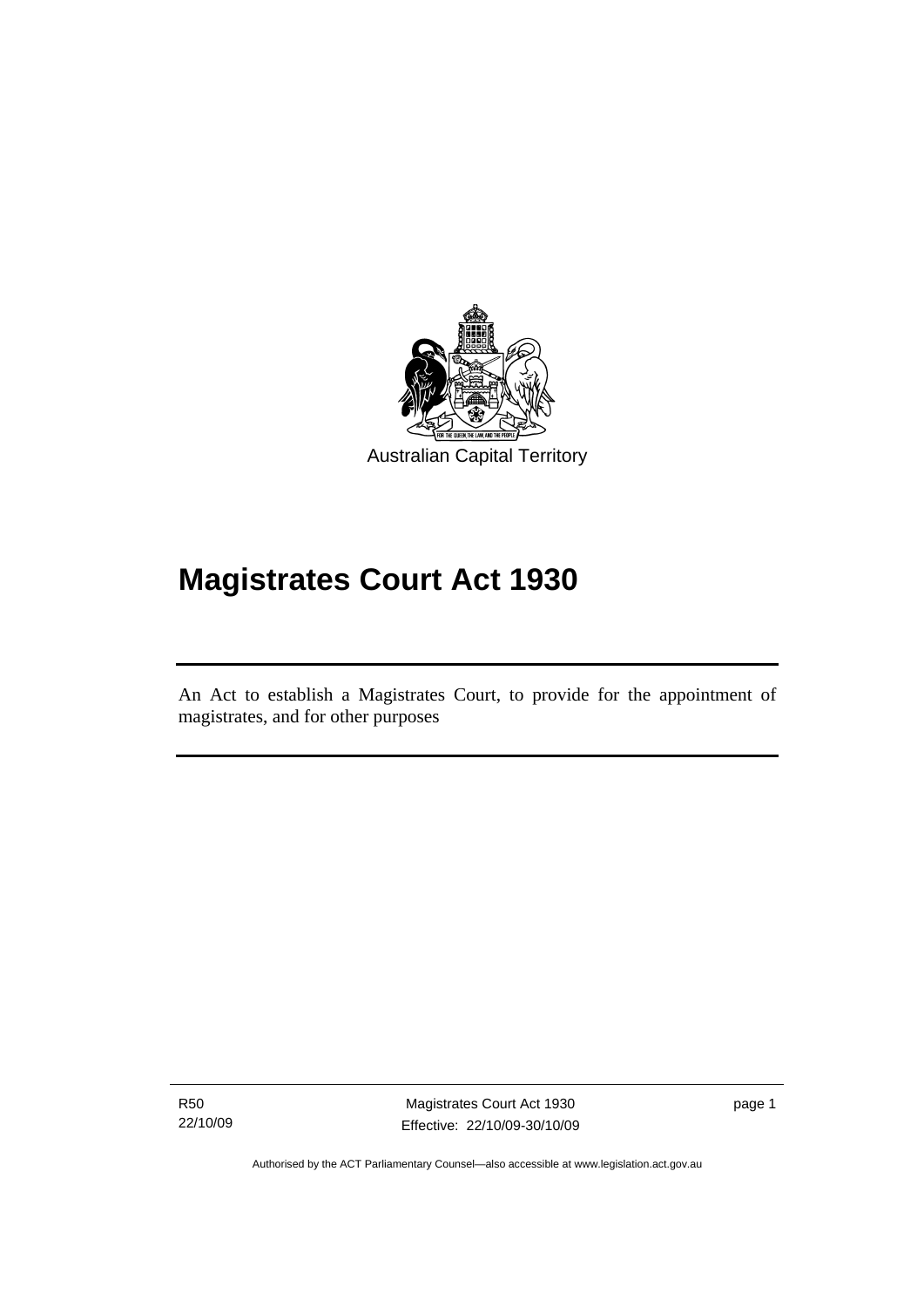Australian Capital Territory

# Magistrates Court Act 1930

An Act to establish a Magistrates Court, to provide for the appointment of magistrates, and for other purposes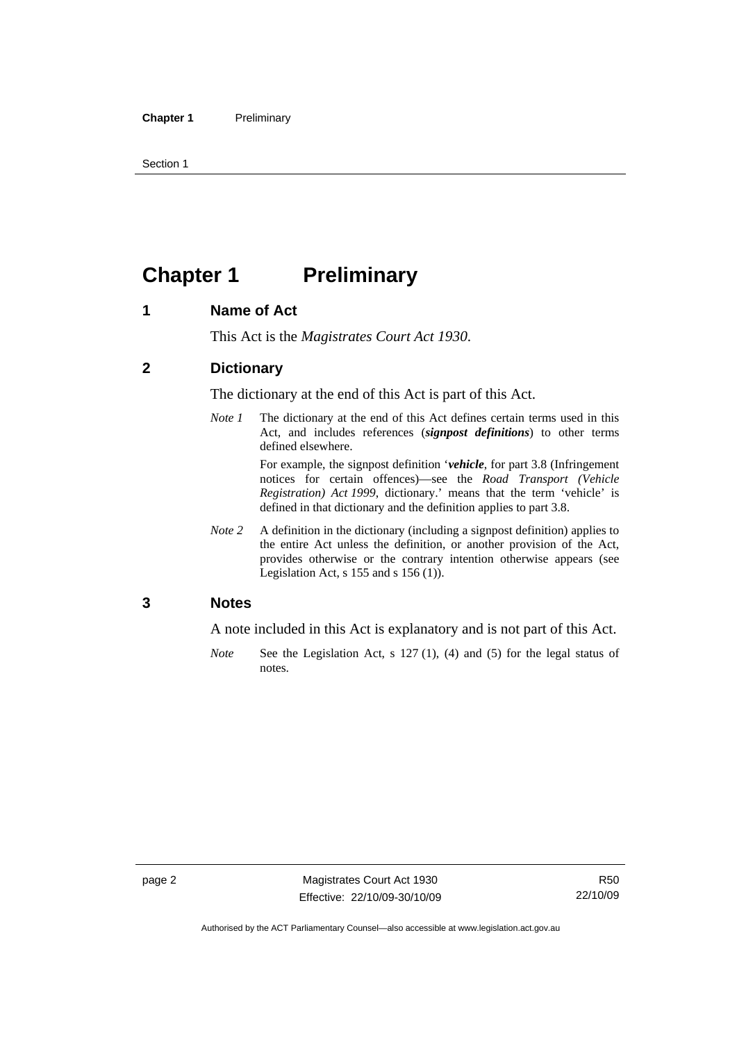# Chapter 1 Preliminary

## 1 Name of Act

This Act is the *Magistrates Court Act 1930*.

## 2 Dictionary

The dictionary at the end of this Act is part of this Act.

*Note 1* The dictionary at the end of this Act defines certain terms used in this Act, and includes references (***signpost definitions***) to other terms defined elsewhere.

For example, the signpost definition '***vehicle***, for part 3.8 (Infringement notices for certain offences)—see the *Road Transport (Vehicle Registration) Act 1999*, dictionary.' means that the term 'vehicle' is defined in that dictionary and the definition applies to part 3.8.

*Note 2* A definition in the dictionary (including a signpost definition) applies to the entire Act unless the definition, or another provision of the Act, provides otherwise or the contrary intention otherwise appears (see Legislation Act, s 155 and s 156 (1)).

## 3 Notes

A note included in this Act is explanatory and is not part of this Act.

*Note* See the Legislation Act, s 127 (1), (4) and (5) for the legal status of notes.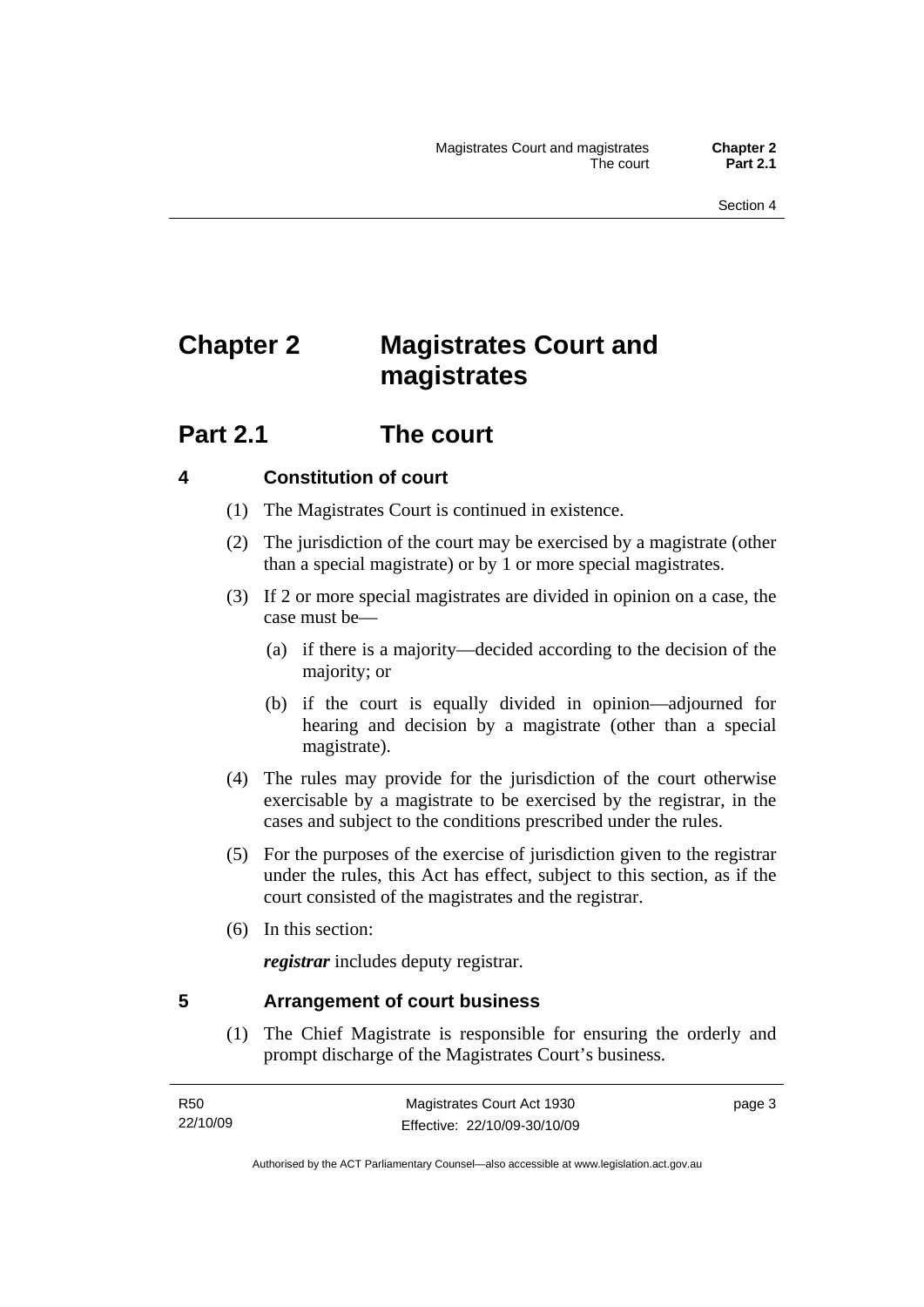# Chapter 2 Magistrates Court and magistrates

## Part 2.1 The court

### 4 Constitution of court

(1) The Magistrates Court is continued in existence.

(2) The jurisdiction of the court may be exercised by a magistrate (other than a special magistrate) or by 1 or more special magistrates.

(3) If 2 or more special magistrates are divided in opinion on a case, the case must be—

(a) if there is a majority—decided according to the decision of the majority; or

(b) if the court is equally divided in opinion—adjourned for hearing and decision by a magistrate (other than a special magistrate).

(4) The rules may provide for the jurisdiction of the court otherwise exercisable by a magistrate to be exercised by the registrar, in the cases and subject to the conditions prescribed under the rules.

(5) For the purposes of the exercise of jurisdiction given to the registrar under the rules, this Act has effect, subject to this section, as if the court consisted of the magistrates and the registrar.

(6) In this section:

***registrar*** includes deputy registrar.

### 5 Arrangement of court business

(1) The Chief Magistrate is responsible for ensuring the orderly and prompt discharge of the Magistrates Court's business.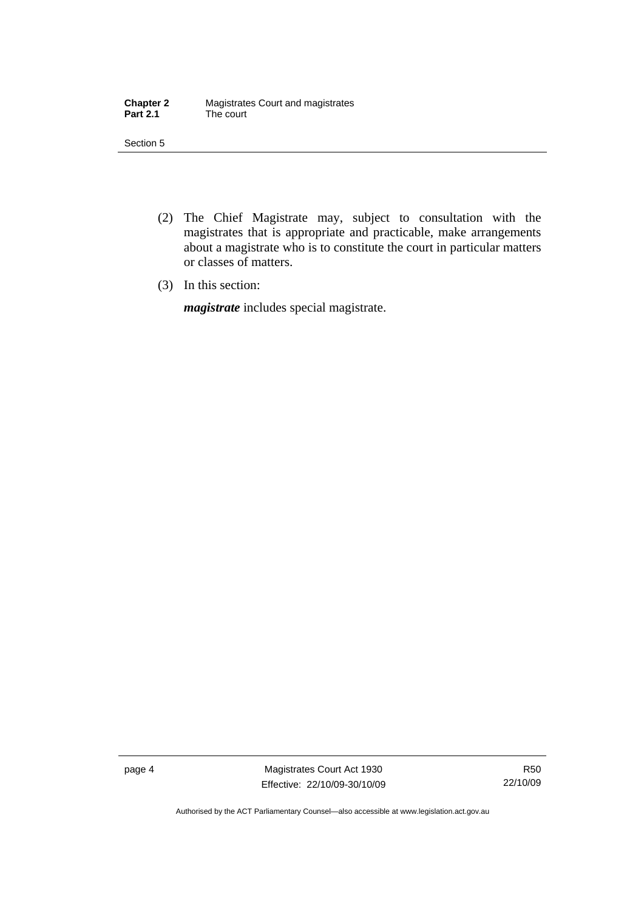(2) The Chief Magistrate may, subject to consultation with the magistrates that is appropriate and practicable, make arrangements about a magistrate who is to constitute the court in particular matters or classes of matters.

(3) In this section:

***magistrate*** includes special magistrate.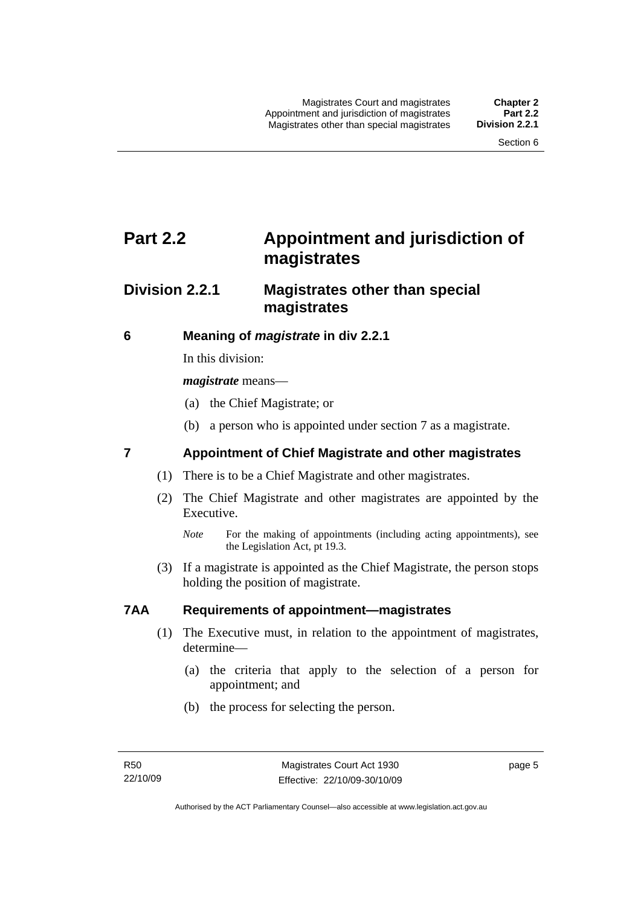# Part 2.2 Appointment and jurisdiction of magistrates

## Division 2.2.1 Magistrates other than special magistrates

### 6 Meaning of *magistrate* in div 2.2.1

In this division:

***magistrate*** means—

(a) the Chief Magistrate; or

(b) a person who is appointed under section 7 as a magistrate.

### 7 Appointment of Chief Magistrate and other magistrates

(1) There is to be a Chief Magistrate and other magistrates.

(2) The Chief Magistrate and other magistrates are appointed by the Executive.

*Note* For the making of appointments (including acting appointments), see the Legislation Act, pt 19.3.

(3) If a magistrate is appointed as the Chief Magistrate, the person stops holding the position of magistrate.

### 7AA Requirements of appointment—magistrates

(1) The Executive must, in relation to the appointment of magistrates, determine—

(a) the criteria that apply to the selection of a person for appointment; and

(b) the process for selecting the person.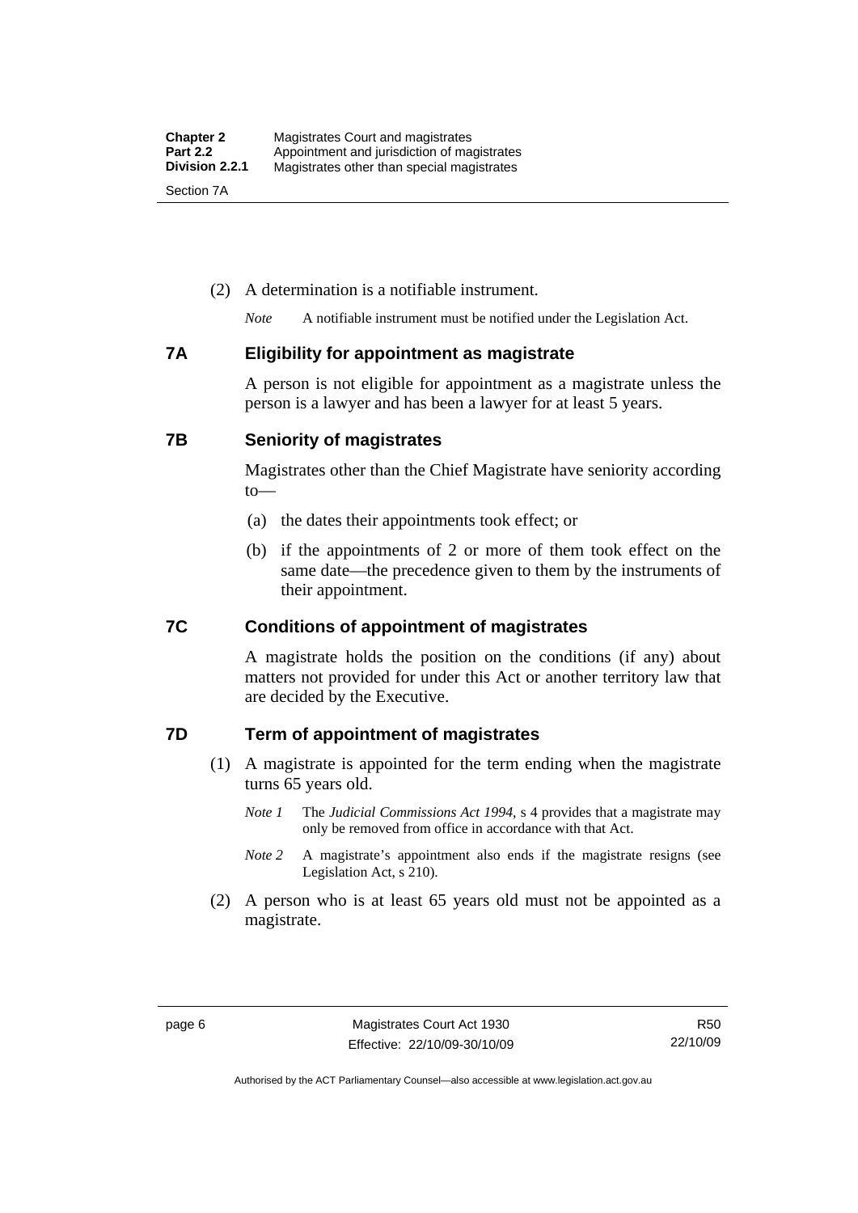(2) A determination is a notifiable instrument.

*Note* A notifiable instrument must be notified under the Legislation Act.

### 7A Eligibility for appointment as magistrate

A person is not eligible for appointment as a magistrate unless the person is a lawyer and has been a lawyer for at least 5 years.

### 7B Seniority of magistrates

Magistrates other than the Chief Magistrate have seniority according to—

(a) the dates their appointments took effect; or

(b) if the appointments of 2 or more of them took effect on the same date—the precedence given to them by the instruments of their appointment.

### 7C Conditions of appointment of magistrates

A magistrate holds the position on the conditions (if any) about matters not provided for under this Act or another territory law that are decided by the Executive.

### 7D Term of appointment of magistrates

(1) A magistrate is appointed for the term ending when the magistrate turns 65 years old.

*Note 1* The *Judicial Commissions Act 1994*, s 4 provides that a magistrate may only be removed from office in accordance with that Act.

*Note 2* A magistrate's appointment also ends if the magistrate resigns (see Legislation Act, s 210).

(2) A person who is at least 65 years old must not be appointed as a magistrate.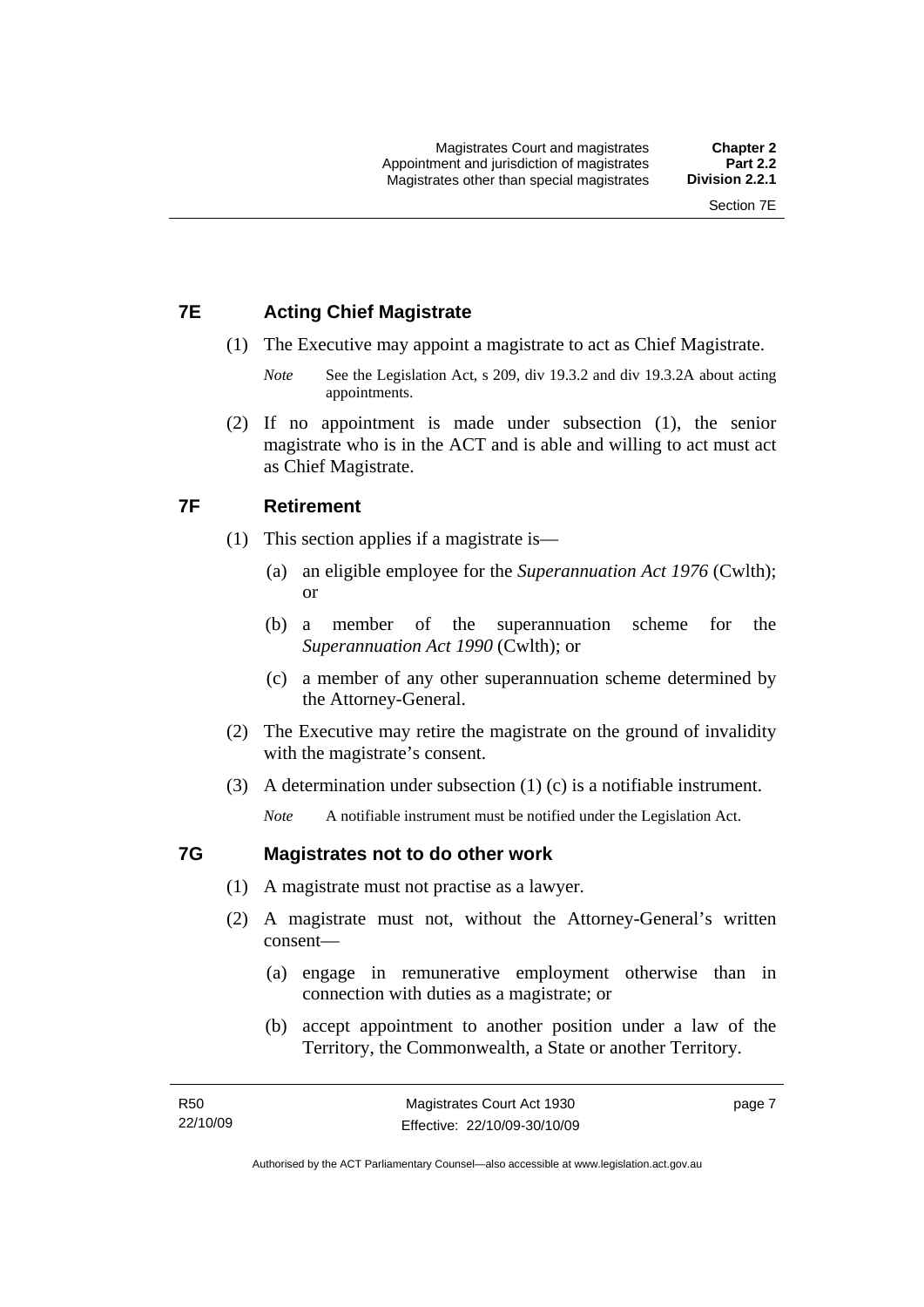## 7E Acting Chief Magistrate

(1) The Executive may appoint a magistrate to act as Chief Magistrate.

*Note* See the Legislation Act, s 209, div 19.3.2 and div 19.3.2A about acting appointments.

(2) If no appointment is made under subsection (1), the senior magistrate who is in the ACT and is able and willing to act must act as Chief Magistrate.

## 7F Retirement

(1) This section applies if a magistrate is—

(a) an eligible employee for the *Superannuation Act 1976* (Cwlth); or

(b) a member of the superannuation scheme for the *Superannuation Act 1990* (Cwlth); or

(c) a member of any other superannuation scheme determined by the Attorney-General.

(2) The Executive may retire the magistrate on the ground of invalidity with the magistrate's consent.

(3) A determination under subsection (1) (c) is a notifiable instrument.

*Note* A notifiable instrument must be notified under the Legislation Act.

## 7G Magistrates not to do other work

(1) A magistrate must not practise as a lawyer.

(2) A magistrate must not, without the Attorney-General's written consent—

(a) engage in remunerative employment otherwise than in connection with duties as a magistrate; or

(b) accept appointment to another position under a law of the Territory, the Commonwealth, a State or another Territory.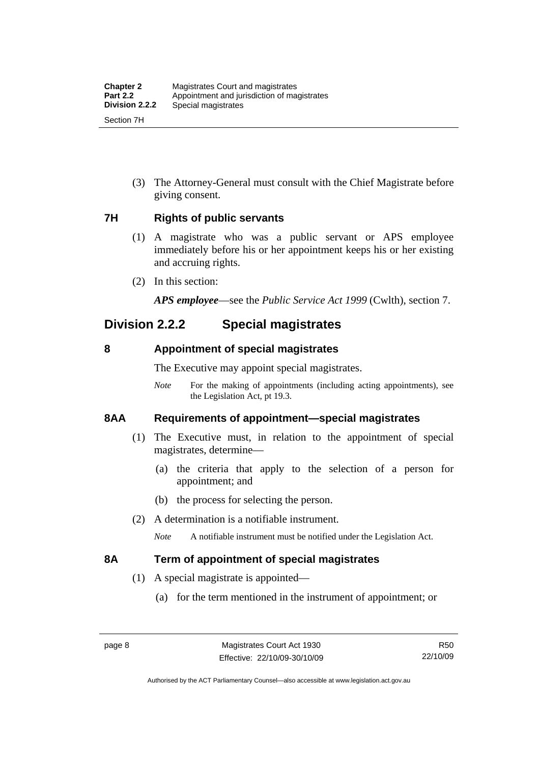(3) The Attorney-General must consult with the Chief Magistrate before giving consent.

### 7H Rights of public servants

(1) A magistrate who was a public servant or APS employee immediately before his or her appointment keeps his or her existing and accruing rights.

(2) In this section:

***APS employee***—see the *Public Service Act 1999* (Cwlth), section 7.

## Division 2.2.2 Special magistrates

### 8 Appointment of special magistrates

The Executive may appoint special magistrates.

*Note* For the making of appointments (including acting appointments), see the Legislation Act, pt 19.3.

### 8AA Requirements of appointment—special magistrates

(1) The Executive must, in relation to the appointment of special magistrates, determine—

(a) the criteria that apply to the selection of a person for appointment; and

(b) the process for selecting the person.

(2) A determination is a notifiable instrument.

*Note* A notifiable instrument must be notified under the Legislation Act.

### 8A Term of appointment of special magistrates

(1) A special magistrate is appointed—

(a) for the term mentioned in the instrument of appointment; or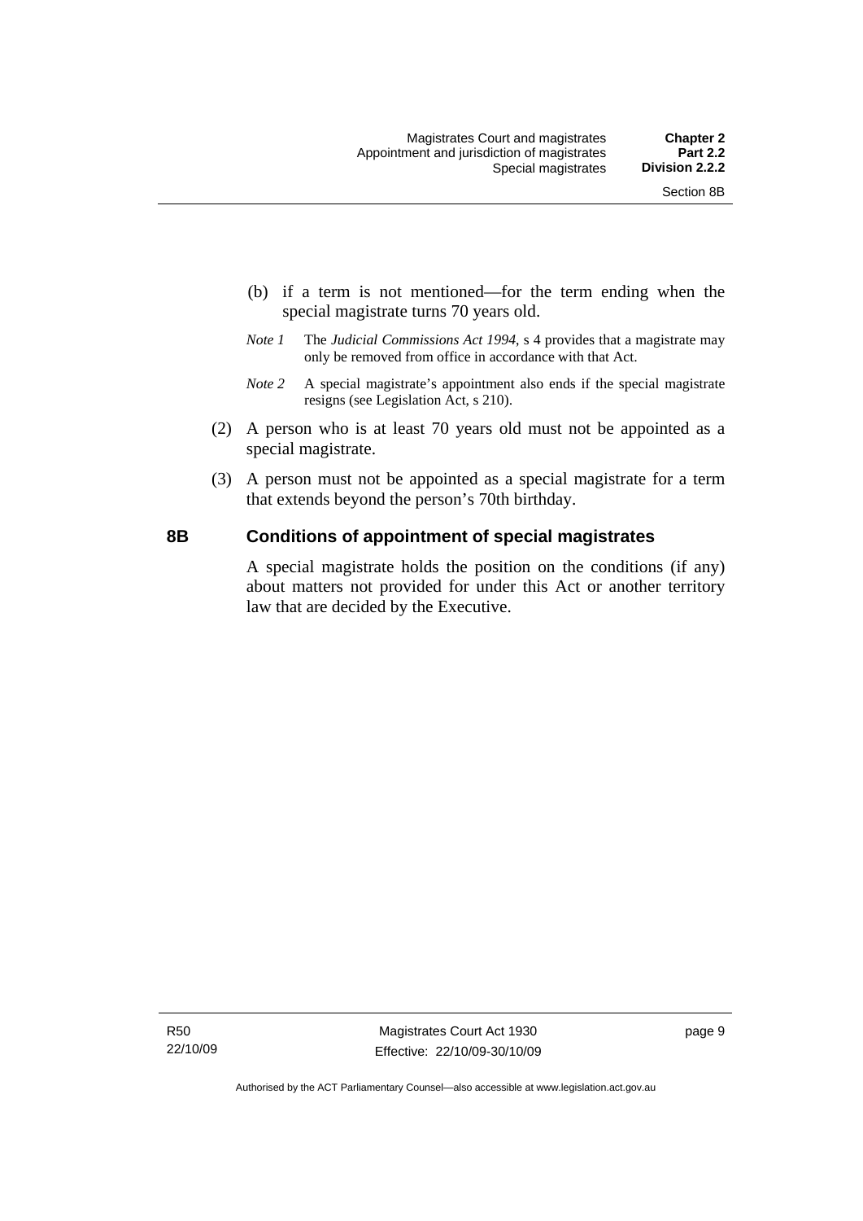(b) if a term is not mentioned—for the term ending when the special magistrate turns 70 years old.

*Note 1* The *Judicial Commissions Act 1994*, s 4 provides that a magistrate may only be removed from office in accordance with that Act.

*Note 2* A special magistrate's appointment also ends if the special magistrate resigns (see Legislation Act, s 210).

(2) A person who is at least 70 years old must not be appointed as a special magistrate.

(3) A person must not be appointed as a special magistrate for a term that extends beyond the person's 70th birthday.

## 8B Conditions of appointment of special magistrates

A special magistrate holds the position on the conditions (if any) about matters not provided for under this Act or another territory law that are decided by the Executive.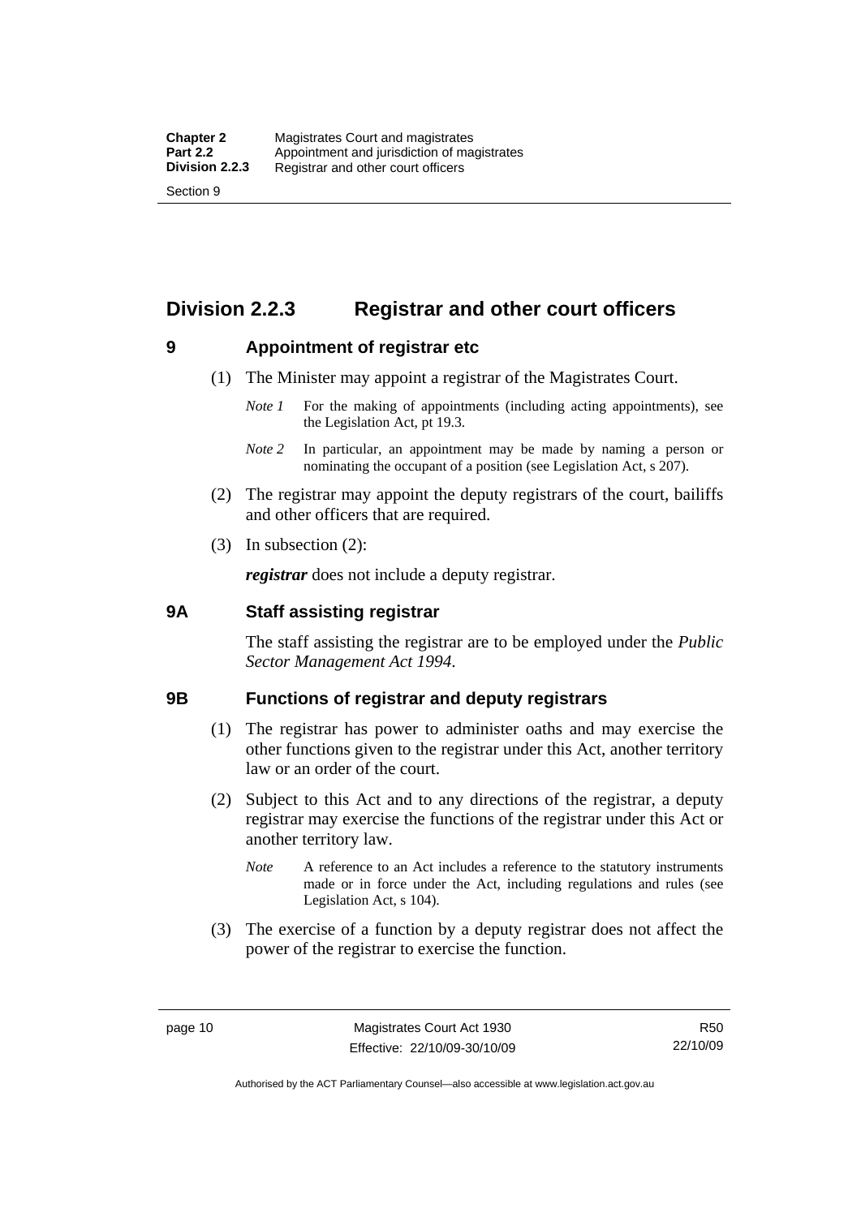## Division 2.2.3 Registrar and other court officers

### 9 Appointment of registrar etc

(1) The Minister may appoint a registrar of the Magistrates Court.

*Note 1* For the making of appointments (including acting appointments), see the Legislation Act, pt 19.3.

*Note 2* In particular, an appointment may be made by naming a person or nominating the occupant of a position (see Legislation Act, s 207).

(2) The registrar may appoint the deputy registrars of the court, bailiffs and other officers that are required.

(3) In subsection (2):

***registrar*** does not include a deputy registrar.

### 9A Staff assisting registrar

The staff assisting the registrar are to be employed under the *Public Sector Management Act 1994*.

### 9B Functions of registrar and deputy registrars

(1) The registrar has power to administer oaths and may exercise the other functions given to the registrar under this Act, another territory law or an order of the court.

(2) Subject to this Act and to any directions of the registrar, a deputy registrar may exercise the functions of the registrar under this Act or another territory law.

*Note* A reference to an Act includes a reference to the statutory instruments made or in force under the Act, including regulations and rules (see Legislation Act, s 104).

(3) The exercise of a function by a deputy registrar does not affect the power of the registrar to exercise the function.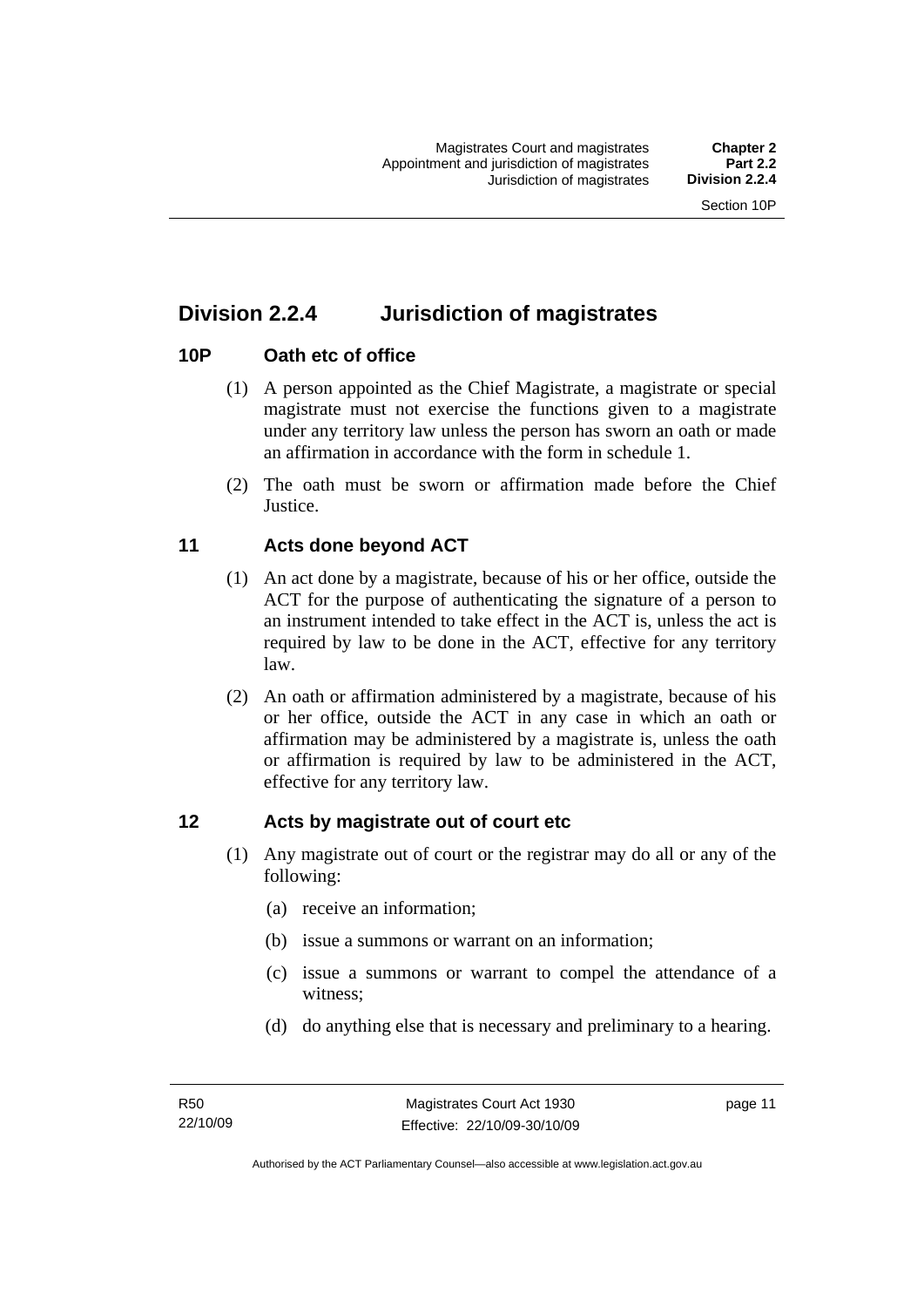## Division 2.2.4 Jurisdiction of magistrates

### 10P Oath etc of office

(1) A person appointed as the Chief Magistrate, a magistrate or special magistrate must not exercise the functions given to a magistrate under any territory law unless the person has sworn an oath or made an affirmation in accordance with the form in schedule 1.

(2) The oath must be sworn or affirmation made before the Chief Justice.

### 11 Acts done beyond ACT

(1) An act done by a magistrate, because of his or her office, outside the ACT for the purpose of authenticating the signature of a person to an instrument intended to take effect in the ACT is, unless the act is required by law to be done in the ACT, effective for any territory law.

(2) An oath or affirmation administered by a magistrate, because of his or her office, outside the ACT in any case in which an oath or affirmation may be administered by a magistrate is, unless the oath or affirmation is required by law to be administered in the ACT, effective for any territory law.

### 12 Acts by magistrate out of court etc

(1) Any magistrate out of court or the registrar may do all or any of the following:

(a) receive an information;

(b) issue a summons or warrant on an information;

(c) issue a summons or warrant to compel the attendance of a witness;

(d) do anything else that is necessary and preliminary to a hearing.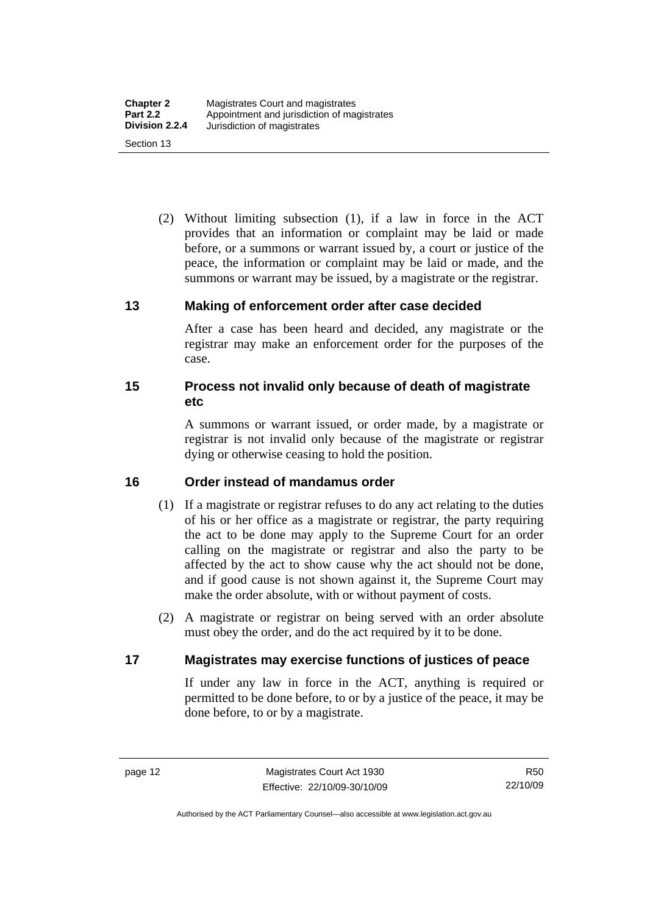(2) Without limiting subsection (1), if a law in force in the ACT provides that an information or complaint may be laid or made before, or a summons or warrant issued by, a court or justice of the peace, the information or complaint may be laid or made, and the summons or warrant may be issued, by a magistrate or the registrar.

## 13 Making of enforcement order after case decided

After a case has been heard and decided, any magistrate or the registrar may make an enforcement order for the purposes of the case.

## 15 Process not invalid only because of death of magistrate etc

A summons or warrant issued, or order made, by a magistrate or registrar is not invalid only because of the magistrate or registrar dying or otherwise ceasing to hold the position.

## 16 Order instead of mandamus order

(1) If a magistrate or registrar refuses to do any act relating to the duties of his or her office as a magistrate or registrar, the party requiring the act to be done may apply to the Supreme Court for an order calling on the magistrate or registrar and also the party to be affected by the act to show cause why the act should not be done, and if good cause is not shown against it, the Supreme Court may make the order absolute, with or without payment of costs.

(2) A magistrate or registrar on being served with an order absolute must obey the order, and do the act required by it to be done.

## 17 Magistrates may exercise functions of justices of peace

If under any law in force in the ACT, anything is required or permitted to be done before, to or by a justice of the peace, it may be done before, to or by a magistrate.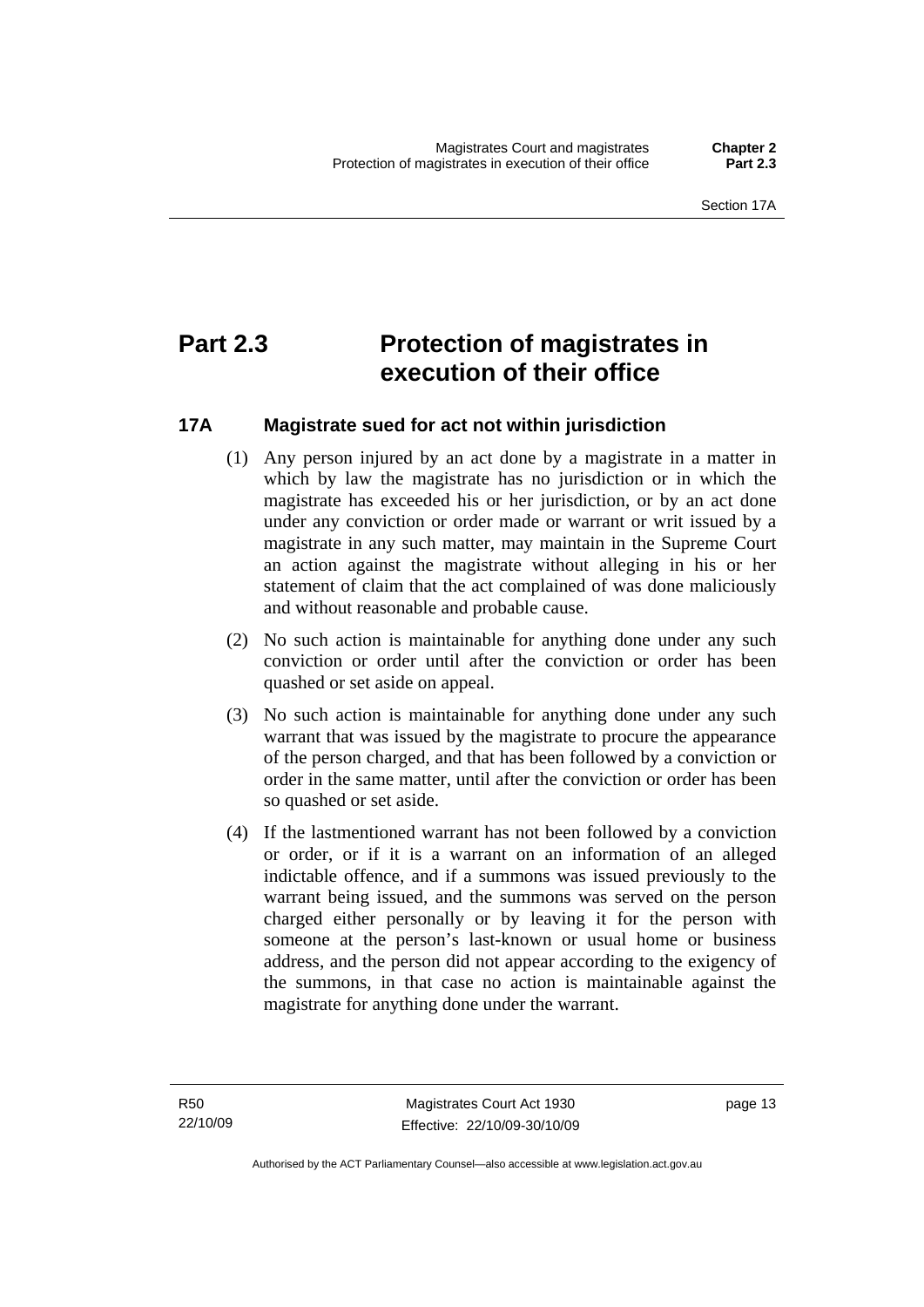# Part 2.3 Protection of magistrates in execution of their office

## 17A Magistrate sued for act not within jurisdiction

(1) Any person injured by an act done by a magistrate in a matter in which by law the magistrate has no jurisdiction or in which the magistrate has exceeded his or her jurisdiction, or by an act done under any conviction or order made or warrant or writ issued by a magistrate in any such matter, may maintain in the Supreme Court an action against the magistrate without alleging in his or her statement of claim that the act complained of was done maliciously and without reasonable and probable cause.

(2) No such action is maintainable for anything done under any such conviction or order until after the conviction or order has been quashed or set aside on appeal.

(3) No such action is maintainable for anything done under any such warrant that was issued by the magistrate to procure the appearance of the person charged, and that has been followed by a conviction or order in the same matter, until after the conviction or order has been so quashed or set aside.

(4) If the lastmentioned warrant has not been followed by a conviction or order, or if it is a warrant on an information of an alleged indictable offence, and if a summons was issued previously to the warrant being issued, and the summons was served on the person charged either personally or by leaving it for the person with someone at the person's last-known or usual home or business address, and the person did not appear according to the exigency of the summons, in that case no action is maintainable against the magistrate for anything done under the warrant.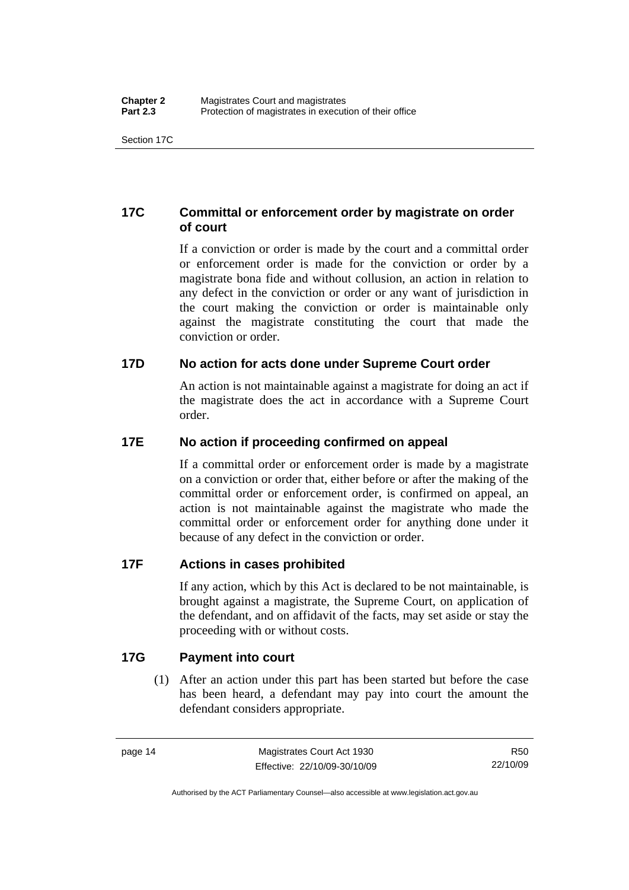## 17C Committal or enforcement order by magistrate on order of court

If a conviction or order is made by the court and a committal order or enforcement order is made for the conviction or order by a magistrate bona fide and without collusion, an action in relation to any defect in the conviction or order or any want of jurisdiction in the court making the conviction or order is maintainable only against the magistrate constituting the court that made the conviction or order.

## 17D No action for acts done under Supreme Court order

An action is not maintainable against a magistrate for doing an act if the magistrate does the act in accordance with a Supreme Court order.

## 17E No action if proceeding confirmed on appeal

If a committal order or enforcement order is made by a magistrate on a conviction or order that, either before or after the making of the committal order or enforcement order, is confirmed on appeal, an action is not maintainable against the magistrate who made the committal order or enforcement order for anything done under it because of any defect in the conviction or order.

## 17F Actions in cases prohibited

If any action, which by this Act is declared to be not maintainable, is brought against a magistrate, the Supreme Court, on application of the defendant, and on affidavit of the facts, may set aside or stay the proceeding with or without costs.

## 17G Payment into court

(1) After an action under this part has been started but before the case has been heard, a defendant may pay into court the amount the defendant considers appropriate.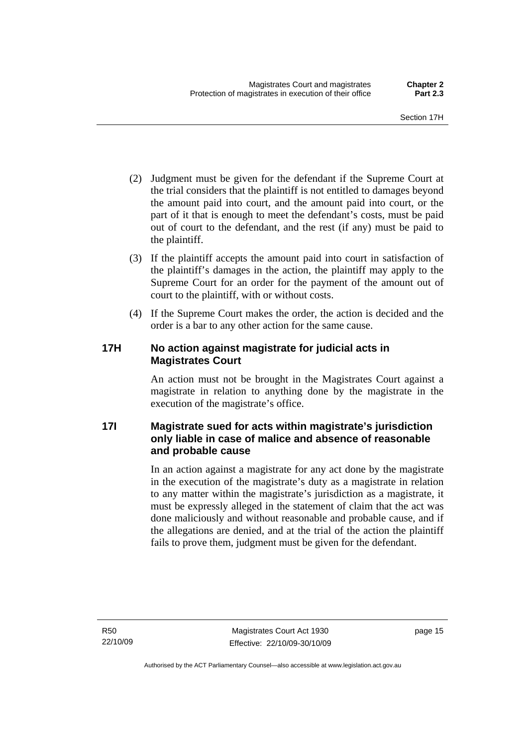(2) Judgment must be given for the defendant if the Supreme Court at the trial considers that the plaintiff is not entitled to damages beyond the amount paid into court, and the amount paid into court, or the part of it that is enough to meet the defendant's costs, must be paid out of court to the defendant, and the rest (if any) must be paid to the plaintiff.

(3) If the plaintiff accepts the amount paid into court in satisfaction of the plaintiff's damages in the action, the plaintiff may apply to the Supreme Court for an order for the payment of the amount out of court to the plaintiff, with or without costs.

(4) If the Supreme Court makes the order, the action is decided and the order is a bar to any other action for the same cause.

### 17H No action against magistrate for judicial acts in Magistrates Court

An action must not be brought in the Magistrates Court against a magistrate in relation to anything done by the magistrate in the execution of the magistrate's office.

### 17I Magistrate sued for acts within magistrate's jurisdiction only liable in case of malice and absence of reasonable and probable cause

In an action against a magistrate for any act done by the magistrate in the execution of the magistrate's duty as a magistrate in relation to any matter within the magistrate's jurisdiction as a magistrate, it must be expressly alleged in the statement of claim that the act was done maliciously and without reasonable and probable cause, and if the allegations are denied, and at the trial of the action the plaintiff fails to prove them, judgment must be given for the defendant.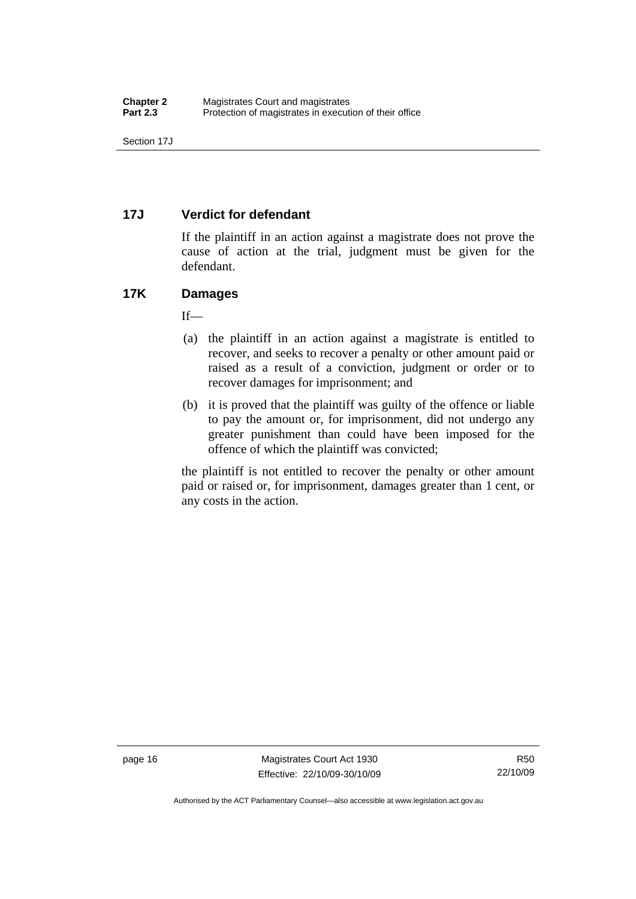### 17J Verdict for defendant

If the plaintiff in an action against a magistrate does not prove the cause of action at the trial, judgment must be given for the defendant.

### 17K Damages

If—

(a) the plaintiff in an action against a magistrate is entitled to recover, and seeks to recover a penalty or other amount paid or raised as a result of a conviction, judgment or order or to recover damages for imprisonment; and

(b) it is proved that the plaintiff was guilty of the offence or liable to pay the amount or, for imprisonment, did not undergo any greater punishment than could have been imposed for the offence of which the plaintiff was convicted;

the plaintiff is not entitled to recover the penalty or other amount paid or raised or, for imprisonment, damages greater than 1 cent, or any costs in the action.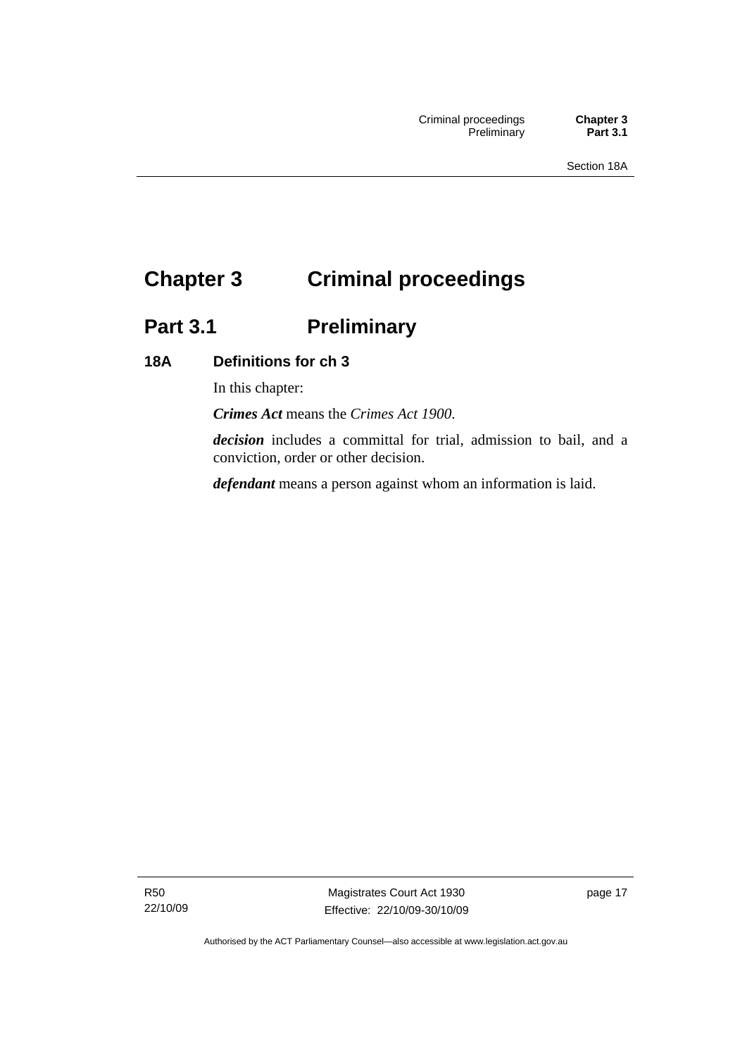# Chapter 3 Criminal proceedings

## Part 3.1 Preliminary

### 18A Definitions for ch 3

In this chapter:

***Crimes Act*** means the *Crimes Act 1900*.

***decision*** includes a committal for trial, admission to bail, and a conviction, order or other decision.

***defendant*** means a person against whom an information is laid.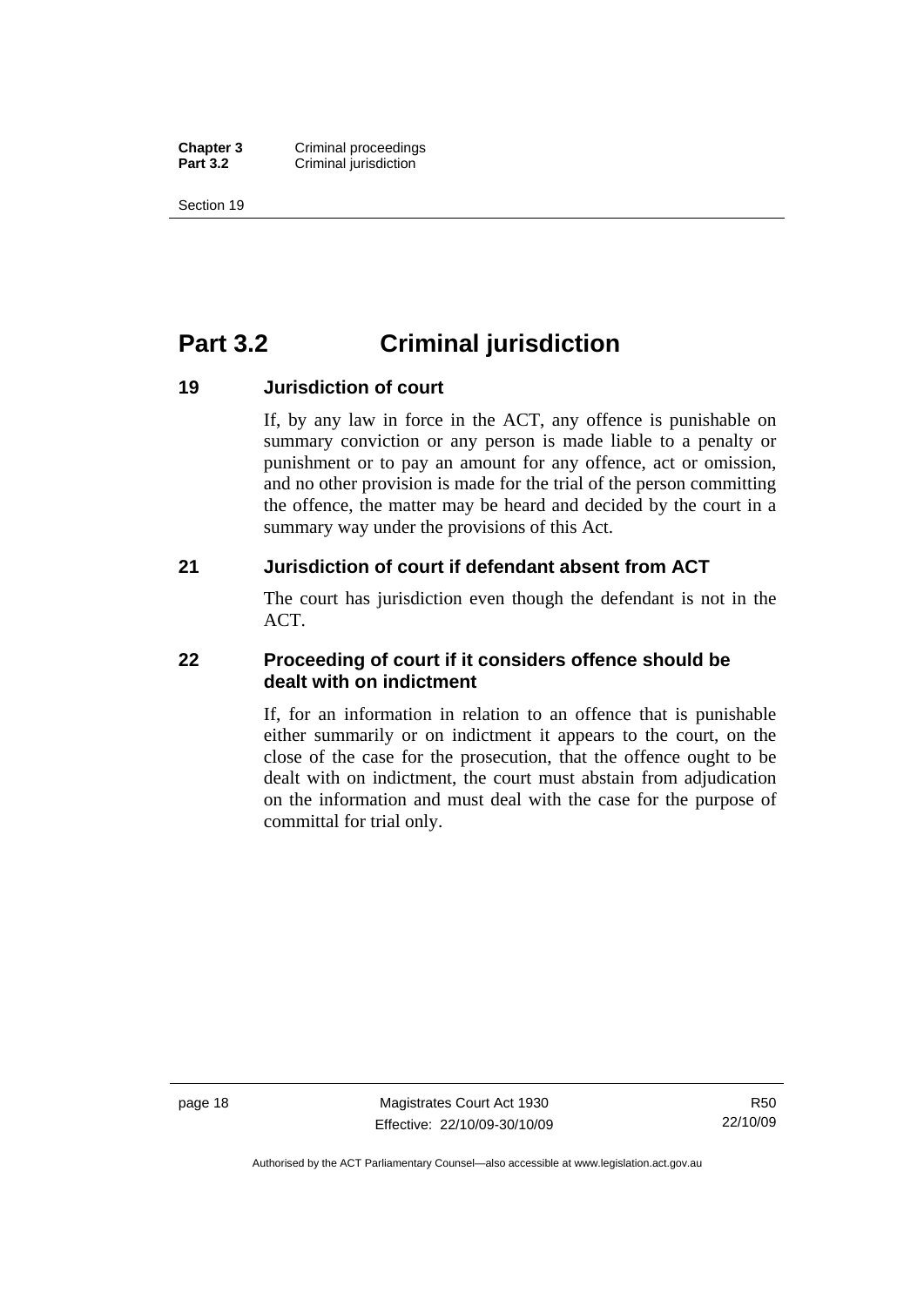# Part 3.2 Criminal jurisdiction

### 19 Jurisdiction of court

If, by any law in force in the ACT, any offence is punishable on summary conviction or any person is made liable to a penalty or punishment or to pay an amount for any offence, act or omission, and no other provision is made for the trial of the person committing the offence, the matter may be heard and decided by the court in a summary way under the provisions of this Act.

### 21 Jurisdiction of court if defendant absent from ACT

The court has jurisdiction even though the defendant is not in the ACT.

### 22 Proceeding of court if it considers offence should be dealt with on indictment

If, for an information in relation to an offence that is punishable either summarily or on indictment it appears to the court, on the close of the case for the prosecution, that the offence ought to be dealt with on indictment, the court must abstain from adjudication on the information and must deal with the case for the purpose of committal for trial only.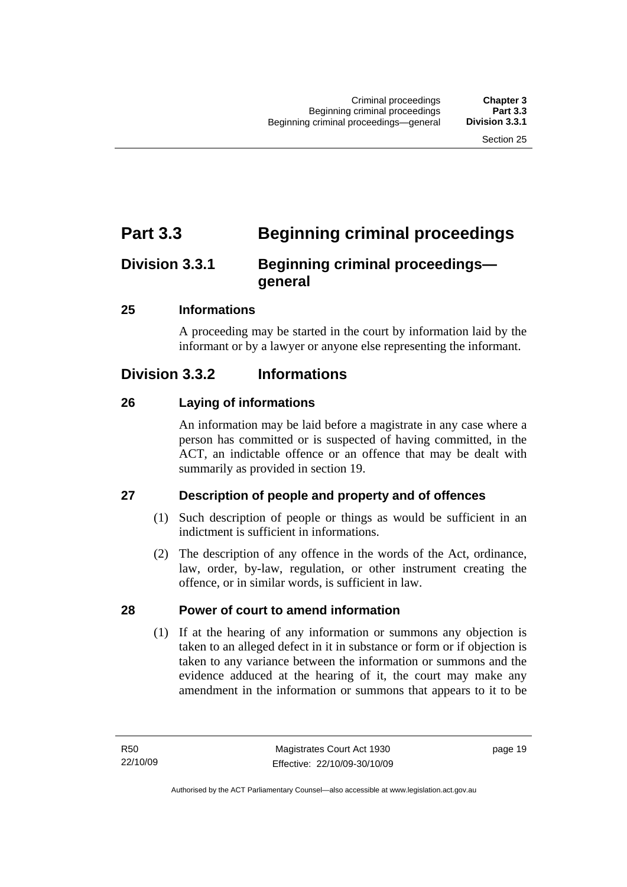# Part 3.3 Beginning criminal proceedings

## Division 3.3.1 Beginning criminal proceedings—general

### 25 Informations

A proceeding may be started in the court by information laid by the informant or by a lawyer or anyone else representing the informant.

## Division 3.3.2 Informations

### 26 Laying of informations

An information may be laid before a magistrate in any case where a person has committed or is suspected of having committed, in the ACT, an indictable offence or an offence that may be dealt with summarily as provided in section 19.

### 27 Description of people and property and of offences

(1) Such description of people or things as would be sufficient in an indictment is sufficient in informations.

(2) The description of any offence in the words of the Act, ordinance, law, order, by-law, regulation, or other instrument creating the offence, or in similar words, is sufficient in law.

### 28 Power of court to amend information

(1) If at the hearing of any information or summons any objection is taken to an alleged defect in it in substance or form or if objection is taken to any variance between the information or summons and the evidence adduced at the hearing of it, the court may make any amendment in the information or summons that appears to it to be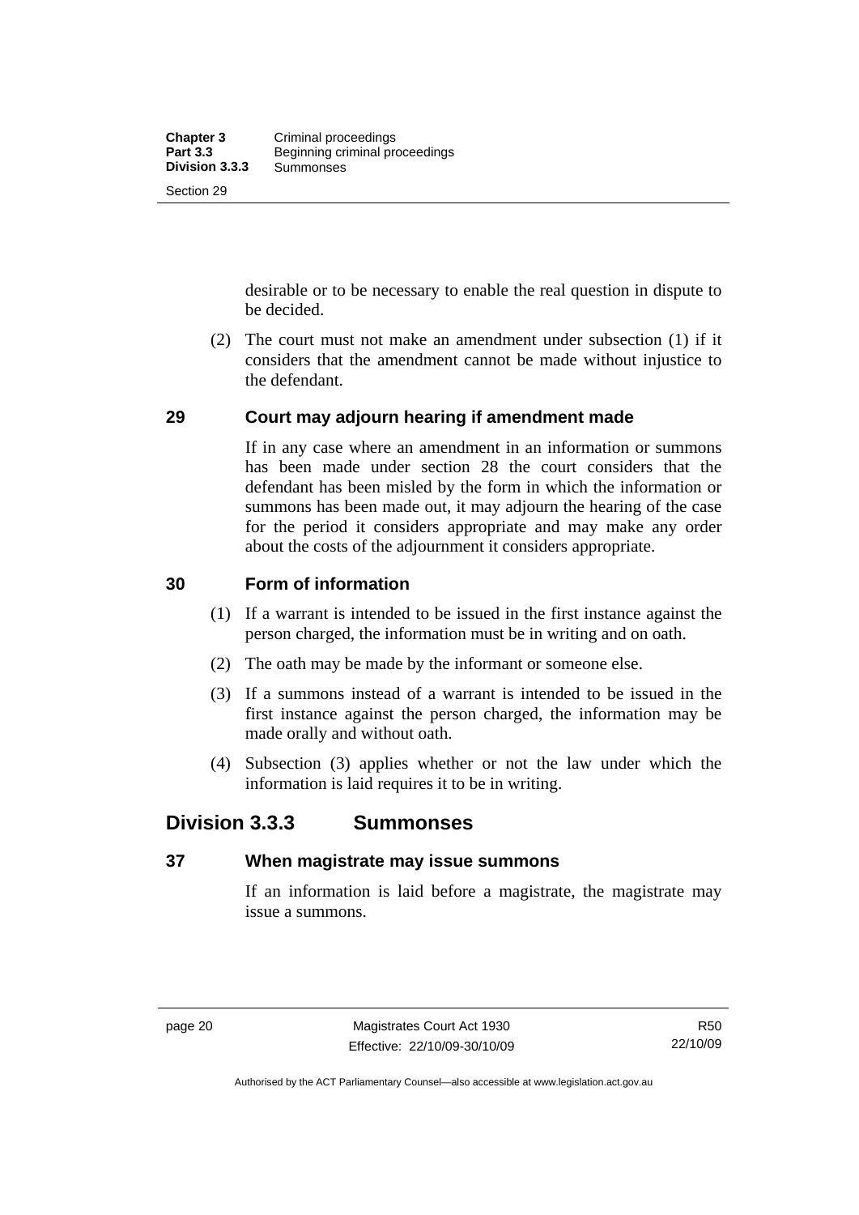desirable or to be necessary to enable the real question in dispute to be decided.

(2) The court must not make an amendment under subsection (1) if it considers that the amendment cannot be made without injustice to the defendant.

### 29 Court may adjourn hearing if amendment made

If in any case where an amendment in an information or summons has been made under section 28 the court considers that the defendant has been misled by the form in which the information or summons has been made out, it may adjourn the hearing of the case for the period it considers appropriate and may make any order about the costs of the adjournment it considers appropriate.

### 30 Form of information

(1) If a warrant is intended to be issued in the first instance against the person charged, the information must be in writing and on oath.

(2) The oath may be made by the informant or someone else.

(3) If a summons instead of a warrant is intended to be issued in the first instance against the person charged, the information may be made orally and without oath.

(4) Subsection (3) applies whether or not the law under which the information is laid requires it to be in writing.

## Division 3.3.3 Summonses

### 37 When magistrate may issue summons

If an information is laid before a magistrate, the magistrate may issue a summons.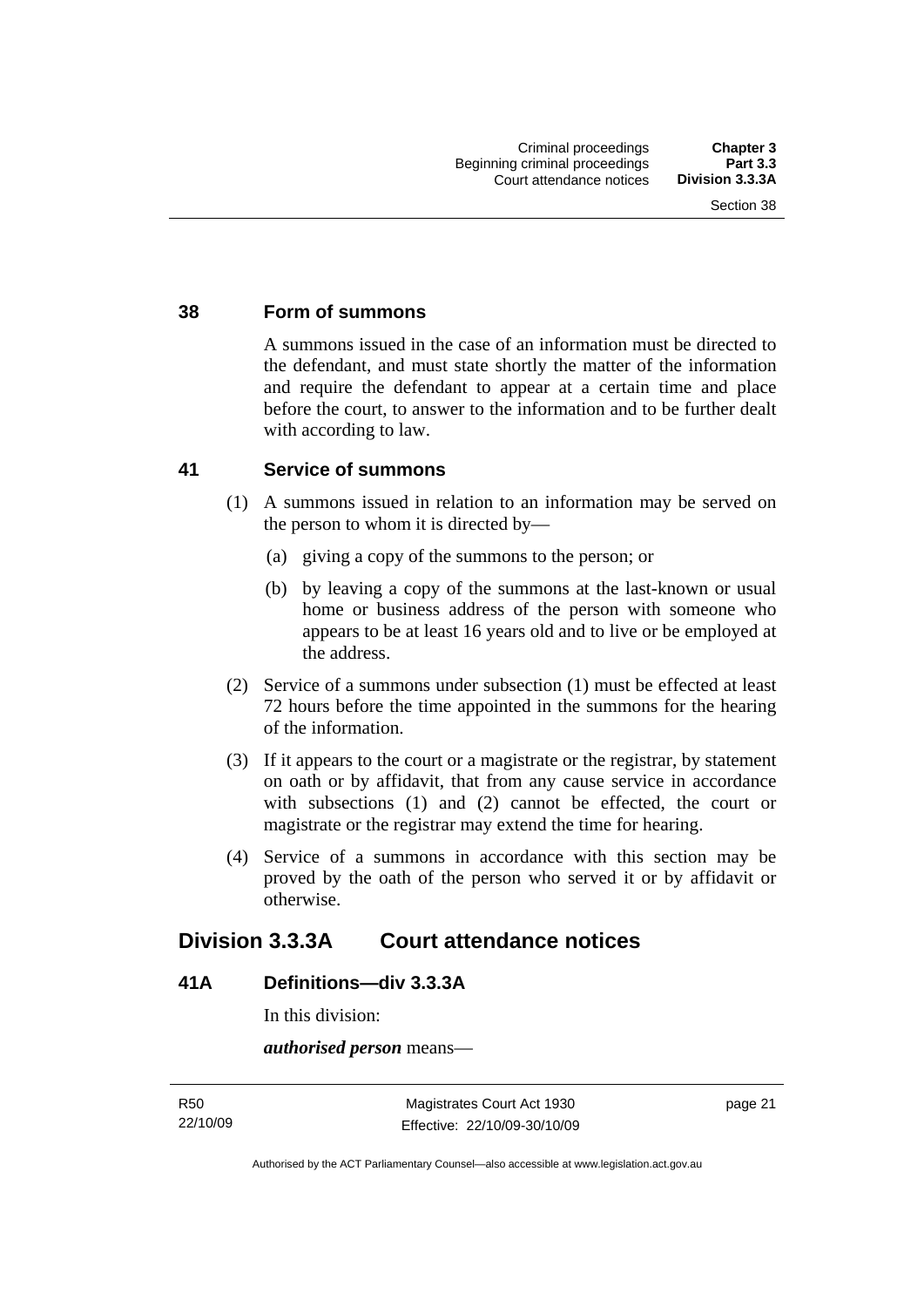## 38 Form of summons

A summons issued in the case of an information must be directed to the defendant, and must state shortly the matter of the information and require the defendant to appear at a certain time and place before the court, to answer to the information and to be further dealt with according to law.

## 41 Service of summons

(1) A summons issued in relation to an information may be served on the person to whom it is directed by—

(a) giving a copy of the summons to the person; or

(b) by leaving a copy of the summons at the last-known or usual home or business address of the person with someone who appears to be at least 16 years old and to live or be employed at the address.

(2) Service of a summons under subsection (1) must be effected at least 72 hours before the time appointed in the summons for the hearing of the information.

(3) If it appears to the court or a magistrate or the registrar, by statement on oath or by affidavit, that from any cause service in accordance with subsections (1) and (2) cannot be effected, the court or magistrate or the registrar may extend the time for hearing.

(4) Service of a summons in accordance with this section may be proved by the oath of the person who served it or by affidavit or otherwise.

# Division 3.3.3A Court attendance notices

## 41A Definitions—div 3.3.3A

In this division:

***authorised person*** means—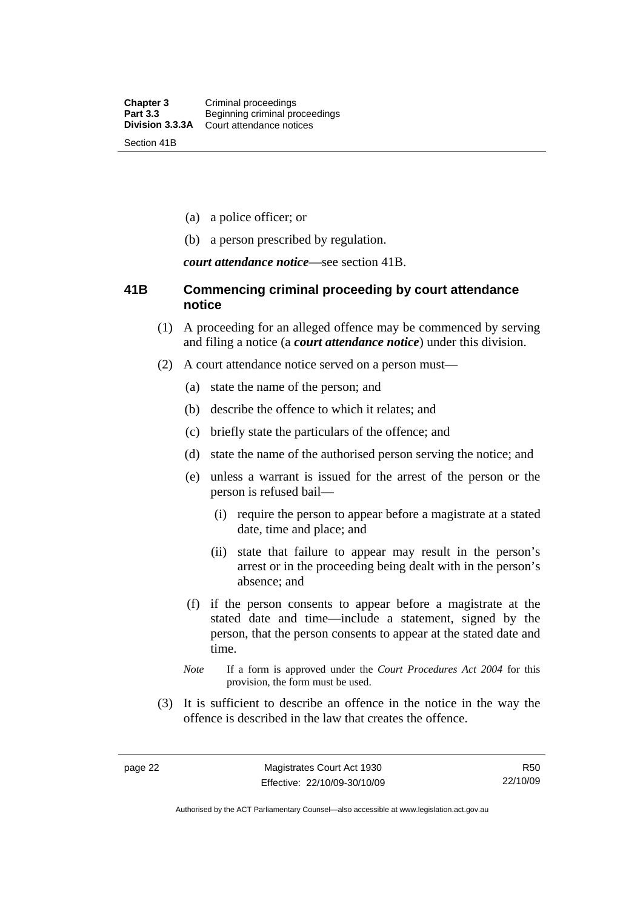(a) a police officer; or

(b) a person prescribed by regulation.

***court attendance notice***—see section 41B.

## 41B Commencing criminal proceeding by court attendance notice

(1) A proceeding for an alleged offence may be commenced by serving and filing a notice (a ***court attendance notice***) under this division.

(2) A court attendance notice served on a person must—

(a) state the name of the person; and

(b) describe the offence to which it relates; and

(c) briefly state the particulars of the offence; and

(d) state the name of the authorised person serving the notice; and

(e) unless a warrant is issued for the arrest of the person or the person is refused bail—

(i) require the person to appear before a magistrate at a stated date, time and place; and

(ii) state that failure to appear may result in the person's arrest or in the proceeding being dealt with in the person's absence; and

(f) if the person consents to appear before a magistrate at the stated date and time—include a statement, signed by the person, that the person consents to appear at the stated date and time.

*Note* If a form is approved under the *Court Procedures Act 2004* for this provision, the form must be used.

(3) It is sufficient to describe an offence in the notice in the way the offence is described in the law that creates the offence.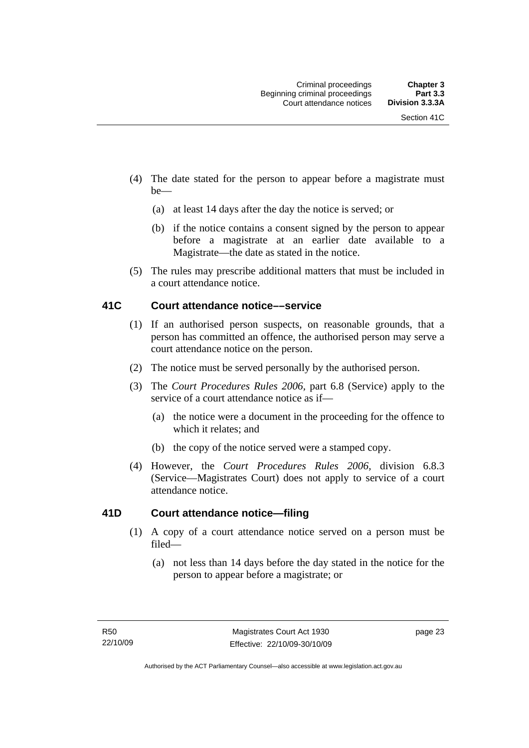(4) The date stated for the person to appear before a magistrate must be—

(a) at least 14 days after the day the notice is served; or

(b) if the notice contains a consent signed by the person to appear before a magistrate at an earlier date available to a Magistrate—the date as stated in the notice.

(5) The rules may prescribe additional matters that must be included in a court attendance notice.

### 41C Court attendance notice––service

(1) If an authorised person suspects, on reasonable grounds, that a person has committed an offence, the authorised person may serve a court attendance notice on the person.

(2) The notice must be served personally by the authorised person.

(3) The *Court Procedures Rules 2006*, part 6.8 (Service) apply to the service of a court attendance notice as if—

(a) the notice were a document in the proceeding for the offence to which it relates; and

(b) the copy of the notice served were a stamped copy.

(4) However, the *Court Procedures Rules 2006*, division 6.8.3 (Service—Magistrates Court) does not apply to service of a court attendance notice.

### 41D Court attendance notice—filing

(1) A copy of a court attendance notice served on a person must be filed—

(a) not less than 14 days before the day stated in the notice for the person to appear before a magistrate; or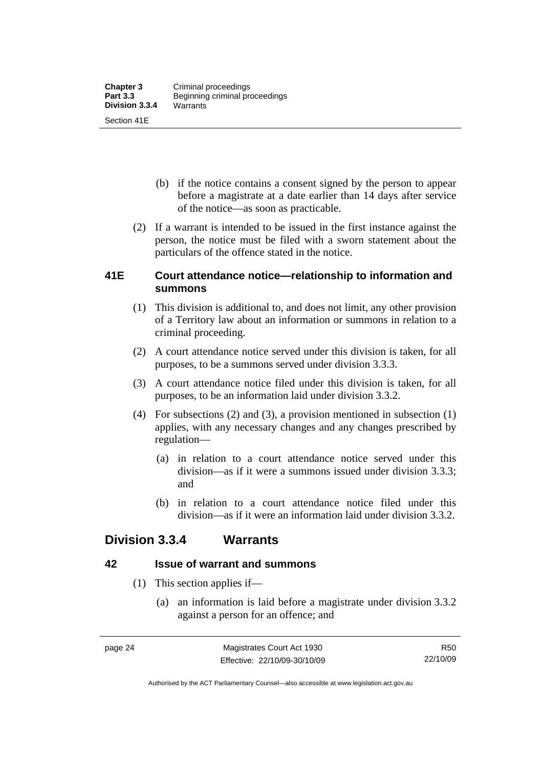(b) if the notice contains a consent signed by the person to appear before a magistrate at a date earlier than 14 days after service of the notice—as soon as practicable.

(2) If a warrant is intended to be issued in the first instance against the person, the notice must be filed with a sworn statement about the particulars of the offence stated in the notice.

### 41E Court attendance notice—relationship to information and summons

(1) This division is additional to, and does not limit, any other provision of a Territory law about an information or summons in relation to a criminal proceeding.

(2) A court attendance notice served under this division is taken, for all purposes, to be a summons served under division 3.3.3.

(3) A court attendance notice filed under this division is taken, for all purposes, to be an information laid under division 3.3.2.

(4) For subsections (2) and (3), a provision mentioned in subsection (1) applies, with any necessary changes and any changes prescribed by regulation—

(a) in relation to a court attendance notice served under this division—as if it were a summons issued under division 3.3.3; and

(b) in relation to a court attendance notice filed under this division—as if it were an information laid under division 3.3.2.

## Division 3.3.4 Warrants

### 42 Issue of warrant and summons

(1) This section applies if—

(a) an information is laid before a magistrate under division 3.3.2 against a person for an offence; and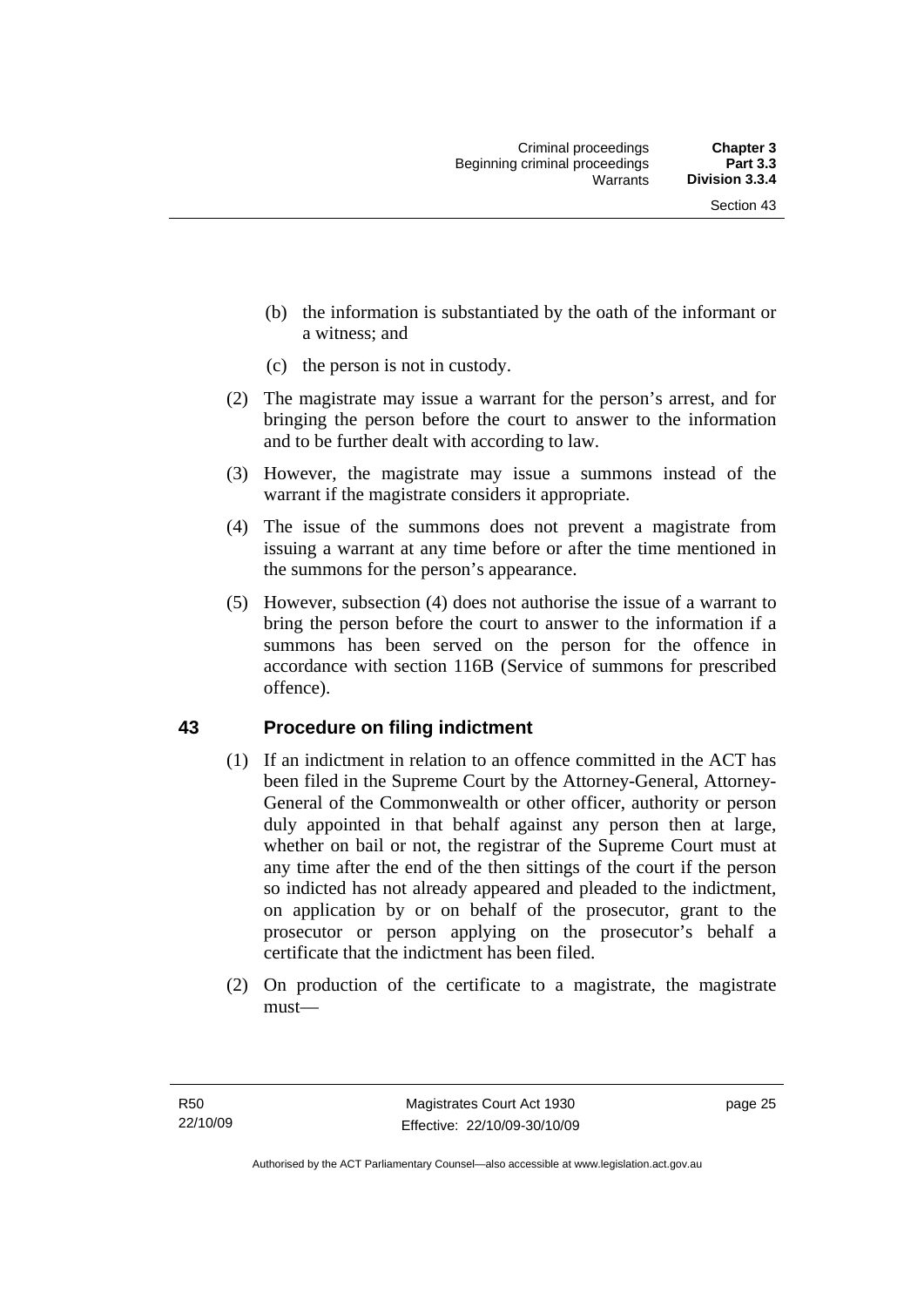(b) the information is substantiated by the oath of the informant or a witness; and

(c) the person is not in custody.

(2) The magistrate may issue a warrant for the person's arrest, and for bringing the person before the court to answer to the information and to be further dealt with according to law.

(3) However, the magistrate may issue a summons instead of the warrant if the magistrate considers it appropriate.

(4) The issue of the summons does not prevent a magistrate from issuing a warrant at any time before or after the time mentioned in the summons for the person's appearance.

(5) However, subsection (4) does not authorise the issue of a warrant to bring the person before the court to answer to the information if a summons has been served on the person for the offence in accordance with section 116B (Service of summons for prescribed offence).

## 43 Procedure on filing indictment

(1) If an indictment in relation to an offence committed in the ACT has been filed in the Supreme Court by the Attorney-General, Attorney-General of the Commonwealth or other officer, authority or person duly appointed in that behalf against any person then at large, whether on bail or not, the registrar of the Supreme Court must at any time after the end of the then sittings of the court if the person so indicted has not already appeared and pleaded to the indictment, on application by or on behalf of the prosecutor, grant to the prosecutor or person applying on the prosecutor's behalf a certificate that the indictment has been filed.

(2) On production of the certificate to a magistrate, the magistrate must—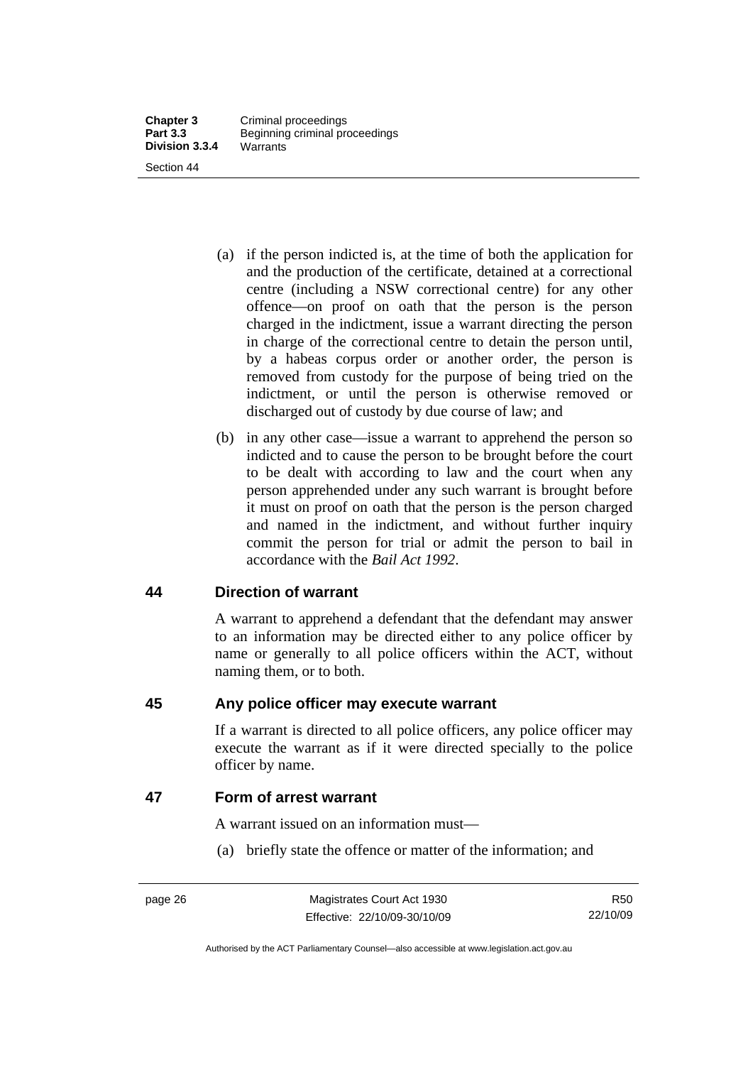(a) if the person indicted is, at the time of both the application for and the production of the certificate, detained at a correctional centre (including a NSW correctional centre) for any other offence—on proof on oath that the person is the person charged in the indictment, issue a warrant directing the person in charge of the correctional centre to detain the person until, by a habeas corpus order or another order, the person is removed from custody for the purpose of being tried on the indictment, or until the person is otherwise removed or discharged out of custody by due course of law; and

(b) in any other case—issue a warrant to apprehend the person so indicted and to cause the person to be brought before the court to be dealt with according to law and the court when any person apprehended under any such warrant is brought before it must on proof on oath that the person is the person charged and named in the indictment, and without further inquiry commit the person for trial or admit the person to bail in accordance with the *Bail Act 1992*.

## 44 Direction of warrant

A warrant to apprehend a defendant that the defendant may answer to an information may be directed either to any police officer by name or generally to all police officers within the ACT, without naming them, or to both.

## 45 Any police officer may execute warrant

If a warrant is directed to all police officers, any police officer may execute the warrant as if it were directed specially to the police officer by name.

## 47 Form of arrest warrant

A warrant issued on an information must—

(a) briefly state the offence or matter of the information; and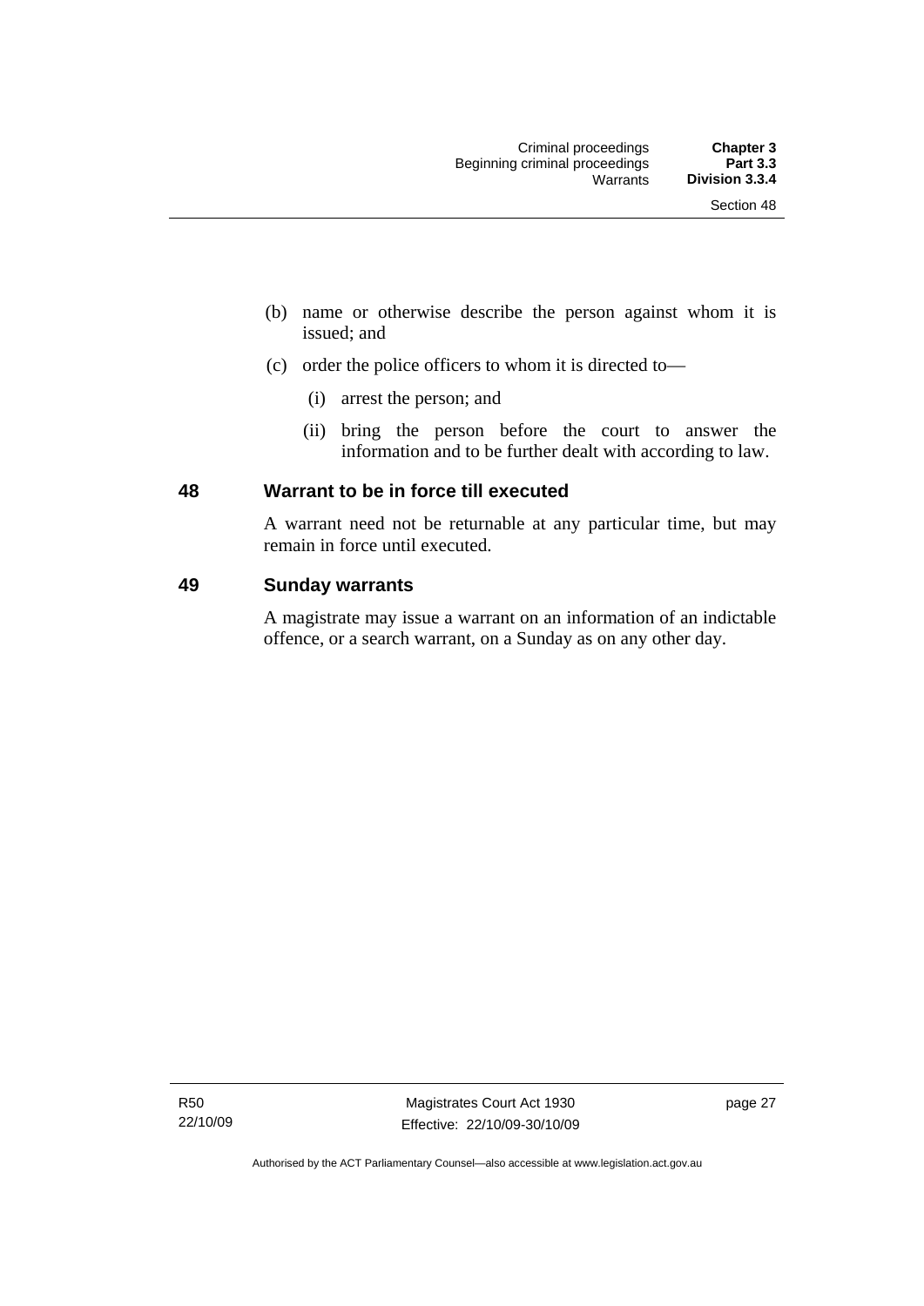(b) name or otherwise describe the person against whom it is issued; and

(c) order the police officers to whom it is directed to—

   (i) arrest the person; and

   (ii) bring the person before the court to answer the information and to be further dealt with according to law.

## 48 Warrant to be in force till executed

A warrant need not be returnable at any particular time, but may remain in force until executed.

## 49 Sunday warrants

A magistrate may issue a warrant on an information of an indictable offence, or a search warrant, on a Sunday as on any other day.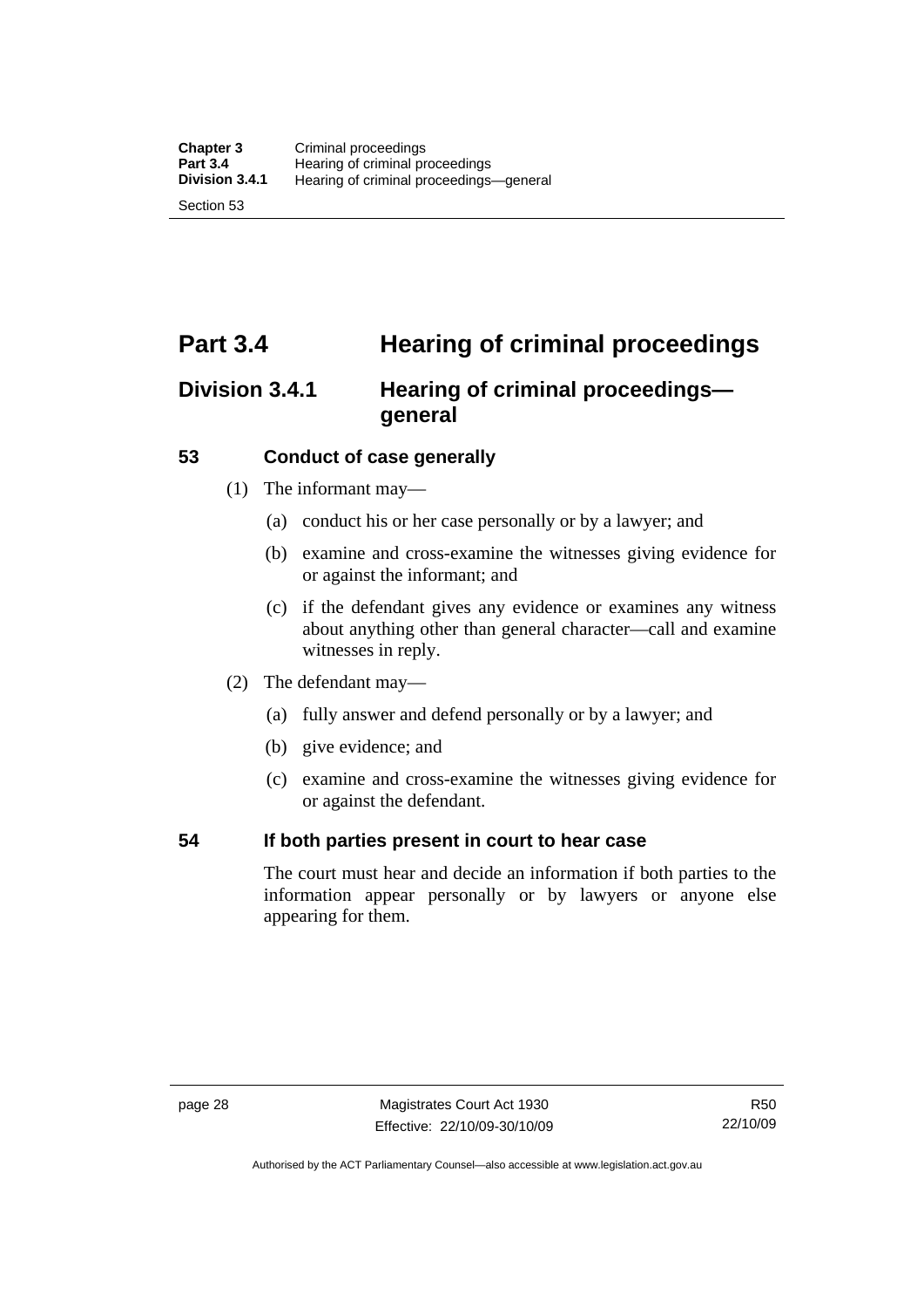# Part 3.4 Hearing of criminal proceedings

## Division 3.4.1 Hearing of criminal proceedings—general

### 53 Conduct of case generally

(1) The informant may—

(a) conduct his or her case personally or by a lawyer; and

(b) examine and cross-examine the witnesses giving evidence for or against the informant; and

(c) if the defendant gives any evidence or examines any witness about anything other than general character—call and examine witnesses in reply.

(2) The defendant may—

(a) fully answer and defend personally or by a lawyer; and

(b) give evidence; and

(c) examine and cross-examine the witnesses giving evidence for or against the defendant.

### 54 If both parties present in court to hear case

The court must hear and decide an information if both parties to the information appear personally or by lawyers or anyone else appearing for them.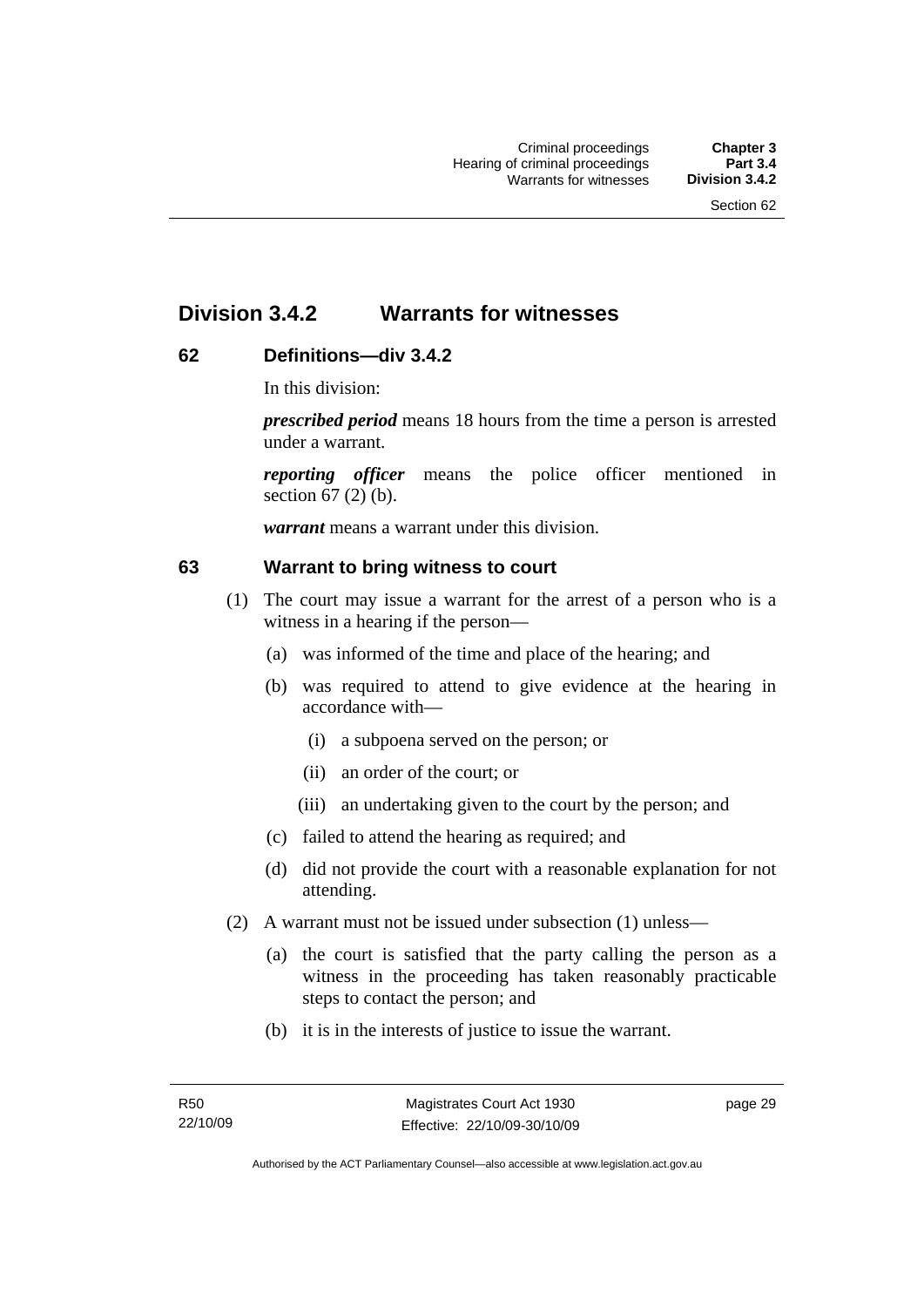# Division 3.4.2 Warrants for witnesses

## 62 Definitions—div 3.4.2

In this division:

***prescribed period*** means 18 hours from the time a person is arrested under a warrant.

***reporting officer*** means the police officer mentioned in section 67 (2) (b).

***warrant*** means a warrant under this division.

## 63 Warrant to bring witness to court

(1) The court may issue a warrant for the arrest of a person who is a witness in a hearing if the person—

- (a) was informed of the time and place of the hearing; and
- (b) was required to attend to give evidence at the hearing in accordance with—
  - (i) a subpoena served on the person; or
  - (ii) an order of the court; or
  - (iii) an undertaking given to the court by the person; and
- (c) failed to attend the hearing as required; and
- (d) did not provide the court with a reasonable explanation for not attending.

(2) A warrant must not be issued under subsection (1) unless—

- (a) the court is satisfied that the party calling the person as a witness in the proceeding has taken reasonably practicable steps to contact the person; and
- (b) it is in the interests of justice to issue the warrant.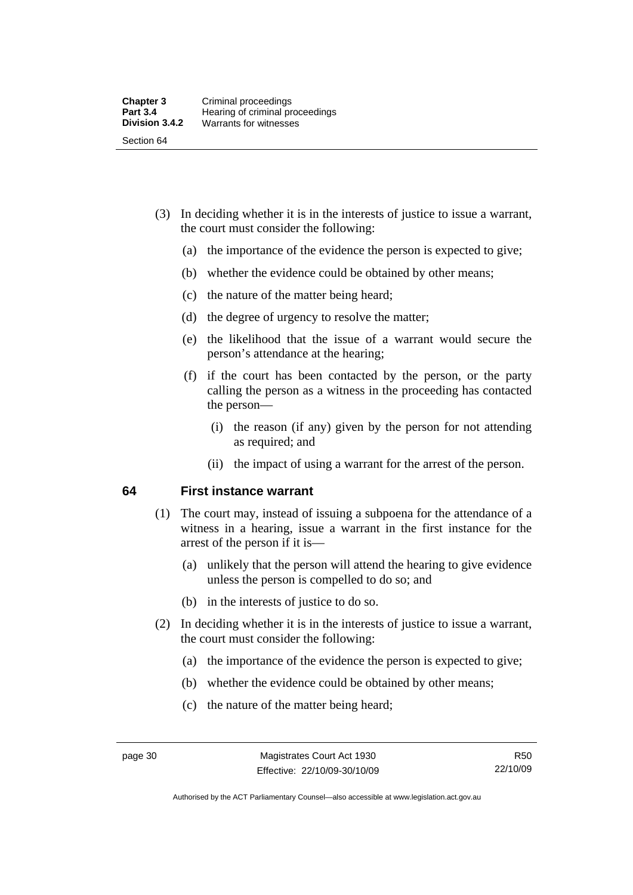(3) In deciding whether it is in the interests of justice to issue a warrant, the court must consider the following:

(a) the importance of the evidence the person is expected to give;

(b) whether the evidence could be obtained by other means;

(c) the nature of the matter being heard;

(d) the degree of urgency to resolve the matter;

(e) the likelihood that the issue of a warrant would secure the person's attendance at the hearing;

(f) if the court has been contacted by the person, or the party calling the person as a witness in the proceeding has contacted the person—

(i) the reason (if any) given by the person for not attending as required; and

(ii) the impact of using a warrant for the arrest of the person.

## 64 First instance warrant

(1) The court may, instead of issuing a subpoena for the attendance of a witness in a hearing, issue a warrant in the first instance for the arrest of the person if it is—

(a) unlikely that the person will attend the hearing to give evidence unless the person is compelled to do so; and

(b) in the interests of justice to do so.

(2) In deciding whether it is in the interests of justice to issue a warrant, the court must consider the following:

(a) the importance of the evidence the person is expected to give;

(b) whether the evidence could be obtained by other means;

(c) the nature of the matter being heard;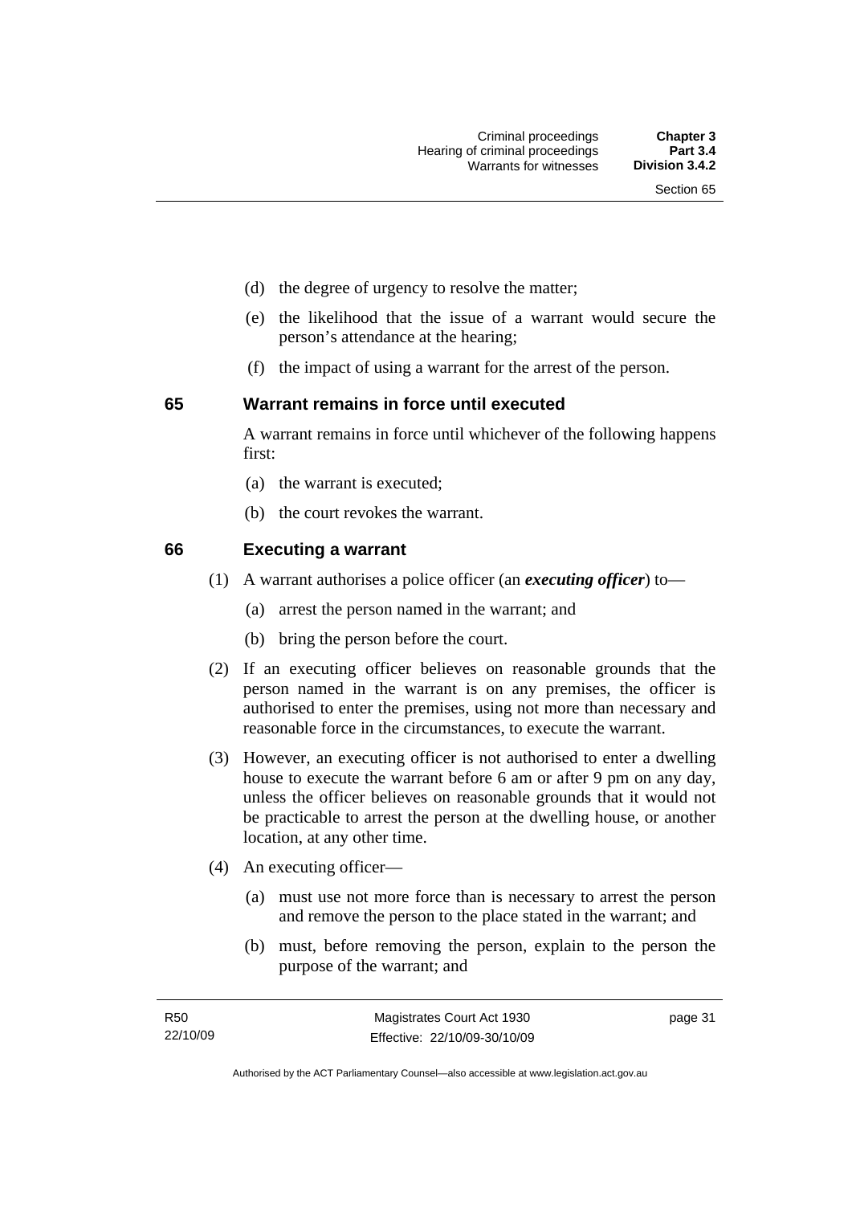(d) the degree of urgency to resolve the matter;

(e) the likelihood that the issue of a warrant would secure the person's attendance at the hearing;

(f) the impact of using a warrant for the arrest of the person.

### 65 Warrant remains in force until executed

A warrant remains in force until whichever of the following happens first:

(a) the warrant is executed;

(b) the court revokes the warrant.

### 66 Executing a warrant

(1) A warrant authorises a police officer (an ***executing officer***) to—

(a) arrest the person named in the warrant; and

(b) bring the person before the court.

(2) If an executing officer believes on reasonable grounds that the person named in the warrant is on any premises, the officer is authorised to enter the premises, using not more than necessary and reasonable force in the circumstances, to execute the warrant.

(3) However, an executing officer is not authorised to enter a dwelling house to execute the warrant before 6 am or after 9 pm on any day, unless the officer believes on reasonable grounds that it would not be practicable to arrest the person at the dwelling house, or another location, at any other time.

(4) An executing officer—

(a) must use not more force than is necessary to arrest the person and remove the person to the place stated in the warrant; and

(b) must, before removing the person, explain to the person the purpose of the warrant; and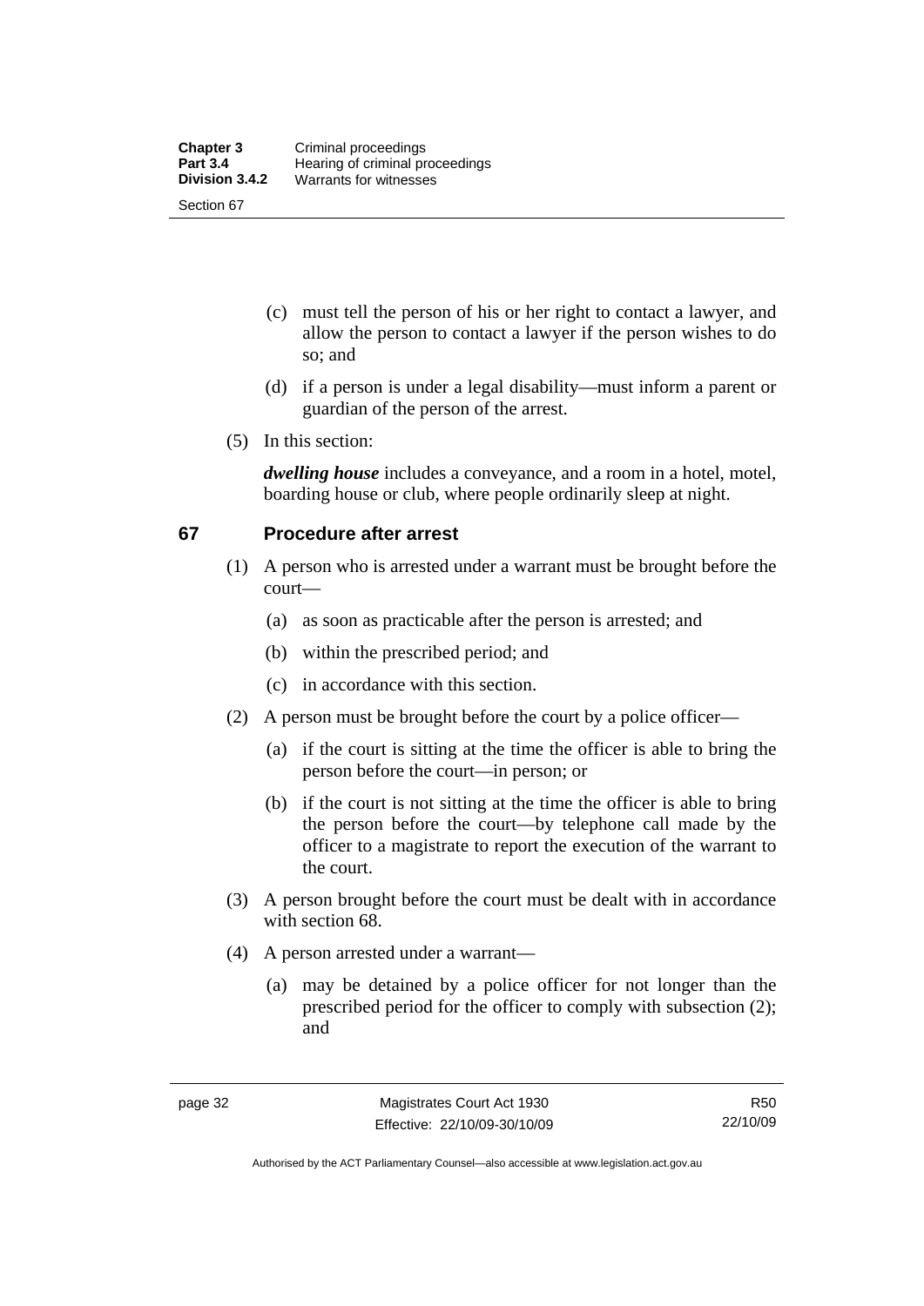(c) must tell the person of his or her right to contact a lawyer, and allow the person to contact a lawyer if the person wishes to do so; and

(d) if a person is under a legal disability—must inform a parent or guardian of the person of the arrest.

(5) In this section:

***dwelling house*** includes a conveyance, and a room in a hotel, motel, boarding house or club, where people ordinarily sleep at night.

## 67 Procedure after arrest

(1) A person who is arrested under a warrant must be brought before the court—

(a) as soon as practicable after the person is arrested; and

(b) within the prescribed period; and

(c) in accordance with this section.

(2) A person must be brought before the court by a police officer—

(a) if the court is sitting at the time the officer is able to bring the person before the court—in person; or

(b) if the court is not sitting at the time the officer is able to bring the person before the court—by telephone call made by the officer to a magistrate to report the execution of the warrant to the court.

(3) A person brought before the court must be dealt with in accordance with section 68.

(4) A person arrested under a warrant—

(a) may be detained by a police officer for not longer than the prescribed period for the officer to comply with subsection (2); and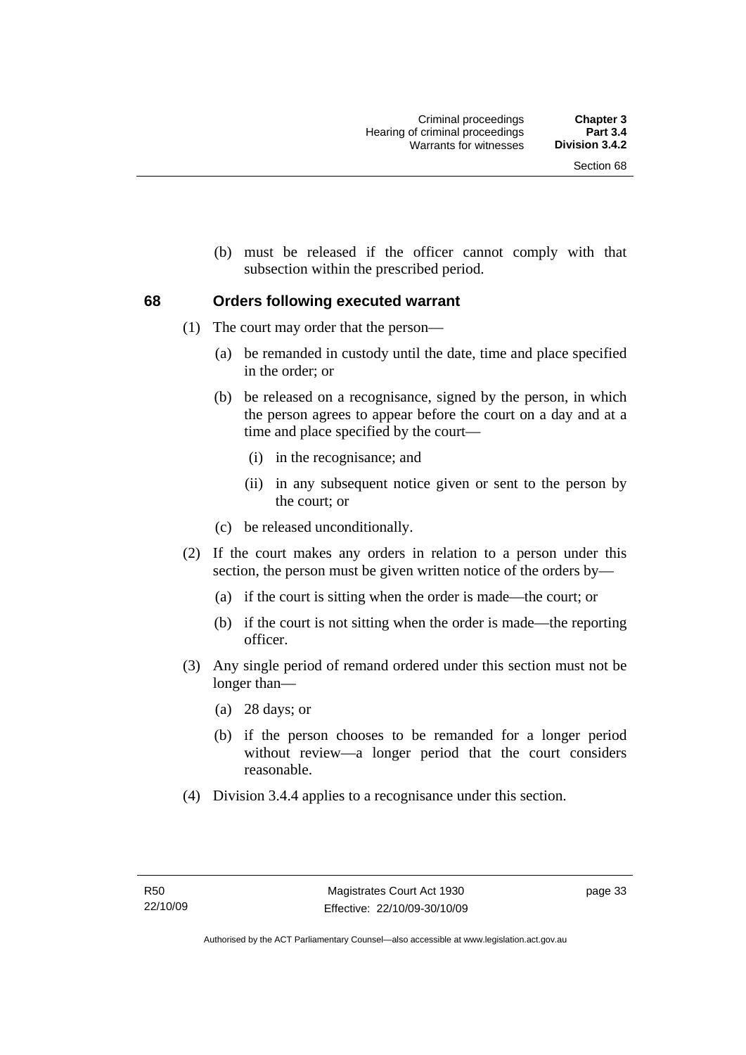(b) must be released if the officer cannot comply with that subsection within the prescribed period.

### 68 Orders following executed warrant

(1) The court may order that the person—

(a) be remanded in custody until the date, time and place specified in the order; or

(b) be released on a recognisance, signed by the person, in which the person agrees to appear before the court on a day and at a time and place specified by the court—

(i) in the recognisance; and

(ii) in any subsequent notice given or sent to the person by the court; or

(c) be released unconditionally.

(2) If the court makes any orders in relation to a person under this section, the person must be given written notice of the orders by—

(a) if the court is sitting when the order is made—the court; or

(b) if the court is not sitting when the order is made—the reporting officer.

(3) Any single period of remand ordered under this section must not be longer than—

(a) 28 days; or

(b) if the person chooses to be remanded for a longer period without review—a longer period that the court considers reasonable.

(4) Division 3.4.4 applies to a recognisance under this section.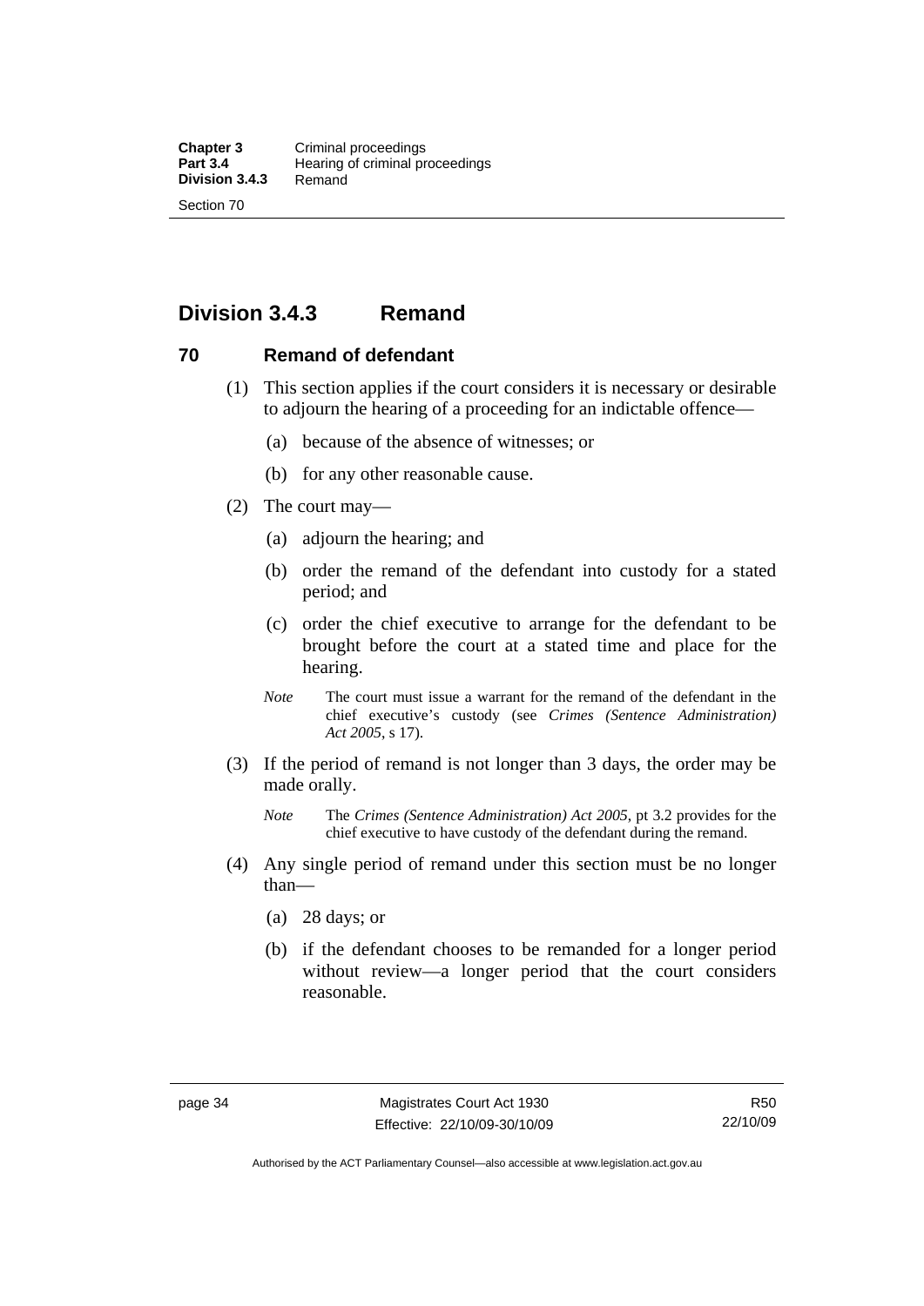## Division 3.4.3 Remand

### 70 Remand of defendant

(1) This section applies if the court considers it is necessary or desirable to adjourn the hearing of a proceeding for an indictable offence—

(a) because of the absence of witnesses; or

(b) for any other reasonable cause.

(2) The court may—

(a) adjourn the hearing; and

(b) order the remand of the defendant into custody for a stated period; and

(c) order the chief executive to arrange for the defendant to be brought before the court at a stated time and place for the hearing.

*Note* The court must issue a warrant for the remand of the defendant in the chief executive's custody (see *Crimes (Sentence Administration) Act 2005*, s 17).

(3) If the period of remand is not longer than 3 days, the order may be made orally.

*Note* The *Crimes (Sentence Administration) Act 2005*, pt 3.2 provides for the chief executive to have custody of the defendant during the remand.

(4) Any single period of remand under this section must be no longer than—

(a) 28 days; or

(b) if the defendant chooses to be remanded for a longer period without review—a longer period that the court considers reasonable.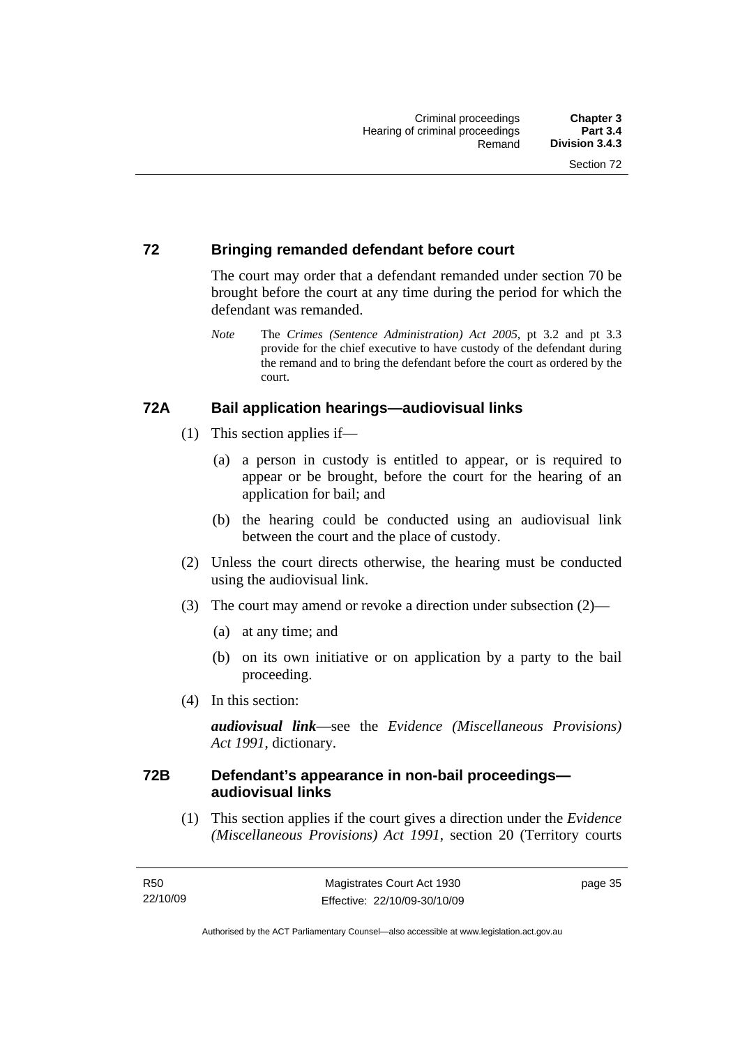## 72 Bringing remanded defendant before court

The court may order that a defendant remanded under section 70 be brought before the court at any time during the period for which the defendant was remanded.

*Note* The *Crimes (Sentence Administration) Act 2005*, pt 3.2 and pt 3.3 provide for the chief executive to have custody of the defendant during the remand and to bring the defendant before the court as ordered by the court.

## 72A Bail application hearings—audiovisual links

(1) This section applies if—

(a) a person in custody is entitled to appear, or is required to appear or be brought, before the court for the hearing of an application for bail; and

(b) the hearing could be conducted using an audiovisual link between the court and the place of custody.

(2) Unless the court directs otherwise, the hearing must be conducted using the audiovisual link.

(3) The court may amend or revoke a direction under subsection (2)—

(a) at any time; and

(b) on its own initiative or on application by a party to the bail proceeding.

(4) In this section:

***audiovisual link***—see the *Evidence (Miscellaneous Provisions) Act 1991*, dictionary.

## 72B Defendant's appearance in non-bail proceedings—audiovisual links

(1) This section applies if the court gives a direction under the *Evidence (Miscellaneous Provisions) Act 1991*, section 20 (Territory courts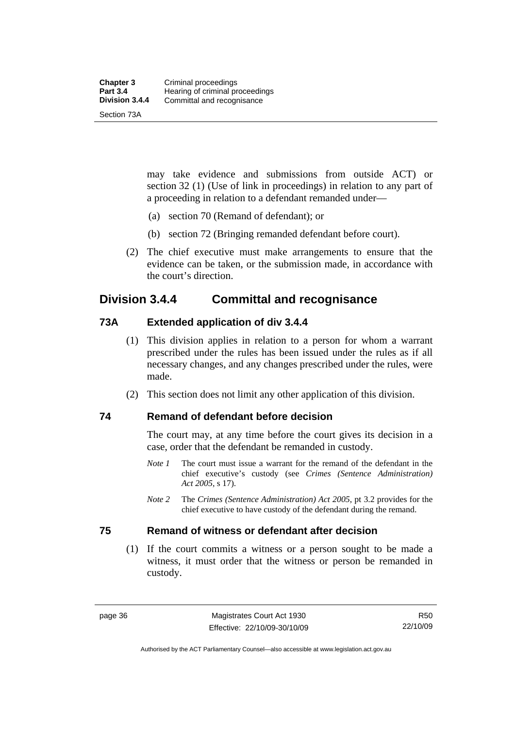may take evidence and submissions from outside ACT) or section 32 (1) (Use of link in proceedings) in relation to any part of a proceeding in relation to a defendant remanded under—

(a) section 70 (Remand of defendant); or

(b) section 72 (Bringing remanded defendant before court).

(2) The chief executive must make arrangements to ensure that the evidence can be taken, or the submission made, in accordance with the court's direction.

## Division 3.4.4 Committal and recognisance

### 73A Extended application of div 3.4.4

(1) This division applies in relation to a person for whom a warrant prescribed under the rules has been issued under the rules as if all necessary changes, and any changes prescribed under the rules, were made.

(2) This section does not limit any other application of this division.

### 74 Remand of defendant before decision

The court may, at any time before the court gives its decision in a case, order that the defendant be remanded in custody.

*Note 1* The court must issue a warrant for the remand of the defendant in the chief executive's custody (see *Crimes (Sentence Administration) Act 2005*, s 17).

*Note 2* The *Crimes (Sentence Administration) Act 2005*, pt 3.2 provides for the chief executive to have custody of the defendant during the remand.

### 75 Remand of witness or defendant after decision

(1) If the court commits a witness or a person sought to be made a witness, it must order that the witness or person be remanded in custody.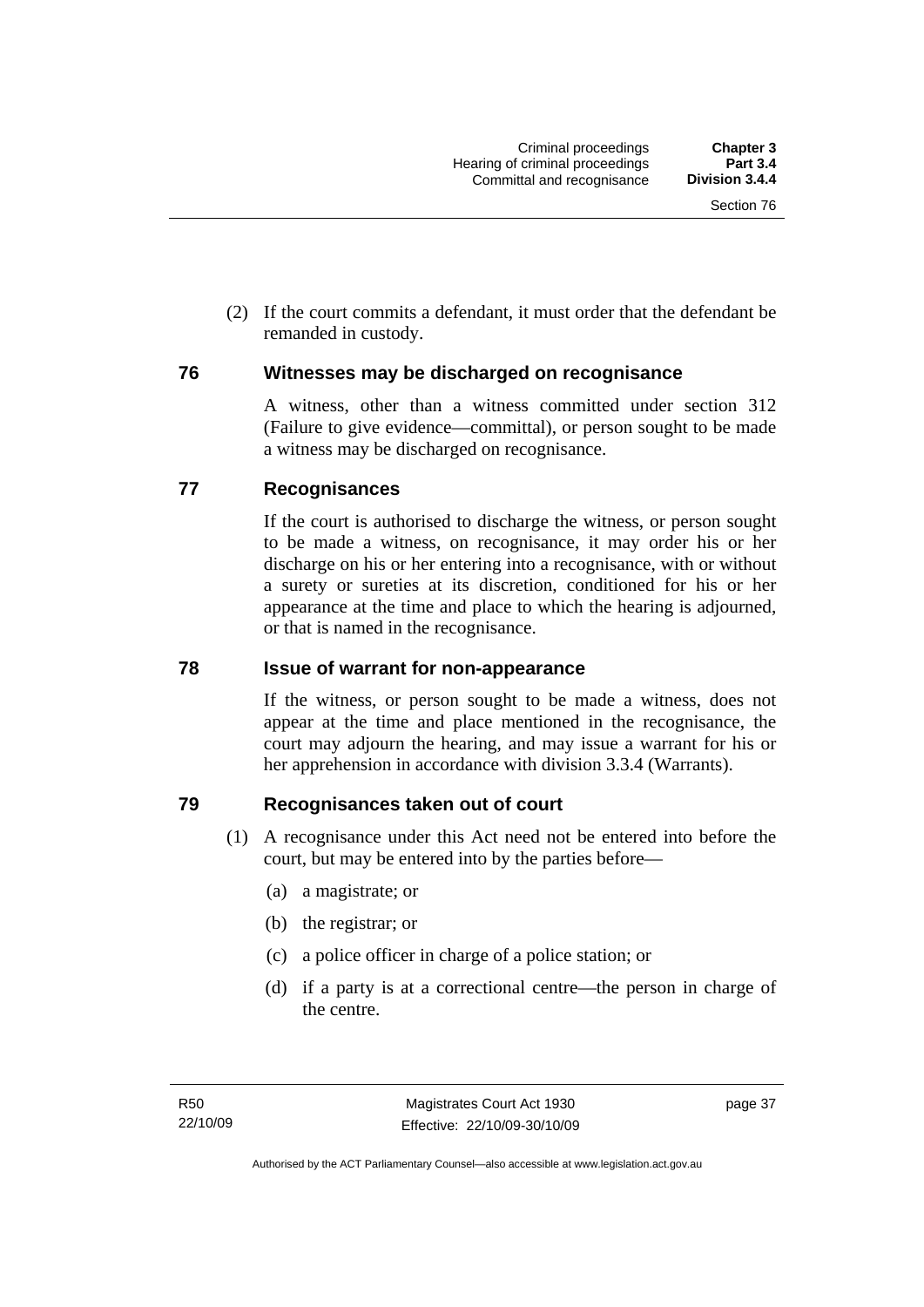(2) If the court commits a defendant, it must order that the defendant be remanded in custody.

## 76 Witnesses may be discharged on recognisance

A witness, other than a witness committed under section 312 (Failure to give evidence—committal), or person sought to be made a witness may be discharged on recognisance.

## 77 Recognisances

If the court is authorised to discharge the witness, or person sought to be made a witness, on recognisance, it may order his or her discharge on his or her entering into a recognisance, with or without a surety or sureties at its discretion, conditioned for his or her appearance at the time and place to which the hearing is adjourned, or that is named in the recognisance.

## 78 Issue of warrant for non-appearance

If the witness, or person sought to be made a witness, does not appear at the time and place mentioned in the recognisance, the court may adjourn the hearing, and may issue a warrant for his or her apprehension in accordance with division 3.3.4 (Warrants).

## 79 Recognisances taken out of court

(1) A recognisance under this Act need not be entered into before the court, but may be entered into by the parties before—

(a) a magistrate; or

(b) the registrar; or

(c) a police officer in charge of a police station; or

(d) if a party is at a correctional centre—the person in charge of the centre.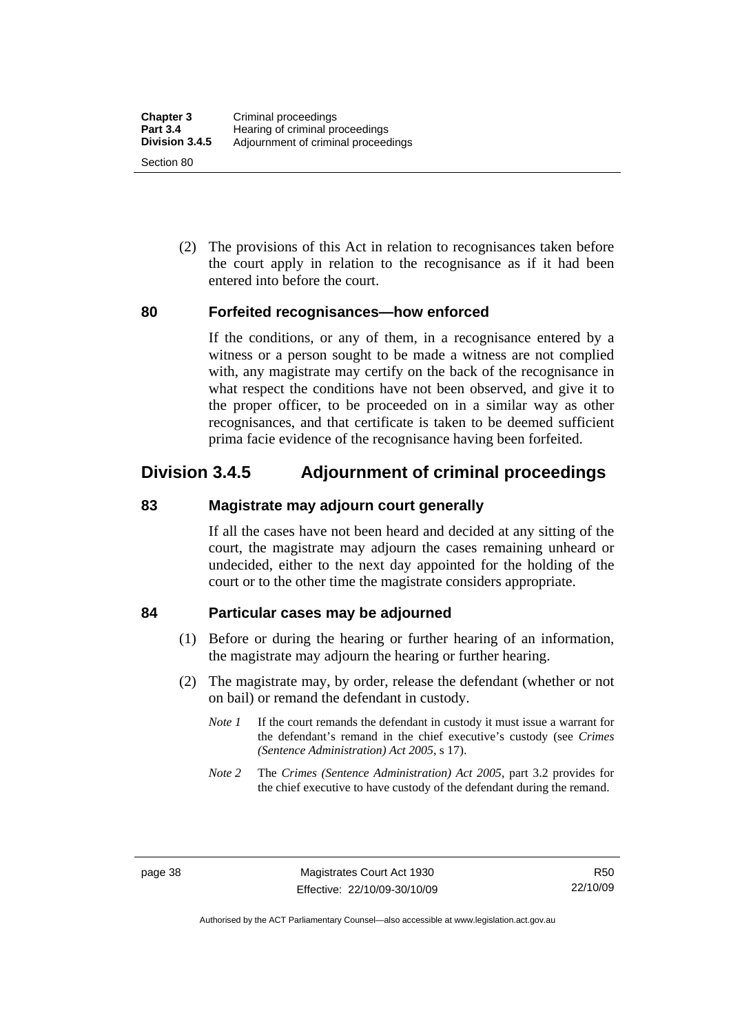(2) The provisions of this Act in relation to recognisances taken before the court apply in relation to the recognisance as if it had been entered into before the court.

### 80 Forfeited recognisances—how enforced

If the conditions, or any of them, in a recognisance entered by a witness or a person sought to be made a witness are not complied with, any magistrate may certify on the back of the recognisance in what respect the conditions have not been observed, and give it to the proper officer, to be proceeded on in a similar way as other recognisances, and that certificate is taken to be deemed sufficient prima facie evidence of the recognisance having been forfeited.

## Division 3.4.5 Adjournment of criminal proceedings

### 83 Magistrate may adjourn court generally

If all the cases have not been heard and decided at any sitting of the court, the magistrate may adjourn the cases remaining unheard or undecided, either to the next day appointed for the holding of the court or to the other time the magistrate considers appropriate.

### 84 Particular cases may be adjourned

(1) Before or during the hearing or further hearing of an information, the magistrate may adjourn the hearing or further hearing.

(2) The magistrate may, by order, release the defendant (whether or not on bail) or remand the defendant in custody.

*Note 1* If the court remands the defendant in custody it must issue a warrant for the defendant's remand in the chief executive's custody (see *Crimes (Sentence Administration) Act 2005*, s 17).

*Note 2* The *Crimes (Sentence Administration) Act 2005*, part 3.2 provides for the chief executive to have custody of the defendant during the remand.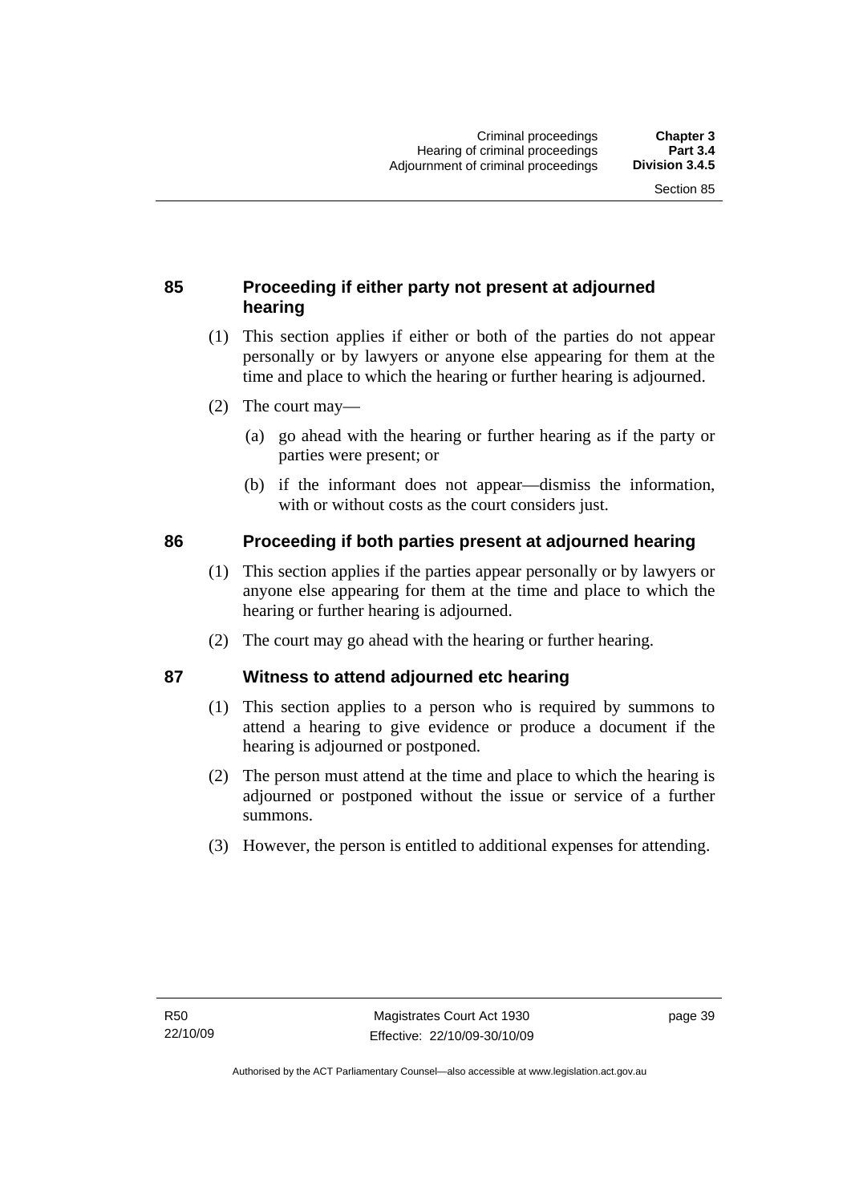## 85 Proceeding if either party not present at adjourned hearing

(1) This section applies if either or both of the parties do not appear personally or by lawyers or anyone else appearing for them at the time and place to which the hearing or further hearing is adjourned.

(2) The court may—

(a) go ahead with the hearing or further hearing as if the party or parties were present; or

(b) if the informant does not appear—dismiss the information, with or without costs as the court considers just.

## 86 Proceeding if both parties present at adjourned hearing

(1) This section applies if the parties appear personally or by lawyers or anyone else appearing for them at the time and place to which the hearing or further hearing is adjourned.

(2) The court may go ahead with the hearing or further hearing.

## 87 Witness to attend adjourned etc hearing

(1) This section applies to a person who is required by summons to attend a hearing to give evidence or produce a document if the hearing is adjourned or postponed.

(2) The person must attend at the time and place to which the hearing is adjourned or postponed without the issue or service of a further summons.

(3) However, the person is entitled to additional expenses for attending.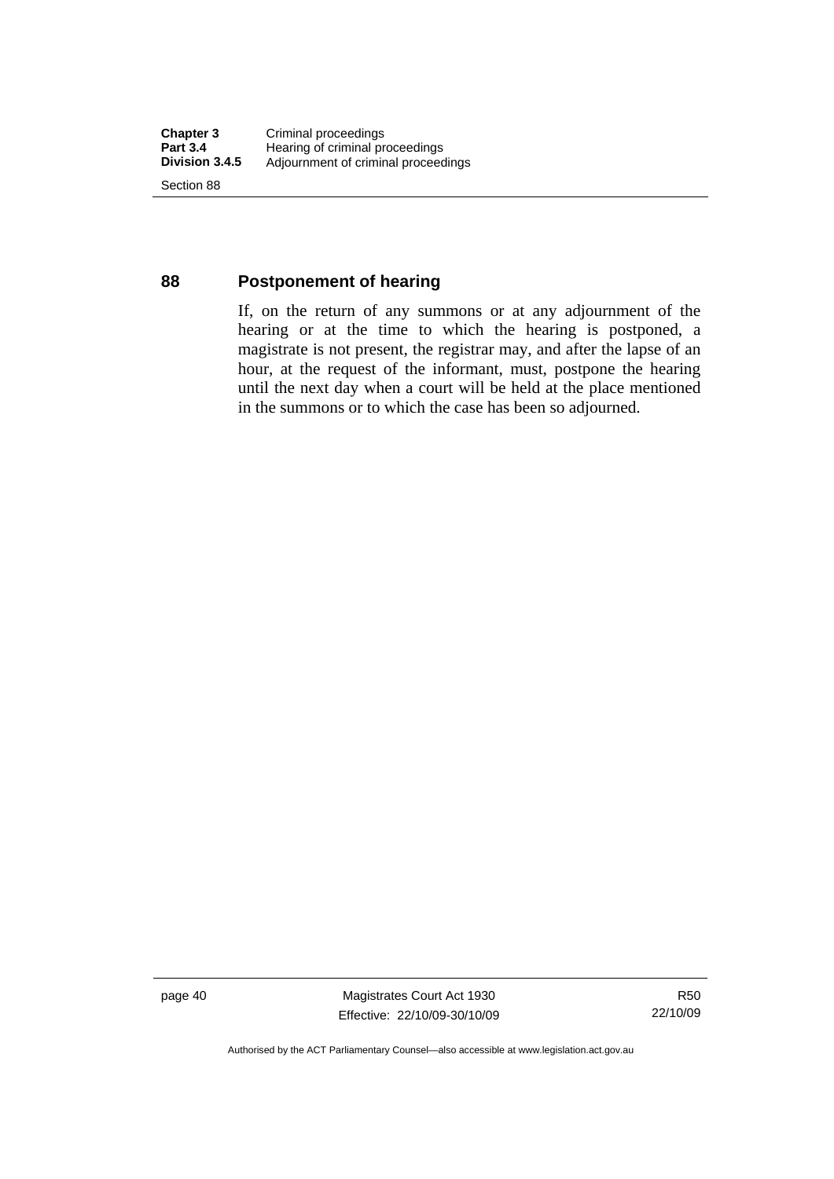## 88 Postponement of hearing

If, on the return of any summons or at any adjournment of the hearing or at the time to which the hearing is postponed, a magistrate is not present, the registrar may, and after the lapse of an hour, at the request of the informant, must, postpone the hearing until the next day when a court will be held at the place mentioned in the summons or to which the case has been so adjourned.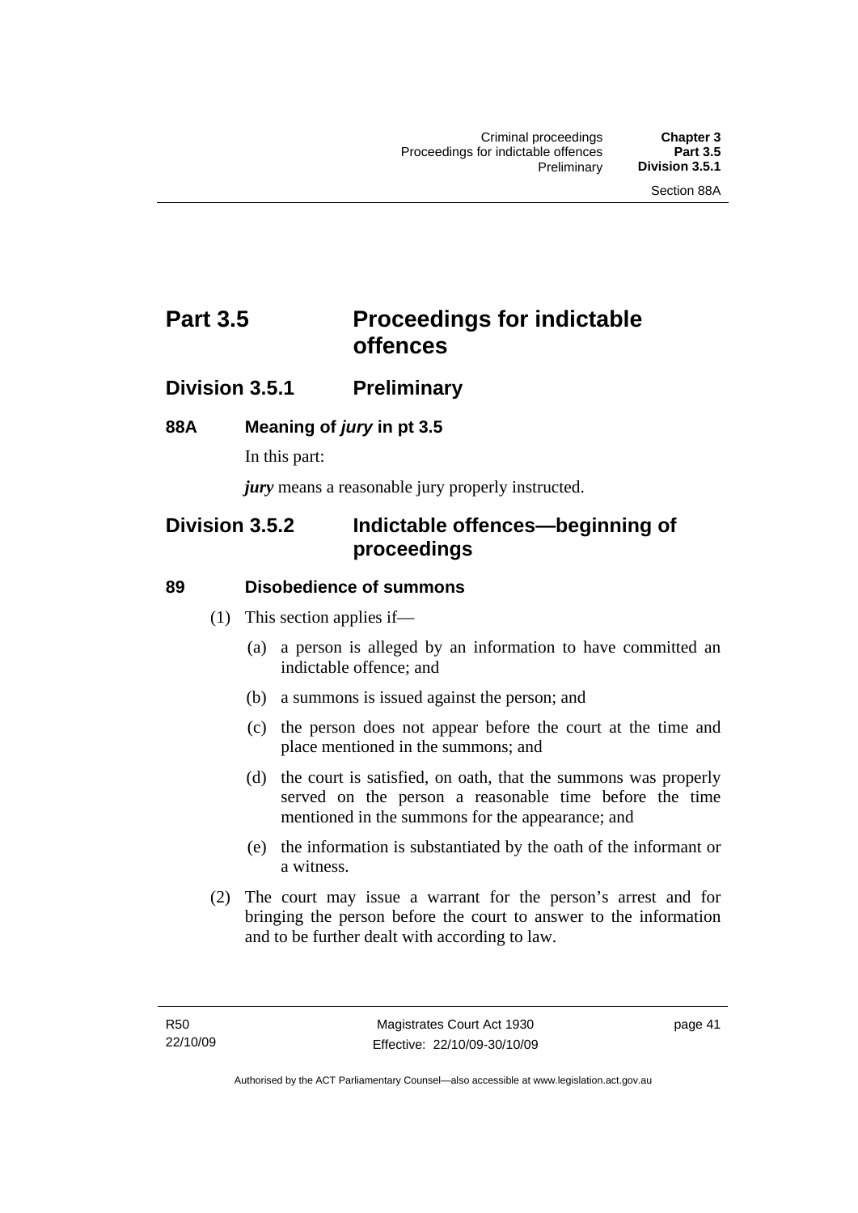# Part 3.5 Proceedings for indictable offences

## Division 3.5.1 Preliminary

### 88A Meaning of *jury* in pt 3.5

In this part:

***jury*** means a reasonable jury properly instructed.

## Division 3.5.2 Indictable offences—beginning of proceedings

### 89 Disobedience of summons

(1) This section applies if—

(a) a person is alleged by an information to have committed an indictable offence; and

(b) a summons is issued against the person; and

(c) the person does not appear before the court at the time and place mentioned in the summons; and

(d) the court is satisfied, on oath, that the summons was properly served on the person a reasonable time before the time mentioned in the summons for the appearance; and

(e) the information is substantiated by the oath of the informant or a witness.

(2) The court may issue a warrant for the person's arrest and for bringing the person before the court to answer to the information and to be further dealt with according to law.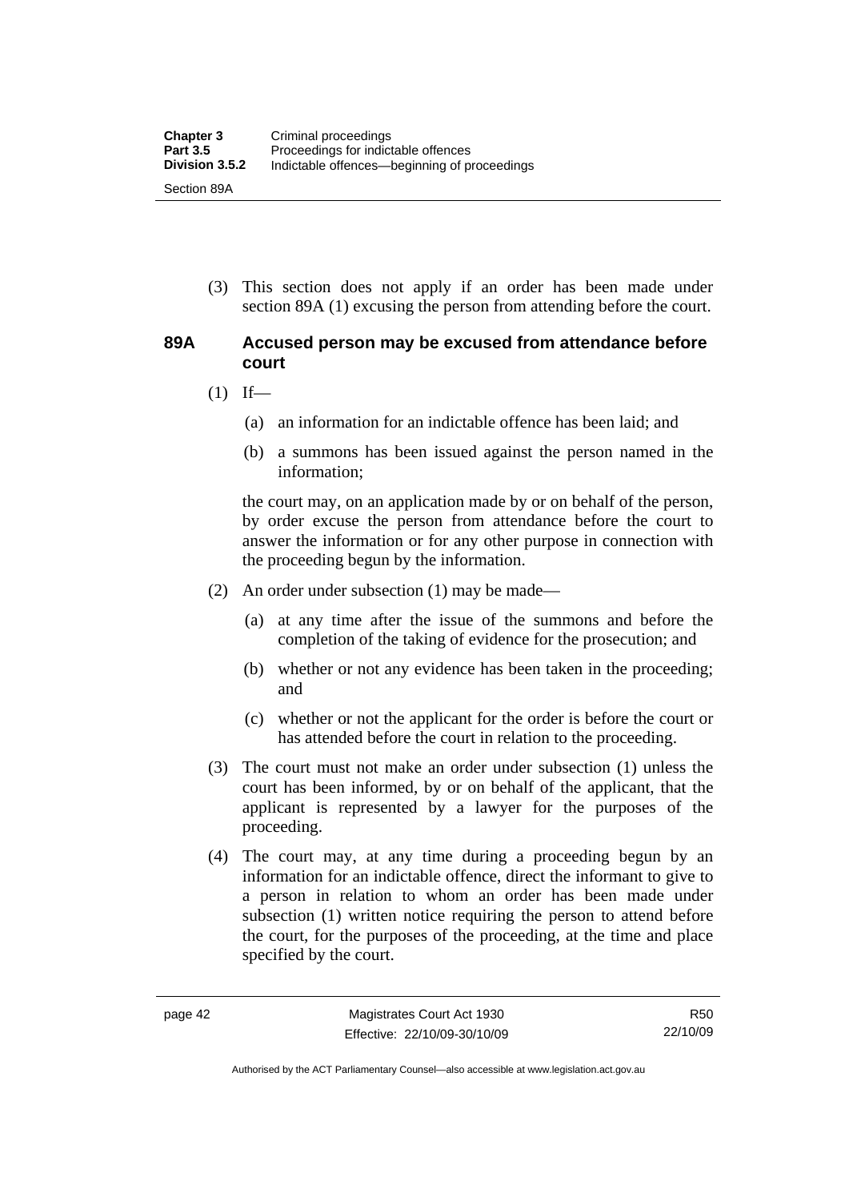(3) This section does not apply if an order has been made under section 89A (1) excusing the person from attending before the court.

### 89A Accused person may be excused from attendance before court

(1) If—

(a) an information for an indictable offence has been laid; and

(b) a summons has been issued against the person named in the information;

the court may, on an application made by or on behalf of the person, by order excuse the person from attendance before the court to answer the information or for any other purpose in connection with the proceeding begun by the information.

(2) An order under subsection (1) may be made—

(a) at any time after the issue of the summons and before the completion of the taking of evidence for the prosecution; and

(b) whether or not any evidence has been taken in the proceeding; and

(c) whether or not the applicant for the order is before the court or has attended before the court in relation to the proceeding.

(3) The court must not make an order under subsection (1) unless the court has been informed, by or on behalf of the applicant, that the applicant is represented by a lawyer for the purposes of the proceeding.

(4) The court may, at any time during a proceeding begun by an information for an indictable offence, direct the informant to give to a person in relation to whom an order has been made under subsection (1) written notice requiring the person to attend before the court, for the purposes of the proceeding, at the time and place specified by the court.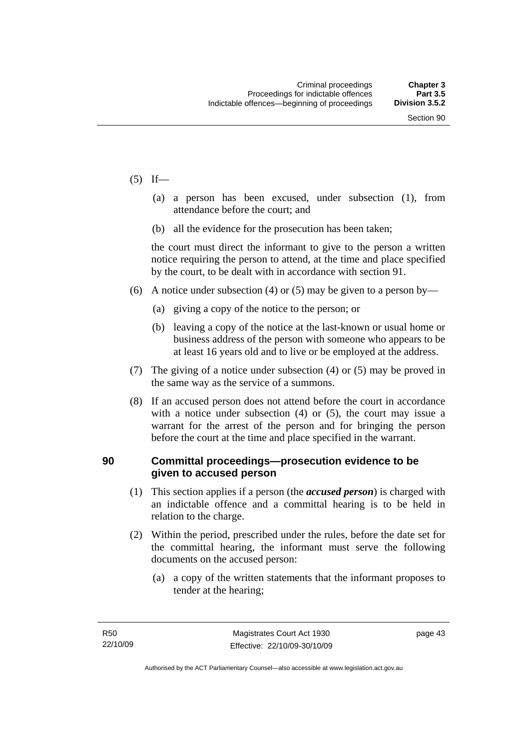(5) If—

(a) a person has been excused, under subsection (1), from attendance before the court; and

(b) all the evidence for the prosecution has been taken;

the court must direct the informant to give to the person a written notice requiring the person to attend, at the time and place specified by the court, to be dealt with in accordance with section 91.

(6) A notice under subsection (4) or (5) may be given to a person by—

(a) giving a copy of the notice to the person; or

(b) leaving a copy of the notice at the last-known or usual home or business address of the person with someone who appears to be at least 16 years old and to live or be employed at the address.

(7) The giving of a notice under subsection (4) or (5) may be proved in the same way as the service of a summons.

(8) If an accused person does not attend before the court in accordance with a notice under subsection (4) or (5), the court may issue a warrant for the arrest of the person and for bringing the person before the court at the time and place specified in the warrant.

## 90 Committal proceedings—prosecution evidence to be given to accused person

(1) This section applies if a person (the ***accused person***) is charged with an indictable offence and a committal hearing is to be held in relation to the charge.

(2) Within the period, prescribed under the rules, before the date set for the committal hearing, the informant must serve the following documents on the accused person:

(a) a copy of the written statements that the informant proposes to tender at the hearing;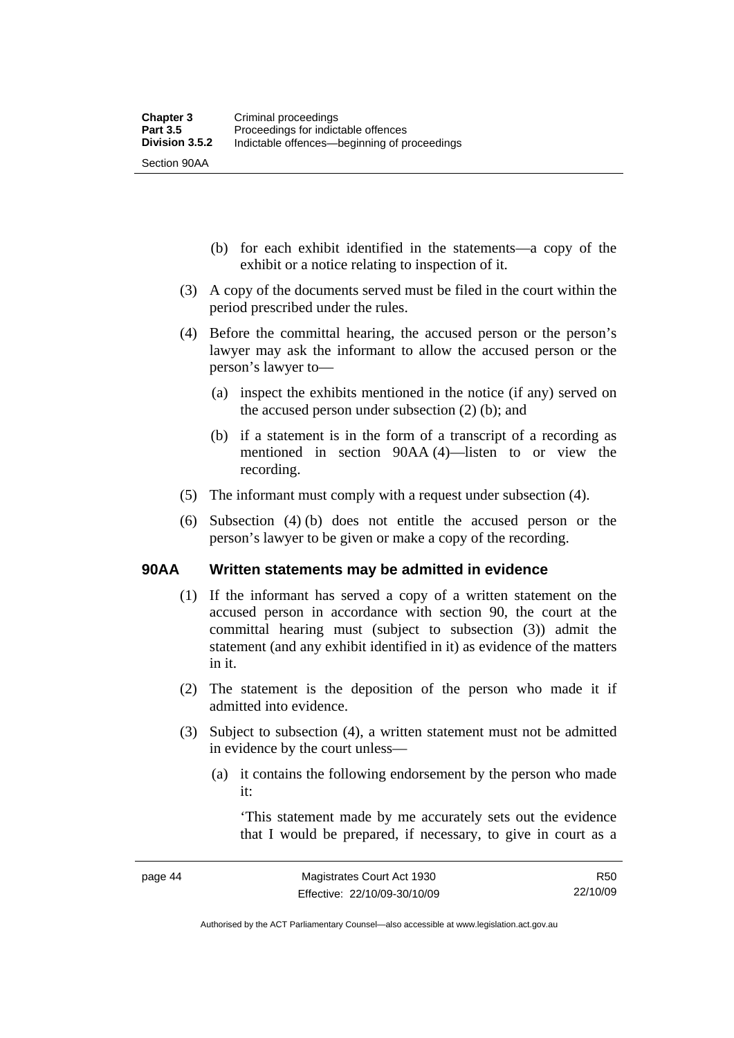(b) for each exhibit identified in the statements—a copy of the exhibit or a notice relating to inspection of it.

(3) A copy of the documents served must be filed in the court within the period prescribed under the rules.

(4) Before the committal hearing, the accused person or the person's lawyer may ask the informant to allow the accused person or the person's lawyer to—

(a) inspect the exhibits mentioned in the notice (if any) served on the accused person under subsection (2) (b); and

(b) if a statement is in the form of a transcript of a recording as mentioned in section 90AA (4)—listen to or view the recording.

(5) The informant must comply with a request under subsection (4).

(6) Subsection (4) (b) does not entitle the accused person or the person's lawyer to be given or make a copy of the recording.

### 90AA Written statements may be admitted in evidence

(1) If the informant has served a copy of a written statement on the accused person in accordance with section 90, the court at the committal hearing must (subject to subsection (3)) admit the statement (and any exhibit identified in it) as evidence of the matters in it.

(2) The statement is the deposition of the person who made it if admitted into evidence.

(3) Subject to subsection (4), a written statement must not be admitted in evidence by the court unless—

(a) it contains the following endorsement by the person who made it:

'This statement made by me accurately sets out the evidence that I would be prepared, if necessary, to give in court as a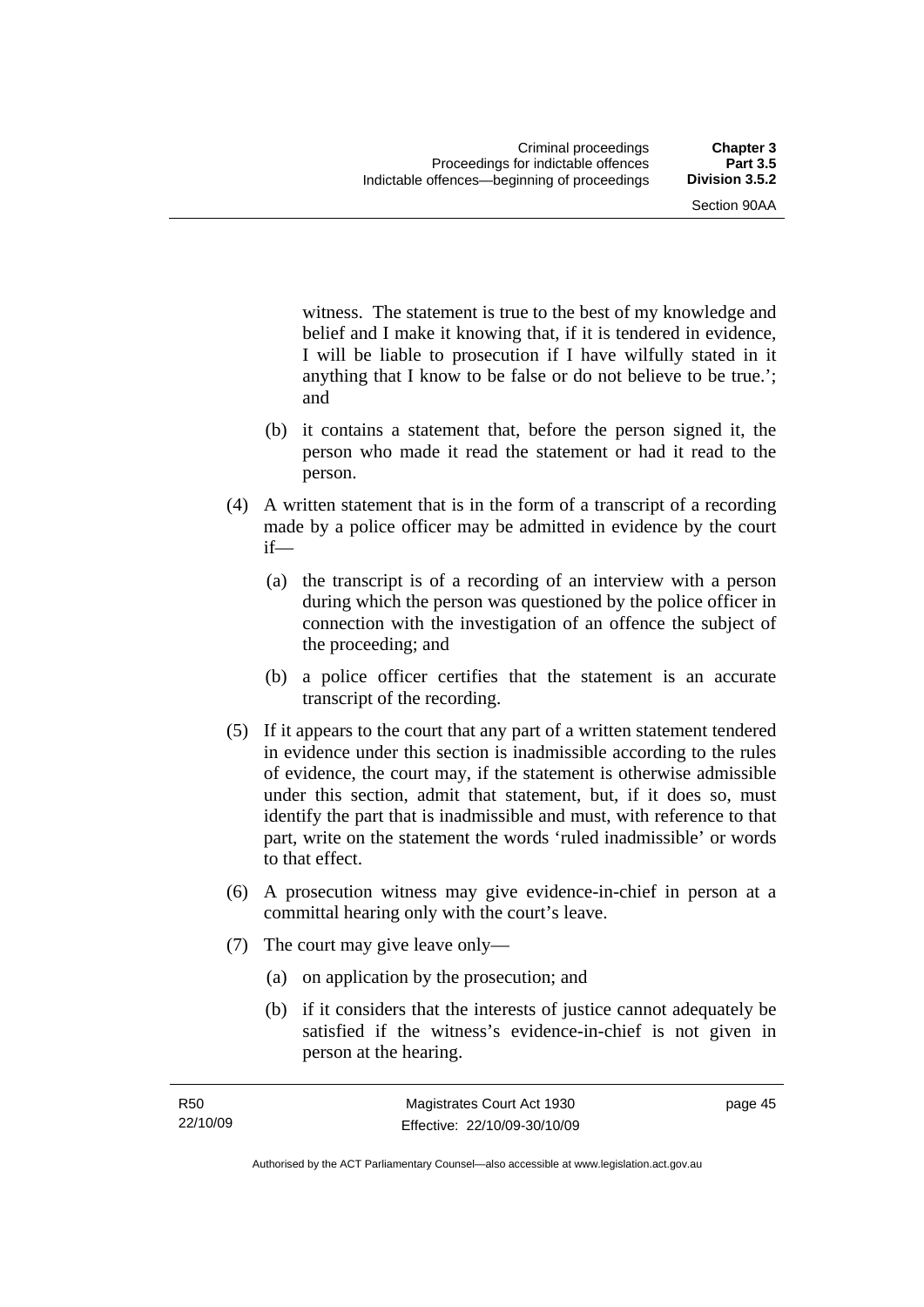witness. The statement is true to the best of my knowledge and belief and I make it knowing that, if it is tendered in evidence, I will be liable to prosecution if I have wilfully stated in it anything that I know to be false or do not believe to be true.'; and

(b) it contains a statement that, before the person signed it, the person who made it read the statement or had it read to the person.

(4) A written statement that is in the form of a transcript of a recording made by a police officer may be admitted in evidence by the court if—

(a) the transcript is of a recording of an interview with a person during which the person was questioned by the police officer in connection with the investigation of an offence the subject of the proceeding; and

(b) a police officer certifies that the statement is an accurate transcript of the recording.

(5) If it appears to the court that any part of a written statement tendered in evidence under this section is inadmissible according to the rules of evidence, the court may, if the statement is otherwise admissible under this section, admit that statement, but, if it does so, must identify the part that is inadmissible and must, with reference to that part, write on the statement the words 'ruled inadmissible' or words to that effect.

(6) A prosecution witness may give evidence-in-chief in person at a committal hearing only with the court's leave.

(7) The court may give leave only—

(a) on application by the prosecution; and

(b) if it considers that the interests of justice cannot adequately be satisfied if the witness's evidence-in-chief is not given in person at the hearing.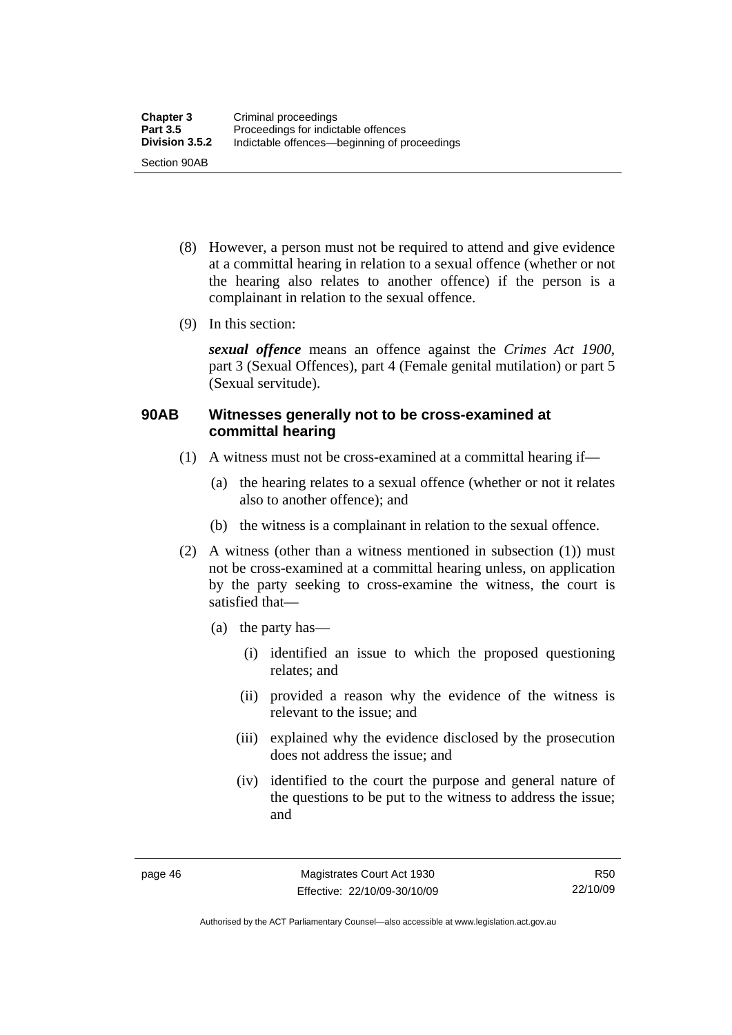(8) However, a person must not be required to attend and give evidence at a committal hearing in relation to a sexual offence (whether or not the hearing also relates to another offence) if the person is a complainant in relation to the sexual offence.

(9) In this section:

***sexual offence*** means an offence against the *Crimes Act 1900*, part 3 (Sexual Offences), part 4 (Female genital mutilation) or part 5 (Sexual servitude).

### 90AB Witnesses generally not to be cross-examined at committal hearing

(1) A witness must not be cross-examined at a committal hearing if—

(a) the hearing relates to a sexual offence (whether or not it relates also to another offence); and

(b) the witness is a complainant in relation to the sexual offence.

(2) A witness (other than a witness mentioned in subsection (1)) must not be cross-examined at a committal hearing unless, on application by the party seeking to cross-examine the witness, the court is satisfied that—

(a) the party has—

(i) identified an issue to which the proposed questioning relates; and

(ii) provided a reason why the evidence of the witness is relevant to the issue; and

(iii) explained why the evidence disclosed by the prosecution does not address the issue; and

(iv) identified to the court the purpose and general nature of the questions to be put to the witness to address the issue; and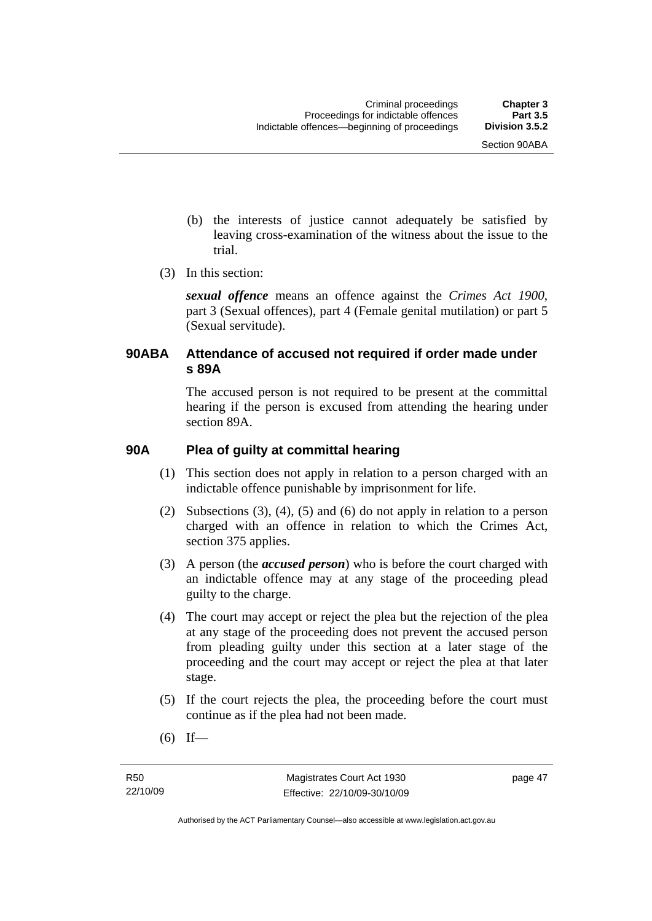(b) the interests of justice cannot adequately be satisfied by leaving cross-examination of the witness about the issue to the trial.

(3) In this section:

***sexual offence*** means an offence against the *Crimes Act 1900*, part 3 (Sexual offences), part 4 (Female genital mutilation) or part 5 (Sexual servitude).

### 90ABA Attendance of accused not required if order made under s 89A

The accused person is not required to be present at the committal hearing if the person is excused from attending the hearing under section 89A.

### 90A Plea of guilty at committal hearing

(1) This section does not apply in relation to a person charged with an indictable offence punishable by imprisonment for life.

(2) Subsections (3), (4), (5) and (6) do not apply in relation to a person charged with an offence in relation to which the Crimes Act, section 375 applies.

(3) A person (the ***accused person***) who is before the court charged with an indictable offence may at any stage of the proceeding plead guilty to the charge.

(4) The court may accept or reject the plea but the rejection of the plea at any stage of the proceeding does not prevent the accused person from pleading guilty under this section at a later stage of the proceeding and the court may accept or reject the plea at that later stage.

(5) If the court rejects the plea, the proceeding before the court must continue as if the plea had not been made.

(6) If—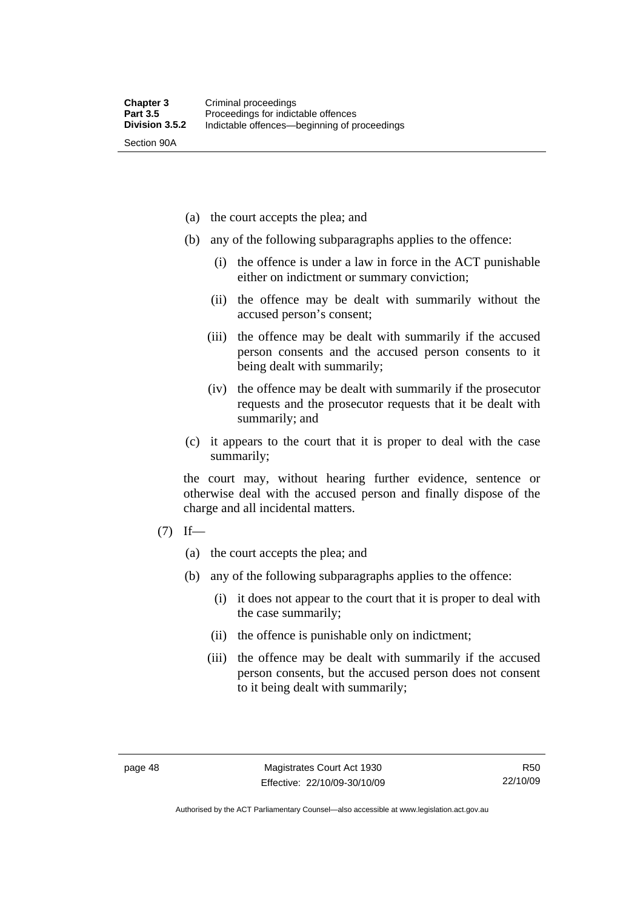(a) the court accepts the plea; and

(b) any of the following subparagraphs applies to the offence:

   (i) the offence is under a law in force in the ACT punishable either on indictment or summary conviction;

   (ii) the offence may be dealt with summarily without the accused person's consent;

   (iii) the offence may be dealt with summarily if the accused person consents and the accused person consents to it being dealt with summarily;

   (iv) the offence may be dealt with summarily if the prosecutor requests and the prosecutor requests that it be dealt with summarily; and

(c) it appears to the court that it is proper to deal with the case summarily;

the court may, without hearing further evidence, sentence or otherwise deal with the accused person and finally dispose of the charge and all incidental matters.

(7) If—

(a) the court accepts the plea; and

(b) any of the following subparagraphs applies to the offence:

   (i) it does not appear to the court that it is proper to deal with the case summarily;

   (ii) the offence is punishable only on indictment;

   (iii) the offence may be dealt with summarily if the accused person consents, but the accused person does not consent to it being dealt with summarily;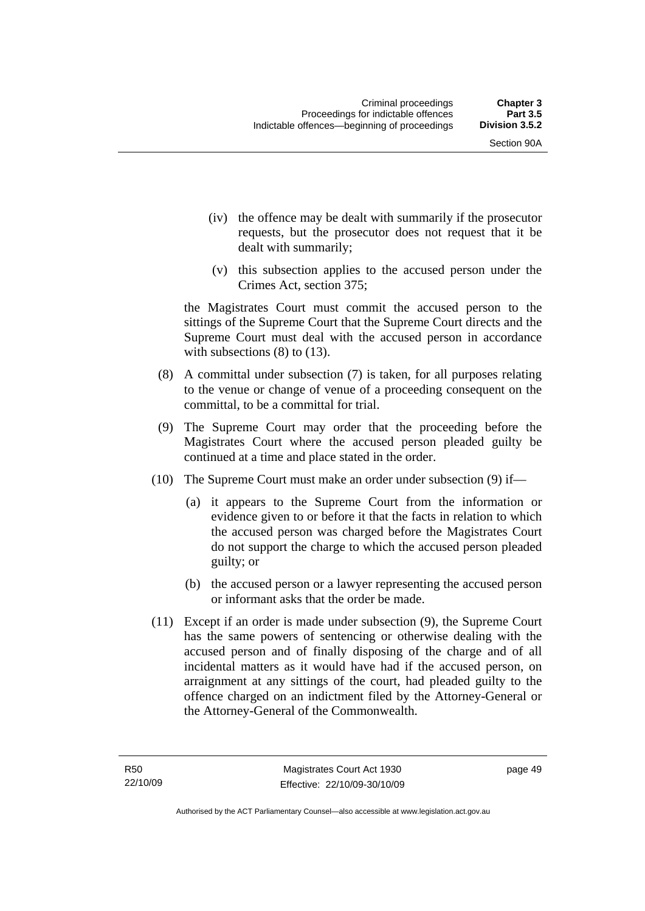(iv) the offence may be dealt with summarily if the prosecutor requests, but the prosecutor does not request that it be dealt with summarily;

(v) this subsection applies to the accused person under the Crimes Act, section 375;

the Magistrates Court must commit the accused person to the sittings of the Supreme Court that the Supreme Court directs and the Supreme Court must deal with the accused person in accordance with subsections (8) to (13).

(8) A committal under subsection (7) is taken, for all purposes relating to the venue or change of venue of a proceeding consequent on the committal, to be a committal for trial.

(9) The Supreme Court may order that the proceeding before the Magistrates Court where the accused person pleaded guilty be continued at a time and place stated in the order.

(10) The Supreme Court must make an order under subsection (9) if—

(a) it appears to the Supreme Court from the information or evidence given to or before it that the facts in relation to which the accused person was charged before the Magistrates Court do not support the charge to which the accused person pleaded guilty; or

(b) the accused person or a lawyer representing the accused person or informant asks that the order be made.

(11) Except if an order is made under subsection (9), the Supreme Court has the same powers of sentencing or otherwise dealing with the accused person and of finally disposing of the charge and of all incidental matters as it would have had if the accused person, on arraignment at any sittings of the court, had pleaded guilty to the offence charged on an indictment filed by the Attorney-General or the Attorney-General of the Commonwealth.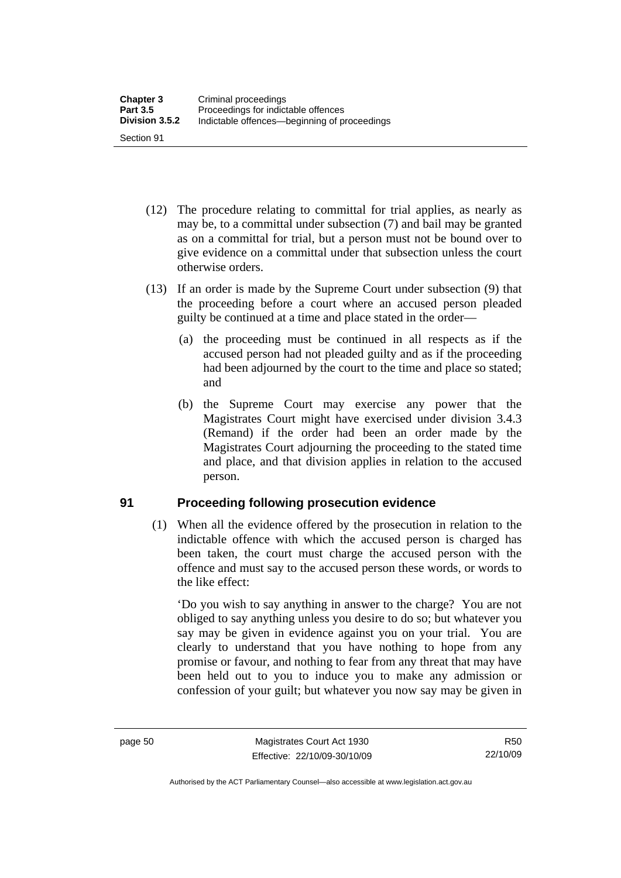(12) The procedure relating to committal for trial applies, as nearly as may be, to a committal under subsection (7) and bail may be granted as on a committal for trial, but a person must not be bound over to give evidence on a committal under that subsection unless the court otherwise orders.

(13) If an order is made by the Supreme Court under subsection (9) that the proceeding before a court where an accused person pleaded guilty be continued at a time and place stated in the order—

(a) the proceeding must be continued in all respects as if the accused person had not pleaded guilty and as if the proceeding had been adjourned by the court to the time and place so stated; and

(b) the Supreme Court may exercise any power that the Magistrates Court might have exercised under division 3.4.3 (Remand) if the order had been an order made by the Magistrates Court adjourning the proceeding to the stated time and place, and that division applies in relation to the accused person.

## 91 Proceeding following prosecution evidence

(1) When all the evidence offered by the prosecution in relation to the indictable offence with which the accused person is charged has been taken, the court must charge the accused person with the offence and must say to the accused person these words, or words to the like effect:

'Do you wish to say anything in answer to the charge? You are not obliged to say anything unless you desire to do so; but whatever you say may be given in evidence against you on your trial. You are clearly to understand that you have nothing to hope from any promise or favour, and nothing to fear from any threat that may have been held out to you to induce you to make any admission or confession of your guilt; but whatever you now say may be given in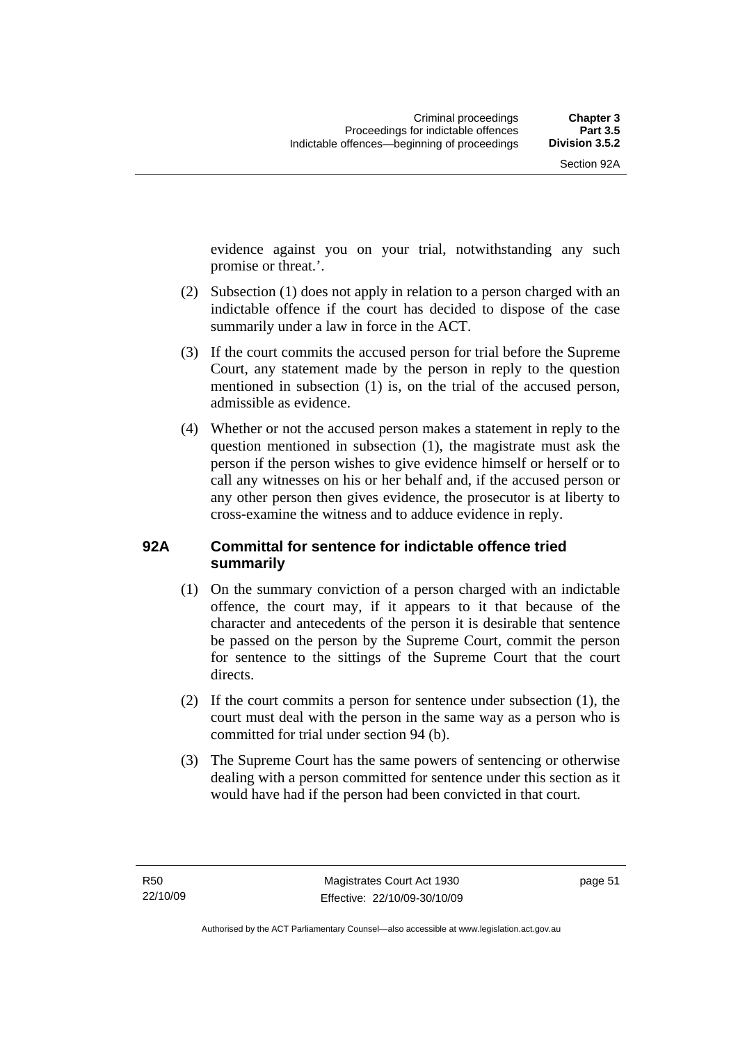evidence against you on your trial, notwithstanding any such promise or threat.'.

(2) Subsection (1) does not apply in relation to a person charged with an indictable offence if the court has decided to dispose of the case summarily under a law in force in the ACT.

(3) If the court commits the accused person for trial before the Supreme Court, any statement made by the person in reply to the question mentioned in subsection (1) is, on the trial of the accused person, admissible as evidence.

(4) Whether or not the accused person makes a statement in reply to the question mentioned in subsection (1), the magistrate must ask the person if the person wishes to give evidence himself or herself or to call any witnesses on his or her behalf and, if the accused person or any other person then gives evidence, the prosecutor is at liberty to cross-examine the witness and to adduce evidence in reply.

## 92A Committal for sentence for indictable offence tried summarily

(1) On the summary conviction of a person charged with an indictable offence, the court may, if it appears to it that because of the character and antecedents of the person it is desirable that sentence be passed on the person by the Supreme Court, commit the person for sentence to the sittings of the Supreme Court that the court directs.

(2) If the court commits a person for sentence under subsection (1), the court must deal with the person in the same way as a person who is committed for trial under section 94 (b).

(3) The Supreme Court has the same powers of sentencing or otherwise dealing with a person committed for sentence under this section as it would have had if the person had been convicted in that court.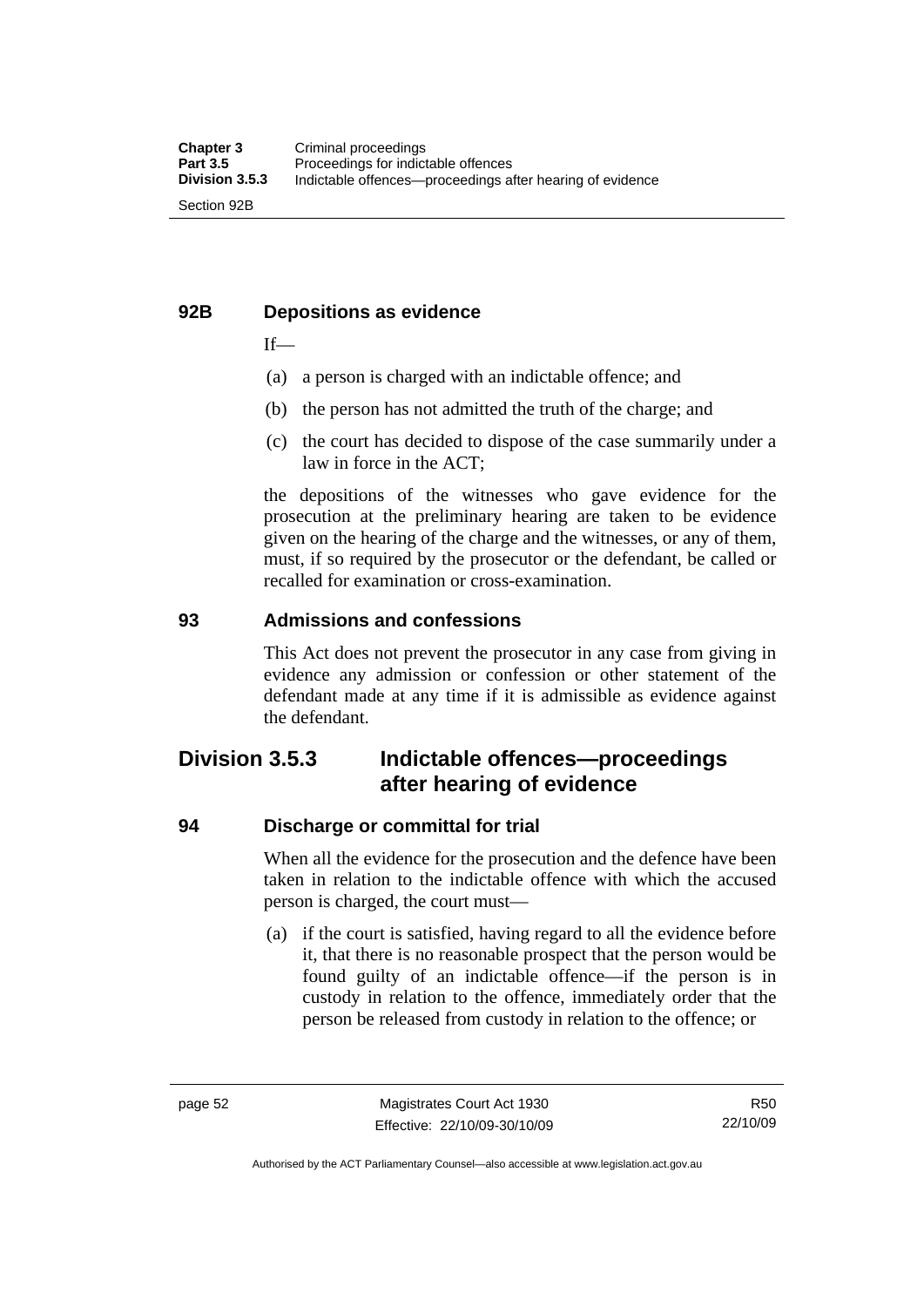### 92B Depositions as evidence

If—

(a) a person is charged with an indictable offence; and

(b) the person has not admitted the truth of the charge; and

(c) the court has decided to dispose of the case summarily under a law in force in the ACT;

the depositions of the witnesses who gave evidence for the prosecution at the preliminary hearing are taken to be evidence given on the hearing of the charge and the witnesses, or any of them, must, if so required by the prosecutor or the defendant, be called or recalled for examination or cross-examination.

### 93 Admissions and confessions

This Act does not prevent the prosecutor in any case from giving in evidence any admission or confession or other statement of the defendant made at any time if it is admissible as evidence against the defendant.

## Division 3.5.3 Indictable offences—proceedings after hearing of evidence

### 94 Discharge or committal for trial

When all the evidence for the prosecution and the defence have been taken in relation to the indictable offence with which the accused person is charged, the court must—

(a) if the court is satisfied, having regard to all the evidence before it, that there is no reasonable prospect that the person would be found guilty of an indictable offence—if the person is in custody in relation to the offence, immediately order that the person be released from custody in relation to the offence; or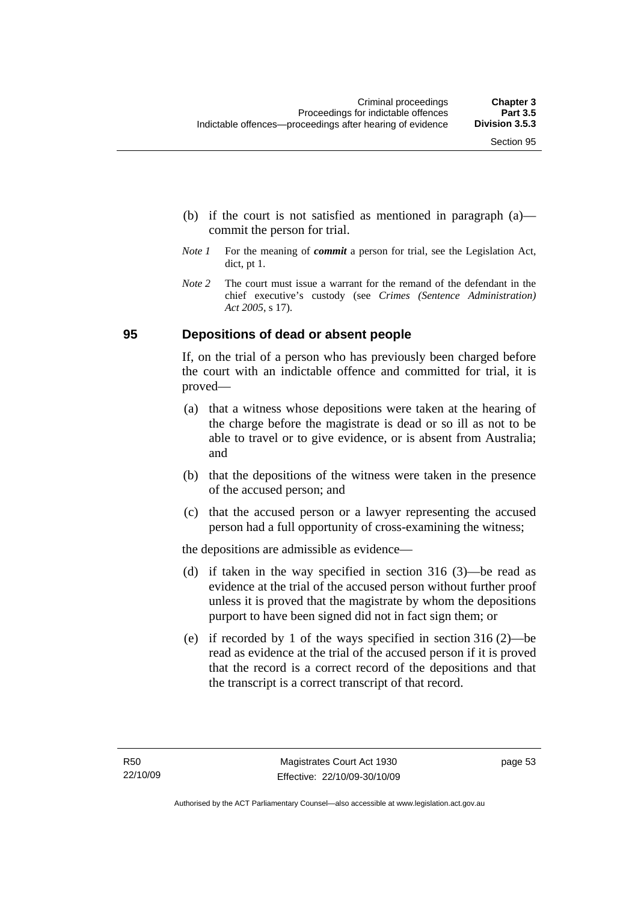(b) if the court is not satisfied as mentioned in paragraph (a)—commit the person for trial.

*Note 1* For the meaning of ***commit*** a person for trial, see the Legislation Act, dict, pt 1.

*Note 2* The court must issue a warrant for the remand of the defendant in the chief executive's custody (see *Crimes (Sentence Administration) Act 2005*, s 17).

## 95 Depositions of dead or absent people

If, on the trial of a person who has previously been charged before the court with an indictable offence and committed for trial, it is proved—

(a) that a witness whose depositions were taken at the hearing of the charge before the magistrate is dead or so ill as not to be able to travel or to give evidence, or is absent from Australia; and

(b) that the depositions of the witness were taken in the presence of the accused person; and

(c) that the accused person or a lawyer representing the accused person had a full opportunity of cross-examining the witness;

the depositions are admissible as evidence—

(d) if taken in the way specified in section 316 (3)—be read as evidence at the trial of the accused person without further proof unless it is proved that the magistrate by whom the depositions purport to have been signed did not in fact sign them; or

(e) if recorded by 1 of the ways specified in section 316 (2)—be read as evidence at the trial of the accused person if it is proved that the record is a correct record of the depositions and that the transcript is a correct transcript of that record.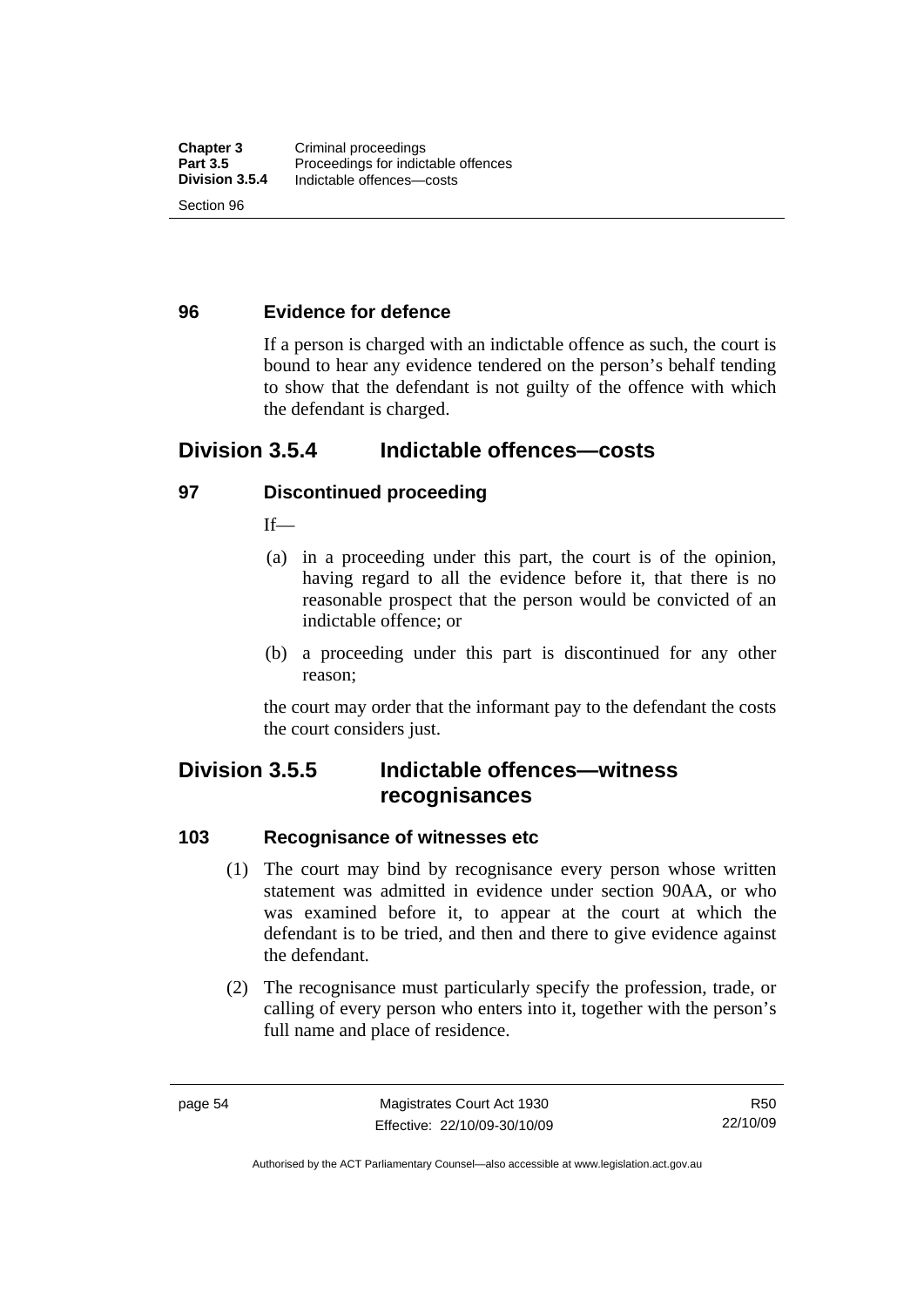### 96 Evidence for defence

If a person is charged with an indictable offence as such, the court is bound to hear any evidence tendered on the person's behalf tending to show that the defendant is not guilty of the offence with which the defendant is charged.

## Division 3.5.4 Indictable offences—costs

### 97 Discontinued proceeding

If—

(a) in a proceeding under this part, the court is of the opinion, having regard to all the evidence before it, that there is no reasonable prospect that the person would be convicted of an indictable offence; or

(b) a proceeding under this part is discontinued for any other reason;

the court may order that the informant pay to the defendant the costs the court considers just.

## Division 3.5.5 Indictable offences—witness recognisances

### 103 Recognisance of witnesses etc

(1) The court may bind by recognisance every person whose written statement was admitted in evidence under section 90AA, or who was examined before it, to appear at the court at which the defendant is to be tried, and then and there to give evidence against the defendant.

(2) The recognisance must particularly specify the profession, trade, or calling of every person who enters into it, together with the person's full name and place of residence.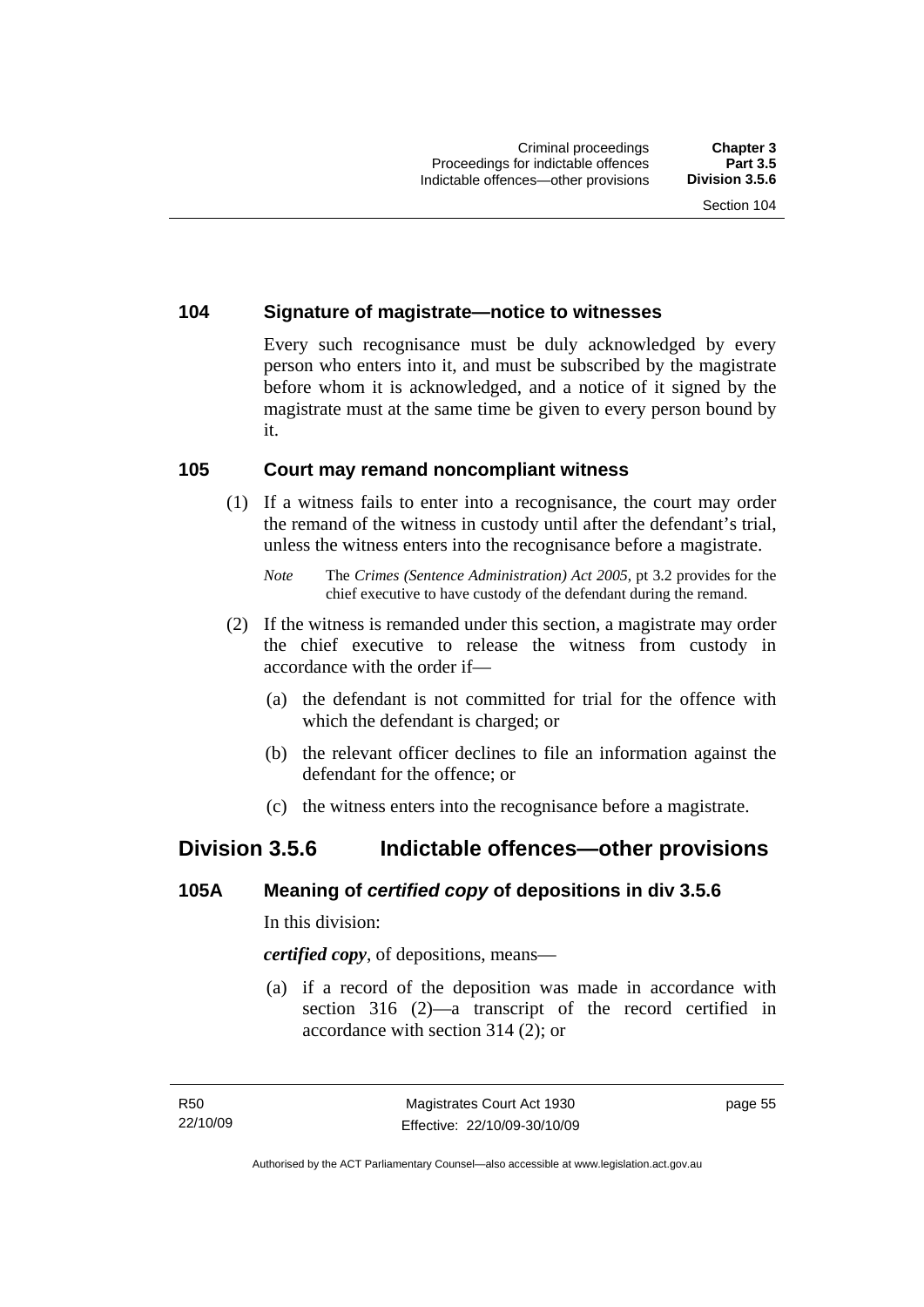### 104 Signature of magistrate—notice to witnesses

Every such recognisance must be duly acknowledged by every person who enters into it, and must be subscribed by the magistrate before whom it is acknowledged, and a notice of it signed by the magistrate must at the same time be given to every person bound by it.

### 105 Court may remand noncompliant witness

(1) If a witness fails to enter into a recognisance, the court may order the remand of the witness in custody until after the defendant's trial, unless the witness enters into the recognisance before a magistrate.

*Note* The *Crimes (Sentence Administration) Act 2005*, pt 3.2 provides for the chief executive to have custody of the defendant during the remand.

(2) If the witness is remanded under this section, a magistrate may order the chief executive to release the witness from custody in accordance with the order if—

(a) the defendant is not committed for trial for the offence with which the defendant is charged; or

(b) the relevant officer declines to file an information against the defendant for the offence; or

(c) the witness enters into the recognisance before a magistrate.

## Division 3.5.6 Indictable offences—other provisions

### 105A Meaning of *certified copy* of depositions in div 3.5.6

In this division:

***certified copy***, of depositions, means—

(a) if a record of the deposition was made in accordance with section 316 (2)—a transcript of the record certified in accordance with section 314 (2); or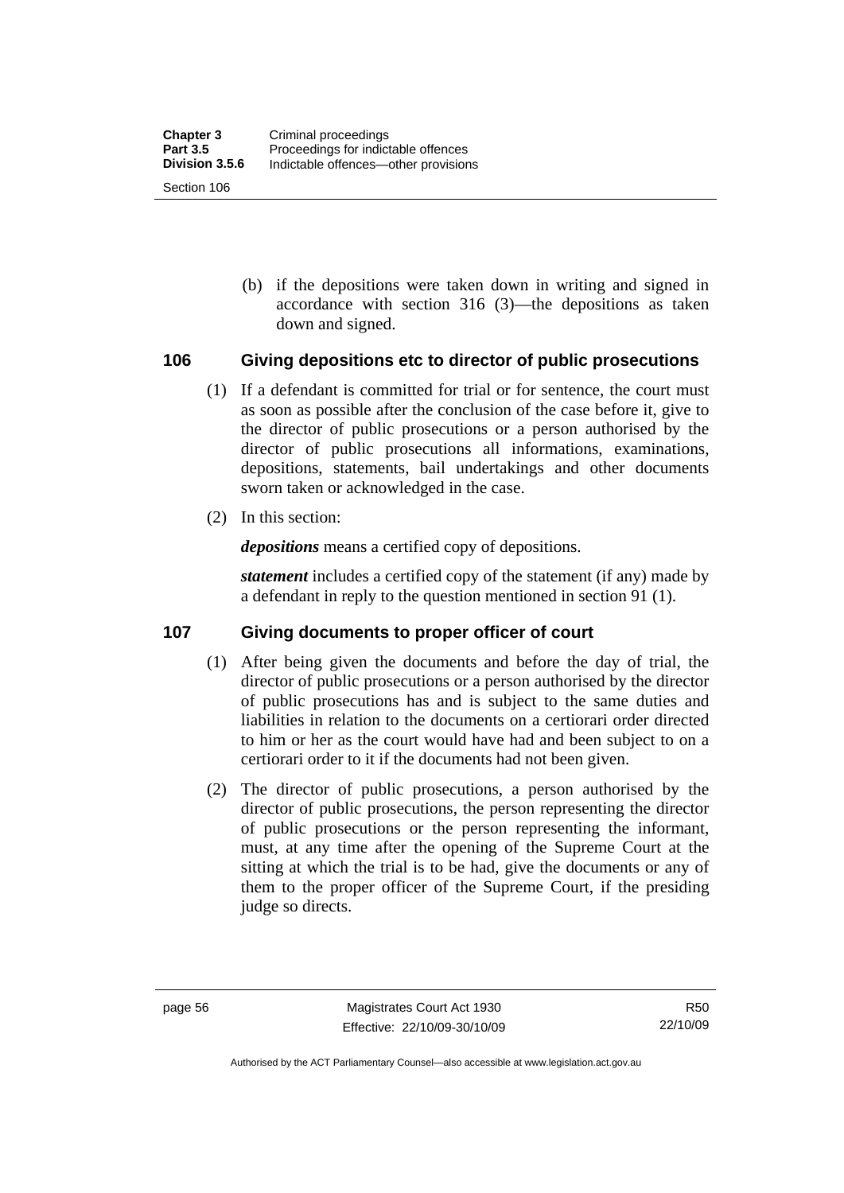(b) if the depositions were taken down in writing and signed in accordance with section 316 (3)—the depositions as taken down and signed.

## 106 Giving depositions etc to director of public prosecutions

(1) If a defendant is committed for trial or for sentence, the court must as soon as possible after the conclusion of the case before it, give to the director of public prosecutions or a person authorised by the director of public prosecutions all informations, examinations, depositions, statements, bail undertakings and other documents sworn taken or acknowledged in the case.

(2) In this section:

***depositions*** means a certified copy of depositions.

***statement*** includes a certified copy of the statement (if any) made by a defendant in reply to the question mentioned in section 91 (1).

## 107 Giving documents to proper officer of court

(1) After being given the documents and before the day of trial, the director of public prosecutions or a person authorised by the director of public prosecutions has and is subject to the same duties and liabilities in relation to the documents on a certiorari order directed to him or her as the court would have had and been subject to on a certiorari order to it if the documents had not been given.

(2) The director of public prosecutions, a person authorised by the director of public prosecutions, the person representing the director of public prosecutions or the person representing the informant, must, at any time after the opening of the Supreme Court at the sitting at which the trial is to be had, give the documents or any of them to the proper officer of the Supreme Court, if the presiding judge so directs.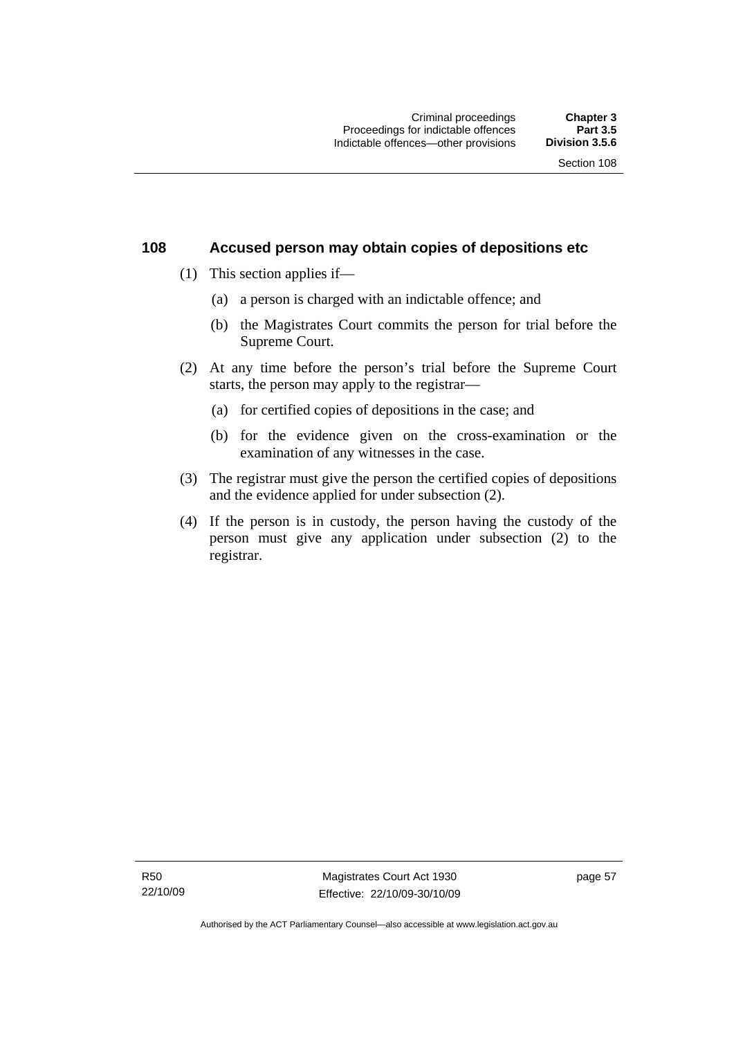## 108 Accused person may obtain copies of depositions etc

(1) This section applies if—

(a) a person is charged with an indictable offence; and

(b) the Magistrates Court commits the person for trial before the Supreme Court.

(2) At any time before the person's trial before the Supreme Court starts, the person may apply to the registrar—

(a) for certified copies of depositions in the case; and

(b) for the evidence given on the cross-examination or the examination of any witnesses in the case.

(3) The registrar must give the person the certified copies of depositions and the evidence applied for under subsection (2).

(4) If the person is in custody, the person having the custody of the person must give any application under subsection (2) to the registrar.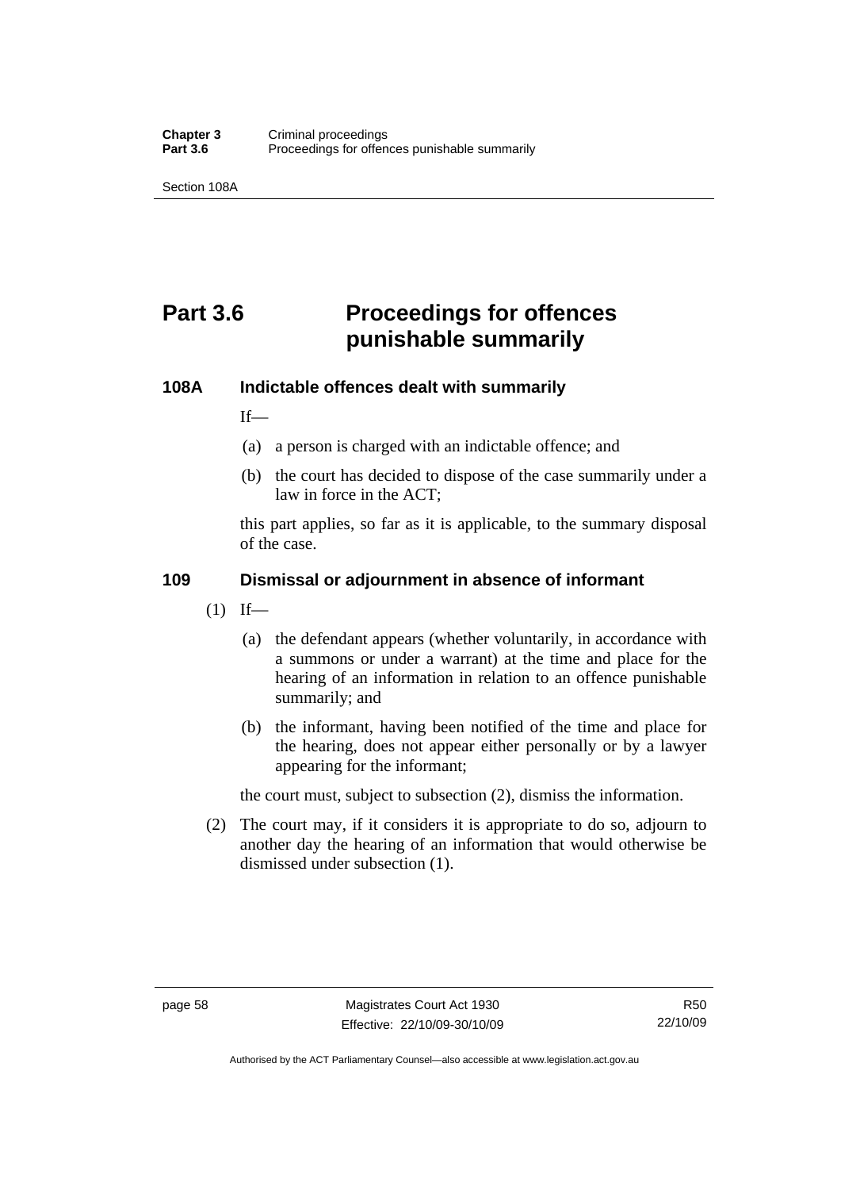# Part 3.6 Proceedings for offences punishable summarily

## 108A Indictable offences dealt with summarily

If—

(a) a person is charged with an indictable offence; and

(b) the court has decided to dispose of the case summarily under a law in force in the ACT;

this part applies, so far as it is applicable, to the summary disposal of the case.

## 109 Dismissal or adjournment in absence of informant

(1) If—

(a) the defendant appears (whether voluntarily, in accordance with a summons or under a warrant) at the time and place for the hearing of an information in relation to an offence punishable summarily; and

(b) the informant, having been notified of the time and place for the hearing, does not appear either personally or by a lawyer appearing for the informant;

the court must, subject to subsection (2), dismiss the information.

(2) The court may, if it considers it is appropriate to do so, adjourn to another day the hearing of an information that would otherwise be dismissed under subsection (1).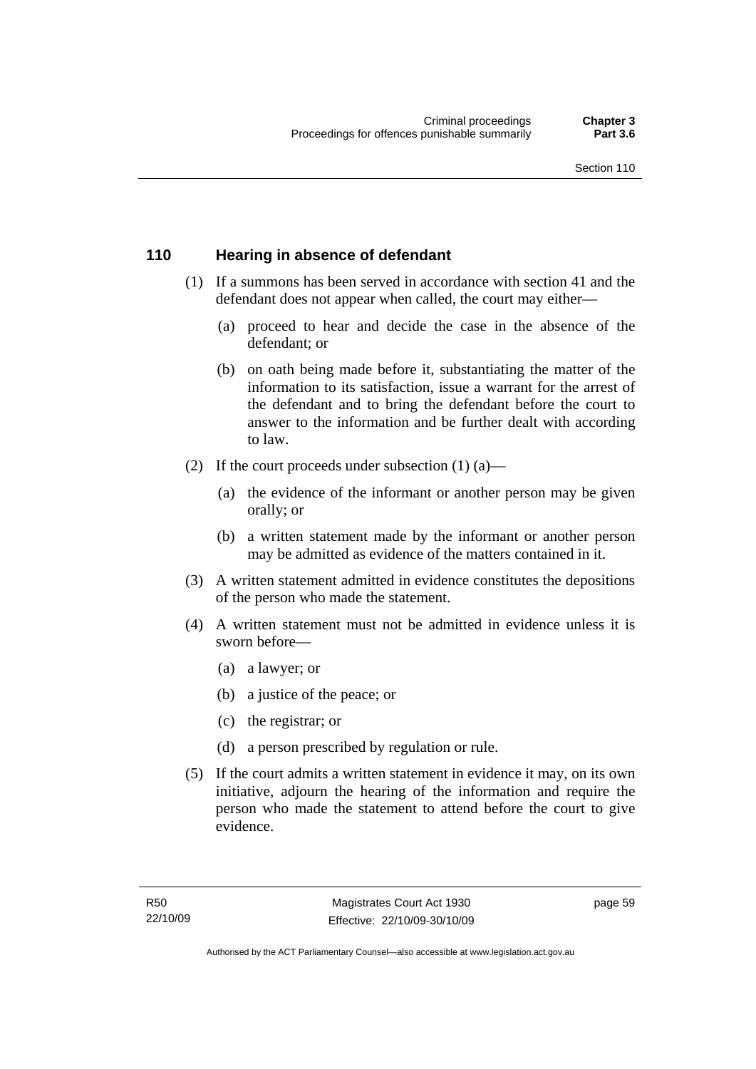## 110 Hearing in absence of defendant

(1) If a summons has been served in accordance with section 41 and the defendant does not appear when called, the court may either—

  (a) proceed to hear and decide the case in the absence of the defendant; or

  (b) on oath being made before it, substantiating the matter of the information to its satisfaction, issue a warrant for the arrest of the defendant and to bring the defendant before the court to answer to the information and be further dealt with according to law.

(2) If the court proceeds under subsection (1) (a)—

  (a) the evidence of the informant or another person may be given orally; or

  (b) a written statement made by the informant or another person may be admitted as evidence of the matters contained in it.

(3) A written statement admitted in evidence constitutes the depositions of the person who made the statement.

(4) A written statement must not be admitted in evidence unless it is sworn before—

  (a) a lawyer; or

  (b) a justice of the peace; or

  (c) the registrar; or

  (d) a person prescribed by regulation or rule.

(5) If the court admits a written statement in evidence it may, on its own initiative, adjourn the hearing of the information and require the person who made the statement to attend before the court to give evidence.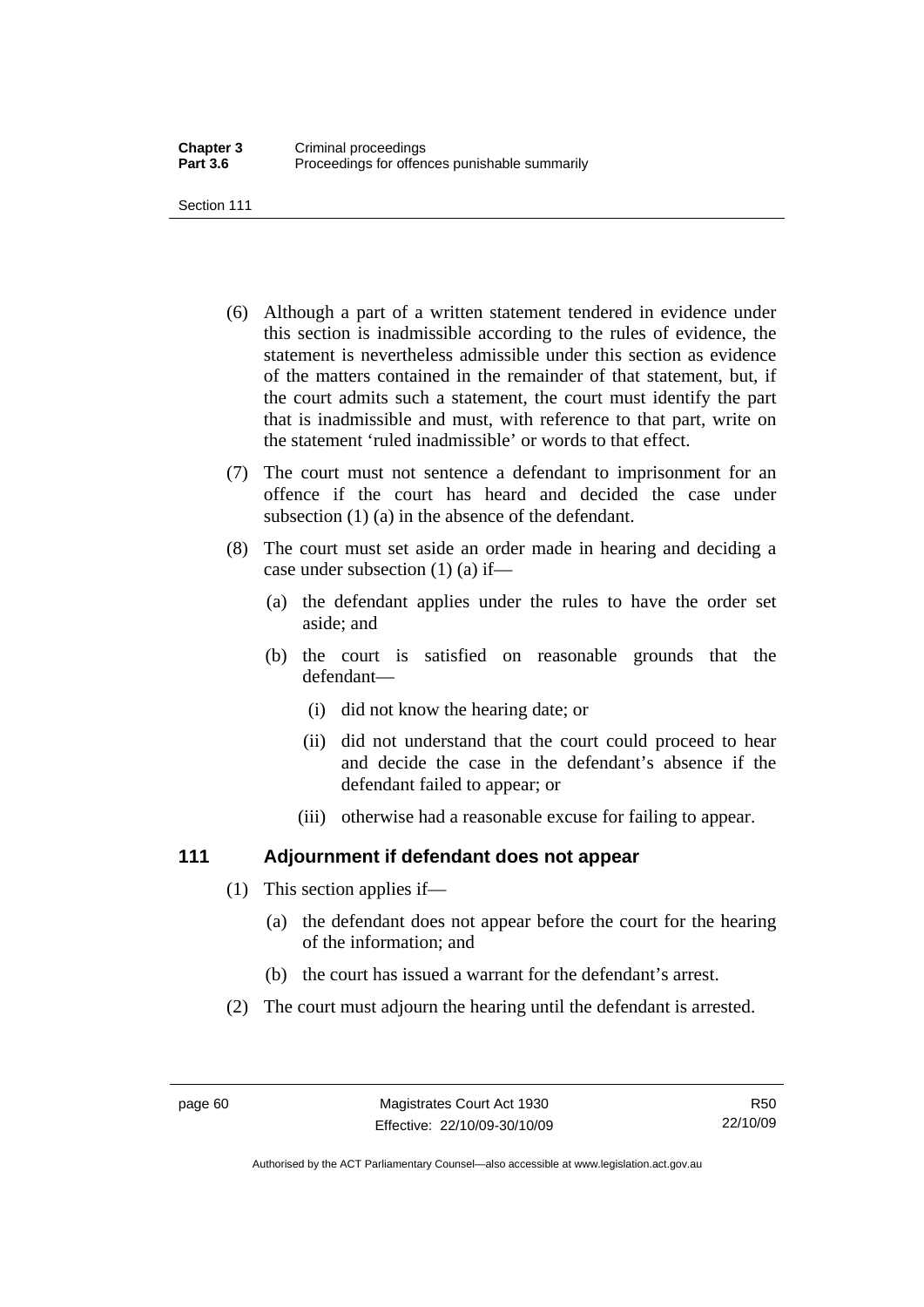(6) Although a part of a written statement tendered in evidence under this section is inadmissible according to the rules of evidence, the statement is nevertheless admissible under this section as evidence of the matters contained in the remainder of that statement, but, if the court admits such a statement, the court must identify the part that is inadmissible and must, with reference to that part, write on the statement 'ruled inadmissible' or words to that effect.

(7) The court must not sentence a defendant to imprisonment for an offence if the court has heard and decided the case under subsection (1) (a) in the absence of the defendant.

(8) The court must set aside an order made in hearing and deciding a case under subsection (1) (a) if—

- (a) the defendant applies under the rules to have the order set aside; and
- (b) the court is satisfied on reasonable grounds that the defendant—
  - (i) did not know the hearing date; or
  - (ii) did not understand that the court could proceed to hear and decide the case in the defendant's absence if the defendant failed to appear; or
  - (iii) otherwise had a reasonable excuse for failing to appear.

### 111 Adjournment if defendant does not appear

(1) This section applies if—

- (a) the defendant does not appear before the court for the hearing of the information; and
- (b) the court has issued a warrant for the defendant's arrest.

(2) The court must adjourn the hearing until the defendant is arrested.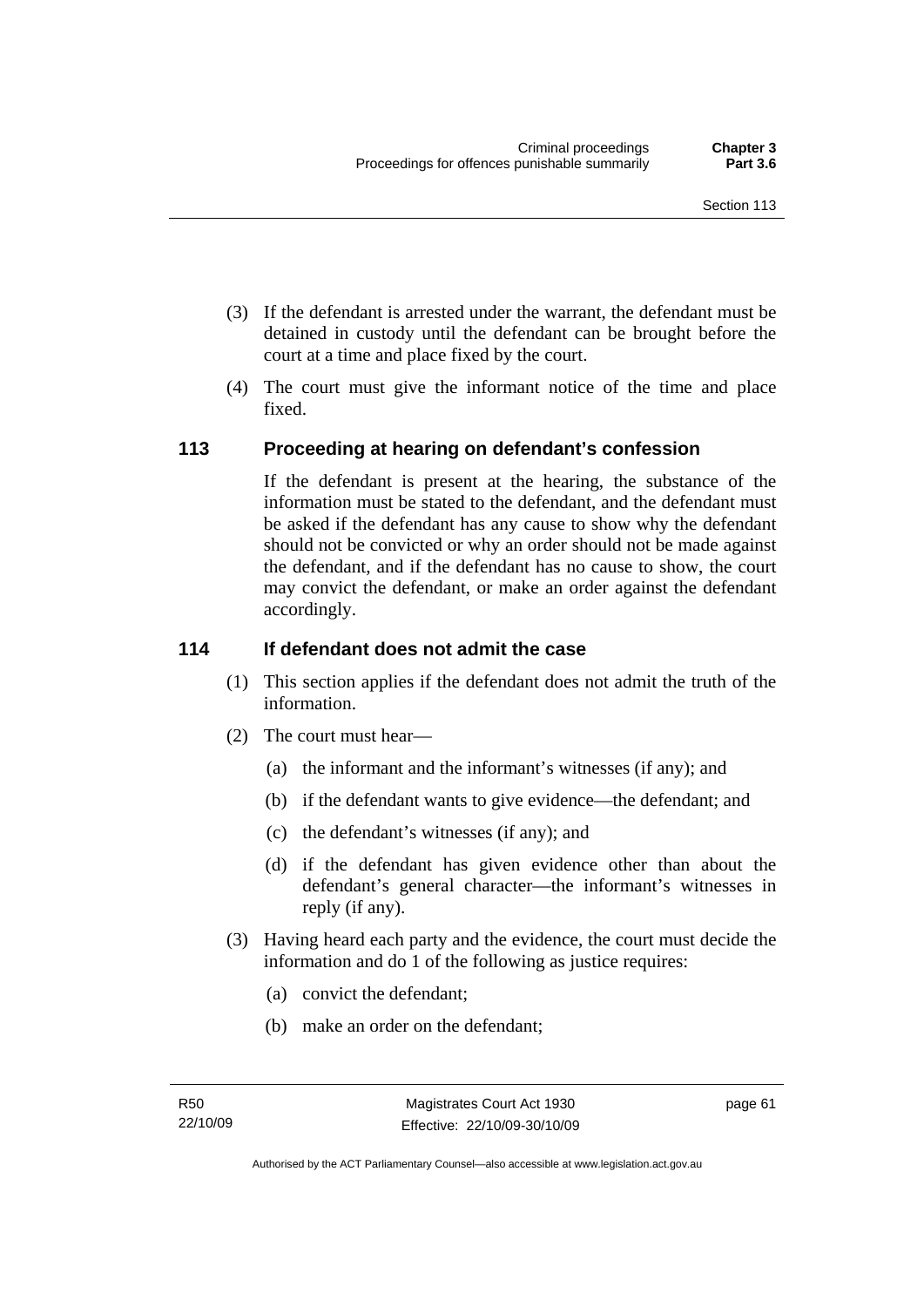(3) If the defendant is arrested under the warrant, the defendant must be detained in custody until the defendant can be brought before the court at a time and place fixed by the court.

(4) The court must give the informant notice of the time and place fixed.

## 113 Proceeding at hearing on defendant's confession

If the defendant is present at the hearing, the substance of the information must be stated to the defendant, and the defendant must be asked if the defendant has any cause to show why the defendant should not be convicted or why an order should not be made against the defendant, and if the defendant has no cause to show, the court may convict the defendant, or make an order against the defendant accordingly.

## 114 If defendant does not admit the case

(1) This section applies if the defendant does not admit the truth of the information.

(2) The court must hear—

(a) the informant and the informant's witnesses (if any); and

(b) if the defendant wants to give evidence—the defendant; and

(c) the defendant's witnesses (if any); and

(d) if the defendant has given evidence other than about the defendant's general character—the informant's witnesses in reply (if any).

(3) Having heard each party and the evidence, the court must decide the information and do 1 of the following as justice requires:

(a) convict the defendant;

(b) make an order on the defendant;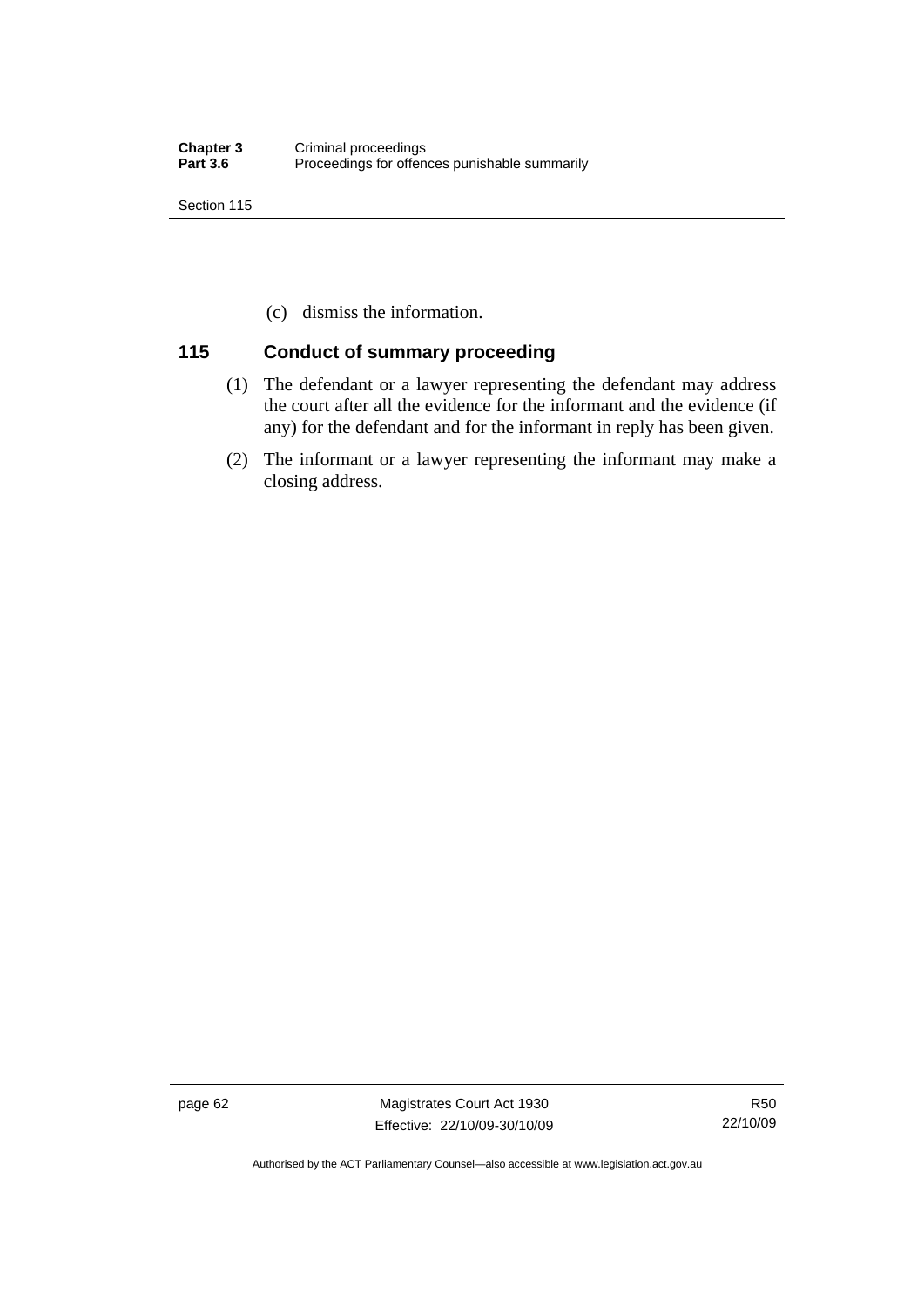(c) dismiss the information.

## 115 Conduct of summary proceeding

(1) The defendant or a lawyer representing the defendant may address the court after all the evidence for the informant and the evidence (if any) for the defendant and for the informant in reply has been given.

(2) The informant or a lawyer representing the informant may make a closing address.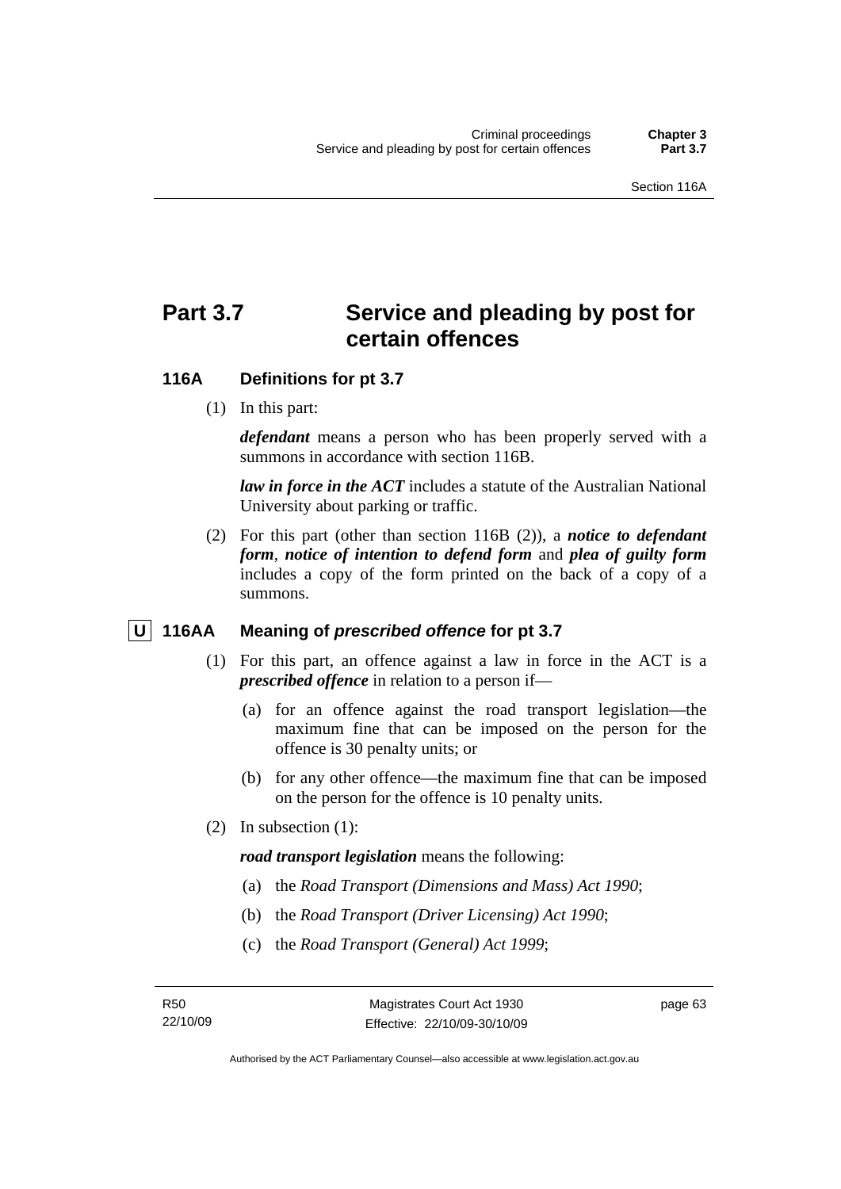# Part 3.7 Service and pleading by post for certain offences

## 116A Definitions for pt 3.7

(1) In this part:

***defendant*** means a person who has been properly served with a summons in accordance with section 116B.

***law in force in the ACT*** includes a statute of the Australian National University about parking or traffic.

(2) For this part (other than section 116B (2)), a ***notice to defendant form***, ***notice of intention to defend form*** and ***plea of guilty form*** includes a copy of the form printed on the back of a copy of a summons.

## U 116AA Meaning of *prescribed offence* for pt 3.7

(1) For this part, an offence against a law in force in the ACT is a ***prescribed offence*** in relation to a person if—

(a) for an offence against the road transport legislation—the maximum fine that can be imposed on the person for the offence is 30 penalty units; or

(b) for any other offence—the maximum fine that can be imposed on the person for the offence is 10 penalty units.

(2) In subsection (1):

***road transport legislation*** means the following:

(a) the *Road Transport (Dimensions and Mass) Act 1990*;

(b) the *Road Transport (Driver Licensing) Act 1990*;

(c) the *Road Transport (General) Act 1999*;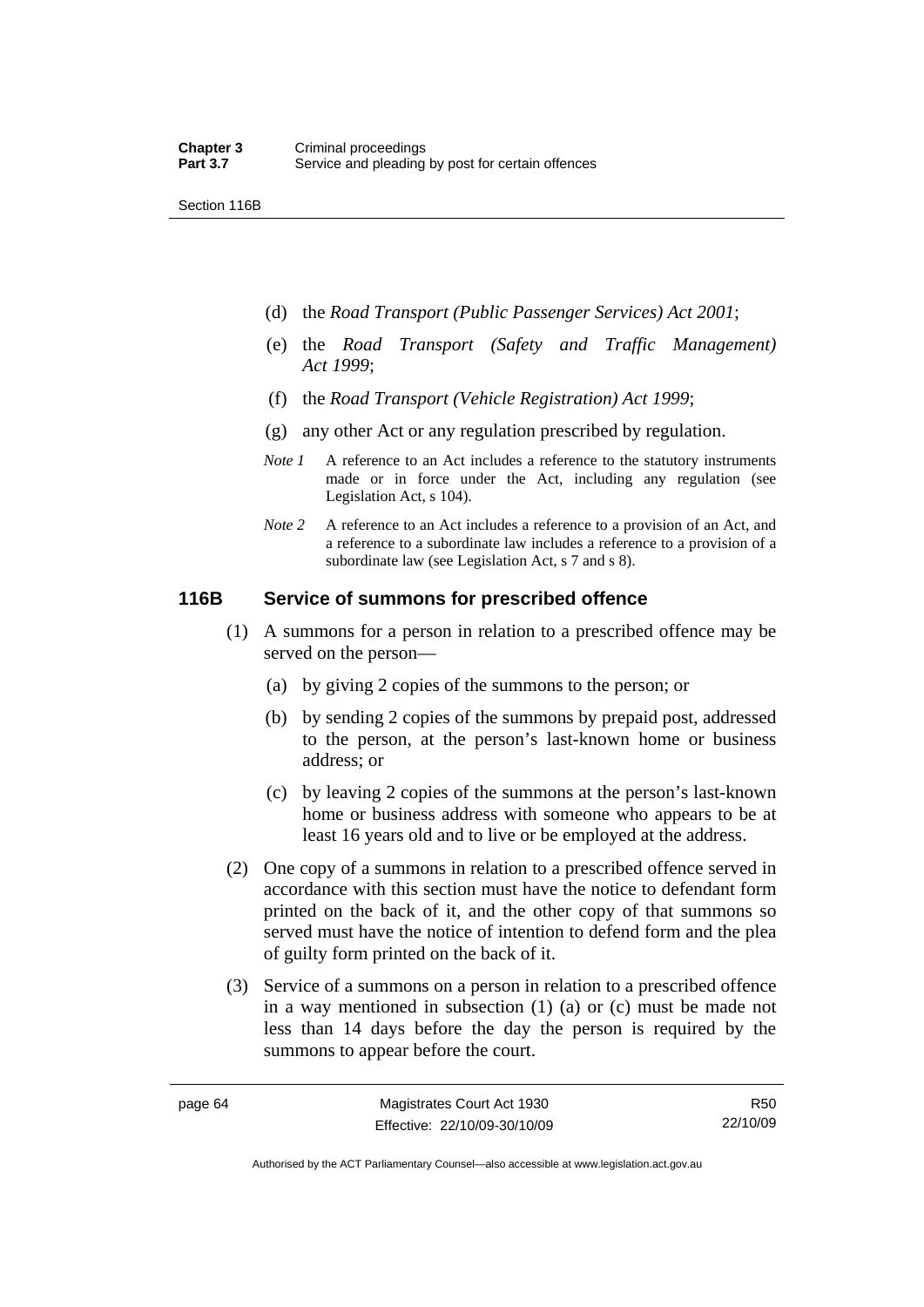(d) the *Road Transport (Public Passenger Services) Act 2001*;

(e) the *Road Transport (Safety and Traffic Management) Act 1999*;

(f) the *Road Transport (Vehicle Registration) Act 1999*;

(g) any other Act or any regulation prescribed by regulation.

*Note 1* A reference to an Act includes a reference to the statutory instruments made or in force under the Act, including any regulation (see Legislation Act, s 104).

*Note 2* A reference to an Act includes a reference to a provision of an Act, and a reference to a subordinate law includes a reference to a provision of a subordinate law (see Legislation Act, s 7 and s 8).

### 116B Service of summons for prescribed offence

(1) A summons for a person in relation to a prescribed offence may be served on the person—

(a) by giving 2 copies of the summons to the person; or

(b) by sending 2 copies of the summons by prepaid post, addressed to the person, at the person's last-known home or business address; or

(c) by leaving 2 copies of the summons at the person's last-known home or business address with someone who appears to be at least 16 years old and to live or be employed at the address.

(2) One copy of a summons in relation to a prescribed offence served in accordance with this section must have the notice to defendant form printed on the back of it, and the other copy of that summons so served must have the notice of intention to defend form and the plea of guilty form printed on the back of it.

(3) Service of a summons on a person in relation to a prescribed offence in a way mentioned in subsection (1) (a) or (c) must be made not less than 14 days before the day the person is required by the summons to appear before the court.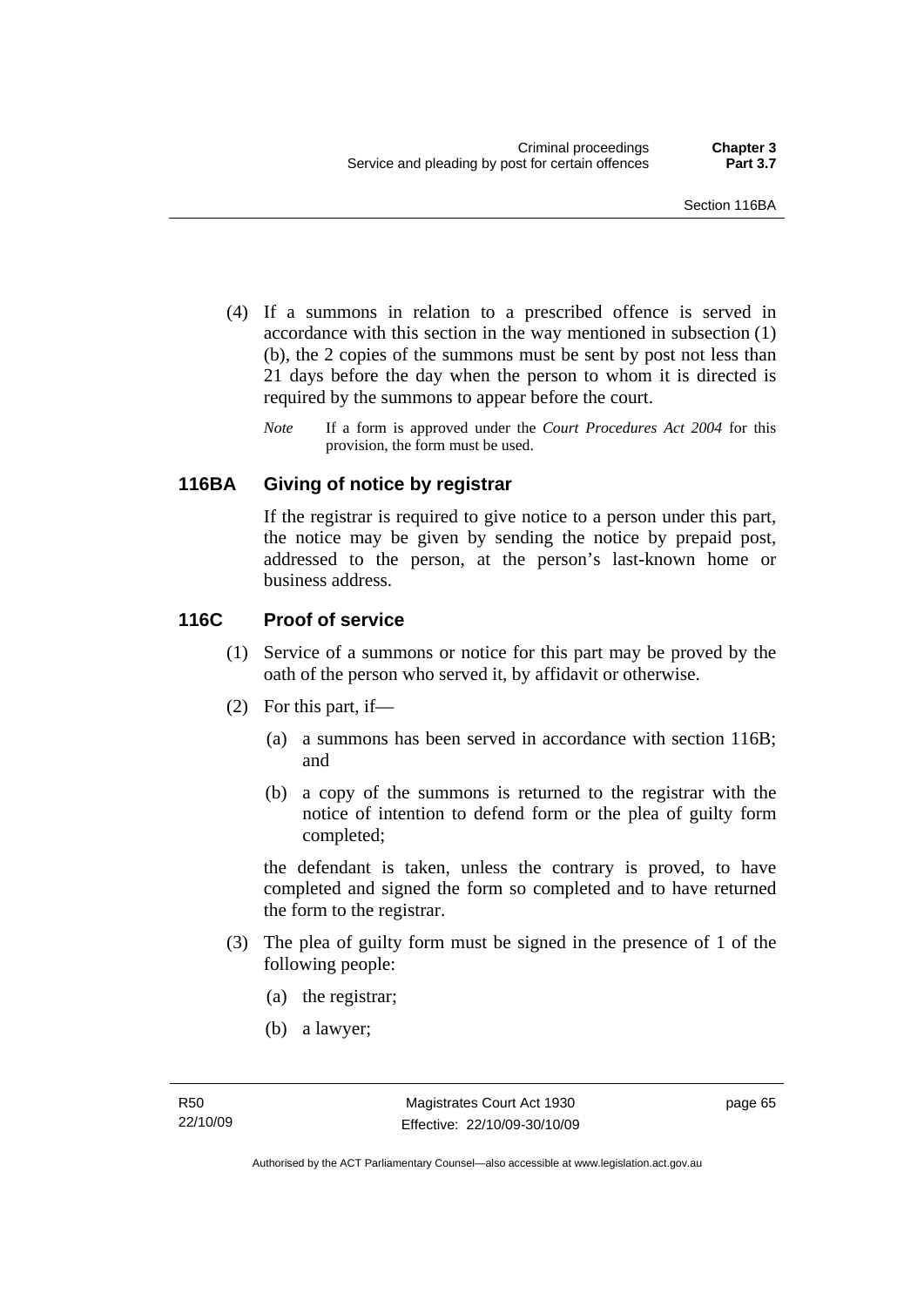(4) If a summons in relation to a prescribed offence is served in accordance with this section in the way mentioned in subsection (1) (b), the 2 copies of the summons must be sent by post not less than 21 days before the day when the person to whom it is directed is required by the summons to appear before the court.

*Note* If a form is approved under the *Court Procedures Act 2004* for this provision, the form must be used.

### 116BA Giving of notice by registrar

If the registrar is required to give notice to a person under this part, the notice may be given by sending the notice by prepaid post, addressed to the person, at the person's last-known home or business address.

### 116C Proof of service

(1) Service of a summons or notice for this part may be proved by the oath of the person who served it, by affidavit or otherwise.

(2) For this part, if—

(a) a summons has been served in accordance with section 116B; and

(b) a copy of the summons is returned to the registrar with the notice of intention to defend form or the plea of guilty form completed;

the defendant is taken, unless the contrary is proved, to have completed and signed the form so completed and to have returned the form to the registrar.

(3) The plea of guilty form must be signed in the presence of 1 of the following people:

(a) the registrar;

(b) a lawyer;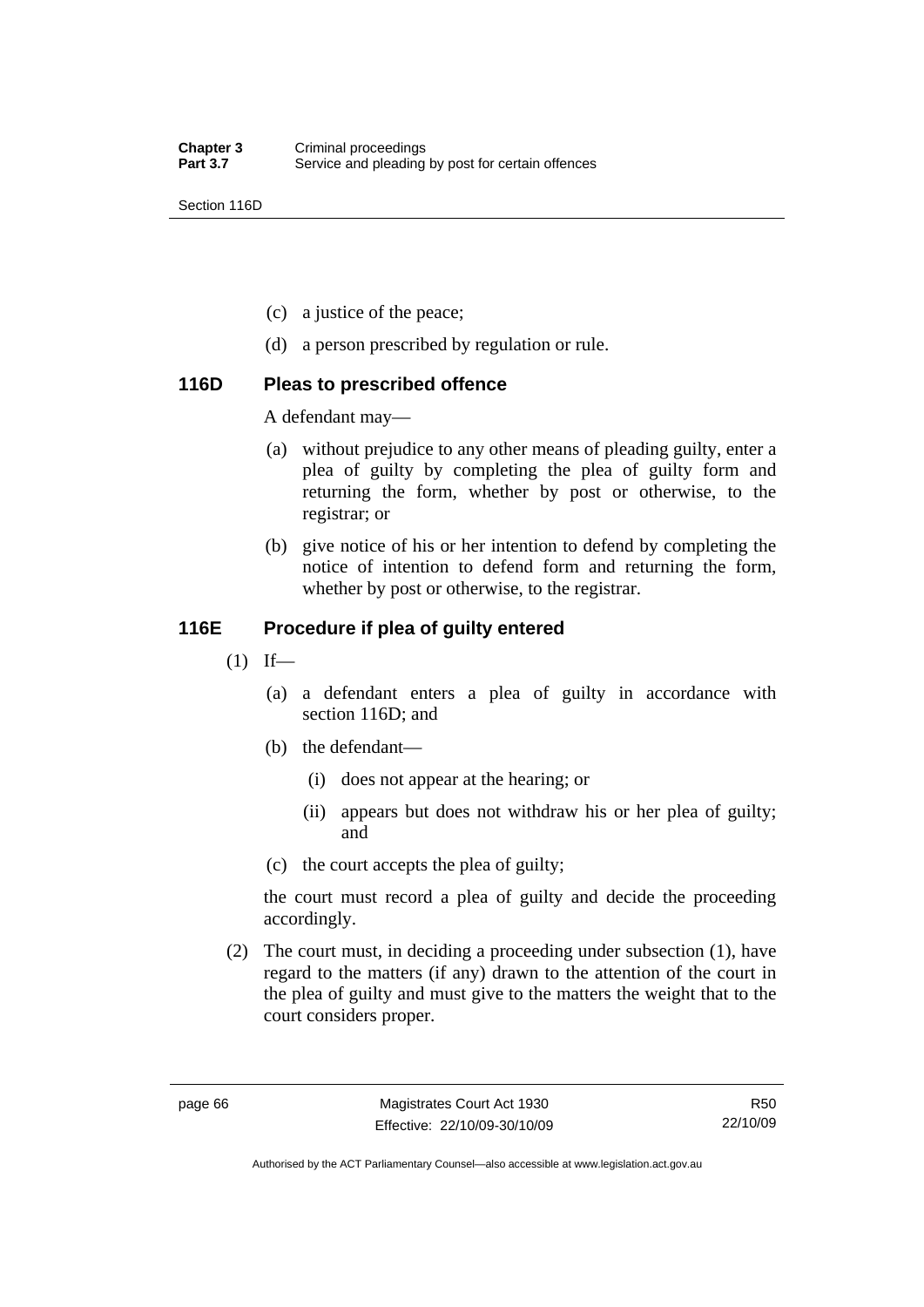(c) a justice of the peace;

(d) a person prescribed by regulation or rule.

### 116D Pleas to prescribed offence

A defendant may—

(a) without prejudice to any other means of pleading guilty, enter a plea of guilty by completing the plea of guilty form and returning the form, whether by post or otherwise, to the registrar; or

(b) give notice of his or her intention to defend by completing the notice of intention to defend form and returning the form, whether by post or otherwise, to the registrar.

### 116E Procedure if plea of guilty entered

(1) If—

(a) a defendant enters a plea of guilty in accordance with section 116D; and

(b) the defendant—

(i) does not appear at the hearing; or

(ii) appears but does not withdraw his or her plea of guilty; and

(c) the court accepts the plea of guilty;

the court must record a plea of guilty and decide the proceeding accordingly.

(2) The court must, in deciding a proceeding under subsection (1), have regard to the matters (if any) drawn to the attention of the court in the plea of guilty and must give to the matters the weight that to the court considers proper.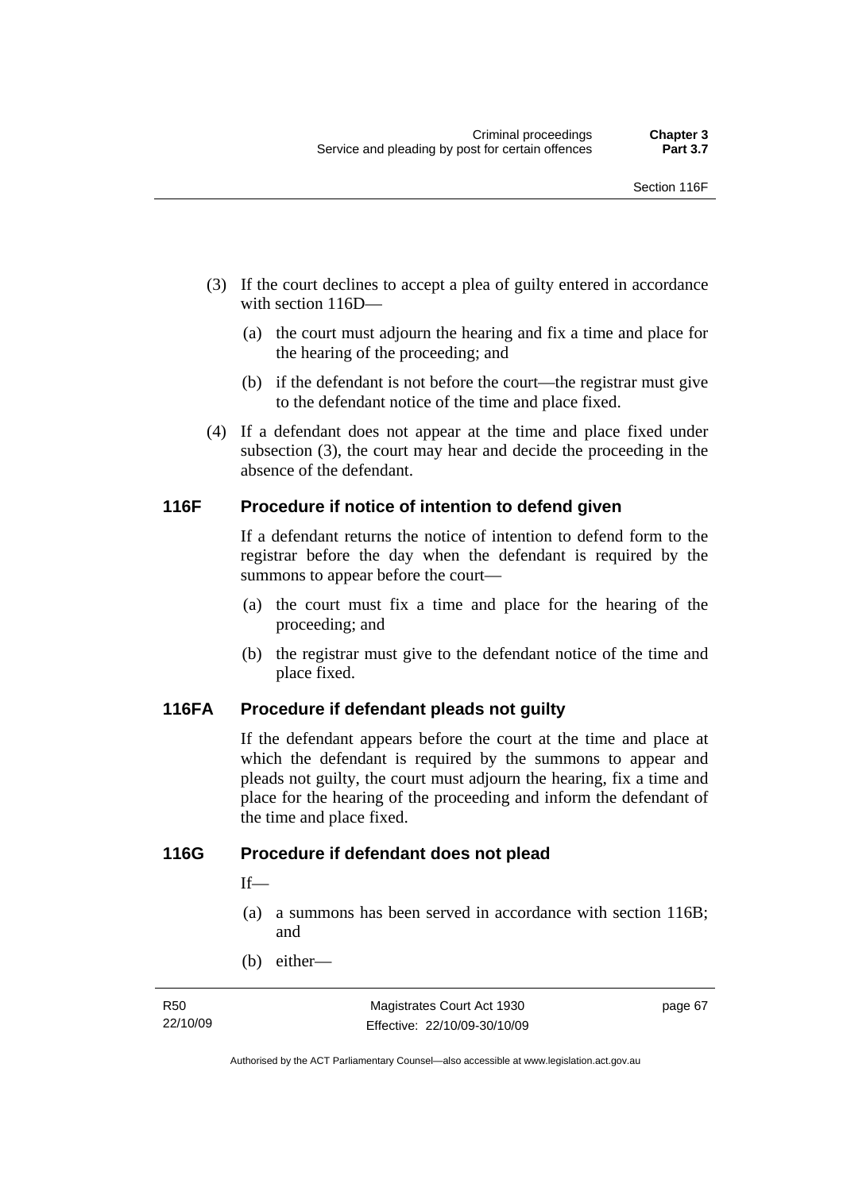(3) If the court declines to accept a plea of guilty entered in accordance with section 116D—

   (a) the court must adjourn the hearing and fix a time and place for the hearing of the proceeding; and

   (b) if the defendant is not before the court—the registrar must give to the defendant notice of the time and place fixed.

(4) If a defendant does not appear at the time and place fixed under subsection (3), the court may hear and decide the proceeding in the absence of the defendant.

## 116F Procedure if notice of intention to defend given

If a defendant returns the notice of intention to defend form to the registrar before the day when the defendant is required by the summons to appear before the court—

(a) the court must fix a time and place for the hearing of the proceeding; and

(b) the registrar must give to the defendant notice of the time and place fixed.

## 116FA Procedure if defendant pleads not guilty

If the defendant appears before the court at the time and place at which the defendant is required by the summons to appear and pleads not guilty, the court must adjourn the hearing, fix a time and place for the hearing of the proceeding and inform the defendant of the time and place fixed.

## 116G Procedure if defendant does not plead

If—

(a) a summons has been served in accordance with section 116B; and

(b) either—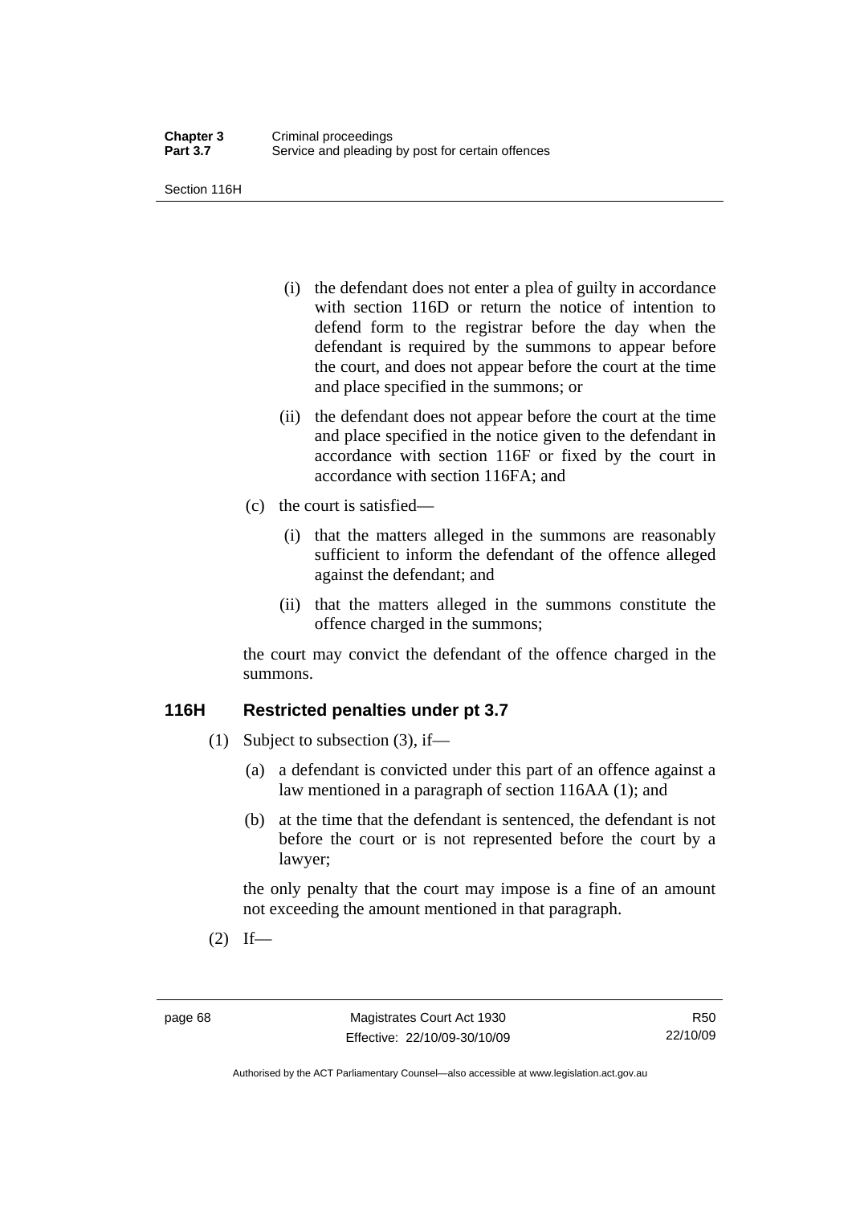(i) the defendant does not enter a plea of guilty in accordance with section 116D or return the notice of intention to defend form to the registrar before the day when the defendant is required by the summons to appear before the court, and does not appear before the court at the time and place specified in the summons; or

(ii) the defendant does not appear before the court at the time and place specified in the notice given to the defendant in accordance with section 116F or fixed by the court in accordance with section 116FA; and

(c) the court is satisfied—

(i) that the matters alleged in the summons are reasonably sufficient to inform the defendant of the offence alleged against the defendant; and

(ii) that the matters alleged in the summons constitute the offence charged in the summons;

the court may convict the defendant of the offence charged in the summons.

## 116H Restricted penalties under pt 3.7

(1) Subject to subsection (3), if—

(a) a defendant is convicted under this part of an offence against a law mentioned in a paragraph of section 116AA (1); and

(b) at the time that the defendant is sentenced, the defendant is not before the court or is not represented before the court by a lawyer;

the only penalty that the court may impose is a fine of an amount not exceeding the amount mentioned in that paragraph.

(2) If—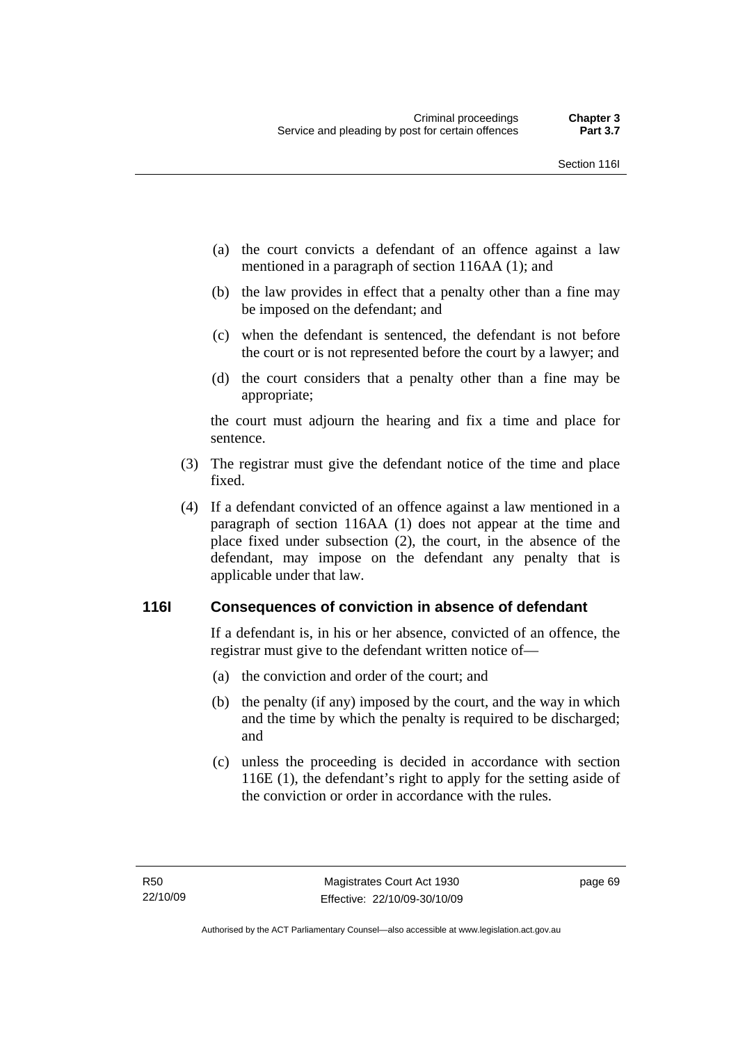(a) the court convicts a defendant of an offence against a law mentioned in a paragraph of section 116AA (1); and

(b) the law provides in effect that a penalty other than a fine may be imposed on the defendant; and

(c) when the defendant is sentenced, the defendant is not before the court or is not represented before the court by a lawyer; and

(d) the court considers that a penalty other than a fine may be appropriate;

the court must adjourn the hearing and fix a time and place for sentence.

(3) The registrar must give the defendant notice of the time and place fixed.

(4) If a defendant convicted of an offence against a law mentioned in a paragraph of section 116AA (1) does not appear at the time and place fixed under subsection (2), the court, in the absence of the defendant, may impose on the defendant any penalty that is applicable under that law.

### 116I Consequences of conviction in absence of defendant

If a defendant is, in his or her absence, convicted of an offence, the registrar must give to the defendant written notice of—

(a) the conviction and order of the court; and

(b) the penalty (if any) imposed by the court, and the way in which and the time by which the penalty is required to be discharged; and

(c) unless the proceeding is decided in accordance with section 116E (1), the defendant's right to apply for the setting aside of the conviction or order in accordance with the rules.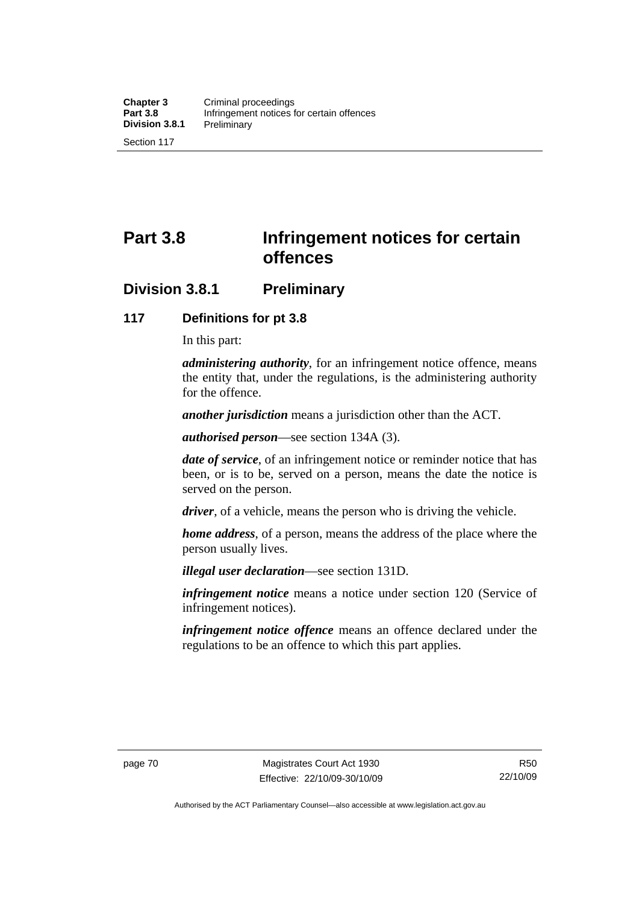# Part 3.8 Infringement notices for certain offences

## Division 3.8.1 Preliminary

### 117 Definitions for pt 3.8

In this part:

***administering authority***, for an infringement notice offence, means the entity that, under the regulations, is the administering authority for the offence.

***another jurisdiction*** means a jurisdiction other than the ACT.

***authorised person***—see section 134A (3).

***date of service***, of an infringement notice or reminder notice that has been, or is to be, served on a person, means the date the notice is served on the person.

***driver***, of a vehicle, means the person who is driving the vehicle.

***home address***, of a person, means the address of the place where the person usually lives.

***illegal user declaration***—see section 131D.

***infringement notice*** means a notice under section 120 (Service of infringement notices).

***infringement notice offence*** means an offence declared under the regulations to be an offence to which this part applies.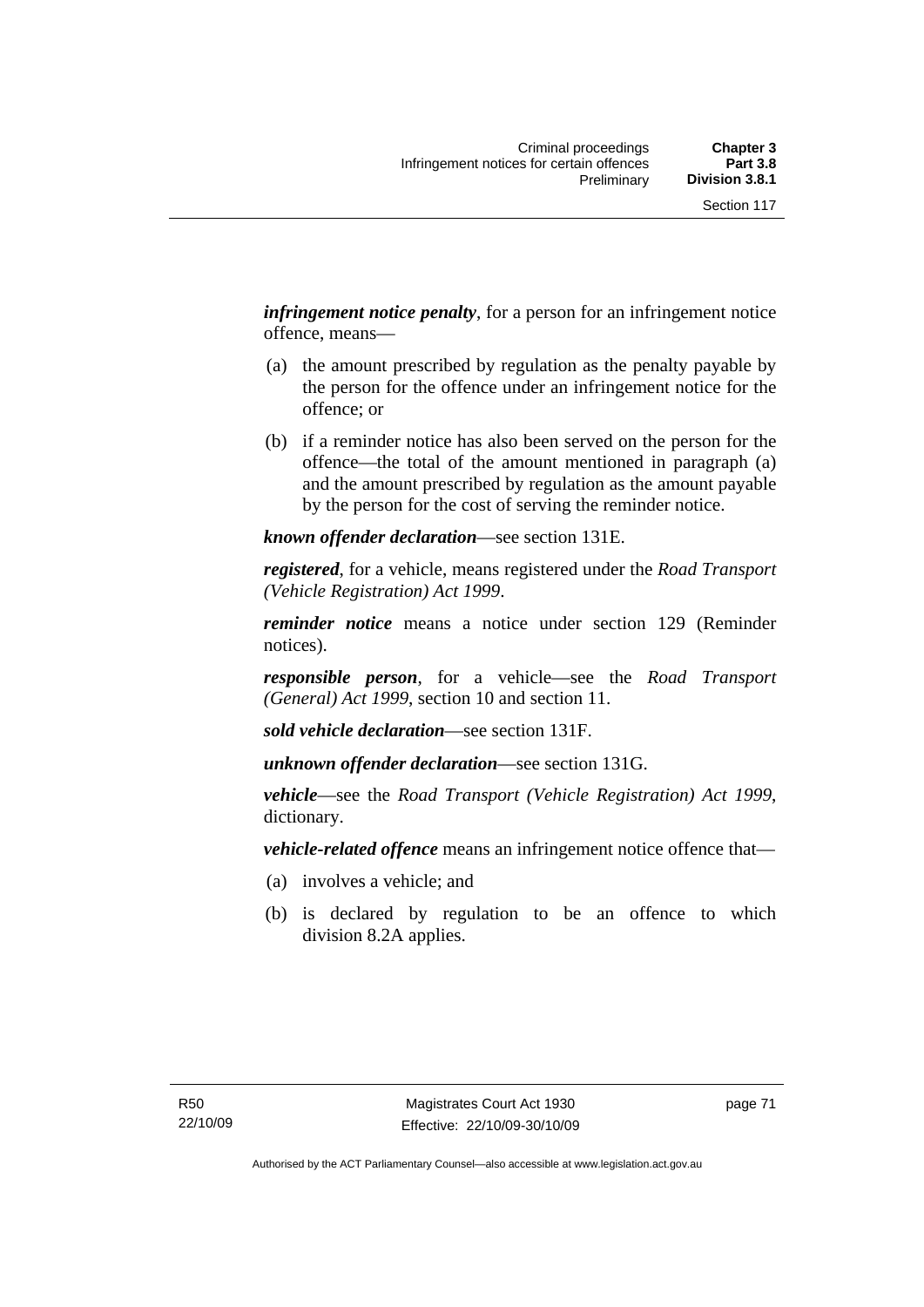***infringement notice penalty***, for a person for an infringement notice offence, means—

(a) the amount prescribed by regulation as the penalty payable by the person for the offence under an infringement notice for the offence; or

(b) if a reminder notice has also been served on the person for the offence—the total of the amount mentioned in paragraph (a) and the amount prescribed by regulation as the amount payable by the person for the cost of serving the reminder notice.

***known offender declaration***—see section 131E.

***registered***, for a vehicle, means registered under the *Road Transport (Vehicle Registration) Act 1999*.

***reminder notice*** means a notice under section 129 (Reminder notices).

***responsible person***, for a vehicle—see the *Road Transport (General) Act 1999*, section 10 and section 11.

***sold vehicle declaration***—see section 131F.

***unknown offender declaration***—see section 131G.

***vehicle***—see the *Road Transport (Vehicle Registration) Act 1999*, dictionary.

***vehicle-related offence*** means an infringement notice offence that—

(a) involves a vehicle; and

(b) is declared by regulation to be an offence to which division 8.2A applies.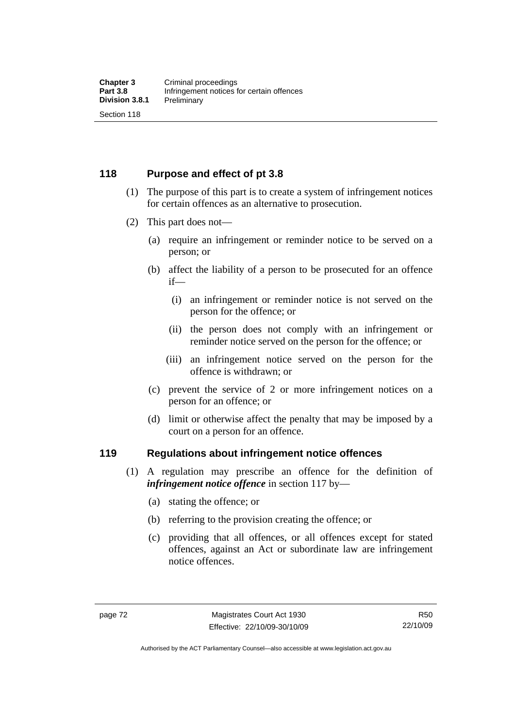## 118 Purpose and effect of pt 3.8

(1) The purpose of this part is to create a system of infringement notices for certain offences as an alternative to prosecution.

(2) This part does not—

(a) require an infringement or reminder notice to be served on a person; or

(b) affect the liability of a person to be prosecuted for an offence if—

(i) an infringement or reminder notice is not served on the person for the offence; or

(ii) the person does not comply with an infringement or reminder notice served on the person for the offence; or

(iii) an infringement notice served on the person for the offence is withdrawn; or

(c) prevent the service of 2 or more infringement notices on a person for an offence; or

(d) limit or otherwise affect the penalty that may be imposed by a court on a person for an offence.

## 119 Regulations about infringement notice offences

(1) A regulation may prescribe an offence for the definition of ***infringement notice offence*** in section 117 by—

(a) stating the offence; or

(b) referring to the provision creating the offence; or

(c) providing that all offences, or all offences except for stated offences, against an Act or subordinate law are infringement notice offences.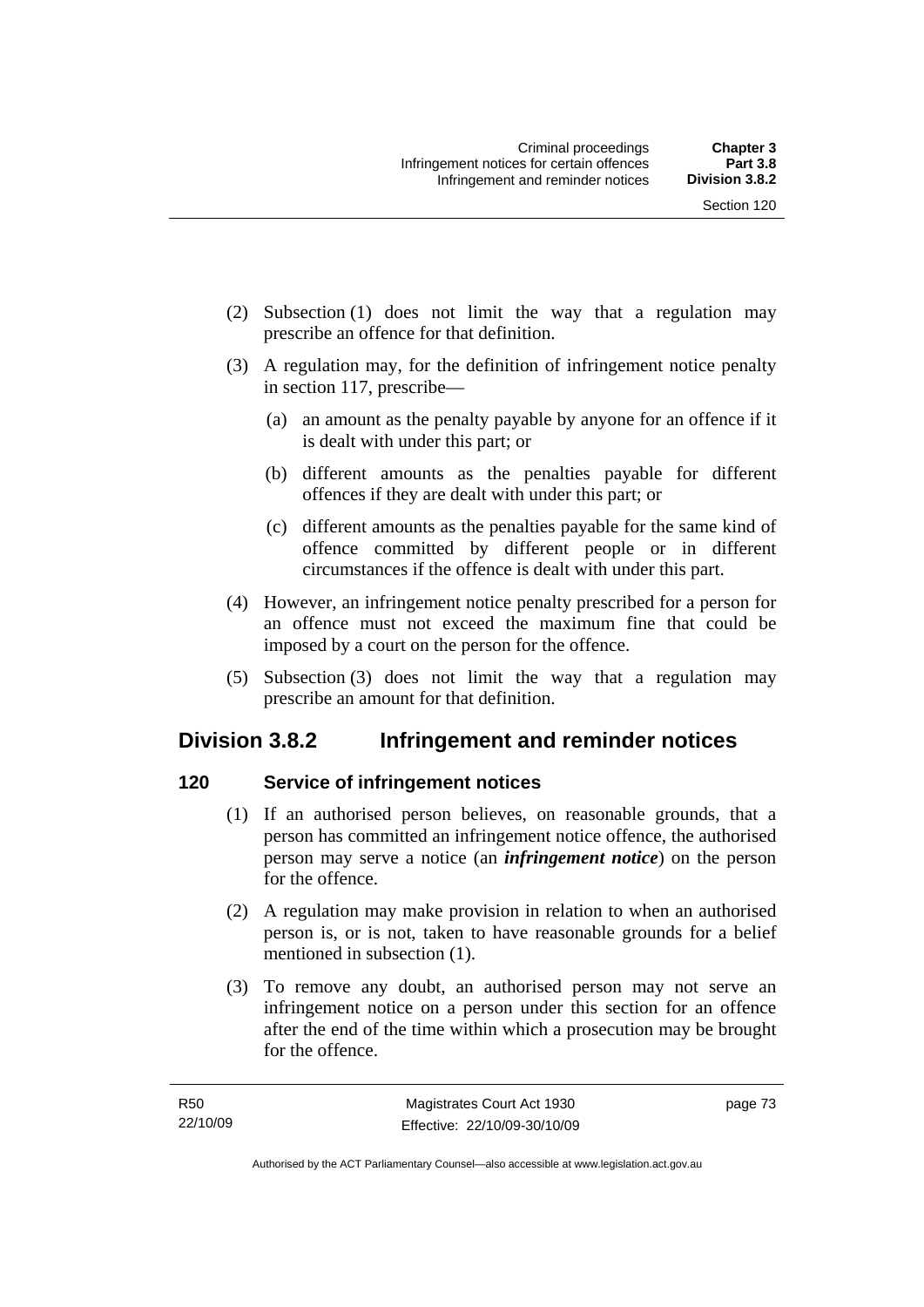(2) Subsection (1) does not limit the way that a regulation may prescribe an offence for that definition.

(3) A regulation may, for the definition of infringement notice penalty in section 117, prescribe—

(a) an amount as the penalty payable by anyone for an offence if it is dealt with under this part; or

(b) different amounts as the penalties payable for different offences if they are dealt with under this part; or

(c) different amounts as the penalties payable for the same kind of offence committed by different people or in different circumstances if the offence is dealt with under this part.

(4) However, an infringement notice penalty prescribed for a person for an offence must not exceed the maximum fine that could be imposed by a court on the person for the offence.

(5) Subsection (3) does not limit the way that a regulation may prescribe an amount for that definition.

## Division 3.8.2 Infringement and reminder notices

### 120 Service of infringement notices

(1) If an authorised person believes, on reasonable grounds, that a person has committed an infringement notice offence, the authorised person may serve a notice (an ***infringement notice***) on the person for the offence.

(2) A regulation may make provision in relation to when an authorised person is, or is not, taken to have reasonable grounds for a belief mentioned in subsection (1).

(3) To remove any doubt, an authorised person may not serve an infringement notice on a person under this section for an offence after the end of the time within which a prosecution may be brought for the offence.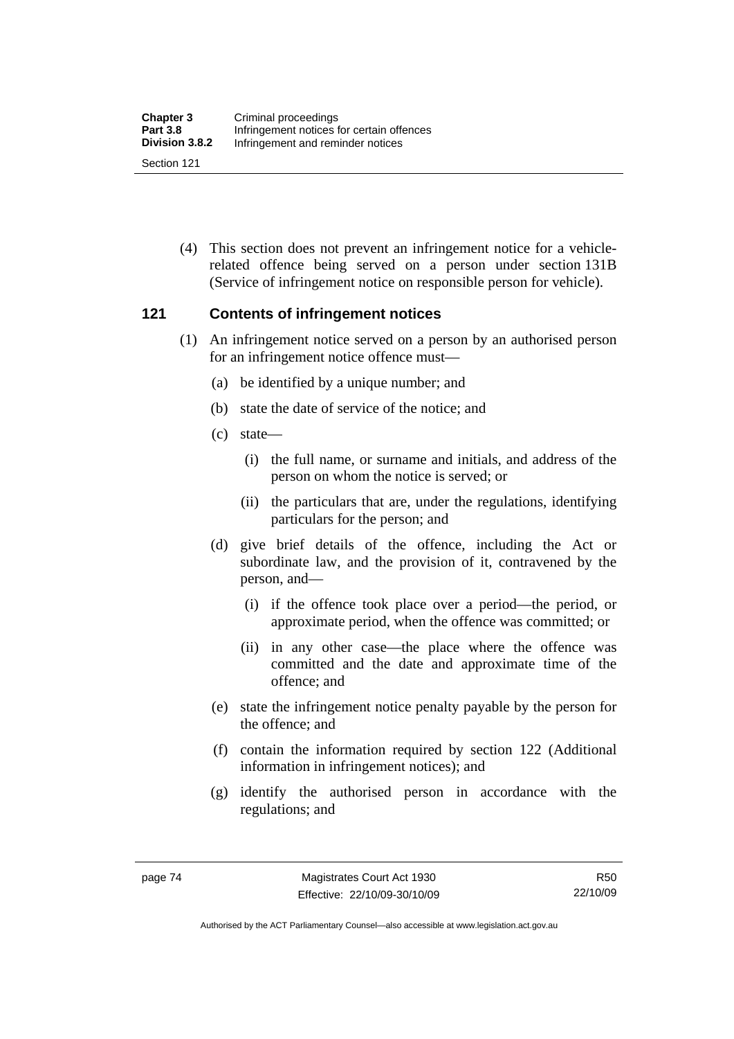(4) This section does not prevent an infringement notice for a vehicle-related offence being served on a person under section 131B (Service of infringement notice on responsible person for vehicle).

### 121 Contents of infringement notices

(1) An infringement notice served on a person by an authorised person for an infringement notice offence must—

(a) be identified by a unique number; and

(b) state the date of service of the notice; and

(c) state—

(i) the full name, or surname and initials, and address of the person on whom the notice is served; or

(ii) the particulars that are, under the regulations, identifying particulars for the person; and

(d) give brief details of the offence, including the Act or subordinate law, and the provision of it, contravened by the person, and—

(i) if the offence took place over a period—the period, or approximate period, when the offence was committed; or

(ii) in any other case—the place where the offence was committed and the date and approximate time of the offence; and

(e) state the infringement notice penalty payable by the person for the offence; and

(f) contain the information required by section 122 (Additional information in infringement notices); and

(g) identify the authorised person in accordance with the regulations; and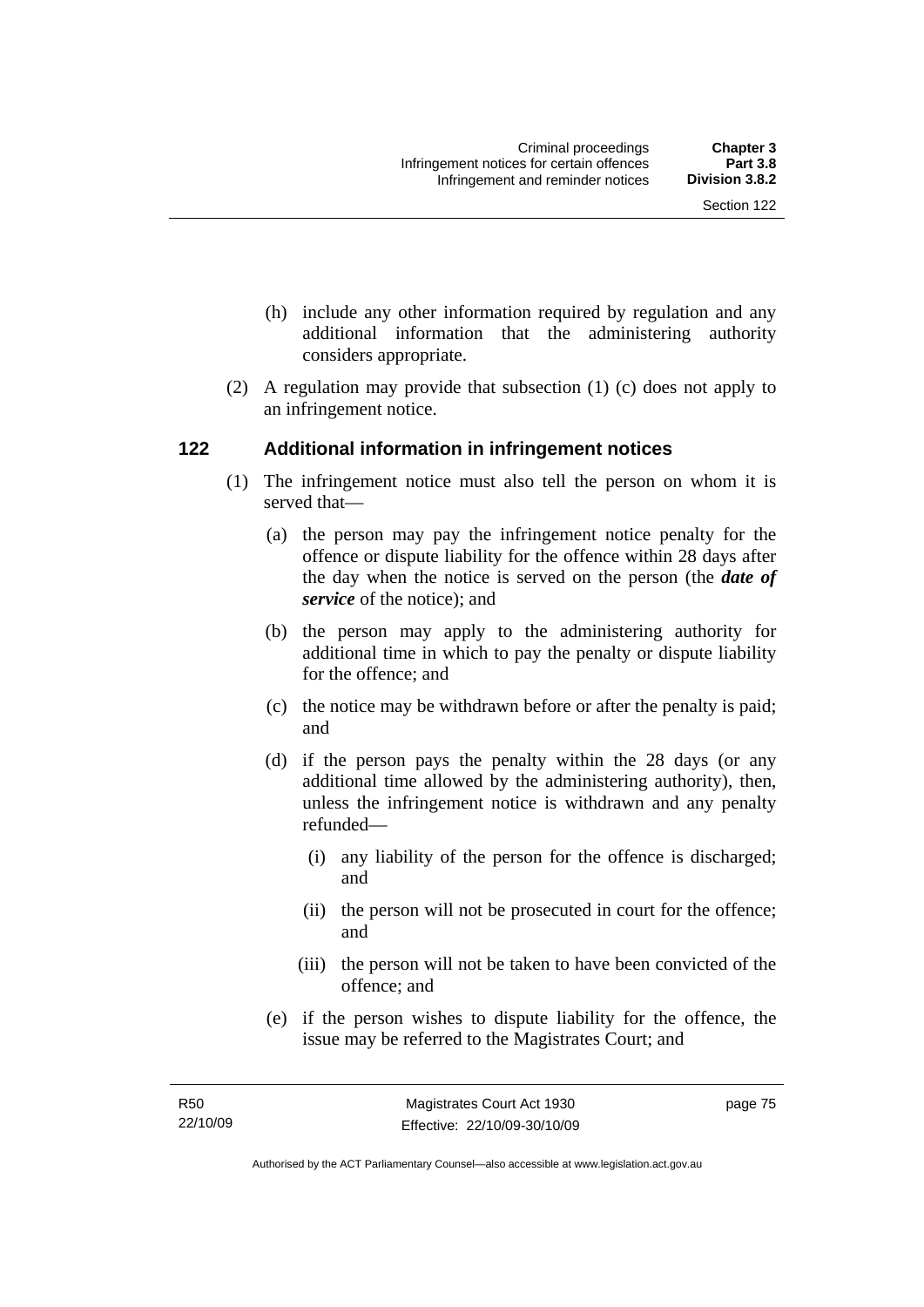(h) include any other information required by regulation and any additional information that the administering authority considers appropriate.

(2) A regulation may provide that subsection (1) (c) does not apply to an infringement notice.

## 122 Additional information in infringement notices

(1) The infringement notice must also tell the person on whom it is served that—

(a) the person may pay the infringement notice penalty for the offence or dispute liability for the offence within 28 days after the day when the notice is served on the person (the ***date of service*** of the notice); and

(b) the person may apply to the administering authority for additional time in which to pay the penalty or dispute liability for the offence; and

(c) the notice may be withdrawn before or after the penalty is paid; and

(d) if the person pays the penalty within the 28 days (or any additional time allowed by the administering authority), then, unless the infringement notice is withdrawn and any penalty refunded—

(i) any liability of the person for the offence is discharged; and

(ii) the person will not be prosecuted in court for the offence; and

(iii) the person will not be taken to have been convicted of the offence; and

(e) if the person wishes to dispute liability for the offence, the issue may be referred to the Magistrates Court; and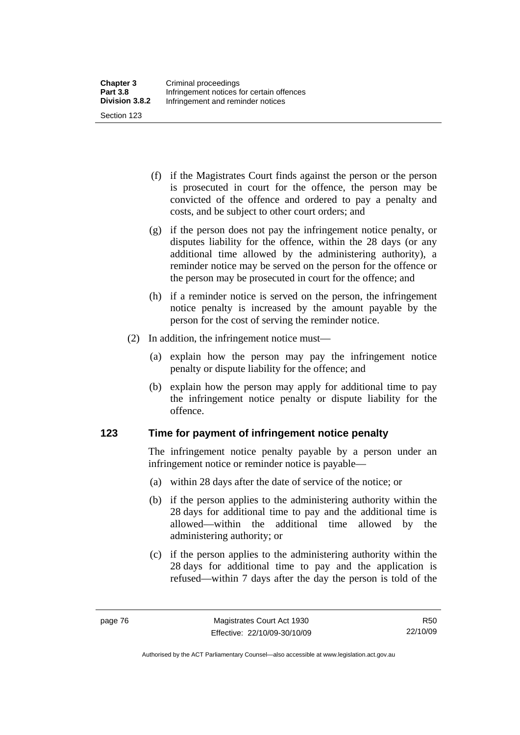(f) if the Magistrates Court finds against the person or the person is prosecuted in court for the offence, the person may be convicted of the offence and ordered to pay a penalty and costs, and be subject to other court orders; and

(g) if the person does not pay the infringement notice penalty, or disputes liability for the offence, within the 28 days (or any additional time allowed by the administering authority), a reminder notice may be served on the person for the offence or the person may be prosecuted in court for the offence; and

(h) if a reminder notice is served on the person, the infringement notice penalty is increased by the amount payable by the person for the cost of serving the reminder notice.

(2) In addition, the infringement notice must—

(a) explain how the person may pay the infringement notice penalty or dispute liability for the offence; and

(b) explain how the person may apply for additional time to pay the infringement notice penalty or dispute liability for the offence.

### 123 Time for payment of infringement notice penalty

The infringement notice penalty payable by a person under an infringement notice or reminder notice is payable—

(a) within 28 days after the date of service of the notice; or

(b) if the person applies to the administering authority within the 28 days for additional time to pay and the additional time is allowed—within the additional time allowed by the administering authority; or

(c) if the person applies to the administering authority within the 28 days for additional time to pay and the application is refused—within 7 days after the day the person is told of the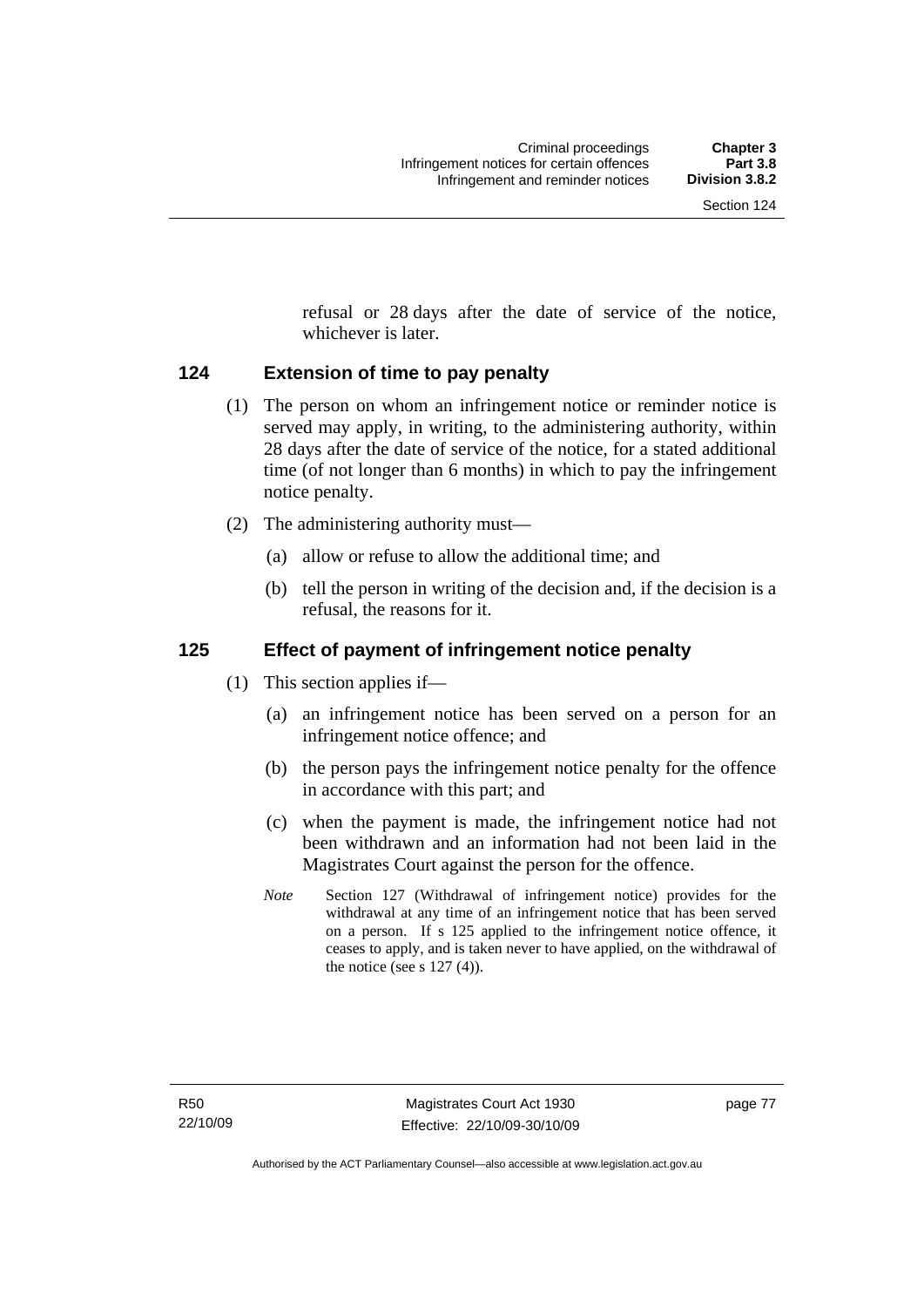refusal or 28 days after the date of service of the notice, whichever is later.

## 124 Extension of time to pay penalty

(1) The person on whom an infringement notice or reminder notice is served may apply, in writing, to the administering authority, within 28 days after the date of service of the notice, for a stated additional time (of not longer than 6 months) in which to pay the infringement notice penalty.

(2) The administering authority must—

(a) allow or refuse to allow the additional time; and

(b) tell the person in writing of the decision and, if the decision is a refusal, the reasons for it.

## 125 Effect of payment of infringement notice penalty

(1) This section applies if—

(a) an infringement notice has been served on a person for an infringement notice offence; and

(b) the person pays the infringement notice penalty for the offence in accordance with this part; and

(c) when the payment is made, the infringement notice had not been withdrawn and an information had not been laid in the Magistrates Court against the person for the offence.

*Note* Section 127 (Withdrawal of infringement notice) provides for the withdrawal at any time of an infringement notice that has been served on a person. If s 125 applied to the infringement notice offence, it ceases to apply, and is taken never to have applied, on the withdrawal of the notice (see s 127 (4)).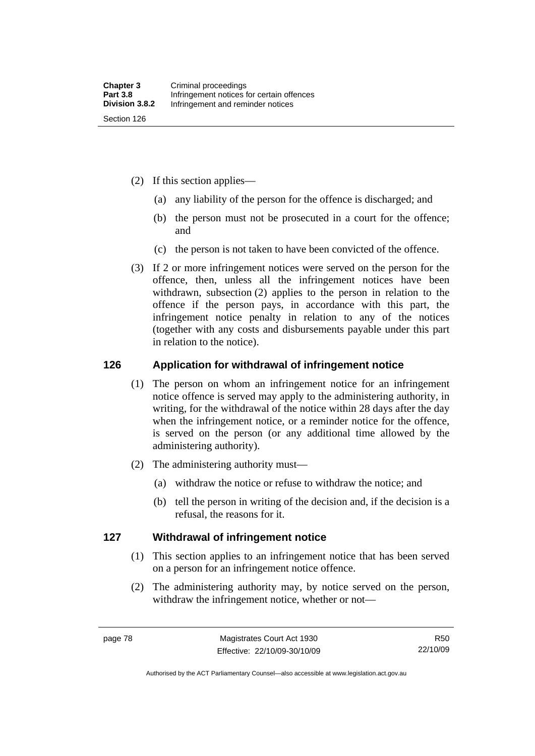(2) If this section applies—

(a) any liability of the person for the offence is discharged; and

(b) the person must not be prosecuted in a court for the offence; and

(c) the person is not taken to have been convicted of the offence.

(3) If 2 or more infringement notices were served on the person for the offence, then, unless all the infringement notices have been withdrawn, subsection (2) applies to the person in relation to the offence if the person pays, in accordance with this part, the infringement notice penalty in relation to any of the notices (together with any costs and disbursements payable under this part in relation to the notice).

## 126 Application for withdrawal of infringement notice

(1) The person on whom an infringement notice for an infringement notice offence is served may apply to the administering authority, in writing, for the withdrawal of the notice within 28 days after the day when the infringement notice, or a reminder notice for the offence, is served on the person (or any additional time allowed by the administering authority).

(2) The administering authority must—

(a) withdraw the notice or refuse to withdraw the notice; and

(b) tell the person in writing of the decision and, if the decision is a refusal, the reasons for it.

## 127 Withdrawal of infringement notice

(1) This section applies to an infringement notice that has been served on a person for an infringement notice offence.

(2) The administering authority may, by notice served on the person, withdraw the infringement notice, whether or not—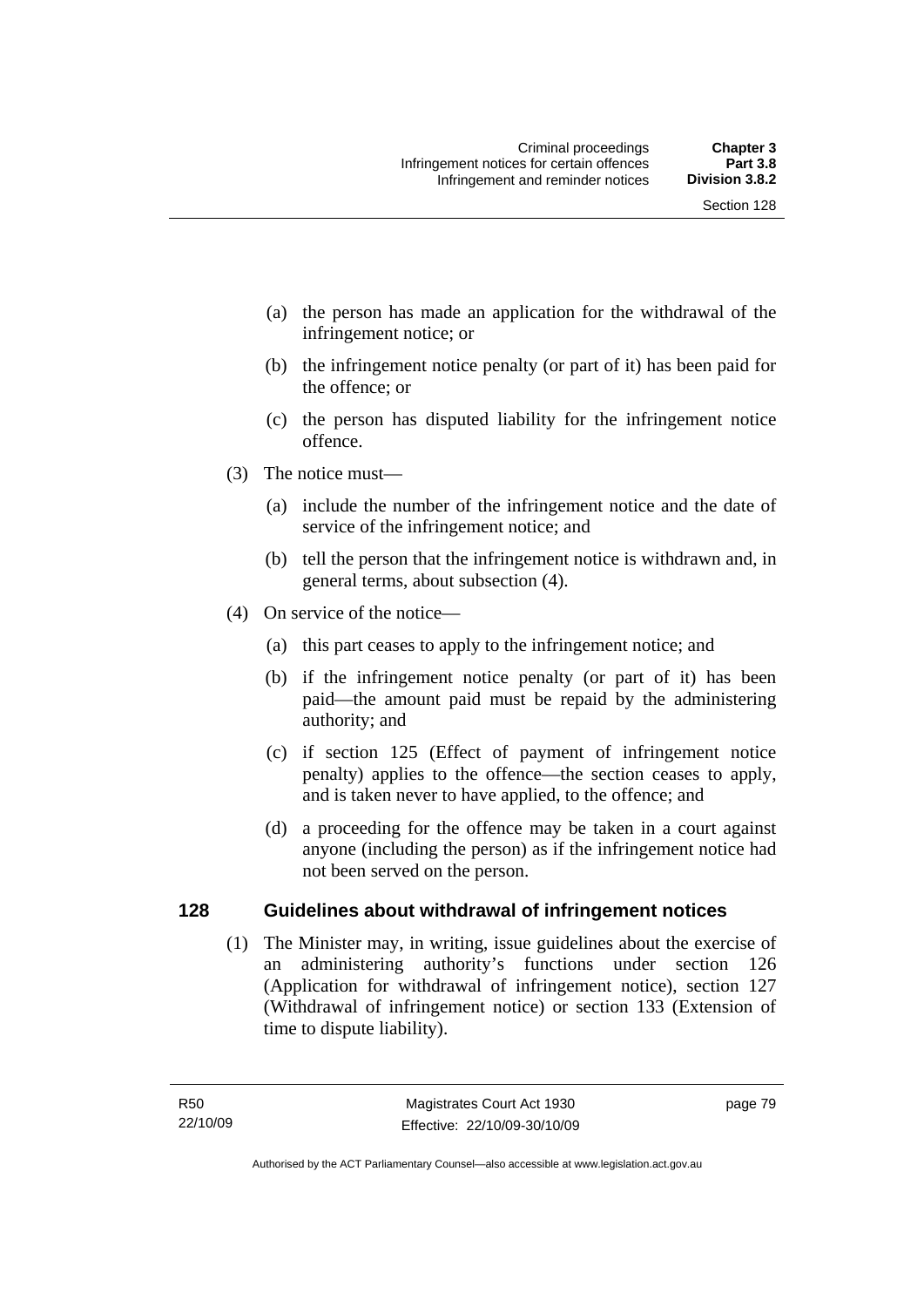(a) the person has made an application for the withdrawal of the infringement notice; or

(b) the infringement notice penalty (or part of it) has been paid for the offence; or

(c) the person has disputed liability for the infringement notice offence.

(3) The notice must—

(a) include the number of the infringement notice and the date of service of the infringement notice; and

(b) tell the person that the infringement notice is withdrawn and, in general terms, about subsection (4).

(4) On service of the notice—

(a) this part ceases to apply to the infringement notice; and

(b) if the infringement notice penalty (or part of it) has been paid—the amount paid must be repaid by the administering authority; and

(c) if section 125 (Effect of payment of infringement notice penalty) applies to the offence—the section ceases to apply, and is taken never to have applied, to the offence; and

(d) a proceeding for the offence may be taken in a court against anyone (including the person) as if the infringement notice had not been served on the person.

## 128 Guidelines about withdrawal of infringement notices

(1) The Minister may, in writing, issue guidelines about the exercise of an administering authority's functions under section 126 (Application for withdrawal of infringement notice), section 127 (Withdrawal of infringement notice) or section 133 (Extension of time to dispute liability).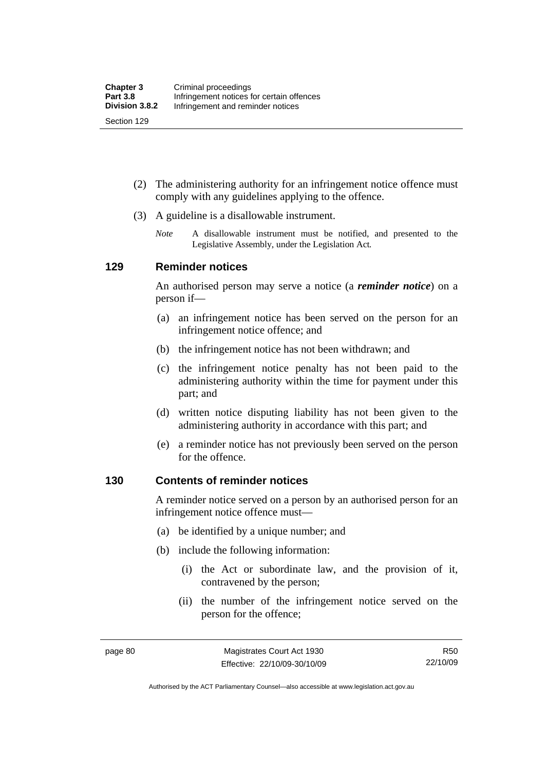(2) The administering authority for an infringement notice offence must comply with any guidelines applying to the offence.

(3) A guideline is a disallowable instrument.

*Note* A disallowable instrument must be notified, and presented to the Legislative Assembly, under the Legislation Act*.*

### 129 Reminder notices

An authorised person may serve a notice (a ***reminder notice***) on a person if—

(a) an infringement notice has been served on the person for an infringement notice offence; and

(b) the infringement notice has not been withdrawn; and

(c) the infringement notice penalty has not been paid to the administering authority within the time for payment under this part; and

(d) written notice disputing liability has not been given to the administering authority in accordance with this part; and

(e) a reminder notice has not previously been served on the person for the offence.

### 130 Contents of reminder notices

A reminder notice served on a person by an authorised person for an infringement notice offence must—

(a) be identified by a unique number; and

(b) include the following information:

(i) the Act or subordinate law, and the provision of it, contravened by the person;

(ii) the number of the infringement notice served on the person for the offence;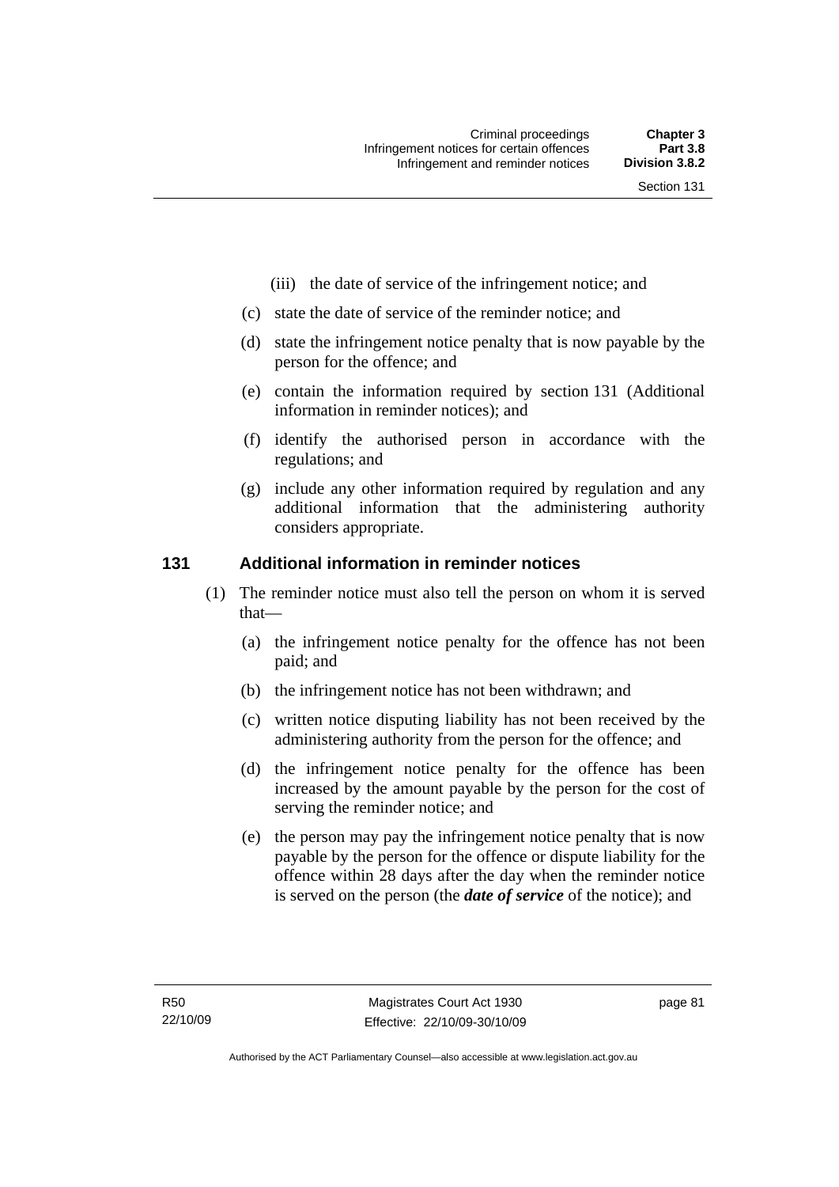(iii) the date of service of the infringement notice; and

(c) state the date of service of the reminder notice; and

(d) state the infringement notice penalty that is now payable by the person for the offence; and

(e) contain the information required by section 131 (Additional information in reminder notices); and

(f) identify the authorised person in accordance with the regulations; and

(g) include any other information required by regulation and any additional information that the administering authority considers appropriate.

## 131 Additional information in reminder notices

(1) The reminder notice must also tell the person on whom it is served that—

(a) the infringement notice penalty for the offence has not been paid; and

(b) the infringement notice has not been withdrawn; and

(c) written notice disputing liability has not been received by the administering authority from the person for the offence; and

(d) the infringement notice penalty for the offence has been increased by the amount payable by the person for the cost of serving the reminder notice; and

(e) the person may pay the infringement notice penalty that is now payable by the person for the offence or dispute liability for the offence within 28 days after the day when the reminder notice is served on the person (the ***date of service*** of the notice); and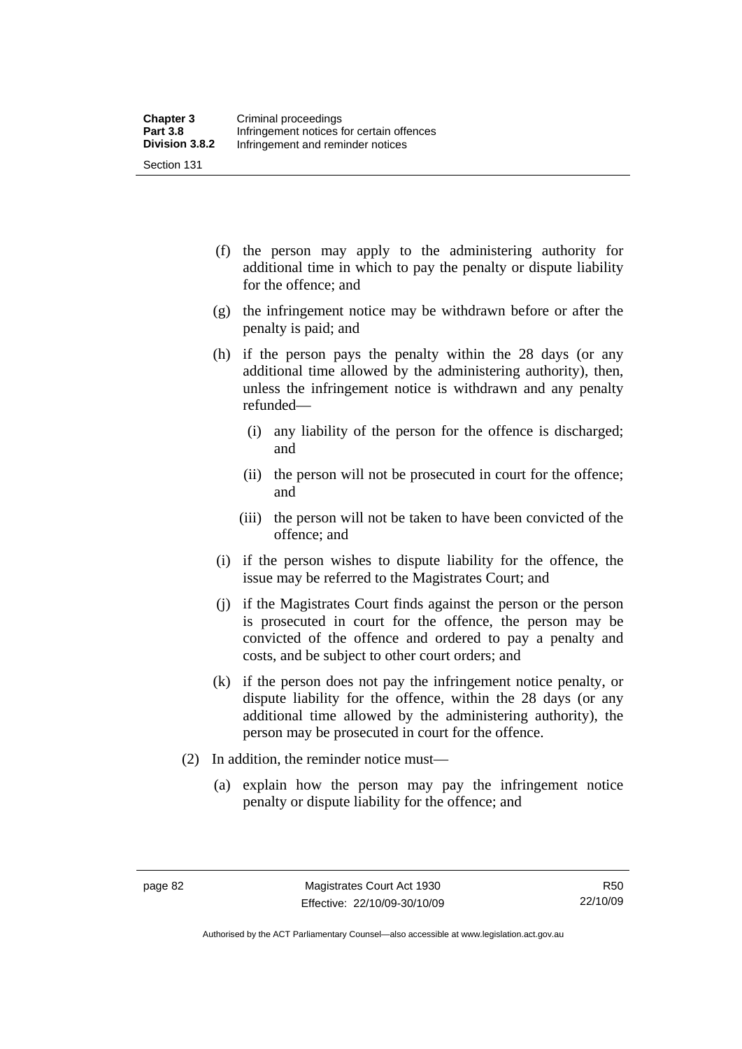(f) the person may apply to the administering authority for additional time in which to pay the penalty or dispute liability for the offence; and

(g) the infringement notice may be withdrawn before or after the penalty is paid; and

(h) if the person pays the penalty within the 28 days (or any additional time allowed by the administering authority), then, unless the infringement notice is withdrawn and any penalty refunded—

  (i) any liability of the person for the offence is discharged; and

  (ii) the person will not be prosecuted in court for the offence; and

  (iii) the person will not be taken to have been convicted of the offence; and

(i) if the person wishes to dispute liability for the offence, the issue may be referred to the Magistrates Court; and

(j) if the Magistrates Court finds against the person or the person is prosecuted in court for the offence, the person may be convicted of the offence and ordered to pay a penalty and costs, and be subject to other court orders; and

(k) if the person does not pay the infringement notice penalty, or dispute liability for the offence, within the 28 days (or any additional time allowed by the administering authority), the person may be prosecuted in court for the offence.

(2) In addition, the reminder notice must—

  (a) explain how the person may pay the infringement notice penalty or dispute liability for the offence; and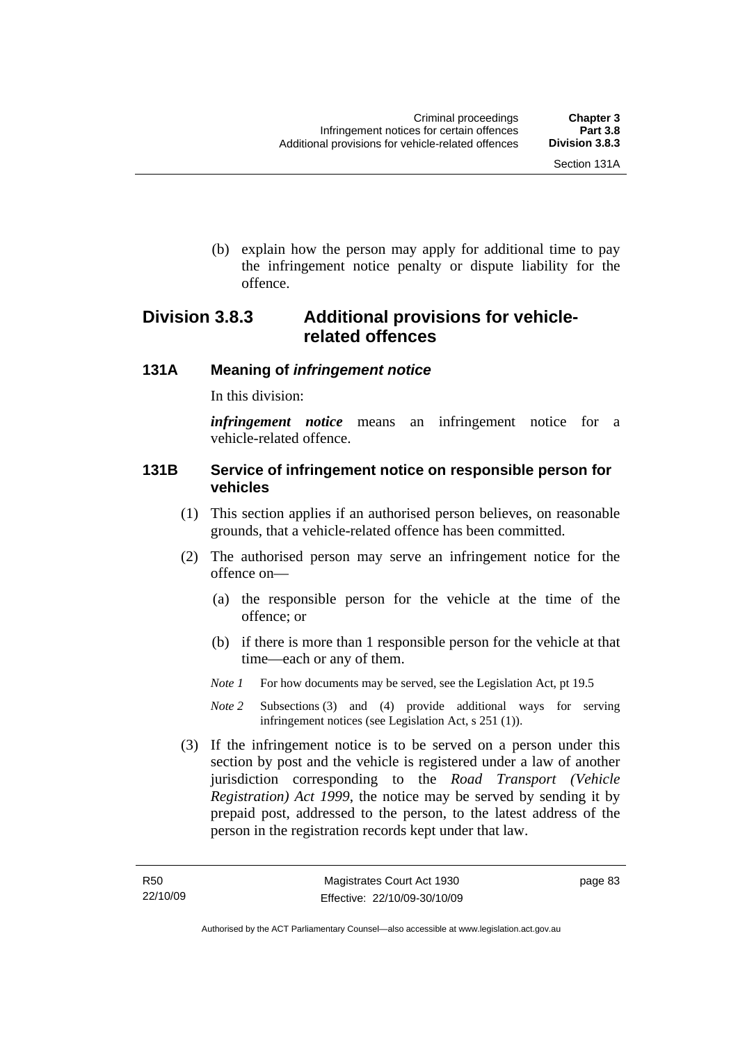(b) explain how the person may apply for additional time to pay the infringement notice penalty or dispute liability for the offence.

## Division 3.8.3 Additional provisions for vehicle-related offences

### 131A Meaning of *infringement notice*

In this division:

***infringement notice*** means an infringement notice for a vehicle-related offence.

### 131B Service of infringement notice on responsible person for vehicles

(1) This section applies if an authorised person believes, on reasonable grounds, that a vehicle-related offence has been committed.

(2) The authorised person may serve an infringement notice for the offence on—

(a) the responsible person for the vehicle at the time of the offence; or

(b) if there is more than 1 responsible person for the vehicle at that time—each or any of them.

*Note 1* For how documents may be served, see the Legislation Act, pt 19.5

*Note 2* Subsections (3) and (4) provide additional ways for serving infringement notices (see Legislation Act, s 251 (1)).

(3) If the infringement notice is to be served on a person under this section by post and the vehicle is registered under a law of another jurisdiction corresponding to the *Road Transport (Vehicle Registration) Act 1999*, the notice may be served by sending it by prepaid post, addressed to the person, to the latest address of the person in the registration records kept under that law.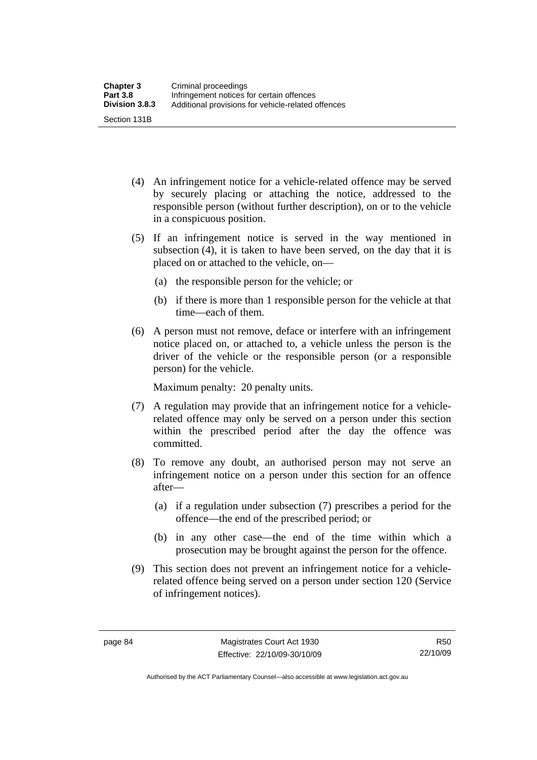(4) An infringement notice for a vehicle-related offence may be served by securely placing or attaching the notice, addressed to the responsible person (without further description), on or to the vehicle in a conspicuous position.

(5) If an infringement notice is served in the way mentioned in subsection (4), it is taken to have been served, on the day that it is placed on or attached to the vehicle, on—

(a) the responsible person for the vehicle; or

(b) if there is more than 1 responsible person for the vehicle at that time—each of them.

(6) A person must not remove, deface or interfere with an infringement notice placed on, or attached to, a vehicle unless the person is the driver of the vehicle or the responsible person (or a responsible person) for the vehicle.

Maximum penalty: 20 penalty units.

(7) A regulation may provide that an infringement notice for a vehicle-related offence may only be served on a person under this section within the prescribed period after the day the offence was committed.

(8) To remove any doubt, an authorised person may not serve an infringement notice on a person under this section for an offence after—

(a) if a regulation under subsection (7) prescribes a period for the offence—the end of the prescribed period; or

(b) in any other case—the end of the time within which a prosecution may be brought against the person for the offence.

(9) This section does not prevent an infringement notice for a vehicle-related offence being served on a person under section 120 (Service of infringement notices).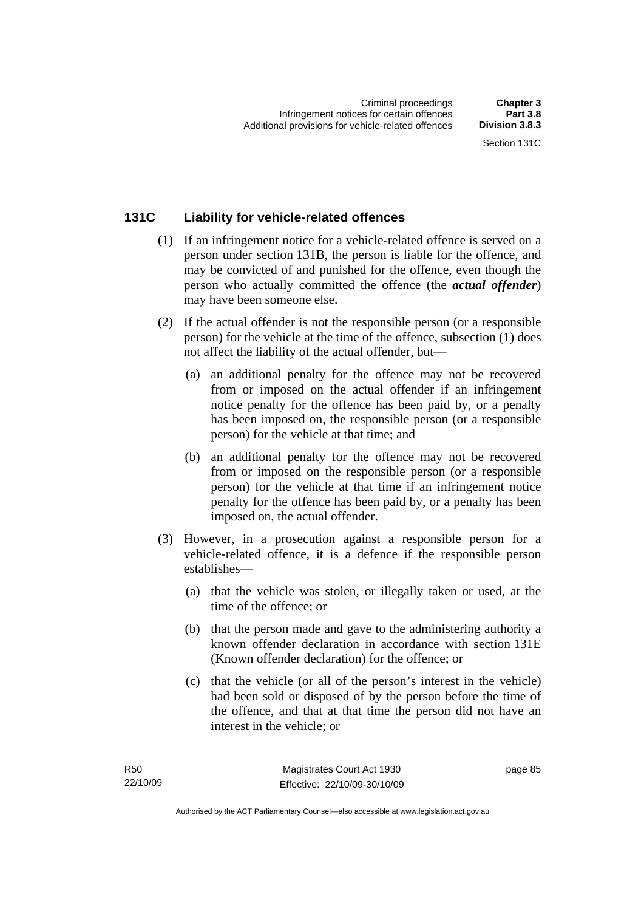## 131C Liability for vehicle-related offences

(1) If an infringement notice for a vehicle-related offence is served on a person under section 131B, the person is liable for the offence, and may be convicted of and punished for the offence, even though the person who actually committed the offence (the ***actual offender***) may have been someone else.

(2) If the actual offender is not the responsible person (or a responsible person) for the vehicle at the time of the offence, subsection (1) does not affect the liability of the actual offender, but—

- (a) an additional penalty for the offence may not be recovered from or imposed on the actual offender if an infringement notice penalty for the offence has been paid by, or a penalty has been imposed on, the responsible person (or a responsible person) for the vehicle at that time; and
- (b) an additional penalty for the offence may not be recovered from or imposed on the responsible person (or a responsible person) for the vehicle at that time if an infringement notice penalty for the offence has been paid by, or a penalty has been imposed on, the actual offender.

(3) However, in a prosecution against a responsible person for a vehicle-related offence, it is a defence if the responsible person establishes—

- (a) that the vehicle was stolen, or illegally taken or used, at the time of the offence; or
- (b) that the person made and gave to the administering authority a known offender declaration in accordance with section 131E (Known offender declaration) for the offence; or
- (c) that the vehicle (or all of the person's interest in the vehicle) had been sold or disposed of by the person before the time of the offence, and that at that time the person did not have an interest in the vehicle; or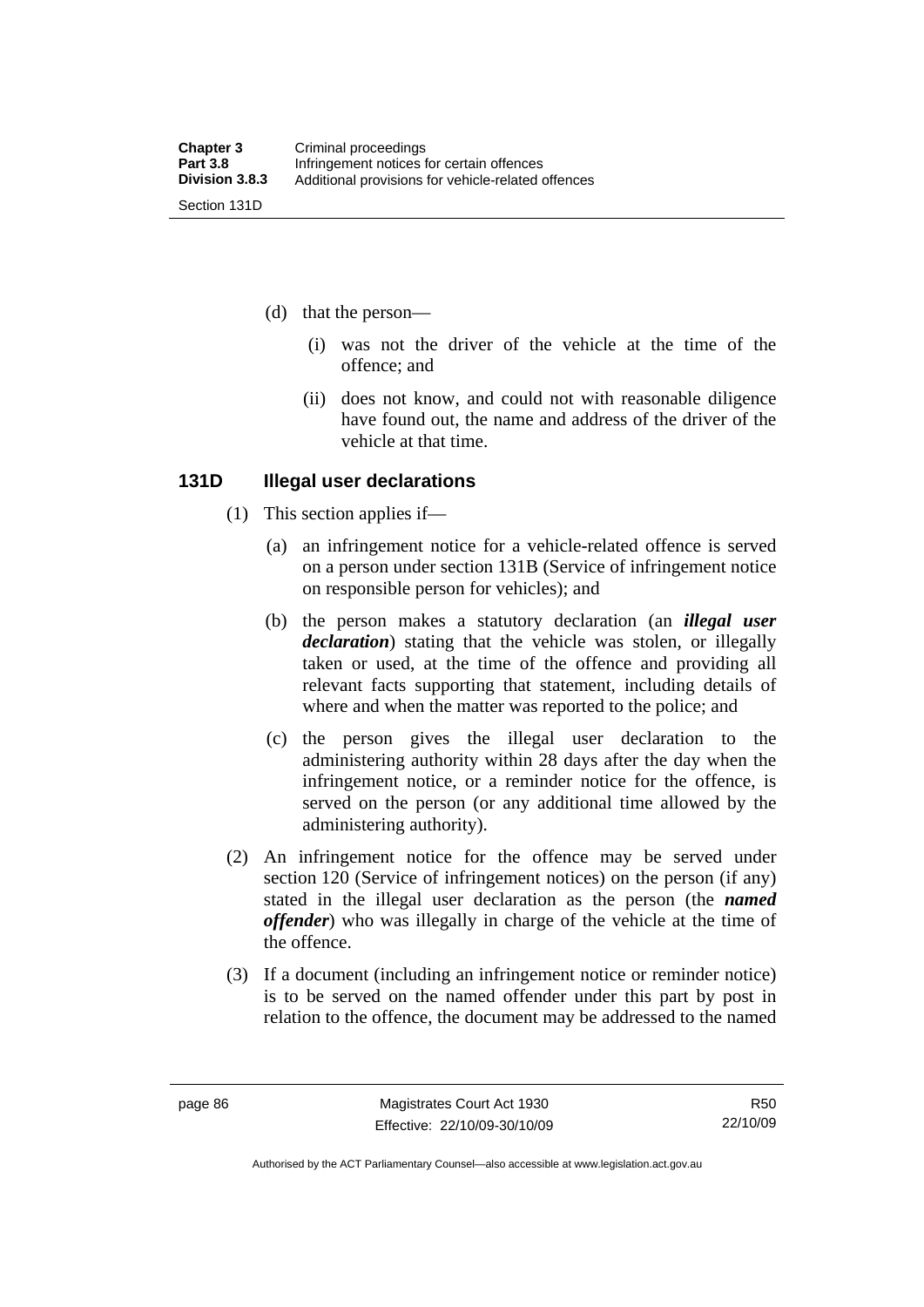(d) that the person—

(i) was not the driver of the vehicle at the time of the offence; and

(ii) does not know, and could not with reasonable diligence have found out, the name and address of the driver of the vehicle at that time.

### 131D Illegal user declarations

(1) This section applies if—

(a) an infringement notice for a vehicle-related offence is served on a person under section 131B (Service of infringement notice on responsible person for vehicles); and

(b) the person makes a statutory declaration (an ***illegal user declaration***) stating that the vehicle was stolen, or illegally taken or used, at the time of the offence and providing all relevant facts supporting that statement, including details of where and when the matter was reported to the police; and

(c) the person gives the illegal user declaration to the administering authority within 28 days after the day when the infringement notice, or a reminder notice for the offence, is served on the person (or any additional time allowed by the administering authority).

(2) An infringement notice for the offence may be served under section 120 (Service of infringement notices) on the person (if any) stated in the illegal user declaration as the person (the ***named offender***) who was illegally in charge of the vehicle at the time of the offence.

(3) If a document (including an infringement notice or reminder notice) is to be served on the named offender under this part by post in relation to the offence, the document may be addressed to the named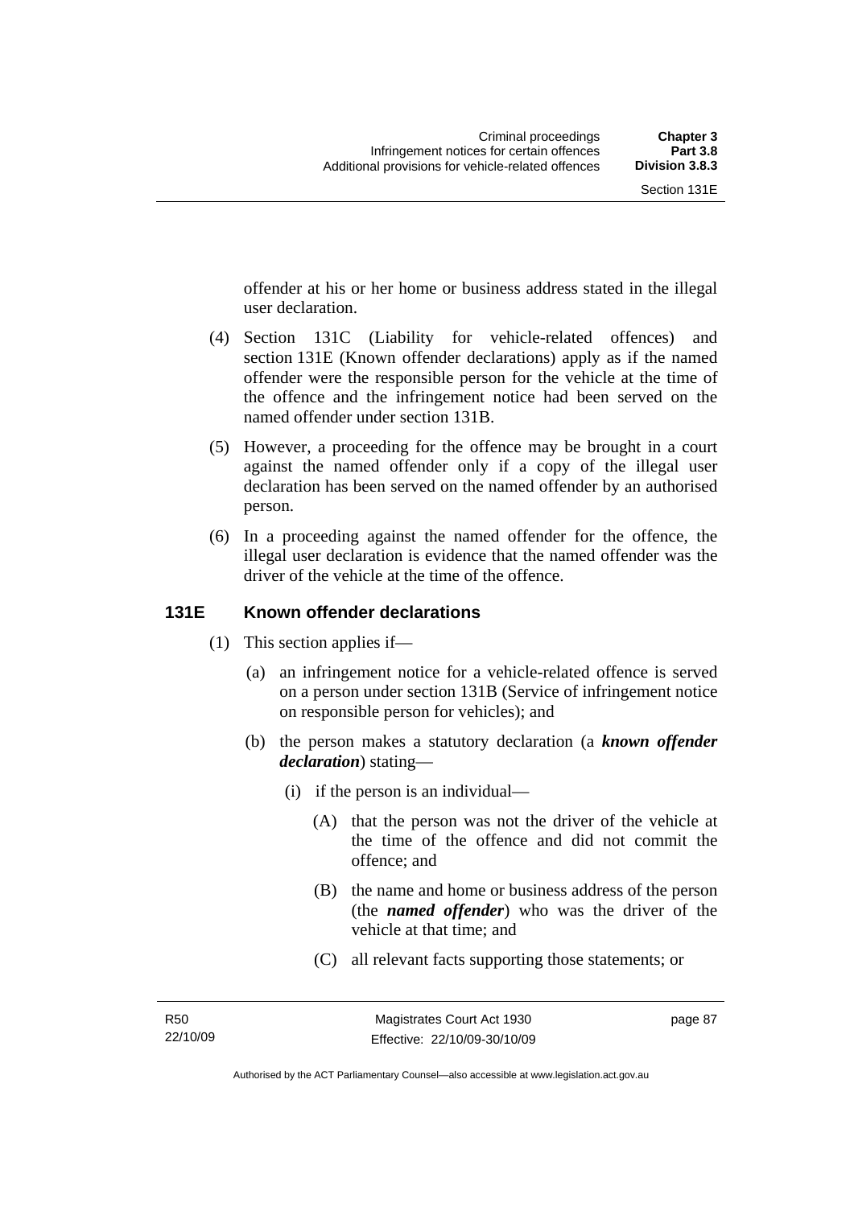offender at his or her home or business address stated in the illegal user declaration.

(4) Section 131C (Liability for vehicle-related offences) and section 131E (Known offender declarations) apply as if the named offender were the responsible person for the vehicle at the time of the offence and the infringement notice had been served on the named offender under section 131B.

(5) However, a proceeding for the offence may be brought in a court against the named offender only if a copy of the illegal user declaration has been served on the named offender by an authorised person.

(6) In a proceeding against the named offender for the offence, the illegal user declaration is evidence that the named offender was the driver of the vehicle at the time of the offence.

### 131E Known offender declarations

(1) This section applies if—

(a) an infringement notice for a vehicle-related offence is served on a person under section 131B (Service of infringement notice on responsible person for vehicles); and

(b) the person makes a statutory declaration (a ***known offender declaration***) stating—

(i) if the person is an individual—

(A) that the person was not the driver of the vehicle at the time of the offence and did not commit the offence; and

(B) the name and home or business address of the person (the ***named offender***) who was the driver of the vehicle at that time; and

(C) all relevant facts supporting those statements; or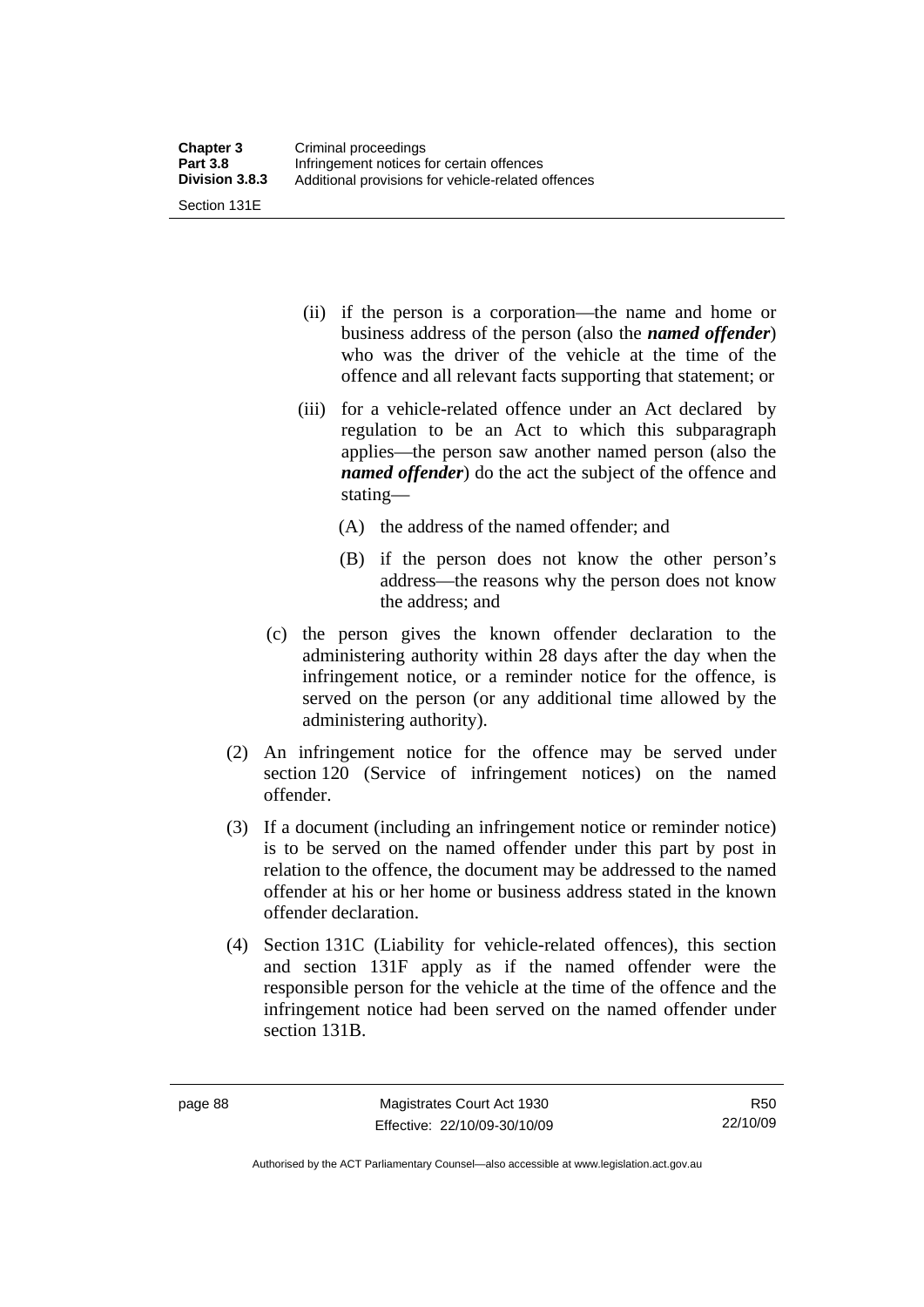(ii) if the person is a corporation—the name and home or business address of the person (also the ***named offender***) who was the driver of the vehicle at the time of the offence and all relevant facts supporting that statement; or

(iii) for a vehicle-related offence under an Act declared by regulation to be an Act to which this subparagraph applies—the person saw another named person (also the ***named offender***) do the act the subject of the offence and stating—

(A) the address of the named offender; and

(B) if the person does not know the other person's address—the reasons why the person does not know the address; and

(c) the person gives the known offender declaration to the administering authority within 28 days after the day when the infringement notice, or a reminder notice for the offence, is served on the person (or any additional time allowed by the administering authority).

(2) An infringement notice for the offence may be served under section 120 (Service of infringement notices) on the named offender.

(3) If a document (including an infringement notice or reminder notice) is to be served on the named offender under this part by post in relation to the offence, the document may be addressed to the named offender at his or her home or business address stated in the known offender declaration.

(4) Section 131C (Liability for vehicle-related offences), this section and section 131F apply as if the named offender were the responsible person for the vehicle at the time of the offence and the infringement notice had been served on the named offender under section 131B.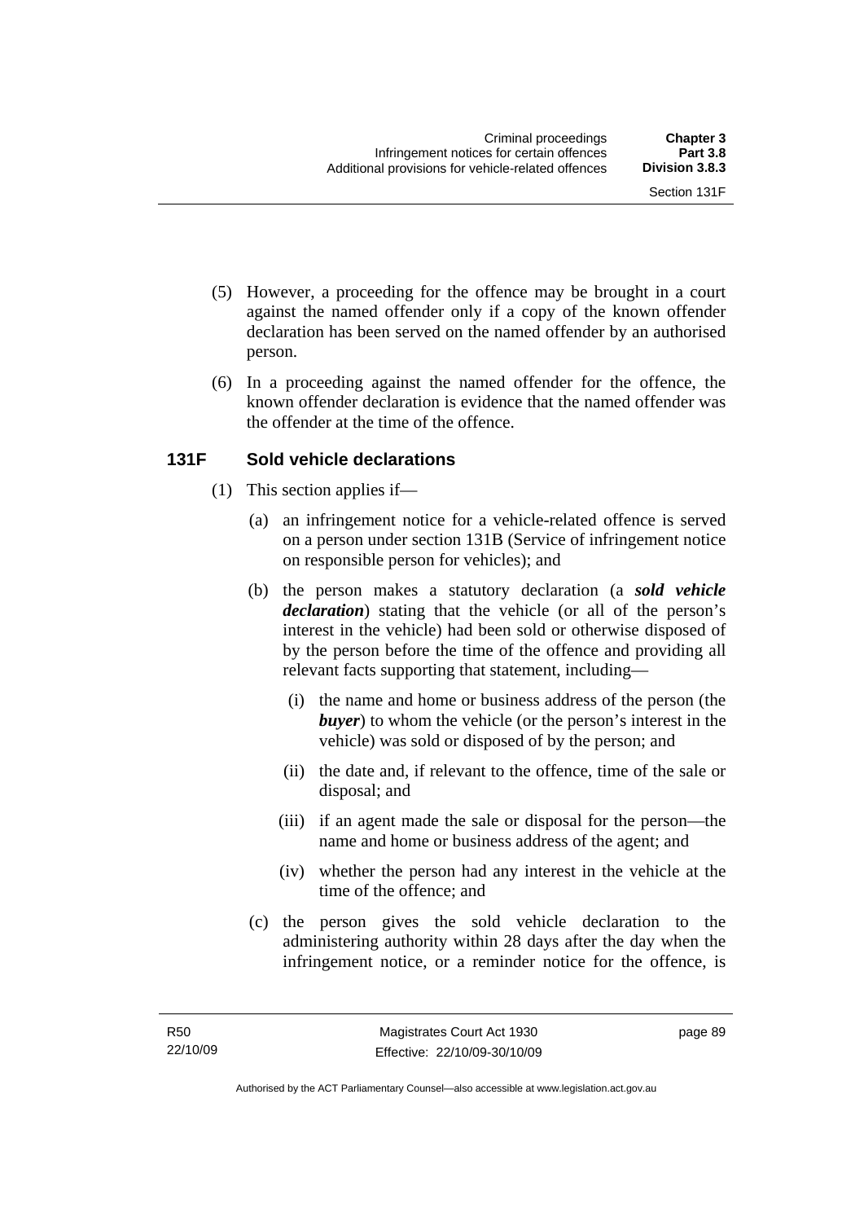(5) However, a proceeding for the offence may be brought in a court against the named offender only if a copy of the known offender declaration has been served on the named offender by an authorised person.

(6) In a proceeding against the named offender for the offence, the known offender declaration is evidence that the named offender was the offender at the time of the offence.

### 131F Sold vehicle declarations

(1) This section applies if—

(a) an infringement notice for a vehicle-related offence is served on a person under section 131B (Service of infringement notice on responsible person for vehicles); and

(b) the person makes a statutory declaration (a ***sold vehicle declaration***) stating that the vehicle (or all of the person's interest in the vehicle) had been sold or otherwise disposed of by the person before the time of the offence and providing all relevant facts supporting that statement, including—

(i) the name and home or business address of the person (the ***buyer***) to whom the vehicle (or the person's interest in the vehicle) was sold or disposed of by the person; and

(ii) the date and, if relevant to the offence, time of the sale or disposal; and

(iii) if an agent made the sale or disposal for the person—the name and home or business address of the agent; and

(iv) whether the person had any interest in the vehicle at the time of the offence; and

(c) the person gives the sold vehicle declaration to the administering authority within 28 days after the day when the infringement notice, or a reminder notice for the offence, is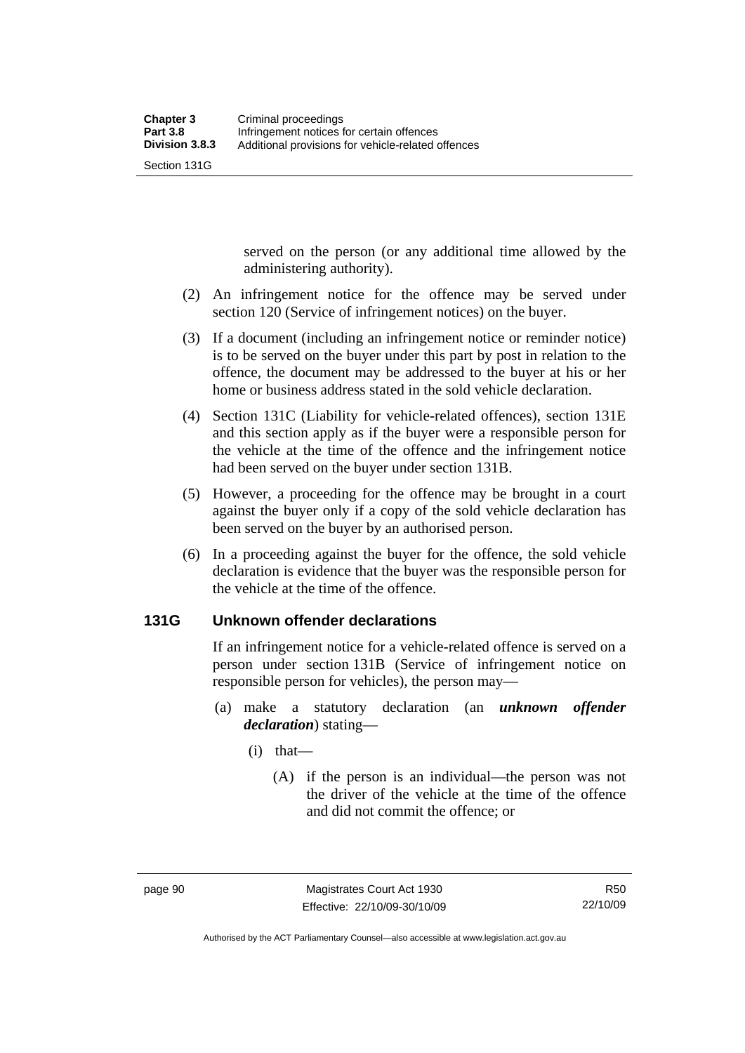served on the person (or any additional time allowed by the administering authority).

(2) An infringement notice for the offence may be served under section 120 (Service of infringement notices) on the buyer.

(3) If a document (including an infringement notice or reminder notice) is to be served on the buyer under this part by post in relation to the offence, the document may be addressed to the buyer at his or her home or business address stated in the sold vehicle declaration.

(4) Section 131C (Liability for vehicle-related offences), section 131E and this section apply as if the buyer were a responsible person for the vehicle at the time of the offence and the infringement notice had been served on the buyer under section 131B.

(5) However, a proceeding for the offence may be brought in a court against the buyer only if a copy of the sold vehicle declaration has been served on the buyer by an authorised person.

(6) In a proceeding against the buyer for the offence, the sold vehicle declaration is evidence that the buyer was the responsible person for the vehicle at the time of the offence.

### 131G Unknown offender declarations

If an infringement notice for a vehicle-related offence is served on a person under section 131B (Service of infringement notice on responsible person for vehicles), the person may—

(a) make a statutory declaration (an ***unknown offender declaration***) stating—

(i) that—

(A) if the person is an individual—the person was not the driver of the vehicle at the time of the offence and did not commit the offence; or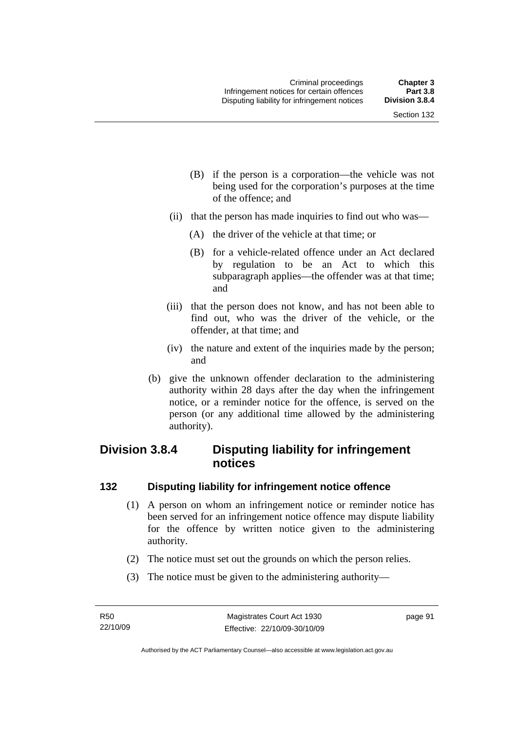(B) if the person is a corporation—the vehicle was not being used for the corporation's purposes at the time of the offence; and

(ii) that the person has made inquiries to find out who was—

(A) the driver of the vehicle at that time; or

(B) for a vehicle-related offence under an Act declared by regulation to be an Act to which this subparagraph applies—the offender was at that time; and

(iii) that the person does not know, and has not been able to find out, who was the driver of the vehicle, or the offender, at that time; and

(iv) the nature and extent of the inquiries made by the person; and

(b) give the unknown offender declaration to the administering authority within 28 days after the day when the infringement notice, or a reminder notice for the offence, is served on the person (or any additional time allowed by the administering authority).

## Division 3.8.4 Disputing liability for infringement notices

### 132 Disputing liability for infringement notice offence

(1) A person on whom an infringement notice or reminder notice has been served for an infringement notice offence may dispute liability for the offence by written notice given to the administering authority.

(2) The notice must set out the grounds on which the person relies.

(3) The notice must be given to the administering authority—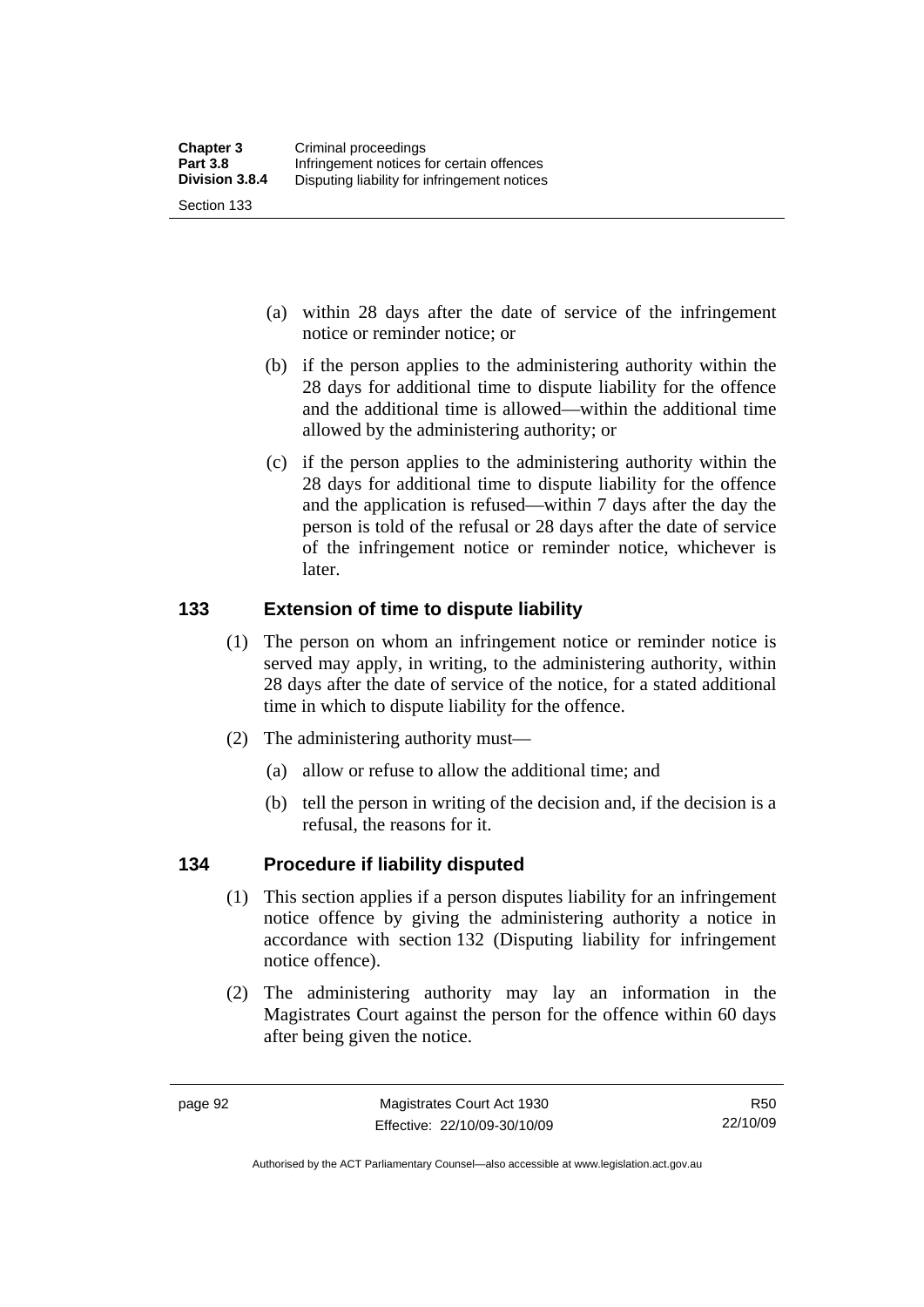(a) within 28 days after the date of service of the infringement notice or reminder notice; or

(b) if the person applies to the administering authority within the 28 days for additional time to dispute liability for the offence and the additional time is allowed—within the additional time allowed by the administering authority; or

(c) if the person applies to the administering authority within the 28 days for additional time to dispute liability for the offence and the application is refused—within 7 days after the day the person is told of the refusal or 28 days after the date of service of the infringement notice or reminder notice, whichever is later.

## 133 Extension of time to dispute liability

(1) The person on whom an infringement notice or reminder notice is served may apply, in writing, to the administering authority, within 28 days after the date of service of the notice, for a stated additional time in which to dispute liability for the offence.

(2) The administering authority must—

(a) allow or refuse to allow the additional time; and

(b) tell the person in writing of the decision and, if the decision is a refusal, the reasons for it.

## 134 Procedure if liability disputed

(1) This section applies if a person disputes liability for an infringement notice offence by giving the administering authority a notice in accordance with section 132 (Disputing liability for infringement notice offence).

(2) The administering authority may lay an information in the Magistrates Court against the person for the offence within 60 days after being given the notice.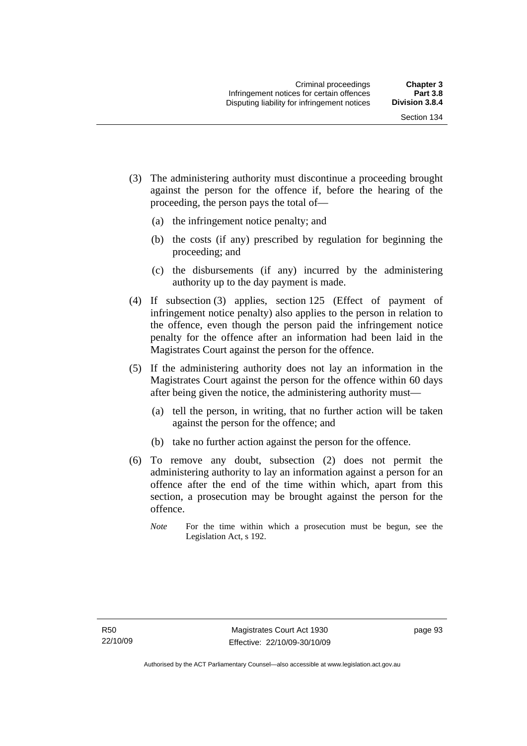(3) The administering authority must discontinue a proceeding brought against the person for the offence if, before the hearing of the proceeding, the person pays the total of—

   (a) the infringement notice penalty; and

   (b) the costs (if any) prescribed by regulation for beginning the proceeding; and

   (c) the disbursements (if any) incurred by the administering authority up to the day payment is made.

(4) If subsection (3) applies, section 125 (Effect of payment of infringement notice penalty) also applies to the person in relation to the offence, even though the person paid the infringement notice penalty for the offence after an information had been laid in the Magistrates Court against the person for the offence.

(5) If the administering authority does not lay an information in the Magistrates Court against the person for the offence within 60 days after being given the notice, the administering authority must—

   (a) tell the person, in writing, that no further action will be taken against the person for the offence; and

   (b) take no further action against the person for the offence.

(6) To remove any doubt, subsection (2) does not permit the administering authority to lay an information against a person for an offence after the end of the time within which, apart from this section, a prosecution may be brought against the person for the offence.

   *Note* For the time within which a prosecution must be begun, see the Legislation Act, s 192.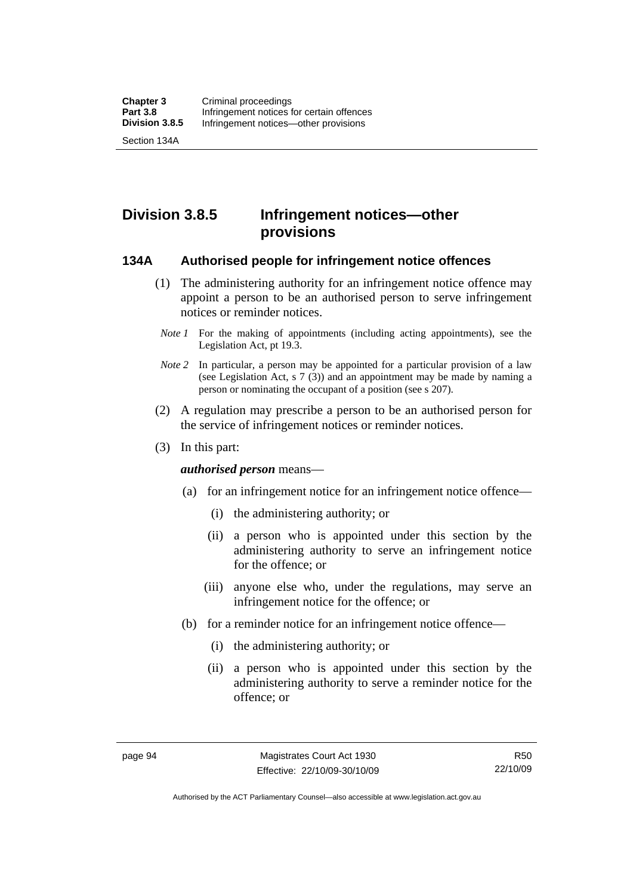# Division 3.8.5 Infringement notices—other provisions

## 134A Authorised people for infringement notice offences

(1) The administering authority for an infringement notice offence may appoint a person to be an authorised person to serve infringement notices or reminder notices.

*Note 1* For the making of appointments (including acting appointments), see the Legislation Act, pt 19.3.

*Note 2* In particular, a person may be appointed for a particular provision of a law (see Legislation Act, s 7 (3)) and an appointment may be made by naming a person or nominating the occupant of a position (see s 207).

(2) A regulation may prescribe a person to be an authorised person for the service of infringement notices or reminder notices.

(3) In this part:

***authorised person*** means—

(a) for an infringement notice for an infringement notice offence—

(i) the administering authority; or

(ii) a person who is appointed under this section by the administering authority to serve an infringement notice for the offence; or

(iii) anyone else who, under the regulations, may serve an infringement notice for the offence; or

(b) for a reminder notice for an infringement notice offence—

(i) the administering authority; or

(ii) a person who is appointed under this section by the administering authority to serve a reminder notice for the offence; or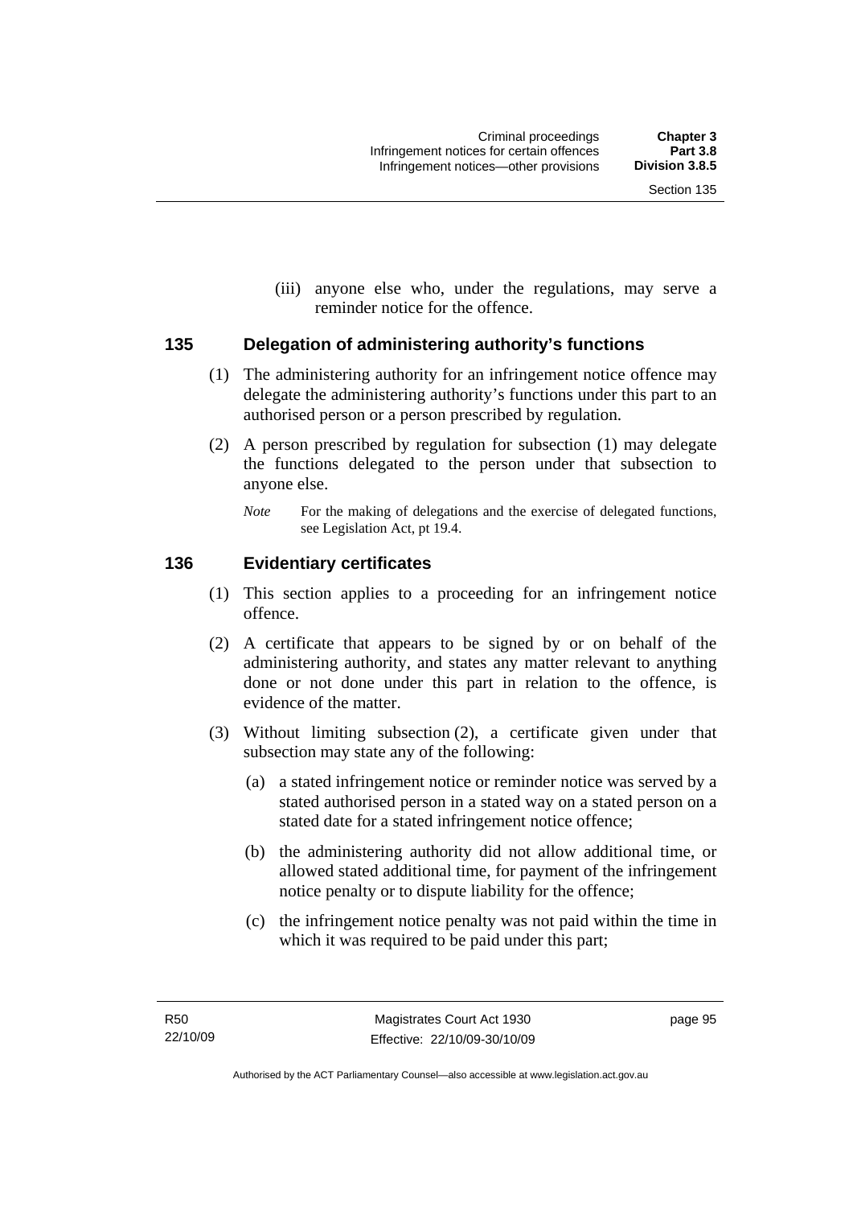(iii) anyone else who, under the regulations, may serve a reminder notice for the offence.

## 135 Delegation of administering authority's functions

(1) The administering authority for an infringement notice offence may delegate the administering authority's functions under this part to an authorised person or a person prescribed by regulation.

(2) A person prescribed by regulation for subsection (1) may delegate the functions delegated to the person under that subsection to anyone else.

*Note* For the making of delegations and the exercise of delegated functions, see Legislation Act, pt 19.4.

## 136 Evidentiary certificates

(1) This section applies to a proceeding for an infringement notice offence.

(2) A certificate that appears to be signed by or on behalf of the administering authority, and states any matter relevant to anything done or not done under this part in relation to the offence, is evidence of the matter.

(3) Without limiting subsection (2), a certificate given under that subsection may state any of the following:

(a) a stated infringement notice or reminder notice was served by a stated authorised person in a stated way on a stated person on a stated date for a stated infringement notice offence;

(b) the administering authority did not allow additional time, or allowed stated additional time, for payment of the infringement notice penalty or to dispute liability for the offence;

(c) the infringement notice penalty was not paid within the time in which it was required to be paid under this part;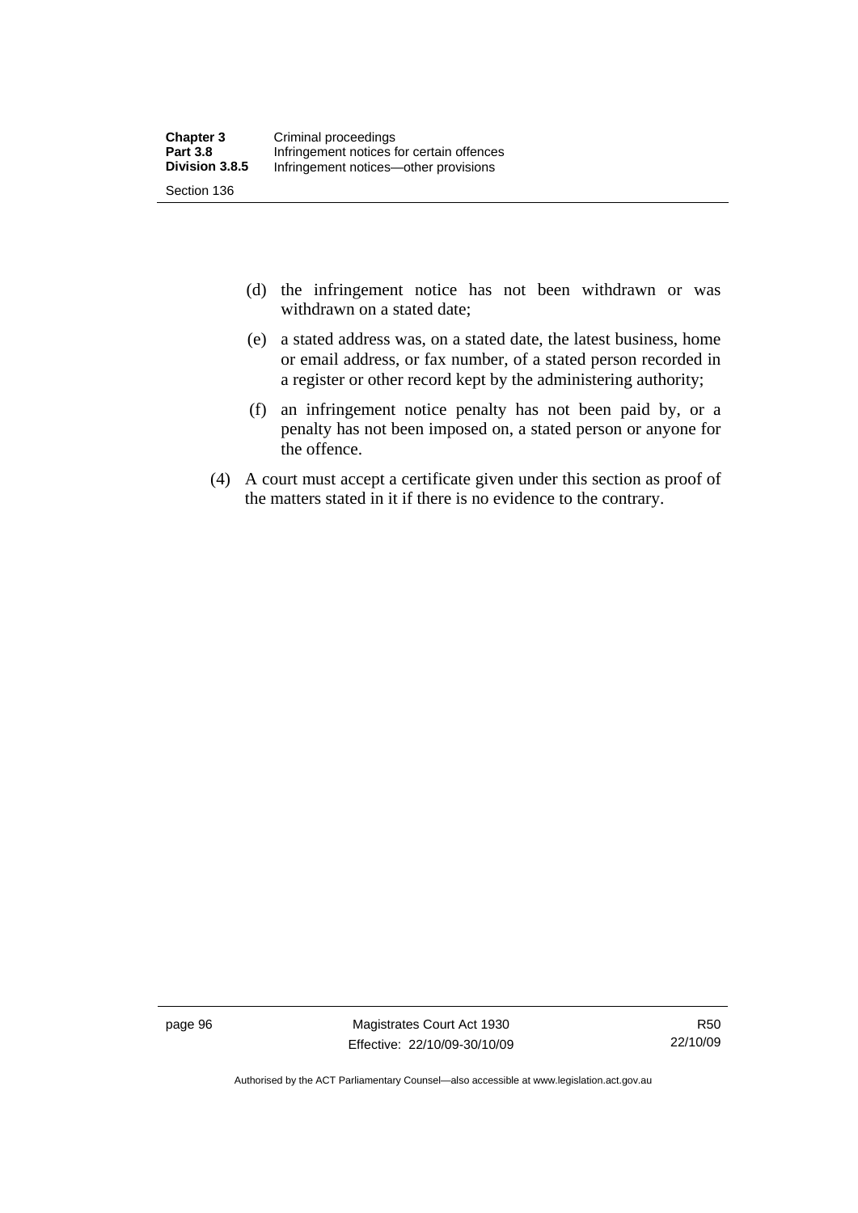(d) the infringement notice has not been withdrawn or was withdrawn on a stated date;

(e) a stated address was, on a stated date, the latest business, home or email address, or fax number, of a stated person recorded in a register or other record kept by the administering authority;

(f) an infringement notice penalty has not been paid by, or a penalty has not been imposed on, a stated person or anyone for the offence.

(4) A court must accept a certificate given under this section as proof of the matters stated in it if there is no evidence to the contrary.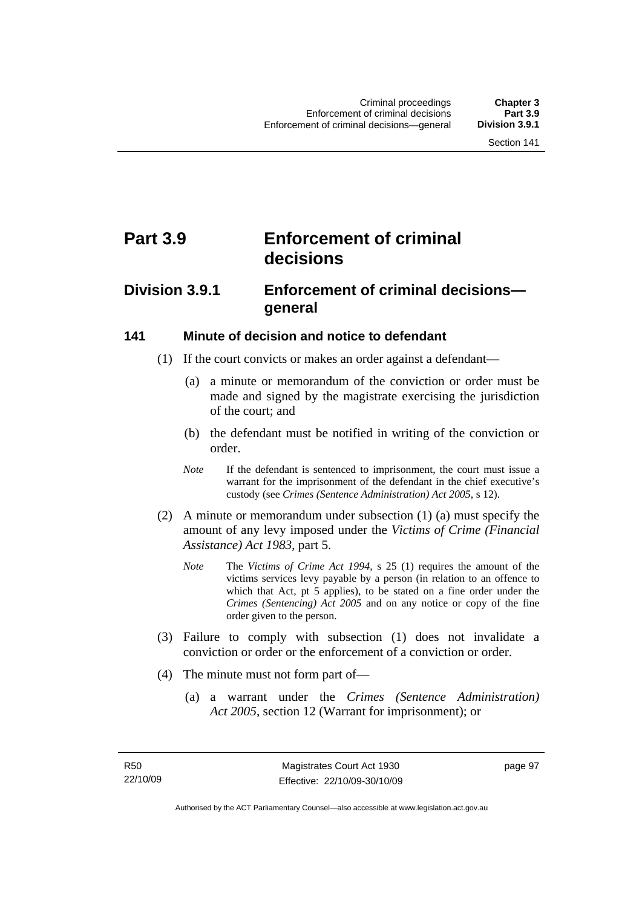# Part 3.9 Enforcement of criminal decisions

## Division 3.9.1 Enforcement of criminal decisions—general

### 141 Minute of decision and notice to defendant

(1) If the court convicts or makes an order against a defendant—

(a) a minute or memorandum of the conviction or order must be made and signed by the magistrate exercising the jurisdiction of the court; and

(b) the defendant must be notified in writing of the conviction or order.

*Note* If the defendant is sentenced to imprisonment, the court must issue a warrant for the imprisonment of the defendant in the chief executive's custody (see *Crimes (Sentence Administration) Act 2005*, s 12).

(2) A minute or memorandum under subsection (1) (a) must specify the amount of any levy imposed under the *Victims of Crime (Financial Assistance) Act 1983*, part 5.

*Note* The *Victims of Crime Act 1994*, s 25 (1) requires the amount of the victims services levy payable by a person (in relation to an offence to which that Act, pt 5 applies), to be stated on a fine order under the *Crimes (Sentencing) Act 2005* and on any notice or copy of the fine order given to the person.

(3) Failure to comply with subsection (1) does not invalidate a conviction or order or the enforcement of a conviction or order.

(4) The minute must not form part of—

(a) a warrant under the *Crimes (Sentence Administration) Act 2005*, section 12 (Warrant for imprisonment); or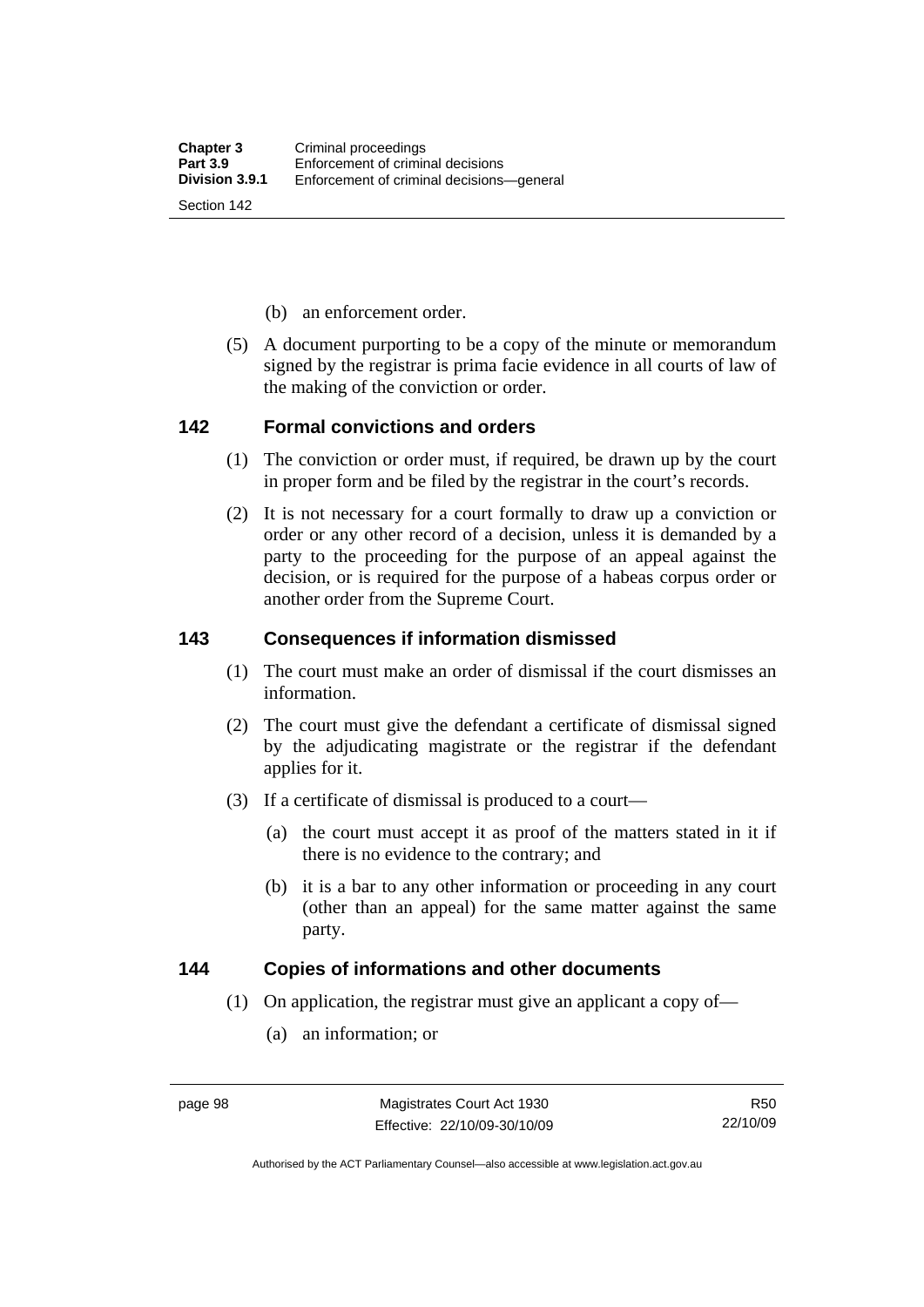(b) an enforcement order.

(5) A document purporting to be a copy of the minute or memorandum signed by the registrar is prima facie evidence in all courts of law of the making of the conviction or order.

## 142 Formal convictions and orders

(1) The conviction or order must, if required, be drawn up by the court in proper form and be filed by the registrar in the court's records.

(2) It is not necessary for a court formally to draw up a conviction or order or any other record of a decision, unless it is demanded by a party to the proceeding for the purpose of an appeal against the decision, or is required for the purpose of a habeas corpus order or another order from the Supreme Court.

## 143 Consequences if information dismissed

(1) The court must make an order of dismissal if the court dismisses an information.

(2) The court must give the defendant a certificate of dismissal signed by the adjudicating magistrate or the registrar if the defendant applies for it.

(3) If a certificate of dismissal is produced to a court—

(a) the court must accept it as proof of the matters stated in it if there is no evidence to the contrary; and

(b) it is a bar to any other information or proceeding in any court (other than an appeal) for the same matter against the same party.

## 144 Copies of informations and other documents

(1) On application, the registrar must give an applicant a copy of—

(a) an information; or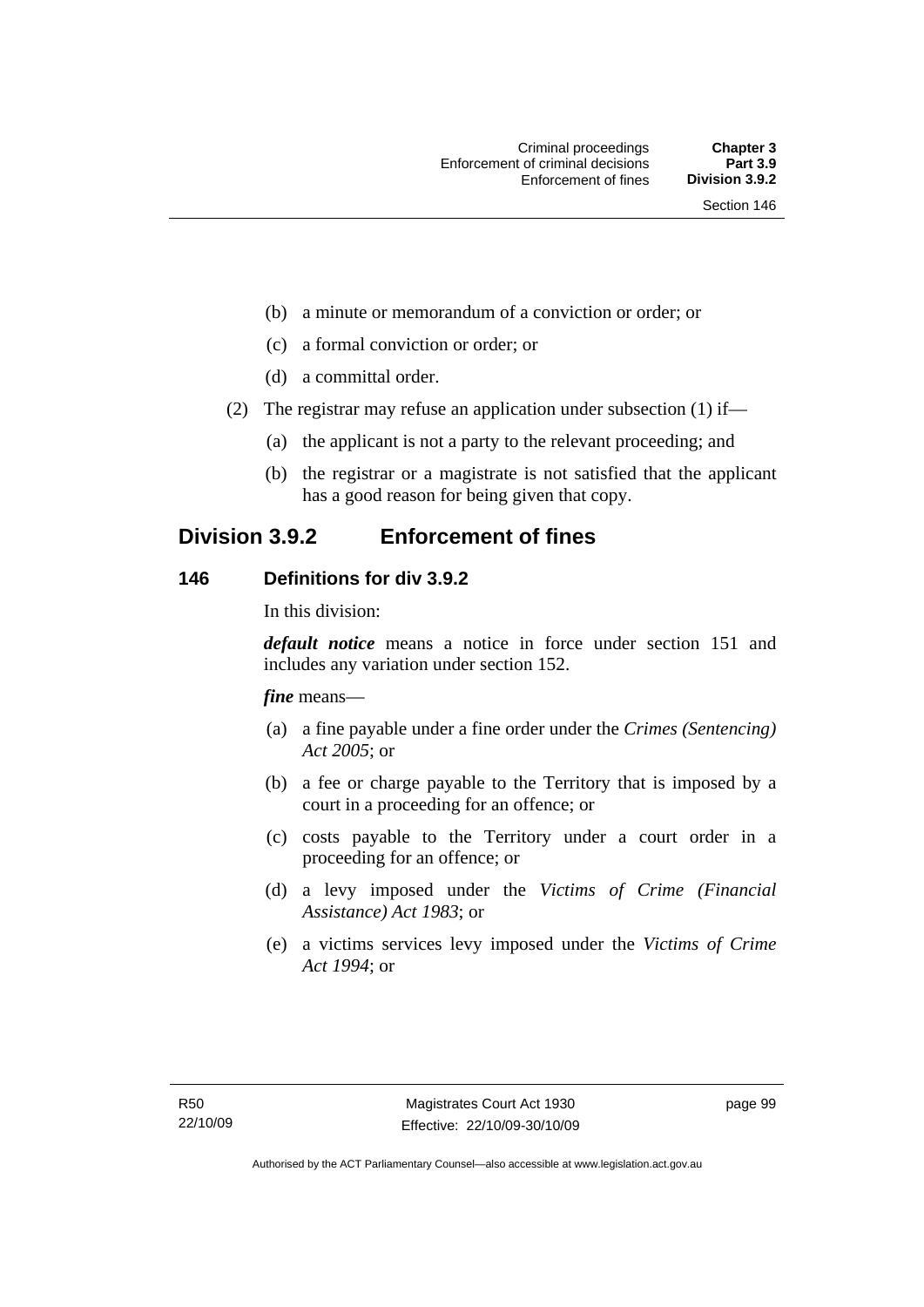(b) a minute or memorandum of a conviction or order; or

(c) a formal conviction or order; or

(d) a committal order.

(2) The registrar may refuse an application under subsection (1) if—

(a) the applicant is not a party to the relevant proceeding; and

(b) the registrar or a magistrate is not satisfied that the applicant has a good reason for being given that copy.

## Division 3.9.2 Enforcement of fines

### 146 Definitions for div 3.9.2

In this division:

***default notice*** means a notice in force under section 151 and includes any variation under section 152.

***fine*** means—

(a) a fine payable under a fine order under the *Crimes (Sentencing) Act 2005*; or

(b) a fee or charge payable to the Territory that is imposed by a court in a proceeding for an offence; or

(c) costs payable to the Territory under a court order in a proceeding for an offence; or

(d) a levy imposed under the *Victims of Crime (Financial Assistance) Act 1983*; or

(e) a victims services levy imposed under the *Victims of Crime Act 1994*; or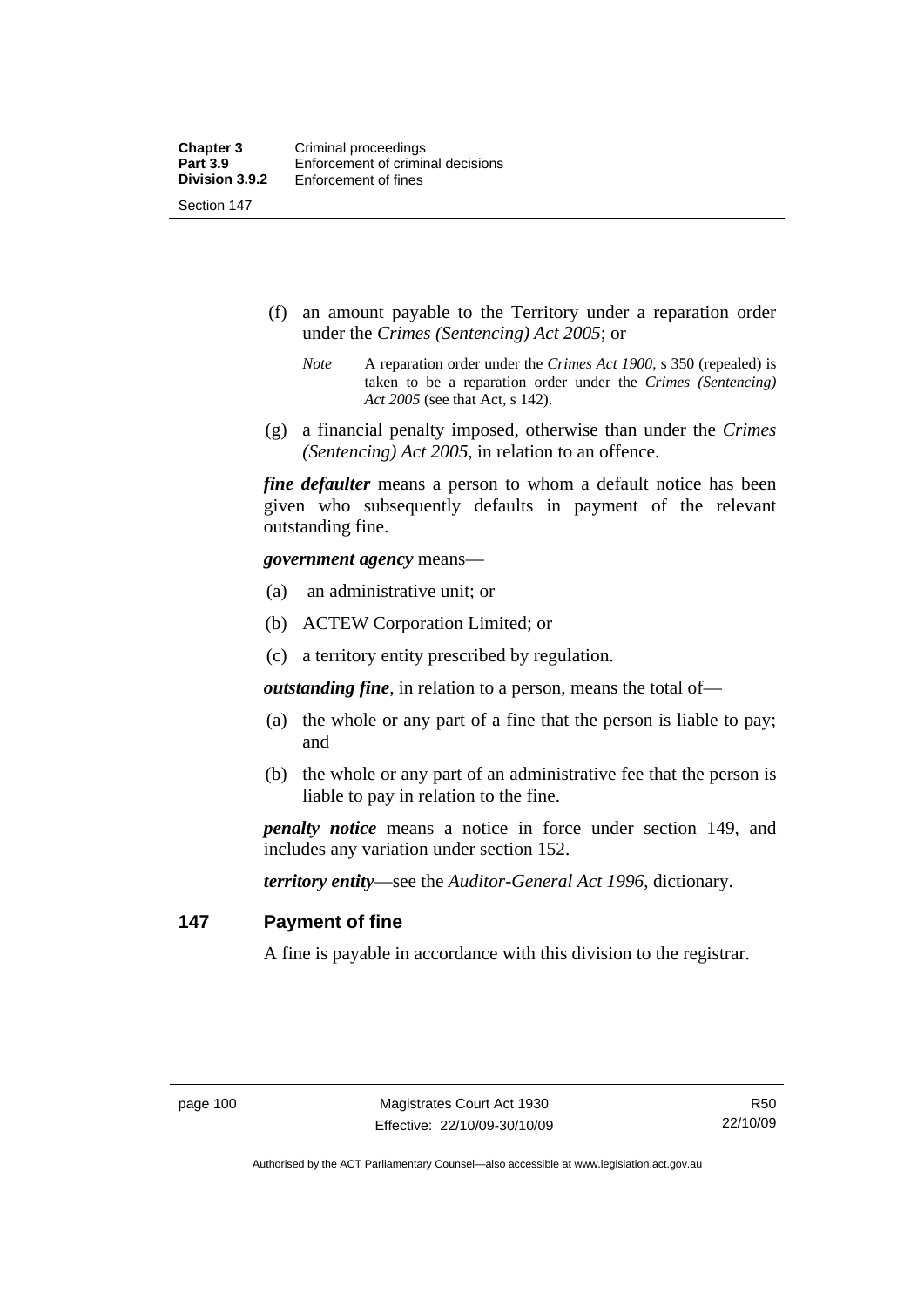(f) an amount payable to the Territory under a reparation order under the *Crimes (Sentencing) Act 2005*; or

*Note* A reparation order under the *Crimes Act 1900*, s 350 (repealed) is taken to be a reparation order under the *Crimes (Sentencing) Act 2005* (see that Act, s 142).

(g) a financial penalty imposed, otherwise than under the *Crimes (Sentencing) Act 2005*, in relation to an offence.

***fine defaulter*** means a person to whom a default notice has been given who subsequently defaults in payment of the relevant outstanding fine.

***government agency*** means—

(a) an administrative unit; or

(b) ACTEW Corporation Limited; or

(c) a territory entity prescribed by regulation.

***outstanding fine***, in relation to a person, means the total of—

(a) the whole or any part of a fine that the person is liable to pay; and

(b) the whole or any part of an administrative fee that the person is liable to pay in relation to the fine.

***penalty notice*** means a notice in force under section 149, and includes any variation under section 152.

***territory entity***—see the *Auditor-General Act 1996*, dictionary.

## 147 Payment of fine

A fine is payable in accordance with this division to the registrar.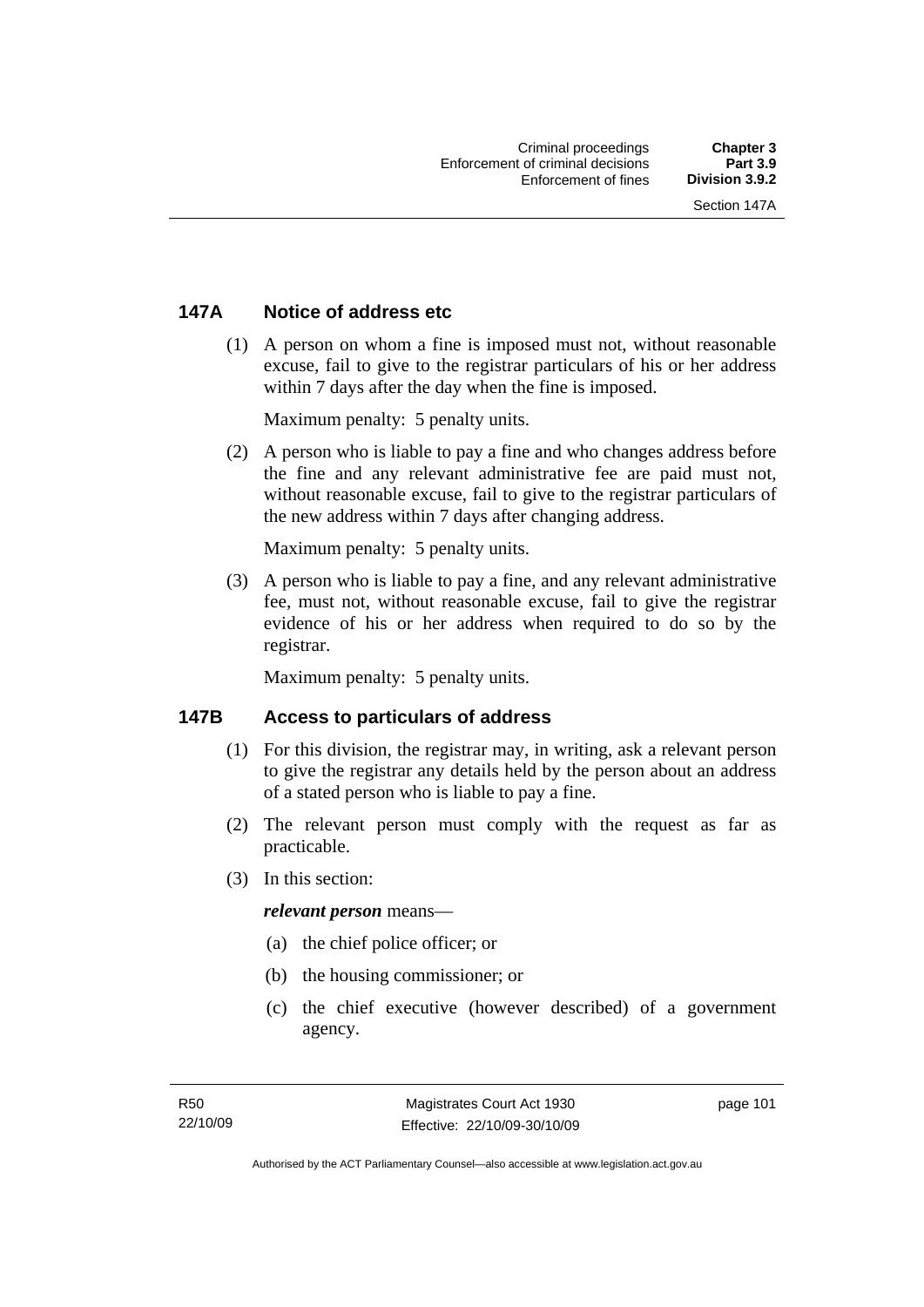## 147A Notice of address etc

(1) A person on whom a fine is imposed must not, without reasonable excuse, fail to give to the registrar particulars of his or her address within 7 days after the day when the fine is imposed.

Maximum penalty: 5 penalty units.

(2) A person who is liable to pay a fine and who changes address before the fine and any relevant administrative fee are paid must not, without reasonable excuse, fail to give to the registrar particulars of the new address within 7 days after changing address.

Maximum penalty: 5 penalty units.

(3) A person who is liable to pay a fine, and any relevant administrative fee, must not, without reasonable excuse, fail to give the registrar evidence of his or her address when required to do so by the registrar.

Maximum penalty: 5 penalty units.

## 147B Access to particulars of address

(1) For this division, the registrar may, in writing, ask a relevant person to give the registrar any details held by the person about an address of a stated person who is liable to pay a fine.

(2) The relevant person must comply with the request as far as practicable.

(3) In this section:

***relevant person*** means—

(a) the chief police officer; or

(b) the housing commissioner; or

(c) the chief executive (however described) of a government agency.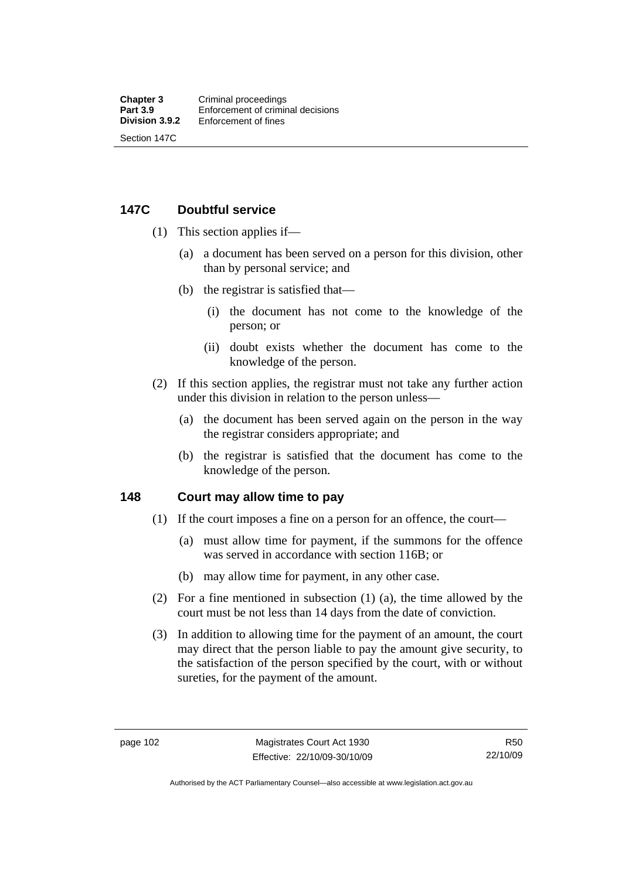### 147C Doubtful service

(1) This section applies if—

(a) a document has been served on a person for this division, other than by personal service; and

(b) the registrar is satisfied that—

(i) the document has not come to the knowledge of the person; or

(ii) doubt exists whether the document has come to the knowledge of the person.

(2) If this section applies, the registrar must not take any further action under this division in relation to the person unless—

(a) the document has been served again on the person in the way the registrar considers appropriate; and

(b) the registrar is satisfied that the document has come to the knowledge of the person.

### 148 Court may allow time to pay

(1) If the court imposes a fine on a person for an offence, the court—

(a) must allow time for payment, if the summons for the offence was served in accordance with section 116B; or

(b) may allow time for payment, in any other case.

(2) For a fine mentioned in subsection (1) (a), the time allowed by the court must be not less than 14 days from the date of conviction.

(3) In addition to allowing time for the payment of an amount, the court may direct that the person liable to pay the amount give security, to the satisfaction of the person specified by the court, with or without sureties, for the payment of the amount.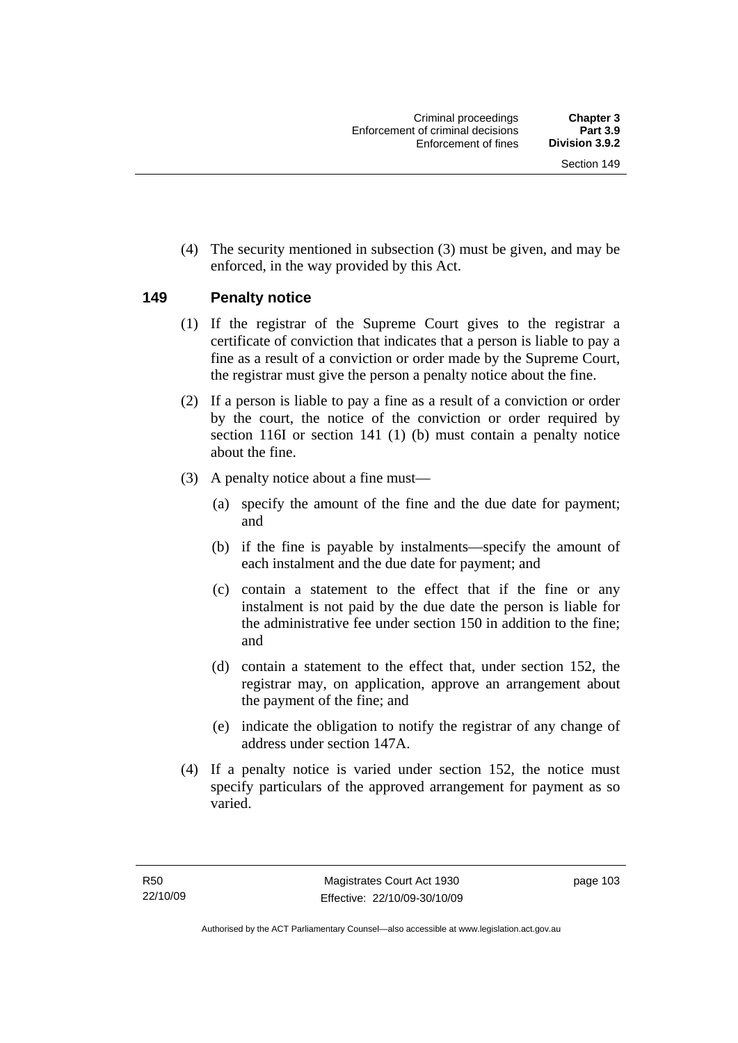(4) The security mentioned in subsection (3) must be given, and may be enforced, in the way provided by this Act.

## 149 Penalty notice

(1) If the registrar of the Supreme Court gives to the registrar a certificate of conviction that indicates that a person is liable to pay a fine as a result of a conviction or order made by the Supreme Court, the registrar must give the person a penalty notice about the fine.

(2) If a person is liable to pay a fine as a result of a conviction or order by the court, the notice of the conviction or order required by section 116I or section 141 (1) (b) must contain a penalty notice about the fine.

(3) A penalty notice about a fine must—

   (a) specify the amount of the fine and the due date for payment; and

   (b) if the fine is payable by instalments—specify the amount of each instalment and the due date for payment; and

   (c) contain a statement to the effect that if the fine or any instalment is not paid by the due date the person is liable for the administrative fee under section 150 in addition to the fine; and

   (d) contain a statement to the effect that, under section 152, the registrar may, on application, approve an arrangement about the payment of the fine; and

   (e) indicate the obligation to notify the registrar of any change of address under section 147A.

(4) If a penalty notice is varied under section 152, the notice must specify particulars of the approved arrangement for payment as so varied.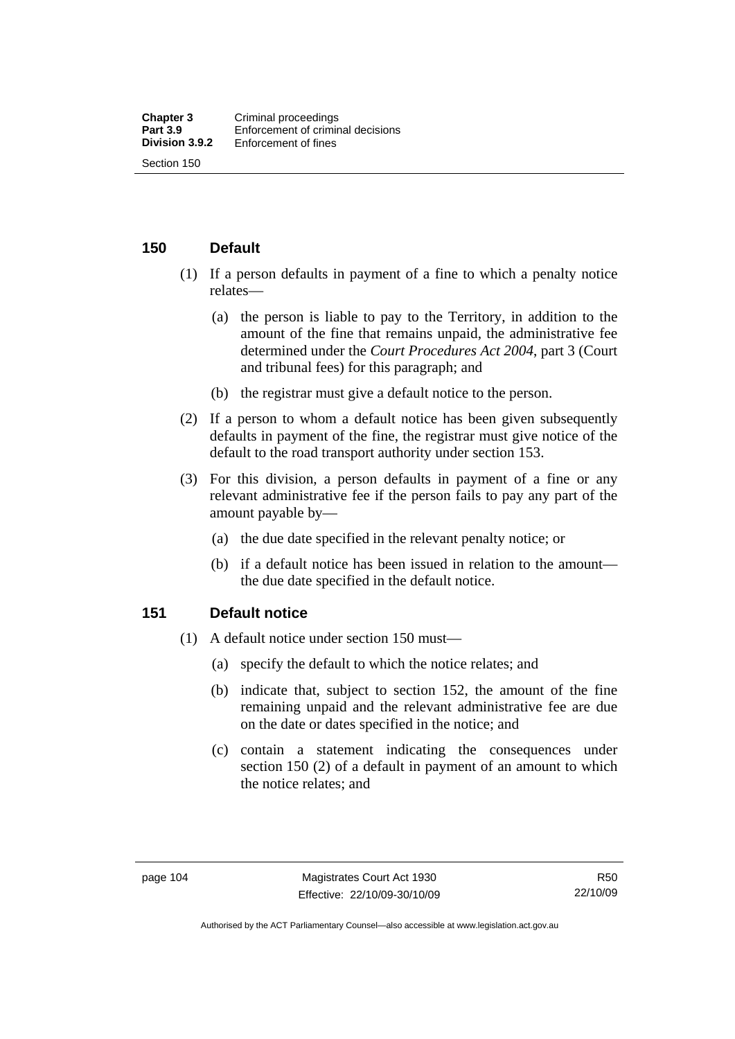## 150 Default

(1) If a person defaults in payment of a fine to which a penalty notice relates—

(a) the person is liable to pay to the Territory, in addition to the amount of the fine that remains unpaid, the administrative fee determined under the *Court Procedures Act 2004*, part 3 (Court and tribunal fees) for this paragraph; and

(b) the registrar must give a default notice to the person.

(2) If a person to whom a default notice has been given subsequently defaults in payment of the fine, the registrar must give notice of the default to the road transport authority under section 153.

(3) For this division, a person defaults in payment of a fine or any relevant administrative fee if the person fails to pay any part of the amount payable by—

(a) the due date specified in the relevant penalty notice; or

(b) if a default notice has been issued in relation to the amount—the due date specified in the default notice.

## 151 Default notice

(1) A default notice under section 150 must—

(a) specify the default to which the notice relates; and

(b) indicate that, subject to section 152, the amount of the fine remaining unpaid and the relevant administrative fee are due on the date or dates specified in the notice; and

(c) contain a statement indicating the consequences under section 150 (2) of a default in payment of an amount to which the notice relates; and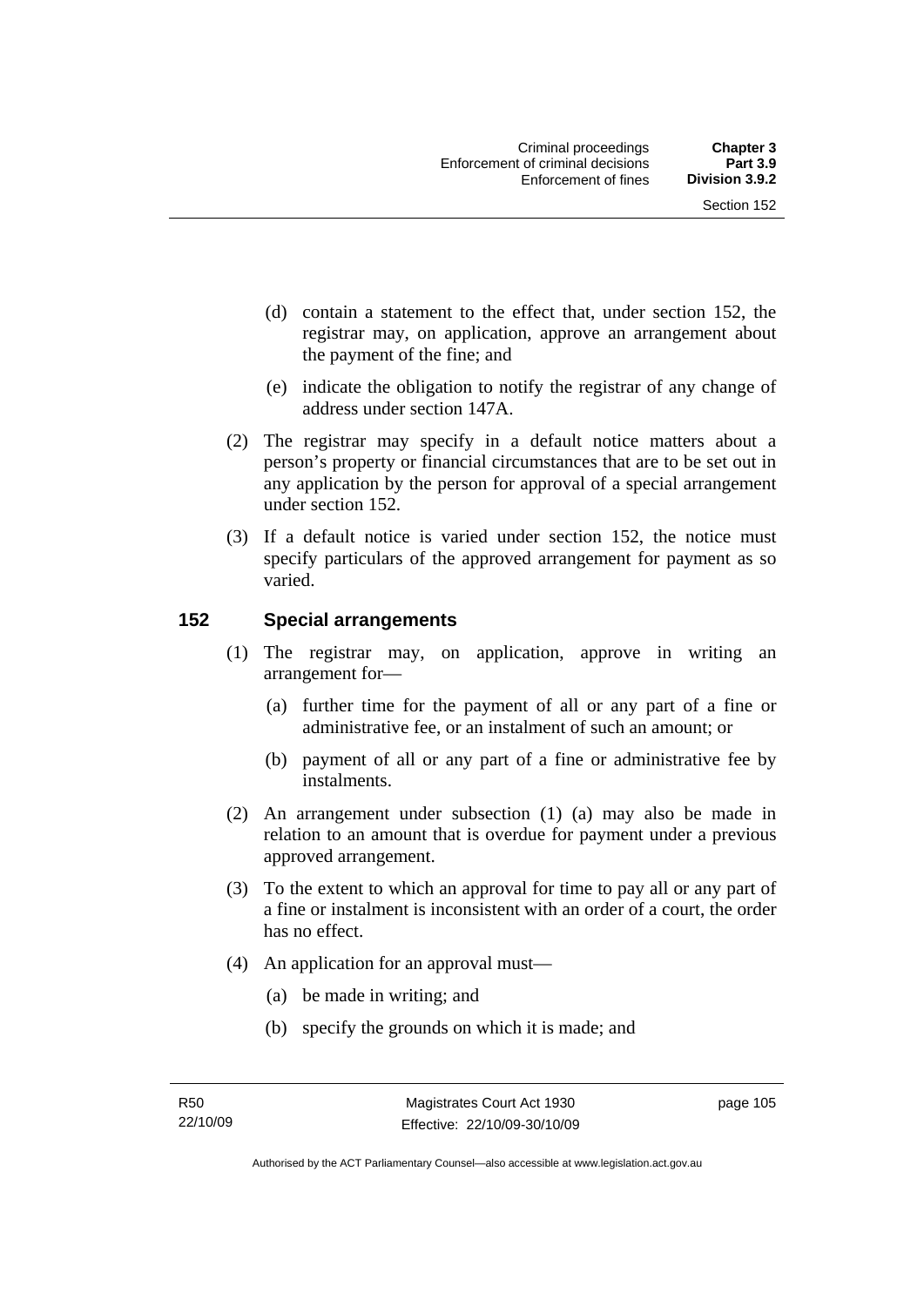(d) contain a statement to the effect that, under section 152, the registrar may, on application, approve an arrangement about the payment of the fine; and

(e) indicate the obligation to notify the registrar of any change of address under section 147A.

(2) The registrar may specify in a default notice matters about a person's property or financial circumstances that are to be set out in any application by the person for approval of a special arrangement under section 152.

(3) If a default notice is varied under section 152, the notice must specify particulars of the approved arrangement for payment as so varied.

## 152 Special arrangements

(1) The registrar may, on application, approve in writing an arrangement for—

(a) further time for the payment of all or any part of a fine or administrative fee, or an instalment of such an amount; or

(b) payment of all or any part of a fine or administrative fee by instalments.

(2) An arrangement under subsection (1) (a) may also be made in relation to an amount that is overdue for payment under a previous approved arrangement.

(3) To the extent to which an approval for time to pay all or any part of a fine or instalment is inconsistent with an order of a court, the order has no effect.

(4) An application for an approval must—

(a) be made in writing; and

(b) specify the grounds on which it is made; and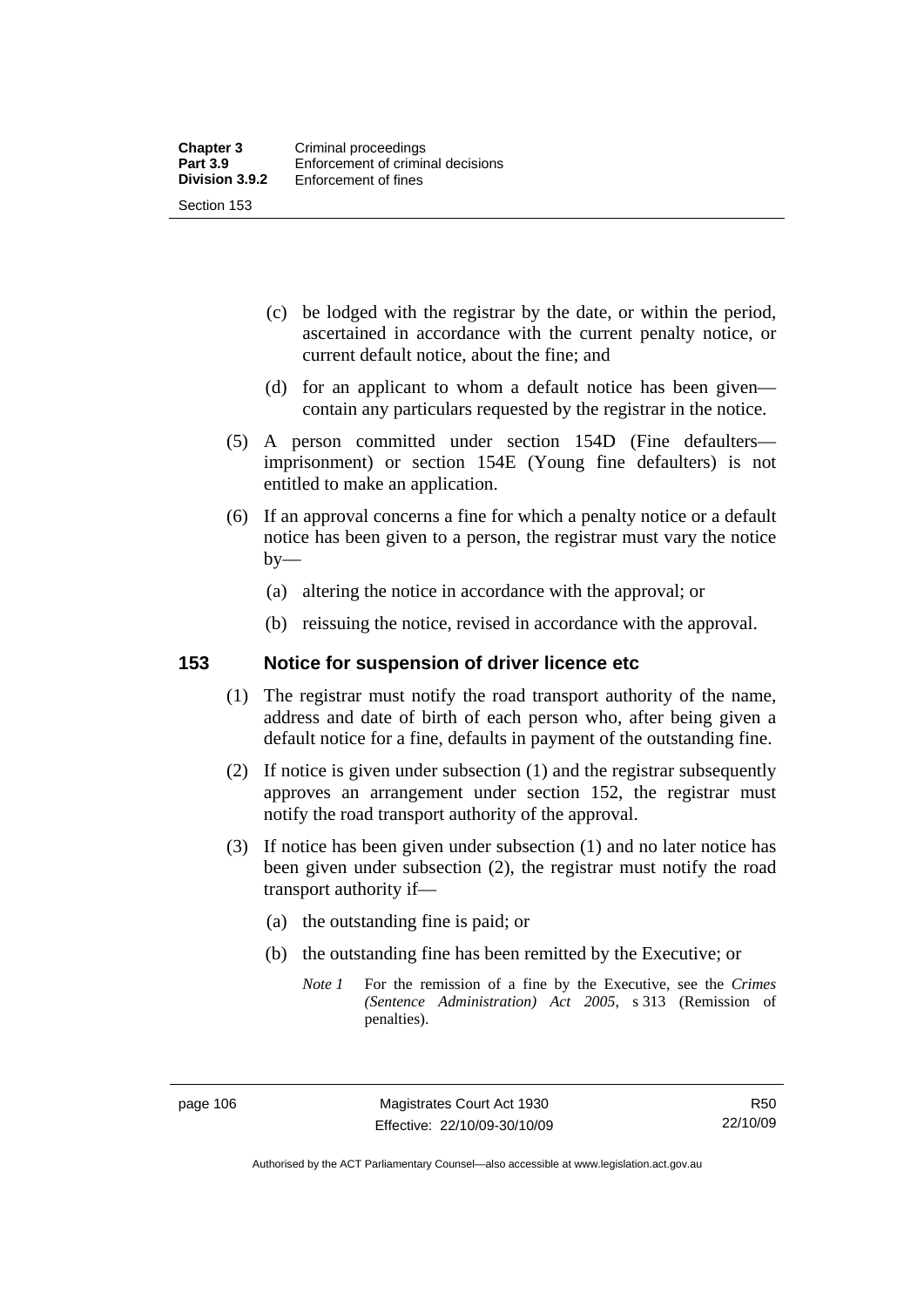(c) be lodged with the registrar by the date, or within the period, ascertained in accordance with the current penalty notice, or current default notice, about the fine; and

(d) for an applicant to whom a default notice has been given—contain any particulars requested by the registrar in the notice.

(5) A person committed under section 154D (Fine defaulters—imprisonment) or section 154E (Young fine defaulters) is not entitled to make an application.

(6) If an approval concerns a fine for which a penalty notice or a default notice has been given to a person, the registrar must vary the notice by—

(a) altering the notice in accordance with the approval; or

(b) reissuing the notice, revised in accordance with the approval.

## 153 Notice for suspension of driver licence etc

(1) The registrar must notify the road transport authority of the name, address and date of birth of each person who, after being given a default notice for a fine, defaults in payment of the outstanding fine.

(2) If notice is given under subsection (1) and the registrar subsequently approves an arrangement under section 152, the registrar must notify the road transport authority of the approval.

(3) If notice has been given under subsection (1) and no later notice has been given under subsection (2), the registrar must notify the road transport authority if—

(a) the outstanding fine is paid; or

(b) the outstanding fine has been remitted by the Executive; or

*Note 1* For the remission of a fine by the Executive, see the *Crimes (Sentence Administration) Act 2005*, s 313 (Remission of penalties).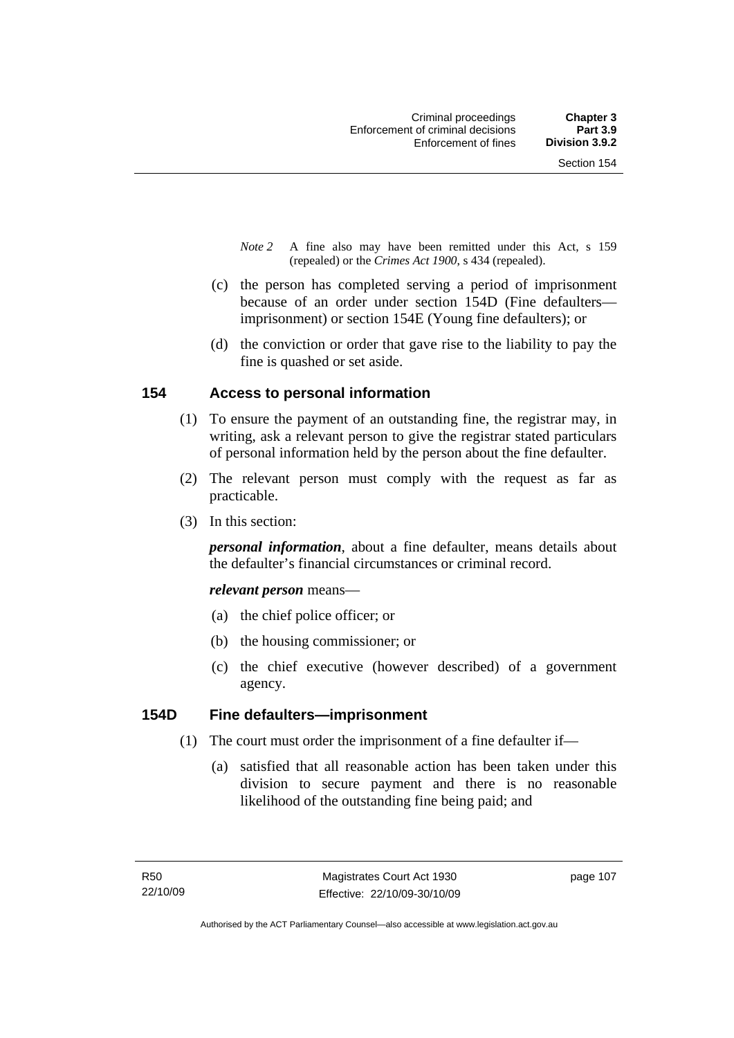*Note 2* A fine also may have been remitted under this Act, s 159 (repealed) or the *Crimes Act 1900*, s 434 (repealed).

(c) the person has completed serving a period of imprisonment because of an order under section 154D (Fine defaulters—imprisonment) or section 154E (Young fine defaulters); or

(d) the conviction or order that gave rise to the liability to pay the fine is quashed or set aside.

## 154 Access to personal information

(1) To ensure the payment of an outstanding fine, the registrar may, in writing, ask a relevant person to give the registrar stated particulars of personal information held by the person about the fine defaulter.

(2) The relevant person must comply with the request as far as practicable.

(3) In this section:

***personal information***, about a fine defaulter, means details about the defaulter's financial circumstances or criminal record.

***relevant person*** means—

(a) the chief police officer; or

(b) the housing commissioner; or

(c) the chief executive (however described) of a government agency.

## 154D Fine defaulters—imprisonment

(1) The court must order the imprisonment of a fine defaulter if—

(a) satisfied that all reasonable action has been taken under this division to secure payment and there is no reasonable likelihood of the outstanding fine being paid; and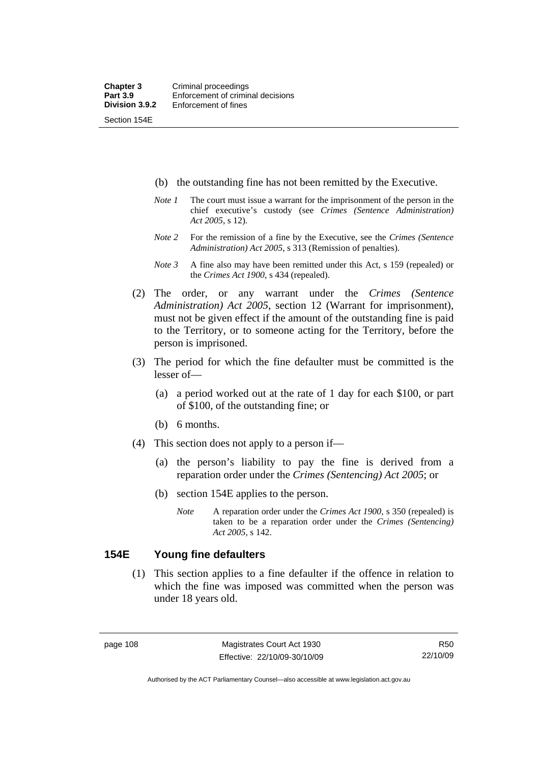(b) the outstanding fine has not been remitted by the Executive.

*Note 1* The court must issue a warrant for the imprisonment of the person in the chief executive's custody (see *Crimes (Sentence Administration) Act 2005*, s 12).

*Note 2* For the remission of a fine by the Executive, see the *Crimes (Sentence Administration) Act 2005*, s 313 (Remission of penalties).

*Note 3* A fine also may have been remitted under this Act, s 159 (repealed) or the *Crimes Act 1900*, s 434 (repealed).

(2) The order, or any warrant under the *Crimes (Sentence Administration) Act 2005*, section 12 (Warrant for imprisonment), must not be given effect if the amount of the outstanding fine is paid to the Territory, or to someone acting for the Territory, before the person is imprisoned.

(3) The period for which the fine defaulter must be committed is the lesser of—

(a) a period worked out at the rate of 1 day for each $100, or part of $100, of the outstanding fine; or

(b) 6 months.

(4) This section does not apply to a person if—

(a) the person's liability to pay the fine is derived from a reparation order under the *Crimes (Sentencing) Act 2005*; or

(b) section 154E applies to the person.

*Note* A reparation order under the *Crimes Act 1900*, s 350 (repealed) is taken to be a reparation order under the *Crimes (Sentencing) Act 2005*, s 142.

## 154E Young fine defaulters

(1) This section applies to a fine defaulter if the offence in relation to which the fine was imposed was committed when the person was under 18 years old.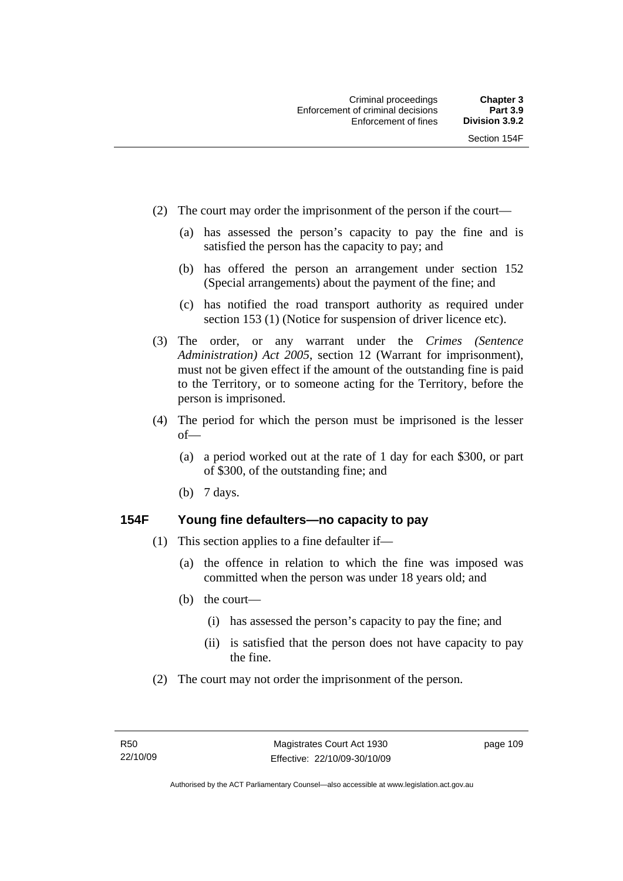(2) The court may order the imprisonment of the person if the court—

(a) has assessed the person's capacity to pay the fine and is satisfied the person has the capacity to pay; and

(b) has offered the person an arrangement under section 152 (Special arrangements) about the payment of the fine; and

(c) has notified the road transport authority as required under section 153 (1) (Notice for suspension of driver licence etc).

(3) The order, or any warrant under the *Crimes (Sentence Administration) Act 2005*, section 12 (Warrant for imprisonment), must not be given effect if the amount of the outstanding fine is paid to the Territory, or to someone acting for the Territory, before the person is imprisoned.

(4) The period for which the person must be imprisoned is the lesser of—

(a) a period worked out at the rate of 1 day for each $300, or part of $300, of the outstanding fine; and

(b) 7 days.

### 154F Young fine defaulters—no capacity to pay

(1) This section applies to a fine defaulter if—

(a) the offence in relation to which the fine was imposed was committed when the person was under 18 years old; and

(b) the court—

(i) has assessed the person's capacity to pay the fine; and

(ii) is satisfied that the person does not have capacity to pay the fine.

(2) The court may not order the imprisonment of the person.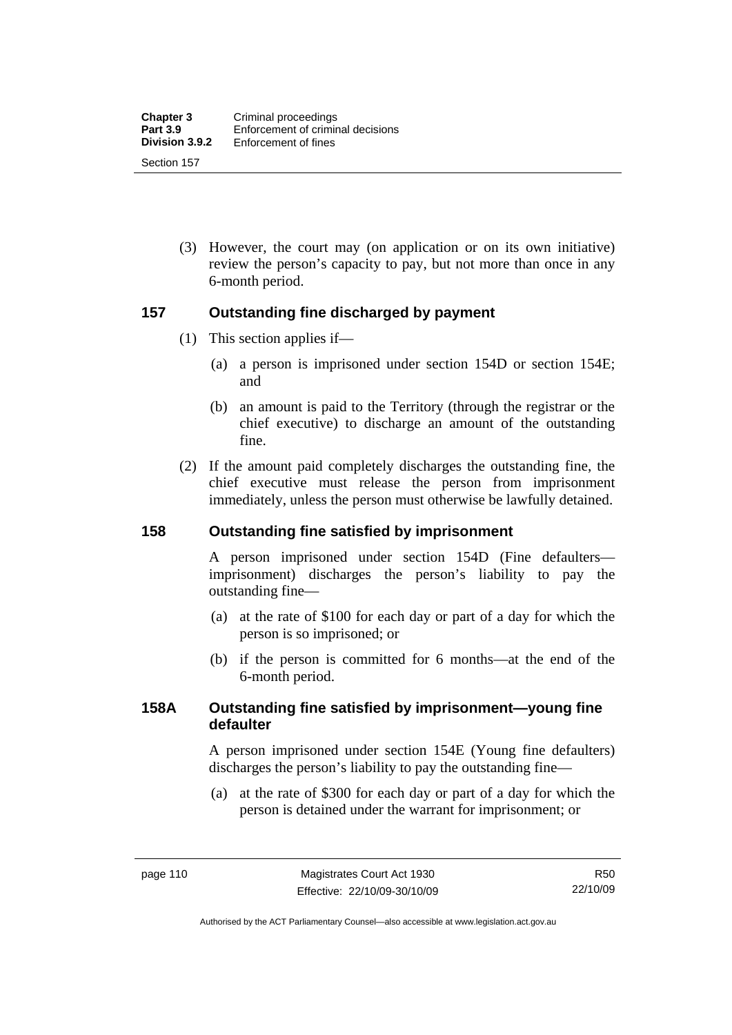(3) However, the court may (on application or on its own initiative) review the person's capacity to pay, but not more than once in any 6-month period.

## 157 Outstanding fine discharged by payment

(1) This section applies if—

(a) a person is imprisoned under section 154D or section 154E; and

(b) an amount is paid to the Territory (through the registrar or the chief executive) to discharge an amount of the outstanding fine.

(2) If the amount paid completely discharges the outstanding fine, the chief executive must release the person from imprisonment immediately, unless the person must otherwise be lawfully detained.

## 158 Outstanding fine satisfied by imprisonment

A person imprisoned under section 154D (Fine defaulters—imprisonment) discharges the person's liability to pay the outstanding fine—

(a) at the rate of $100 for each day or part of a day for which the person is so imprisoned; or

(b) if the person is committed for 6 months—at the end of the 6-month period.

## 158A Outstanding fine satisfied by imprisonment—young fine defaulter

A person imprisoned under section 154E (Young fine defaulters) discharges the person's liability to pay the outstanding fine—

(a) at the rate of $300 for each day or part of a day for which the person is detained under the warrant for imprisonment; or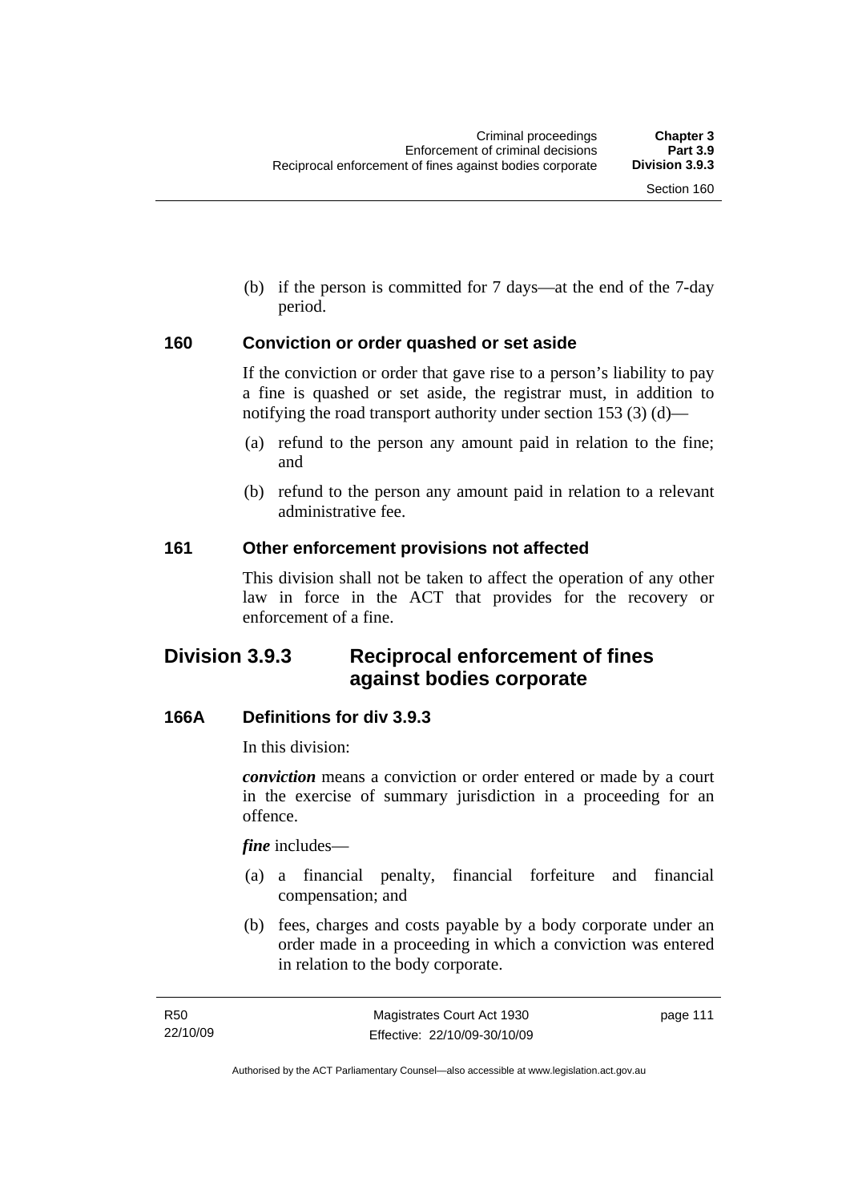(b) if the person is committed for 7 days—at the end of the 7-day period.

### 160 Conviction or order quashed or set aside

If the conviction or order that gave rise to a person's liability to pay a fine is quashed or set aside, the registrar must, in addition to notifying the road transport authority under section 153 (3) (d)—

(a) refund to the person any amount paid in relation to the fine; and

(b) refund to the person any amount paid in relation to a relevant administrative fee.

### 161 Other enforcement provisions not affected

This division shall not be taken to affect the operation of any other law in force in the ACT that provides for the recovery or enforcement of a fine.

## Division 3.9.3 Reciprocal enforcement of fines against bodies corporate

### 166A Definitions for div 3.9.3

In this division:

***conviction*** means a conviction or order entered or made by a court in the exercise of summary jurisdiction in a proceeding for an offence.

***fine*** includes—

(a) a financial penalty, financial forfeiture and financial compensation; and

(b) fees, charges and costs payable by a body corporate under an order made in a proceeding in which a conviction was entered in relation to the body corporate.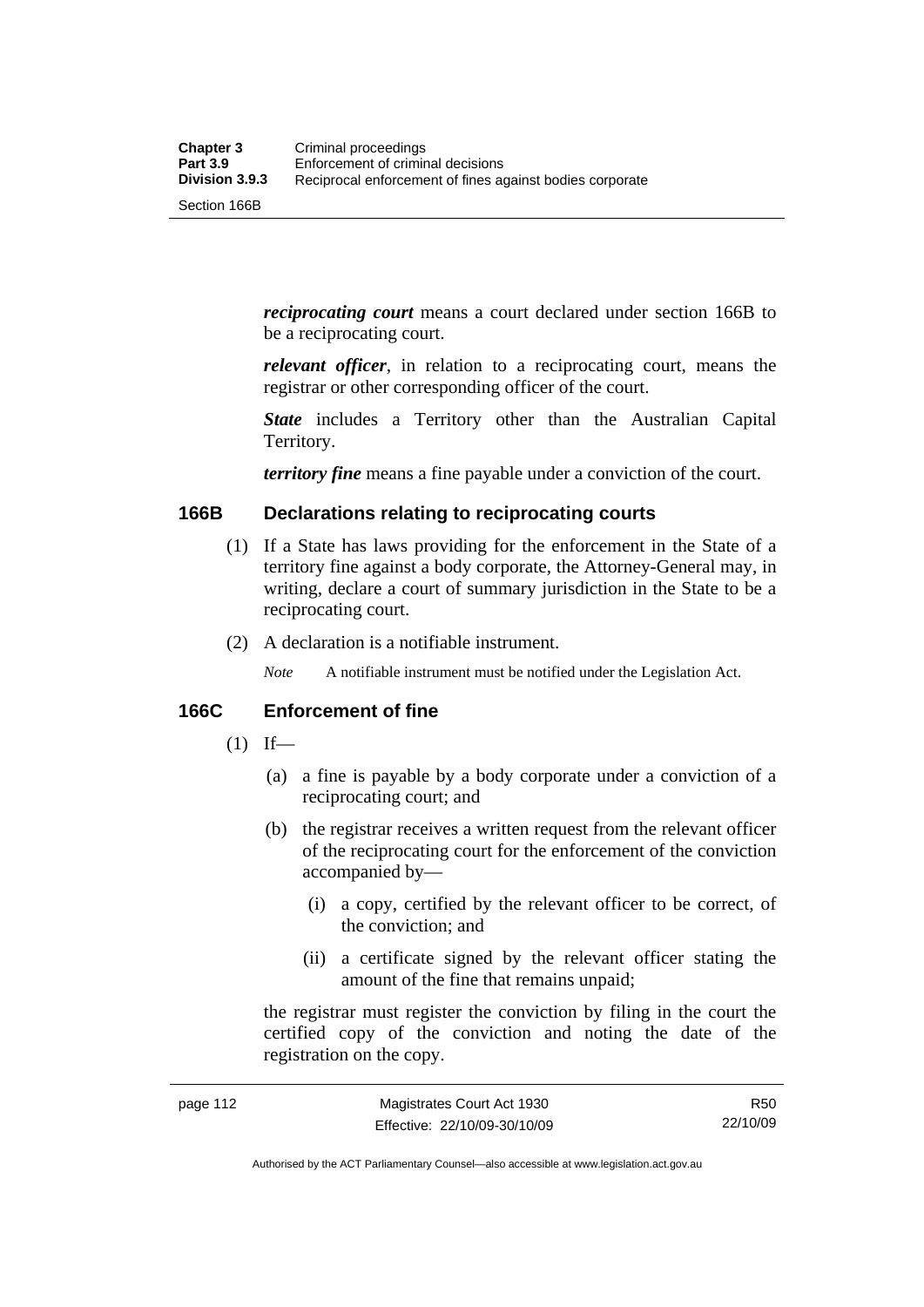***reciprocating court*** means a court declared under section 166B to be a reciprocating court.

***relevant officer***, in relation to a reciprocating court, means the registrar or other corresponding officer of the court.

***State*** includes a Territory other than the Australian Capital Territory.

***territory fine*** means a fine payable under a conviction of the court.

### 166B Declarations relating to reciprocating courts

(1) If a State has laws providing for the enforcement in the State of a territory fine against a body corporate, the Attorney-General may, in writing, declare a court of summary jurisdiction in the State to be a reciprocating court.

(2) A declaration is a notifiable instrument.

*Note* A notifiable instrument must be notified under the Legislation Act.

### 166C Enforcement of fine

(1) If—

(a) a fine is payable by a body corporate under a conviction of a reciprocating court; and

(b) the registrar receives a written request from the relevant officer of the reciprocating court for the enforcement of the conviction accompanied by—

(i) a copy, certified by the relevant officer to be correct, of the conviction; and

(ii) a certificate signed by the relevant officer stating the amount of the fine that remains unpaid;

the registrar must register the conviction by filing in the court the certified copy of the conviction and noting the date of the registration on the copy.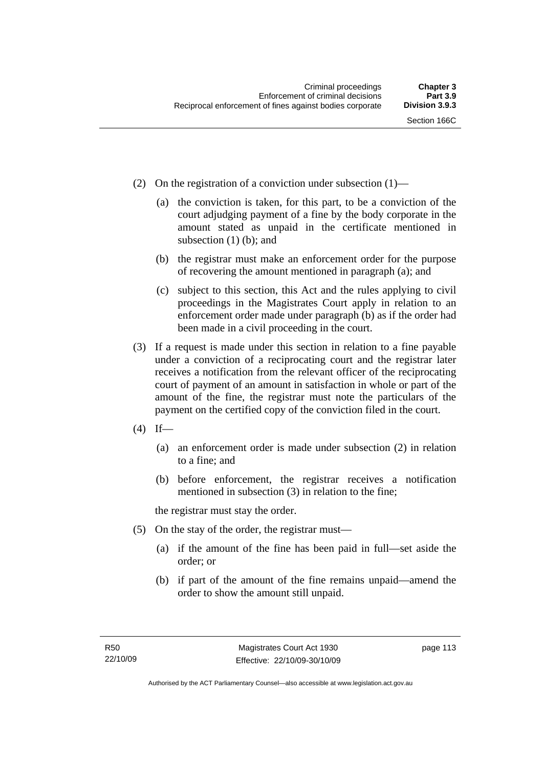(2) On the registration of a conviction under subsection (1)—

(a) the conviction is taken, for this part, to be a conviction of the court adjudging payment of a fine by the body corporate in the amount stated as unpaid in the certificate mentioned in subsection (1) (b); and

(b) the registrar must make an enforcement order for the purpose of recovering the amount mentioned in paragraph (a); and

(c) subject to this section, this Act and the rules applying to civil proceedings in the Magistrates Court apply in relation to an enforcement order made under paragraph (b) as if the order had been made in a civil proceeding in the court.

(3) If a request is made under this section in relation to a fine payable under a conviction of a reciprocating court and the registrar later receives a notification from the relevant officer of the reciprocating court of payment of an amount in satisfaction in whole or part of the amount of the fine, the registrar must note the particulars of the payment on the certified copy of the conviction filed in the court.

(4) If—

(a) an enforcement order is made under subsection (2) in relation to a fine; and

(b) before enforcement, the registrar receives a notification mentioned in subsection (3) in relation to the fine;

the registrar must stay the order.

(5) On the stay of the order, the registrar must—

(a) if the amount of the fine has been paid in full—set aside the order; or

(b) if part of the amount of the fine remains unpaid—amend the order to show the amount still unpaid.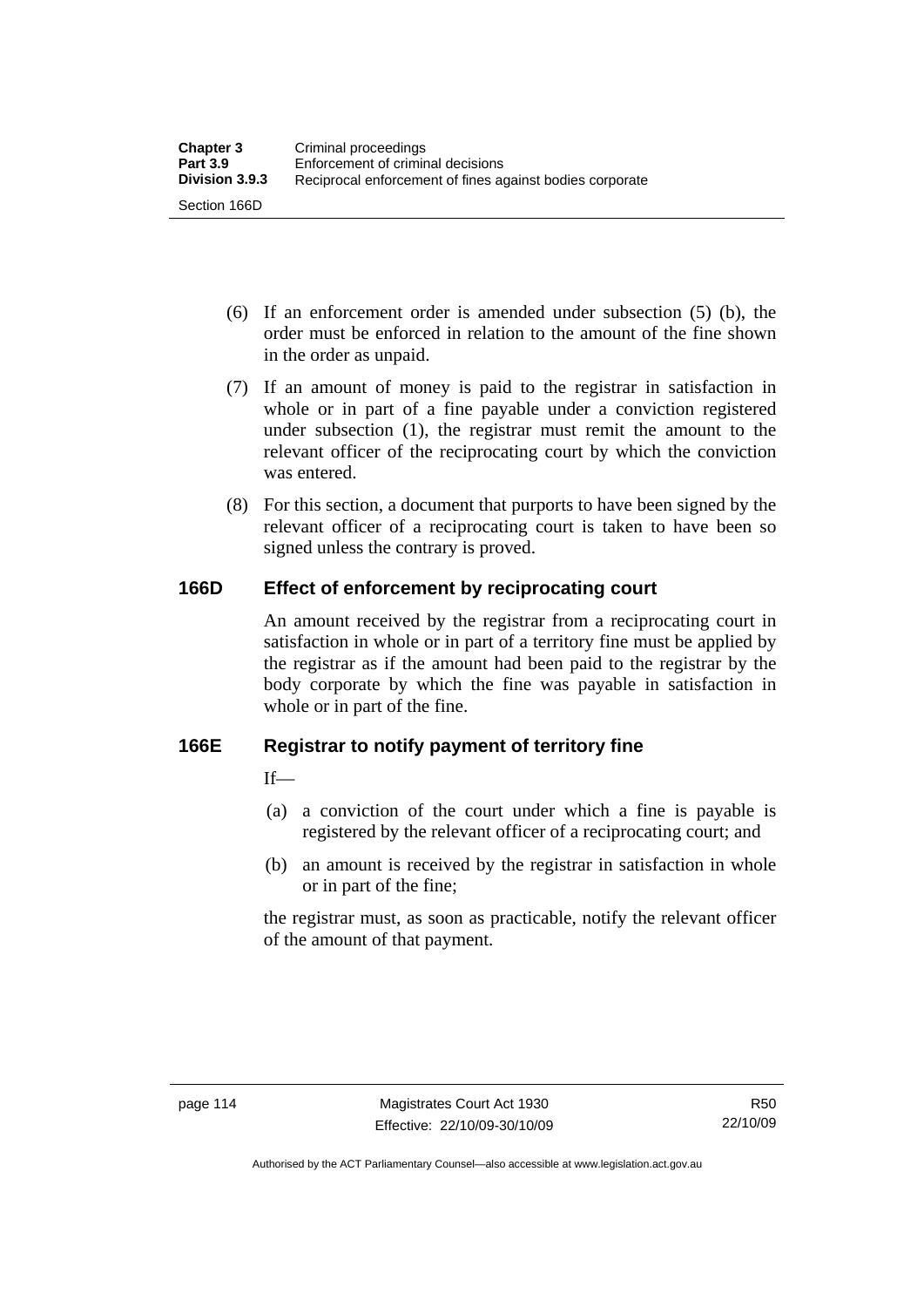(6) If an enforcement order is amended under subsection (5) (b), the order must be enforced in relation to the amount of the fine shown in the order as unpaid.

(7) If an amount of money is paid to the registrar in satisfaction in whole or in part of a fine payable under a conviction registered under subsection (1), the registrar must remit the amount to the relevant officer of the reciprocating court by which the conviction was entered.

(8) For this section, a document that purports to have been signed by the relevant officer of a reciprocating court is taken to have been so signed unless the contrary is proved.

## 166D Effect of enforcement by reciprocating court

An amount received by the registrar from a reciprocating court in satisfaction in whole or in part of a territory fine must be applied by the registrar as if the amount had been paid to the registrar by the body corporate by which the fine was payable in satisfaction in whole or in part of the fine.

## 166E Registrar to notify payment of territory fine

If—

(a) a conviction of the court under which a fine is payable is registered by the relevant officer of a reciprocating court; and

(b) an amount is received by the registrar in satisfaction in whole or in part of the fine;

the registrar must, as soon as practicable, notify the relevant officer of the amount of that payment.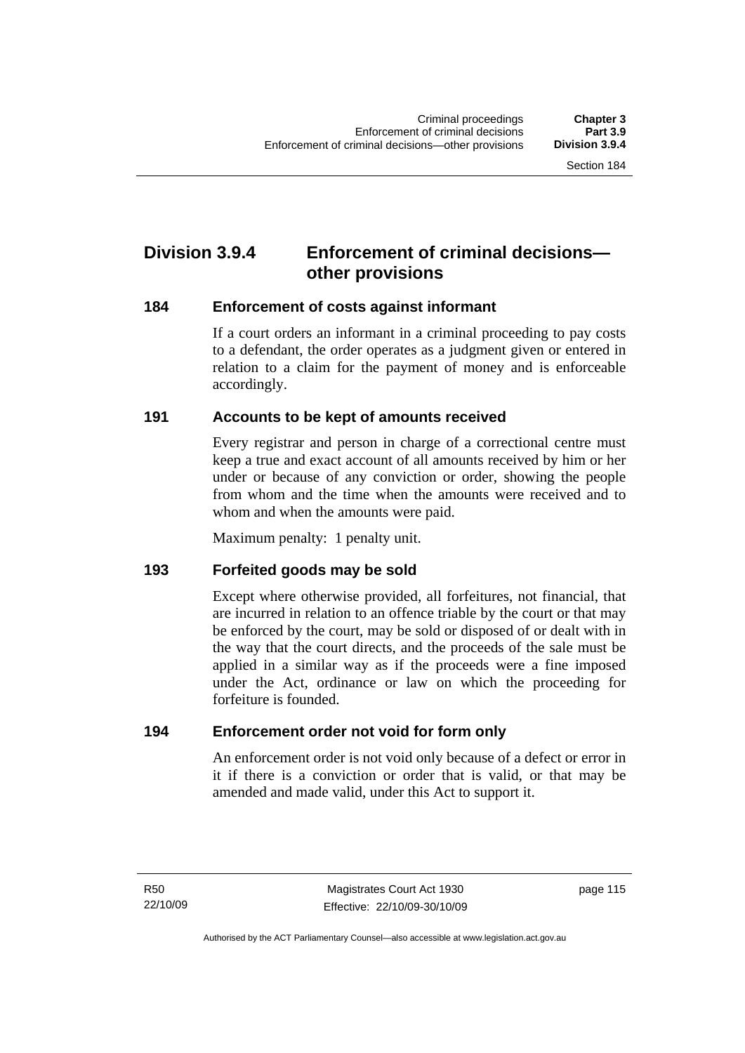## Division 3.9.4 Enforcement of criminal decisions—other provisions

### 184 Enforcement of costs against informant

If a court orders an informant in a criminal proceeding to pay costs to a defendant, the order operates as a judgment given or entered in relation to a claim for the payment of money and is enforceable accordingly.

### 191 Accounts to be kept of amounts received

Every registrar and person in charge of a correctional centre must keep a true and exact account of all amounts received by him or her under or because of any conviction or order, showing the people from whom and the time when the amounts were received and to whom and when the amounts were paid.

Maximum penalty: 1 penalty unit.

### 193 Forfeited goods may be sold

Except where otherwise provided, all forfeitures, not financial, that are incurred in relation to an offence triable by the court or that may be enforced by the court, may be sold or disposed of or dealt with in the way that the court directs, and the proceeds of the sale must be applied in a similar way as if the proceeds were a fine imposed under the Act, ordinance or law on which the proceeding for forfeiture is founded.

### 194 Enforcement order not void for form only

An enforcement order is not void only because of a defect or error in it if there is a conviction or order that is valid, or that may be amended and made valid, under this Act to support it.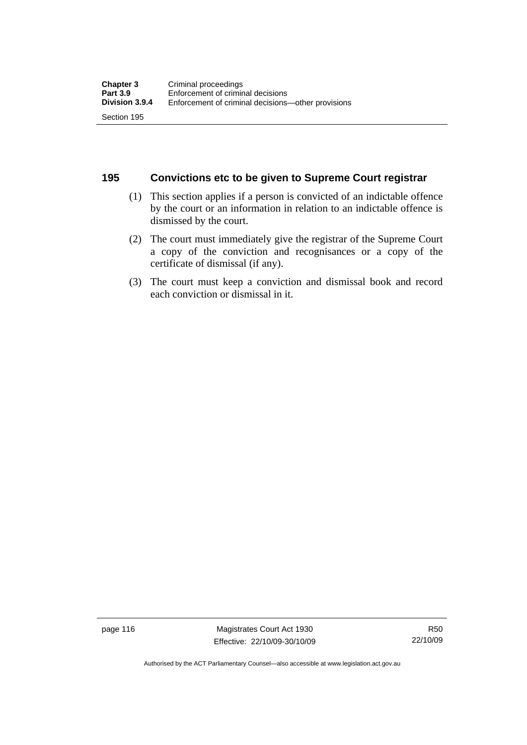## 195 Convictions etc to be given to Supreme Court registrar

(1) This section applies if a person is convicted of an indictable offence by the court or an information in relation to an indictable offence is dismissed by the court.

(2) The court must immediately give the registrar of the Supreme Court a copy of the conviction and recognisances or a copy of the certificate of dismissal (if any).

(3) The court must keep a conviction and dismissal book and record each conviction or dismissal in it.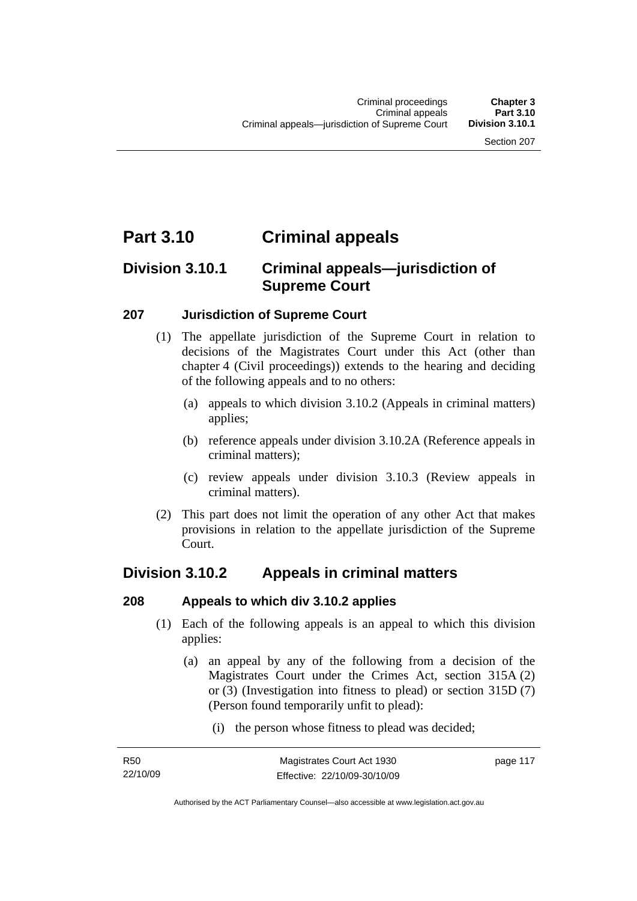# Part 3.10 Criminal appeals

## Division 3.10.1 Criminal appeals—jurisdiction of Supreme Court

### 207 Jurisdiction of Supreme Court

(1) The appellate jurisdiction of the Supreme Court in relation to decisions of the Magistrates Court under this Act (other than chapter 4 (Civil proceedings)) extends to the hearing and deciding of the following appeals and to no others:

(a) appeals to which division 3.10.2 (Appeals in criminal matters) applies;

(b) reference appeals under division 3.10.2A (Reference appeals in criminal matters);

(c) review appeals under division 3.10.3 (Review appeals in criminal matters).

(2) This part does not limit the operation of any other Act that makes provisions in relation to the appellate jurisdiction of the Supreme Court.

## Division 3.10.2 Appeals in criminal matters

### 208 Appeals to which div 3.10.2 applies

(1) Each of the following appeals is an appeal to which this division applies:

(a) an appeal by any of the following from a decision of the Magistrates Court under the Crimes Act, section 315A (2) or (3) (Investigation into fitness to plead) or section 315D (7) (Person found temporarily unfit to plead):

(i) the person whose fitness to plead was decided;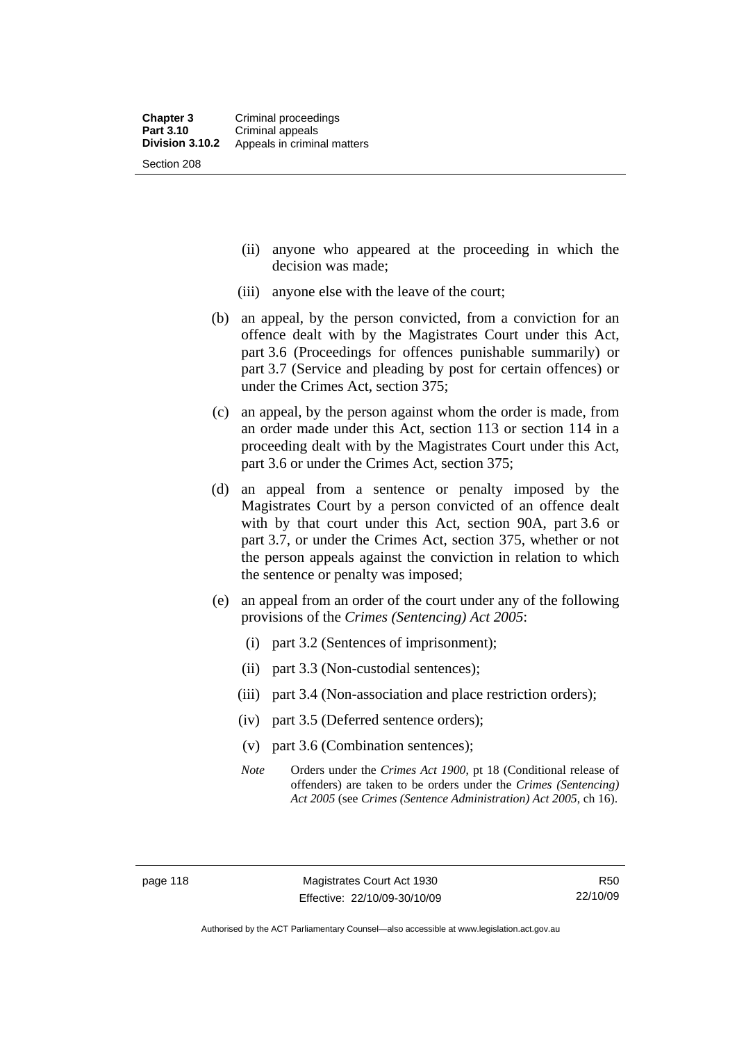(ii) anyone who appeared at the proceeding in which the decision was made;

(iii) anyone else with the leave of the court;

(b) an appeal, by the person convicted, from a conviction for an offence dealt with by the Magistrates Court under this Act, part 3.6 (Proceedings for offences punishable summarily) or part 3.7 (Service and pleading by post for certain offences) or under the Crimes Act, section 375;

(c) an appeal, by the person against whom the order is made, from an order made under this Act, section 113 or section 114 in a proceeding dealt with by the Magistrates Court under this Act, part 3.6 or under the Crimes Act, section 375;

(d) an appeal from a sentence or penalty imposed by the Magistrates Court by a person convicted of an offence dealt with by that court under this Act, section 90A, part 3.6 or part 3.7, or under the Crimes Act, section 375, whether or not the person appeals against the conviction in relation to which the sentence or penalty was imposed;

(e) an appeal from an order of the court under any of the following provisions of the *Crimes (Sentencing) Act 2005*:

(i) part 3.2 (Sentences of imprisonment);

(ii) part 3.3 (Non-custodial sentences);

(iii) part 3.4 (Non-association and place restriction orders);

(iv) part 3.5 (Deferred sentence orders);

(v) part 3.6 (Combination sentences);

*Note* Orders under the *Crimes Act 1900*, pt 18 (Conditional release of offenders) are taken to be orders under the *Crimes (Sentencing) Act 2005* (see *Crimes (Sentence Administration) Act 2005*, ch 16).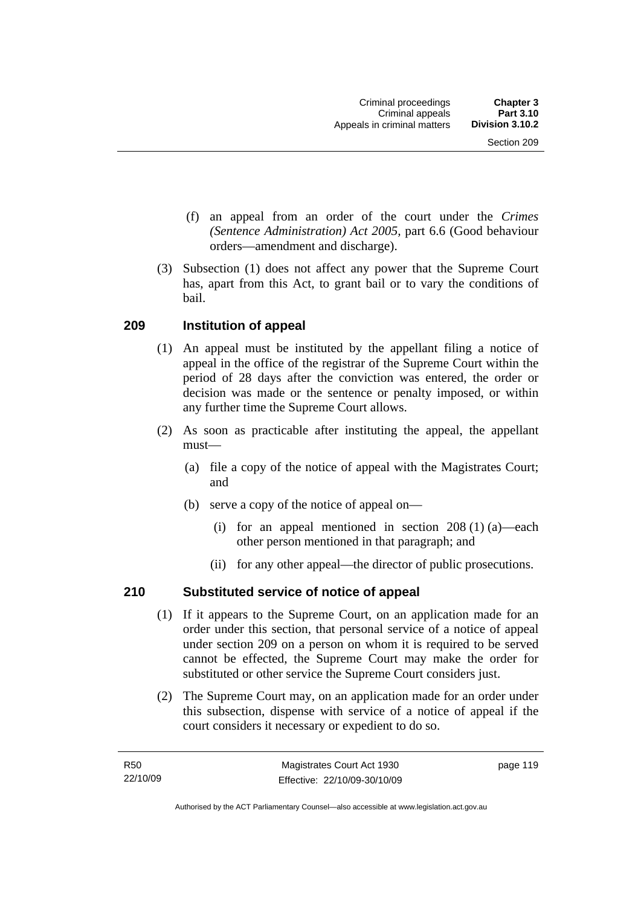(f) an appeal from an order of the court under the *Crimes (Sentence Administration) Act 2005*, part 6.6 (Good behaviour orders—amendment and discharge).

(3) Subsection (1) does not affect any power that the Supreme Court has, apart from this Act, to grant bail or to vary the conditions of bail.

## 209 Institution of appeal

(1) An appeal must be instituted by the appellant filing a notice of appeal in the office of the registrar of the Supreme Court within the period of 28 days after the conviction was entered, the order or decision was made or the sentence or penalty imposed, or within any further time the Supreme Court allows.

(2) As soon as practicable after instituting the appeal, the appellant must—

(a) file a copy of the notice of appeal with the Magistrates Court; and

(b) serve a copy of the notice of appeal on—

(i) for an appeal mentioned in section 208 (1) (a)—each other person mentioned in that paragraph; and

(ii) for any other appeal—the director of public prosecutions.

## 210 Substituted service of notice of appeal

(1) If it appears to the Supreme Court, on an application made for an order under this section, that personal service of a notice of appeal under section 209 on a person on whom it is required to be served cannot be effected, the Supreme Court may make the order for substituted or other service the Supreme Court considers just.

(2) The Supreme Court may, on an application made for an order under this subsection, dispense with service of a notice of appeal if the court considers it necessary or expedient to do so.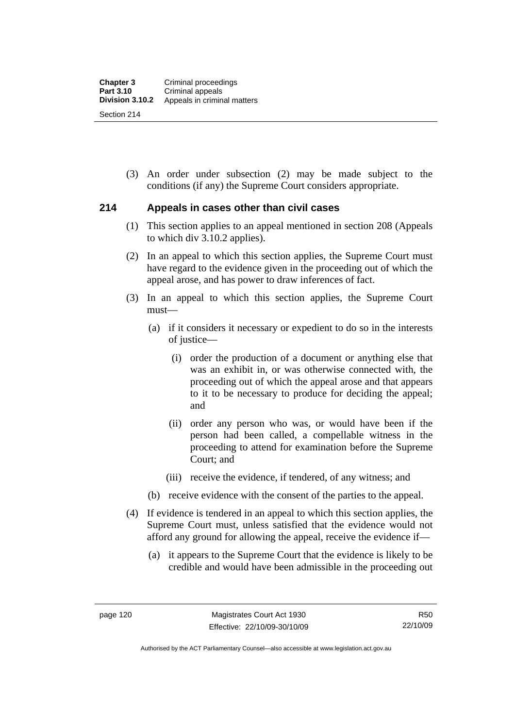(3) An order under subsection (2) may be made subject to the conditions (if any) the Supreme Court considers appropriate.

## 214 Appeals in cases other than civil cases

(1) This section applies to an appeal mentioned in section 208 (Appeals to which div 3.10.2 applies).

(2) In an appeal to which this section applies, the Supreme Court must have regard to the evidence given in the proceeding out of which the appeal arose, and has power to draw inferences of fact.

(3) In an appeal to which this section applies, the Supreme Court must—

(a) if it considers it necessary or expedient to do so in the interests of justice—

(i) order the production of a document or anything else that was an exhibit in, or was otherwise connected with, the proceeding out of which the appeal arose and that appears to it to be necessary to produce for deciding the appeal; and

(ii) order any person who was, or would have been if the person had been called, a compellable witness in the proceeding to attend for examination before the Supreme Court; and

(iii) receive the evidence, if tendered, of any witness; and

(b) receive evidence with the consent of the parties to the appeal.

(4) If evidence is tendered in an appeal to which this section applies, the Supreme Court must, unless satisfied that the evidence would not afford any ground for allowing the appeal, receive the evidence if—

(a) it appears to the Supreme Court that the evidence is likely to be credible and would have been admissible in the proceeding out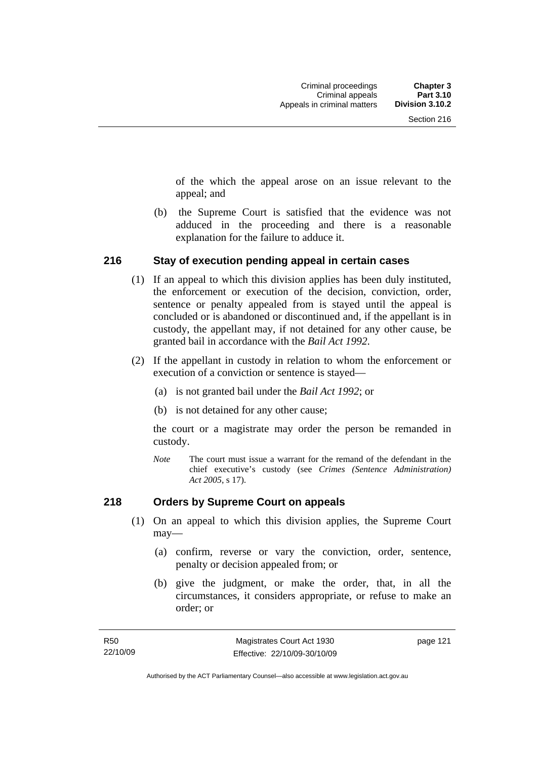of the which the appeal arose on an issue relevant to the appeal; and

(b) the Supreme Court is satisfied that the evidence was not adduced in the proceeding and there is a reasonable explanation for the failure to adduce it.

## 216 Stay of execution pending appeal in certain cases

(1) If an appeal to which this division applies has been duly instituted, the enforcement or execution of the decision, conviction, order, sentence or penalty appealed from is stayed until the appeal is concluded or is abandoned or discontinued and, if the appellant is in custody, the appellant may, if not detained for any other cause, be granted bail in accordance with the *Bail Act 1992*.

(2) If the appellant in custody in relation to whom the enforcement or execution of a conviction or sentence is stayed—

(a) is not granted bail under the *Bail Act 1992*; or

(b) is not detained for any other cause;

the court or a magistrate may order the person be remanded in custody.

*Note* The court must issue a warrant for the remand of the defendant in the chief executive's custody (see *Crimes (Sentence Administration) Act 2005*, s 17).

## 218 Orders by Supreme Court on appeals

(1) On an appeal to which this division applies, the Supreme Court may—

(a) confirm, reverse or vary the conviction, order, sentence, penalty or decision appealed from; or

(b) give the judgment, or make the order, that, in all the circumstances, it considers appropriate, or refuse to make an order; or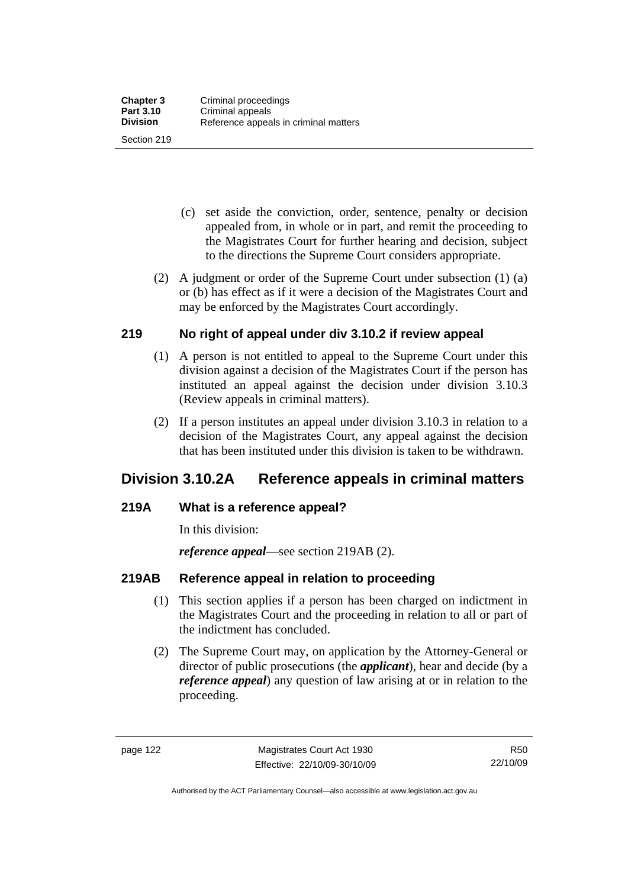(c) set aside the conviction, order, sentence, penalty or decision appealed from, in whole or in part, and remit the proceeding to the Magistrates Court for further hearing and decision, subject to the directions the Supreme Court considers appropriate.

(2) A judgment or order of the Supreme Court under subsection (1) (a) or (b) has effect as if it were a decision of the Magistrates Court and may be enforced by the Magistrates Court accordingly.

### 219 No right of appeal under div 3.10.2 if review appeal

(1) A person is not entitled to appeal to the Supreme Court under this division against a decision of the Magistrates Court if the person has instituted an appeal against the decision under division 3.10.3 (Review appeals in criminal matters).

(2) If a person institutes an appeal under division 3.10.3 in relation to a decision of the Magistrates Court, any appeal against the decision that has been instituted under this division is taken to be withdrawn.

## Division 3.10.2A Reference appeals in criminal matters

### 219A What is a reference appeal?

In this division:

***reference appeal***—see section 219AB (2).

### 219AB Reference appeal in relation to proceeding

(1) This section applies if a person has been charged on indictment in the Magistrates Court and the proceeding in relation to all or part of the indictment has concluded.

(2) The Supreme Court may, on application by the Attorney-General or director of public prosecutions (the ***applicant***), hear and decide (by a ***reference appeal***) any question of law arising at or in relation to the proceeding.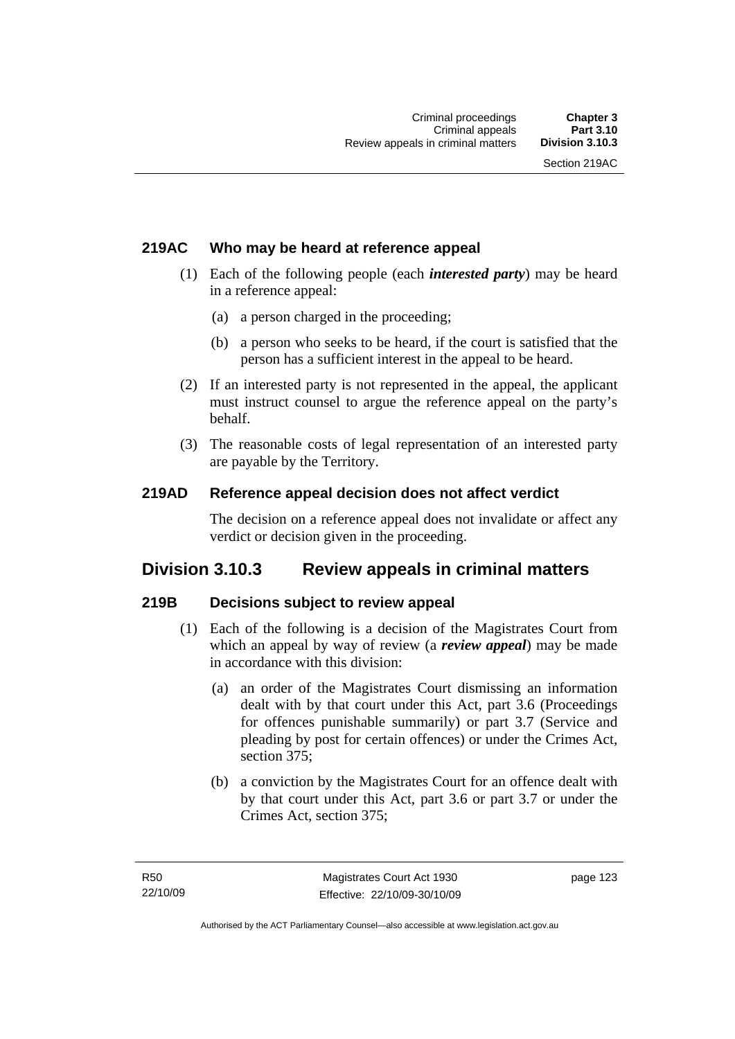### 219AC Who may be heard at reference appeal

(1) Each of the following people (each ***interested party***) may be heard in a reference appeal:

(a) a person charged in the proceeding;

(b) a person who seeks to be heard, if the court is satisfied that the person has a sufficient interest in the appeal to be heard.

(2) If an interested party is not represented in the appeal, the applicant must instruct counsel to argue the reference appeal on the party's behalf.

(3) The reasonable costs of legal representation of an interested party are payable by the Territory.

### 219AD Reference appeal decision does not affect verdict

The decision on a reference appeal does not invalidate or affect any verdict or decision given in the proceeding.

## Division 3.10.3 Review appeals in criminal matters

### 219B Decisions subject to review appeal

(1) Each of the following is a decision of the Magistrates Court from which an appeal by way of review (a ***review appeal***) may be made in accordance with this division:

(a) an order of the Magistrates Court dismissing an information dealt with by that court under this Act, part 3.6 (Proceedings for offences punishable summarily) or part 3.7 (Service and pleading by post for certain offences) or under the Crimes Act, section 375;

(b) a conviction by the Magistrates Court for an offence dealt with by that court under this Act, part 3.6 or part 3.7 or under the Crimes Act, section 375;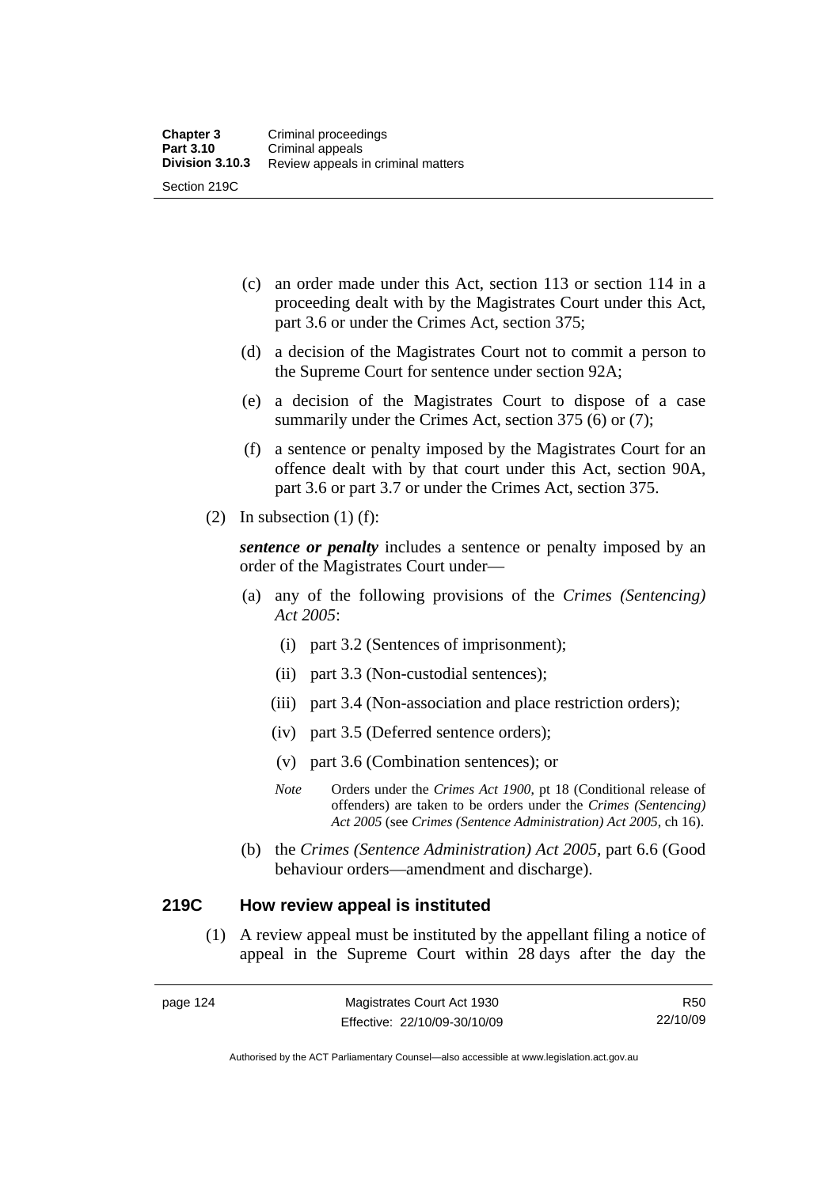(c) an order made under this Act, section 113 or section 114 in a proceeding dealt with by the Magistrates Court under this Act, part 3.6 or under the Crimes Act, section 375;

(d) a decision of the Magistrates Court not to commit a person to the Supreme Court for sentence under section 92A;

(e) a decision of the Magistrates Court to dispose of a case summarily under the Crimes Act, section 375 (6) or (7);

(f) a sentence or penalty imposed by the Magistrates Court for an offence dealt with by that court under this Act, section 90A, part 3.6 or part 3.7 or under the Crimes Act, section 375.

(2) In subsection (1) (f):

***sentence or penalty*** includes a sentence or penalty imposed by an order of the Magistrates Court under—

(a) any of the following provisions of the *Crimes (Sentencing) Act 2005*:

(i) part 3.2 (Sentences of imprisonment);

(ii) part 3.3 (Non-custodial sentences);

(iii) part 3.4 (Non-association and place restriction orders);

(iv) part 3.5 (Deferred sentence orders);

(v) part 3.6 (Combination sentences); or

*Note* Orders under the *Crimes Act 1900*, pt 18 (Conditional release of offenders) are taken to be orders under the *Crimes (Sentencing) Act 2005* (see *Crimes (Sentence Administration) Act 2005*, ch 16).

(b) the *Crimes (Sentence Administration) Act 2005*, part 6.6 (Good behaviour orders—amendment and discharge).

### 219C How review appeal is instituted

(1) A review appeal must be instituted by the appellant filing a notice of appeal in the Supreme Court within 28 days after the day the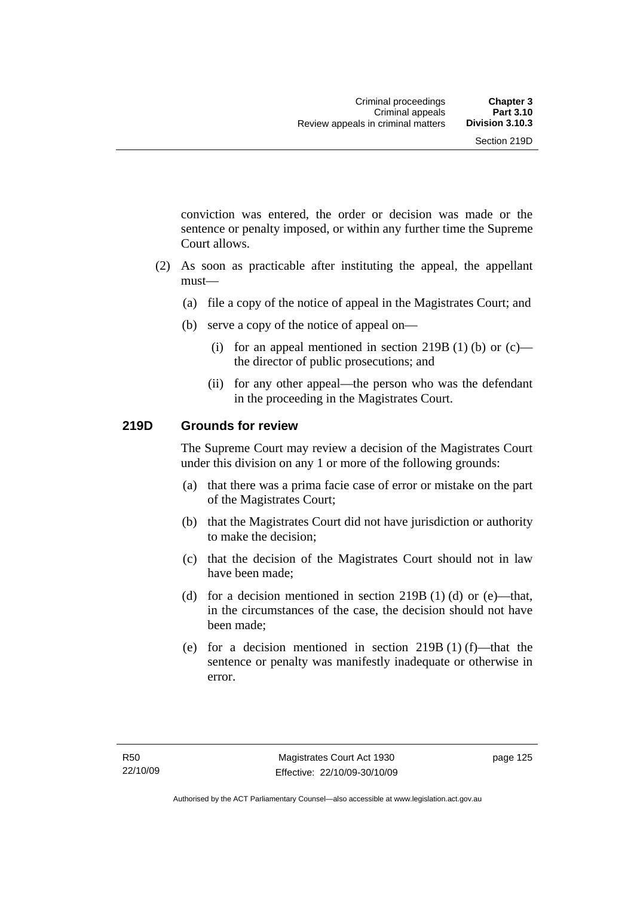conviction was entered, the order or decision was made or the sentence or penalty imposed, or within any further time the Supreme Court allows.

(2) As soon as practicable after instituting the appeal, the appellant must—

(a) file a copy of the notice of appeal in the Magistrates Court; and

(b) serve a copy of the notice of appeal on—

(i) for an appeal mentioned in section 219B (1) (b) or (c)—the director of public prosecutions; and

(ii) for any other appeal—the person who was the defendant in the proceeding in the Magistrates Court.

### 219D Grounds for review

The Supreme Court may review a decision of the Magistrates Court under this division on any 1 or more of the following grounds:

(a) that there was a prima facie case of error or mistake on the part of the Magistrates Court;

(b) that the Magistrates Court did not have jurisdiction or authority to make the decision;

(c) that the decision of the Magistrates Court should not in law have been made;

(d) for a decision mentioned in section 219B (1) (d) or (e)—that, in the circumstances of the case, the decision should not have been made;

(e) for a decision mentioned in section 219B (1) (f)—that the sentence or penalty was manifestly inadequate or otherwise in error.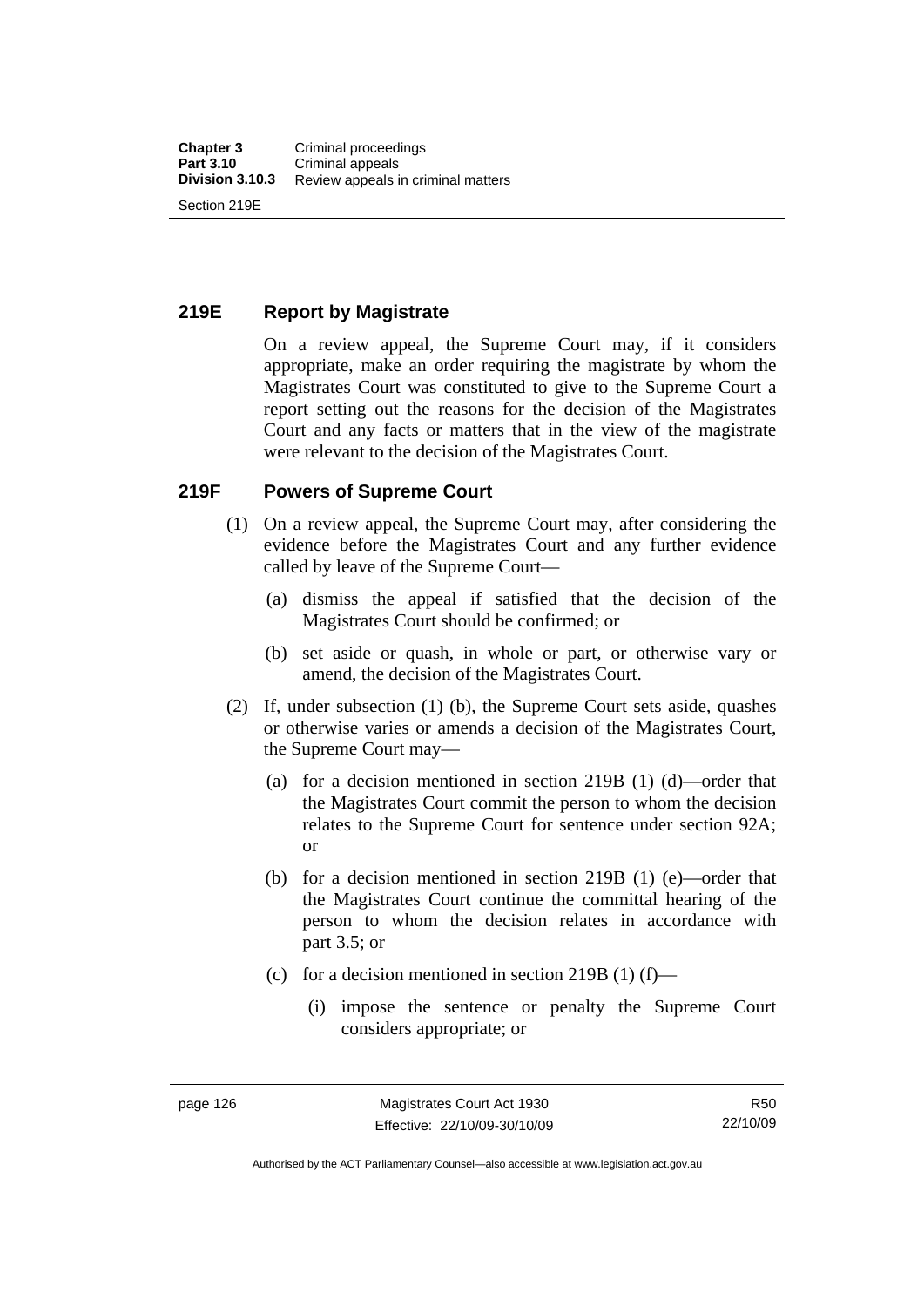### 219E Report by Magistrate

On a review appeal, the Supreme Court may, if it considers appropriate, make an order requiring the magistrate by whom the Magistrates Court was constituted to give to the Supreme Court a report setting out the reasons for the decision of the Magistrates Court and any facts or matters that in the view of the magistrate were relevant to the decision of the Magistrates Court.

### 219F Powers of Supreme Court

(1) On a review appeal, the Supreme Court may, after considering the evidence before the Magistrates Court and any further evidence called by leave of the Supreme Court—

(a) dismiss the appeal if satisfied that the decision of the Magistrates Court should be confirmed; or

(b) set aside or quash, in whole or part, or otherwise vary or amend, the decision of the Magistrates Court.

(2) If, under subsection (1) (b), the Supreme Court sets aside, quashes or otherwise varies or amends a decision of the Magistrates Court, the Supreme Court may—

(a) for a decision mentioned in section 219B (1) (d)—order that the Magistrates Court commit the person to whom the decision relates to the Supreme Court for sentence under section 92A; or

(b) for a decision mentioned in section 219B (1) (e)—order that the Magistrates Court continue the committal hearing of the person to whom the decision relates in accordance with part 3.5; or

(c) for a decision mentioned in section 219B (1) (f)—

(i) impose the sentence or penalty the Supreme Court considers appropriate; or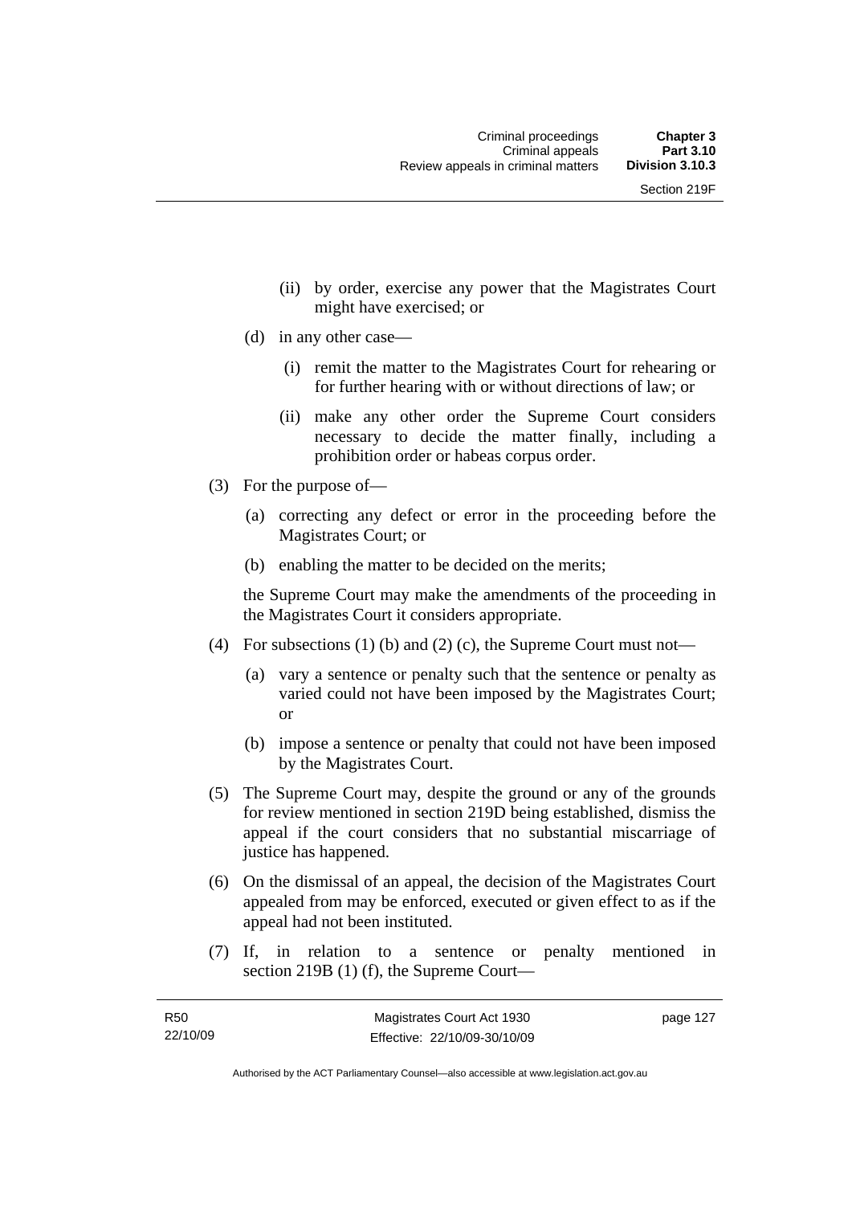(ii) by order, exercise any power that the Magistrates Court might have exercised; or

(d) in any other case—

(i) remit the matter to the Magistrates Court for rehearing or for further hearing with or without directions of law; or

(ii) make any other order the Supreme Court considers necessary to decide the matter finally, including a prohibition order or habeas corpus order.

(3) For the purpose of—

(a) correcting any defect or error in the proceeding before the Magistrates Court; or

(b) enabling the matter to be decided on the merits;

the Supreme Court may make the amendments of the proceeding in the Magistrates Court it considers appropriate.

(4) For subsections (1) (b) and (2) (c), the Supreme Court must not—

(a) vary a sentence or penalty such that the sentence or penalty as varied could not have been imposed by the Magistrates Court; or

(b) impose a sentence or penalty that could not have been imposed by the Magistrates Court.

(5) The Supreme Court may, despite the ground or any of the grounds for review mentioned in section 219D being established, dismiss the appeal if the court considers that no substantial miscarriage of justice has happened.

(6) On the dismissal of an appeal, the decision of the Magistrates Court appealed from may be enforced, executed or given effect to as if the appeal had not been instituted.

(7) If, in relation to a sentence or penalty mentioned in section 219B (1) (f), the Supreme Court—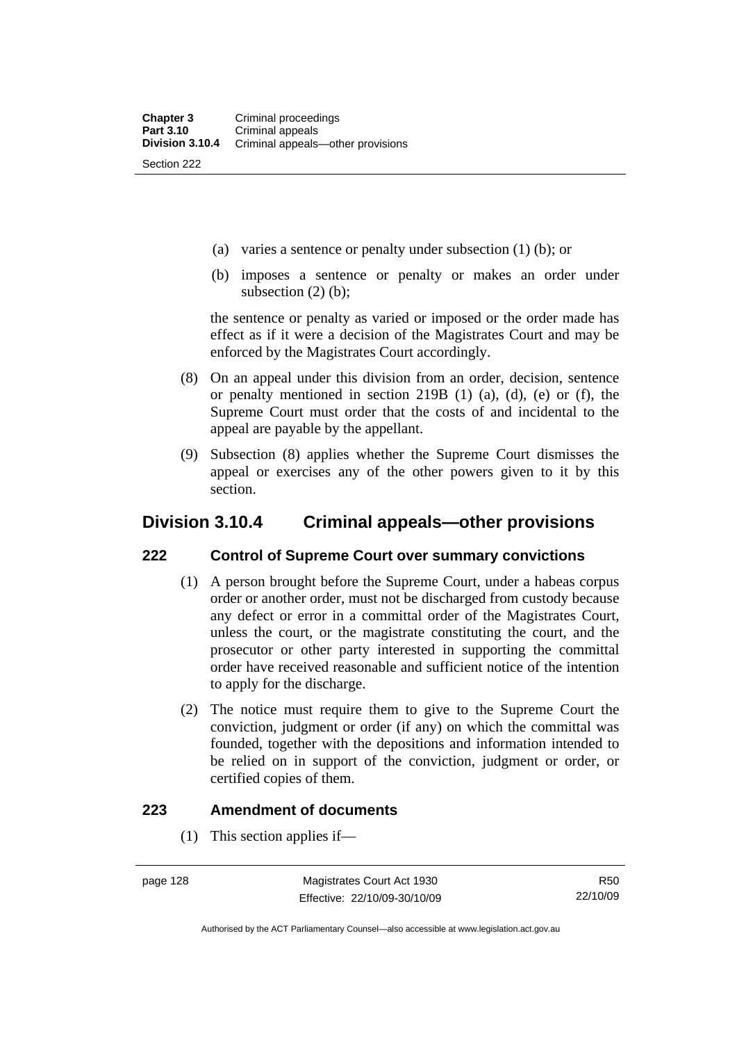- (a) varies a sentence or penalty under subsection (1) (b); or
- (b) imposes a sentence or penalty or makes an order under subsection (2) (b);

the sentence or penalty as varied or imposed or the order made has effect as if it were a decision of the Magistrates Court and may be enforced by the Magistrates Court accordingly.

(8) On an appeal under this division from an order, decision, sentence or penalty mentioned in section 219B (1) (a), (d), (e) or (f), the Supreme Court must order that the costs of and incidental to the appeal are payable by the appellant.

(9) Subsection (8) applies whether the Supreme Court dismisses the appeal or exercises any of the other powers given to it by this section.

## Division 3.10.4 Criminal appeals—other provisions

### 222 Control of Supreme Court over summary convictions

(1) A person brought before the Supreme Court, under a habeas corpus order or another order, must not be discharged from custody because any defect or error in a committal order of the Magistrates Court, unless the court, or the magistrate constituting the court, and the prosecutor or other party interested in supporting the committal order have received reasonable and sufficient notice of the intention to apply for the discharge.

(2) The notice must require them to give to the Supreme Court the conviction, judgment or order (if any) on which the committal was founded, together with the depositions and information intended to be relied on in support of the conviction, judgment or order, or certified copies of them.

### 223 Amendment of documents

(1) This section applies if—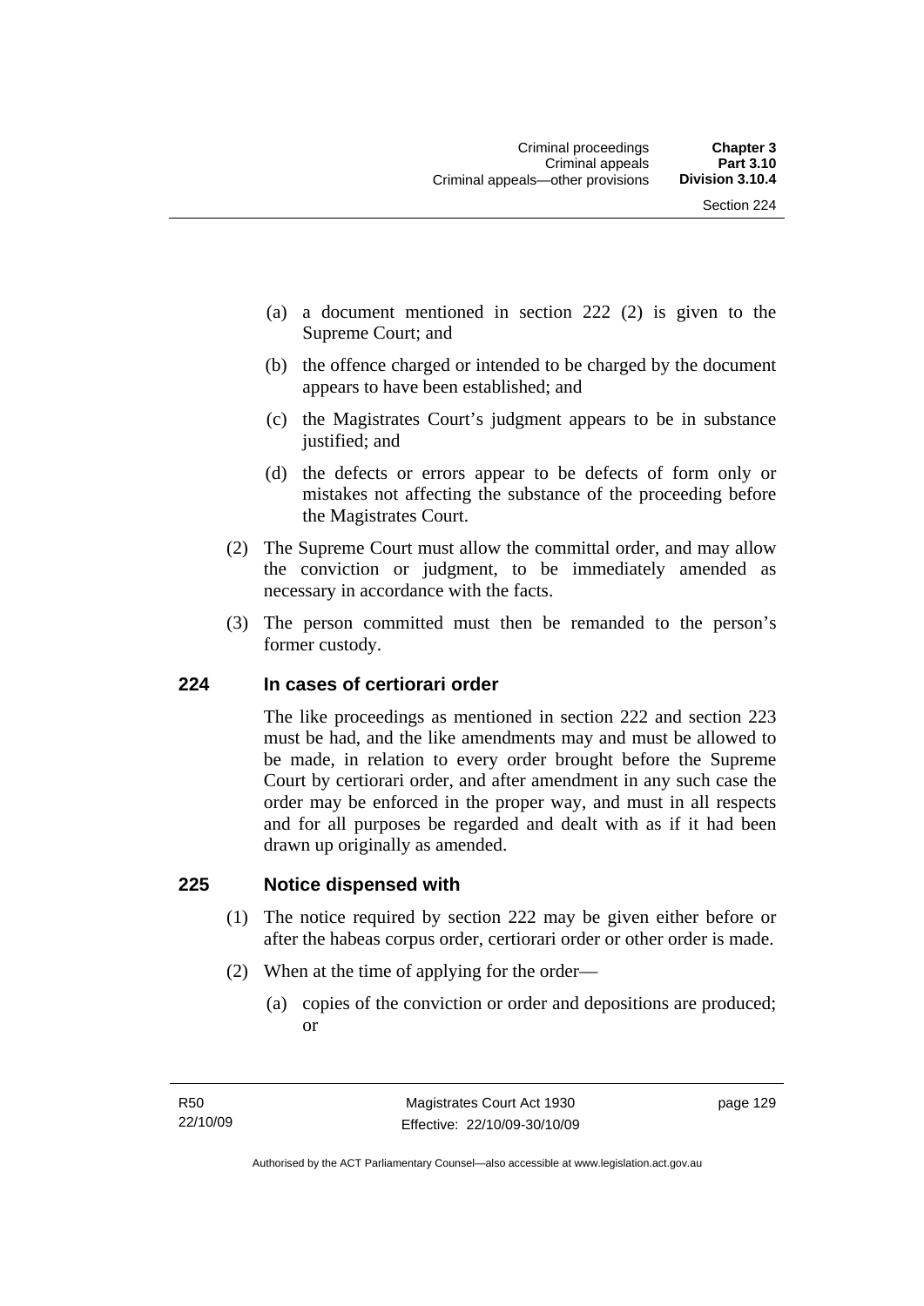(a) a document mentioned in section 222 (2) is given to the Supreme Court; and

(b) the offence charged or intended to be charged by the document appears to have been established; and

(c) the Magistrates Court's judgment appears to be in substance justified; and

(d) the defects or errors appear to be defects of form only or mistakes not affecting the substance of the proceeding before the Magistrates Court.

(2) The Supreme Court must allow the committal order, and may allow the conviction or judgment, to be immediately amended as necessary in accordance with the facts.

(3) The person committed must then be remanded to the person's former custody.

## 224 In cases of certiorari order

The like proceedings as mentioned in section 222 and section 223 must be had, and the like amendments may and must be allowed to be made, in relation to every order brought before the Supreme Court by certiorari order, and after amendment in any such case the order may be enforced in the proper way, and must in all respects and for all purposes be regarded and dealt with as if it had been drawn up originally as amended.

## 225 Notice dispensed with

(1) The notice required by section 222 may be given either before or after the habeas corpus order, certiorari order or other order is made.

(2) When at the time of applying for the order—

(a) copies of the conviction or order and depositions are produced; or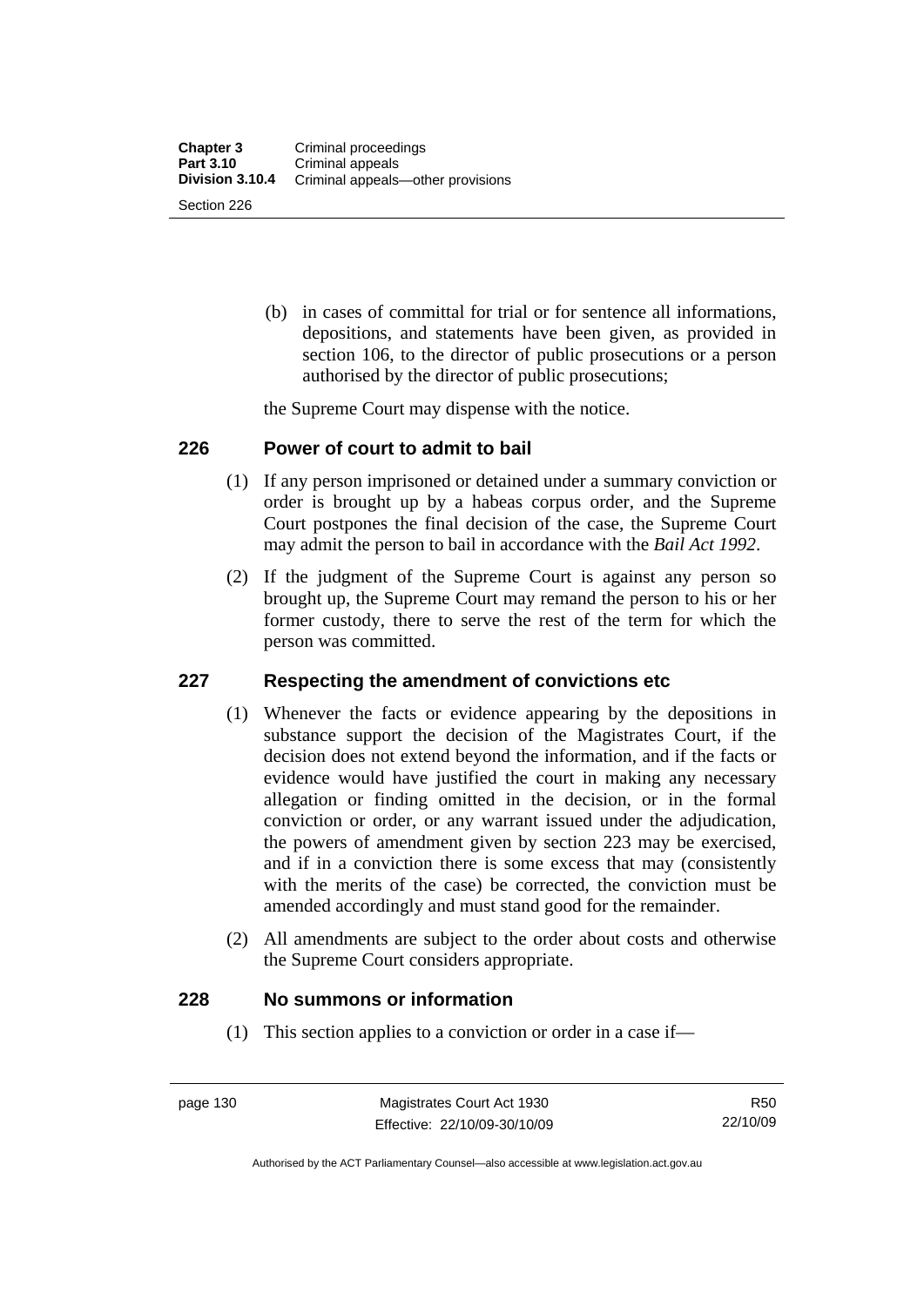(b) in cases of committal for trial or for sentence all informations, depositions, and statements have been given, as provided in section 106, to the director of public prosecutions or a person authorised by the director of public prosecutions;

the Supreme Court may dispense with the notice.

## 226 Power of court to admit to bail

(1) If any person imprisoned or detained under a summary conviction or order is brought up by a habeas corpus order, and the Supreme Court postpones the final decision of the case, the Supreme Court may admit the person to bail in accordance with the *Bail Act 1992*.

(2) If the judgment of the Supreme Court is against any person so brought up, the Supreme Court may remand the person to his or her former custody, there to serve the rest of the term for which the person was committed.

## 227 Respecting the amendment of convictions etc

(1) Whenever the facts or evidence appearing by the depositions in substance support the decision of the Magistrates Court, if the decision does not extend beyond the information, and if the facts or evidence would have justified the court in making any necessary allegation or finding omitted in the decision, or in the formal conviction or order, or any warrant issued under the adjudication, the powers of amendment given by section 223 may be exercised, and if in a conviction there is some excess that may (consistently with the merits of the case) be corrected, the conviction must be amended accordingly and must stand good for the remainder.

(2) All amendments are subject to the order about costs and otherwise the Supreme Court considers appropriate.

## 228 No summons or information

(1) This section applies to a conviction or order in a case if—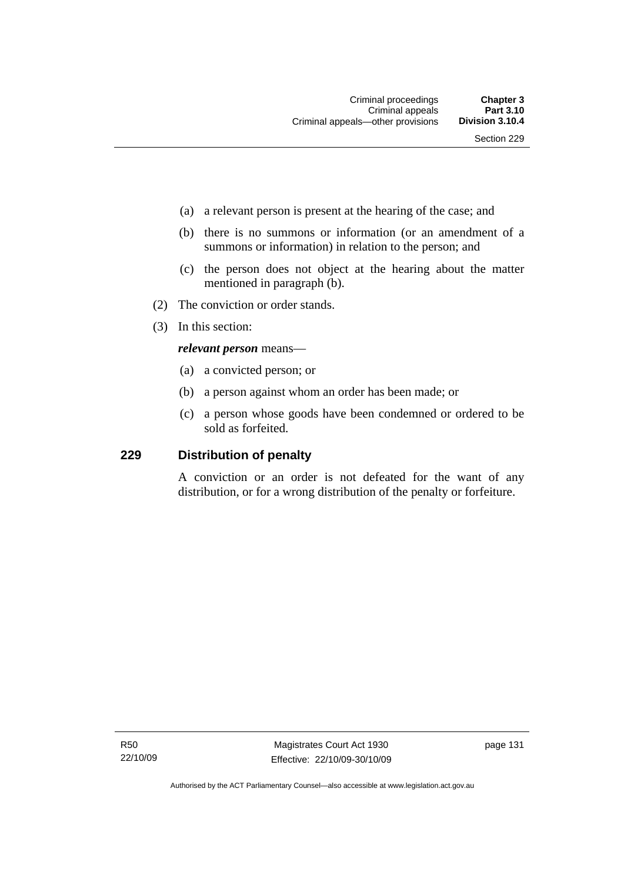(a) a relevant person is present at the hearing of the case; and

(b) there is no summons or information (or an amendment of a summons or information) in relation to the person; and

(c) the person does not object at the hearing about the matter mentioned in paragraph (b).

(2) The conviction or order stands.

(3) In this section:

***relevant person*** means—

(a) a convicted person; or

(b) a person against whom an order has been made; or

(c) a person whose goods have been condemned or ordered to be sold as forfeited.

### 229 Distribution of penalty

A conviction or an order is not defeated for the want of any distribution, or for a wrong distribution of the penalty or forfeiture.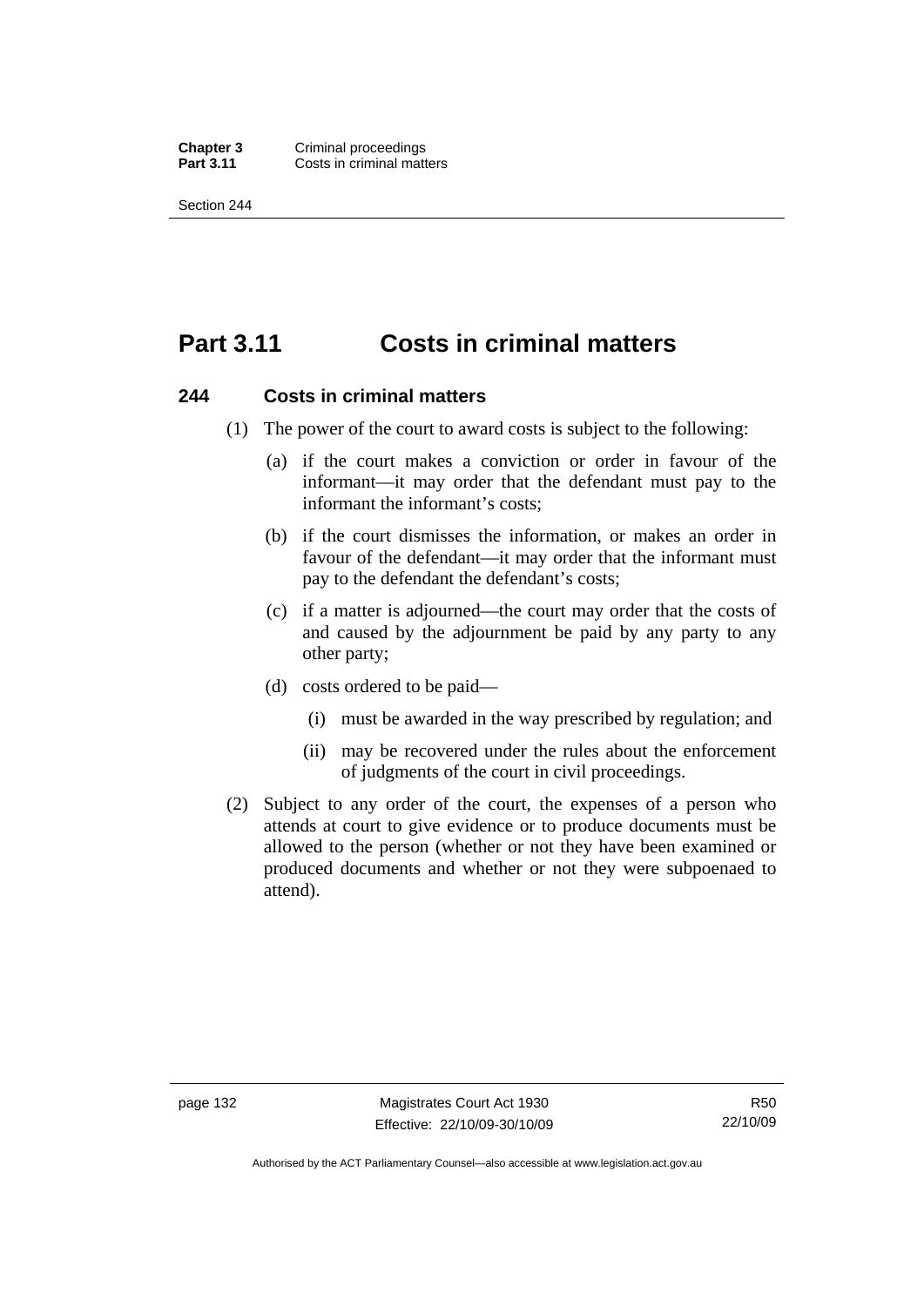# Part 3.11 Costs in criminal matters

## 244 Costs in criminal matters

(1) The power of the court to award costs is subject to the following:

   (a) if the court makes a conviction or order in favour of the informant—it may order that the defendant must pay to the informant the informant's costs;

   (b) if the court dismisses the information, or makes an order in favour of the defendant—it may order that the informant must pay to the defendant the defendant's costs;

   (c) if a matter is adjourned—the court may order that the costs of and caused by the adjournment be paid by any party to any other party;

   (d) costs ordered to be paid—

      (i) must be awarded in the way prescribed by regulation; and

      (ii) may be recovered under the rules about the enforcement of judgments of the court in civil proceedings.

(2) Subject to any order of the court, the expenses of a person who attends at court to give evidence or to produce documents must be allowed to the person (whether or not they have been examined or produced documents and whether or not they were subpoenaed to attend).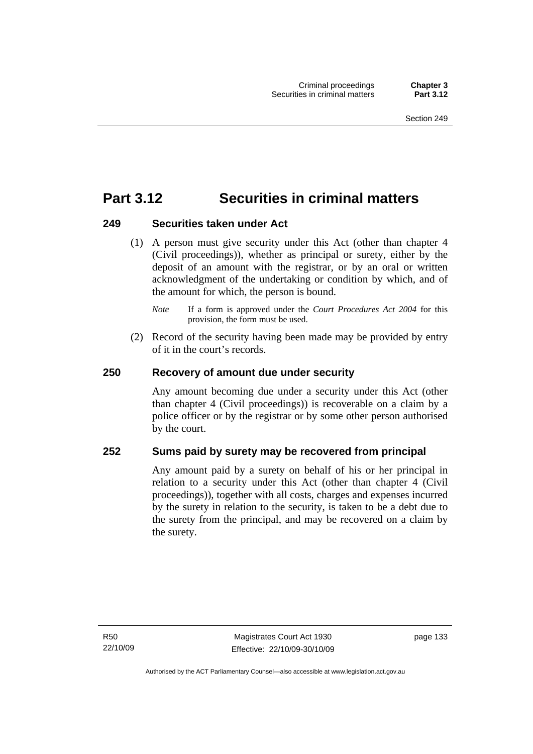# Part 3.12 Securities in criminal matters

### 249 Securities taken under Act

(1) A person must give security under this Act (other than chapter 4 (Civil proceedings)), whether as principal or surety, either by the deposit of an amount with the registrar, or by an oral or written acknowledgment of the undertaking or condition by which, and of the amount for which, the person is bound.

*Note* If a form is approved under the *Court Procedures Act 2004* for this provision, the form must be used.

(2) Record of the security having been made may be provided by entry of it in the court's records.

### 250 Recovery of amount due under security

Any amount becoming due under a security under this Act (other than chapter 4 (Civil proceedings)) is recoverable on a claim by a police officer or by the registrar or by some other person authorised by the court.

### 252 Sums paid by surety may be recovered from principal

Any amount paid by a surety on behalf of his or her principal in relation to a security under this Act (other than chapter 4 (Civil proceedings)), together with all costs, charges and expenses incurred by the surety in relation to the security, is taken to be a debt due to the surety from the principal, and may be recovered on a claim by the surety.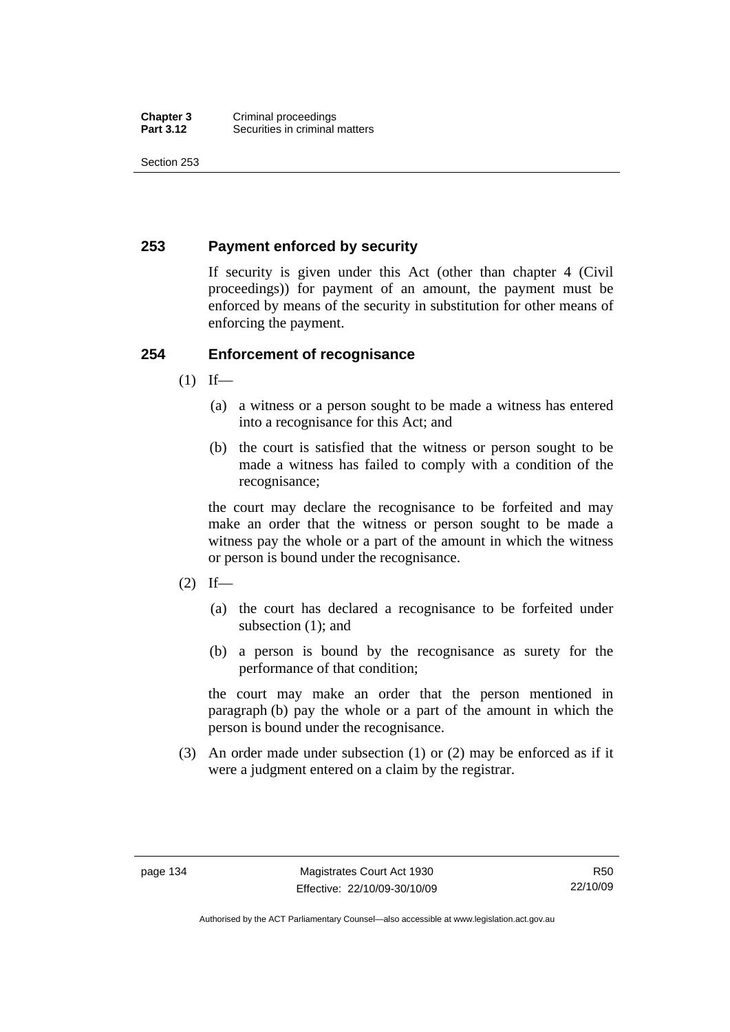## 253 Payment enforced by security

If security is given under this Act (other than chapter 4 (Civil proceedings)) for payment of an amount, the payment must be enforced by means of the security in substitution for other means of enforcing the payment.

## 254 Enforcement of recognisance

(1) If—

(a) a witness or a person sought to be made a witness has entered into a recognisance for this Act; and

(b) the court is satisfied that the witness or person sought to be made a witness has failed to comply with a condition of the recognisance;

the court may declare the recognisance to be forfeited and may make an order that the witness or person sought to be made a witness pay the whole or a part of the amount in which the witness or person is bound under the recognisance.

(2) If—

(a) the court has declared a recognisance to be forfeited under subsection (1); and

(b) a person is bound by the recognisance as surety for the performance of that condition;

the court may make an order that the person mentioned in paragraph (b) pay the whole or a part of the amount in which the person is bound under the recognisance.

(3) An order made under subsection (1) or (2) may be enforced as if it were a judgment entered on a claim by the registrar.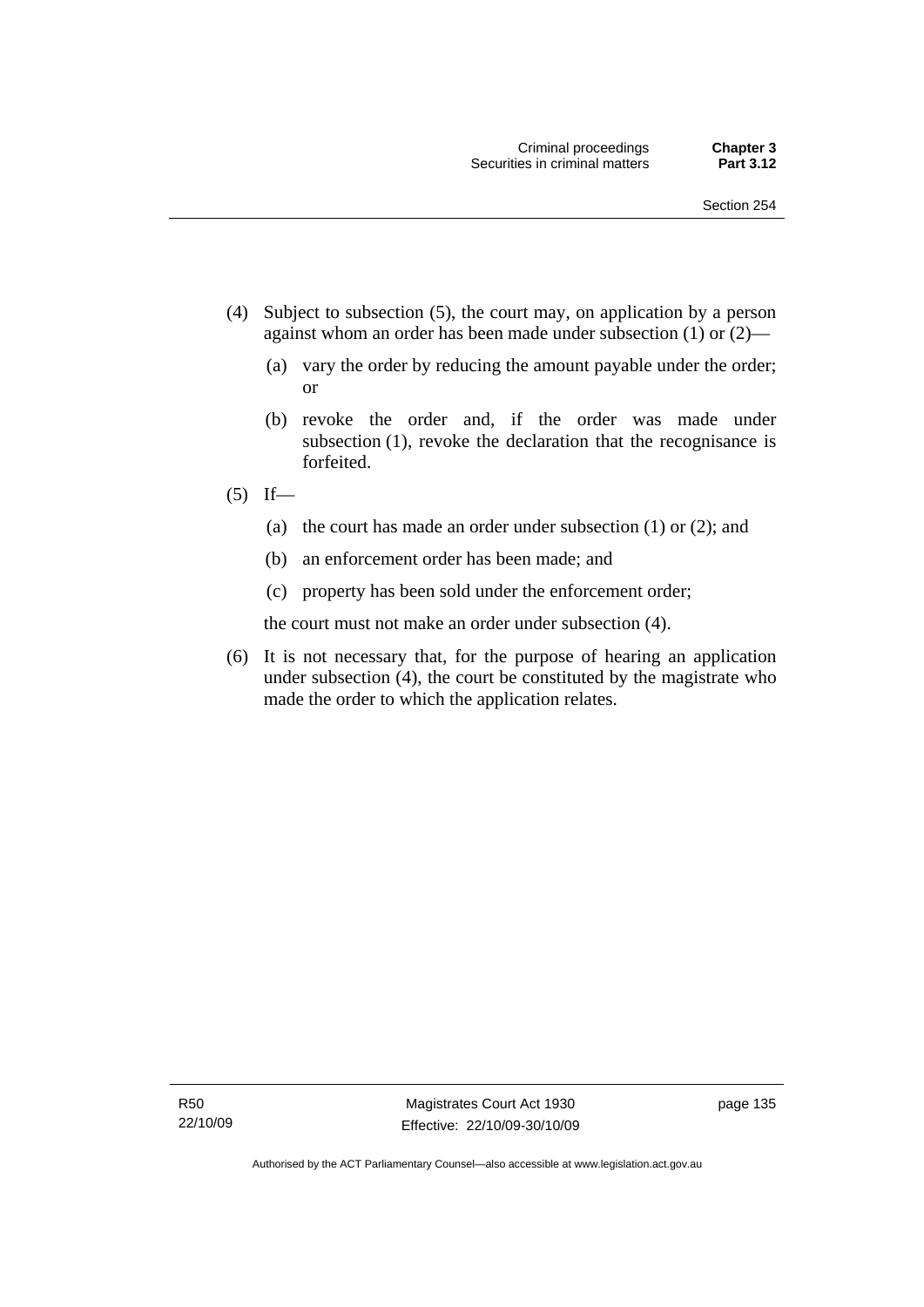(4) Subject to subsection (5), the court may, on application by a person against whom an order has been made under subsection (1) or (2)—

  (a) vary the order by reducing the amount payable under the order; or

  (b) revoke the order and, if the order was made under subsection (1), revoke the declaration that the recognisance is forfeited.

(5) If—

  (a) the court has made an order under subsection (1) or (2); and

  (b) an enforcement order has been made; and

  (c) property has been sold under the enforcement order;

  the court must not make an order under subsection (4).

(6) It is not necessary that, for the purpose of hearing an application under subsection (4), the court be constituted by the magistrate who made the order to which the application relates.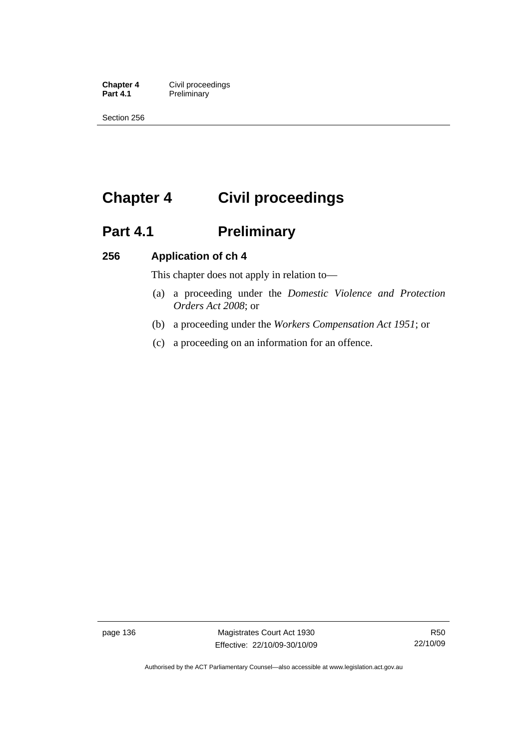# Chapter 4 Civil proceedings

## Part 4.1 Preliminary

### 256 Application of ch 4

This chapter does not apply in relation to—

(a) a proceeding under the *Domestic Violence and Protection Orders Act 2008*; or

(b) a proceeding under the *Workers Compensation Act 1951*; or

(c) a proceeding on an information for an offence.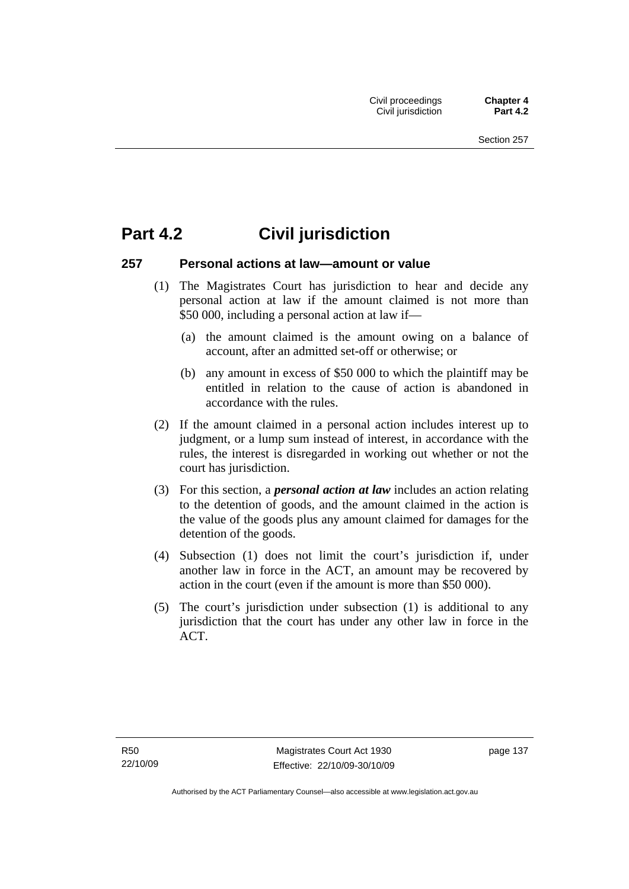# Part 4.2 Civil jurisdiction

### 257 Personal actions at law—amount or value

(1) The Magistrates Court has jurisdiction to hear and decide any personal action at law if the amount claimed is not more than $50 000, including a personal action at law if—

(a) the amount claimed is the amount owing on a balance of account, after an admitted set-off or otherwise; or

(b) any amount in excess of $50 000 to which the plaintiff may be entitled in relation to the cause of action is abandoned in accordance with the rules.

(2) If the amount claimed in a personal action includes interest up to judgment, or a lump sum instead of interest, in accordance with the rules, the interest is disregarded in working out whether or not the court has jurisdiction.

(3) For this section, a ***personal action at law*** includes an action relating to the detention of goods, and the amount claimed in the action is the value of the goods plus any amount claimed for damages for the detention of the goods.

(4) Subsection (1) does not limit the court's jurisdiction if, under another law in force in the ACT, an amount may be recovered by action in the court (even if the amount is more than $50 000).

(5) The court's jurisdiction under subsection (1) is additional to any jurisdiction that the court has under any other law in force in the ACT.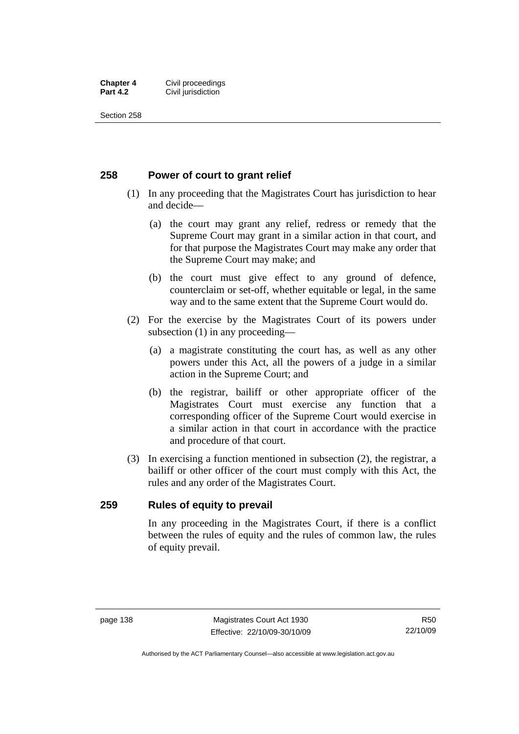## 258 Power of court to grant relief

(1) In any proceeding that the Magistrates Court has jurisdiction to hear and decide—

(a) the court may grant any relief, redress or remedy that the Supreme Court may grant in a similar action in that court, and for that purpose the Magistrates Court may make any order that the Supreme Court may make; and

(b) the court must give effect to any ground of defence, counterclaim or set-off, whether equitable or legal, in the same way and to the same extent that the Supreme Court would do.

(2) For the exercise by the Magistrates Court of its powers under subsection (1) in any proceeding—

(a) a magistrate constituting the court has, as well as any other powers under this Act, all the powers of a judge in a similar action in the Supreme Court; and

(b) the registrar, bailiff or other appropriate officer of the Magistrates Court must exercise any function that a corresponding officer of the Supreme Court would exercise in a similar action in that court in accordance with the practice and procedure of that court.

(3) In exercising a function mentioned in subsection (2), the registrar, a bailiff or other officer of the court must comply with this Act, the rules and any order of the Magistrates Court.

## 259 Rules of equity to prevail

In any proceeding in the Magistrates Court, if there is a conflict between the rules of equity and the rules of common law, the rules of equity prevail.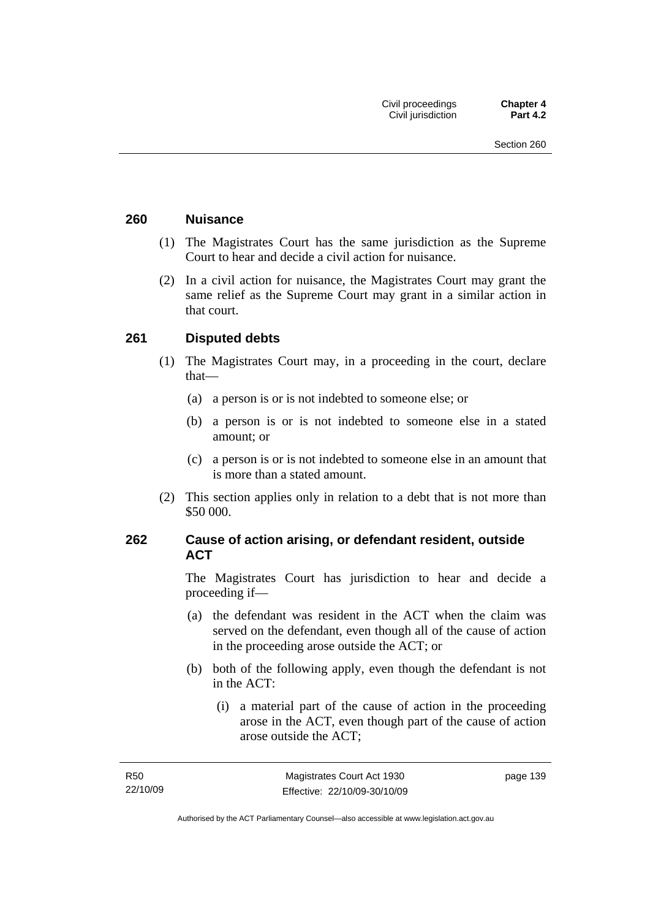### 260 Nuisance

(1) The Magistrates Court has the same jurisdiction as the Supreme Court to hear and decide a civil action for nuisance.

(2) In a civil action for nuisance, the Magistrates Court may grant the same relief as the Supreme Court may grant in a similar action in that court.

### 261 Disputed debts

(1) The Magistrates Court may, in a proceeding in the court, declare that—

(a) a person is or is not indebted to someone else; or

(b) a person is or is not indebted to someone else in a stated amount; or

(c) a person is or is not indebted to someone else in an amount that is more than a stated amount.

(2) This section applies only in relation to a debt that is not more than $50 000.

### 262 Cause of action arising, or defendant resident, outside ACT

The Magistrates Court has jurisdiction to hear and decide a proceeding if—

(a) the defendant was resident in the ACT when the claim was served on the defendant, even though all of the cause of action in the proceeding arose outside the ACT; or

(b) both of the following apply, even though the defendant is not in the ACT:

(i) a material part of the cause of action in the proceeding arose in the ACT, even though part of the cause of action arose outside the ACT;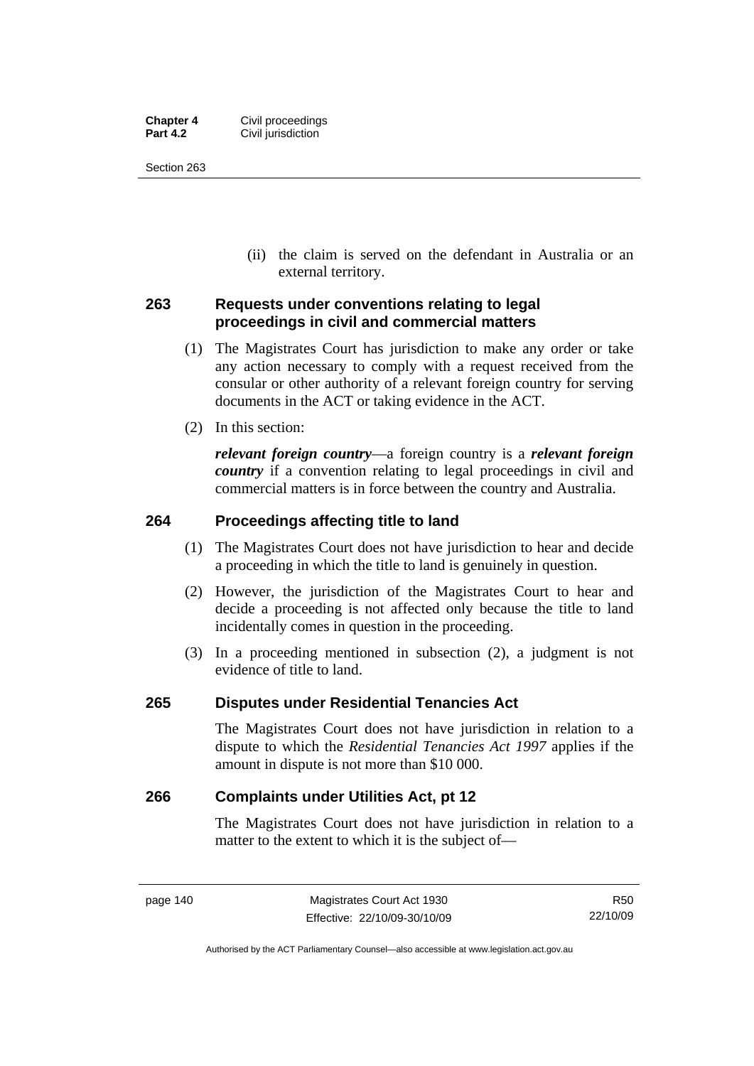(ii) the claim is served on the defendant in Australia or an external territory.

## 263 Requests under conventions relating to legal proceedings in civil and commercial matters

(1) The Magistrates Court has jurisdiction to make any order or take any action necessary to comply with a request received from the consular or other authority of a relevant foreign country for serving documents in the ACT or taking evidence in the ACT.

(2) In this section:

***relevant foreign country***—a foreign country is a ***relevant foreign country*** if a convention relating to legal proceedings in civil and commercial matters is in force between the country and Australia.

## 264 Proceedings affecting title to land

(1) The Magistrates Court does not have jurisdiction to hear and decide a proceeding in which the title to land is genuinely in question.

(2) However, the jurisdiction of the Magistrates Court to hear and decide a proceeding is not affected only because the title to land incidentally comes in question in the proceeding.

(3) In a proceeding mentioned in subsection (2), a judgment is not evidence of title to land.

## 265 Disputes under Residential Tenancies Act

The Magistrates Court does not have jurisdiction in relation to a dispute to which the *Residential Tenancies Act 1997* applies if the amount in dispute is not more than $10 000.

## 266 Complaints under Utilities Act, pt 12

The Magistrates Court does not have jurisdiction in relation to a matter to the extent to which it is the subject of—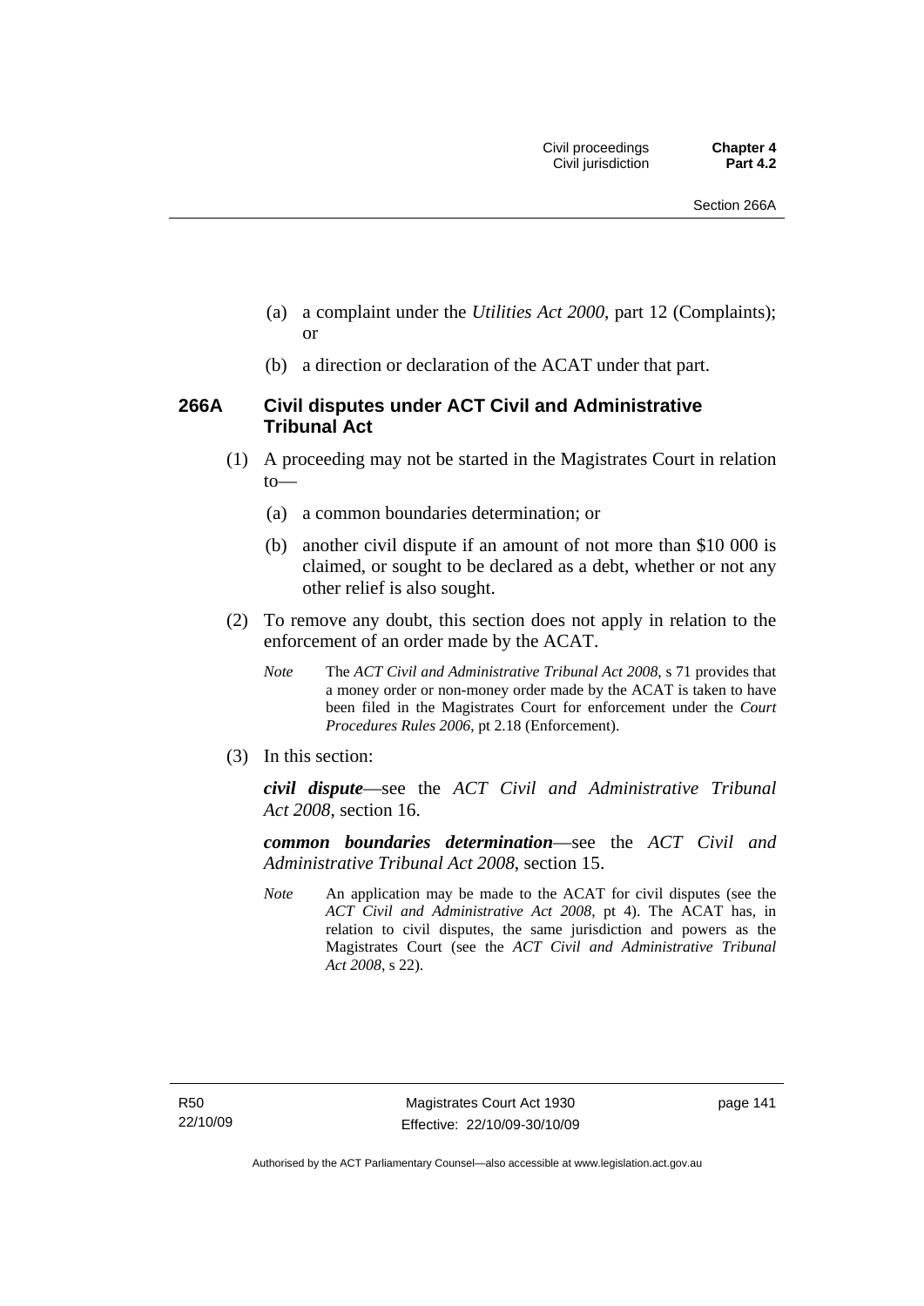(a) a complaint under the *Utilities Act 2000*, part 12 (Complaints); or

(b) a direction or declaration of the ACAT under that part.

### 266A Civil disputes under ACT Civil and Administrative Tribunal Act

(1) A proceeding may not be started in the Magistrates Court in relation to—

(a) a common boundaries determination; or

(b) another civil dispute if an amount of not more than $10 000 is claimed, or sought to be declared as a debt, whether or not any other relief is also sought.

(2) To remove any doubt, this section does not apply in relation to the enforcement of an order made by the ACAT.

*Note* The *ACT Civil and Administrative Tribunal Act 2008*, s 71 provides that a money order or non-money order made by the ACAT is taken to have been filed in the Magistrates Court for enforcement under the *Court Procedures Rules 2006*, pt 2.18 (Enforcement).

(3) In this section:

***civil dispute***—see the *ACT Civil and Administrative Tribunal Act 2008*, section 16.

***common boundaries determination***—see the *ACT Civil and Administrative Tribunal Act 2008*, section 15.

*Note* An application may be made to the ACAT for civil disputes (see the *ACT Civil and Administrative Act 2008*, pt 4). The ACAT has, in relation to civil disputes, the same jurisdiction and powers as the Magistrates Court (see the *ACT Civil and Administrative Tribunal Act 2008*, s 22).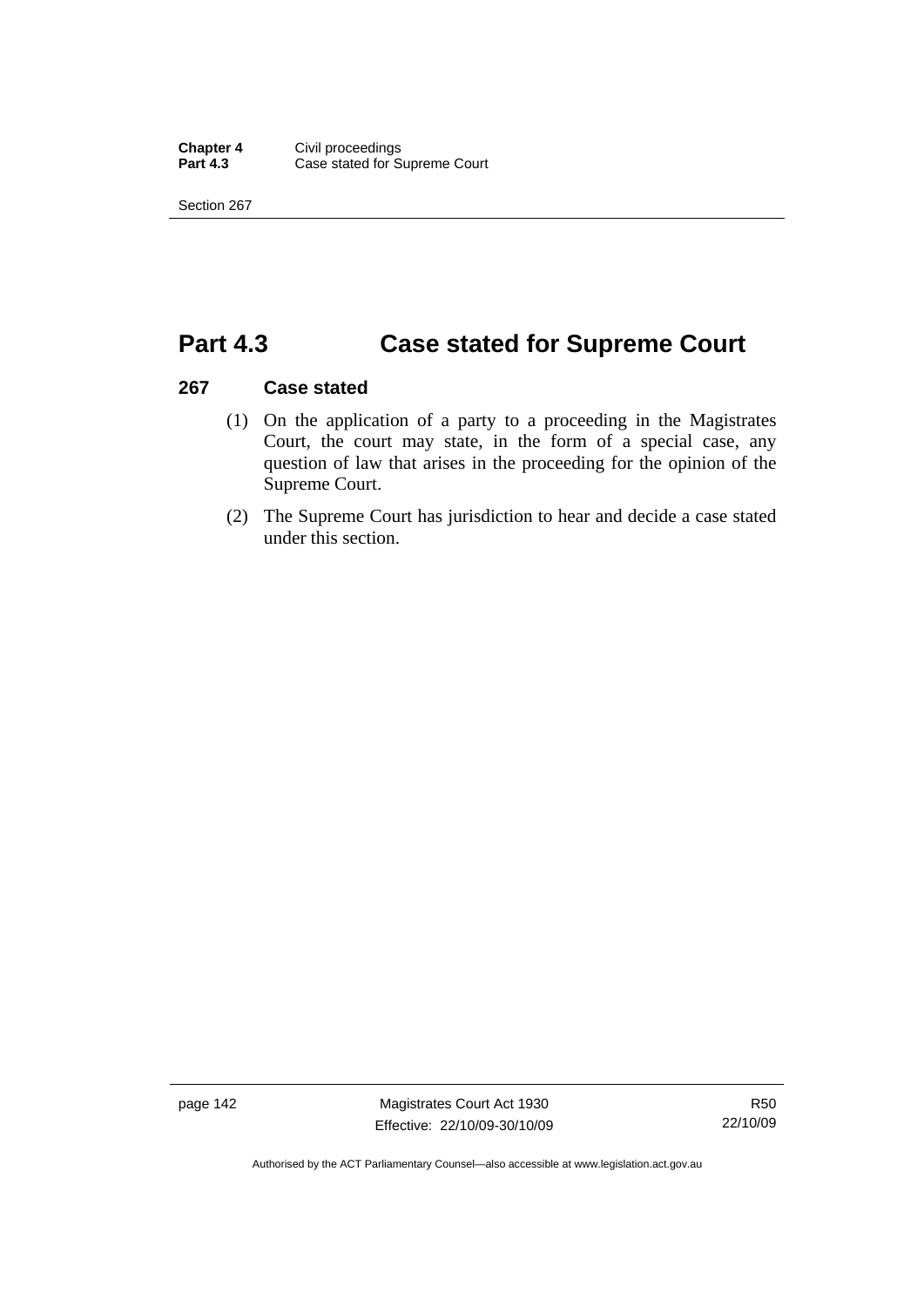# Part 4.3 Case stated for Supreme Court

### 267 Case stated

(1) On the application of a party to a proceeding in the Magistrates Court, the court may state, in the form of a special case, any question of law that arises in the proceeding for the opinion of the Supreme Court.

(2) The Supreme Court has jurisdiction to hear and decide a case stated under this section.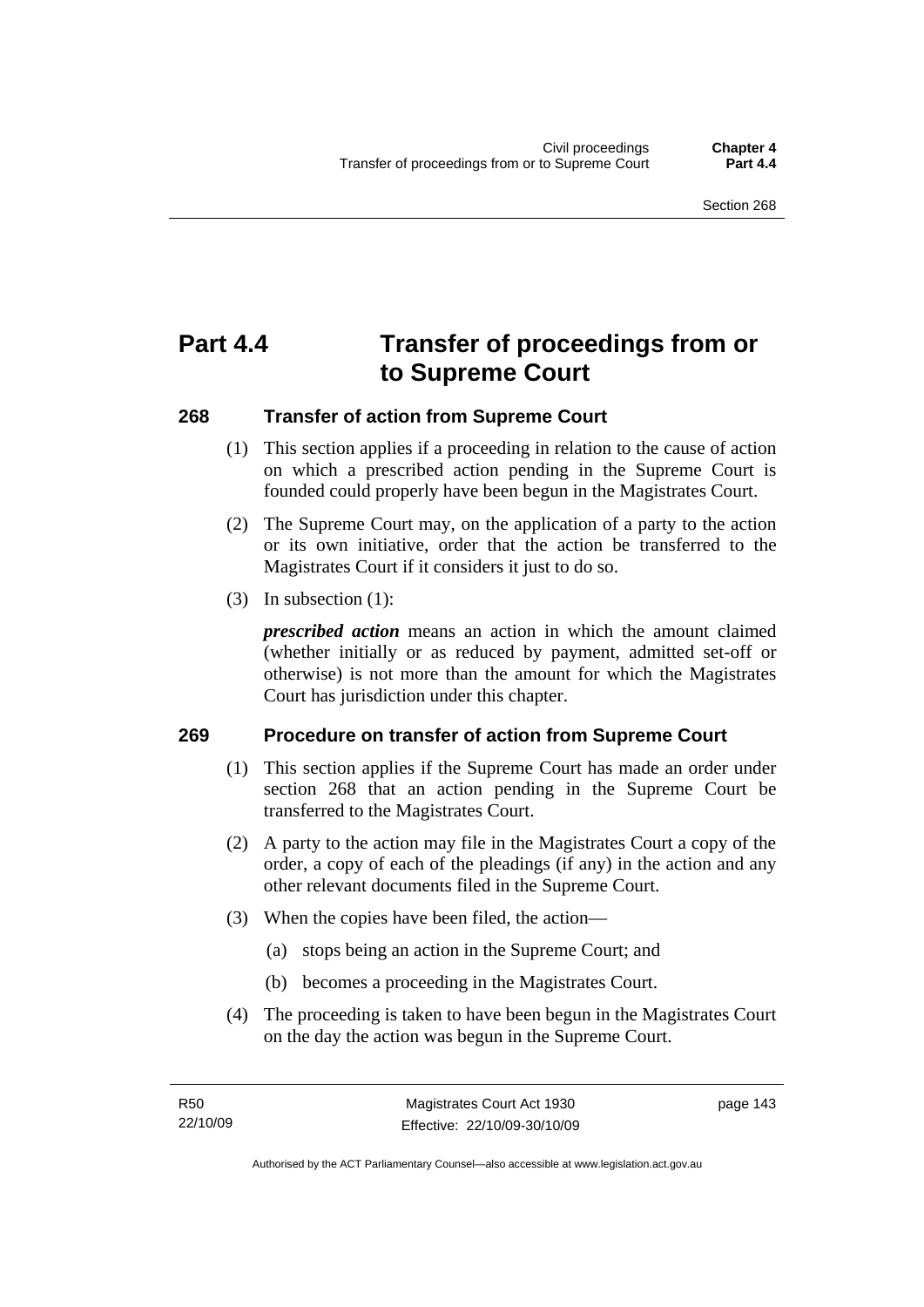# Part 4.4 Transfer of proceedings from or to Supreme Court

## 268 Transfer of action from Supreme Court

(1) This section applies if a proceeding in relation to the cause of action on which a prescribed action pending in the Supreme Court is founded could properly have been begun in the Magistrates Court.

(2) The Supreme Court may, on the application of a party to the action or its own initiative, order that the action be transferred to the Magistrates Court if it considers it just to do so.

(3) In subsection (1):

***prescribed action*** means an action in which the amount claimed (whether initially or as reduced by payment, admitted set-off or otherwise) is not more than the amount for which the Magistrates Court has jurisdiction under this chapter.

## 269 Procedure on transfer of action from Supreme Court

(1) This section applies if the Supreme Court has made an order under section 268 that an action pending in the Supreme Court be transferred to the Magistrates Court.

(2) A party to the action may file in the Magistrates Court a copy of the order, a copy of each of the pleadings (if any) in the action and any other relevant documents filed in the Supreme Court.

(3) When the copies have been filed, the action—

(a) stops being an action in the Supreme Court; and

(b) becomes a proceeding in the Magistrates Court.

(4) The proceeding is taken to have been begun in the Magistrates Court on the day the action was begun in the Supreme Court.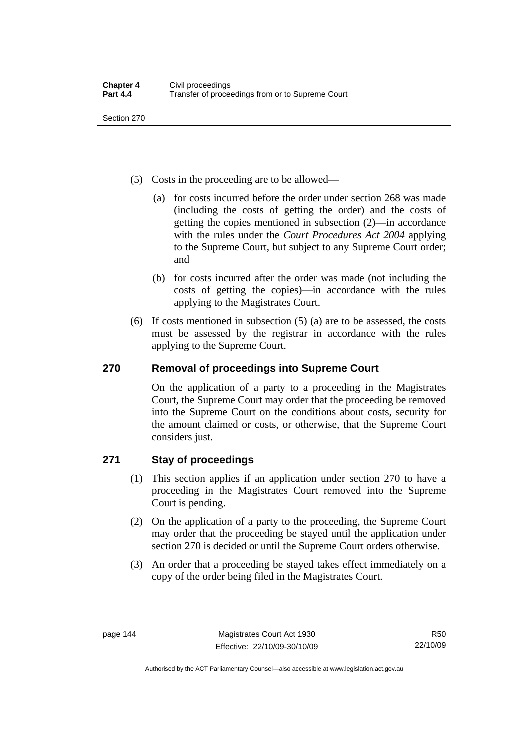(5) Costs in the proceeding are to be allowed—

(a) for costs incurred before the order under section 268 was made (including the costs of getting the order) and the costs of getting the copies mentioned in subsection (2)—in accordance with the rules under the *Court Procedures Act 2004* applying to the Supreme Court, but subject to any Supreme Court order; and

(b) for costs incurred after the order was made (not including the costs of getting the copies)—in accordance with the rules applying to the Magistrates Court.

(6) If costs mentioned in subsection (5) (a) are to be assessed, the costs must be assessed by the registrar in accordance with the rules applying to the Supreme Court.

## 270 Removal of proceedings into Supreme Court

On the application of a party to a proceeding in the Magistrates Court, the Supreme Court may order that the proceeding be removed into the Supreme Court on the conditions about costs, security for the amount claimed or costs, or otherwise, that the Supreme Court considers just.

## 271 Stay of proceedings

(1) This section applies if an application under section 270 to have a proceeding in the Magistrates Court removed into the Supreme Court is pending.

(2) On the application of a party to the proceeding, the Supreme Court may order that the proceeding be stayed until the application under section 270 is decided or until the Supreme Court orders otherwise.

(3) An order that a proceeding be stayed takes effect immediately on a copy of the order being filed in the Magistrates Court.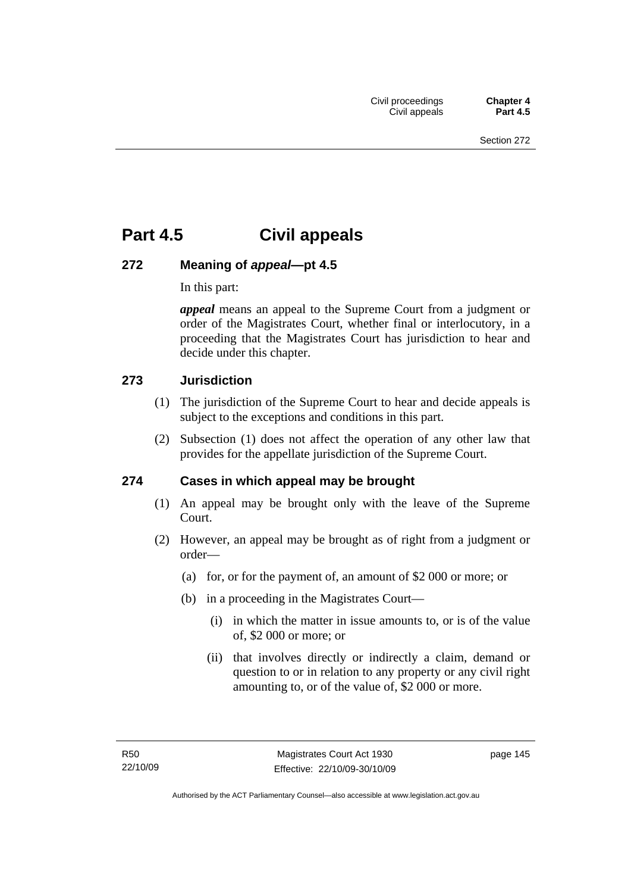# Part 4.5 Civil appeals

## 272 Meaning of *appeal*—pt 4.5

In this part:

***appeal*** means an appeal to the Supreme Court from a judgment or order of the Magistrates Court, whether final or interlocutory, in a proceeding that the Magistrates Court has jurisdiction to hear and decide under this chapter.

## 273 Jurisdiction

(1) The jurisdiction of the Supreme Court to hear and decide appeals is subject to the exceptions and conditions in this part.

(2) Subsection (1) does not affect the operation of any other law that provides for the appellate jurisdiction of the Supreme Court.

## 274 Cases in which appeal may be brought

(1) An appeal may be brought only with the leave of the Supreme Court.

(2) However, an appeal may be brought as of right from a judgment or order—

(a) for, or for the payment of, an amount of $2 000 or more; or

(b) in a proceeding in the Magistrates Court—

(i) in which the matter in issue amounts to, or is of the value of, $2 000 or more; or

(ii) that involves directly or indirectly a claim, demand or question to or in relation to any property or any civil right amounting to, or of the value of, $2 000 or more.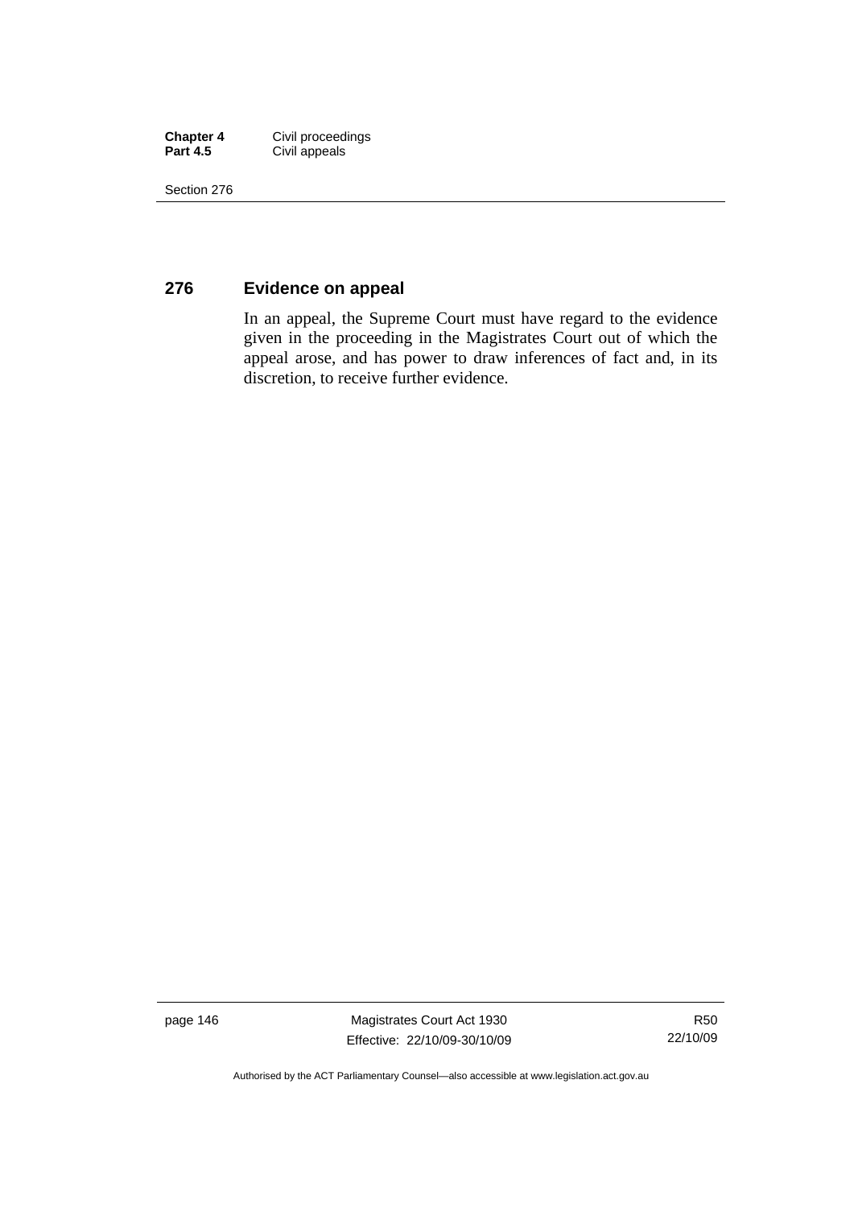## 276 Evidence on appeal

In an appeal, the Supreme Court must have regard to the evidence given in the proceeding in the Magistrates Court out of which the appeal arose, and has power to draw inferences of fact and, in its discretion, to receive further evidence.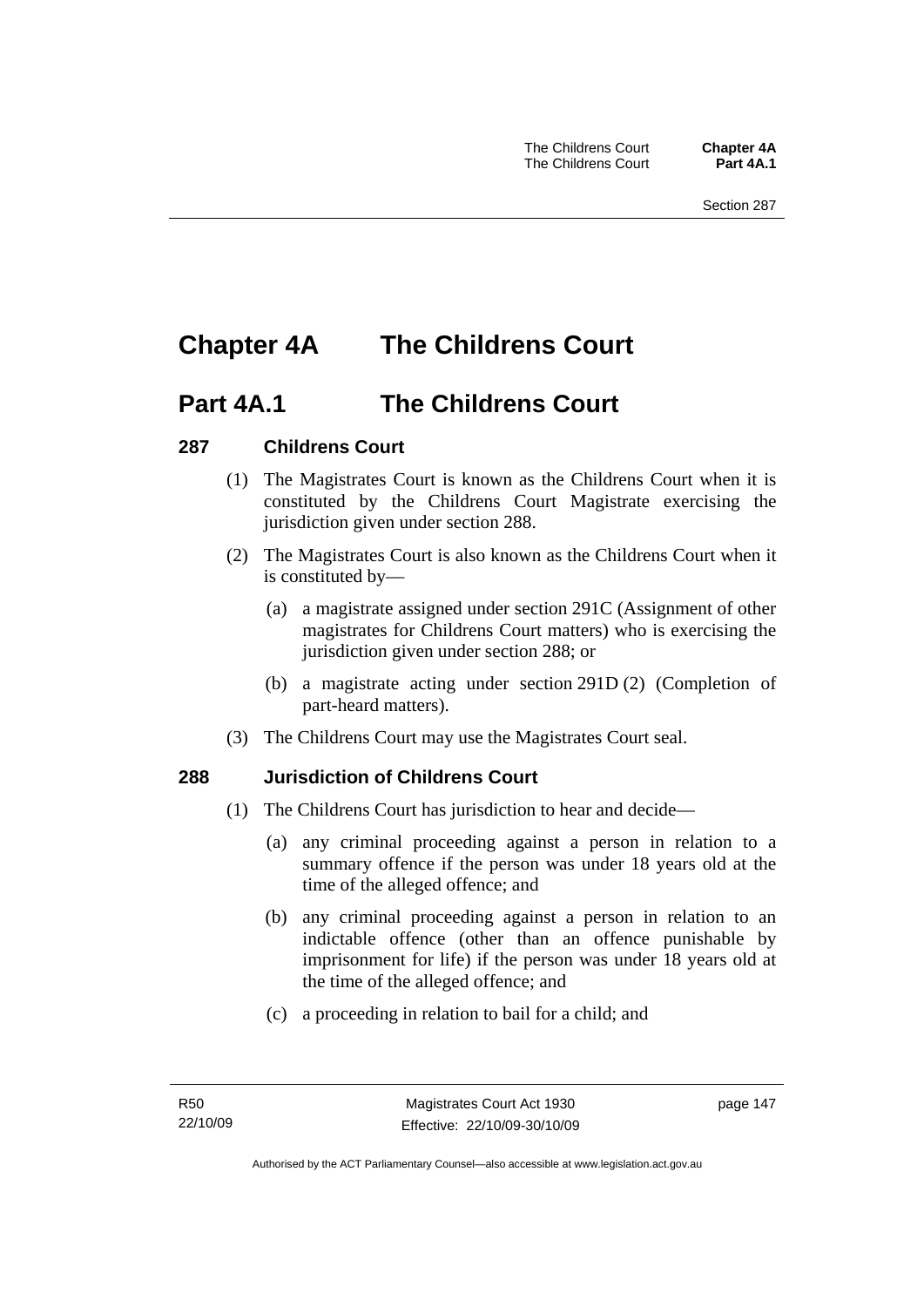# Chapter 4A The Childrens Court

## Part 4A.1 The Childrens Court

### 287 Childrens Court

(1) The Magistrates Court is known as the Childrens Court when it is constituted by the Childrens Court Magistrate exercising the jurisdiction given under section 288.

(2) The Magistrates Court is also known as the Childrens Court when it is constituted by—

(a) a magistrate assigned under section 291C (Assignment of other magistrates for Childrens Court matters) who is exercising the jurisdiction given under section 288; or

(b) a magistrate acting under section 291D (2) (Completion of part-heard matters).

(3) The Childrens Court may use the Magistrates Court seal.

### 288 Jurisdiction of Childrens Court

(1) The Childrens Court has jurisdiction to hear and decide—

(a) any criminal proceeding against a person in relation to a summary offence if the person was under 18 years old at the time of the alleged offence; and

(b) any criminal proceeding against a person in relation to an indictable offence (other than an offence punishable by imprisonment for life) if the person was under 18 years old at the time of the alleged offence; and

(c) a proceeding in relation to bail for a child; and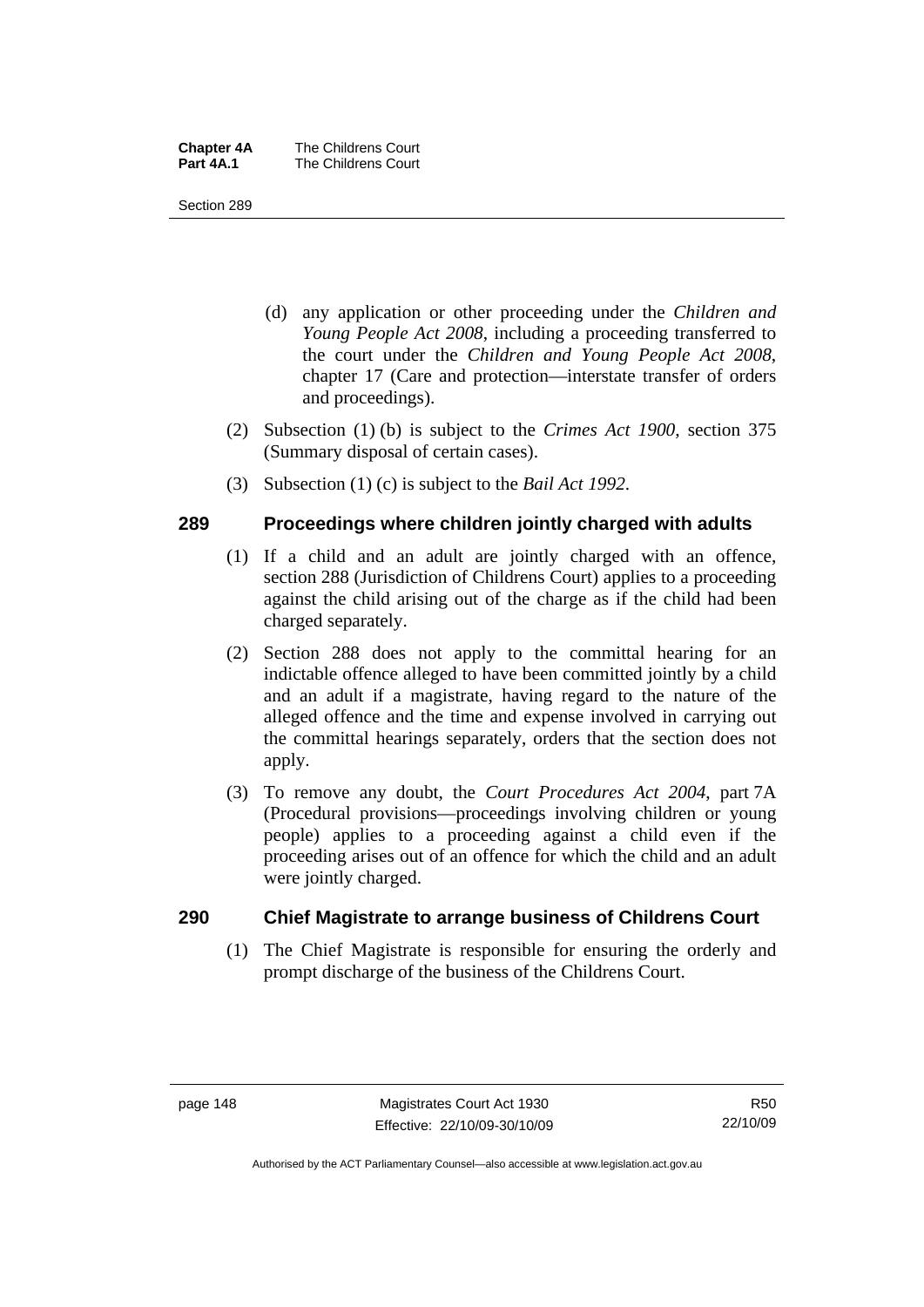(d) any application or other proceeding under the *Children and Young People Act 2008*, including a proceeding transferred to the court under the *Children and Young People Act 2008*, chapter 17 (Care and protection—interstate transfer of orders and proceedings).

(2) Subsection (1) (b) is subject to the *Crimes Act 1900*, section 375 (Summary disposal of certain cases).

(3) Subsection (1) (c) is subject to the *Bail Act 1992*.

## 289 Proceedings where children jointly charged with adults

(1) If a child and an adult are jointly charged with an offence, section 288 (Jurisdiction of Childrens Court) applies to a proceeding against the child arising out of the charge as if the child had been charged separately.

(2) Section 288 does not apply to the committal hearing for an indictable offence alleged to have been committed jointly by a child and an adult if a magistrate, having regard to the nature of the alleged offence and the time and expense involved in carrying out the committal hearings separately, orders that the section does not apply.

(3) To remove any doubt, the *Court Procedures Act 2004*, part 7A (Procedural provisions—proceedings involving children or young people) applies to a proceeding against a child even if the proceeding arises out of an offence for which the child and an adult were jointly charged.

## 290 Chief Magistrate to arrange business of Childrens Court

(1) The Chief Magistrate is responsible for ensuring the orderly and prompt discharge of the business of the Childrens Court.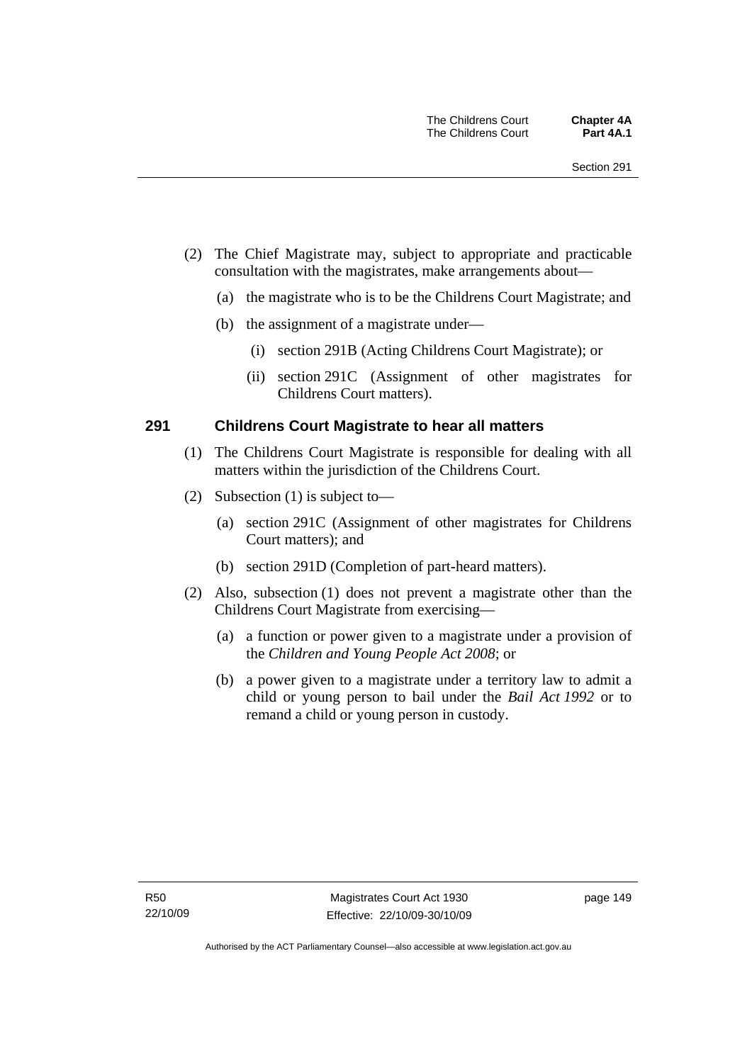(2) The Chief Magistrate may, subject to appropriate and practicable consultation with the magistrates, make arrangements about—

(a) the magistrate who is to be the Childrens Court Magistrate; and

(b) the assignment of a magistrate under—

(i) section 291B (Acting Childrens Court Magistrate); or

(ii) section 291C (Assignment of other magistrates for Childrens Court matters).

## 291 Childrens Court Magistrate to hear all matters

(1) The Childrens Court Magistrate is responsible for dealing with all matters within the jurisdiction of the Childrens Court.

(2) Subsection (1) is subject to—

(a) section 291C (Assignment of other magistrates for Childrens Court matters); and

(b) section 291D (Completion of part-heard matters).

(2) Also, subsection (1) does not prevent a magistrate other than the Childrens Court Magistrate from exercising—

(a) a function or power given to a magistrate under a provision of the *Children and Young People Act 2008*; or

(b) a power given to a magistrate under a territory law to admit a child or young person to bail under the *Bail Act 1992* or to remand a child or young person in custody.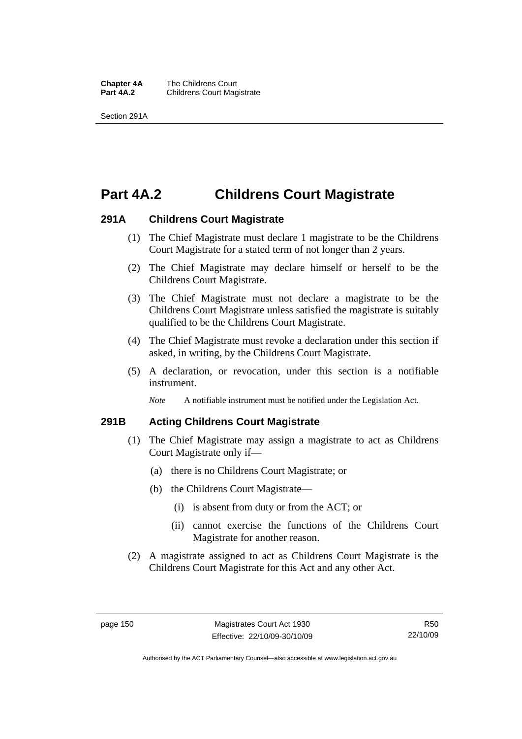# Part 4A.2 Childrens Court Magistrate

## 291A Childrens Court Magistrate

(1) The Chief Magistrate must declare 1 magistrate to be the Childrens Court Magistrate for a stated term of not longer than 2 years.

(2) The Chief Magistrate may declare himself or herself to be the Childrens Court Magistrate.

(3) The Chief Magistrate must not declare a magistrate to be the Childrens Court Magistrate unless satisfied the magistrate is suitably qualified to be the Childrens Court Magistrate.

(4) The Chief Magistrate must revoke a declaration under this section if asked, in writing, by the Childrens Court Magistrate.

(5) A declaration, or revocation, under this section is a notifiable instrument.

*Note* A notifiable instrument must be notified under the Legislation Act.

## 291B Acting Childrens Court Magistrate

(1) The Chief Magistrate may assign a magistrate to act as Childrens Court Magistrate only if—

(a) there is no Childrens Court Magistrate; or

(b) the Childrens Court Magistrate—

(i) is absent from duty or from the ACT; or

(ii) cannot exercise the functions of the Childrens Court Magistrate for another reason.

(2) A magistrate assigned to act as Childrens Court Magistrate is the Childrens Court Magistrate for this Act and any other Act.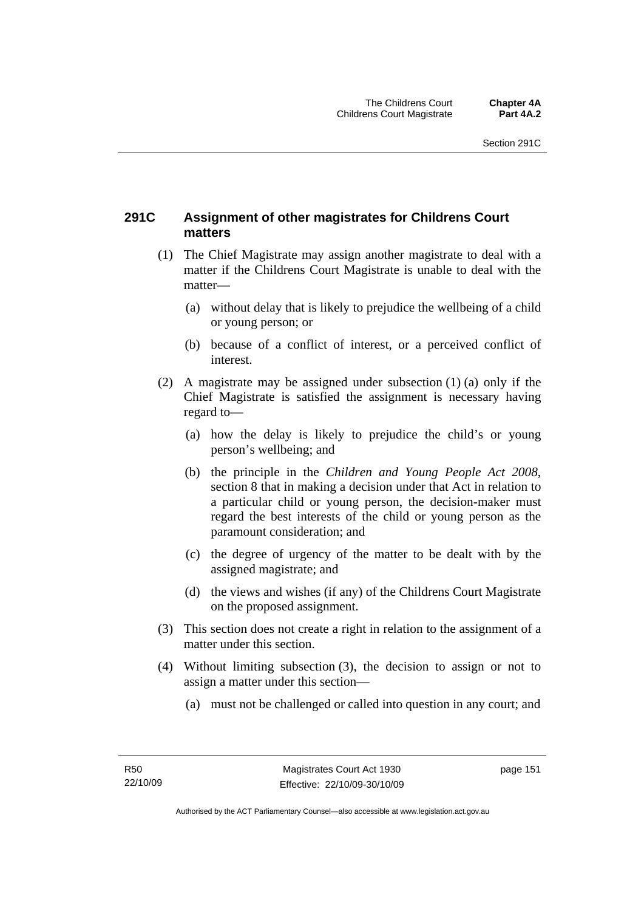## 291C Assignment of other magistrates for Childrens Court matters

(1) The Chief Magistrate may assign another magistrate to deal with a matter if the Childrens Court Magistrate is unable to deal with the matter—

(a) without delay that is likely to prejudice the wellbeing of a child or young person; or

(b) because of a conflict of interest, or a perceived conflict of interest.

(2) A magistrate may be assigned under subsection (1) (a) only if the Chief Magistrate is satisfied the assignment is necessary having regard to—

(a) how the delay is likely to prejudice the child's or young person's wellbeing; and

(b) the principle in the *Children and Young People Act 2008*, section 8 that in making a decision under that Act in relation to a particular child or young person, the decision-maker must regard the best interests of the child or young person as the paramount consideration; and

(c) the degree of urgency of the matter to be dealt with by the assigned magistrate; and

(d) the views and wishes (if any) of the Childrens Court Magistrate on the proposed assignment.

(3) This section does not create a right in relation to the assignment of a matter under this section.

(4) Without limiting subsection (3), the decision to assign or not to assign a matter under this section—

(a) must not be challenged or called into question in any court; and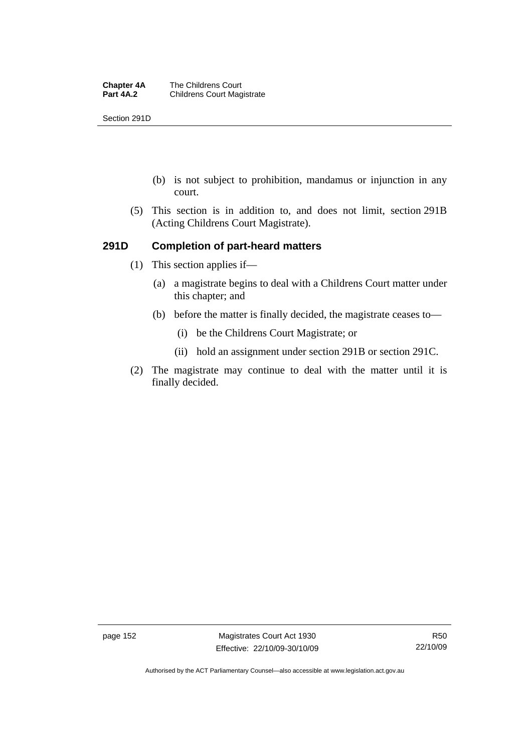(b) is not subject to prohibition, mandamus or injunction in any court.

(5) This section is in addition to, and does not limit, section 291B (Acting Childrens Court Magistrate).

## 291D Completion of part-heard matters

(1) This section applies if—

(a) a magistrate begins to deal with a Childrens Court matter under this chapter; and

(b) before the matter is finally decided, the magistrate ceases to—

(i) be the Childrens Court Magistrate; or

(ii) hold an assignment under section 291B or section 291C.

(2) The magistrate may continue to deal with the matter until it is finally decided.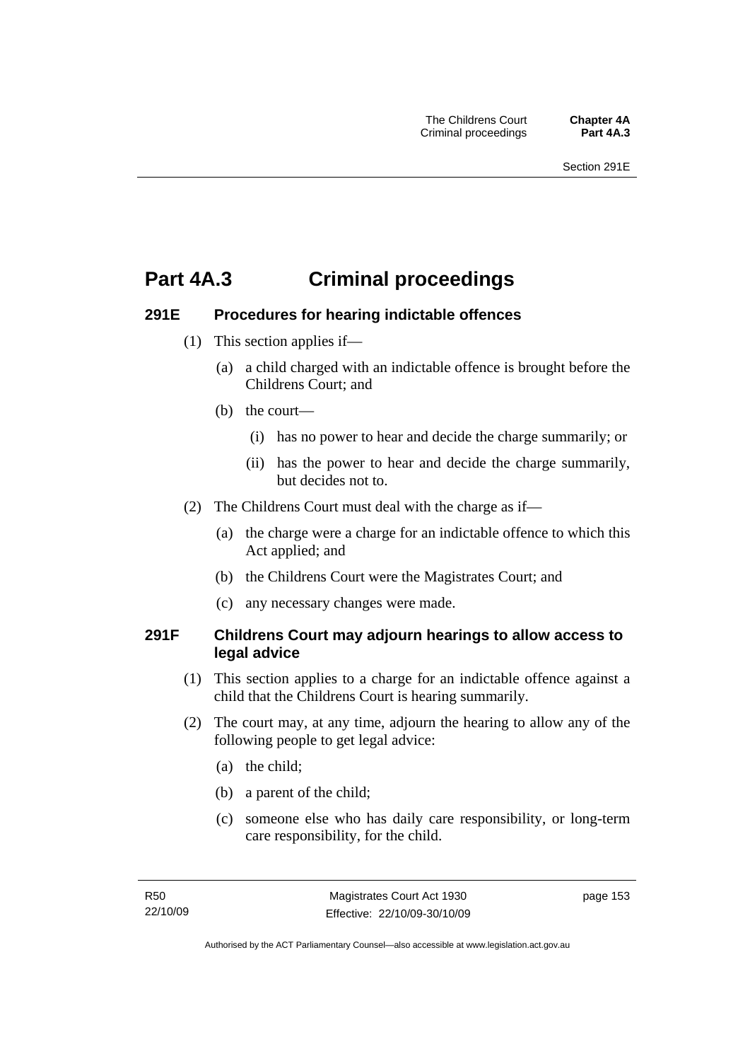# Part 4A.3 Criminal proceedings

## 291E Procedures for hearing indictable offences

(1) This section applies if—

(a) a child charged with an indictable offence is brought before the Childrens Court; and

(b) the court—

(i) has no power to hear and decide the charge summarily; or

(ii) has the power to hear and decide the charge summarily, but decides not to.

(2) The Childrens Court must deal with the charge as if—

(a) the charge were a charge for an indictable offence to which this Act applied; and

(b) the Childrens Court were the Magistrates Court; and

(c) any necessary changes were made.

## 291F Childrens Court may adjourn hearings to allow access to legal advice

(1) This section applies to a charge for an indictable offence against a child that the Childrens Court is hearing summarily.

(2) The court may, at any time, adjourn the hearing to allow any of the following people to get legal advice:

(a) the child;

(b) a parent of the child;

(c) someone else who has daily care responsibility, or long-term care responsibility, for the child.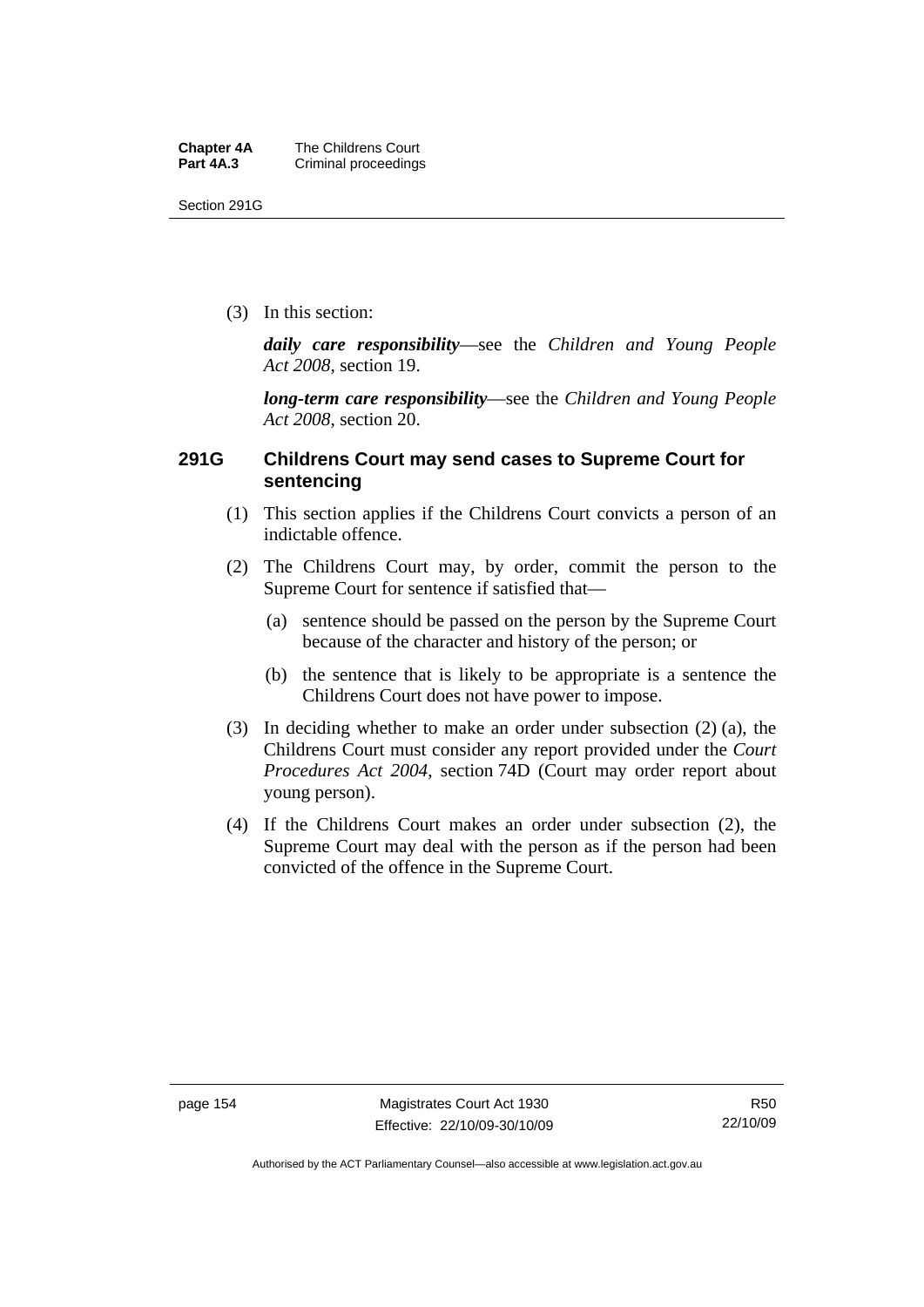(3) In this section:

***daily care responsibility***—see the *Children and Young People Act 2008*, section 19.

***long-term care responsibility***—see the *Children and Young People Act 2008*, section 20.

### 291G Childrens Court may send cases to Supreme Court for sentencing

(1) This section applies if the Childrens Court convicts a person of an indictable offence.

(2) The Childrens Court may, by order, commit the person to the Supreme Court for sentence if satisfied that—

- (a) sentence should be passed on the person by the Supreme Court because of the character and history of the person; or
- (b) the sentence that is likely to be appropriate is a sentence the Childrens Court does not have power to impose.

(3) In deciding whether to make an order under subsection (2) (a), the Childrens Court must consider any report provided under the *Court Procedures Act 2004*, section 74D (Court may order report about young person).

(4) If the Childrens Court makes an order under subsection (2), the Supreme Court may deal with the person as if the person had been convicted of the offence in the Supreme Court.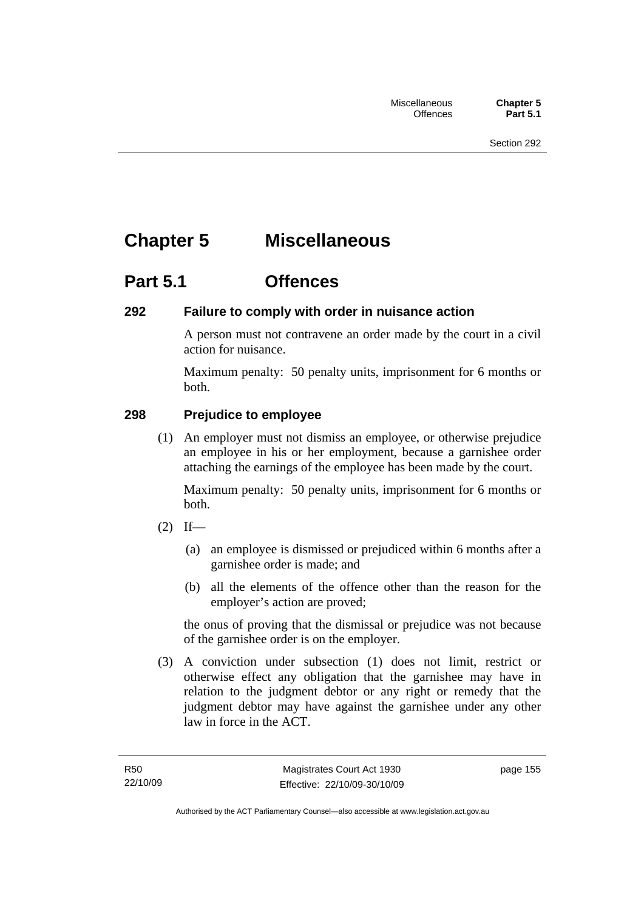# Chapter 5 Miscellaneous

## Part 5.1 Offences

### 292 Failure to comply with order in nuisance action

A person must not contravene an order made by the court in a civil action for nuisance.

Maximum penalty: 50 penalty units, imprisonment for 6 months or both.

### 298 Prejudice to employee

(1) An employer must not dismiss an employee, or otherwise prejudice an employee in his or her employment, because a garnishee order attaching the earnings of the employee has been made by the court.

Maximum penalty: 50 penalty units, imprisonment for 6 months or both.

(2) If—

(a) an employee is dismissed or prejudiced within 6 months after a garnishee order is made; and

(b) all the elements of the offence other than the reason for the employer's action are proved;

the onus of proving that the dismissal or prejudice was not because of the garnishee order is on the employer.

(3) A conviction under subsection (1) does not limit, restrict or otherwise effect any obligation that the garnishee may have in relation to the judgment debtor or any right or remedy that the judgment debtor may have against the garnishee under any other law in force in the ACT.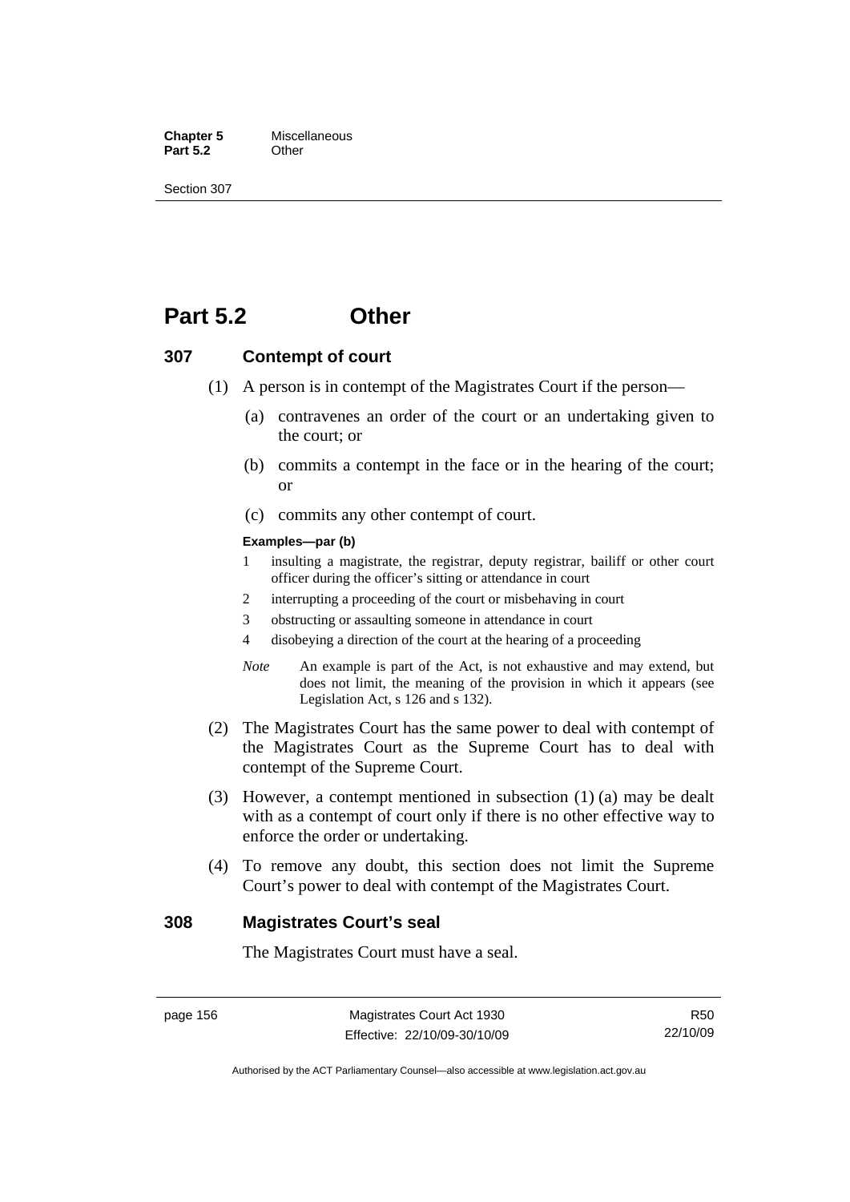# Part 5.2 Other

## 307 Contempt of court

(1) A person is in contempt of the Magistrates Court if the person—

(a) contravenes an order of the court or an undertaking given to the court; or

(b) commits a contempt in the face or in the hearing of the court; or

(c) commits any other contempt of court.

**Examples—par (b)**

1 insulting a magistrate, the registrar, deputy registrar, bailiff or other court officer during the officer's sitting or attendance in court

2 interrupting a proceeding of the court or misbehaving in court

3 obstructing or assaulting someone in attendance in court

4 disobeying a direction of the court at the hearing of a proceeding

*Note* An example is part of the Act, is not exhaustive and may extend, but does not limit, the meaning of the provision in which it appears (see Legislation Act, s 126 and s 132).

(2) The Magistrates Court has the same power to deal with contempt of the Magistrates Court as the Supreme Court has to deal with contempt of the Supreme Court.

(3) However, a contempt mentioned in subsection (1) (a) may be dealt with as a contempt of court only if there is no other effective way to enforce the order or undertaking.

(4) To remove any doubt, this section does not limit the Supreme Court's power to deal with contempt of the Magistrates Court.

## 308 Magistrates Court's seal

The Magistrates Court must have a seal.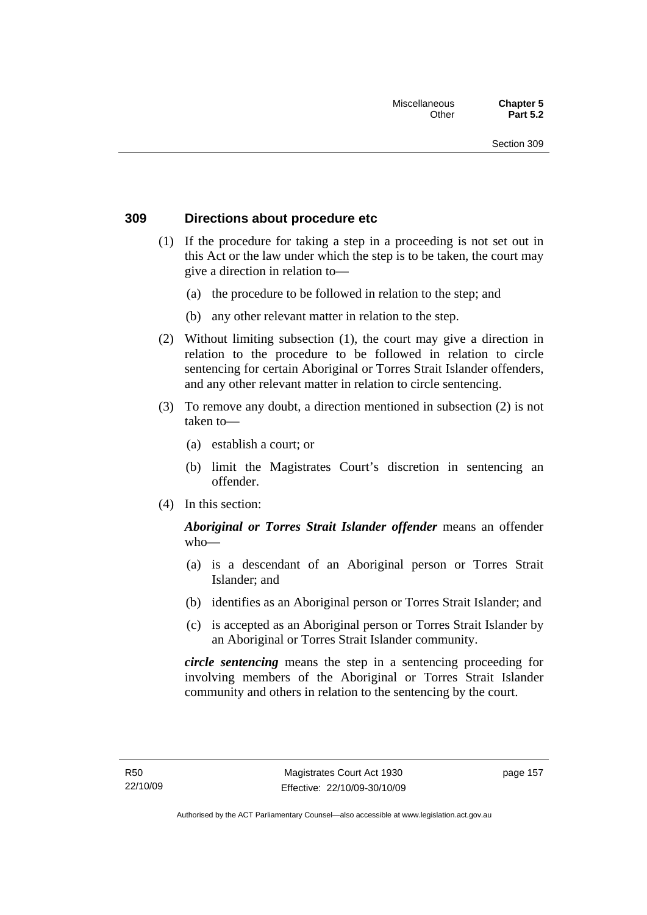### 309 Directions about procedure etc

(1) If the procedure for taking a step in a proceeding is not set out in this Act or the law under which the step is to be taken, the court may give a direction in relation to—

- (a) the procedure to be followed in relation to the step; and
- (b) any other relevant matter in relation to the step.

(2) Without limiting subsection (1), the court may give a direction in relation to the procedure to be followed in relation to circle sentencing for certain Aboriginal or Torres Strait Islander offenders, and any other relevant matter in relation to circle sentencing.

(3) To remove any doubt, a direction mentioned in subsection (2) is not taken to—

- (a) establish a court; or
- (b) limit the Magistrates Court's discretion in sentencing an offender.

(4) In this section:

***Aboriginal or Torres Strait Islander offender*** means an offender who—

- (a) is a descendant of an Aboriginal person or Torres Strait Islander; and
- (b) identifies as an Aboriginal person or Torres Strait Islander; and
- (c) is accepted as an Aboriginal person or Torres Strait Islander by an Aboriginal or Torres Strait Islander community.

***circle sentencing*** means the step in a sentencing proceeding for involving members of the Aboriginal or Torres Strait Islander community and others in relation to the sentencing by the court.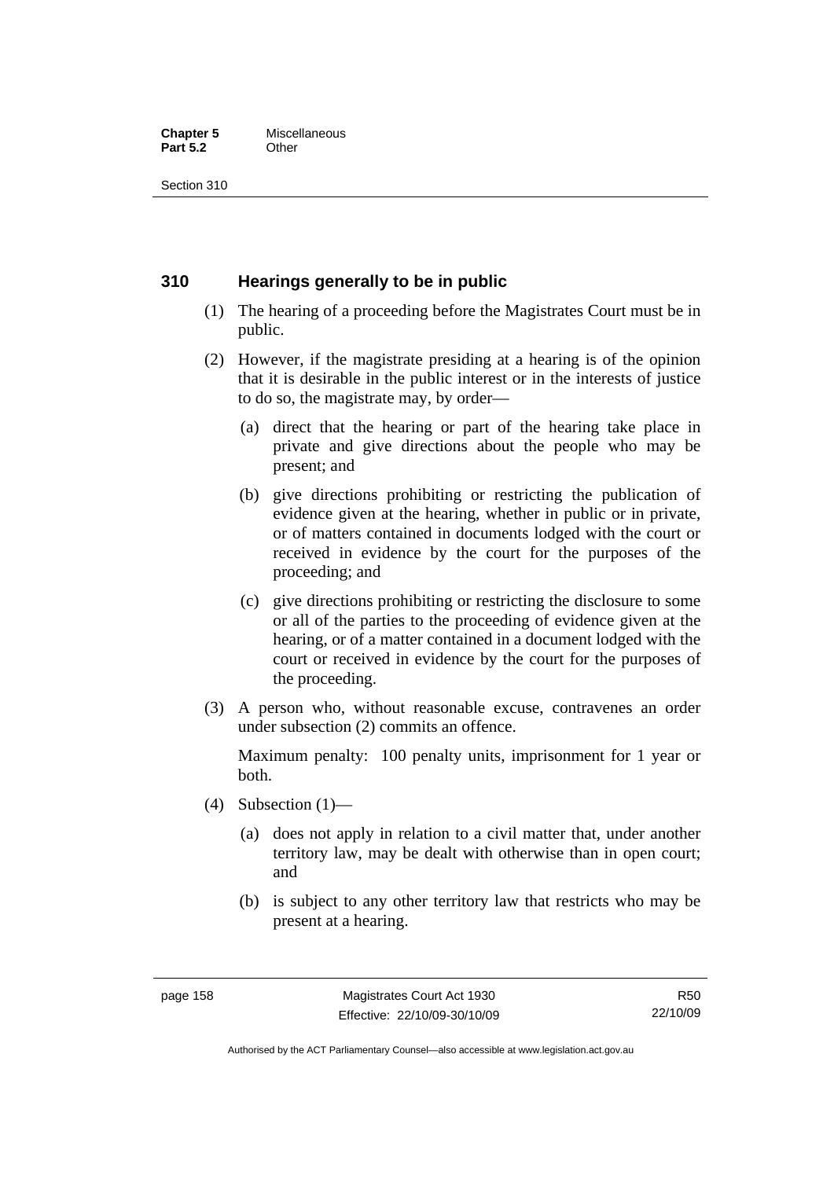## 310 Hearings generally to be in public

(1) The hearing of a proceeding before the Magistrates Court must be in public.

(2) However, if the magistrate presiding at a hearing is of the opinion that it is desirable in the public interest or in the interests of justice to do so, the magistrate may, by order—

(a) direct that the hearing or part of the hearing take place in private and give directions about the people who may be present; and

(b) give directions prohibiting or restricting the publication of evidence given at the hearing, whether in public or in private, or of matters contained in documents lodged with the court or received in evidence by the court for the purposes of the proceeding; and

(c) give directions prohibiting or restricting the disclosure to some or all of the parties to the proceeding of evidence given at the hearing, or of a matter contained in a document lodged with the court or received in evidence by the court for the purposes of the proceeding.

(3) A person who, without reasonable excuse, contravenes an order under subsection (2) commits an offence.

Maximum penalty: 100 penalty units, imprisonment for 1 year or both.

(4) Subsection (1)—

(a) does not apply in relation to a civil matter that, under another territory law, may be dealt with otherwise than in open court; and

(b) is subject to any other territory law that restricts who may be present at a hearing.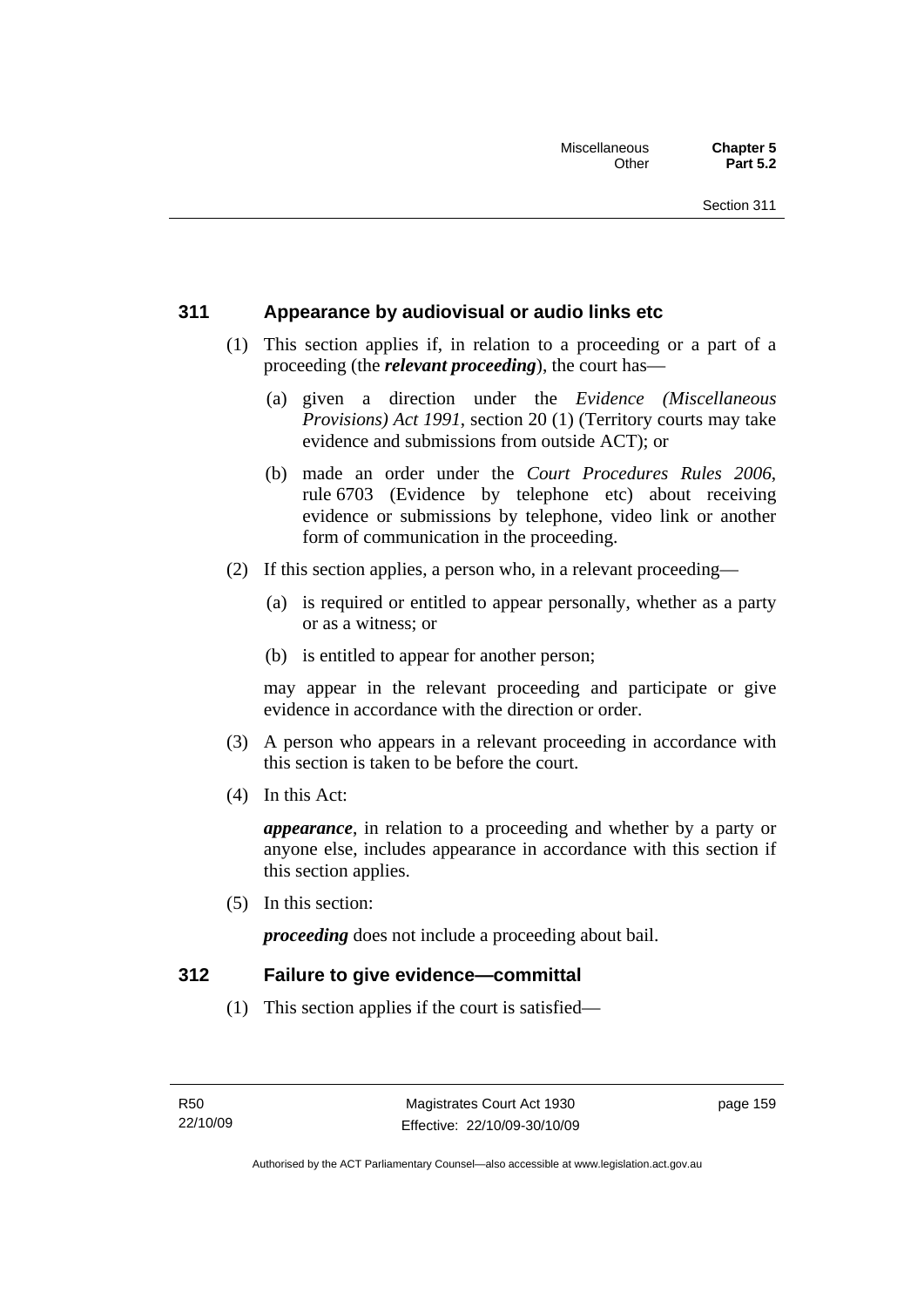## 311 Appearance by audiovisual or audio links etc

(1) This section applies if, in relation to a proceeding or a part of a proceeding (the ***relevant proceeding***), the court has—

(a) given a direction under the *Evidence (Miscellaneous Provisions) Act 1991*, section 20 (1) (Territory courts may take evidence and submissions from outside ACT); or

(b) made an order under the *Court Procedures Rules 2006*, rule 6703 (Evidence by telephone etc) about receiving evidence or submissions by telephone, video link or another form of communication in the proceeding.

(2) If this section applies, a person who, in a relevant proceeding—

(a) is required or entitled to appear personally, whether as a party or as a witness; or

(b) is entitled to appear for another person;

may appear in the relevant proceeding and participate or give evidence in accordance with the direction or order.

(3) A person who appears in a relevant proceeding in accordance with this section is taken to be before the court.

(4) In this Act:

***appearance***, in relation to a proceeding and whether by a party or anyone else, includes appearance in accordance with this section if this section applies.

(5) In this section:

***proceeding*** does not include a proceeding about bail.

## 312 Failure to give evidence—committal

(1) This section applies if the court is satisfied—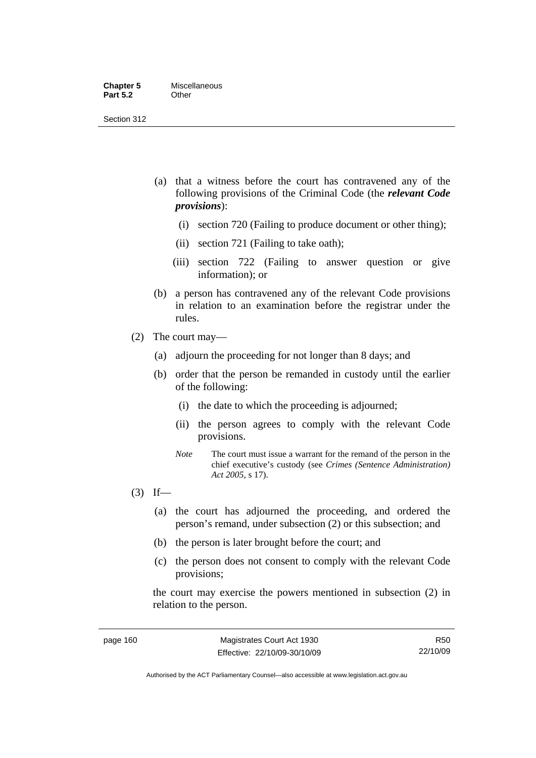(a) that a witness before the court has contravened any of the following provisions of the Criminal Code (the ***relevant Code provisions***):

   (i) section 720 (Failing to produce document or other thing);

   (ii) section 721 (Failing to take oath);

   (iii) section 722 (Failing to answer question or give information); or

(b) a person has contravened any of the relevant Code provisions in relation to an examination before the registrar under the rules.

(2) The court may—

   (a) adjourn the proceeding for not longer than 8 days; and

   (b) order that the person be remanded in custody until the earlier of the following:

      (i) the date to which the proceeding is adjourned;

      (ii) the person agrees to comply with the relevant Code provisions.

   *Note* The court must issue a warrant for the remand of the person in the chief executive's custody (see *Crimes (Sentence Administration) Act 2005*, s 17).

(3) If—

   (a) the court has adjourned the proceeding, and ordered the person's remand, under subsection (2) or this subsection; and

   (b) the person is later brought before the court; and

   (c) the person does not consent to comply with the relevant Code provisions;

the court may exercise the powers mentioned in subsection (2) in relation to the person.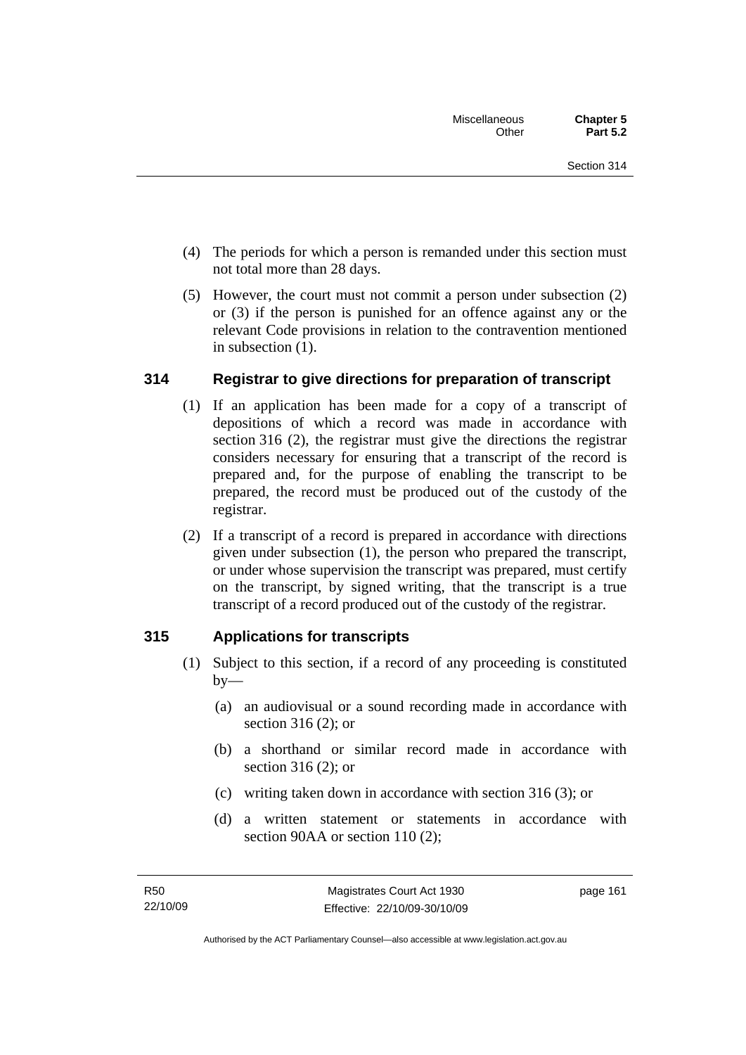(4) The periods for which a person is remanded under this section must not total more than 28 days.

(5) However, the court must not commit a person under subsection (2) or (3) if the person is punished for an offence against any or the relevant Code provisions in relation to the contravention mentioned in subsection (1).

## 314 Registrar to give directions for preparation of transcript

(1) If an application has been made for a copy of a transcript of depositions of which a record was made in accordance with section 316 (2), the registrar must give the directions the registrar considers necessary for ensuring that a transcript of the record is prepared and, for the purpose of enabling the transcript to be prepared, the record must be produced out of the custody of the registrar.

(2) If a transcript of a record is prepared in accordance with directions given under subsection (1), the person who prepared the transcript, or under whose supervision the transcript was prepared, must certify on the transcript, by signed writing, that the transcript is a true transcript of a record produced out of the custody of the registrar.

## 315 Applications for transcripts

(1) Subject to this section, if a record of any proceeding is constituted by—

(a) an audiovisual or a sound recording made in accordance with section 316 (2); or

(b) a shorthand or similar record made in accordance with section 316 (2); or

(c) writing taken down in accordance with section 316 (3); or

(d) a written statement or statements in accordance with section 90AA or section 110 (2);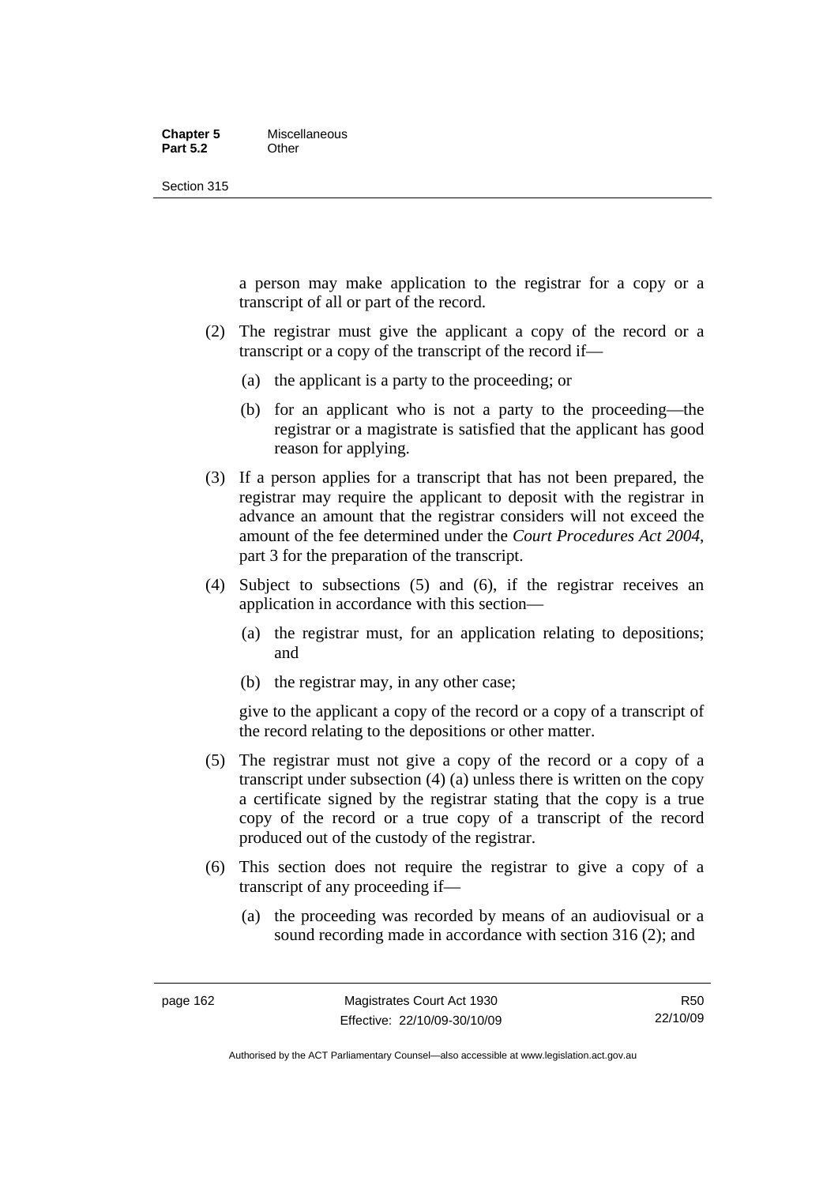a person may make application to the registrar for a copy or a transcript of all or part of the record.

(2) The registrar must give the applicant a copy of the record or a transcript or a copy of the transcript of the record if—

(a) the applicant is a party to the proceeding; or

(b) for an applicant who is not a party to the proceeding—the registrar or a magistrate is satisfied that the applicant has good reason for applying.

(3) If a person applies for a transcript that has not been prepared, the registrar may require the applicant to deposit with the registrar in advance an amount that the registrar considers will not exceed the amount of the fee determined under the *Court Procedures Act 2004*, part 3 for the preparation of the transcript.

(4) Subject to subsections (5) and (6), if the registrar receives an application in accordance with this section—

(a) the registrar must, for an application relating to depositions; and

(b) the registrar may, in any other case;

give to the applicant a copy of the record or a copy of a transcript of the record relating to the depositions or other matter.

(5) The registrar must not give a copy of the record or a copy of a transcript under subsection (4) (a) unless there is written on the copy a certificate signed by the registrar stating that the copy is a true copy of the record or a true copy of a transcript of the record produced out of the custody of the registrar.

(6) This section does not require the registrar to give a copy of a transcript of any proceeding if—

(a) the proceeding was recorded by means of an audiovisual or a sound recording made in accordance with section 316 (2); and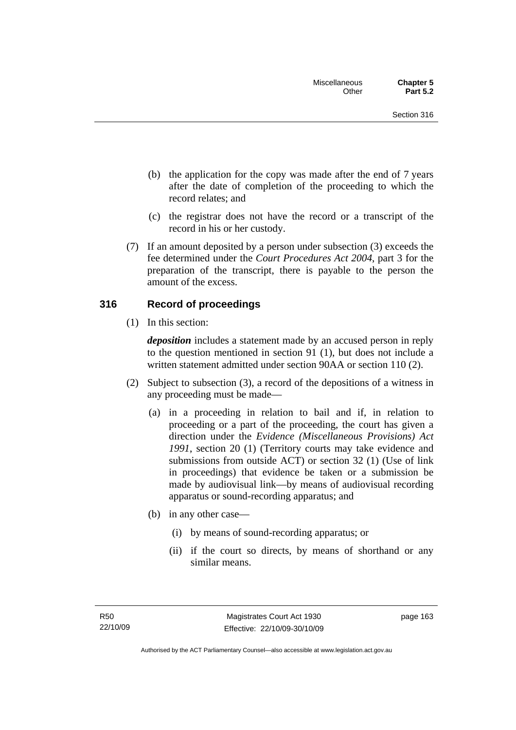(b) the application for the copy was made after the end of 7 years after the date of completion of the proceeding to which the record relates; and

(c) the registrar does not have the record or a transcript of the record in his or her custody.

(7) If an amount deposited by a person under subsection (3) exceeds the fee determined under the *Court Procedures Act 2004*, part 3 for the preparation of the transcript, there is payable to the person the amount of the excess.

## 316 Record of proceedings

(1) In this section:

***deposition*** includes a statement made by an accused person in reply to the question mentioned in section 91 (1), but does not include a written statement admitted under section 90AA or section 110 (2).

(2) Subject to subsection (3), a record of the depositions of a witness in any proceeding must be made—

(a) in a proceeding in relation to bail and if, in relation to proceeding or a part of the proceeding, the court has given a direction under the *Evidence (Miscellaneous Provisions) Act 1991*, section 20 (1) (Territory courts may take evidence and submissions from outside ACT) or section 32 (1) (Use of link in proceedings) that evidence be taken or a submission be made by audiovisual link—by means of audiovisual recording apparatus or sound-recording apparatus; and

(b) in any other case—

(i) by means of sound-recording apparatus; or

(ii) if the court so directs, by means of shorthand or any similar means.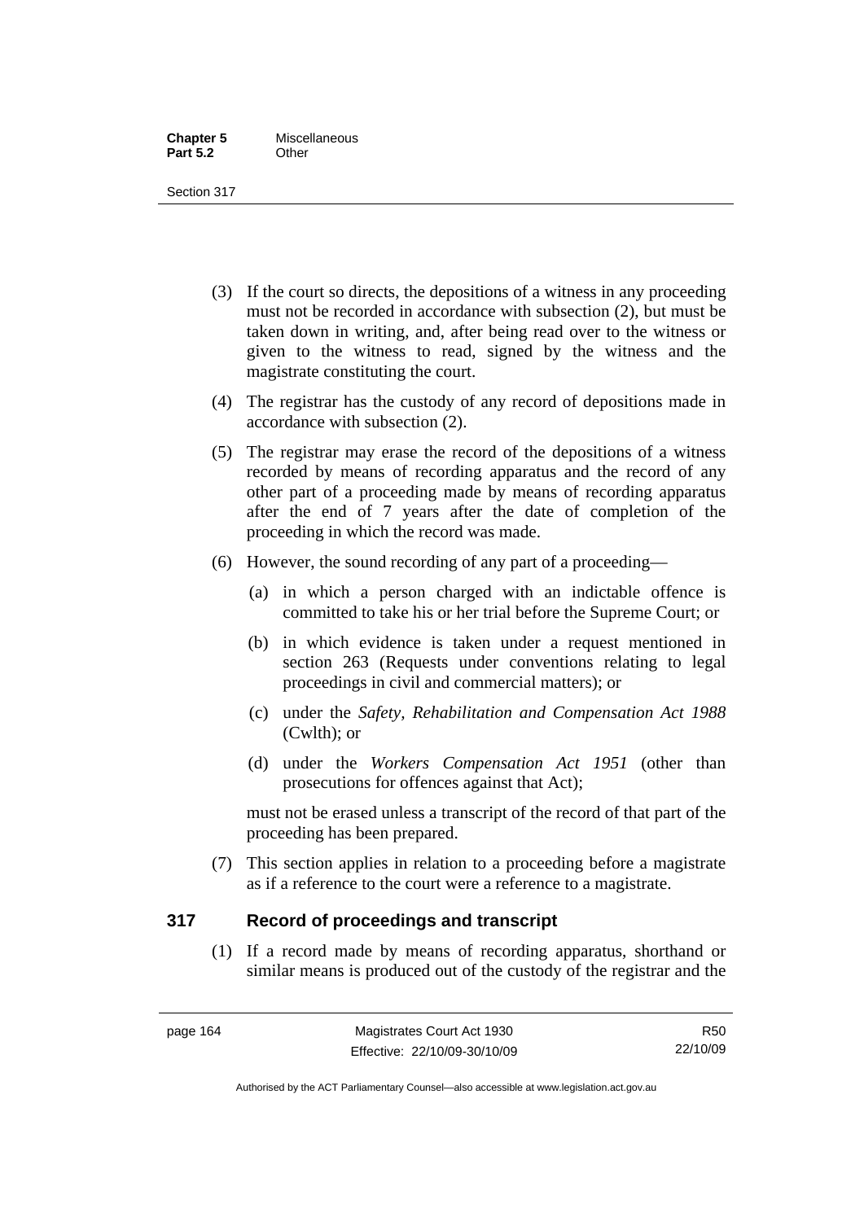(3) If the court so directs, the depositions of a witness in any proceeding must not be recorded in accordance with subsection (2), but must be taken down in writing, and, after being read over to the witness or given to the witness to read, signed by the witness and the magistrate constituting the court.

(4) The registrar has the custody of any record of depositions made in accordance with subsection (2).

(5) The registrar may erase the record of the depositions of a witness recorded by means of recording apparatus and the record of any other part of a proceeding made by means of recording apparatus after the end of 7 years after the date of completion of the proceeding in which the record was made.

(6) However, the sound recording of any part of a proceeding—

  (a) in which a person charged with an indictable offence is committed to take his or her trial before the Supreme Court; or

  (b) in which evidence is taken under a request mentioned in section 263 (Requests under conventions relating to legal proceedings in civil and commercial matters); or

  (c) under the *Safety, Rehabilitation and Compensation Act 1988* (Cwlth); or

  (d) under the *Workers Compensation Act 1951* (other than prosecutions for offences against that Act);

must not be erased unless a transcript of the record of that part of the proceeding has been prepared.

(7) This section applies in relation to a proceeding before a magistrate as if a reference to the court were a reference to a magistrate.

## 317 Record of proceedings and transcript

(1) If a record made by means of recording apparatus, shorthand or similar means is produced out of the custody of the registrar and the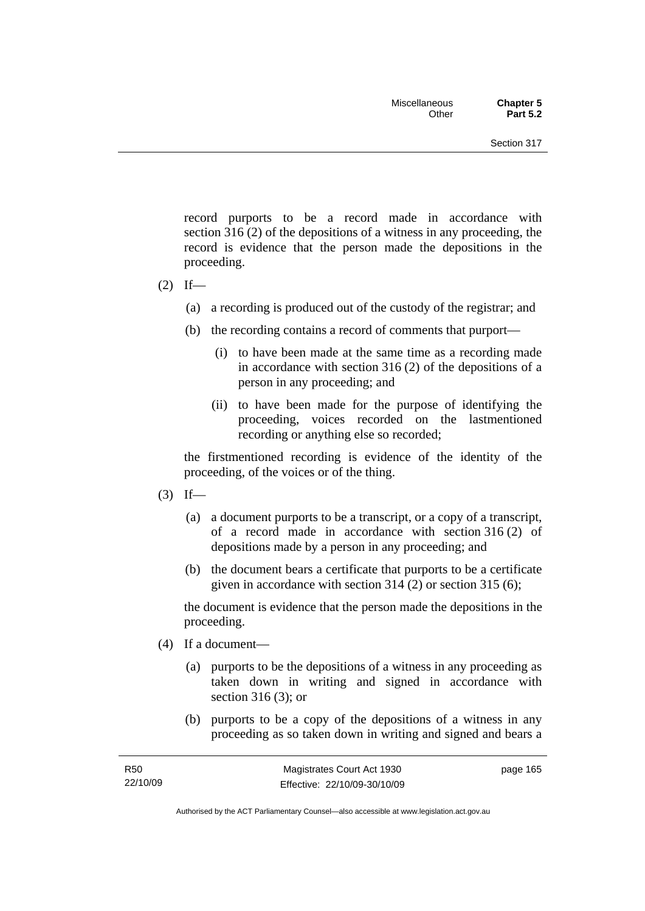record purports to be a record made in accordance with section 316 (2) of the depositions of a witness in any proceeding, the record is evidence that the person made the depositions in the proceeding.

(2) If—

(a) a recording is produced out of the custody of the registrar; and

(b) the recording contains a record of comments that purport—

(i) to have been made at the same time as a recording made in accordance with section 316 (2) of the depositions of a person in any proceeding; and

(ii) to have been made for the purpose of identifying the proceeding, voices recorded on the lastmentioned recording or anything else so recorded;

the firstmentioned recording is evidence of the identity of the proceeding, of the voices or of the thing.

(3) If—

(a) a document purports to be a transcript, or a copy of a transcript, of a record made in accordance with section 316 (2) of depositions made by a person in any proceeding; and

(b) the document bears a certificate that purports to be a certificate given in accordance with section 314 (2) or section 315 (6);

the document is evidence that the person made the depositions in the proceeding.

(4) If a document—

(a) purports to be the depositions of a witness in any proceeding as taken down in writing and signed in accordance with section 316 (3); or

(b) purports to be a copy of the depositions of a witness in any proceeding as so taken down in writing and signed and bears a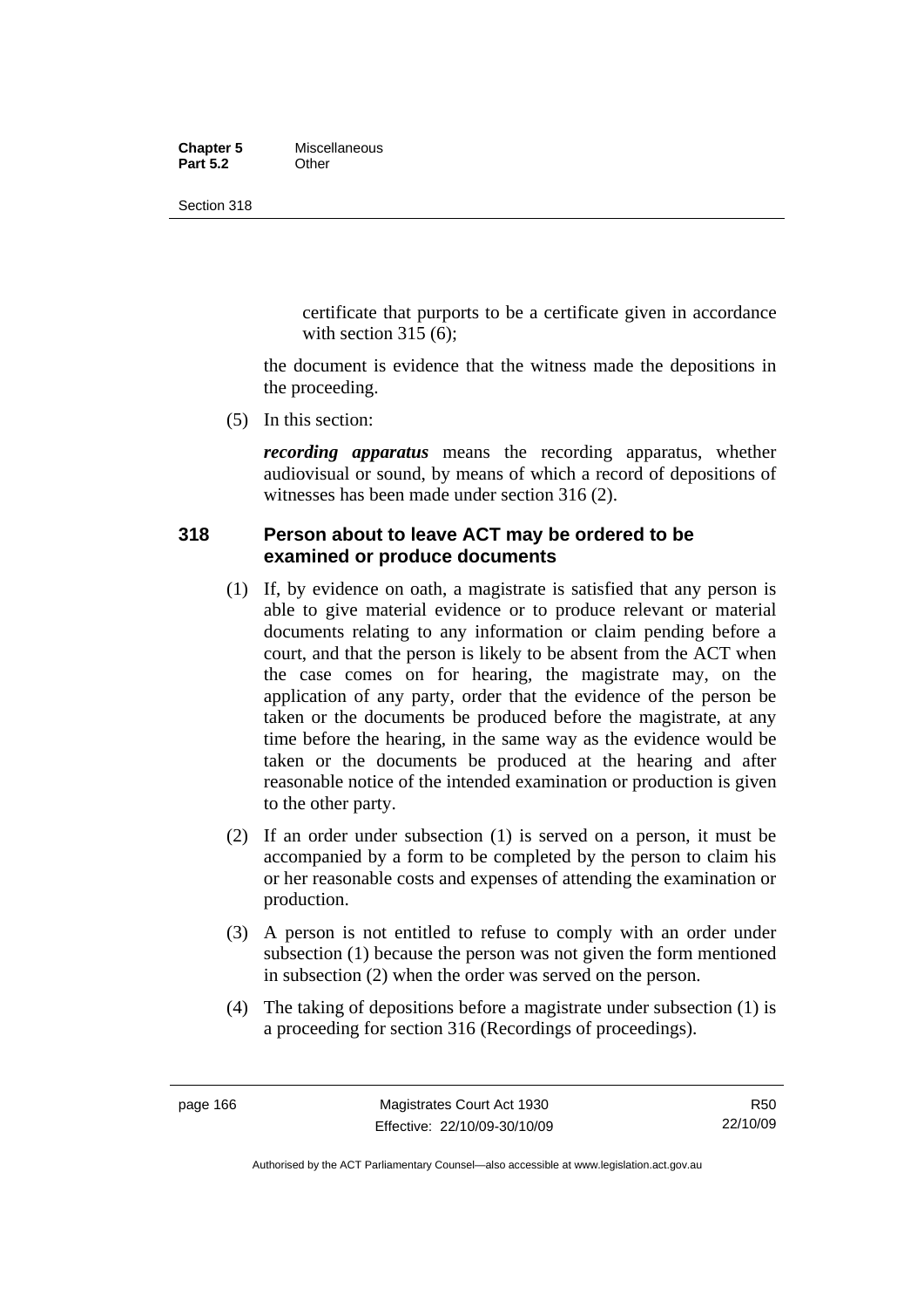certificate that purports to be a certificate given in accordance with section 315 (6);

the document is evidence that the witness made the depositions in the proceeding.

(5) In this section:

***recording apparatus*** means the recording apparatus, whether audiovisual or sound, by means of which a record of depositions of witnesses has been made under section 316 (2).

### 318 Person about to leave ACT may be ordered to be examined or produce documents

(1) If, by evidence on oath, a magistrate is satisfied that any person is able to give material evidence or to produce relevant or material documents relating to any information or claim pending before a court, and that the person is likely to be absent from the ACT when the case comes on for hearing, the magistrate may, on the application of any party, order that the evidence of the person be taken or the documents be produced before the magistrate, at any time before the hearing, in the same way as the evidence would be taken or the documents be produced at the hearing and after reasonable notice of the intended examination or production is given to the other party.

(2) If an order under subsection (1) is served on a person, it must be accompanied by a form to be completed by the person to claim his or her reasonable costs and expenses of attending the examination or production.

(3) A person is not entitled to refuse to comply with an order under subsection (1) because the person was not given the form mentioned in subsection (2) when the order was served on the person.

(4) The taking of depositions before a magistrate under subsection (1) is a proceeding for section 316 (Recordings of proceedings).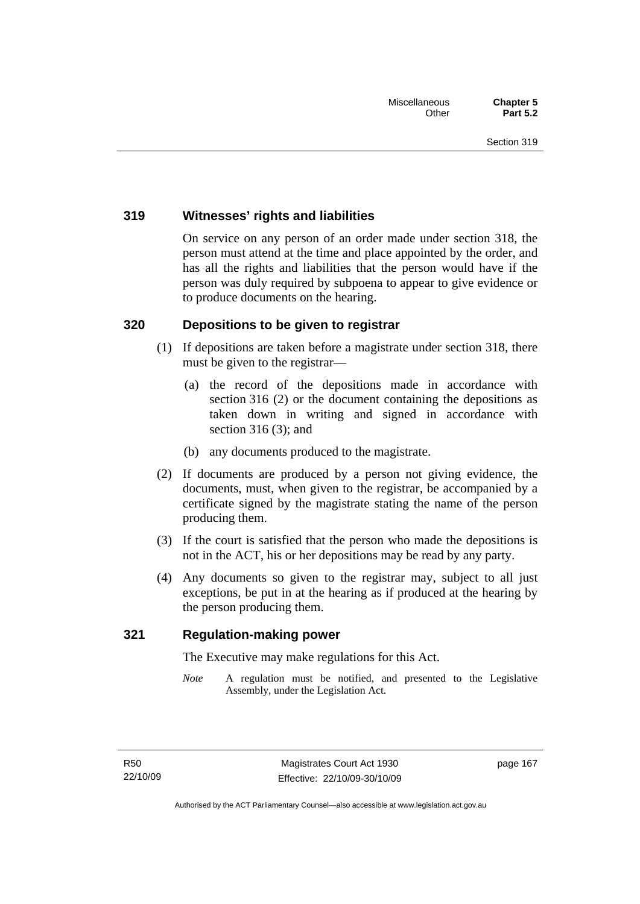### 319 Witnesses' rights and liabilities

On service on any person of an order made under section 318, the person must attend at the time and place appointed by the order, and has all the rights and liabilities that the person would have if the person was duly required by subpoena to appear to give evidence or to produce documents on the hearing.

### 320 Depositions to be given to registrar

(1) If depositions are taken before a magistrate under section 318, there must be given to the registrar—

(a) the record of the depositions made in accordance with section 316 (2) or the document containing the depositions as taken down in writing and signed in accordance with section 316 (3); and

(b) any documents produced to the magistrate.

(2) If documents are produced by a person not giving evidence, the documents, must, when given to the registrar, be accompanied by a certificate signed by the magistrate stating the name of the person producing them.

(3) If the court is satisfied that the person who made the depositions is not in the ACT, his or her depositions may be read by any party.

(4) Any documents so given to the registrar may, subject to all just exceptions, be put in at the hearing as if produced at the hearing by the person producing them.

### 321 Regulation-making power

The Executive may make regulations for this Act.

*Note* A regulation must be notified, and presented to the Legislative Assembly, under the Legislation Act.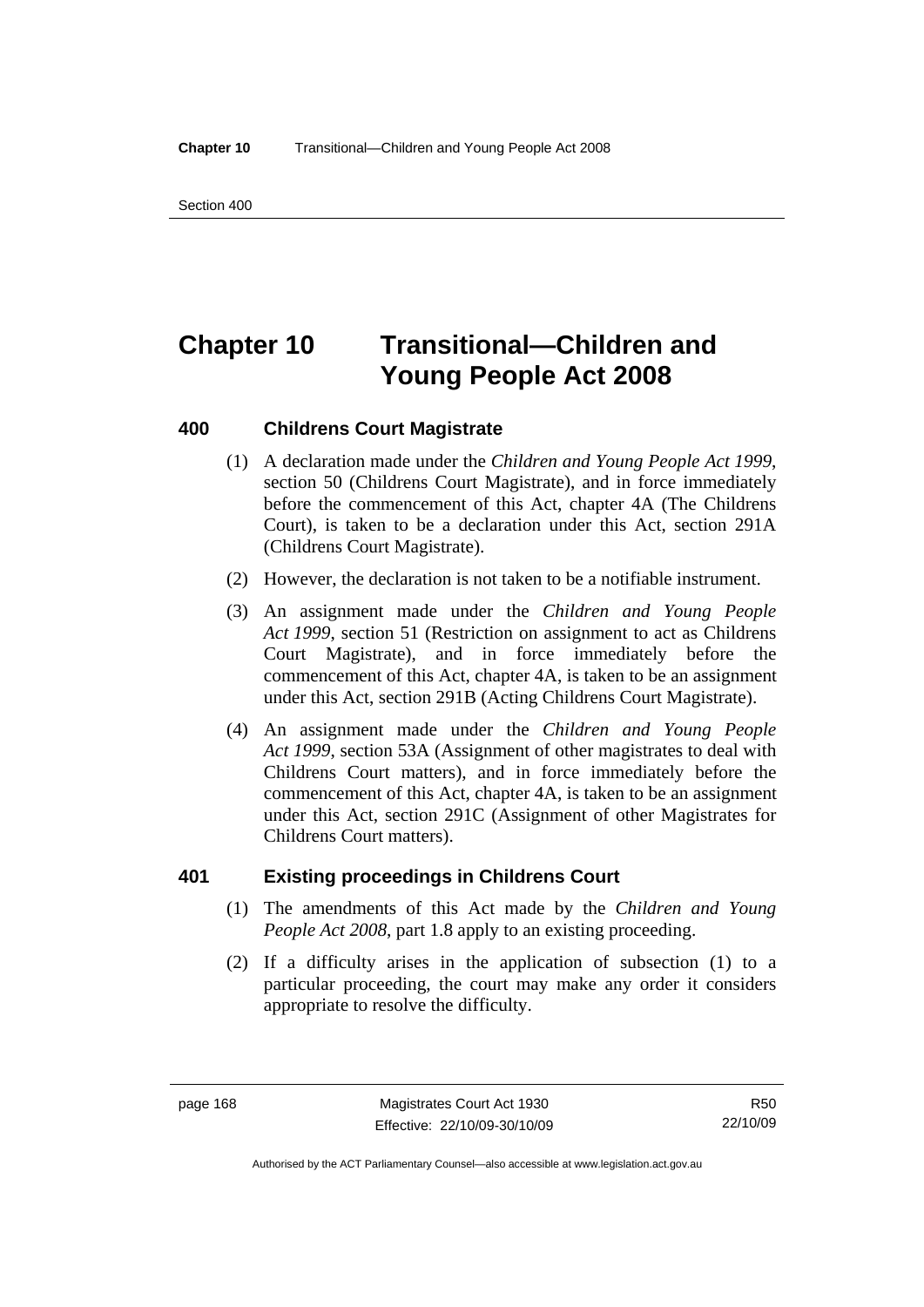# Chapter 10 Transitional—Children and Young People Act 2008

### 400 Childrens Court Magistrate

(1) A declaration made under the *Children and Young People Act 1999*, section 50 (Childrens Court Magistrate), and in force immediately before the commencement of this Act, chapter 4A (The Childrens Court), is taken to be a declaration under this Act, section 291A (Childrens Court Magistrate).

(2) However, the declaration is not taken to be a notifiable instrument.

(3) An assignment made under the *Children and Young People Act 1999*, section 51 (Restriction on assignment to act as Childrens Court Magistrate), and in force immediately before the commencement of this Act, chapter 4A, is taken to be an assignment under this Act, section 291B (Acting Childrens Court Magistrate).

(4) An assignment made under the *Children and Young People Act 1999*, section 53A (Assignment of other magistrates to deal with Childrens Court matters), and in force immediately before the commencement of this Act, chapter 4A, is taken to be an assignment under this Act, section 291C (Assignment of other Magistrates for Childrens Court matters).

### 401 Existing proceedings in Childrens Court

(1) The amendments of this Act made by the *Children and Young People Act 2008*, part 1.8 apply to an existing proceeding.

(2) If a difficulty arises in the application of subsection (1) to a particular proceeding, the court may make any order it considers appropriate to resolve the difficulty.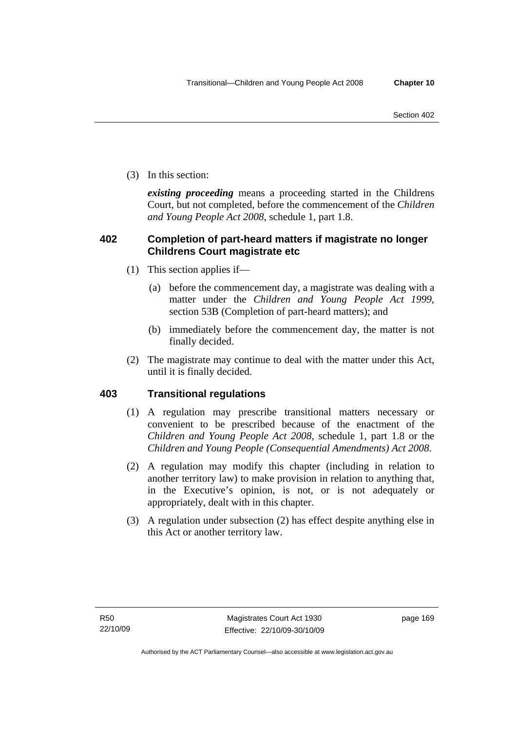(3) In this section:

***existing proceeding*** means a proceeding started in the Childrens Court, but not completed, before the commencement of the *Children and Young People Act 2008*, schedule 1, part 1.8.

## 402 Completion of part-heard matters if magistrate no longer Childrens Court magistrate etc

(1) This section applies if—

(a) before the commencement day, a magistrate was dealing with a matter under the *Children and Young People Act 1999*, section 53B (Completion of part-heard matters); and

(b) immediately before the commencement day, the matter is not finally decided.

(2) The magistrate may continue to deal with the matter under this Act, until it is finally decided.

## 403 Transitional regulations

(1) A regulation may prescribe transitional matters necessary or convenient to be prescribed because of the enactment of the *Children and Young People Act 2008*, schedule 1, part 1.8 or the *Children and Young People (Consequential Amendments) Act 2008*.

(2) A regulation may modify this chapter (including in relation to another territory law) to make provision in relation to anything that, in the Executive's opinion, is not, or is not adequately or appropriately, dealt with in this chapter.

(3) A regulation under subsection (2) has effect despite anything else in this Act or another territory law.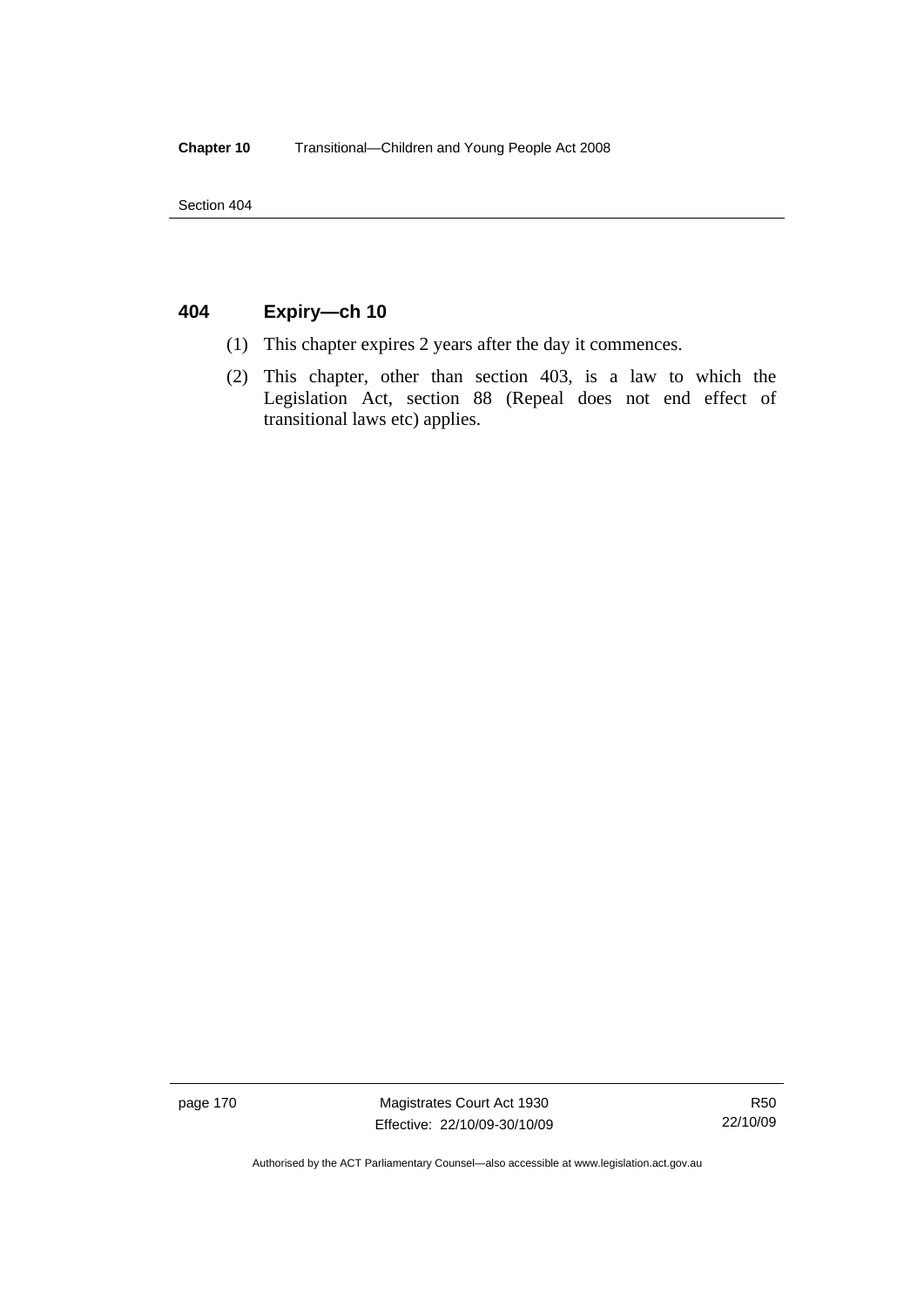## 404 Expiry—ch 10

(1) This chapter expires 2 years after the day it commences.

(2) This chapter, other than section 403, is a law to which the Legislation Act, section 88 (Repeal does not end effect of transitional laws etc) applies.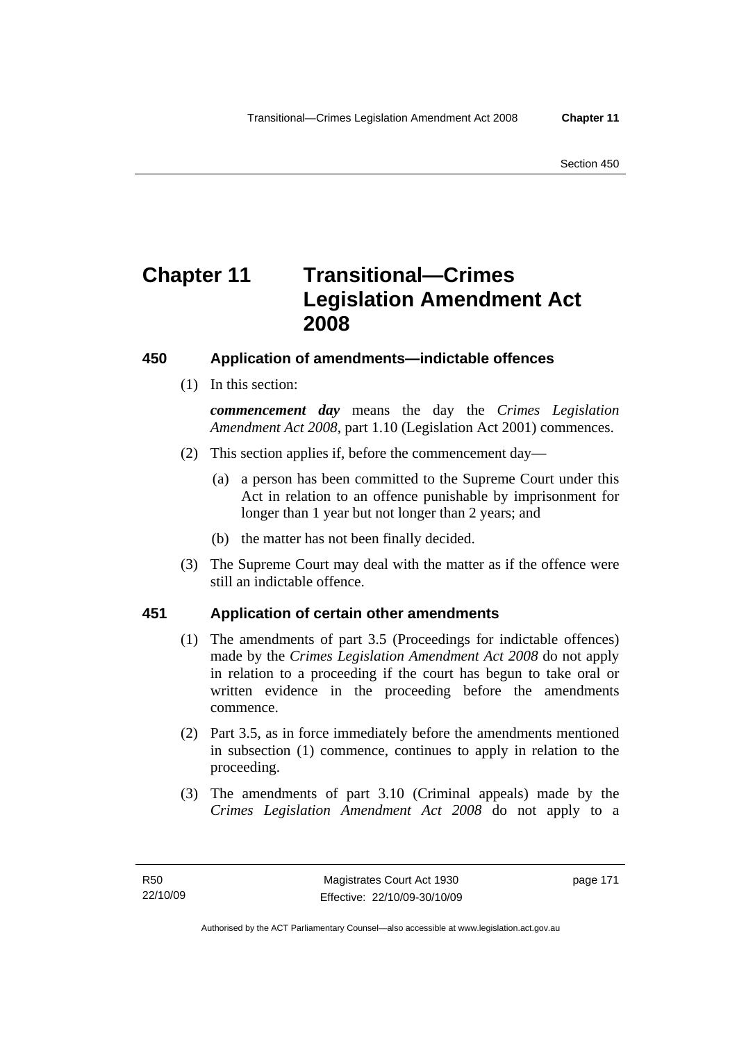# Chapter 11 Transitional—Crimes Legislation Amendment Act 2008

### 450 Application of amendments—indictable offences

(1) In this section:

***commencement day*** means the day the *Crimes Legislation Amendment Act 2008*, part 1.10 (Legislation Act 2001) commences.

(2) This section applies if, before the commencement day—

(a) a person has been committed to the Supreme Court under this Act in relation to an offence punishable by imprisonment for longer than 1 year but not longer than 2 years; and

(b) the matter has not been finally decided.

(3) The Supreme Court may deal with the matter as if the offence were still an indictable offence.

### 451 Application of certain other amendments

(1) The amendments of part 3.5 (Proceedings for indictable offences) made by the *Crimes Legislation Amendment Act 2008* do not apply in relation to a proceeding if the court has begun to take oral or written evidence in the proceeding before the amendments commence.

(2) Part 3.5, as in force immediately before the amendments mentioned in subsection (1) commence, continues to apply in relation to the proceeding.

(3) The amendments of part 3.10 (Criminal appeals) made by the *Crimes Legislation Amendment Act 2008* do not apply to a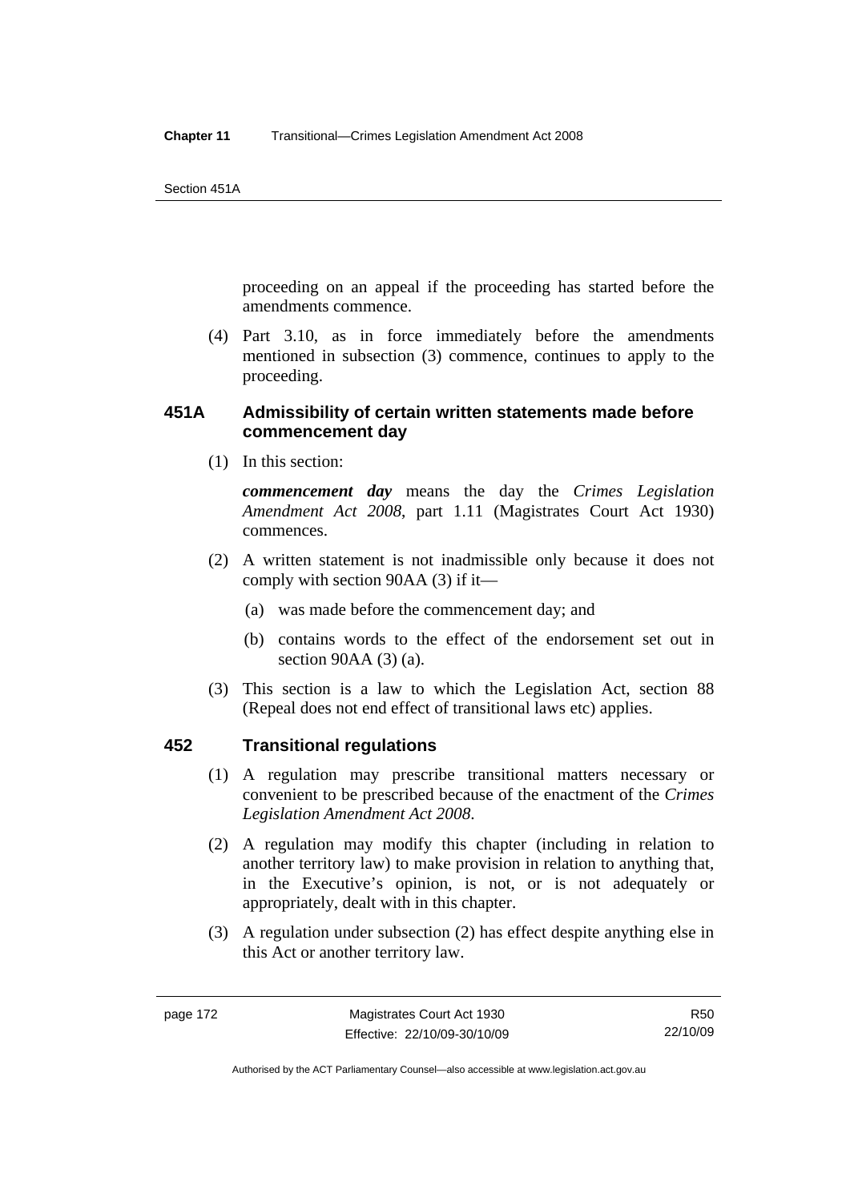proceeding on an appeal if the proceeding has started before the amendments commence.

(4) Part 3.10, as in force immediately before the amendments mentioned in subsection (3) commence, continues to apply to the proceeding.

### 451A Admissibility of certain written statements made before commencement day

(1) In this section:

***commencement day*** means the day the *Crimes Legislation Amendment Act 2008*, part 1.11 (Magistrates Court Act 1930) commences.

(2) A written statement is not inadmissible only because it does not comply with section 90AA (3) if it—

(a) was made before the commencement day; and

(b) contains words to the effect of the endorsement set out in section 90AA (3) (a).

(3) This section is a law to which the Legislation Act, section 88 (Repeal does not end effect of transitional laws etc) applies.

### 452 Transitional regulations

(1) A regulation may prescribe transitional matters necessary or convenient to be prescribed because of the enactment of the *Crimes Legislation Amendment Act 2008*.

(2) A regulation may modify this chapter (including in relation to another territory law) to make provision in relation to anything that, in the Executive's opinion, is not, or is not adequately or appropriately, dealt with in this chapter.

(3) A regulation under subsection (2) has effect despite anything else in this Act or another territory law.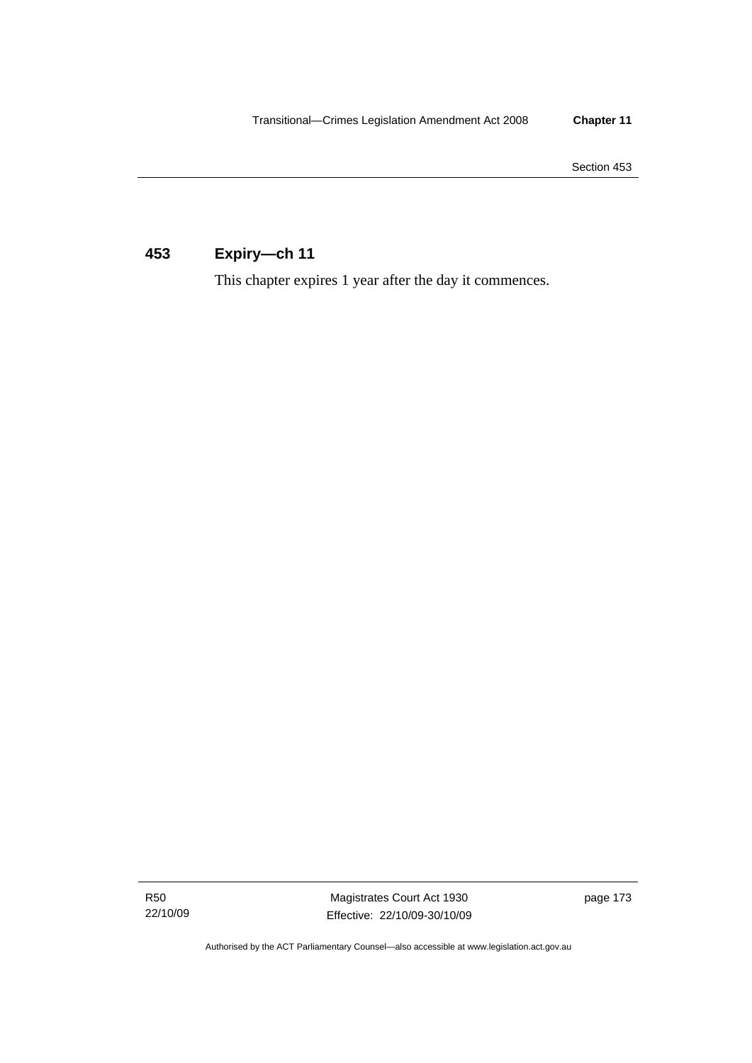## 453 Expiry—ch 11

This chapter expires 1 year after the day it commences.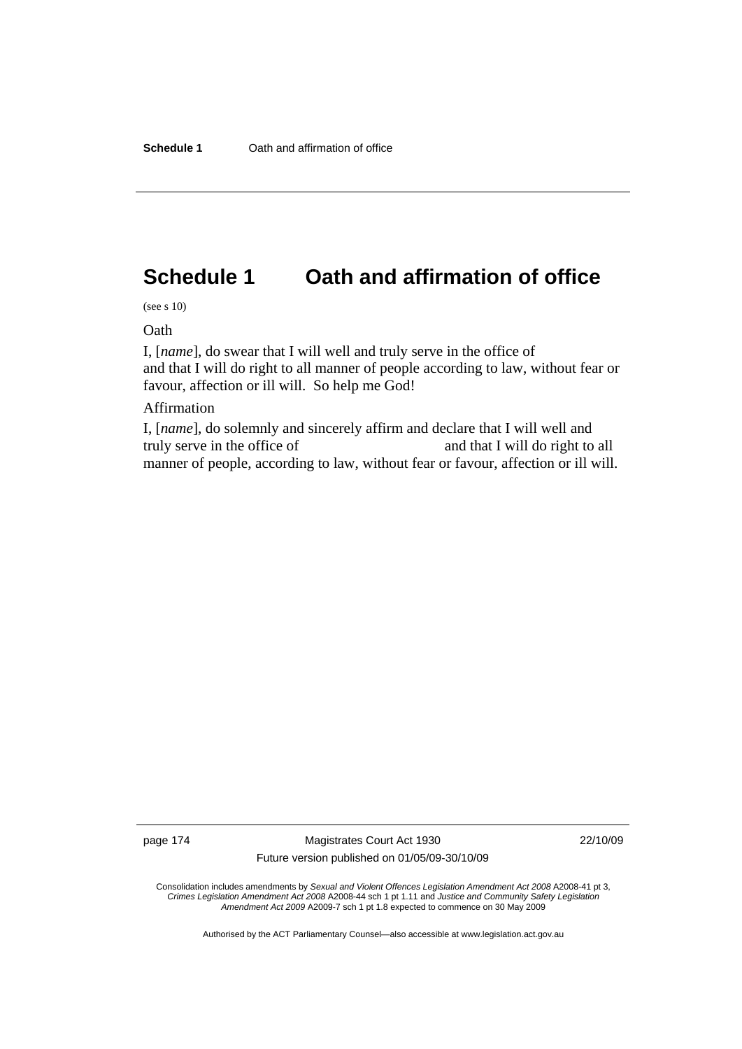# Schedule 1 Oath and affirmation of office

(see s 10)

Oath

I, [*name*], do swear that I will well and truly serve in the office of
and that I will do right to all manner of people according to law, without fear or favour, affection or ill will. So help me God!

Affirmation

I, [*name*], do solemnly and sincerely affirm and declare that I will well and truly serve in the office of and that I will do right to all manner of people, according to law, without fear or favour, affection or ill will.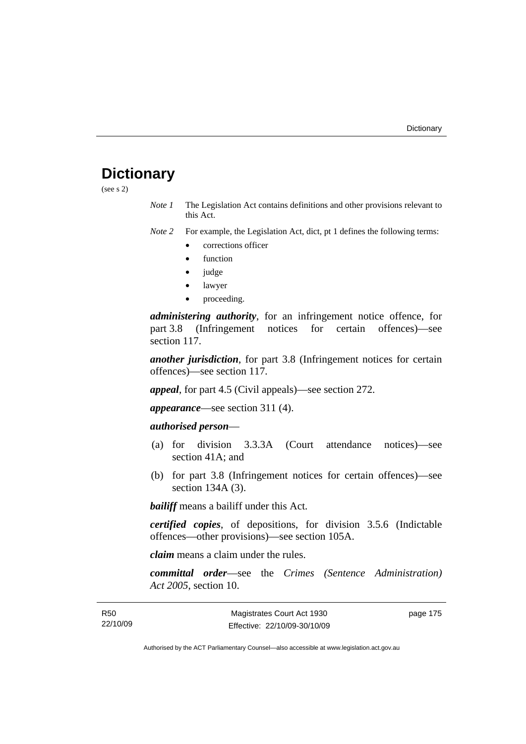# Dictionary

(see s 2)

*Note 1* The Legislation Act contains definitions and other provisions relevant to this Act.

*Note 2* For example, the Legislation Act, dict, pt 1 defines the following terms:

- corrections officer
- function
- judge
- lawyer
- proceeding.

***administering authority***, for an infringement notice offence, for part 3.8 (Infringement notices for certain offences)—see section 117.

***another jurisdiction***, for part 3.8 (Infringement notices for certain offences)—see section 117.

***appeal***, for part 4.5 (Civil appeals)—see section 272.

***appearance***—see section 311 (4).

***authorised person***—

(a) for division 3.3.3A (Court attendance notices)—see section 41A; and

(b) for part 3.8 (Infringement notices for certain offences)—see section 134A (3).

***bailiff*** means a bailiff under this Act.

***certified copies***, of depositions, for division 3.5.6 (Indictable offences—other provisions)—see section 105A.

***claim*** means a claim under the rules.

***committal order***—see the *Crimes (Sentence Administration) Act 2005*, section 10.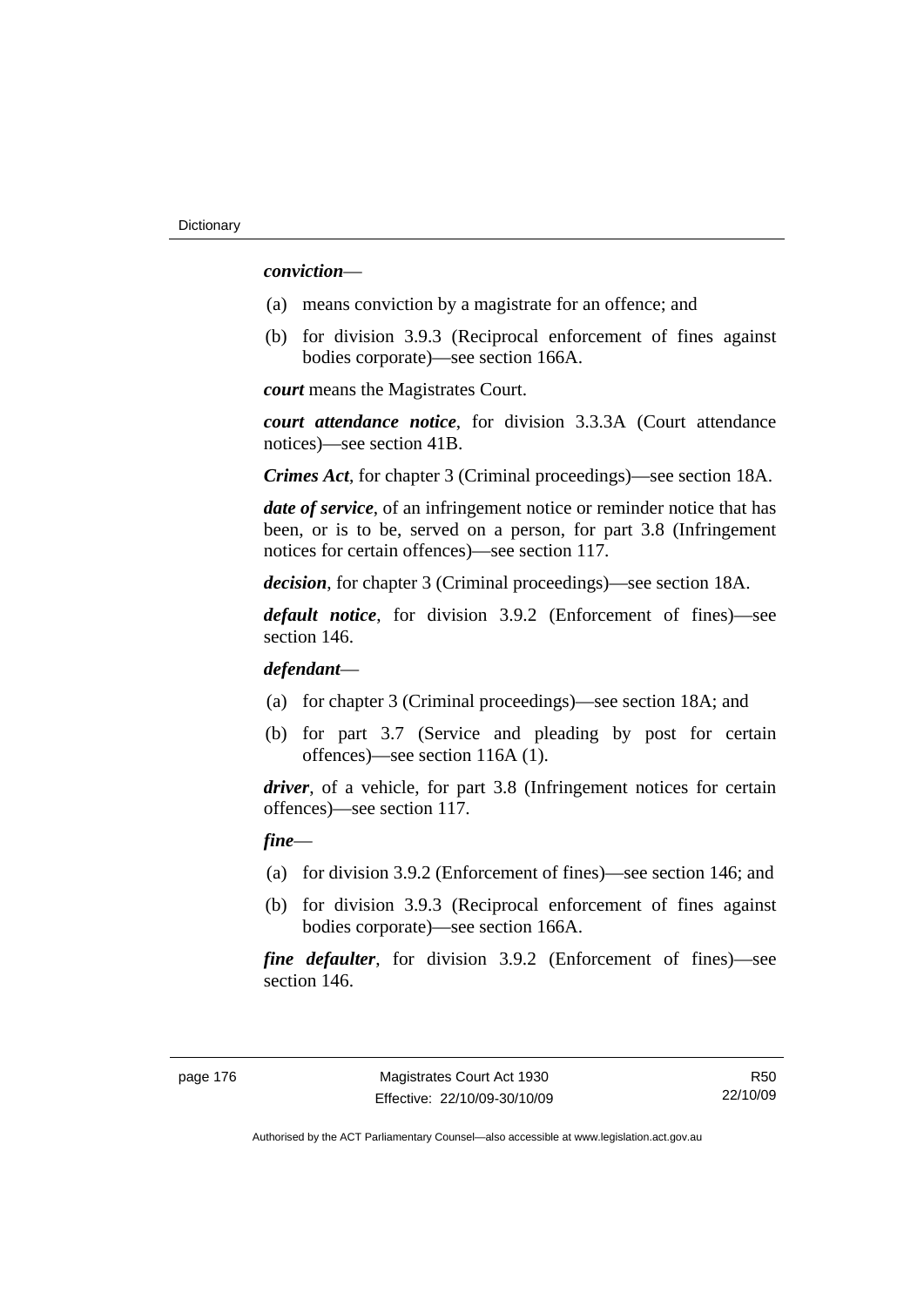***conviction***—

(a) means conviction by a magistrate for an offence; and

(b) for division 3.9.3 (Reciprocal enforcement of fines against bodies corporate)—see section 166A.

***court*** means the Magistrates Court.

***court attendance notice***, for division 3.3.3A (Court attendance notices)—see section 41B.

***Crimes Act***, for chapter 3 (Criminal proceedings)—see section 18A.

***date of service***, of an infringement notice or reminder notice that has been, or is to be, served on a person, for part 3.8 (Infringement notices for certain offences)—see section 117.

***decision***, for chapter 3 (Criminal proceedings)—see section 18A.

***default notice***, for division 3.9.2 (Enforcement of fines)—see section 146.

***defendant***—

(a) for chapter 3 (Criminal proceedings)—see section 18A; and

(b) for part 3.7 (Service and pleading by post for certain offences)—see section 116A (1).

***driver***, of a vehicle, for part 3.8 (Infringement notices for certain offences)—see section 117.

***fine***—

(a) for division 3.9.2 (Enforcement of fines)—see section 146; and

(b) for division 3.9.3 (Reciprocal enforcement of fines against bodies corporate)—see section 166A.

***fine defaulter***, for division 3.9.2 (Enforcement of fines)—see section 146.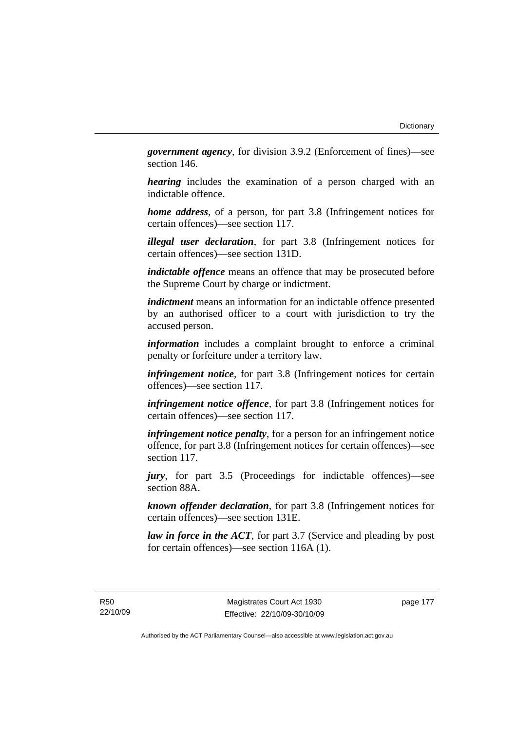***government agency***, for division 3.9.2 (Enforcement of fines)—see section 146.

***hearing*** includes the examination of a person charged with an indictable offence.

***home address***, of a person, for part 3.8 (Infringement notices for certain offences)—see section 117.

***illegal user declaration***, for part 3.8 (Infringement notices for certain offences)—see section 131D.

***indictable offence*** means an offence that may be prosecuted before the Supreme Court by charge or indictment.

***indictment*** means an information for an indictable offence presented by an authorised officer to a court with jurisdiction to try the accused person.

***information*** includes a complaint brought to enforce a criminal penalty or forfeiture under a territory law.

***infringement notice***, for part 3.8 (Infringement notices for certain offences)—see section 117.

***infringement notice offence***, for part 3.8 (Infringement notices for certain offences)—see section 117.

***infringement notice penalty***, for a person for an infringement notice offence, for part 3.8 (Infringement notices for certain offences)—see section 117.

***jury***, for part 3.5 (Proceedings for indictable offences)—see section 88A.

***known offender declaration***, for part 3.8 (Infringement notices for certain offences)—see section 131E.

***law in force in the ACT***, for part 3.7 (Service and pleading by post for certain offences)—see section 116A (1).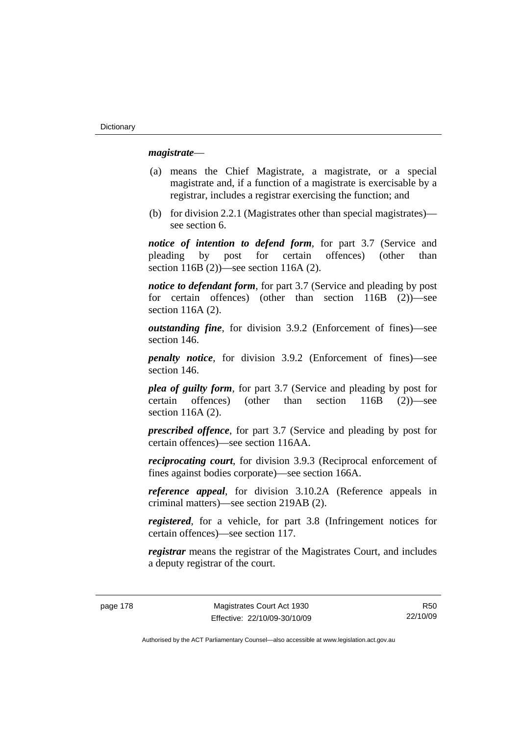***magistrate***—

(a) means the Chief Magistrate, a magistrate, or a special magistrate and, if a function of a magistrate is exercisable by a registrar, includes a registrar exercising the function; and

(b) for division 2.2.1 (Magistrates other than special magistrates)—see section 6.

***notice of intention to defend form***, for part 3.7 (Service and pleading by post for certain offences) (other than section 116B (2))—see section 116A (2).

***notice to defendant form***, for part 3.7 (Service and pleading by post for certain offences) (other than section 116B (2))—see section 116A (2).

***outstanding fine***, for division 3.9.2 (Enforcement of fines)—see section 146.

***penalty notice***, for division 3.9.2 (Enforcement of fines)—see section 146.

***plea of guilty form***, for part 3.7 (Service and pleading by post for certain offences) (other than section 116B (2))—see section 116A (2).

***prescribed offence***, for part 3.7 (Service and pleading by post for certain offences)—see section 116AA.

***reciprocating court***, for division 3.9.3 (Reciprocal enforcement of fines against bodies corporate)—see section 166A.

***reference appeal***, for division 3.10.2A (Reference appeals in criminal matters)—see section 219AB (2).

***registered***, for a vehicle, for part 3.8 (Infringement notices for certain offences)—see section 117.

***registrar*** means the registrar of the Magistrates Court, and includes a deputy registrar of the court.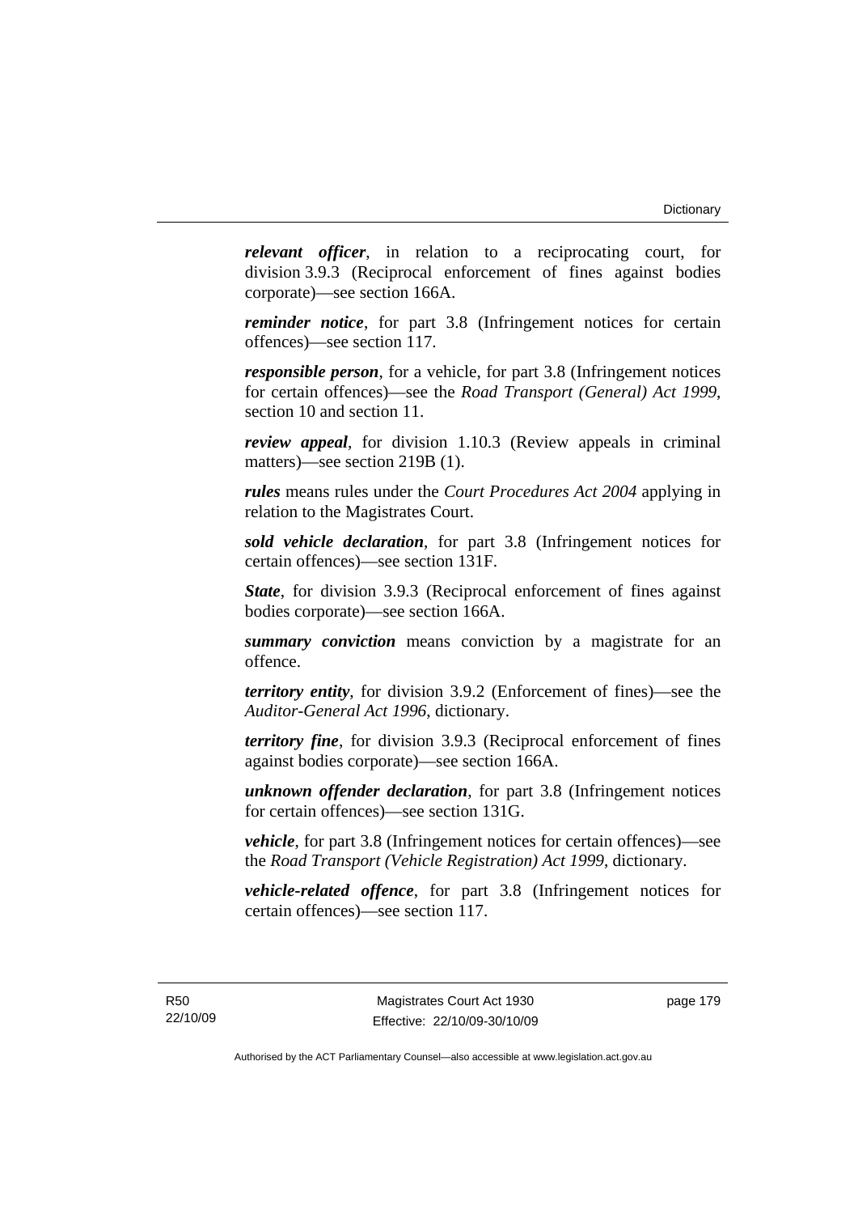***relevant officer***, in relation to a reciprocating court, for division 3.9.3 (Reciprocal enforcement of fines against bodies corporate)—see section 166A.

***reminder notice***, for part 3.8 (Infringement notices for certain offences)—see section 117.

***responsible person***, for a vehicle, for part 3.8 (Infringement notices for certain offences)—see the *Road Transport (General) Act 1999*, section 10 and section 11.

***review appeal***, for division 1.10.3 (Review appeals in criminal matters)—see section 219B (1).

***rules*** means rules under the *Court Procedures Act 2004* applying in relation to the Magistrates Court.

***sold vehicle declaration***, for part 3.8 (Infringement notices for certain offences)—see section 131F.

***State***, for division 3.9.3 (Reciprocal enforcement of fines against bodies corporate)—see section 166A.

***summary conviction*** means conviction by a magistrate for an offence.

***territory entity***, for division 3.9.2 (Enforcement of fines)—see the *Auditor-General Act 1996*, dictionary.

***territory fine***, for division 3.9.3 (Reciprocal enforcement of fines against bodies corporate)—see section 166A.

***unknown offender declaration***, for part 3.8 (Infringement notices for certain offences)—see section 131G.

***vehicle***, for part 3.8 (Infringement notices for certain offences)—see the *Road Transport (Vehicle Registration) Act 1999*, dictionary.

***vehicle-related offence***, for part 3.8 (Infringement notices for certain offences)—see section 117.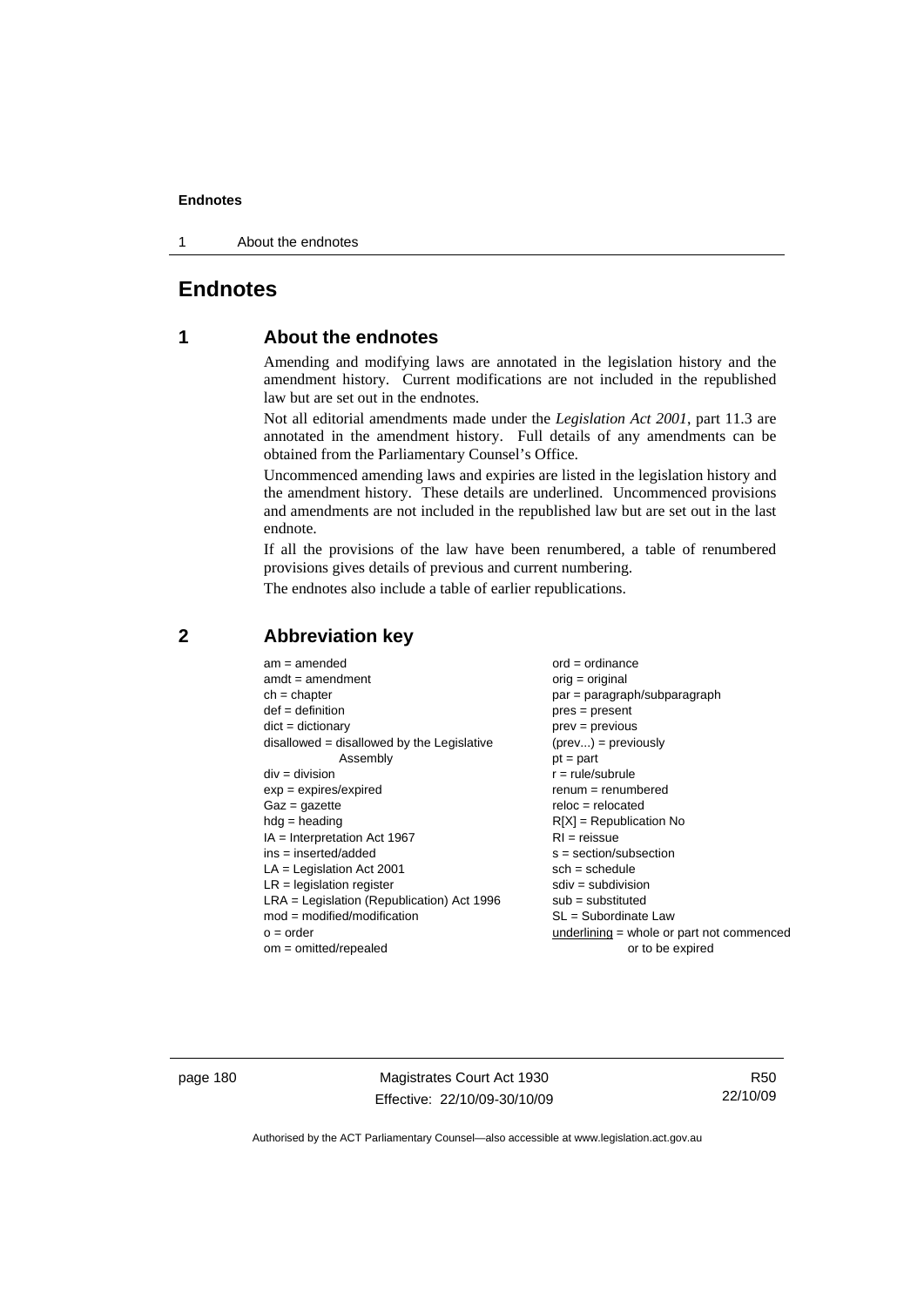# Endnotes

## 1 About the endnotes

Amending and modifying laws are annotated in the legislation history and the amendment history. Current modifications are not included in the republished law but are set out in the endnotes.

Not all editorial amendments made under the *Legislation Act 2001*, part 11.3 are annotated in the amendment history. Full details of any amendments can be obtained from the Parliamentary Counsel's Office.

Uncommenced amending laws and expiries are listed in the legislation history and the amendment history. These details are underlined. Uncommenced provisions and amendments are not included in the republished law but are set out in the last endnote.

If all the provisions of the law have been renumbered, a table of renumbered provisions gives details of previous and current numbering.

The endnotes also include a table of earlier republications.

## 2 Abbreviation key

am = amended
amdt = amendment
ch = chapter
def = definition
dict = dictionary
disallowed = disallowed by the Legislative Assembly
div = division
exp = expires/expired
Gaz = gazette
hdg = heading
IA = Interpretation Act 1967
ins = inserted/added
LA = Legislation Act 2001
LR = legislation register
LRA = Legislation (Republication) Act 1996
mod = modified/modification
o = order
om = omitted/repealed
ord = ordinance
orig = original
par = paragraph/subparagraph
pres = present
prev = previous
(prev...) = previously
pt = part
r = rule/subrule
renum = renumbered
reloc = relocated
R[X] = Republication No
RI = reissue
s = section/subsection
sch = schedule
sdiv = subdivision
sub = substituted
SL = Subordinate Law
underlining = whole or part not commenced or to be expired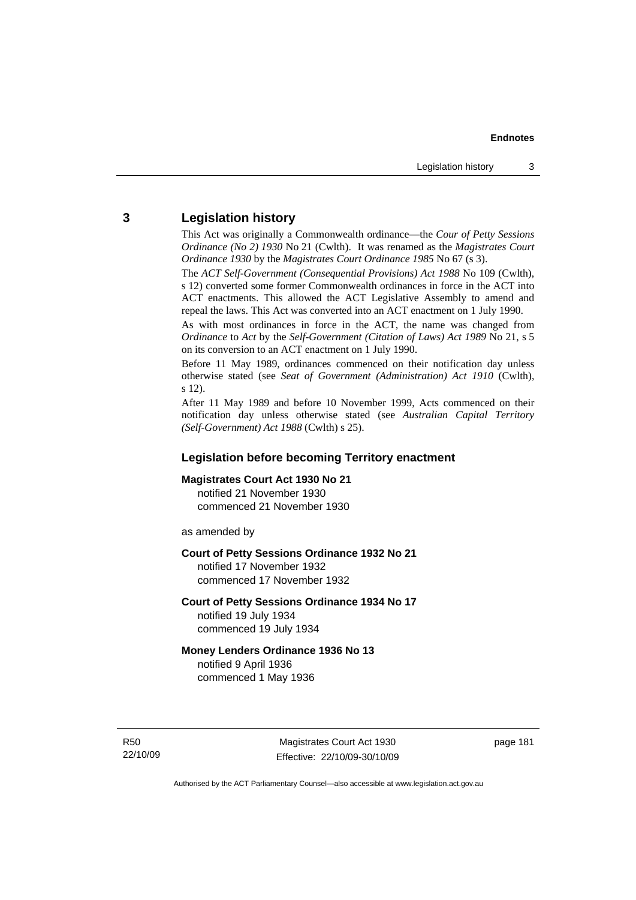## 3 Legislation history

This Act was originally a Commonwealth ordinance—the *Cour of Petty Sessions Ordinance (No 2) 1930* No 21 (Cwlth). It was renamed as the *Magistrates Court Ordinance 1930* by the *Magistrates Court Ordinance 1985* No 67 (s 3).

The *ACT Self-Government (Consequential Provisions) Act 1988* No 109 (Cwlth), s 12) converted some former Commonwealth ordinances in force in the ACT into ACT enactments. This allowed the ACT Legislative Assembly to amend and repeal the laws. This Act was converted into an ACT enactment on 1 July 1990.

As with most ordinances in force in the ACT, the name was changed from *Ordinance* to *Act* by the *Self-Government (Citation of Laws) Act 1989* No 21, s 5 on its conversion to an ACT enactment on 1 July 1990.

Before 11 May 1989, ordinances commenced on their notification day unless otherwise stated (see *Seat of Government (Administration) Act 1910* (Cwlth), s 12).

After 11 May 1989 and before 10 November 1999, Acts commenced on their notification day unless otherwise stated (see *Australian Capital Territory (Self-Government) Act 1988* (Cwlth) s 25).

### Legislation before becoming Territory enactment

**Magistrates Court Act 1930 No 21**
notified 21 November 1930
commenced 21 November 1930

as amended by

**Court of Petty Sessions Ordinance 1932 No 21**
notified 17 November 1932
commenced 17 November 1932

**Court of Petty Sessions Ordinance 1934 No 17**
notified 19 July 1934
commenced 19 July 1934

**Money Lenders Ordinance 1936 No 13**
notified 9 April 1936
commenced 1 May 1936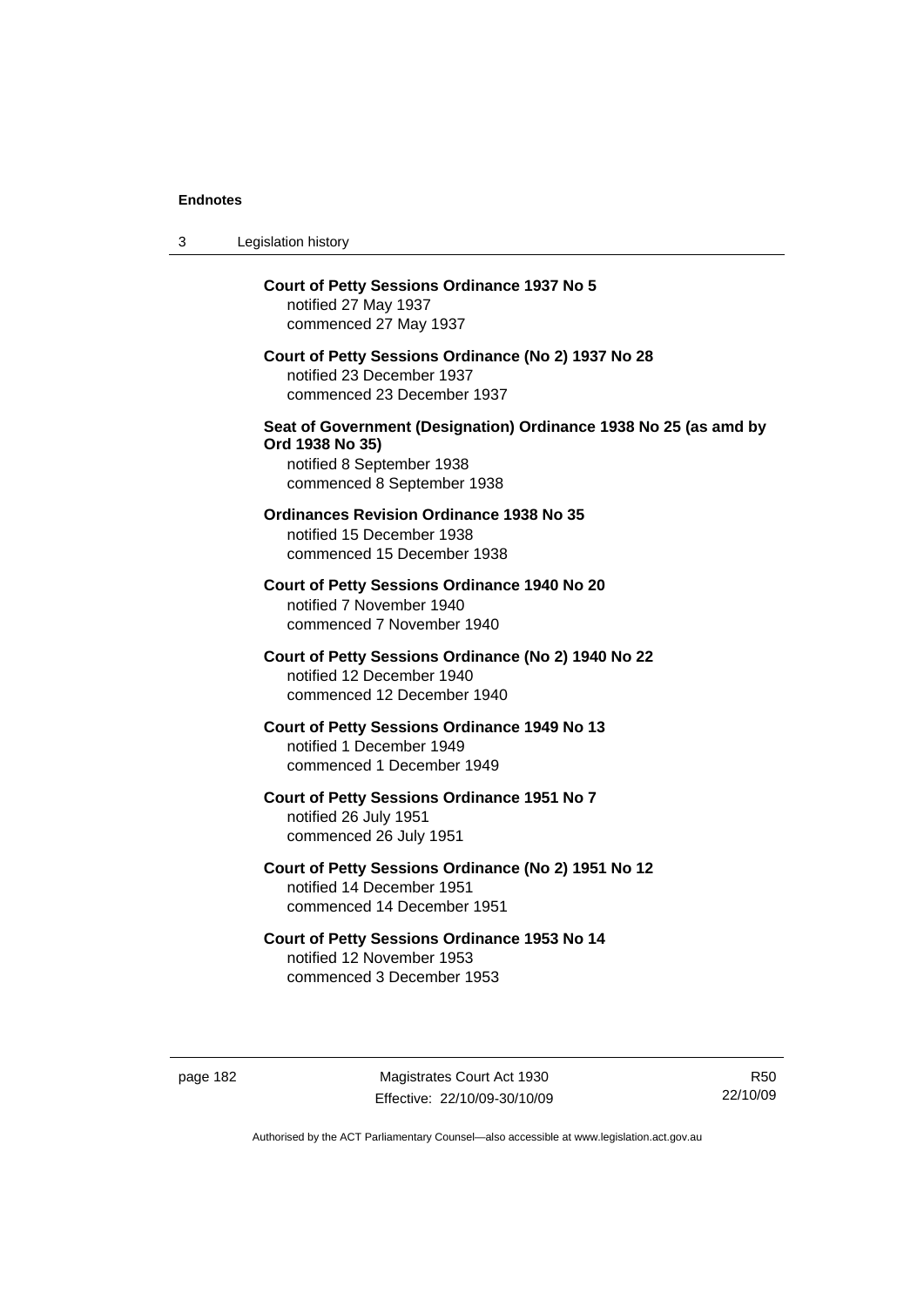**Court of Petty Sessions Ordinance 1937 No 5**
notified 27 May 1937
commenced 27 May 1937

**Court of Petty Sessions Ordinance (No 2) 1937 No 28**
notified 23 December 1937
commenced 23 December 1937

**Seat of Government (Designation) Ordinance 1938 No 25 (as amd by Ord 1938 No 35)**
notified 8 September 1938
commenced 8 September 1938

**Ordinances Revision Ordinance 1938 No 35**
notified 15 December 1938
commenced 15 December 1938

**Court of Petty Sessions Ordinance 1940 No 20**
notified 7 November 1940
commenced 7 November 1940

**Court of Petty Sessions Ordinance (No 2) 1940 No 22**
notified 12 December 1940
commenced 12 December 1940

**Court of Petty Sessions Ordinance 1949 No 13**
notified 1 December 1949
commenced 1 December 1949

**Court of Petty Sessions Ordinance 1951 No 7**
notified 26 July 1951
commenced 26 July 1951

**Court of Petty Sessions Ordinance (No 2) 1951 No 12**
notified 14 December 1951
commenced 14 December 1951

**Court of Petty Sessions Ordinance 1953 No 14**
notified 12 November 1953
commenced 3 December 1953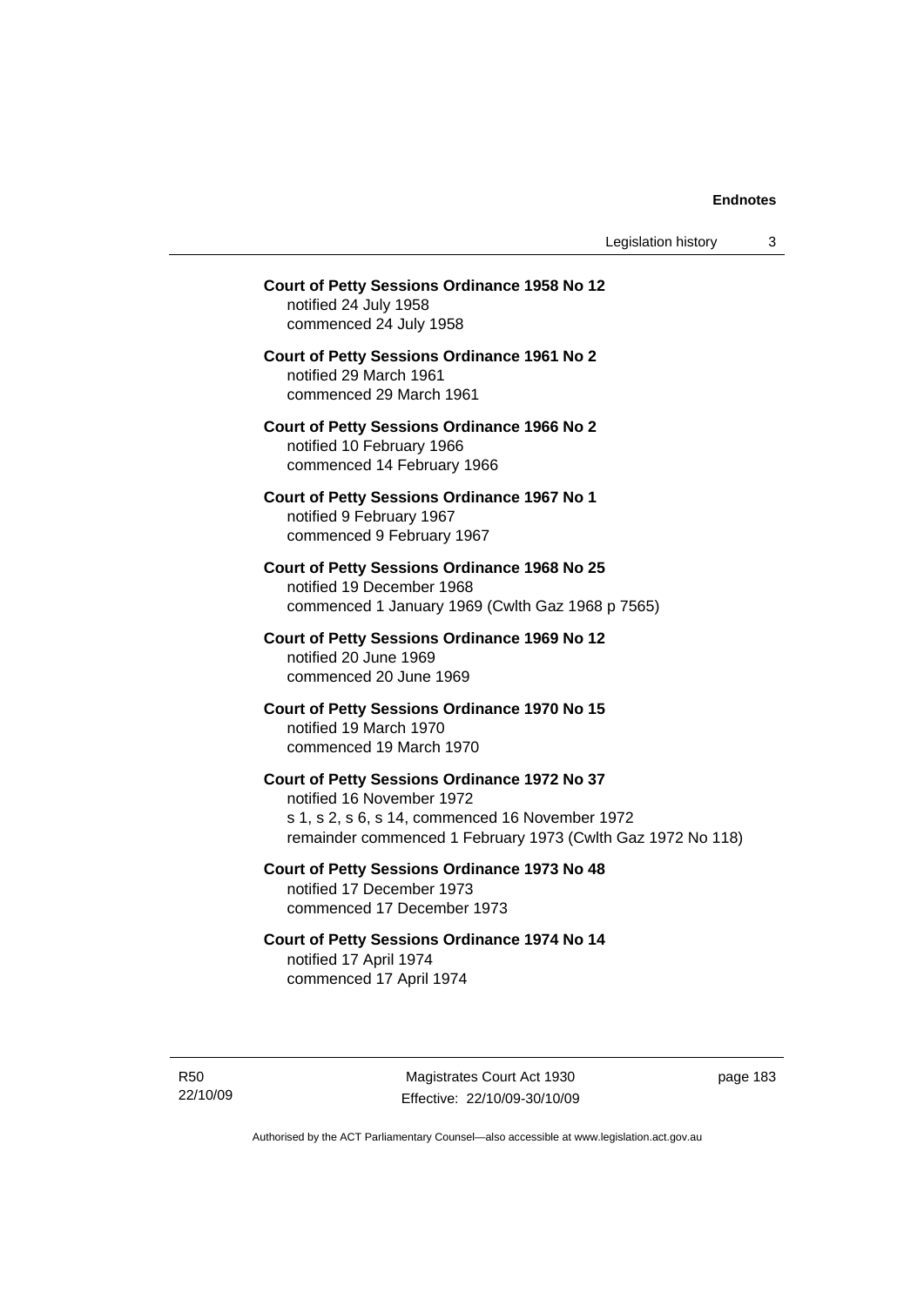**Court of Petty Sessions Ordinance 1958 No 12**
notified 24 July 1958
commenced 24 July 1958

**Court of Petty Sessions Ordinance 1961 No 2**
notified 29 March 1961
commenced 29 March 1961

**Court of Petty Sessions Ordinance 1966 No 2**
notified 10 February 1966
commenced 14 February 1966

**Court of Petty Sessions Ordinance 1967 No 1**
notified 9 February 1967
commenced 9 February 1967

**Court of Petty Sessions Ordinance 1968 No 25**
notified 19 December 1968
commenced 1 January 1969 (Cwlth Gaz 1968 p 7565)

**Court of Petty Sessions Ordinance 1969 No 12**
notified 20 June 1969
commenced 20 June 1969

**Court of Petty Sessions Ordinance 1970 No 15**
notified 19 March 1970
commenced 19 March 1970

**Court of Petty Sessions Ordinance 1972 No 37**
notified 16 November 1972
s 1, s 2, s 6, s 14, commenced 16 November 1972
remainder commenced 1 February 1973 (Cwlth Gaz 1972 No 118)

**Court of Petty Sessions Ordinance 1973 No 48**
notified 17 December 1973
commenced 17 December 1973

**Court of Petty Sessions Ordinance 1974 No 14**
notified 17 April 1974
commenced 17 April 1974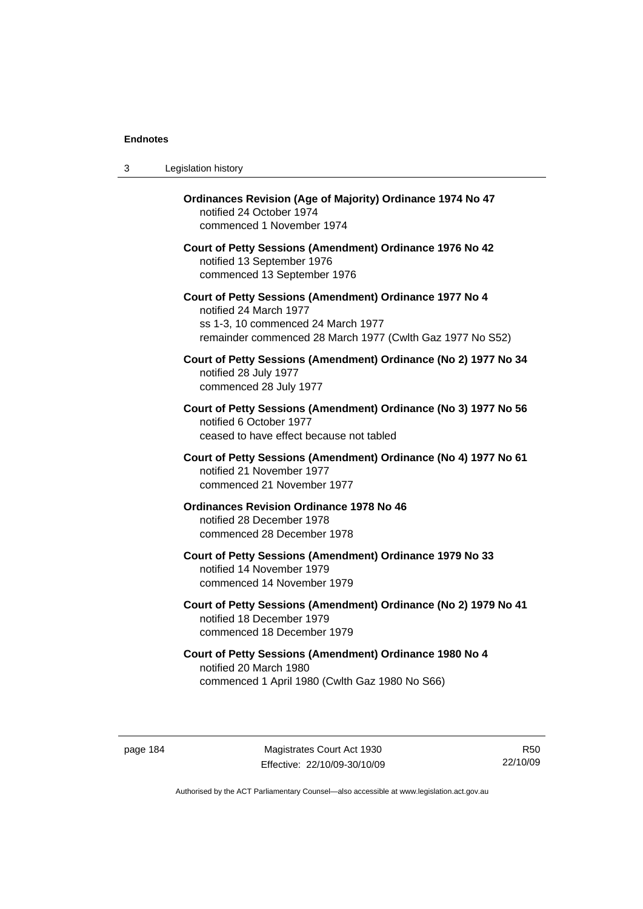**Ordinances Revision (Age of Majority) Ordinance 1974 No 47**
notified 24 October 1974
commenced 1 November 1974

**Court of Petty Sessions (Amendment) Ordinance 1976 No 42**
notified 13 September 1976
commenced 13 September 1976

**Court of Petty Sessions (Amendment) Ordinance 1977 No 4**
notified 24 March 1977
ss 1-3, 10 commenced 24 March 1977
remainder commenced 28 March 1977 (Cwlth Gaz 1977 No S52)

**Court of Petty Sessions (Amendment) Ordinance (No 2) 1977 No 34**
notified 28 July 1977
commenced 28 July 1977

**Court of Petty Sessions (Amendment) Ordinance (No 3) 1977 No 56**
notified 6 October 1977
ceased to have effect because not tabled

**Court of Petty Sessions (Amendment) Ordinance (No 4) 1977 No 61**
notified 21 November 1977
commenced 21 November 1977

**Ordinances Revision Ordinance 1978 No 46**
notified 28 December 1978
commenced 28 December 1978

**Court of Petty Sessions (Amendment) Ordinance 1979 No 33**
notified 14 November 1979
commenced 14 November 1979

**Court of Petty Sessions (Amendment) Ordinance (No 2) 1979 No 41**
notified 18 December 1979
commenced 18 December 1979

**Court of Petty Sessions (Amendment) Ordinance 1980 No 4**
notified 20 March 1980
commenced 1 April 1980 (Cwlth Gaz 1980 No S66)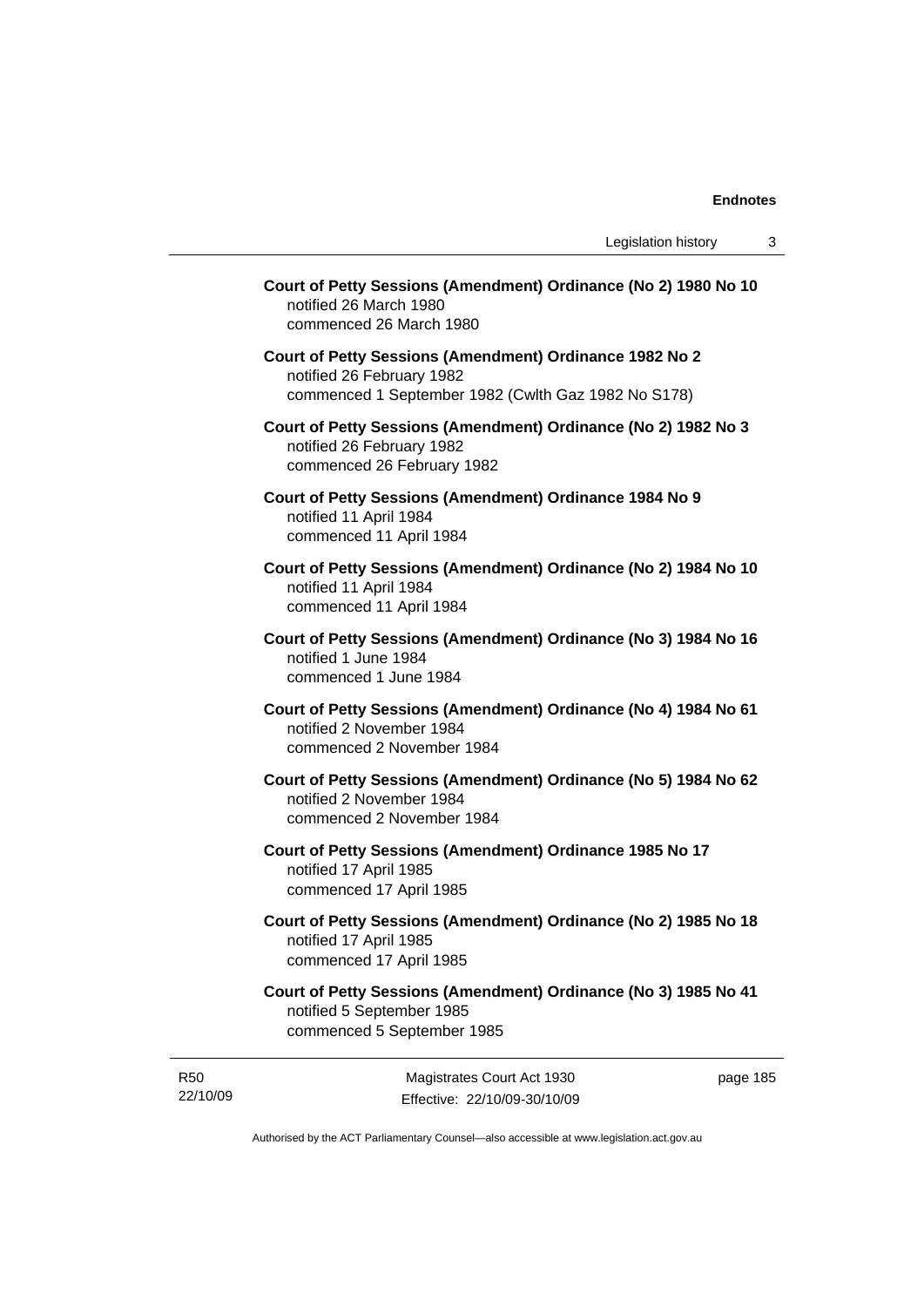**Court of Petty Sessions (Amendment) Ordinance (No 2) 1980 No 10**
notified 26 March 1980
commenced 26 March 1980

**Court of Petty Sessions (Amendment) Ordinance 1982 No 2**
notified 26 February 1982
commenced 1 September 1982 (Cwlth Gaz 1982 No S178)

**Court of Petty Sessions (Amendment) Ordinance (No 2) 1982 No 3**
notified 26 February 1982
commenced 26 February 1982

**Court of Petty Sessions (Amendment) Ordinance 1984 No 9**
notified 11 April 1984
commenced 11 April 1984

**Court of Petty Sessions (Amendment) Ordinance (No 2) 1984 No 10**
notified 11 April 1984
commenced 11 April 1984

**Court of Petty Sessions (Amendment) Ordinance (No 3) 1984 No 16**
notified 1 June 1984
commenced 1 June 1984

**Court of Petty Sessions (Amendment) Ordinance (No 4) 1984 No 61**
notified 2 November 1984
commenced 2 November 1984

**Court of Petty Sessions (Amendment) Ordinance (No 5) 1984 No 62**
notified 2 November 1984
commenced 2 November 1984

**Court of Petty Sessions (Amendment) Ordinance 1985 No 17**
notified 17 April 1985
commenced 17 April 1985

**Court of Petty Sessions (Amendment) Ordinance (No 2) 1985 No 18**
notified 17 April 1985
commenced 17 April 1985

**Court of Petty Sessions (Amendment) Ordinance (No 3) 1985 No 41**
notified 5 September 1985
commenced 5 September 1985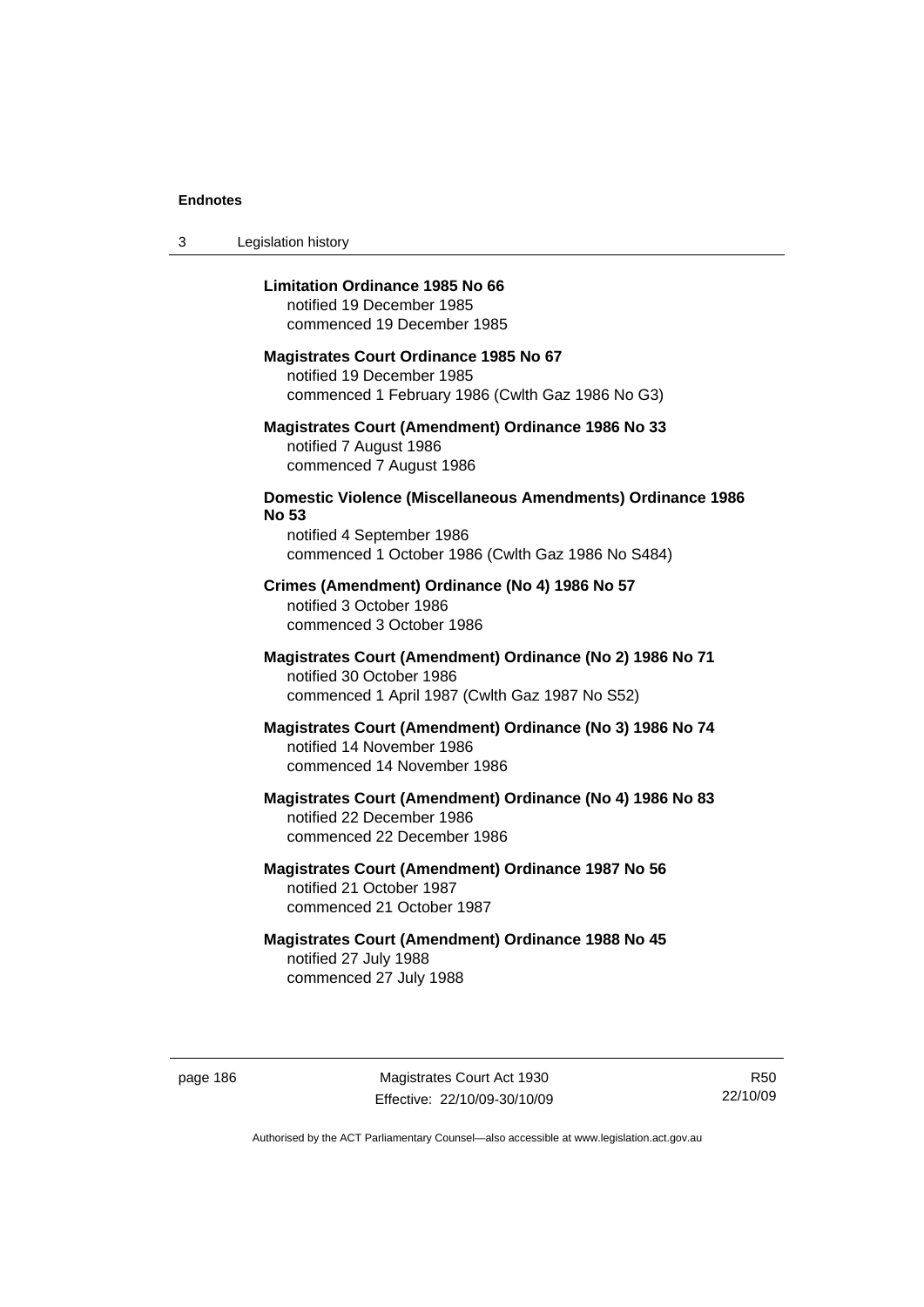**Limitation Ordinance 1985 No 66**
notified 19 December 1985
commenced 19 December 1985

**Magistrates Court Ordinance 1985 No 67**
notified 19 December 1985
commenced 1 February 1986 (Cwlth Gaz 1986 No G3)

**Magistrates Court (Amendment) Ordinance 1986 No 33**
notified 7 August 1986
commenced 7 August 1986

**Domestic Violence (Miscellaneous Amendments) Ordinance 1986 No 53**
notified 4 September 1986
commenced 1 October 1986 (Cwlth Gaz 1986 No S484)

**Crimes (Amendment) Ordinance (No 4) 1986 No 57**
notified 3 October 1986
commenced 3 October 1986

**Magistrates Court (Amendment) Ordinance (No 2) 1986 No 71**
notified 30 October 1986
commenced 1 April 1987 (Cwlth Gaz 1987 No S52)

**Magistrates Court (Amendment) Ordinance (No 3) 1986 No 74**
notified 14 November 1986
commenced 14 November 1986

**Magistrates Court (Amendment) Ordinance (No 4) 1986 No 83**
notified 22 December 1986
commenced 22 December 1986

**Magistrates Court (Amendment) Ordinance 1987 No 56**
notified 21 October 1987
commenced 21 October 1987

**Magistrates Court (Amendment) Ordinance 1988 No 45**
notified 27 July 1988
commenced 27 July 1988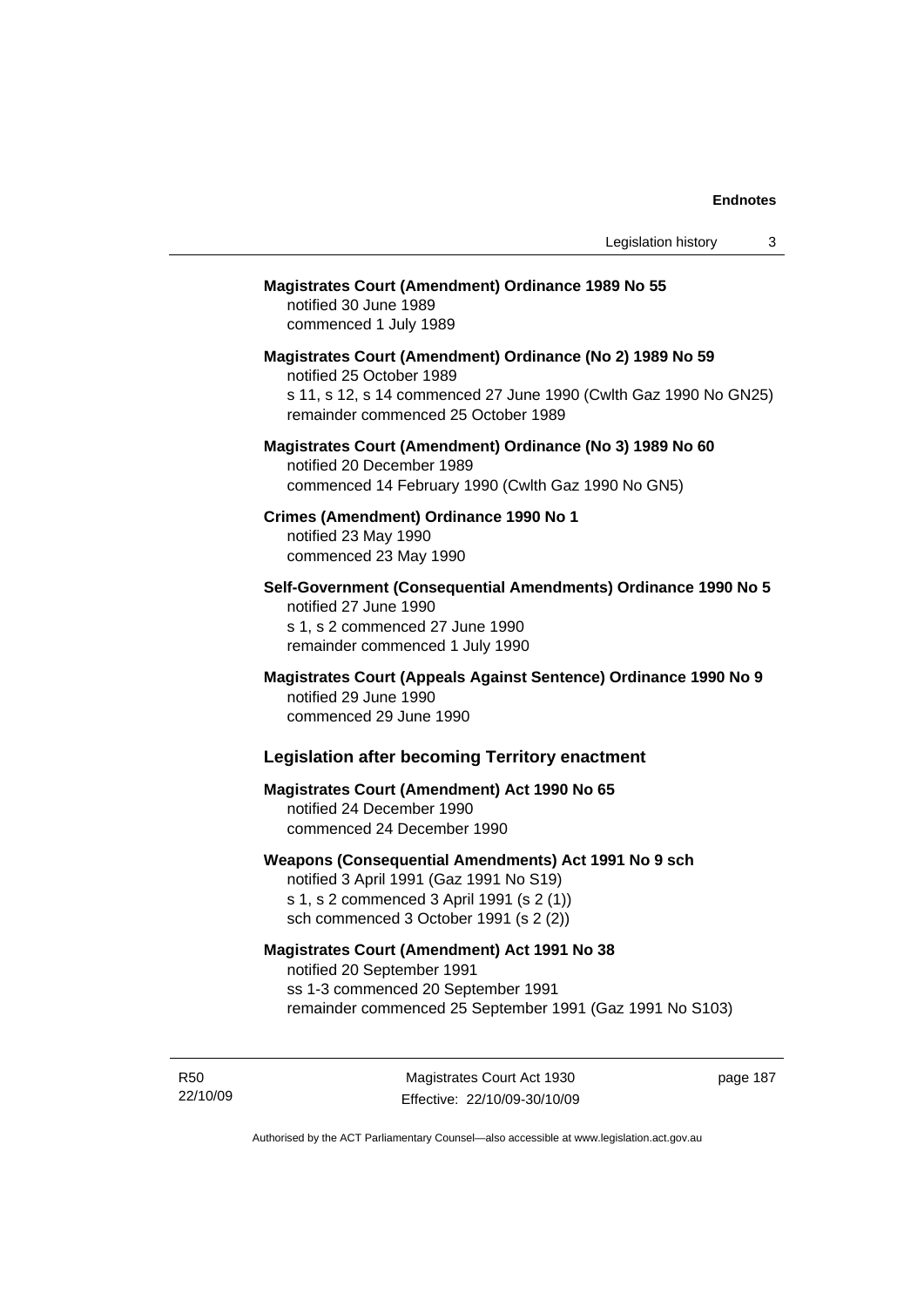**Magistrates Court (Amendment) Ordinance 1989 No 55**
notified 30 June 1989
commenced 1 July 1989

**Magistrates Court (Amendment) Ordinance (No 2) 1989 No 59**
notified 25 October 1989
s 11, s 12, s 14 commenced 27 June 1990 (Cwlth Gaz 1990 No GN25)
remainder commenced 25 October 1989

**Magistrates Court (Amendment) Ordinance (No 3) 1989 No 60**
notified 20 December 1989
commenced 14 February 1990 (Cwlth Gaz 1990 No GN5)

**Crimes (Amendment) Ordinance 1990 No 1**
notified 23 May 1990
commenced 23 May 1990

**Self-Government (Consequential Amendments) Ordinance 1990 No 5**
notified 27 June 1990
s 1, s 2 commenced 27 June 1990
remainder commenced 1 July 1990

**Magistrates Court (Appeals Against Sentence) Ordinance 1990 No 9**
notified 29 June 1990
commenced 29 June 1990

### Legislation after becoming Territory enactment

**Magistrates Court (Amendment) Act 1990 No 65**
notified 24 December 1990
commenced 24 December 1990

**Weapons (Consequential Amendments) Act 1991 No 9 sch**
notified 3 April 1991 (Gaz 1991 No S19)
s 1, s 2 commenced 3 April 1991 (s 2 (1))
sch commenced 3 October 1991 (s 2 (2))

**Magistrates Court (Amendment) Act 1991 No 38**
notified 20 September 1991
ss 1-3 commenced 20 September 1991
remainder commenced 25 September 1991 (Gaz 1991 No S103)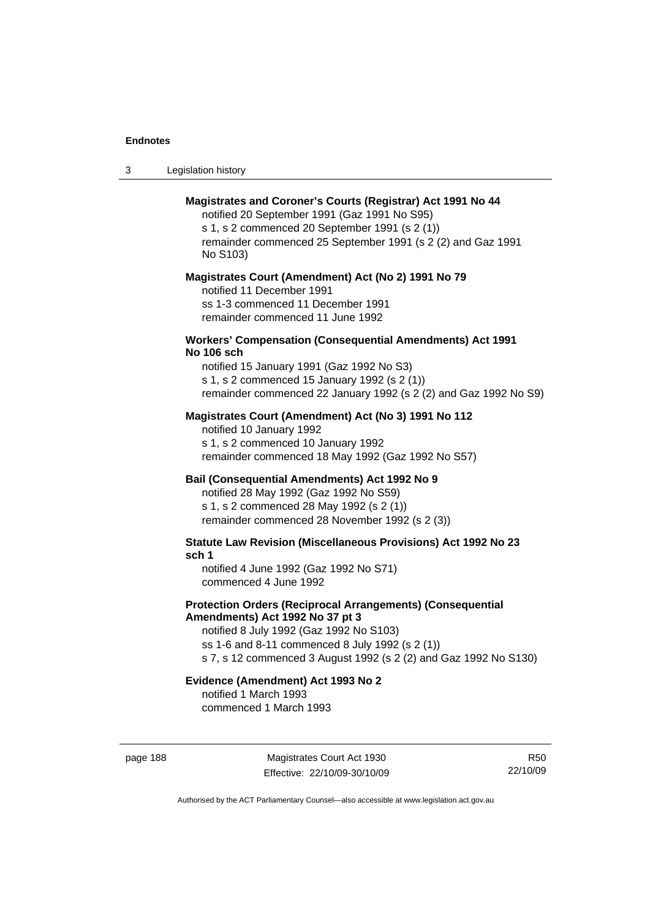**Magistrates and Coroner's Courts (Registrar) Act 1991 No 44**

notified 20 September 1991 (Gaz 1991 No S95)
s 1, s 2 commenced 20 September 1991 (s 2 (1))
remainder commenced 25 September 1991 (s 2 (2) and Gaz 1991 No S103)

**Magistrates Court (Amendment) Act (No 2) 1991 No 79**

notified 11 December 1991
ss 1-3 commenced 11 December 1991
remainder commenced 11 June 1992

**Workers' Compensation (Consequential Amendments) Act 1991 No 106 sch**

notified 15 January 1991 (Gaz 1992 No S3)
s 1, s 2 commenced 15 January 1992 (s 2 (1))
remainder commenced 22 January 1992 (s 2 (2) and Gaz 1992 No S9)

**Magistrates Court (Amendment) Act (No 3) 1991 No 112**

notified 10 January 1992
s 1, s 2 commenced 10 January 1992
remainder commenced 18 May 1992 (Gaz 1992 No S57)

**Bail (Consequential Amendments) Act 1992 No 9**

notified 28 May 1992 (Gaz 1992 No S59)
s 1, s 2 commenced 28 May 1992 (s 2 (1))
remainder commenced 28 November 1992 (s 2 (3))

**Statute Law Revision (Miscellaneous Provisions) Act 1992 No 23 sch 1**

notified 4 June 1992 (Gaz 1992 No S71)
commenced 4 June 1992

**Protection Orders (Reciprocal Arrangements) (Consequential Amendments) Act 1992 No 37 pt 3**

notified 8 July 1992 (Gaz 1992 No S103)
ss 1-6 and 8-11 commenced 8 July 1992 (s 2 (1))
s 7, s 12 commenced 3 August 1992 (s 2 (2) and Gaz 1992 No S130)

**Evidence (Amendment) Act 1993 No 2**

notified 1 March 1993
commenced 1 March 1993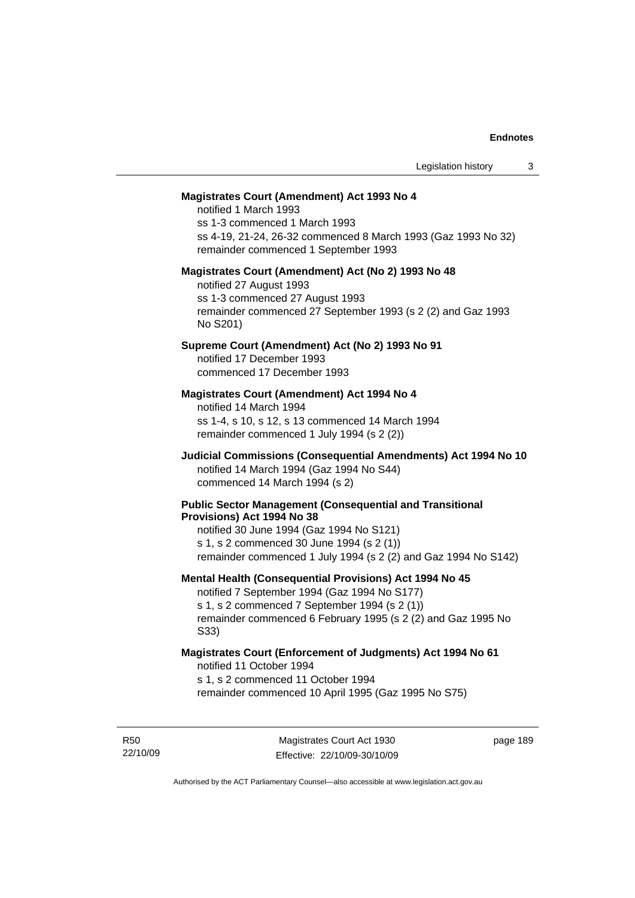**Magistrates Court (Amendment) Act 1993 No 4**

notified 1 March 1993
ss 1-3 commenced 1 March 1993
ss 4-19, 21-24, 26-32 commenced 8 March 1993 (Gaz 1993 No 32)
remainder commenced 1 September 1993

**Magistrates Court (Amendment) Act (No 2) 1993 No 48**

notified 27 August 1993
ss 1-3 commenced 27 August 1993
remainder commenced 27 September 1993 (s 2 (2) and Gaz 1993 No S201)

**Supreme Court (Amendment) Act (No 2) 1993 No 91**

notified 17 December 1993
commenced 17 December 1993

**Magistrates Court (Amendment) Act 1994 No 4**

notified 14 March 1994
ss 1-4, s 10, s 12, s 13 commenced 14 March 1994
remainder commenced 1 July 1994 (s 2 (2))

**Judicial Commissions (Consequential Amendments) Act 1994 No 10**

notified 14 March 1994 (Gaz 1994 No S44)
commenced 14 March 1994 (s 2)

**Public Sector Management (Consequential and Transitional Provisions) Act 1994 No 38**

notified 30 June 1994 (Gaz 1994 No S121)
s 1, s 2 commenced 30 June 1994 (s 2 (1))
remainder commenced 1 July 1994 (s 2 (2) and Gaz 1994 No S142)

**Mental Health (Consequential Provisions) Act 1994 No 45**

notified 7 September 1994 (Gaz 1994 No S177)
s 1, s 2 commenced 7 September 1994 (s 2 (1))
remainder commenced 6 February 1995 (s 2 (2) and Gaz 1995 No S33)

**Magistrates Court (Enforcement of Judgments) Act 1994 No 61**

notified 11 October 1994
s 1, s 2 commenced 11 October 1994
remainder commenced 10 April 1995 (Gaz 1995 No S75)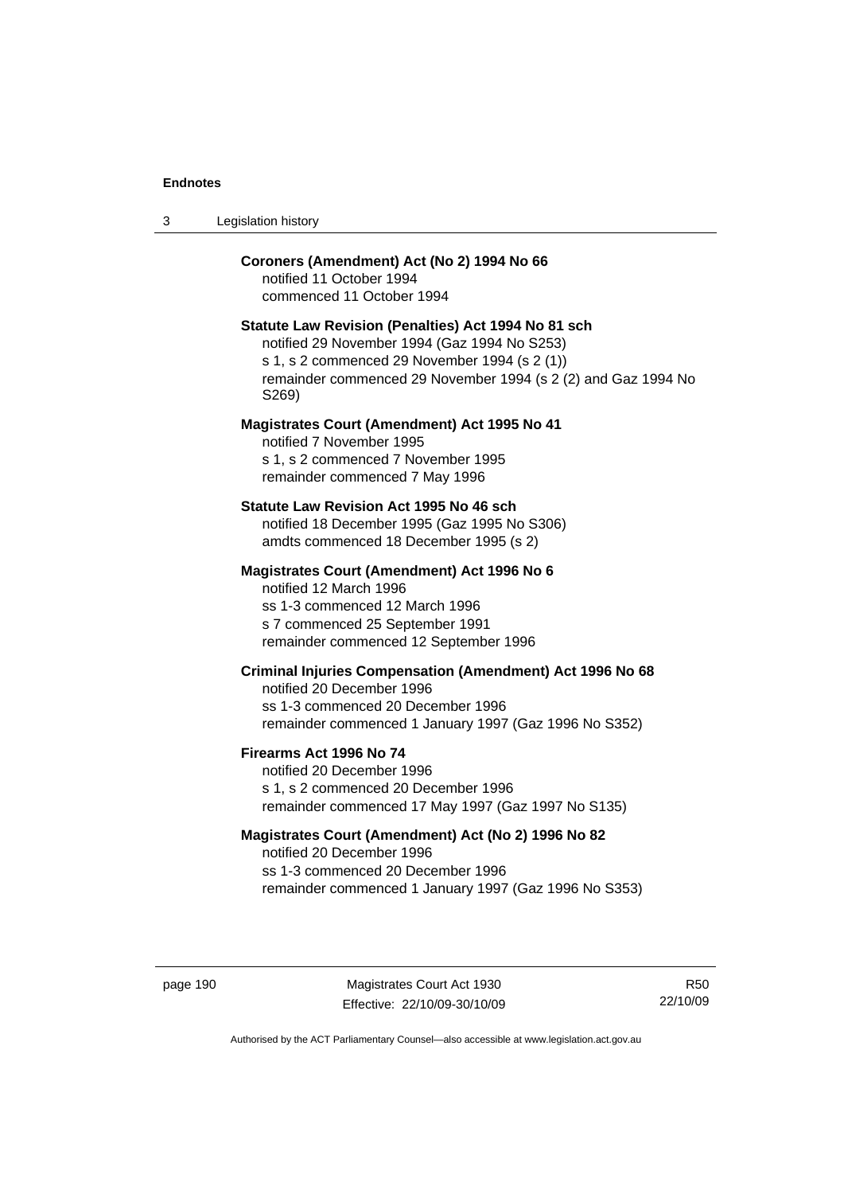**Coroners (Amendment) Act (No 2) 1994 No 66**
notified 11 October 1994
commenced 11 October 1994

**Statute Law Revision (Penalties) Act 1994 No 81 sch**
notified 29 November 1994 (Gaz 1994 No S253)
s 1, s 2 commenced 29 November 1994 (s 2 (1))
remainder commenced 29 November 1994 (s 2 (2) and Gaz 1994 No S269)

**Magistrates Court (Amendment) Act 1995 No 41**
notified 7 November 1995
s 1, s 2 commenced 7 November 1995
remainder commenced 7 May 1996

**Statute Law Revision Act 1995 No 46 sch**
notified 18 December 1995 (Gaz 1995 No S306)
amdts commenced 18 December 1995 (s 2)

**Magistrates Court (Amendment) Act 1996 No 6**
notified 12 March 1996
ss 1-3 commenced 12 March 1996
s 7 commenced 25 September 1991
remainder commenced 12 September 1996

**Criminal Injuries Compensation (Amendment) Act 1996 No 68**
notified 20 December 1996
ss 1-3 commenced 20 December 1996
remainder commenced 1 January 1997 (Gaz 1996 No S352)

**Firearms Act 1996 No 74**
notified 20 December 1996
s 1, s 2 commenced 20 December 1996
remainder commenced 17 May 1997 (Gaz 1997 No S135)

**Magistrates Court (Amendment) Act (No 2) 1996 No 82**
notified 20 December 1996
ss 1-3 commenced 20 December 1996
remainder commenced 1 January 1997 (Gaz 1996 No S353)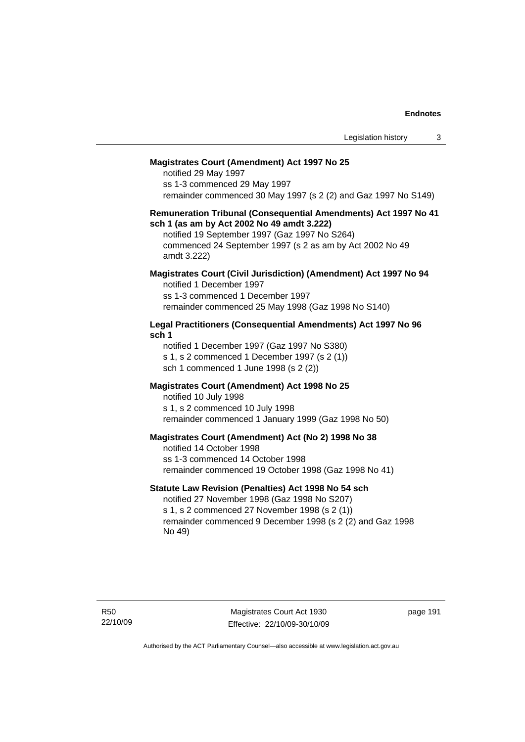**Magistrates Court (Amendment) Act 1997 No 25**

notified 29 May 1997
ss 1-3 commenced 29 May 1997
remainder commenced 30 May 1997 (s 2 (2) and Gaz 1997 No S149)

**Remuneration Tribunal (Consequential Amendments) Act 1997 No 41 sch 1 (as am by Act 2002 No 49 amdt 3.222)**

notified 19 September 1997 (Gaz 1997 No S264)
commenced 24 September 1997 (s 2 as am by Act 2002 No 49 amdt 3.222)

**Magistrates Court (Civil Jurisdiction) (Amendment) Act 1997 No 94**

notified 1 December 1997
ss 1-3 commenced 1 December 1997
remainder commenced 25 May 1998 (Gaz 1998 No S140)

**Legal Practitioners (Consequential Amendments) Act 1997 No 96 sch 1**

notified 1 December 1997 (Gaz 1997 No S380)
s 1, s 2 commenced 1 December 1997 (s 2 (1))
sch 1 commenced 1 June 1998 (s 2 (2))

**Magistrates Court (Amendment) Act 1998 No 25**

notified 10 July 1998
s 1, s 2 commenced 10 July 1998
remainder commenced 1 January 1999 (Gaz 1998 No 50)

**Magistrates Court (Amendment) Act (No 2) 1998 No 38**

notified 14 October 1998
ss 1-3 commenced 14 October 1998
remainder commenced 19 October 1998 (Gaz 1998 No 41)

**Statute Law Revision (Penalties) Act 1998 No 54 sch**

notified 27 November 1998 (Gaz 1998 No S207)
s 1, s 2 commenced 27 November 1998 (s 2 (1))
remainder commenced 9 December 1998 (s 2 (2) and Gaz 1998 No 49)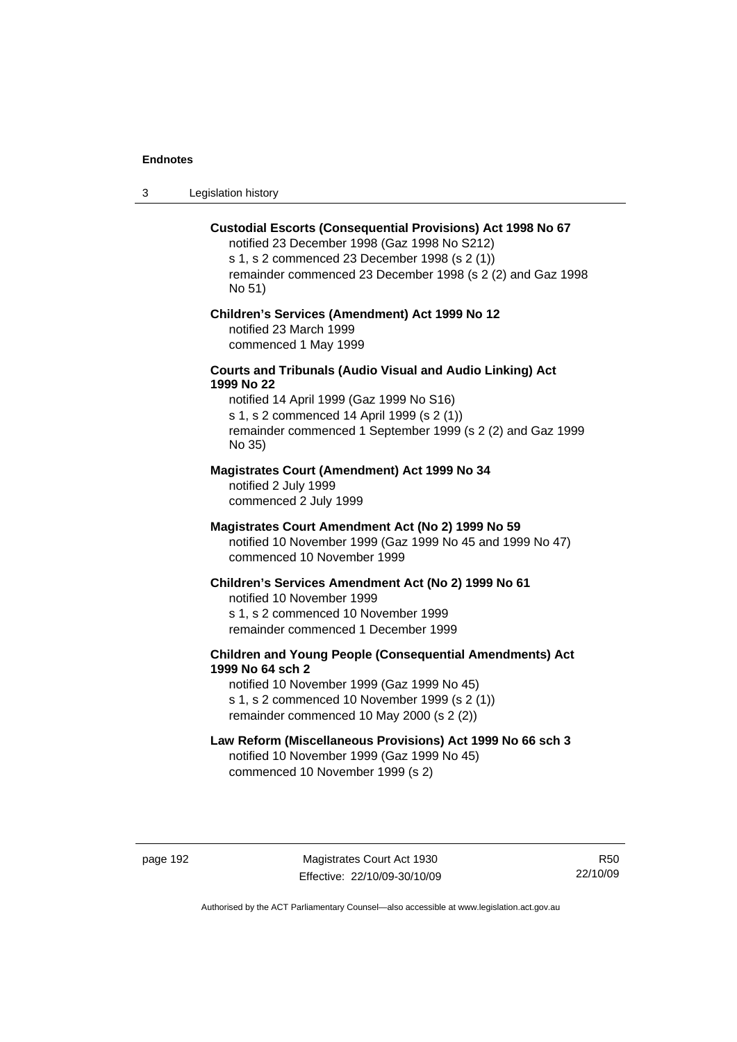**Custodial Escorts (Consequential Provisions) Act 1998 No 67**
notified 23 December 1998 (Gaz 1998 No S212)
s 1, s 2 commenced 23 December 1998 (s 2 (1))
remainder commenced 23 December 1998 (s 2 (2) and Gaz 1998 No 51)

**Children's Services (Amendment) Act 1999 No 12**
notified 23 March 1999
commenced 1 May 1999

**Courts and Tribunals (Audio Visual and Audio Linking) Act 1999 No 22**
notified 14 April 1999 (Gaz 1999 No S16)
s 1, s 2 commenced 14 April 1999 (s 2 (1))
remainder commenced 1 September 1999 (s 2 (2) and Gaz 1999 No 35)

**Magistrates Court (Amendment) Act 1999 No 34**
notified 2 July 1999
commenced 2 July 1999

**Magistrates Court Amendment Act (No 2) 1999 No 59**
notified 10 November 1999 (Gaz 1999 No 45 and 1999 No 47)
commenced 10 November 1999

**Children's Services Amendment Act (No 2) 1999 No 61**
notified 10 November 1999
s 1, s 2 commenced 10 November 1999
remainder commenced 1 December 1999

**Children and Young People (Consequential Amendments) Act 1999 No 64 sch 2**
notified 10 November 1999 (Gaz 1999 No 45)
s 1, s 2 commenced 10 November 1999 (s 2 (1))
remainder commenced 10 May 2000 (s 2 (2))

**Law Reform (Miscellaneous Provisions) Act 1999 No 66 sch 3**
notified 10 November 1999 (Gaz 1999 No 45)
commenced 10 November 1999 (s 2)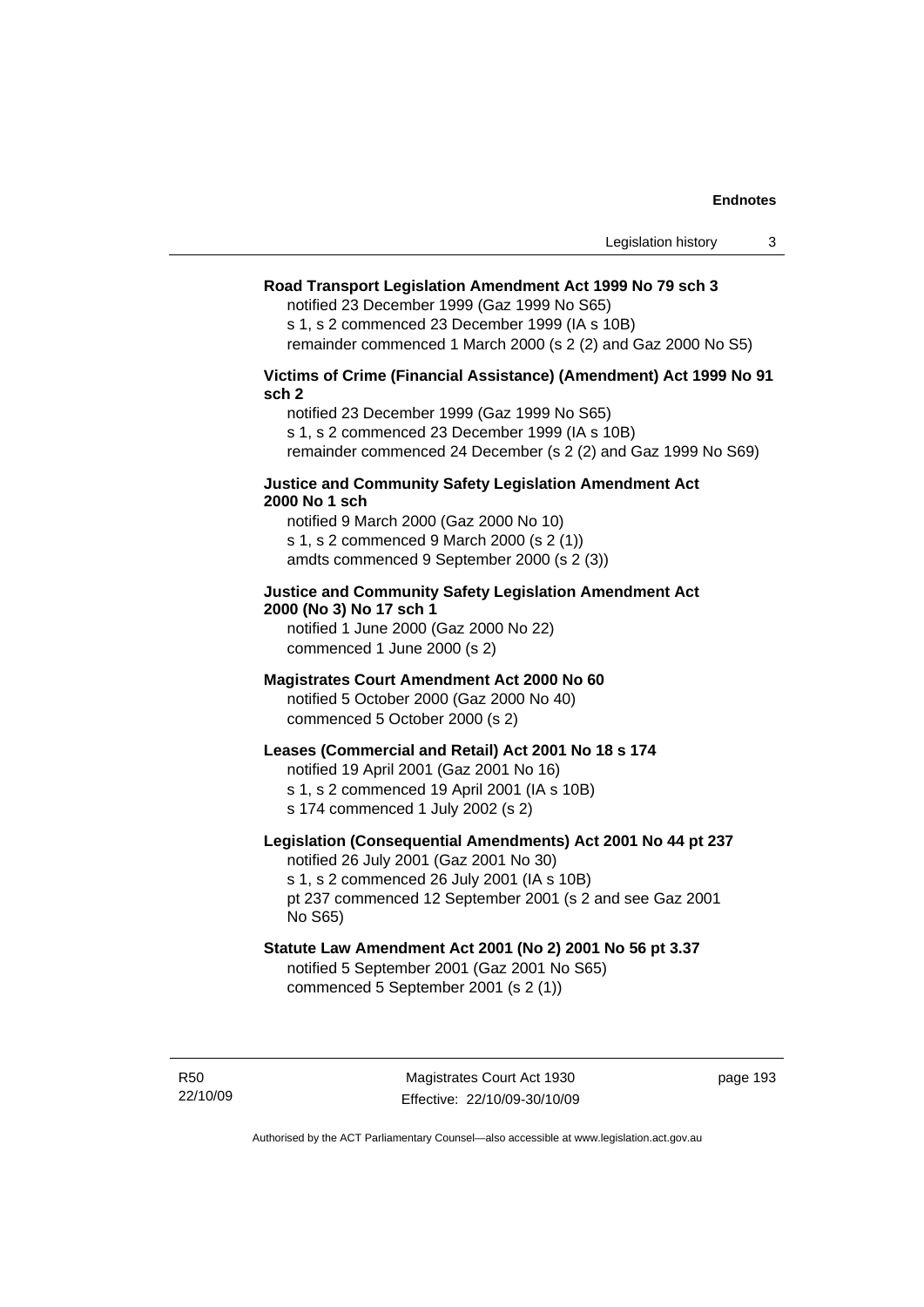**Road Transport Legislation Amendment Act 1999 No 79 sch 3**

notified 23 December 1999 (Gaz 1999 No S65)
s 1, s 2 commenced 23 December 1999 (IA s 10B)
remainder commenced 1 March 2000 (s 2 (2) and Gaz 2000 No S5)

**Victims of Crime (Financial Assistance) (Amendment) Act 1999 No 91 sch 2**

notified 23 December 1999 (Gaz 1999 No S65)
s 1, s 2 commenced 23 December 1999 (IA s 10B)
remainder commenced 24 December (s 2 (2) and Gaz 1999 No S69)

**Justice and Community Safety Legislation Amendment Act 2000 No 1 sch**

notified 9 March 2000 (Gaz 2000 No 10)
s 1, s 2 commenced 9 March 2000 (s 2 (1))
amdts commenced 9 September 2000 (s 2 (3))

**Justice and Community Safety Legislation Amendment Act 2000 (No 3) No 17 sch 1**

notified 1 June 2000 (Gaz 2000 No 22)
commenced 1 June 2000 (s 2)

**Magistrates Court Amendment Act 2000 No 60**

notified 5 October 2000 (Gaz 2000 No 40)
commenced 5 October 2000 (s 2)

**Leases (Commercial and Retail) Act 2001 No 18 s 174**

notified 19 April 2001 (Gaz 2001 No 16)
s 1, s 2 commenced 19 April 2001 (IA s 10B)
s 174 commenced 1 July 2002 (s 2)

**Legislation (Consequential Amendments) Act 2001 No 44 pt 237**

notified 26 July 2001 (Gaz 2001 No 30)
s 1, s 2 commenced 26 July 2001 (IA s 10B)
pt 237 commenced 12 September 2001 (s 2 and see Gaz 2001 No S65)

**Statute Law Amendment Act 2001 (No 2) 2001 No 56 pt 3.37**

notified 5 September 2001 (Gaz 2001 No S65)
commenced 5 September 2001 (s 2 (1))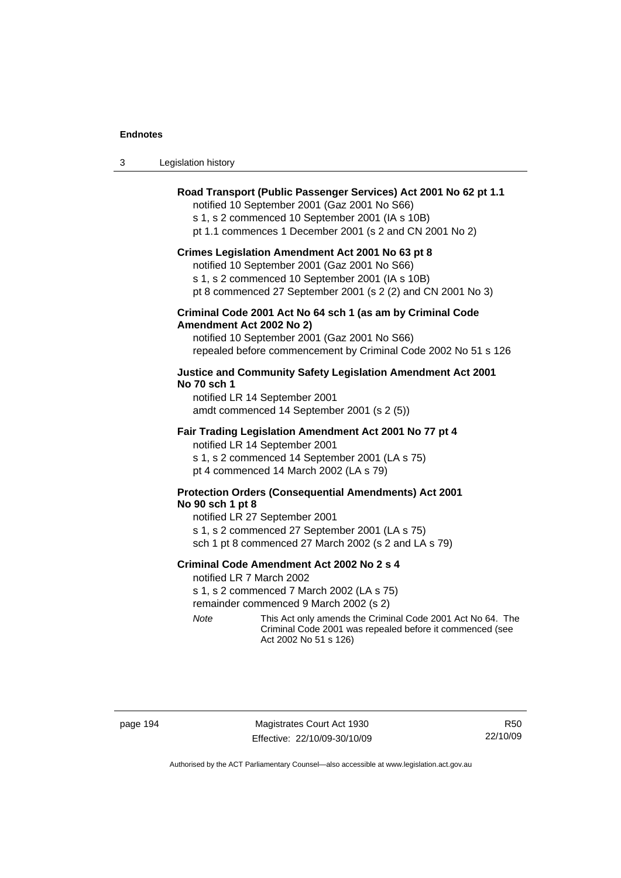**Road Transport (Public Passenger Services) Act 2001 No 62 pt 1.1**

notified 10 September 2001 (Gaz 2001 No S66)

s 1, s 2 commenced 10 September 2001 (IA s 10B)

pt 1.1 commences 1 December 2001 (s 2 and CN 2001 No 2)

**Crimes Legislation Amendment Act 2001 No 63 pt 8**

notified 10 September 2001 (Gaz 2001 No S66)

s 1, s 2 commenced 10 September 2001 (IA s 10B)

pt 8 commenced 27 September 2001 (s 2 (2) and CN 2001 No 3)

**Criminal Code 2001 Act No 64 sch 1 (as am by Criminal Code Amendment Act 2002 No 2)**

notified 10 September 2001 (Gaz 2001 No S66)

repealed before commencement by Criminal Code 2002 No 51 s 126

**Justice and Community Safety Legislation Amendment Act 2001 No 70 sch 1**

notified LR 14 September 2001

amdt commenced 14 September 2001 (s 2 (5))

**Fair Trading Legislation Amendment Act 2001 No 77 pt 4**

notified LR 14 September 2001

s 1, s 2 commenced 14 September 2001 (LA s 75)

pt 4 commenced 14 March 2002 (LA s 79)

**Protection Orders (Consequential Amendments) Act 2001 No 90 sch 1 pt 8**

notified LR 27 September 2001

s 1, s 2 commenced 27 September 2001 (LA s 75)

sch 1 pt 8 commenced 27 March 2002 (s 2 and LA s 79)

**Criminal Code Amendment Act 2002 No 2 s 4**

notified LR 7 March 2002

s 1, s 2 commenced 7 March 2002 (LA s 75)

remainder commenced 9 March 2002 (s 2)

*Note* This Act only amends the Criminal Code 2001 Act No 64. The Criminal Code 2001 was repealed before it commenced (see Act 2002 No 51 s 126)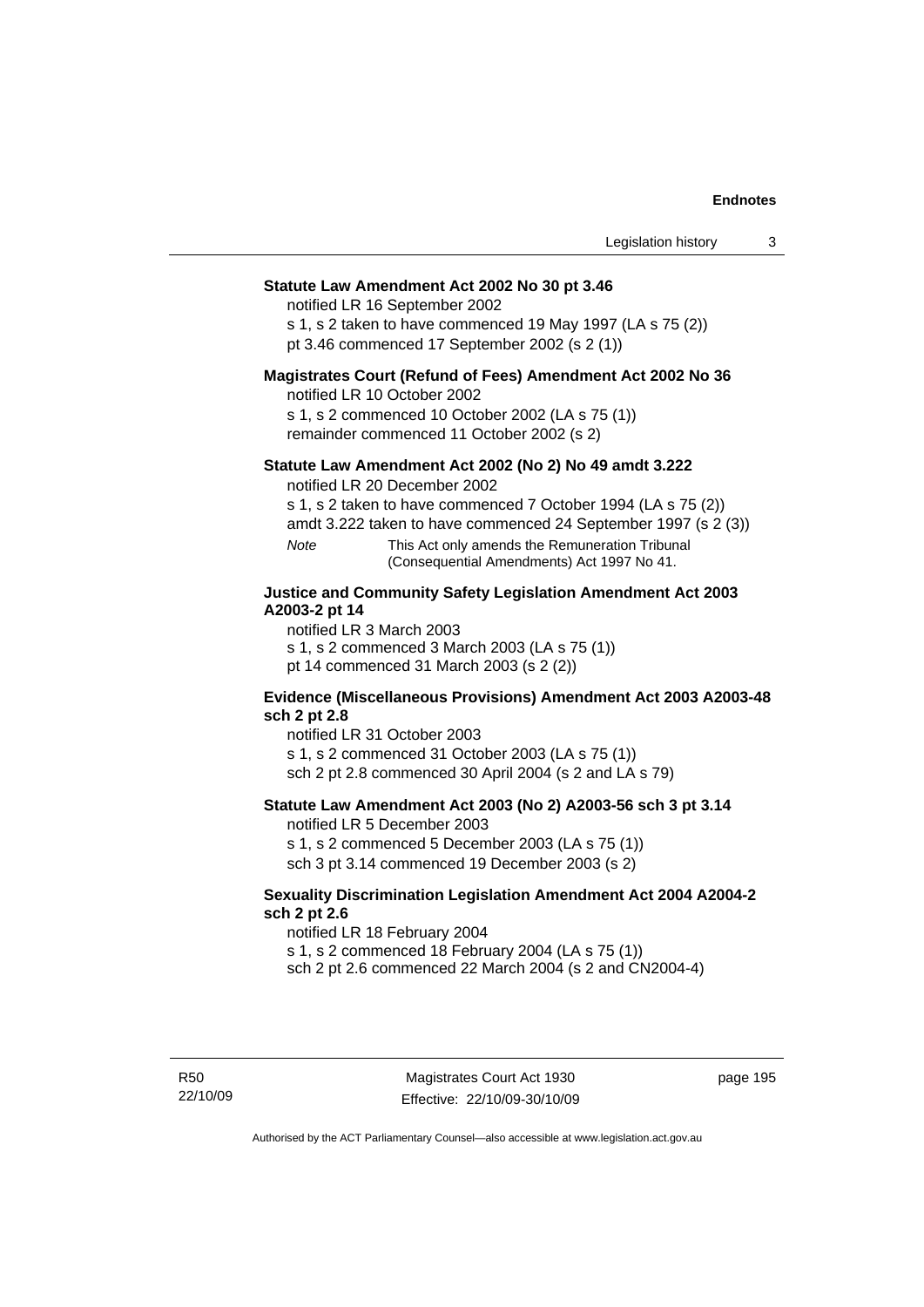**Statute Law Amendment Act 2002 No 30 pt 3.46**

notified LR 16 September 2002

s 1, s 2 taken to have commenced 19 May 1997 (LA s 75 (2))

pt 3.46 commenced 17 September 2002 (s 2 (1))

**Magistrates Court (Refund of Fees) Amendment Act 2002 No 36**

notified LR 10 October 2002

s 1, s 2 commenced 10 October 2002 (LA s 75 (1))

remainder commenced 11 October 2002 (s 2)

**Statute Law Amendment Act 2002 (No 2) No 49 amdt 3.222**

notified LR 20 December 2002

s 1, s 2 taken to have commenced 7 October 1994 (LA s 75 (2))

amdt 3.222 taken to have commenced 24 September 1997 (s 2 (3))

*Note* This Act only amends the Remuneration Tribunal (Consequential Amendments) Act 1997 No 41.

**Justice and Community Safety Legislation Amendment Act 2003 A2003-2 pt 14**

notified LR 3 March 2003

s 1, s 2 commenced 3 March 2003 (LA s 75 (1))

pt 14 commenced 31 March 2003 (s 2 (2))

**Evidence (Miscellaneous Provisions) Amendment Act 2003 A2003-48 sch 2 pt 2.8**

notified LR 31 October 2003

s 1, s 2 commenced 31 October 2003 (LA s 75 (1))

sch 2 pt 2.8 commenced 30 April 2004 (s 2 and LA s 79)

**Statute Law Amendment Act 2003 (No 2) A2003-56 sch 3 pt 3.14**

notified LR 5 December 2003

s 1, s 2 commenced 5 December 2003 (LA s 75 (1))

sch 3 pt 3.14 commenced 19 December 2003 (s 2)

**Sexuality Discrimination Legislation Amendment Act 2004 A2004-2 sch 2 pt 2.6**

notified LR 18 February 2004

s 1, s 2 commenced 18 February 2004 (LA s 75 (1))

sch 2 pt 2.6 commenced 22 March 2004 (s 2 and CN2004-4)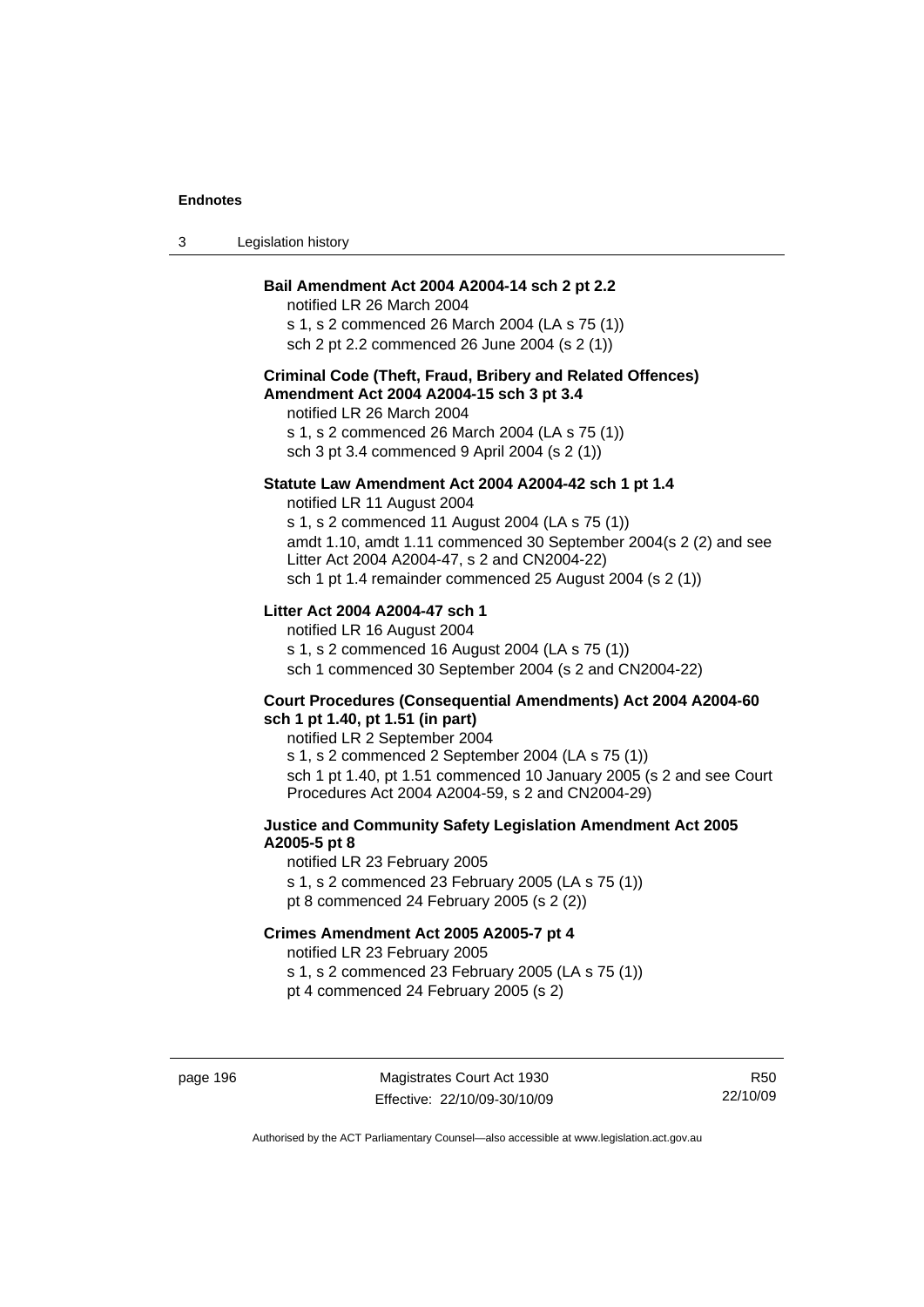**Bail Amendment Act 2004 A2004-14 sch 2 pt 2.2**

notified LR 26 March 2004
s 1, s 2 commenced 26 March 2004 (LA s 75 (1))
sch 2 pt 2.2 commenced 26 June 2004 (s 2 (1))

**Criminal Code (Theft, Fraud, Bribery and Related Offences) Amendment Act 2004 A2004-15 sch 3 pt 3.4**

notified LR 26 March 2004
s 1, s 2 commenced 26 March 2004 (LA s 75 (1))
sch 3 pt 3.4 commenced 9 April 2004 (s 2 (1))

**Statute Law Amendment Act 2004 A2004-42 sch 1 pt 1.4**

notified LR 11 August 2004
s 1, s 2 commenced 11 August 2004 (LA s 75 (1))
amdt 1.10, amdt 1.11 commenced 30 September 2004(s 2 (2) and see Litter Act 2004 A2004-47, s 2 and CN2004-22)
sch 1 pt 1.4 remainder commenced 25 August 2004 (s 2 (1))

**Litter Act 2004 A2004-47 sch 1**

notified LR 16 August 2004
s 1, s 2 commenced 16 August 2004 (LA s 75 (1))
sch 1 commenced 30 September 2004 (s 2 and CN2004-22)

**Court Procedures (Consequential Amendments) Act 2004 A2004-60 sch 1 pt 1.40, pt 1.51 (in part)**

notified LR 2 September 2004
s 1, s 2 commenced 2 September 2004 (LA s 75 (1))
sch 1 pt 1.40, pt 1.51 commenced 10 January 2005 (s 2 and see Court Procedures Act 2004 A2004-59, s 2 and CN2004-29)

**Justice and Community Safety Legislation Amendment Act 2005 A2005-5 pt 8**

notified LR 23 February 2005
s 1, s 2 commenced 23 February 2005 (LA s 75 (1))
pt 8 commenced 24 February 2005 (s 2 (2))

**Crimes Amendment Act 2005 A2005-7 pt 4**

notified LR 23 February 2005
s 1, s 2 commenced 23 February 2005 (LA s 75 (1))
pt 4 commenced 24 February 2005 (s 2)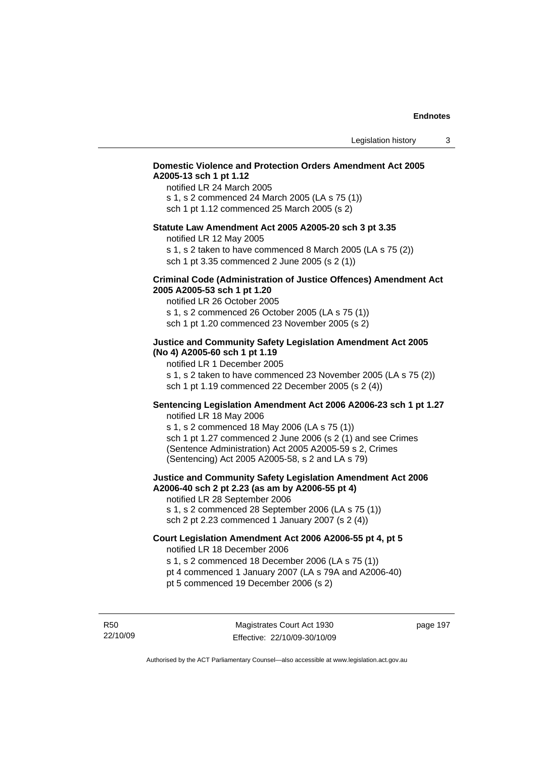**Domestic Violence and Protection Orders Amendment Act 2005 A2005-13 sch 1 pt 1.12**

notified LR 24 March 2005

s 1, s 2 commenced 24 March 2005 (LA s 75 (1))

sch 1 pt 1.12 commenced 25 March 2005 (s 2)

**Statute Law Amendment Act 2005 A2005-20 sch 3 pt 3.35**

notified LR 12 May 2005

s 1, s 2 taken to have commenced 8 March 2005 (LA s 75 (2))

sch 1 pt 3.35 commenced 2 June 2005 (s 2 (1))

**Criminal Code (Administration of Justice Offences) Amendment Act 2005 A2005-53 sch 1 pt 1.20**

notified LR 26 October 2005

s 1, s 2 commenced 26 October 2005 (LA s 75 (1))

sch 1 pt 1.20 commenced 23 November 2005 (s 2)

**Justice and Community Safety Legislation Amendment Act 2005 (No 4) A2005-60 sch 1 pt 1.19**

notified LR 1 December 2005

s 1, s 2 taken to have commenced 23 November 2005 (LA s 75 (2))

sch 1 pt 1.19 commenced 22 December 2005 (s 2 (4))

**Sentencing Legislation Amendment Act 2006 A2006-23 sch 1 pt 1.27**

notified LR 18 May 2006

s 1, s 2 commenced 18 May 2006 (LA s 75 (1))

sch 1 pt 1.27 commenced 2 June 2006 (s 2 (1) and see Crimes (Sentence Administration) Act 2005 A2005-59 s 2, Crimes (Sentencing) Act 2005 A2005-58, s 2 and LA s 79)

**Justice and Community Safety Legislation Amendment Act 2006 A2006-40 sch 2 pt 2.23 (as am by A2006-55 pt 4)**

notified LR 28 September 2006

s 1, s 2 commenced 28 September 2006 (LA s 75 (1))

sch 2 pt 2.23 commenced 1 January 2007 (s 2 (4))

**Court Legislation Amendment Act 2006 A2006-55 pt 4, pt 5**

notified LR 18 December 2006

s 1, s 2 commenced 18 December 2006 (LA s 75 (1))

pt 4 commenced 1 January 2007 (LA s 79A and A2006-40)

pt 5 commenced 19 December 2006 (s 2)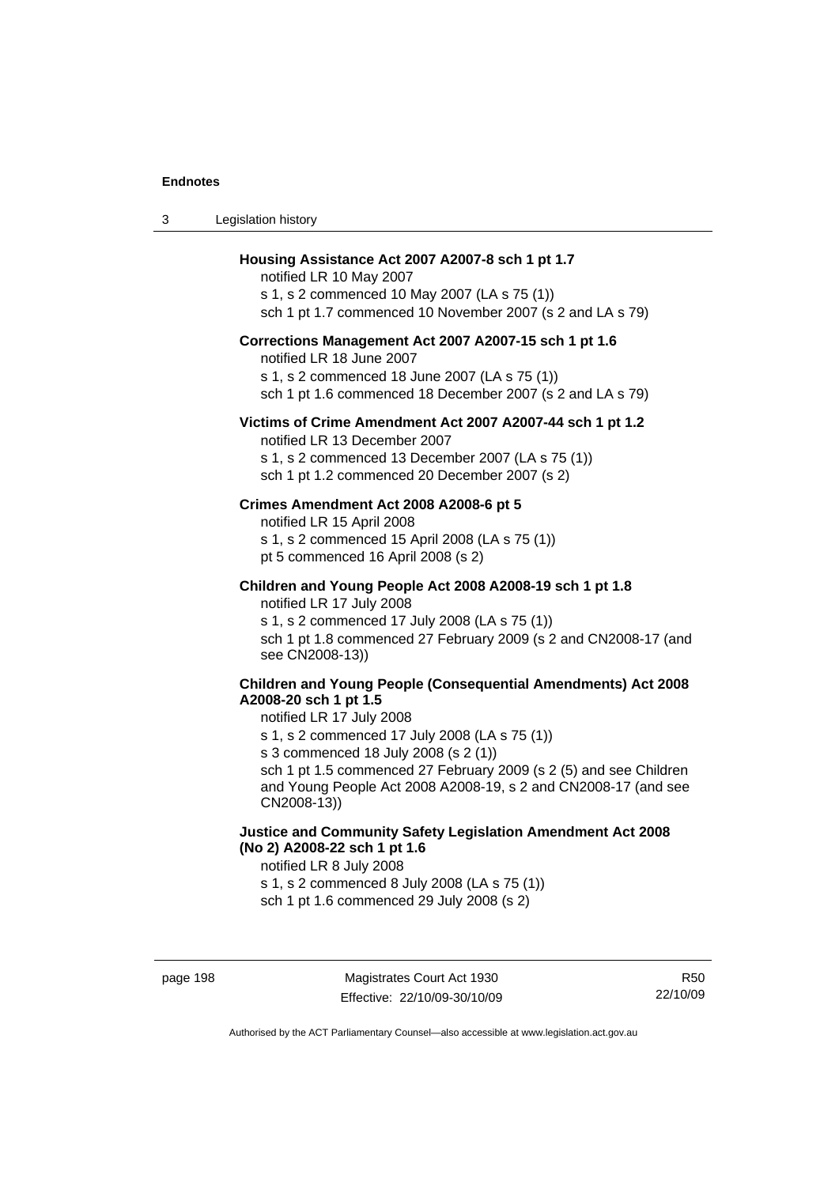**Housing Assistance Act 2007 A2007-8 sch 1 pt 1.7**

notified LR 10 May 2007

s 1, s 2 commenced 10 May 2007 (LA s 75 (1))

sch 1 pt 1.7 commenced 10 November 2007 (s 2 and LA s 79)

**Corrections Management Act 2007 A2007-15 sch 1 pt 1.6**

notified LR 18 June 2007

s 1, s 2 commenced 18 June 2007 (LA s 75 (1))

sch 1 pt 1.6 commenced 18 December 2007 (s 2 and LA s 79)

**Victims of Crime Amendment Act 2007 A2007-44 sch 1 pt 1.2**

notified LR 13 December 2007

s 1, s 2 commenced 13 December 2007 (LA s 75 (1))

sch 1 pt 1.2 commenced 20 December 2007 (s 2)

**Crimes Amendment Act 2008 A2008-6 pt 5**

notified LR 15 April 2008

s 1, s 2 commenced 15 April 2008 (LA s 75 (1))

pt 5 commenced 16 April 2008 (s 2)

**Children and Young People Act 2008 A2008-19 sch 1 pt 1.8**

notified LR 17 July 2008

s 1, s 2 commenced 17 July 2008 (LA s 75 (1))

sch 1 pt 1.8 commenced 27 February 2009 (s 2 and CN2008-17 (and see CN2008-13))

**Children and Young People (Consequential Amendments) Act 2008 A2008-20 sch 1 pt 1.5**

notified LR 17 July 2008

s 1, s 2 commenced 17 July 2008 (LA s 75 (1))

s 3 commenced 18 July 2008 (s 2 (1))

sch 1 pt 1.5 commenced 27 February 2009 (s 2 (5) and see Children and Young People Act 2008 A2008-19, s 2 and CN2008-17 (and see CN2008-13))

**Justice and Community Safety Legislation Amendment Act 2008 (No 2) A2008-22 sch 1 pt 1.6**

notified LR 8 July 2008

s 1, s 2 commenced 8 July 2008 (LA s 75 (1))

sch 1 pt 1.6 commenced 29 July 2008 (s 2)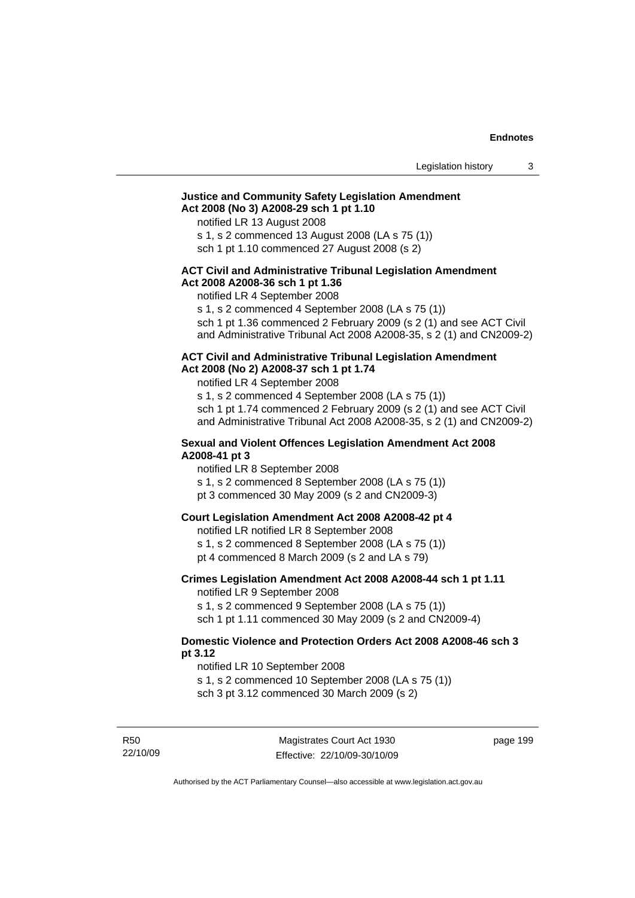**Justice and Community Safety Legislation Amendment Act 2008 (No 3) A2008-29 sch 1 pt 1.10**

notified LR 13 August 2008

s 1, s 2 commenced 13 August 2008 (LA s 75 (1))

sch 1 pt 1.10 commenced 27 August 2008 (s 2)

**ACT Civil and Administrative Tribunal Legislation Amendment Act 2008 A2008-36 sch 1 pt 1.36**

notified LR 4 September 2008

s 1, s 2 commenced 4 September 2008 (LA s 75 (1))

sch 1 pt 1.36 commenced 2 February 2009 (s 2 (1) and see ACT Civil and Administrative Tribunal Act 2008 A2008-35, s 2 (1) and CN2009-2)

**ACT Civil and Administrative Tribunal Legislation Amendment Act 2008 (No 2) A2008-37 sch 1 pt 1.74**

notified LR 4 September 2008

s 1, s 2 commenced 4 September 2008 (LA s 75 (1))

sch 1 pt 1.74 commenced 2 February 2009 (s 2 (1) and see ACT Civil and Administrative Tribunal Act 2008 A2008-35, s 2 (1) and CN2009-2)

**Sexual and Violent Offences Legislation Amendment Act 2008 A2008-41 pt 3**

notified LR 8 September 2008

s 1, s 2 commenced 8 September 2008 (LA s 75 (1))

pt 3 commenced 30 May 2009 (s 2 and CN2009-3)

**Court Legislation Amendment Act 2008 A2008-42 pt 4**

notified LR notified LR 8 September 2008

s 1, s 2 commenced 8 September 2008 (LA s 75 (1))

pt 4 commenced 8 March 2009 (s 2 and LA s 79)

**Crimes Legislation Amendment Act 2008 A2008-44 sch 1 pt 1.11**

notified LR 9 September 2008

s 1, s 2 commenced 9 September 2008 (LA s 75 (1))

sch 1 pt 1.11 commenced 30 May 2009 (s 2 and CN2009-4)

**Domestic Violence and Protection Orders Act 2008 A2008-46 sch 3 pt 3.12**

notified LR 10 September 2008

s 1, s 2 commenced 10 September 2008 (LA s 75 (1))

sch 3 pt 3.12 commenced 30 March 2009 (s 2)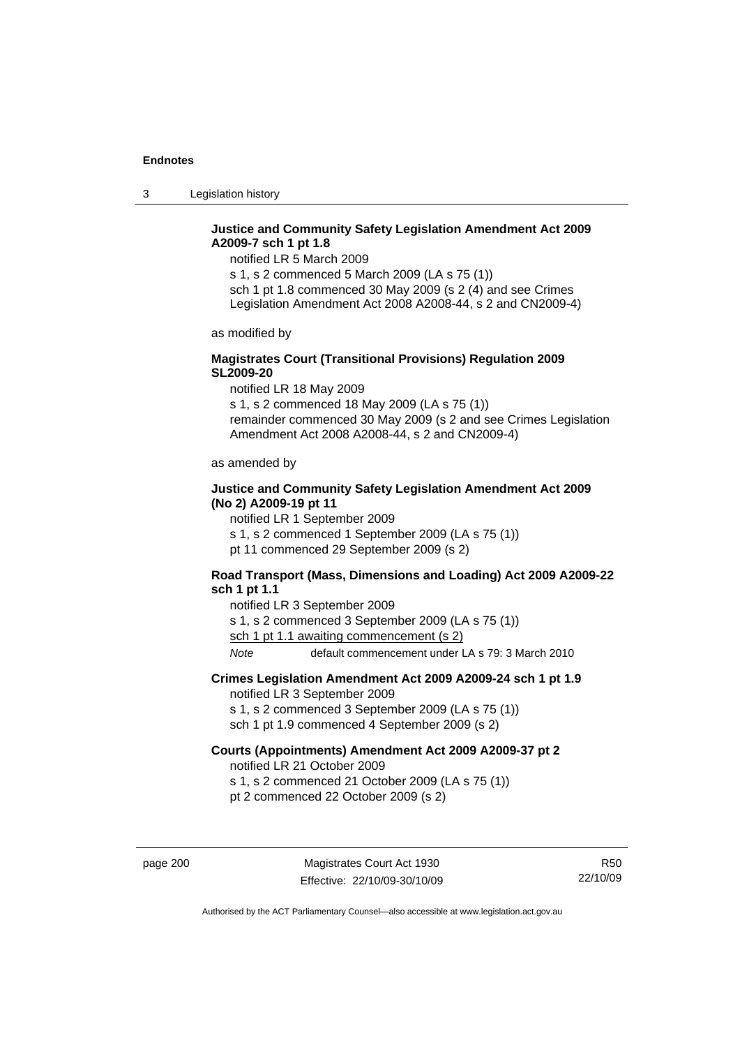**Justice and Community Safety Legislation Amendment Act 2009 A2009-7 sch 1 pt 1.8**

notified LR 5 March 2009

s 1, s 2 commenced 5 March 2009 (LA s 75 (1))

sch 1 pt 1.8 commenced 30 May 2009 (s 2 (4) and see Crimes Legislation Amendment Act 2008 A2008-44, s 2 and CN2009-4)

as modified by

**Magistrates Court (Transitional Provisions) Regulation 2009 SL2009-20**

notified LR 18 May 2009

s 1, s 2 commenced 18 May 2009 (LA s 75 (1))

remainder commenced 30 May 2009 (s 2 and see Crimes Legislation Amendment Act 2008 A2008-44, s 2 and CN2009-4)

as amended by

**Justice and Community Safety Legislation Amendment Act 2009 (No 2) A2009-19 pt 11**

notified LR 1 September 2009

s 1, s 2 commenced 1 September 2009 (LA s 75 (1))

pt 11 commenced 29 September 2009 (s 2)

**Road Transport (Mass, Dimensions and Loading) Act 2009 A2009-22 sch 1 pt 1.1**

notified LR 3 September 2009

s 1, s 2 commenced 3 September 2009 (LA s 75 (1))

sch 1 pt 1.1 awaiting commencement (s 2)

*Note* default commencement under LA s 79: 3 March 2010

**Crimes Legislation Amendment Act 2009 A2009-24 sch 1 pt 1.9**

notified LR 3 September 2009

s 1, s 2 commenced 3 September 2009 (LA s 75 (1))

sch 1 pt 1.9 commenced 4 September 2009 (s 2)

**Courts (Appointments) Amendment Act 2009 A2009-37 pt 2**

notified LR 21 October 2009

s 1, s 2 commenced 21 October 2009 (LA s 75 (1))

pt 2 commenced 22 October 2009 (s 2)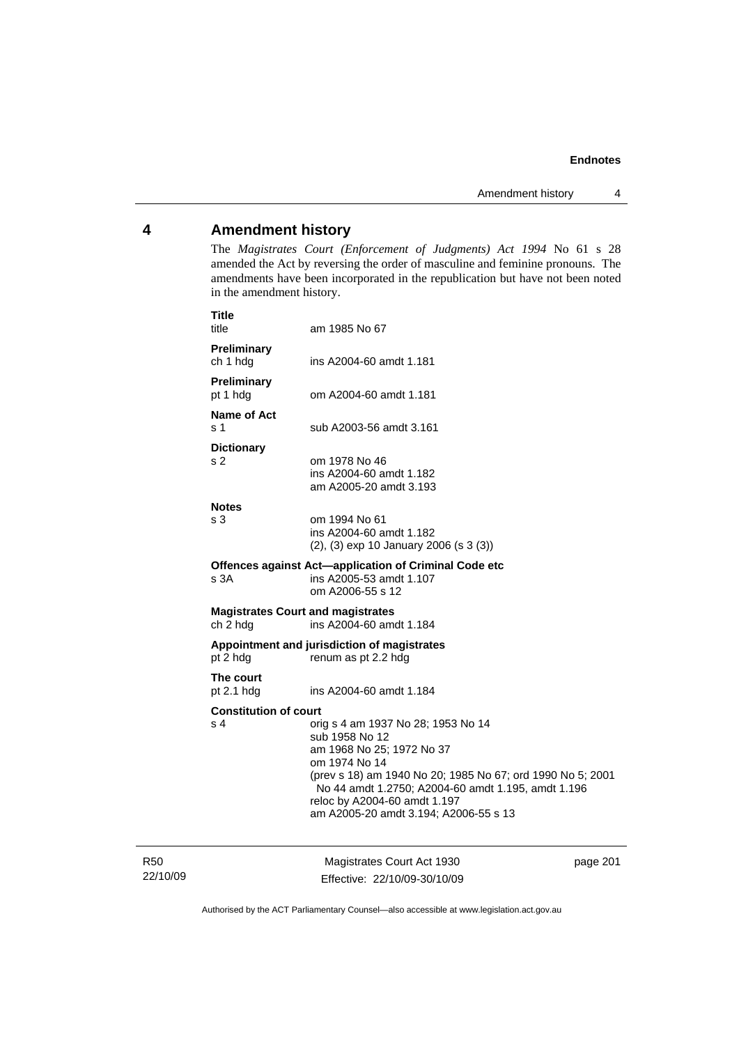## 4 Amendment history

The *Magistrates Court (Enforcement of Judgments) Act 1994* No 61 s 28 amended the Act by reversing the order of masculine and feminine pronouns. The amendments have been incorporated in the republication but have not been noted in the amendment history.

**Title**
title — am 1985 No 67

**Preliminary**
ch 1 hdg — ins A2004-60 amdt 1.181

**Preliminary**
pt 1 hdg — om A2004-60 amdt 1.181

**Name of Act**
s 1 — sub A2003-56 amdt 3.161

**Dictionary**
s 2 — om 1978 No 46
ins A2004-60 amdt 1.182
am A2005-20 amdt 3.193

**Notes**
s 3 — om 1994 No 61
ins A2004-60 amdt 1.182
(2), (3) exp 10 January 2006 (s 3 (3))

**Offences against Act—application of Criminal Code etc**
s 3A — ins A2005-53 amdt 1.107
om A2006-55 s 12

**Magistrates Court and magistrates**
ch 2 hdg — ins A2004-60 amdt 1.184

**Appointment and jurisdiction of magistrates**
pt 2 hdg — renum as pt 2.2 hdg

**The court**
pt 2.1 hdg — ins A2004-60 amdt 1.184

**Constitution of court**
s 4 — orig s 4 am 1937 No 28; 1953 No 14
sub 1958 No 12
am 1968 No 25; 1972 No 37
om 1974 No 14
(prev s 18) am 1940 No 20; 1985 No 67; ord 1990 No 5; 2001 No 44 amdt 1.2750; A2004-60 amdt 1.195, amdt 1.196
reloc by A2004-60 amdt 1.197
am A2005-20 amdt 3.194; A2006-55 s 13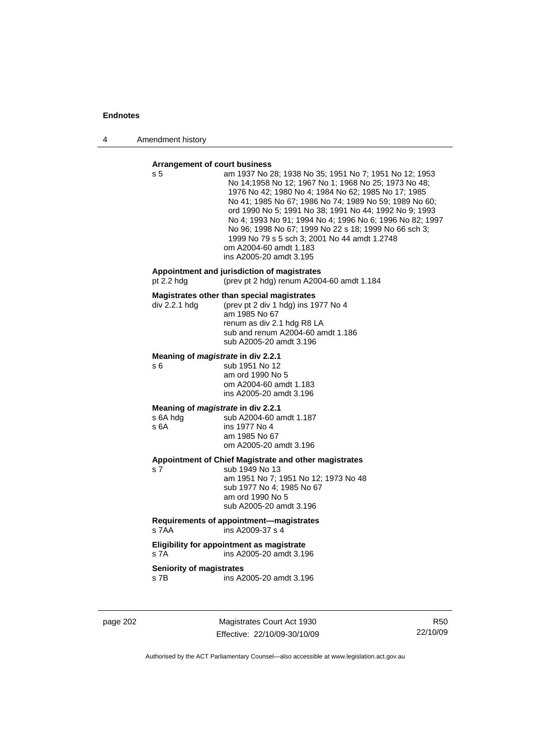**Arrangement of court business**

s 5 — am 1937 No 28; 1938 No 35; 1951 No 7; 1951 No 12; 1953 No 14;1958 No 12; 1967 No 1; 1968 No 25; 1973 No 48; 1976 No 42; 1980 No 4; 1984 No 62; 1985 No 17; 1985 No 41; 1985 No 67; 1986 No 74; 1989 No 59; 1989 No 60; ord 1990 No 5; 1991 No 38; 1991 No 44; 1992 No 9; 1993 No 4; 1993 No 91; 1994 No 4; 1996 No 6; 1996 No 82; 1997 No 96; 1998 No 67; 1999 No 22 s 18; 1999 No 66 sch 3; 1999 No 79 s 5 sch 3; 2001 No 44 amdt 1.2748
om A2004-60 amdt 1.183
ins A2005-20 amdt 3.195

**Appointment and jurisdiction of magistrates**

pt 2.2 hdg — (prev pt 2 hdg) renum A2004-60 amdt 1.184

**Magistrates other than special magistrates**

div 2.2.1 hdg — (prev pt 2 div 1 hdg) ins 1977 No 4
am 1985 No 67
renum as div 2.1 hdg R8 LA
sub and renum A2004-60 amdt 1.186
sub A2005-20 amdt 3.196

**Meaning of *magistrate* in div 2.2.1**

s 6 — sub 1951 No 12
am ord 1990 No 5
om A2004-60 amdt 1.183
ins A2005-20 amdt 3.196

**Meaning of *magistrate* in div 2.2.1**

s 6A hdg — sub A2004-60 amdt 1.187
s 6A — ins 1977 No 4
am 1985 No 67
om A2005-20 amdt 3.196

**Appointment of Chief Magistrate and other magistrates**

s 7 — sub 1949 No 13
am 1951 No 7; 1951 No 12; 1973 No 48
sub 1977 No 4; 1985 No 67
am ord 1990 No 5
sub A2005-20 amdt 3.196

**Requirements of appointment—magistrates**

s 7AA — ins A2009-37 s 4

**Eligibility for appointment as magistrate**

s 7A — ins A2005-20 amdt 3.196

**Seniority of magistrates**

s 7B — ins A2005-20 amdt 3.196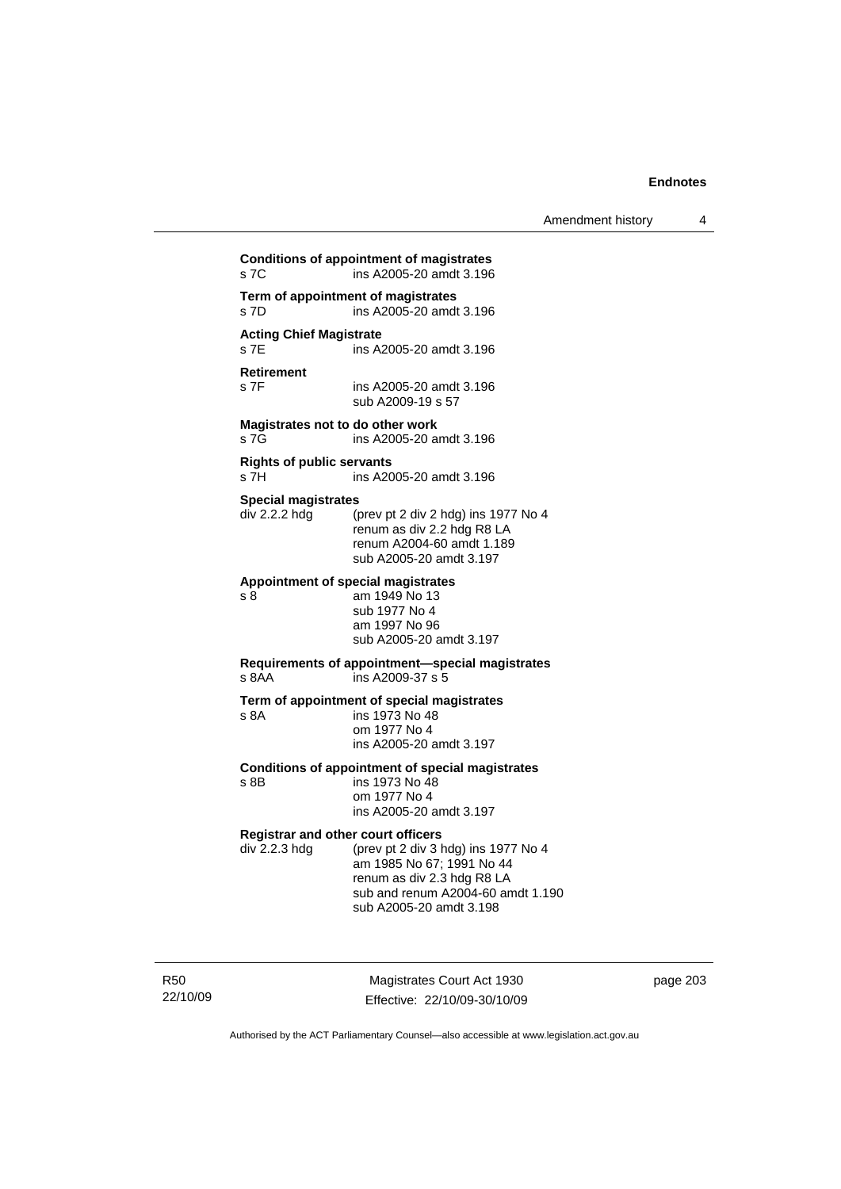**Conditions of appointment of magistrates**
s 7C ins A2005-20 amdt 3.196

**Term of appointment of magistrates**
s 7D ins A2005-20 amdt 3.196

**Acting Chief Magistrate**
s 7E ins A2005-20 amdt 3.196

**Retirement**
s 7F ins A2005-20 amdt 3.196
sub A2009-19 s 57

**Magistrates not to do other work**
s 7G ins A2005-20 amdt 3.196

**Rights of public servants**
s 7H ins A2005-20 amdt 3.196

**Special magistrates**
div 2.2.2 hdg (prev pt 2 div 2 hdg) ins 1977 No 4
renum as div 2.2 hdg R8 LA
renum A2004-60 amdt 1.189
sub A2005-20 amdt 3.197

**Appointment of special magistrates**
s 8 am 1949 No 13
sub 1977 No 4
am 1997 No 96
sub A2005-20 amdt 3.197

**Requirements of appointment—special magistrates**
s 8AA ins A2009-37 s 5

**Term of appointment of special magistrates**
s 8A ins 1973 No 48
om 1977 No 4
ins A2005-20 amdt 3.197

**Conditions of appointment of special magistrates**
s 8B ins 1973 No 48
om 1977 No 4
ins A2005-20 amdt 3.197

**Registrar and other court officers**
div 2.2.3 hdg (prev pt 2 div 3 hdg) ins 1977 No 4
am 1985 No 67; 1991 No 44
renum as div 2.3 hdg R8 LA
sub and renum A2004-60 amdt 1.190
sub A2005-20 amdt 3.198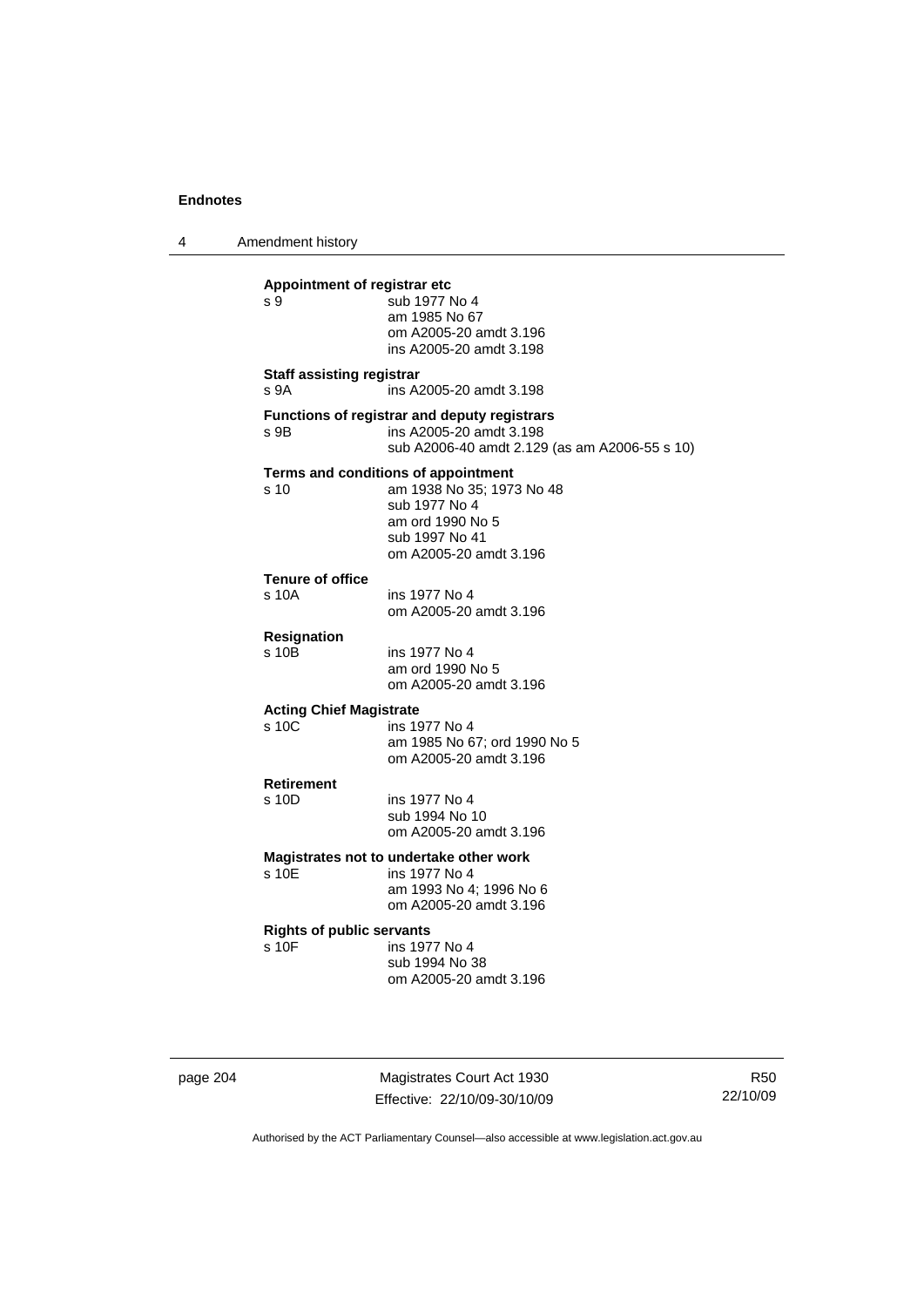**Appointment of registrar etc**

s 9 sub 1977 No 4
am 1985 No 67
om A2005-20 amdt 3.196
ins A2005-20 amdt 3.198

**Staff assisting registrar**

s 9A ins A2005-20 amdt 3.198

**Functions of registrar and deputy registrars**

s 9B ins A2005-20 amdt 3.198
sub A2006-40 amdt 2.129 (as am A2006-55 s 10)

**Terms and conditions of appointment**

s 10 am 1938 No 35; 1973 No 48
sub 1977 No 4
am ord 1990 No 5
sub 1997 No 41
om A2005-20 amdt 3.196

**Tenure of office**

s 10A ins 1977 No 4
om A2005-20 amdt 3.196

**Resignation**

s 10B ins 1977 No 4
am ord 1990 No 5
om A2005-20 amdt 3.196

**Acting Chief Magistrate**

s 10C ins 1977 No 4
am 1985 No 67; ord 1990 No 5
om A2005-20 amdt 3.196

**Retirement**

s 10D ins 1977 No 4
sub 1994 No 10
om A2005-20 amdt 3.196

**Magistrates not to undertake other work**

s 10E ins 1977 No 4
am 1993 No 4; 1996 No 6
om A2005-20 amdt 3.196

**Rights of public servants**

s 10F ins 1977 No 4
sub 1994 No 38
om A2005-20 amdt 3.196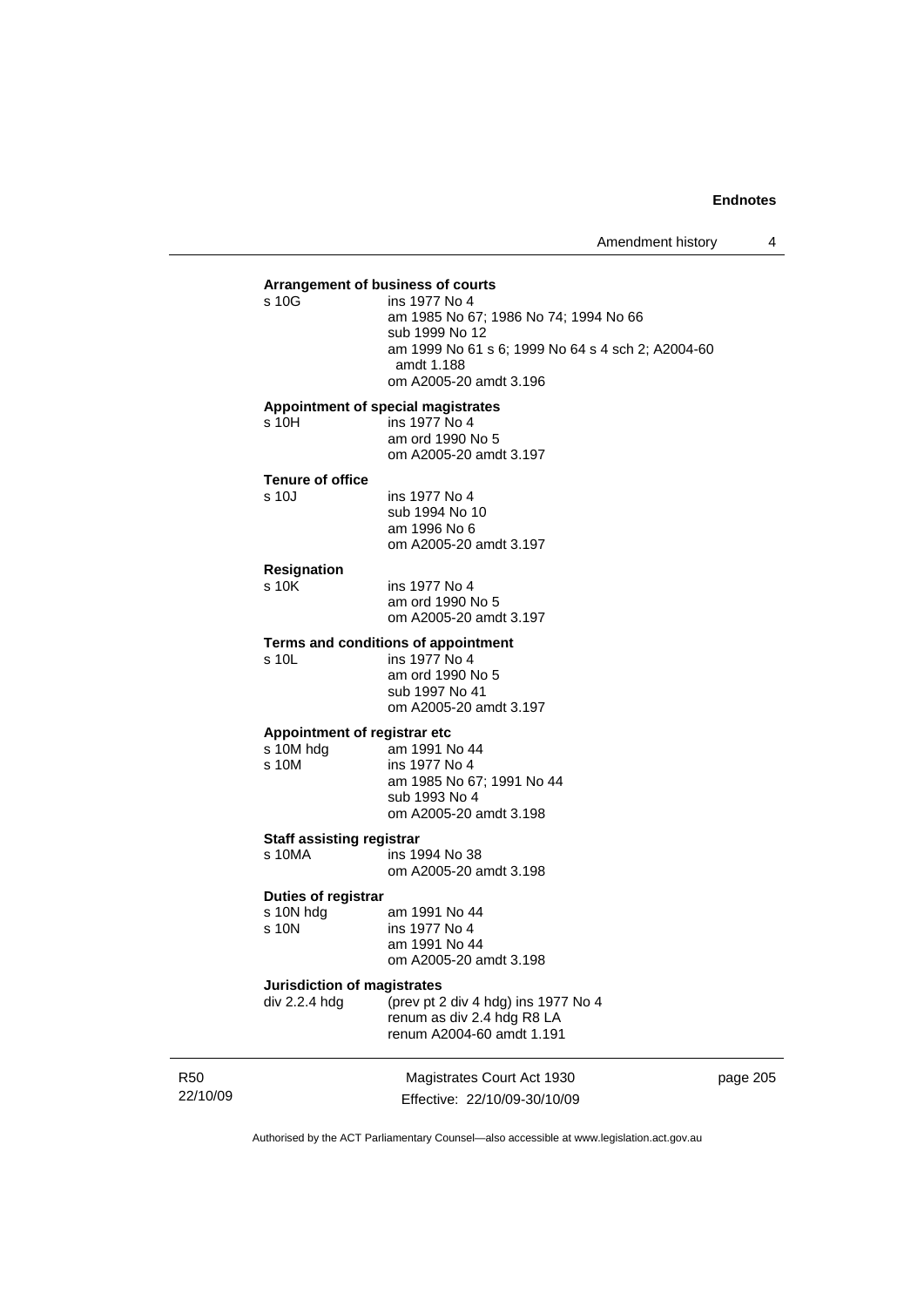**Arrangement of business of courts**

s 10G ins 1977 No 4
am 1985 No 67; 1986 No 74; 1994 No 66
sub 1999 No 12
am 1999 No 61 s 6; 1999 No 64 s 4 sch 2; A2004-60 amdt 1.188
om A2005-20 amdt 3.196

**Appointment of special magistrates**

s 10H ins 1977 No 4
am ord 1990 No 5
om A2005-20 amdt 3.197

**Tenure of office**

s 10J ins 1977 No 4
sub 1994 No 10
am 1996 No 6
om A2005-20 amdt 3.197

**Resignation**

s 10K ins 1977 No 4
am ord 1990 No 5
om A2005-20 amdt 3.197

**Terms and conditions of appointment**

s 10L ins 1977 No 4
am ord 1990 No 5
sub 1997 No 41
om A2005-20 amdt 3.197

**Appointment of registrar etc**

s 10M hdg am 1991 No 44
s 10M ins 1977 No 4
am 1985 No 67; 1991 No 44
sub 1993 No 4
om A2005-20 amdt 3.198

**Staff assisting registrar**

s 10MA ins 1994 No 38
om A2005-20 amdt 3.198

**Duties of registrar**

s 10N hdg am 1991 No 44
s 10N ins 1977 No 4
am 1991 No 44
om A2005-20 amdt 3.198

**Jurisdiction of magistrates**

div 2.2.4 hdg (prev pt 2 div 4 hdg) ins 1977 No 4
renum as div 2.4 hdg R8 LA
renum A2004-60 amdt 1.191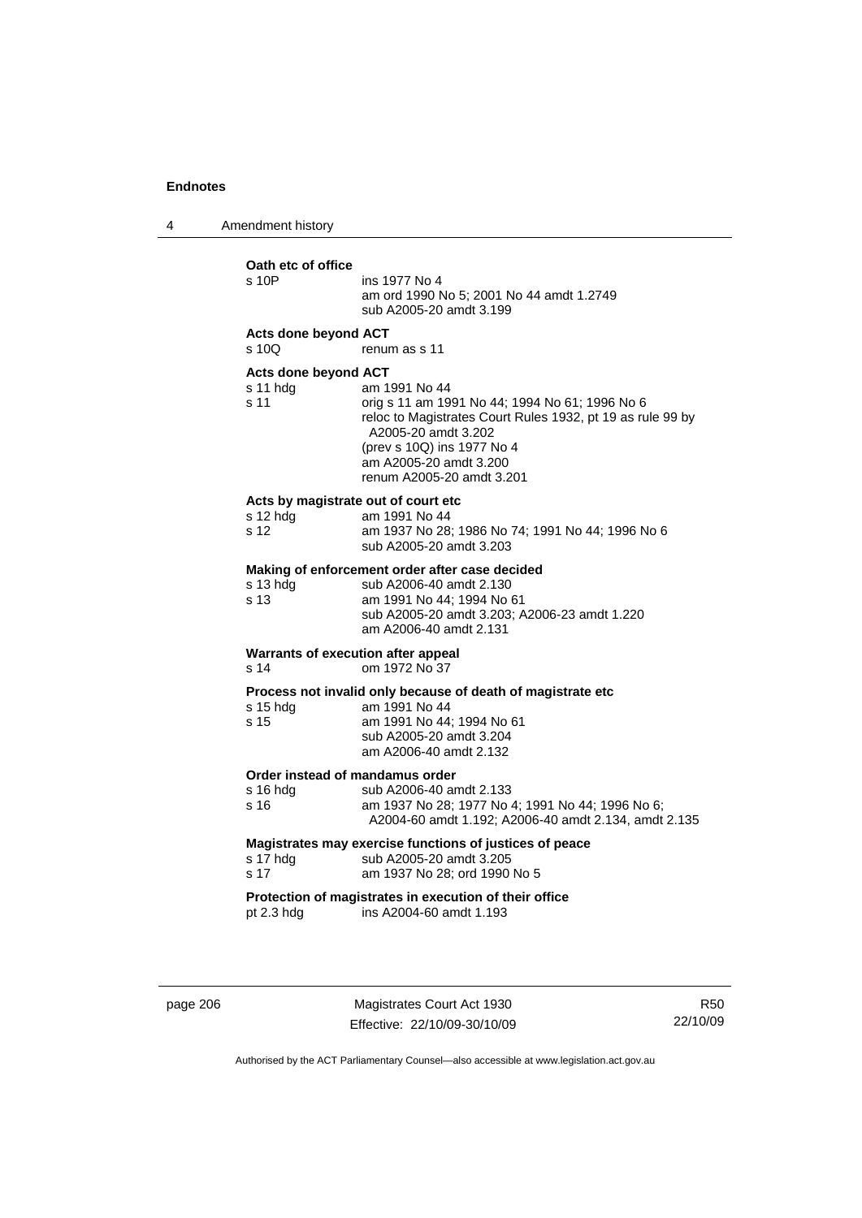**Oath etc of office**

s 10P ins 1977 No 4
am ord 1990 No 5; 2001 No 44 amdt 1.2749
sub A2005-20 amdt 3.199

**Acts done beyond ACT**

s 10Q renum as s 11

**Acts done beyond ACT**

s 11 hdg am 1991 No 44
s 11 orig s 11 am 1991 No 44; 1994 No 61; 1996 No 6
reloc to Magistrates Court Rules 1932, pt 19 as rule 99 by A2005-20 amdt 3.202
(prev s 10Q) ins 1977 No 4
am A2005-20 amdt 3.200
renum A2005-20 amdt 3.201

**Acts by magistrate out of court etc**

s 12 hdg am 1991 No 44
s 12 am 1937 No 28; 1986 No 74; 1991 No 44; 1996 No 6
sub A2005-20 amdt 3.203

**Making of enforcement order after case decided**

s 13 hdg sub A2006-40 amdt 2.130
s 13 am 1991 No 44; 1994 No 61
sub A2005-20 amdt 3.203; A2006-23 amdt 1.220
am A2006-40 amdt 2.131

**Warrants of execution after appeal**

s 14 om 1972 No 37

**Process not invalid only because of death of magistrate etc**

s 15 hdg am 1991 No 44
s 15 am 1991 No 44; 1994 No 61
sub A2005-20 amdt 3.204
am A2006-40 amdt 2.132

**Order instead of mandamus order**

s 16 hdg sub A2006-40 amdt 2.133
s 16 am 1937 No 28; 1977 No 4; 1991 No 44; 1996 No 6; A2004-60 amdt 1.192; A2006-40 amdt 2.134, amdt 2.135

**Magistrates may exercise functions of justices of peace**

s 17 hdg sub A2005-20 amdt 3.205
s 17 am 1937 No 28; ord 1990 No 5

**Protection of magistrates in execution of their office**

pt 2.3 hdg ins A2004-60 amdt 1.193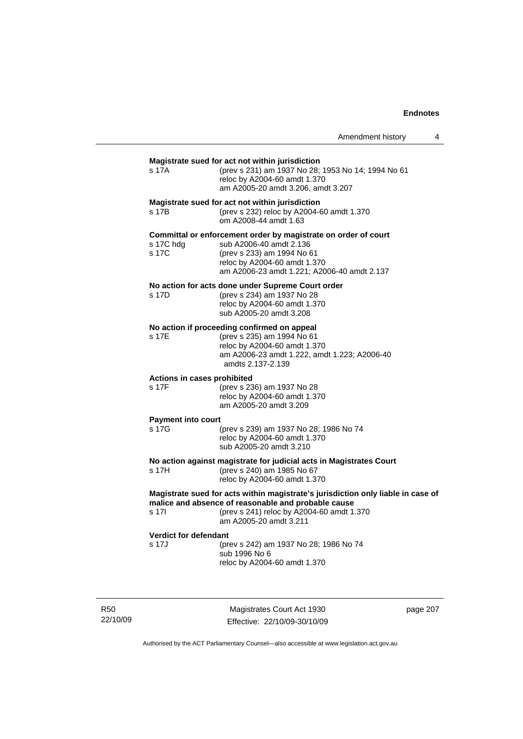**Magistrate sued for act not within jurisdiction**

| | |
|---|---|
| s 17A | (prev s 231) am 1937 No 28; 1953 No 14; 1994 No 61<br>reloc by A2004-60 amdt 1.370<br>am A2005-20 amdt 3.206, amdt 3.207 |

**Magistrate sued for act not within jurisdiction**

| | |
|---|---|
| s 17B | (prev s 232) reloc by A2004-60 amdt 1.370<br>om A2008-44 amdt 1.63 |

**Committal or enforcement order by magistrate on order of court**

| | |
|---|---|
| s 17C hdg | sub A2006-40 amdt 2.136 |
| s 17C | (prev s 233) am 1994 No 61<br>reloc by A2004-60 amdt 1.370<br>am A2006-23 amdt 1.221; A2006-40 amdt 2.137 |

**No action for acts done under Supreme Court order**

| | |
|---|---|
| s 17D | (prev s 234) am 1937 No 28<br>reloc by A2004-60 amdt 1.370<br>sub A2005-20 amdt 3.208 |

**No action if proceeding confirmed on appeal**

| | |
|---|---|
| s 17E | (prev s 235) am 1994 No 61<br>reloc by A2004-60 amdt 1.370<br>am A2006-23 amdt 1.222, amdt 1.223; A2006-40 amdts 2.137-2.139 |

**Actions in cases prohibited**

| | |
|---|---|
| s 17F | (prev s 236) am 1937 No 28<br>reloc by A2004-60 amdt 1.370<br>am A2005-20 amdt 3.209 |

**Payment into court**

| | |
|---|---|
| s 17G | (prev s 239) am 1937 No 28; 1986 No 74<br>reloc by A2004-60 amdt 1.370<br>sub A2005-20 amdt 3.210 |

**No action against magistrate for judicial acts in Magistrates Court**

| | |
|---|---|
| s 17H | (prev s 240) am 1985 No 67<br>reloc by A2004-60 amdt 1.370 |

**Magistrate sued for acts within magistrate's jurisdiction only liable in case of malice and absence of reasonable and probable cause**

| | |
|---|---|
| s 17I | (prev s 241) reloc by A2004-60 amdt 1.370<br>am A2005-20 amdt 3.211 |

**Verdict for defendant**

| | |
|---|---|
| s 17J | (prev s 242) am 1937 No 28; 1986 No 74<br>sub 1996 No 6<br>reloc by A2004-60 amdt 1.370 |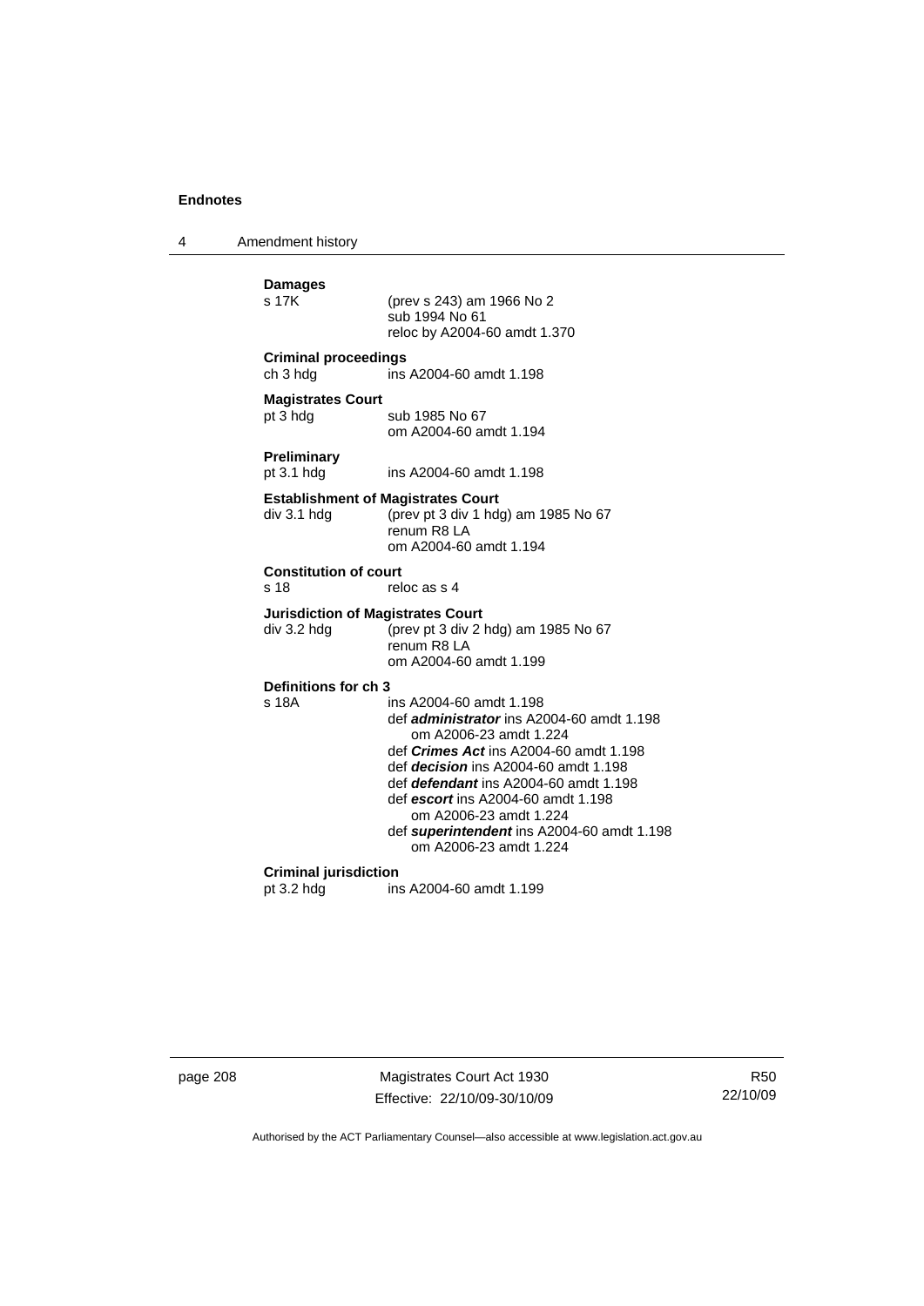**Damages**

s 17K (prev s 243) am 1966 No 2
sub 1994 No 61
reloc by A2004-60 amdt 1.370

**Criminal proceedings**

ch 3 hdg ins A2004-60 amdt 1.198

**Magistrates Court**

pt 3 hdg sub 1985 No 67
om A2004-60 amdt 1.194

**Preliminary**

pt 3.1 hdg ins A2004-60 amdt 1.198

**Establishment of Magistrates Court**

div 3.1 hdg (prev pt 3 div 1 hdg) am 1985 No 67
renum R8 LA
om A2004-60 amdt 1.194

**Constitution of court**

s 18 reloc as s 4

**Jurisdiction of Magistrates Court**

div 3.2 hdg (prev pt 3 div 2 hdg) am 1985 No 67
renum R8 LA
om A2004-60 amdt 1.199

**Definitions for ch 3**

s 18A ins A2004-60 amdt 1.198
def ***administrator*** ins A2004-60 amdt 1.198
om A2006-23 amdt 1.224
def ***Crimes Act*** ins A2004-60 amdt 1.198
def ***decision*** ins A2004-60 amdt 1.198
def ***defendant*** ins A2004-60 amdt 1.198
def ***escort*** ins A2004-60 amdt 1.198
om A2006-23 amdt 1.224
def ***superintendent*** ins A2004-60 amdt 1.198
om A2006-23 amdt 1.224

**Criminal jurisdiction**

pt 3.2 hdg ins A2004-60 amdt 1.199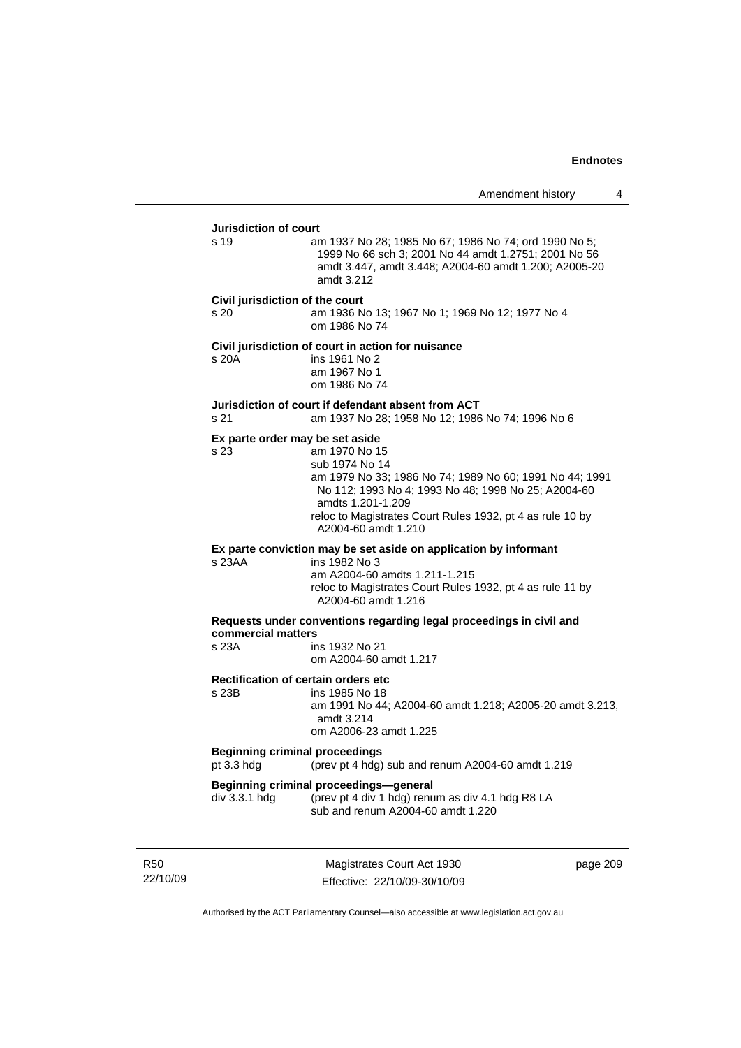**Jurisdiction of court**

s 19 am 1937 No 28; 1985 No 67; 1986 No 74; ord 1990 No 5; 1999 No 66 sch 3; 2001 No 44 amdt 1.2751; 2001 No 56 amdt 3.447, amdt 3.448; A2004-60 amdt 1.200; A2005-20 amdt 3.212

**Civil jurisdiction of the court**

s 20 am 1936 No 13; 1967 No 1; 1969 No 12; 1977 No 4
om 1986 No 74

**Civil jurisdiction of court in action for nuisance**

s 20A ins 1961 No 2
am 1967 No 1
om 1986 No 74

**Jurisdiction of court if defendant absent from ACT**

s 21 am 1937 No 28; 1958 No 12; 1986 No 74; 1996 No 6

**Ex parte order may be set aside**

s 23 am 1970 No 15
sub 1974 No 14
am 1979 No 33; 1986 No 74; 1989 No 60; 1991 No 44; 1991 No 112; 1993 No 4; 1993 No 48; 1998 No 25; A2004-60 amdts 1.201-1.209
reloc to Magistrates Court Rules 1932, pt 4 as rule 10 by A2004-60 amdt 1.210

**Ex parte conviction may be set aside on application by informant**

s 23AA ins 1982 No 3
am A2004-60 amdts 1.211-1.215
reloc to Magistrates Court Rules 1932, pt 4 as rule 11 by A2004-60 amdt 1.216

**Requests under conventions regarding legal proceedings in civil and commercial matters**

s 23A ins 1932 No 21
om A2004-60 amdt 1.217

**Rectification of certain orders etc**

s 23B ins 1985 No 18
am 1991 No 44; A2004-60 amdt 1.218; A2005-20 amdt 3.213, amdt 3.214
om A2006-23 amdt 1.225

**Beginning criminal proceedings**

pt 3.3 hdg (prev pt 4 hdg) sub and renum A2004-60 amdt 1.219

**Beginning criminal proceedings—general**

div 3.3.1 hdg (prev pt 4 div 1 hdg) renum as div 4.1 hdg R8 LA
sub and renum A2004-60 amdt 1.220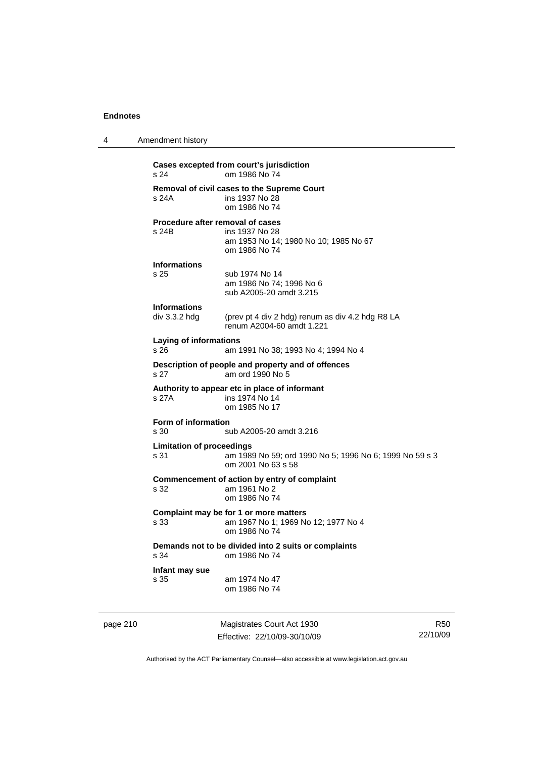**Cases excepted from court's jurisdiction**
s 24 om 1986 No 74

**Removal of civil cases to the Supreme Court**
s 24A ins 1937 No 28
om 1986 No 74

**Procedure after removal of cases**
s 24B ins 1937 No 28
am 1953 No 14; 1980 No 10; 1985 No 67
om 1986 No 74

**Informations**
s 25 sub 1974 No 14
am 1986 No 74; 1996 No 6
sub A2005-20 amdt 3.215

**Informations**
div 3.3.2 hdg (prev pt 4 div 2 hdg) renum as div 4.2 hdg R8 LA
renum A2004-60 amdt 1.221

**Laying of informations**
s 26 am 1991 No 38; 1993 No 4; 1994 No 4

**Description of people and property and of offences**
s 27 am ord 1990 No 5

**Authority to appear etc in place of informant**
s 27A ins 1974 No 14
om 1985 No 17

**Form of information**
s 30 sub A2005-20 amdt 3.216

**Limitation of proceedings**
s 31 am 1989 No 59; ord 1990 No 5; 1996 No 6; 1999 No 59 s 3
om 2001 No 63 s 58

**Commencement of action by entry of complaint**
s 32 am 1961 No 2
om 1986 No 74

**Complaint may be for 1 or more matters**
s 33 am 1967 No 1; 1969 No 12; 1977 No 4
om 1986 No 74

**Demands not to be divided into 2 suits or complaints**
s 34 om 1986 No 74

**Infant may sue**
s 35 am 1974 No 47
om 1986 No 74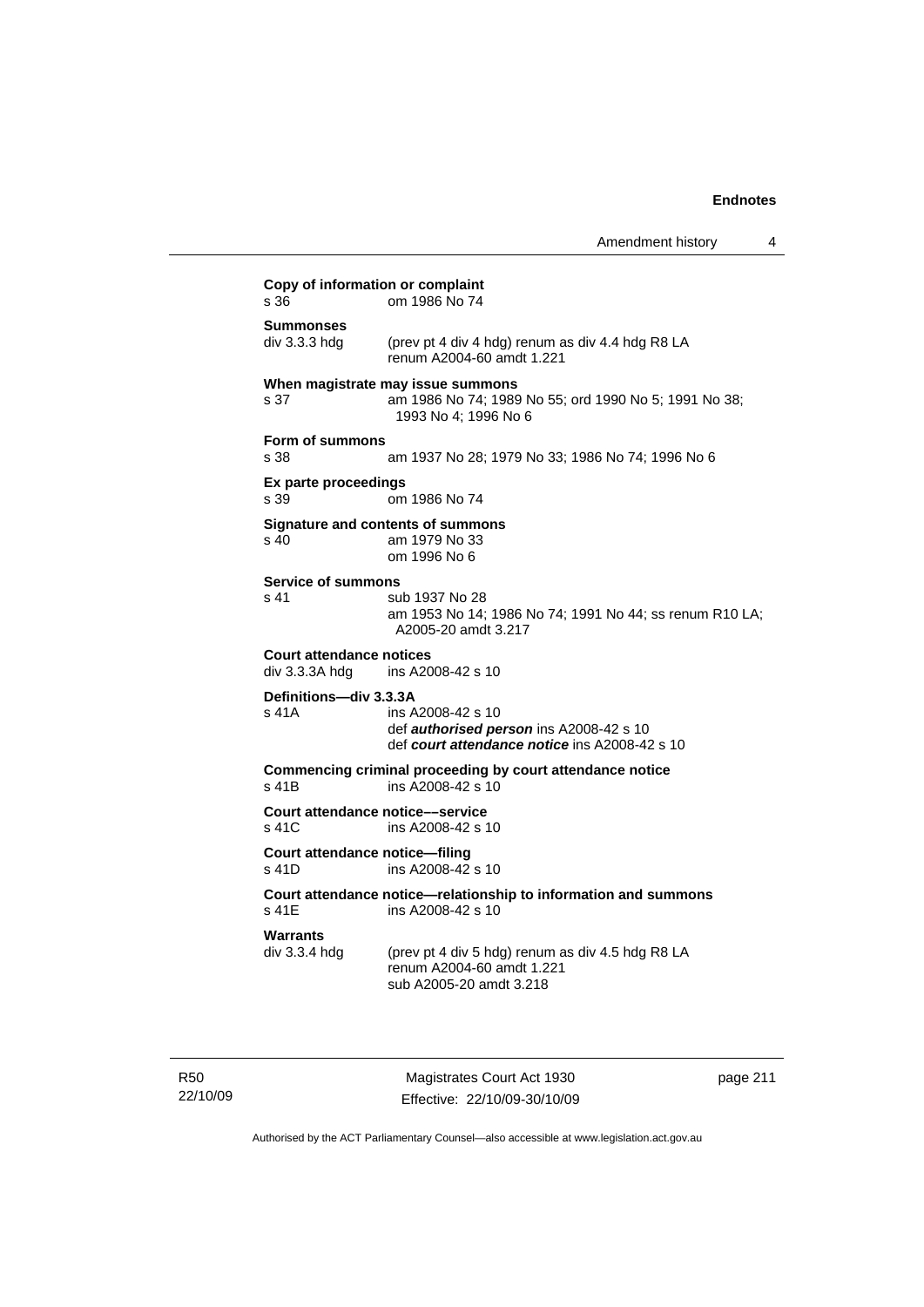**Copy of information or complaint**
s 36 om 1986 No 74

**Summonses**
div 3.3.3 hdg (prev pt 4 div 4 hdg) renum as div 4.4 hdg R8 LA
renum A2004-60 amdt 1.221

**When magistrate may issue summons**
s 37 am 1986 No 74; 1989 No 55; ord 1990 No 5; 1991 No 38; 1993 No 4; 1996 No 6

**Form of summons**
s 38 am 1937 No 28; 1979 No 33; 1986 No 74; 1996 No 6

**Ex parte proceedings**
s 39 om 1986 No 74

**Signature and contents of summons**
s 40 am 1979 No 33
om 1996 No 6

**Service of summons**
s 41 sub 1937 No 28
am 1953 No 14; 1986 No 74; 1991 No 44; ss renum R10 LA; A2005-20 amdt 3.217

**Court attendance notices**
div 3.3.3A hdg ins A2008-42 s 10

**Definitions—div 3.3.3A**
s 41A ins A2008-42 s 10
def ***authorised person*** ins A2008-42 s 10
def ***court attendance notice*** ins A2008-42 s 10

**Commencing criminal proceeding by court attendance notice**
s 41B ins A2008-42 s 10

**Court attendance notice––service**
s 41C ins A2008-42 s 10

**Court attendance notice—filing**
s 41D ins A2008-42 s 10

**Court attendance notice—relationship to information and summons**
s 41E ins A2008-42 s 10

**Warrants**
div 3.3.4 hdg (prev pt 4 div 5 hdg) renum as div 4.5 hdg R8 LA
renum A2004-60 amdt 1.221
sub A2005-20 amdt 3.218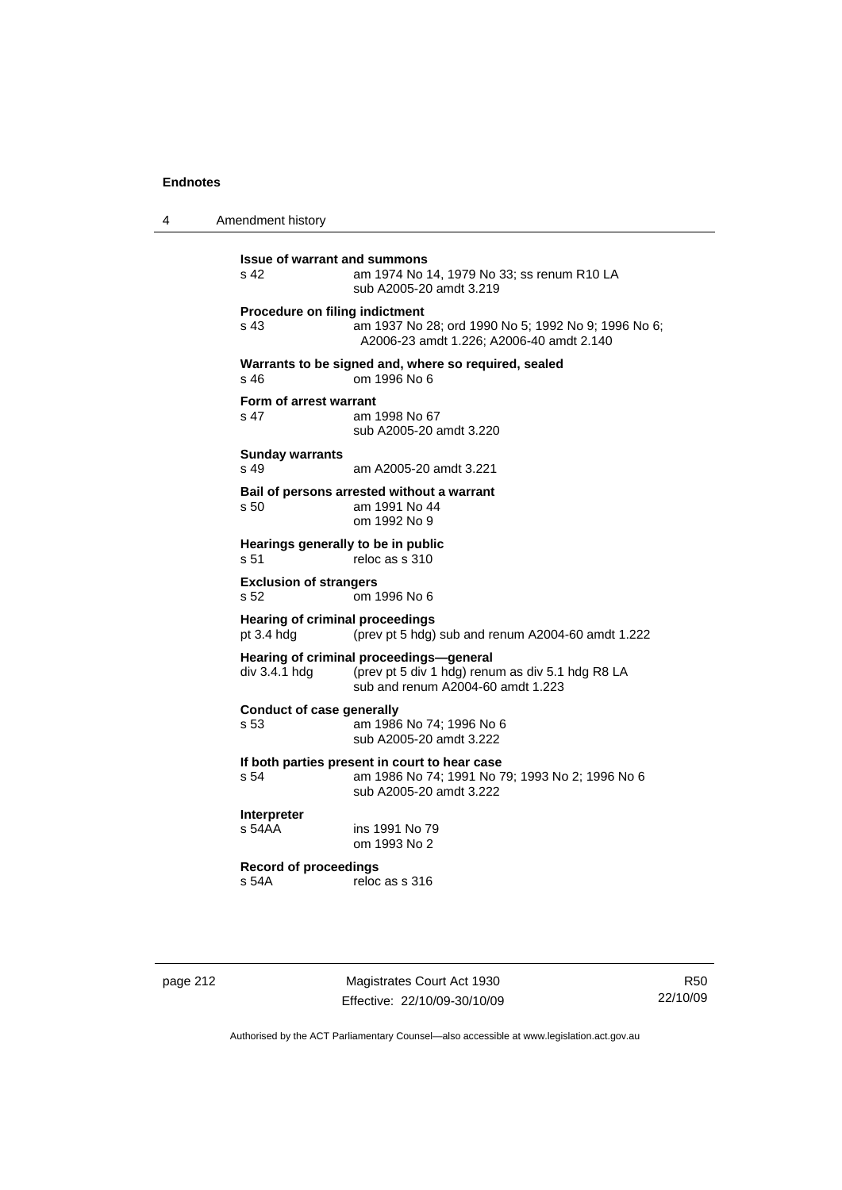**Issue of warrant and summons**
s 42 am 1974 No 14, 1979 No 33; ss renum R10 LA
sub A2005-20 amdt 3.219

**Procedure on filing indictment**
s 43 am 1937 No 28; ord 1990 No 5; 1992 No 9; 1996 No 6; A2006-23 amdt 1.226; A2006-40 amdt 2.140

**Warrants to be signed and, where so required, sealed**
s 46 om 1996 No 6

**Form of arrest warrant**
s 47 am 1998 No 67
sub A2005-20 amdt 3.220

**Sunday warrants**
s 49 am A2005-20 amdt 3.221

**Bail of persons arrested without a warrant**
s 50 am 1991 No 44
om 1992 No 9

**Hearings generally to be in public**
s 51 reloc as s 310

**Exclusion of strangers**
s 52 om 1996 No 6

**Hearing of criminal proceedings**
pt 3.4 hdg (prev pt 5 hdg) sub and renum A2004-60 amdt 1.222

**Hearing of criminal proceedings—general**
div 3.4.1 hdg (prev pt 5 div 1 hdg) renum as div 5.1 hdg R8 LA
sub and renum A2004-60 amdt 1.223

**Conduct of case generally**
s 53 am 1986 No 74; 1996 No 6
sub A2005-20 amdt 3.222

**If both parties present in court to hear case**
s 54 am 1986 No 74; 1991 No 79; 1993 No 2; 1996 No 6
sub A2005-20 amdt 3.222

**Interpreter**
s 54AA ins 1991 No 79
om 1993 No 2

**Record of proceedings**
s 54A reloc as s 316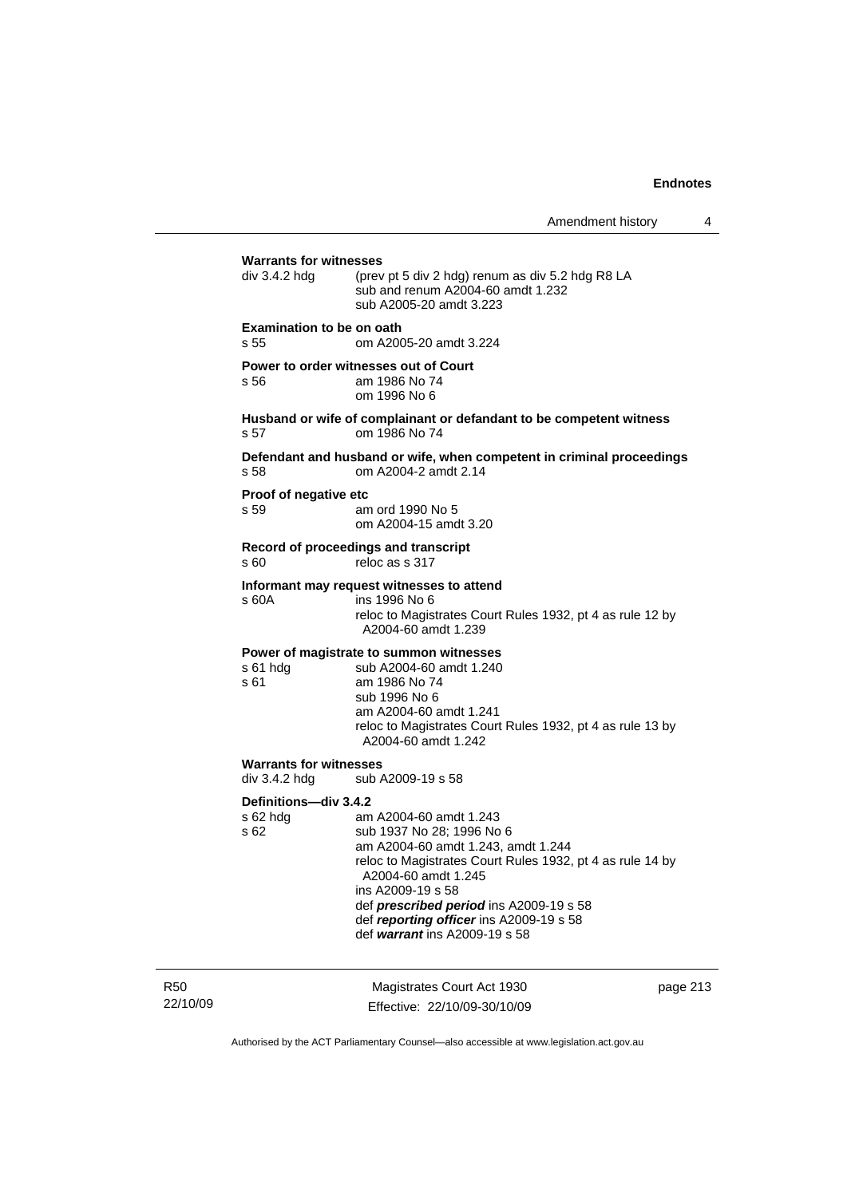**Warrants for witnesses**

div 3.4.2 hdg (prev pt 5 div 2 hdg) renum as div 5.2 hdg R8 LA
sub and renum A2004-60 amdt 1.232
sub A2005-20 amdt 3.223

**Examination to be on oath**

s 55 om A2005-20 amdt 3.224

**Power to order witnesses out of Court**

s 56 am 1986 No 74
om 1996 No 6

**Husband or wife of complainant or defandant to be competent witness**

s 57 om 1986 No 74

**Defendant and husband or wife, when competent in criminal proceedings**

s 58 om A2004-2 amdt 2.14

**Proof of negative etc**

s 59 am ord 1990 No 5
om A2004-15 amdt 3.20

**Record of proceedings and transcript**

s 60 reloc as s 317

**Informant may request witnesses to attend**

s 60A ins 1996 No 6
reloc to Magistrates Court Rules 1932, pt 4 as rule 12 by A2004-60 amdt 1.239

**Power of magistrate to summon witnesses**

s 61 hdg sub A2004-60 amdt 1.240
s 61 am 1986 No 74
sub 1996 No 6
am A2004-60 amdt 1.241
reloc to Magistrates Court Rules 1932, pt 4 as rule 13 by A2004-60 amdt 1.242

**Warrants for witnesses**

div 3.4.2 hdg sub A2009-19 s 58

**Definitions—div 3.4.2**

s 62 hdg am A2004-60 amdt 1.243
s 62 sub 1937 No 28; 1996 No 6
am A2004-60 amdt 1.243, amdt 1.244
reloc to Magistrates Court Rules 1932, pt 4 as rule 14 by A2004-60 amdt 1.245
ins A2009-19 s 58
def ***prescribed period*** ins A2009-19 s 58
def ***reporting officer*** ins A2009-19 s 58
def ***warrant*** ins A2009-19 s 58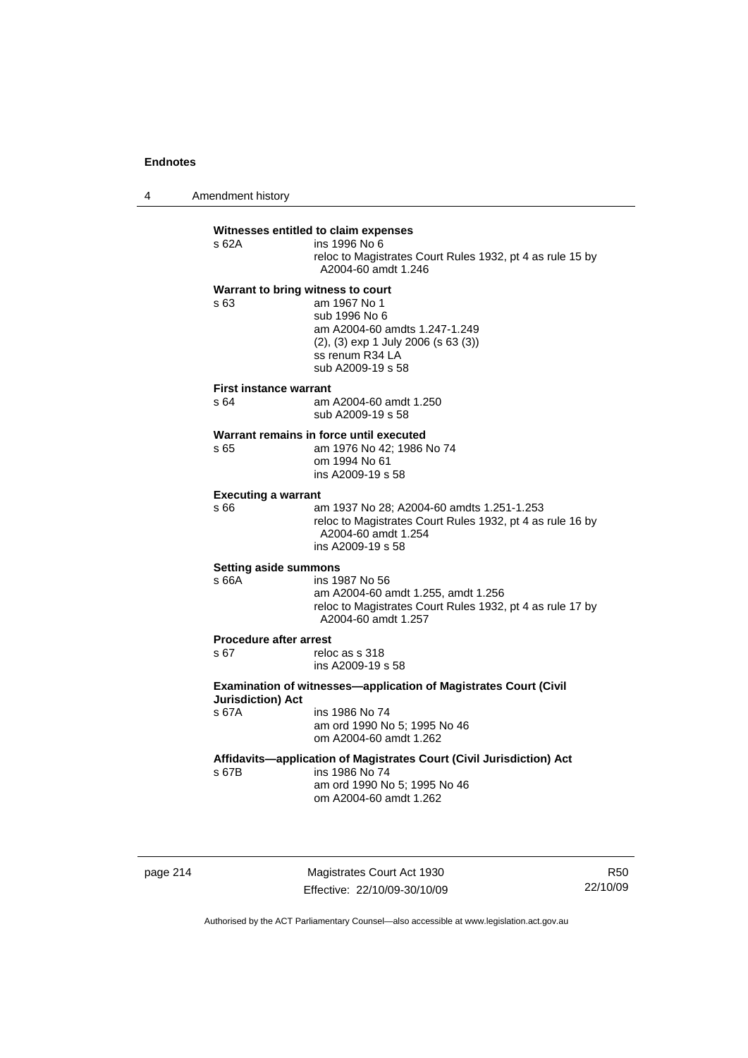**Witnesses entitled to claim expenses**

s 62A ins 1996 No 6
reloc to Magistrates Court Rules 1932, pt 4 as rule 15 by A2004-60 amdt 1.246

**Warrant to bring witness to court**

s 63 am 1967 No 1
sub 1996 No 6
am A2004-60 amdts 1.247-1.249
(2), (3) exp 1 July 2006 (s 63 (3))
ss renum R34 LA
sub A2009-19 s 58

**First instance warrant**

s 64 am A2004-60 amdt 1.250
sub A2009-19 s 58

**Warrant remains in force until executed**

s 65 am 1976 No 42; 1986 No 74
om 1994 No 61
ins A2009-19 s 58

**Executing a warrant**

s 66 am 1937 No 28; A2004-60 amdts 1.251-1.253
reloc to Magistrates Court Rules 1932, pt 4 as rule 16 by A2004-60 amdt 1.254
ins A2009-19 s 58

**Setting aside summons**

s 66A ins 1987 No 56
am A2004-60 amdt 1.255, amdt 1.256
reloc to Magistrates Court Rules 1932, pt 4 as rule 17 by A2004-60 amdt 1.257

**Procedure after arrest**

s 67 reloc as s 318
ins A2009-19 s 58

**Examination of witnesses—application of Magistrates Court (Civil Jurisdiction) Act**

s 67A ins 1986 No 74
am ord 1990 No 5; 1995 No 46
om A2004-60 amdt 1.262

**Affidavits—application of Magistrates Court (Civil Jurisdiction) Act**

s 67B ins 1986 No 74
am ord 1990 No 5; 1995 No 46
om A2004-60 amdt 1.262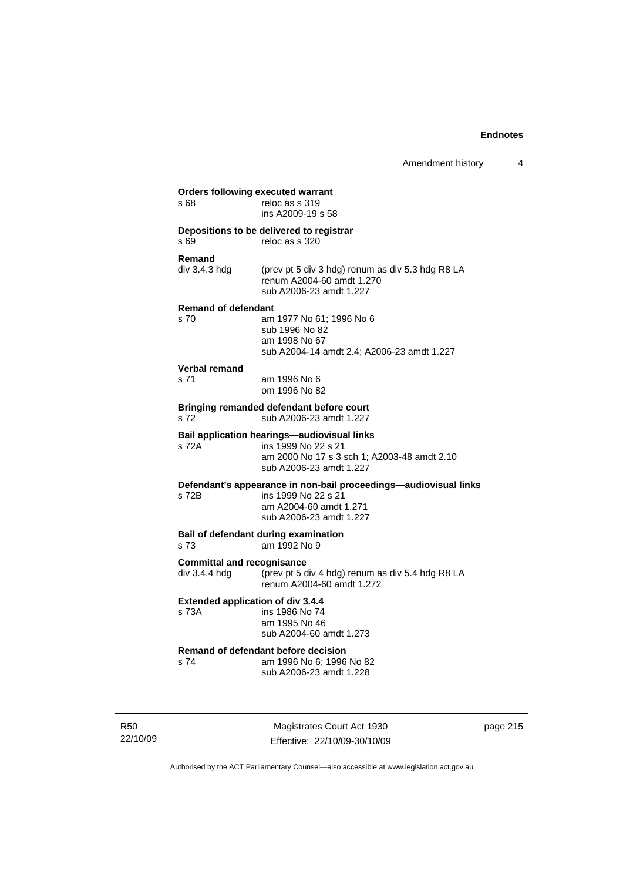**Orders following executed warrant**

s 68 reloc as s 319
ins A2009-19 s 58

**Depositions to be delivered to registrar**

s 69 reloc as s 320

**Remand**

div 3.4.3 hdg (prev pt 5 div 3 hdg) renum as div 5.3 hdg R8 LA
renum A2004-60 amdt 1.270
sub A2006-23 amdt 1.227

**Remand of defendant**

s 70 am 1977 No 61; 1996 No 6
sub 1996 No 82
am 1998 No 67
sub A2004-14 amdt 2.4; A2006-23 amdt 1.227

**Verbal remand**

s 71 am 1996 No 6
om 1996 No 82

**Bringing remanded defendant before court**

s 72 sub A2006-23 amdt 1.227

**Bail application hearings—audiovisual links**

s 72A ins 1999 No 22 s 21
am 2000 No 17 s 3 sch 1; A2003-48 amdt 2.10
sub A2006-23 amdt 1.227

**Defendant's appearance in non-bail proceedings—audiovisual links**

s 72B ins 1999 No 22 s 21
am A2004-60 amdt 1.271
sub A2006-23 amdt 1.227

**Bail of defendant during examination**

s 73 am 1992 No 9

**Committal and recognisance**

div 3.4.4 hdg (prev pt 5 div 4 hdg) renum as div 5.4 hdg R8 LA
renum A2004-60 amdt 1.272

**Extended application of div 3.4.4**

s 73A ins 1986 No 74
am 1995 No 46
sub A2004-60 amdt 1.273

**Remand of defendant before decision**

s 74 am 1996 No 6; 1996 No 82
sub A2006-23 amdt 1.228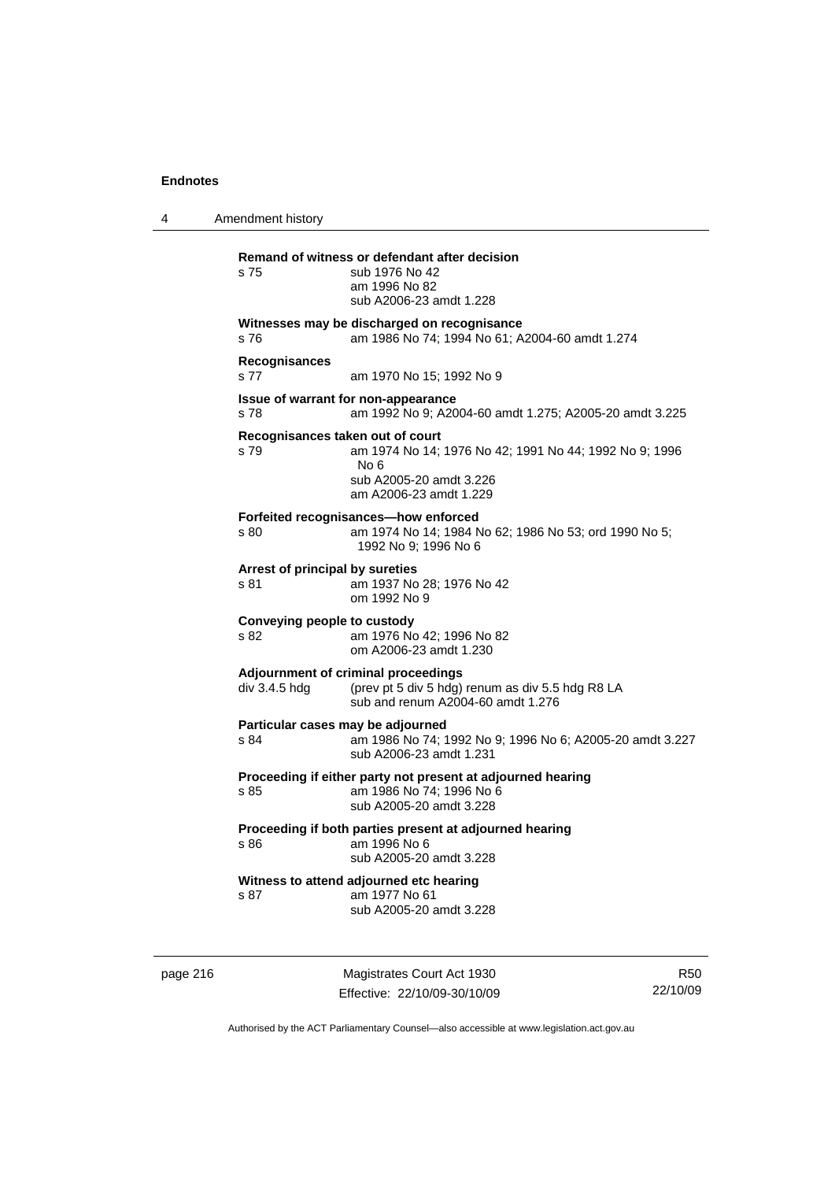**Remand of witness or defendant after decision**

s 75 — sub 1976 No 42
am 1996 No 82
sub A2006-23 amdt 1.228

**Witnesses may be discharged on recognisance**

s 76 — am 1986 No 74; 1994 No 61; A2004-60 amdt 1.274

**Recognisances**

s 77 — am 1970 No 15; 1992 No 9

**Issue of warrant for non-appearance**

s 78 — am 1992 No 9; A2004-60 amdt 1.275; A2005-20 amdt 3.225

**Recognisances taken out of court**

s 79 — am 1974 No 14; 1976 No 42; 1991 No 44; 1992 No 9; 1996 No 6
sub A2005-20 amdt 3.226
am A2006-23 amdt 1.229

**Forfeited recognisances—how enforced**

s 80 — am 1974 No 14; 1984 No 62; 1986 No 53; ord 1990 No 5; 1992 No 9; 1996 No 6

**Arrest of principal by sureties**

s 81 — am 1937 No 28; 1976 No 42
om 1992 No 9

**Conveying people to custody**

s 82 — am 1976 No 42; 1996 No 82
om A2006-23 amdt 1.230

**Adjournment of criminal proceedings**

div 3.4.5 hdg — (prev pt 5 div 5 hdg) renum as div 5.5 hdg R8 LA
sub and renum A2004-60 amdt 1.276

**Particular cases may be adjourned**

s 84 — am 1986 No 74; 1992 No 9; 1996 No 6; A2005-20 amdt 3.227
sub A2006-23 amdt 1.231

**Proceeding if either party not present at adjourned hearing**

s 85 — am 1986 No 74; 1996 No 6
sub A2005-20 amdt 3.228

**Proceeding if both parties present at adjourned hearing**

s 86 — am 1996 No 6
sub A2005-20 amdt 3.228

**Witness to attend adjourned etc hearing**

s 87 — am 1977 No 61
sub A2005-20 amdt 3.228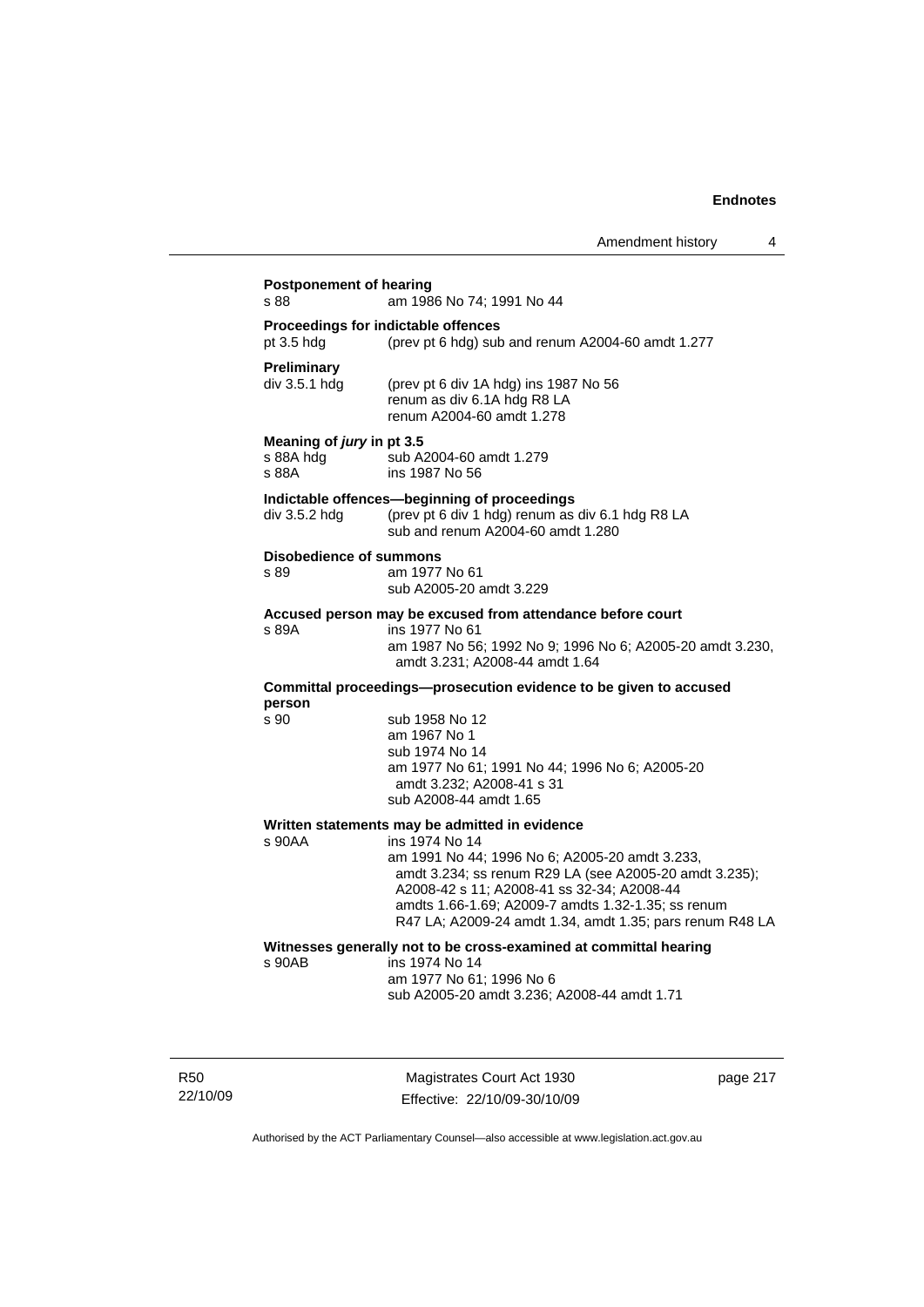**Postponement of hearing**
s 88 am 1986 No 74; 1991 No 44

**Proceedings for indictable offences**
pt 3.5 hdg (prev pt 6 hdg) sub and renum A2004-60 amdt 1.277

**Preliminary**
div 3.5.1 hdg (prev pt 6 div 1A hdg) ins 1987 No 56
renum as div 6.1A hdg R8 LA
renum A2004-60 amdt 1.278

**Meaning of *jury* in pt 3.5**
s 88A hdg sub A2004-60 amdt 1.279
s 88A ins 1987 No 56

**Indictable offences—beginning of proceedings**
div 3.5.2 hdg (prev pt 6 div 1 hdg) renum as div 6.1 hdg R8 LA
sub and renum A2004-60 amdt 1.280

**Disobedience of summons**
s 89 am 1977 No 61
sub A2005-20 amdt 3.229

**Accused person may be excused from attendance before court**
s 89A ins 1977 No 61
am 1987 No 56; 1992 No 9; 1996 No 6; A2005-20 amdt 3.230, amdt 3.231; A2008-44 amdt 1.64

**Committal proceedings—prosecution evidence to be given to accused person**
s 90 sub 1958 No 12
am 1967 No 1
sub 1974 No 14
am 1977 No 61; 1991 No 44; 1996 No 6; A2005-20 amdt 3.232; A2008-41 s 31
sub A2008-44 amdt 1.65

**Written statements may be admitted in evidence**
s 90AA ins 1974 No 14
am 1991 No 44; 1996 No 6; A2005-20 amdt 3.233, amdt 3.234; ss renum R29 LA (see A2005-20 amdt 3.235); A2008-42 s 11; A2008-41 ss 32-34; A2008-44 amdts 1.66-1.69; A2009-7 amdts 1.32-1.35; ss renum R47 LA; A2009-24 amdt 1.34, amdt 1.35; pars renum R48 LA

**Witnesses generally not to be cross-examined at committal hearing**
s 90AB ins 1974 No 14
am 1977 No 61; 1996 No 6
sub A2005-20 amdt 3.236; A2008-44 amdt 1.71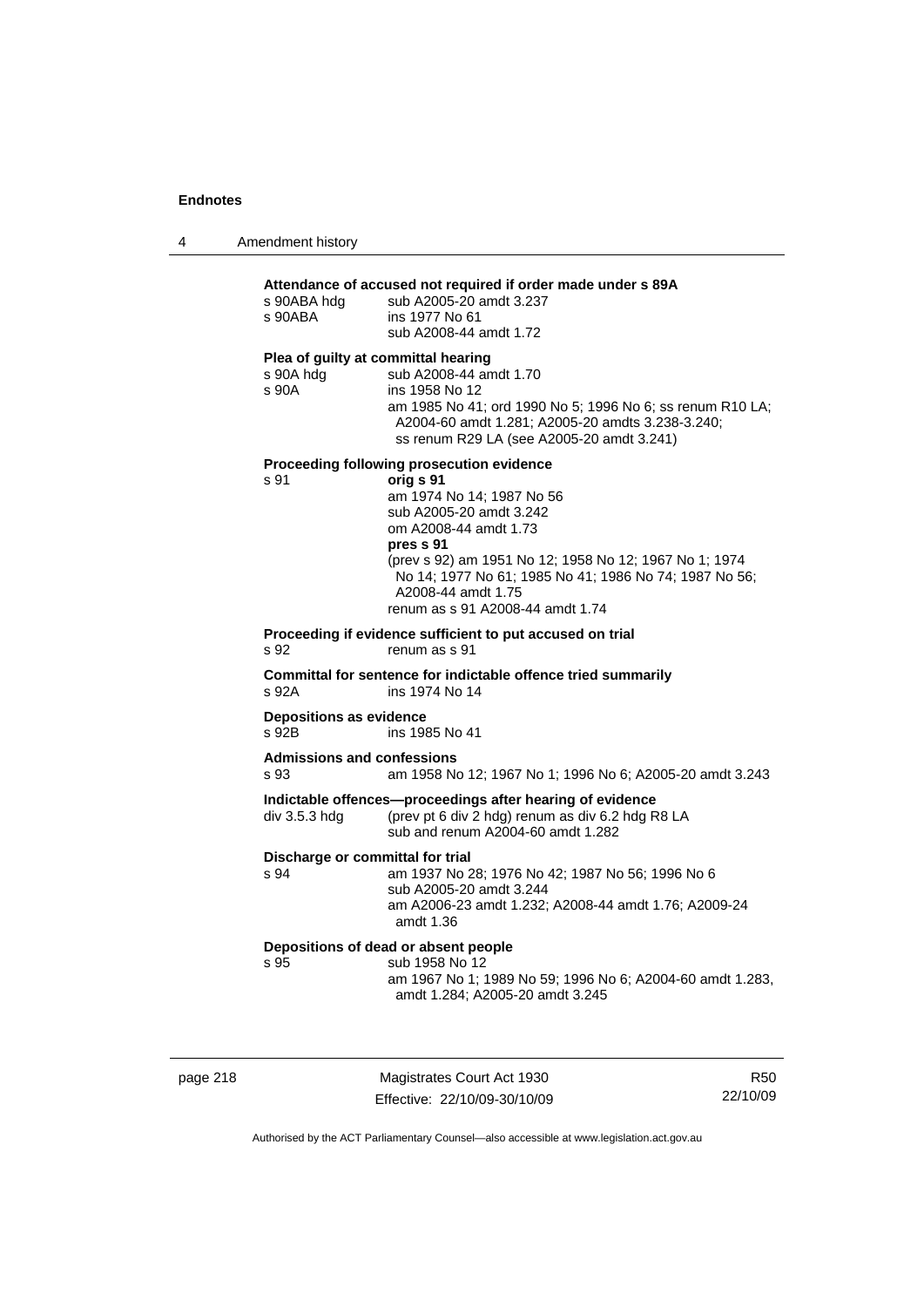**Attendance of accused not required if order made under s 89A**

s 90ABA hdg sub A2005-20 amdt 3.237
s 90ABA ins 1977 No 61
sub A2008-44 amdt 1.72

**Plea of guilty at committal hearing**

s 90A hdg sub A2008-44 amdt 1.70
s 90A ins 1958 No 12
am 1985 No 41; ord 1990 No 5; 1996 No 6; ss renum R10 LA; A2004-60 amdt 1.281; A2005-20 amdts 3.238-3.240; ss renum R29 LA (see A2005-20 amdt 3.241)

**Proceeding following prosecution evidence**

s 91 **orig s 91**
am 1974 No 14; 1987 No 56
sub A2005-20 amdt 3.242
om A2008-44 amdt 1.73
**pres s 91**
(prev s 92) am 1951 No 12; 1958 No 12; 1967 No 1; 1974 No 14; 1977 No 61; 1985 No 41; 1986 No 74; 1987 No 56; A2008-44 amdt 1.75
renum as s 91 A2008-44 amdt 1.74

**Proceeding if evidence sufficient to put accused on trial**

s 92 renum as s 91

**Committal for sentence for indictable offence tried summarily**

s 92A ins 1974 No 14

**Depositions as evidence**

s 92B ins 1985 No 41

**Admissions and confessions**

s 93 am 1958 No 12; 1967 No 1; 1996 No 6; A2005-20 amdt 3.243

**Indictable offences—proceedings after hearing of evidence**

div 3.5.3 hdg (prev pt 6 div 2 hdg) renum as div 6.2 hdg R8 LA
sub and renum A2004-60 amdt 1.282

**Discharge or committal for trial**

s 94 am 1937 No 28; 1976 No 42; 1987 No 56; 1996 No 6
sub A2005-20 amdt 3.244
am A2006-23 amdt 1.232; A2008-44 amdt 1.76; A2009-24 amdt 1.36

**Depositions of dead or absent people**

s 95 sub 1958 No 12
am 1967 No 1; 1989 No 59; 1996 No 6; A2004-60 amdt 1.283, amdt 1.284; A2005-20 amdt 3.245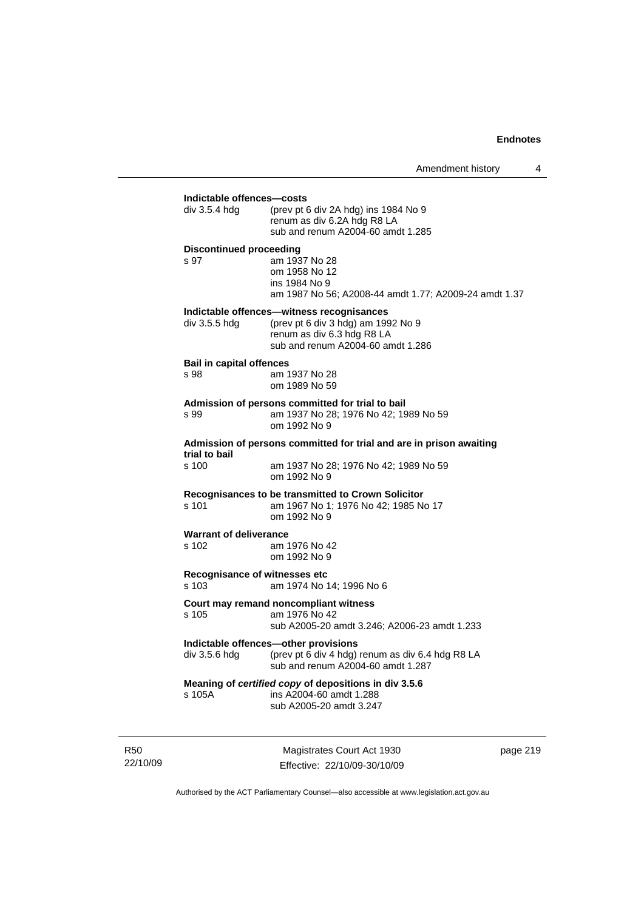**Indictable offences—costs**

div 3.5.4 hdg (prev pt 6 div 2A hdg) ins 1984 No 9
renum as div 6.2A hdg R8 LA
sub and renum A2004-60 amdt 1.285

**Discontinued proceeding**

s 97 am 1937 No 28
om 1958 No 12
ins 1984 No 9
am 1987 No 56; A2008-44 amdt 1.77; A2009-24 amdt 1.37

**Indictable offences—witness recognisances**

div 3.5.5 hdg (prev pt 6 div 3 hdg) am 1992 No 9
renum as div 6.3 hdg R8 LA
sub and renum A2004-60 amdt 1.286

**Bail in capital offences**

s 98 am 1937 No 28
om 1989 No 59

**Admission of persons committed for trial to bail**

s 99 am 1937 No 28; 1976 No 42; 1989 No 59
om 1992 No 9

**Admission of persons committed for trial and are in prison awaiting trial to bail**

s 100 am 1937 No 28; 1976 No 42; 1989 No 59
om 1992 No 9

**Recognisances to be transmitted to Crown Solicitor**

s 101 am 1967 No 1; 1976 No 42; 1985 No 17
om 1992 No 9

**Warrant of deliverance**

s 102 am 1976 No 42
om 1992 No 9

**Recognisance of witnesses etc**

s 103 am 1974 No 14; 1996 No 6

**Court may remand noncompliant witness**

s 105 am 1976 No 42
sub A2005-20 amdt 3.246; A2006-23 amdt 1.233

**Indictable offences—other provisions**

div 3.5.6 hdg (prev pt 6 div 4 hdg) renum as div 6.4 hdg R8 LA
sub and renum A2004-60 amdt 1.287

**Meaning of *certified copy* of depositions in div 3.5.6**

s 105A ins A2004-60 amdt 1.288
sub A2005-20 amdt 3.247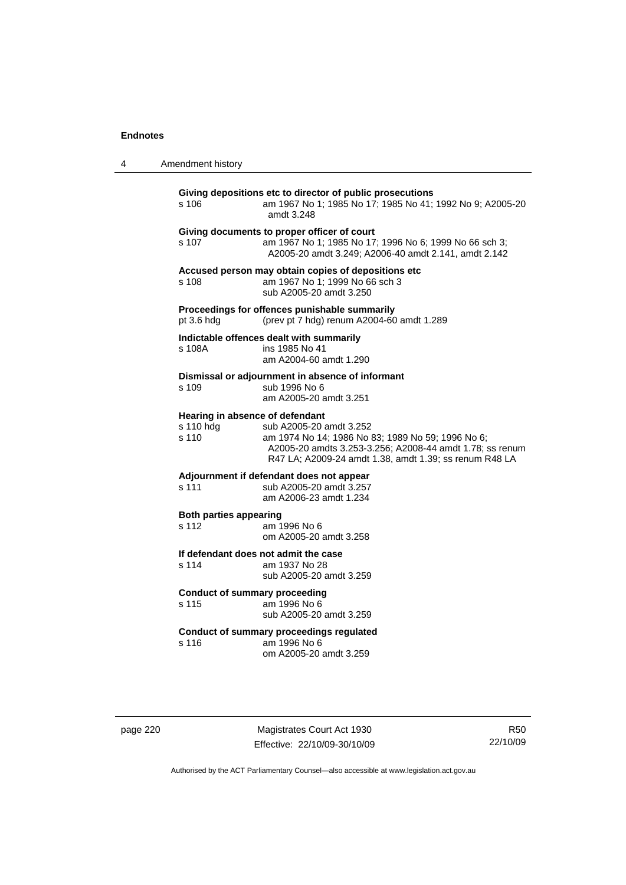**Giving depositions etc to director of public prosecutions**

s 106 — am 1967 No 1; 1985 No 17; 1985 No 41; 1992 No 9; A2005-20 amdt 3.248

**Giving documents to proper officer of court**

s 107 — am 1967 No 1; 1985 No 17; 1996 No 6; 1999 No 66 sch 3; A2005-20 amdt 3.249; A2006-40 amdt 2.141, amdt 2.142

**Accused person may obtain copies of depositions etc**

s 108 — am 1967 No 1; 1999 No 66 sch 3
sub A2005-20 amdt 3.250

**Proceedings for offences punishable summarily**

pt 3.6 hdg — (prev pt 7 hdg) renum A2004-60 amdt 1.289

**Indictable offences dealt with summarily**

s 108A — ins 1985 No 41
am A2004-60 amdt 1.290

**Dismissal or adjournment in absence of informant**

s 109 — sub 1996 No 6
am A2005-20 amdt 3.251

**Hearing in absence of defendant**

s 110 hdg — sub A2005-20 amdt 3.252

s 110 — am 1974 No 14; 1986 No 83; 1989 No 59; 1996 No 6; A2005-20 amdts 3.253-3.256; A2008-44 amdt 1.78; ss renum R47 LA; A2009-24 amdt 1.38, amdt 1.39; ss renum R48 LA

**Adjournment if defendant does not appear**

s 111 — sub A2005-20 amdt 3.257
am A2006-23 amdt 1.234

**Both parties appearing**

s 112 — am 1996 No 6
om A2005-20 amdt 3.258

**If defendant does not admit the case**

s 114 — am 1937 No 28
sub A2005-20 amdt 3.259

**Conduct of summary proceeding**

s 115 — am 1996 No 6
sub A2005-20 amdt 3.259

**Conduct of summary proceedings regulated**

s 116 — am 1996 No 6
om A2005-20 amdt 3.259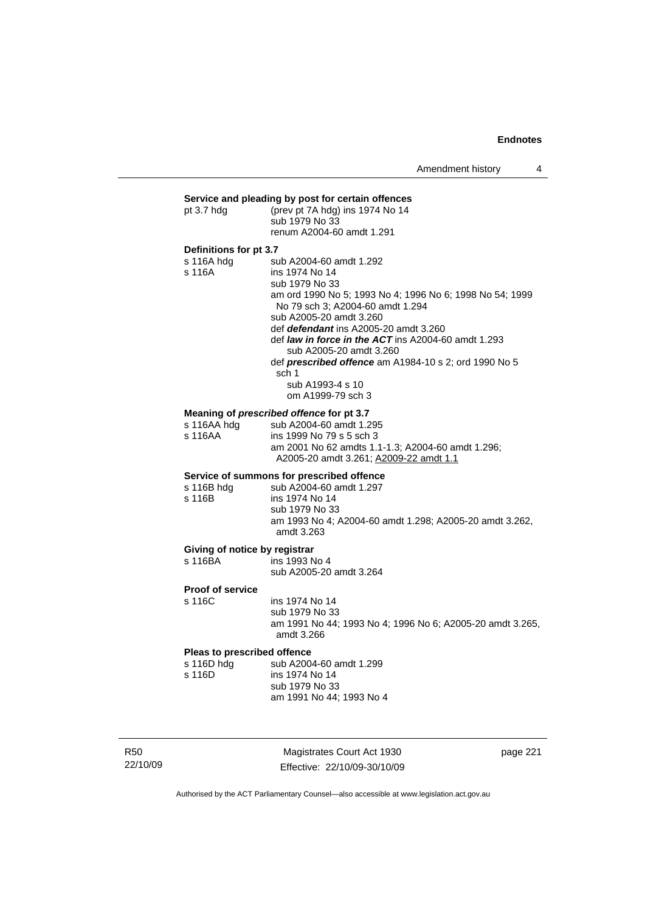**Service and pleading by post for certain offences**

pt 3.7 hdg (prev pt 7A hdg) ins 1974 No 14
sub 1979 No 33
renum A2004-60 amdt 1.291

**Definitions for pt 3.7**

s 116A hdg sub A2004-60 amdt 1.292
s 116A ins 1974 No 14
sub 1979 No 33
am ord 1990 No 5; 1993 No 4; 1996 No 6; 1998 No 54; 1999 No 79 sch 3; A2004-60 amdt 1.294
sub A2005-20 amdt 3.260
def ***defendant*** ins A2005-20 amdt 3.260
def ***law in force in the ACT*** ins A2004-60 amdt 1.293
sub A2005-20 amdt 3.260
def ***prescribed offence*** am A1984-10 s 2; ord 1990 No 5 sch 1
sub A1993-4 s 10
om A1999-79 sch 3

**Meaning of *prescribed offence* for pt 3.7**

s 116AA hdg sub A2004-60 amdt 1.295
s 116AA ins 1999 No 79 s 5 sch 3
am 2001 No 62 amdts 1.1-1.3; A2004-60 amdt 1.296; A2005-20 amdt 3.261; A2009-22 amdt 1.1

**Service of summons for prescribed offence**

s 116B hdg sub A2004-60 amdt 1.297
s 116B ins 1974 No 14
sub 1979 No 33
am 1993 No 4; A2004-60 amdt 1.298; A2005-20 amdt 3.262, amdt 3.263

**Giving of notice by registrar**

s 116BA ins 1993 No 4
sub A2005-20 amdt 3.264

**Proof of service**

s 116C ins 1974 No 14
sub 1979 No 33
am 1991 No 44; 1993 No 4; 1996 No 6; A2005-20 amdt 3.265, amdt 3.266

**Pleas to prescribed offence**

s 116D hdg sub A2004-60 amdt 1.299
s 116D ins 1974 No 14
sub 1979 No 33
am 1991 No 44; 1993 No 4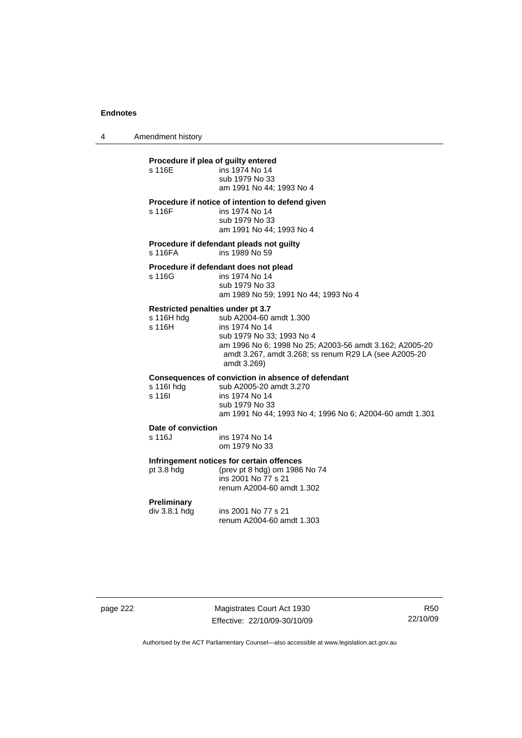**Procedure if plea of guilty entered**

s 116E ins 1974 No 14
sub 1979 No 33
am 1991 No 44; 1993 No 4

**Procedure if notice of intention to defend given**

s 116F ins 1974 No 14
sub 1979 No 33
am 1991 No 44; 1993 No 4

**Procedure if defendant pleads not guilty**

s 116FA ins 1989 No 59

**Procedure if defendant does not plead**

s 116G ins 1974 No 14
sub 1979 No 33
am 1989 No 59; 1991 No 44; 1993 No 4

**Restricted penalties under pt 3.7**

s 116H hdg sub A2004-60 amdt 1.300
s 116H ins 1974 No 14
sub 1979 No 33; 1993 No 4
am 1996 No 6; 1998 No 25; A2003-56 amdt 3.162; A2005-20 amdt 3.267, amdt 3.268; ss renum R29 LA (see A2005-20 amdt 3.269)

**Consequences of conviction in absence of defendant**

s 116I hdg sub A2005-20 amdt 3.270
s 116I ins 1974 No 14
sub 1979 No 33
am 1991 No 44; 1993 No 4; 1996 No 6; A2004-60 amdt 1.301

**Date of conviction**

s 116J ins 1974 No 14
om 1979 No 33

**Infringement notices for certain offences**

pt 3.8 hdg (prev pt 8 hdg) om 1986 No 74
ins 2001 No 77 s 21
renum A2004-60 amdt 1.302

**Preliminary**

div 3.8.1 hdg ins 2001 No 77 s 21
renum A2004-60 amdt 1.303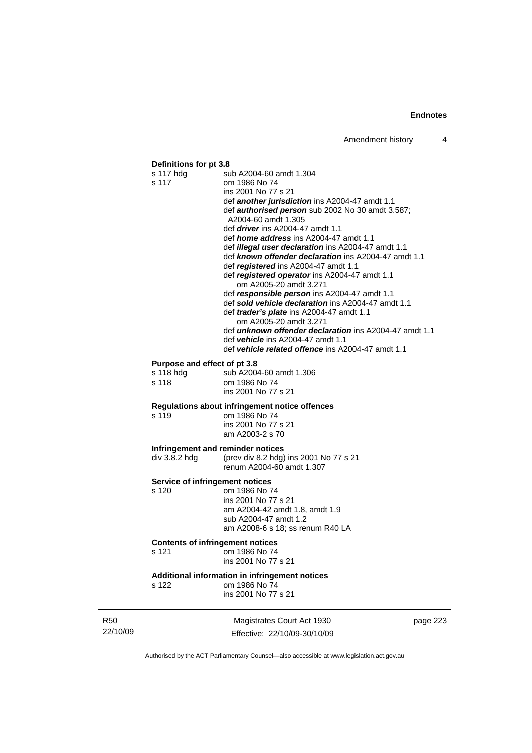**Definitions for pt 3.8**

s 117 hdg sub A2004-60 amdt 1.304

s 117 om 1986 No 74
ins 2001 No 77 s 21
def ***another jurisdiction*** ins A2004-47 amdt 1.1
def ***authorised person*** sub 2002 No 30 amdt 3.587; A2004-60 amdt 1.305
def ***driver*** ins A2004-47 amdt 1.1
def ***home address*** ins A2004-47 amdt 1.1
def ***illegal user declaration*** ins A2004-47 amdt 1.1
def ***known offender declaration*** ins A2004-47 amdt 1.1
def ***registered*** ins A2004-47 amdt 1.1
def ***registered operator*** ins A2004-47 amdt 1.1
om A2005-20 amdt 3.271
def ***responsible person*** ins A2004-47 amdt 1.1
def ***sold vehicle declaration*** ins A2004-47 amdt 1.1
def ***trader's plate*** ins A2004-47 amdt 1.1
om A2005-20 amdt 3.271
def ***unknown offender declaration*** ins A2004-47 amdt 1.1
def ***vehicle*** ins A2004-47 amdt 1.1
def ***vehicle related offence*** ins A2004-47 amdt 1.1

**Purpose and effect of pt 3.8**

s 118 hdg sub A2004-60 amdt 1.306

s 118 om 1986 No 74
ins 2001 No 77 s 21

**Regulations about infringement notice offences**

s 119 om 1986 No 74
ins 2001 No 77 s 21
am A2003-2 s 70

**Infringement and reminder notices**

div 3.8.2 hdg (prev div 8.2 hdg) ins 2001 No 77 s 21
renum A2004-60 amdt 1.307

**Service of infringement notices**

s 120 om 1986 No 74
ins 2001 No 77 s 21
am A2004-42 amdt 1.8, amdt 1.9
sub A2004-47 amdt 1.2
am A2008-6 s 18; ss renum R40 LA

**Contents of infringement notices**

s 121 om 1986 No 74
ins 2001 No 77 s 21

**Additional information in infringement notices**

s 122 om 1986 No 74
ins 2001 No 77 s 21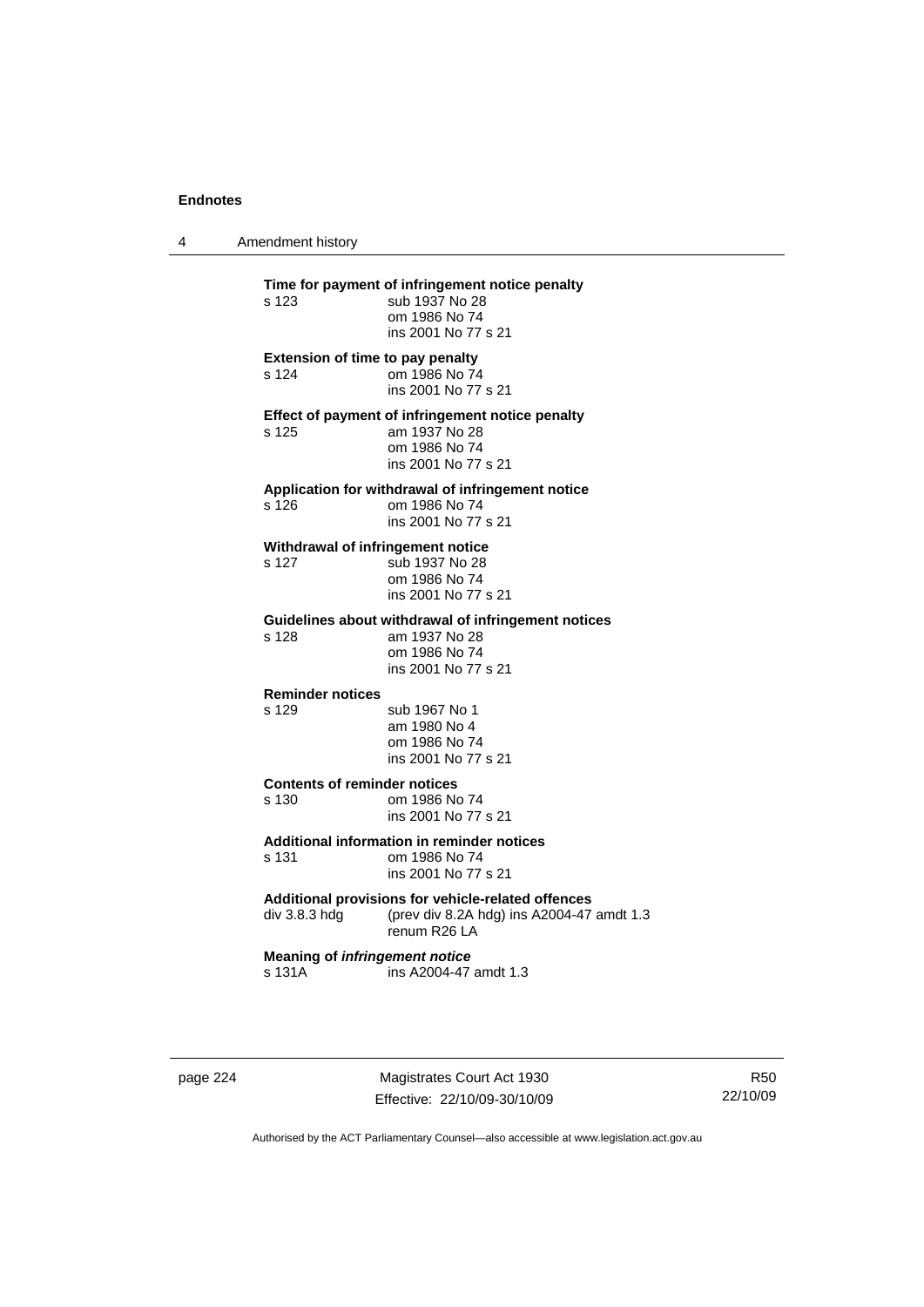**Time for payment of infringement notice penalty**

s 123 sub 1937 No 28
om 1986 No 74
ins 2001 No 77 s 21

**Extension of time to pay penalty**

s 124 om 1986 No 74
ins 2001 No 77 s 21

**Effect of payment of infringement notice penalty**

s 125 am 1937 No 28
om 1986 No 74
ins 2001 No 77 s 21

**Application for withdrawal of infringement notice**

s 126 om 1986 No 74
ins 2001 No 77 s 21

**Withdrawal of infringement notice**

s 127 sub 1937 No 28
om 1986 No 74
ins 2001 No 77 s 21

**Guidelines about withdrawal of infringement notices**

s 128 am 1937 No 28
om 1986 No 74
ins 2001 No 77 s 21

**Reminder notices**

s 129 sub 1967 No 1
am 1980 No 4
om 1986 No 74
ins 2001 No 77 s 21

**Contents of reminder notices**

s 130 om 1986 No 74
ins 2001 No 77 s 21

**Additional information in reminder notices**

s 131 om 1986 No 74
ins 2001 No 77 s 21

**Additional provisions for vehicle-related offences**

div 3.8.3 hdg (prev div 8.2A hdg) ins A2004-47 amdt 1.3
renum R26 LA

**Meaning of *infringement notice***

s 131A ins A2004-47 amdt 1.3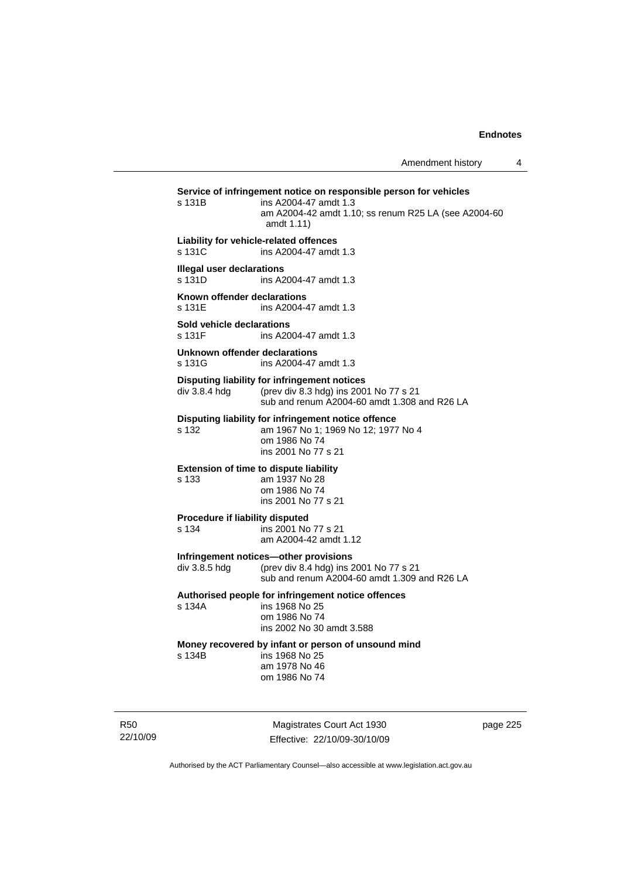**Service of infringement notice on responsible person for vehicles**

s 131B ins A2004-47 amdt 1.3
am A2004-42 amdt 1.10; ss renum R25 LA (see A2004-60 amdt 1.11)

**Liability for vehicle-related offences**

s 131C ins A2004-47 amdt 1.3

**Illegal user declarations**

s 131D ins A2004-47 amdt 1.3

**Known offender declarations**

s 131E ins A2004-47 amdt 1.3

**Sold vehicle declarations**

s 131F ins A2004-47 amdt 1.3

**Unknown offender declarations**

s 131G ins A2004-47 amdt 1.3

**Disputing liability for infringement notices**

div 3.8.4 hdg (prev div 8.3 hdg) ins 2001 No 77 s 21
sub and renum A2004-60 amdt 1.308 and R26 LA

**Disputing liability for infringement notice offence**

s 132 am 1967 No 1; 1969 No 12; 1977 No 4
om 1986 No 74
ins 2001 No 77 s 21

**Extension of time to dispute liability**

s 133 am 1937 No 28
om 1986 No 74
ins 2001 No 77 s 21

**Procedure if liability disputed**

s 134 ins 2001 No 77 s 21
am A2004-42 amdt 1.12

**Infringement notices—other provisions**

div 3.8.5 hdg (prev div 8.4 hdg) ins 2001 No 77 s 21
sub and renum A2004-60 amdt 1.309 and R26 LA

**Authorised people for infringement notice offences**

s 134A ins 1968 No 25
om 1986 No 74
ins 2002 No 30 amdt 3.588

**Money recovered by infant or person of unsound mind**

s 134B ins 1968 No 25
am 1978 No 46
om 1986 No 74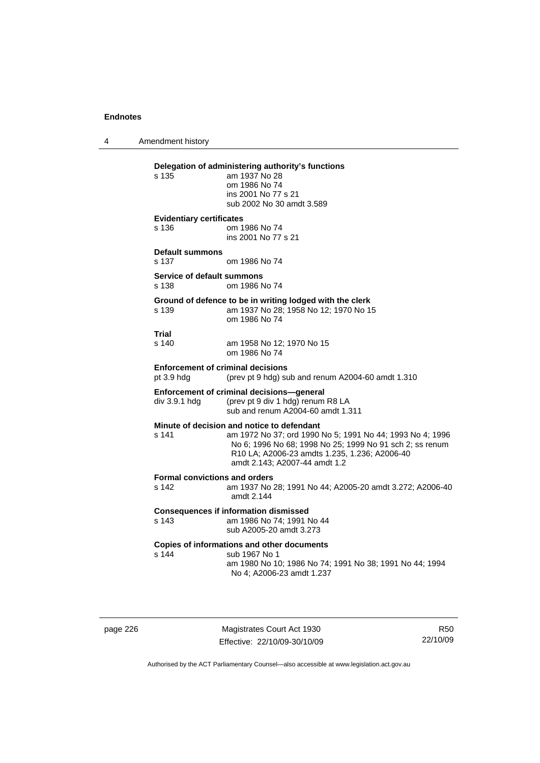**Delegation of administering authority's functions**

s 135 am 1937 No 28
om 1986 No 74
ins 2001 No 77 s 21
sub 2002 No 30 amdt 3.589

**Evidentiary certificates**

s 136 om 1986 No 74
ins 2001 No 77 s 21

**Default summons**

s 137 om 1986 No 74

**Service of default summons**

s 138 om 1986 No 74

**Ground of defence to be in writing lodged with the clerk**

s 139 am 1937 No 28; 1958 No 12; 1970 No 15
om 1986 No 74

**Trial**

s 140 am 1958 No 12; 1970 No 15
om 1986 No 74

**Enforcement of criminal decisions**

pt 3.9 hdg (prev pt 9 hdg) sub and renum A2004-60 amdt 1.310

**Enforcement of criminal decisions—general**

div 3.9.1 hdg (prev pt 9 div 1 hdg) renum R8 LA
sub and renum A2004-60 amdt 1.311

**Minute of decision and notice to defendant**

s 141 am 1972 No 37; ord 1990 No 5; 1991 No 44; 1993 No 4; 1996 No 6; 1996 No 68; 1998 No 25; 1999 No 91 sch 2; ss renum R10 LA; A2006-23 amdts 1.235, 1.236; A2006-40 amdt 2.143; A2007-44 amdt 1.2

**Formal convictions and orders**

s 142 am 1937 No 28; 1991 No 44; A2005-20 amdt 3.272; A2006-40 amdt 2.144

**Consequences if information dismissed**

s 143 am 1986 No 74; 1991 No 44
sub A2005-20 amdt 3.273

**Copies of informations and other documents**

s 144 sub 1967 No 1
am 1980 No 10; 1986 No 74; 1991 No 38; 1991 No 44; 1994 No 4; A2006-23 amdt 1.237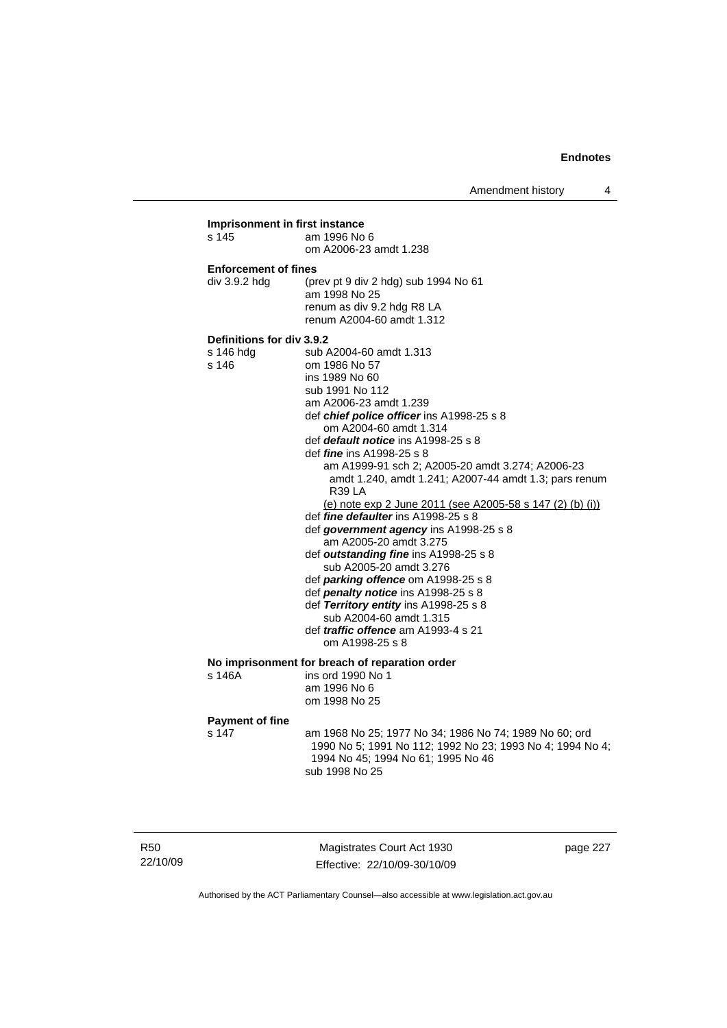**Imprisonment in first instance**

| | |
|---|---|
| s 145 | am 1996 No 6 |
| | om A2006-23 amdt 1.238 |

**Enforcement of fines**

| | |
|---|---|
| div 3.9.2 hdg | (prev pt 9 div 2 hdg) sub 1994 No 61 |
| | am 1998 No 25 |
| | renum as div 9.2 hdg R8 LA |
| | renum A2004-60 amdt 1.312 |

**Definitions for div 3.9.2**

| | |
|---|---|
| s 146 hdg | sub A2004-60 amdt 1.313 |
| s 146 | om 1986 No 57 |
| | ins 1989 No 60 |
| | sub 1991 No 112 |
| | am A2006-23 amdt 1.239 |
| | def ***chief police officer*** ins A1998-25 s 8 |
| | om A2004-60 amdt 1.314 |
| | def ***default notice*** ins A1998-25 s 8 |
| | def ***fine*** ins A1998-25 s 8 |
| | am A1999-91 sch 2; A2005-20 amdt 3.274; A2006-23 amdt 1.240, amdt 1.241; A2007-44 amdt 1.3; pars renum R39 LA |
| | <u>(e) note exp 2 June 2011 (see A2005-58 s 147 (2) (b) (i))</u> |
| | def ***fine defaulter*** ins A1998-25 s 8 |
| | def ***government agency*** ins A1998-25 s 8 |
| | am A2005-20 amdt 3.275 |
| | def ***outstanding fine*** ins A1998-25 s 8 |
| | sub A2005-20 amdt 3.276 |
| | def ***parking offence*** om A1998-25 s 8 |
| | def ***penalty notice*** ins A1998-25 s 8 |
| | def ***Territory entity*** ins A1998-25 s 8 |
| | sub A2004-60 amdt 1.315 |
| | def ***traffic offence*** am A1993-4 s 21 |
| | om A1998-25 s 8 |

**No imprisonment for breach of reparation order**

| | |
|---|---|
| s 146A | ins ord 1990 No 1 |
| | am 1996 No 6 |
| | om 1998 No 25 |

**Payment of fine**

| | |
|---|---|
| s 147 | am 1968 No 25; 1977 No 34; 1986 No 74; 1989 No 60; ord 1990 No 5; 1991 No 112; 1992 No 23; 1993 No 4; 1994 No 4; 1994 No 45; 1994 No 61; 1995 No 46 |
| | sub 1998 No 25 |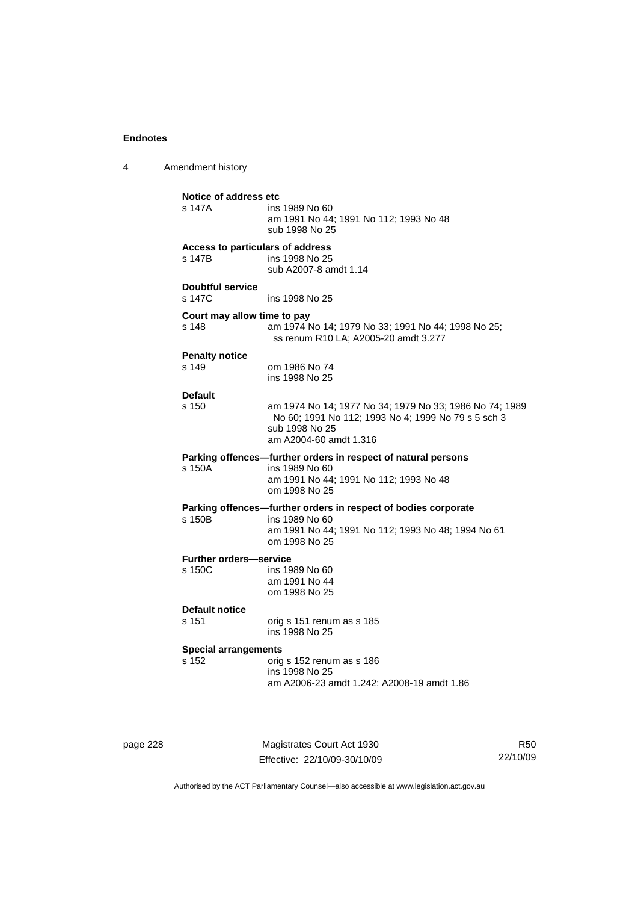**Notice of address etc**

| | |
|---|---|
| s 147A | ins 1989 No 60<br>am 1991 No 44; 1991 No 112; 1993 No 48<br>sub 1998 No 25 |

**Access to particulars of address**

| | |
|---|---|
| s 147B | ins 1998 No 25<br>sub A2007-8 amdt 1.14 |

**Doubtful service**

| | |
|---|---|
| s 147C | ins 1998 No 25 |

**Court may allow time to pay**

| | |
|---|---|
| s 148 | am 1974 No 14; 1979 No 33; 1991 No 44; 1998 No 25; ss renum R10 LA; A2005-20 amdt 3.277 |

**Penalty notice**

| | |
|---|---|
| s 149 | om 1986 No 74<br>ins 1998 No 25 |

**Default**

| | |
|---|---|
| s 150 | am 1974 No 14; 1977 No 34; 1979 No 33; 1986 No 74; 1989 No 60; 1991 No 112; 1993 No 4; 1999 No 79 s 5 sch 3<br>sub 1998 No 25<br>am A2004-60 amdt 1.316 |

**Parking offences—further orders in respect of natural persons**

| | |
|---|---|
| s 150A | ins 1989 No 60<br>am 1991 No 44; 1991 No 112; 1993 No 48<br>om 1998 No 25 |

**Parking offences—further orders in respect of bodies corporate**

| | |
|---|---|
| s 150B | ins 1989 No 60<br>am 1991 No 44; 1991 No 112; 1993 No 48; 1994 No 61<br>om 1998 No 25 |

**Further orders—service**

| | |
|---|---|
| s 150C | ins 1989 No 60<br>am 1991 No 44<br>om 1998 No 25 |

**Default notice**

| | |
|---|---|
| s 151 | orig s 151 renum as s 185<br>ins 1998 No 25 |

**Special arrangements**

| | |
|---|---|
| s 152 | orig s 152 renum as s 186<br>ins 1998 No 25<br>am A2006-23 amdt 1.242; A2008-19 amdt 1.86 |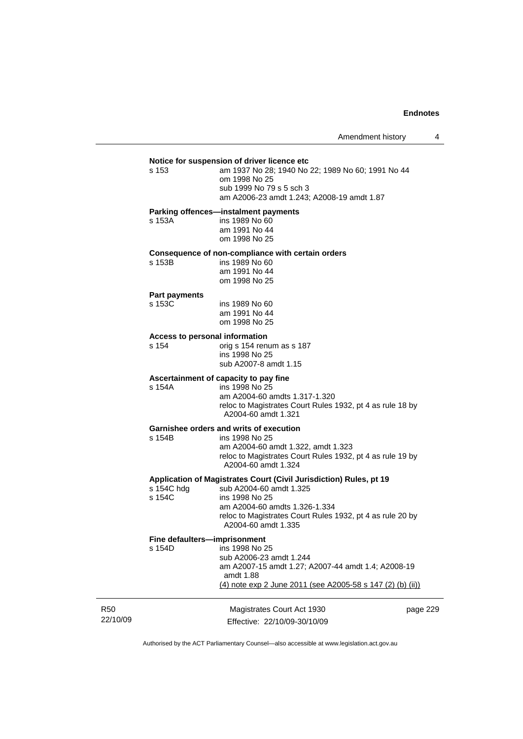**Notice for suspension of driver licence etc**

s 153 am 1937 No 28; 1940 No 22; 1989 No 60; 1991 No 44
om 1998 No 25
sub 1999 No 79 s 5 sch 3
am A2006-23 amdt 1.243; A2008-19 amdt 1.87

**Parking offences—instalment payments**

s 153A ins 1989 No 60
am 1991 No 44
om 1998 No 25

**Consequence of non-compliance with certain orders**

s 153B ins 1989 No 60
am 1991 No 44
om 1998 No 25

**Part payments**

s 153C ins 1989 No 60
am 1991 No 44
om 1998 No 25

**Access to personal information**

s 154 orig s 154 renum as s 187
ins 1998 No 25
sub A2007-8 amdt 1.15

**Ascertainment of capacity to pay fine**

s 154A ins 1998 No 25
am A2004-60 amdts 1.317-1.320
reloc to Magistrates Court Rules 1932, pt 4 as rule 18 by A2004-60 amdt 1.321

**Garnishee orders and writs of execution**

s 154B ins 1998 No 25
am A2004-60 amdt 1.322, amdt 1.323
reloc to Magistrates Court Rules 1932, pt 4 as rule 19 by A2004-60 amdt 1.324

**Application of Magistrates Court (Civil Jurisdiction) Rules, pt 19**

s 154C hdg sub A2004-60 amdt 1.325
s 154C ins 1998 No 25
am A2004-60 amdts 1.326-1.334
reloc to Magistrates Court Rules 1932, pt 4 as rule 20 by A2004-60 amdt 1.335

**Fine defaulters—imprisonment**

s 154D ins 1998 No 25
sub A2006-23 amdt 1.244
am A2007-15 amdt 1.27; A2007-44 amdt 1.4; A2008-19 amdt 1.88
(4) note exp 2 June 2011 (see A2005-58 s 147 (2) (b) (ii))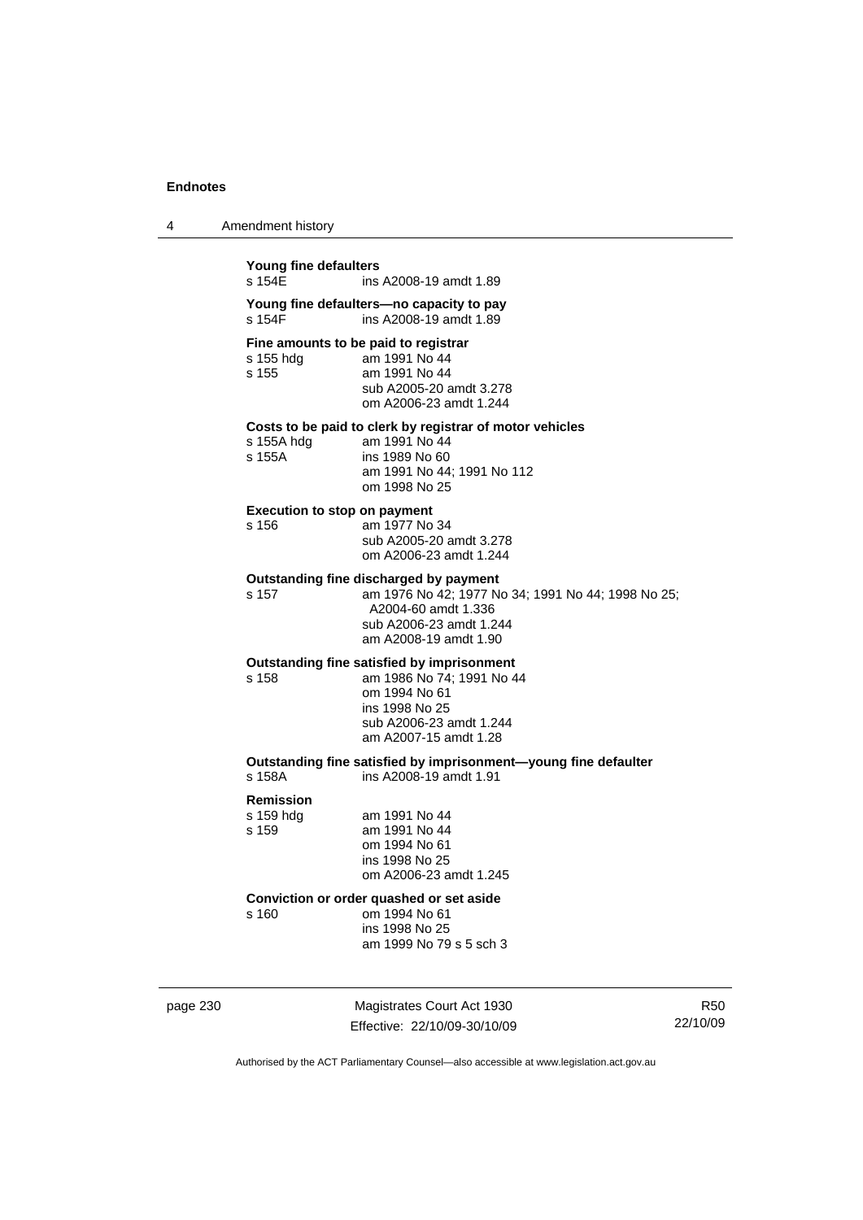**Young fine defaulters**
s 154E ins A2008-19 amdt 1.89

**Young fine defaulters—no capacity to pay**
s 154F ins A2008-19 amdt 1.89

**Fine amounts to be paid to registrar**
s 155 hdg am 1991 No 44
s 155 am 1991 No 44
sub A2005-20 amdt 3.278
om A2006-23 amdt 1.244

**Costs to be paid to clerk by registrar of motor vehicles**
s 155A hdg am 1991 No 44
s 155A ins 1989 No 60
am 1991 No 44; 1991 No 112
om 1998 No 25

**Execution to stop on payment**
s 156 am 1977 No 34
sub A2005-20 amdt 3.278
om A2006-23 amdt 1.244

**Outstanding fine discharged by payment**
s 157 am 1976 No 42; 1977 No 34; 1991 No 44; 1998 No 25; A2004-60 amdt 1.336
sub A2006-23 amdt 1.244
am A2008-19 amdt 1.90

**Outstanding fine satisfied by imprisonment**
s 158 am 1986 No 74; 1991 No 44
om 1994 No 61
ins 1998 No 25
sub A2006-23 amdt 1.244
am A2007-15 amdt 1.28

**Outstanding fine satisfied by imprisonment—young fine defaulter**
s 158A ins A2008-19 amdt 1.91

**Remission**
s 159 hdg am 1991 No 44
s 159 am 1991 No 44
om 1994 No 61
ins 1998 No 25
om A2006-23 amdt 1.245

**Conviction or order quashed or set aside**
s 160 om 1994 No 61
ins 1998 No 25
am 1999 No 79 s 5 sch 3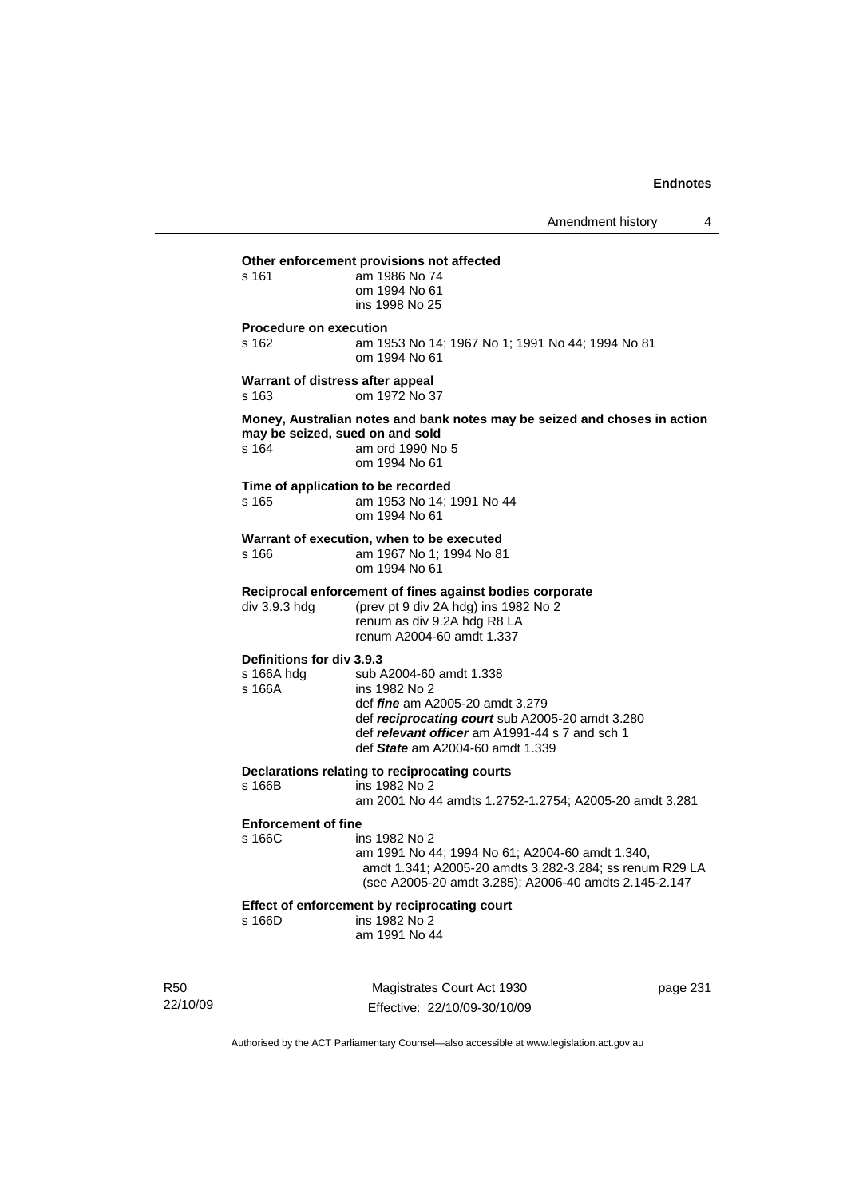**Other enforcement provisions not affected**

s 161 am 1986 No 74
om 1994 No 61
ins 1998 No 25

**Procedure on execution**

s 162 am 1953 No 14; 1967 No 1; 1991 No 44; 1994 No 81
om 1994 No 61

**Warrant of distress after appeal**

s 163 om 1972 No 37

**Money, Australian notes and bank notes may be seized and choses in action may be seized, sued on and sold**

s 164 am ord 1990 No 5
om 1994 No 61

**Time of application to be recorded**

s 165 am 1953 No 14; 1991 No 44
om 1994 No 61

**Warrant of execution, when to be executed**

s 166 am 1967 No 1; 1994 No 81
om 1994 No 61

**Reciprocal enforcement of fines against bodies corporate**

div 3.9.3 hdg (prev pt 9 div 2A hdg) ins 1982 No 2
renum as div 9.2A hdg R8 LA
renum A2004-60 amdt 1.337

**Definitions for div 3.9.3**

s 166A hdg sub A2004-60 amdt 1.338

s 166A ins 1982 No 2
def ***fine*** am A2005-20 amdt 3.279
def ***reciprocating court*** sub A2005-20 amdt 3.280
def ***relevant officer*** am A1991-44 s 7 and sch 1
def ***State*** am A2004-60 amdt 1.339

**Declarations relating to reciprocating courts**

s 166B ins 1982 No 2
am 2001 No 44 amdts 1.2752-1.2754; A2005-20 amdt 3.281

**Enforcement of fine**

s 166C ins 1982 No 2
am 1991 No 44; 1994 No 61; A2004-60 amdt 1.340, amdt 1.341; A2005-20 amdts 3.282-3.284; ss renum R29 LA (see A2005-20 amdt 3.285); A2006-40 amdts 2.145-2.147

**Effect of enforcement by reciprocating court**

s 166D ins 1982 No 2
am 1991 No 44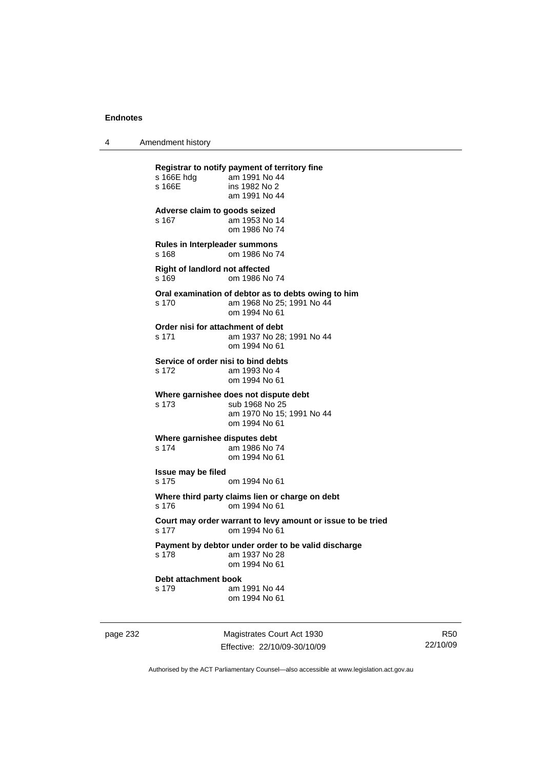**Registrar to notify payment of territory fine**
s 166E hdg am 1991 No 44
s 166E ins 1982 No 2
am 1991 No 44

**Adverse claim to goods seized**
s 167 am 1953 No 14
om 1986 No 74

**Rules in Interpleader summons**
s 168 om 1986 No 74

**Right of landlord not affected**
s 169 om 1986 No 74

**Oral examination of debtor as to debts owing to him**
s 170 am 1968 No 25; 1991 No 44
om 1994 No 61

**Order nisi for attachment of debt**
s 171 am 1937 No 28; 1991 No 44
om 1994 No 61

**Service of order nisi to bind debts**
s 172 am 1993 No 4
om 1994 No 61

**Where garnishee does not dispute debt**
s 173 sub 1968 No 25
am 1970 No 15; 1991 No 44
om 1994 No 61

**Where garnishee disputes debt**
s 174 am 1986 No 74
om 1994 No 61

**Issue may be filed**
s 175 om 1994 No 61

**Where third party claims lien or charge on debt**
s 176 om 1994 No 61

**Court may order warrant to levy amount or issue to be tried**
s 177 om 1994 No 61

**Payment by debtor under order to be valid discharge**
s 178 am 1937 No 28
om 1994 No 61

**Debt attachment book**
s 179 am 1991 No 44
om 1994 No 61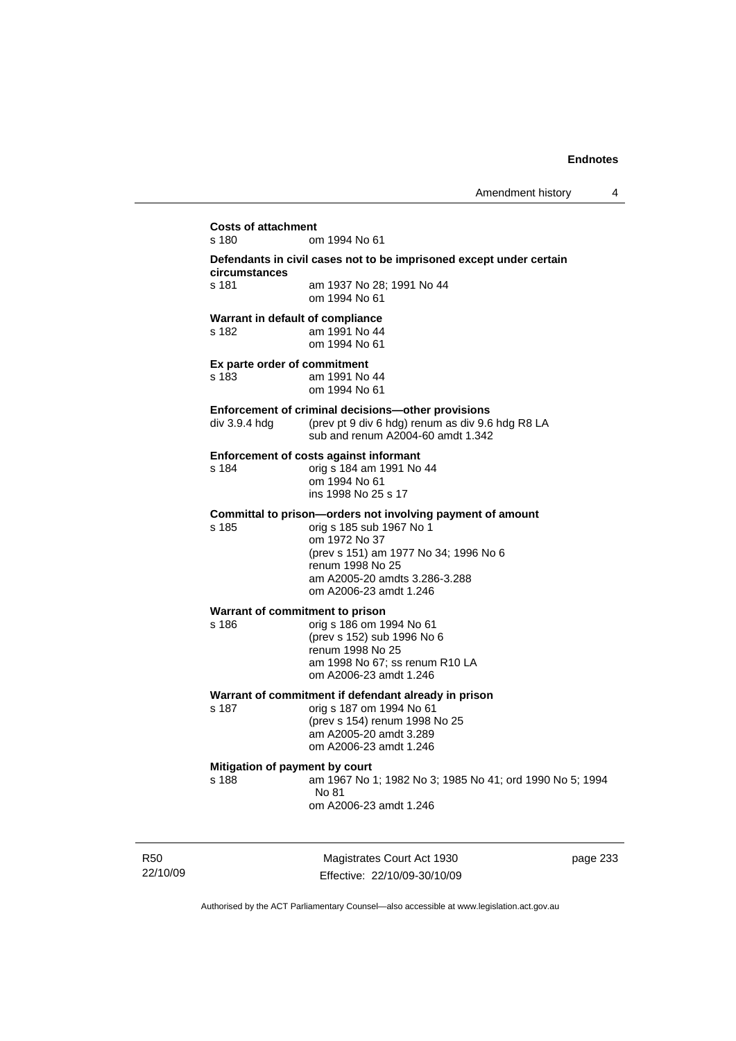**Costs of attachment**
s 180 om 1994 No 61

**Defendants in civil cases not to be imprisoned except under certain circumstances**
s 181 am 1937 No 28; 1991 No 44
om 1994 No 61

**Warrant in default of compliance**
s 182 am 1991 No 44
om 1994 No 61

**Ex parte order of commitment**
s 183 am 1991 No 44
om 1994 No 61

**Enforcement of criminal decisions—other provisions**
div 3.9.4 hdg (prev pt 9 div 6 hdg) renum as div 9.6 hdg R8 LA
sub and renum A2004-60 amdt 1.342

**Enforcement of costs against informant**
s 184 orig s 184 am 1991 No 44
om 1994 No 61
ins 1998 No 25 s 17

**Committal to prison—orders not involving payment of amount**
s 185 orig s 185 sub 1967 No 1
om 1972 No 37
(prev s 151) am 1977 No 34; 1996 No 6
renum 1998 No 25
am A2005-20 amdts 3.286-3.288
om A2006-23 amdt 1.246

**Warrant of commitment to prison**
s 186 orig s 186 om 1994 No 61
(prev s 152) sub 1996 No 6
renum 1998 No 25
am 1998 No 67; ss renum R10 LA
om A2006-23 amdt 1.246

**Warrant of commitment if defendant already in prison**
s 187 orig s 187 om 1994 No 61
(prev s 154) renum 1998 No 25
am A2005-20 amdt 3.289
om A2006-23 amdt 1.246

**Mitigation of payment by court**
s 188 am 1967 No 1; 1982 No 3; 1985 No 41; ord 1990 No 5; 1994 No 81
om A2006-23 amdt 1.246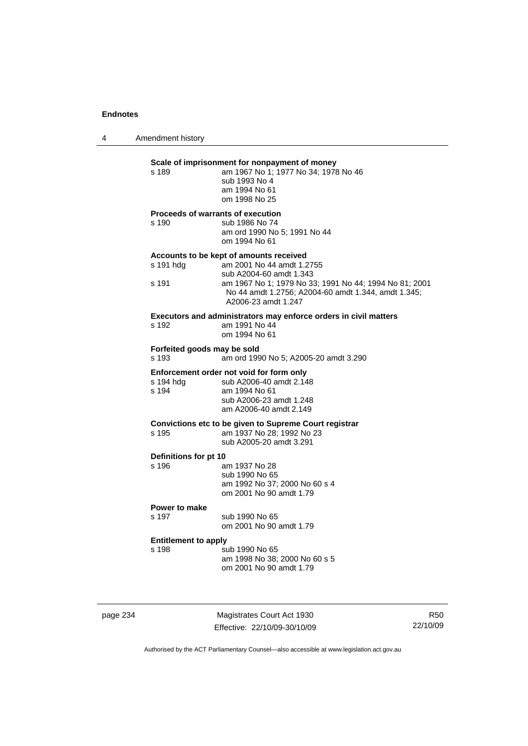**Scale of imprisonment for nonpayment of money**

s 189 am 1967 No 1; 1977 No 34; 1978 No 46
sub 1993 No 4
am 1994 No 61
om 1998 No 25

**Proceeds of warrants of execution**

s 190 sub 1986 No 74
am ord 1990 No 5; 1991 No 44
om 1994 No 61

**Accounts to be kept of amounts received**

s 191 hdg am 2001 No 44 amdt 1.2755
sub A2004-60 amdt 1.343

s 191 am 1967 No 1; 1979 No 33; 1991 No 44; 1994 No 81; 2001 No 44 amdt 1.2756; A2004-60 amdt 1.344, amdt 1.345; A2006-23 amdt 1.247

**Executors and administrators may enforce orders in civil matters**

s 192 am 1991 No 44
om 1994 No 61

**Forfeited goods may be sold**

s 193 am ord 1990 No 5; A2005-20 amdt 3.290

**Enforcement order not void for form only**

s 194 hdg sub A2006-40 amdt 2.148

s 194 am 1994 No 61
sub A2006-23 amdt 1.248
am A2006-40 amdt 2.149

**Convictions etc to be given to Supreme Court registrar**

s 195 am 1937 No 28; 1992 No 23
sub A2005-20 amdt 3.291

**Definitions for pt 10**

s 196 am 1937 No 28
sub 1990 No 65
am 1992 No 37; 2000 No 60 s 4
om 2001 No 90 amdt 1.79

**Power to make**

s 197 sub 1990 No 65
om 2001 No 90 amdt 1.79

**Entitlement to apply**

s 198 sub 1990 No 65
am 1998 No 38; 2000 No 60 s 5
om 2001 No 90 amdt 1.79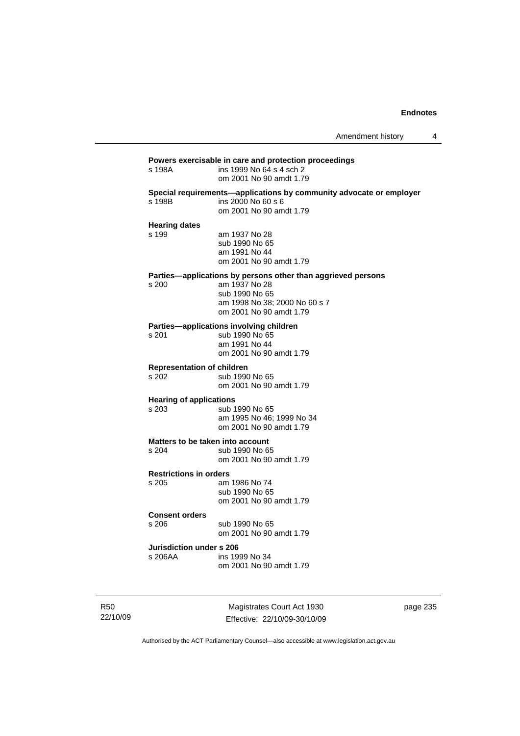**Powers exercisable in care and protection proceedings**

s 198A ins 1999 No 64 s 4 sch 2
om 2001 No 90 amdt 1.79

**Special requirements—applications by community advocate or employer**

s 198B ins 2000 No 60 s 6
om 2001 No 90 amdt 1.79

**Hearing dates**

s 199 am 1937 No 28
sub 1990 No 65
am 1991 No 44
om 2001 No 90 amdt 1.79

**Parties—applications by persons other than aggrieved persons**

s 200 am 1937 No 28
sub 1990 No 65
am 1998 No 38; 2000 No 60 s 7
om 2001 No 90 amdt 1.79

**Parties—applications involving children**

s 201 sub 1990 No 65
am 1991 No 44
om 2001 No 90 amdt 1.79

**Representation of children**

s 202 sub 1990 No 65
om 2001 No 90 amdt 1.79

**Hearing of applications**

s 203 sub 1990 No 65
am 1995 No 46; 1999 No 34
om 2001 No 90 amdt 1.79

**Matters to be taken into account**

s 204 sub 1990 No 65
om 2001 No 90 amdt 1.79

**Restrictions in orders**

s 205 am 1986 No 74
sub 1990 No 65
om 2001 No 90 amdt 1.79

**Consent orders**

s 206 sub 1990 No 65
om 2001 No 90 amdt 1.79

**Jurisdiction under s 206**

s 206AA ins 1999 No 34
om 2001 No 90 amdt 1.79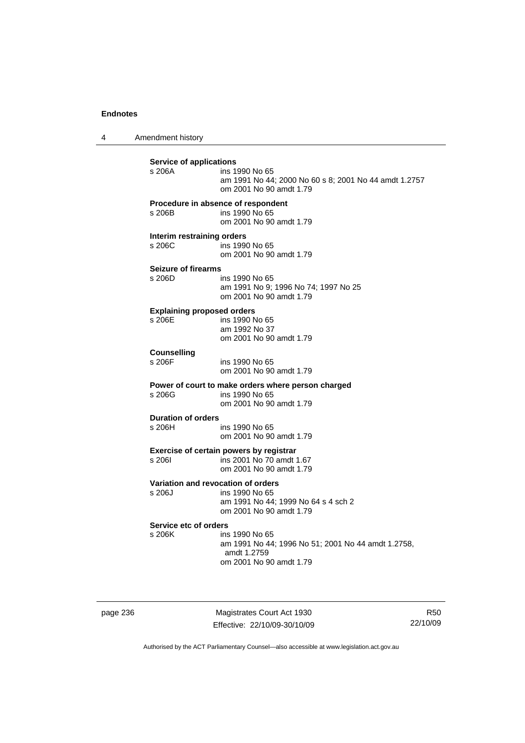**Service of applications**
s 206A ins 1990 No 65
am 1991 No 44; 2000 No 60 s 8; 2001 No 44 amdt 1.2757
om 2001 No 90 amdt 1.79

**Procedure in absence of respondent**
s 206B ins 1990 No 65
om 2001 No 90 amdt 1.79

**Interim restraining orders**
s 206C ins 1990 No 65
om 2001 No 90 amdt 1.79

**Seizure of firearms**
s 206D ins 1990 No 65
am 1991 No 9; 1996 No 74; 1997 No 25
om 2001 No 90 amdt 1.79

**Explaining proposed orders**
s 206E ins 1990 No 65
am 1992 No 37
om 2001 No 90 amdt 1.79

**Counselling**
s 206F ins 1990 No 65
om 2001 No 90 amdt 1.79

**Power of court to make orders where person charged**
s 206G ins 1990 No 65
om 2001 No 90 amdt 1.79

**Duration of orders**
s 206H ins 1990 No 65
om 2001 No 90 amdt 1.79

**Exercise of certain powers by registrar**
s 206I ins 2001 No 70 amdt 1.67
om 2001 No 90 amdt 1.79

**Variation and revocation of orders**
s 206J ins 1990 No 65
am 1991 No 44; 1999 No 64 s 4 sch 2
om 2001 No 90 amdt 1.79

**Service etc of orders**
s 206K ins 1990 No 65
am 1991 No 44; 1996 No 51; 2001 No 44 amdt 1.2758, amdt 1.2759
om 2001 No 90 amdt 1.79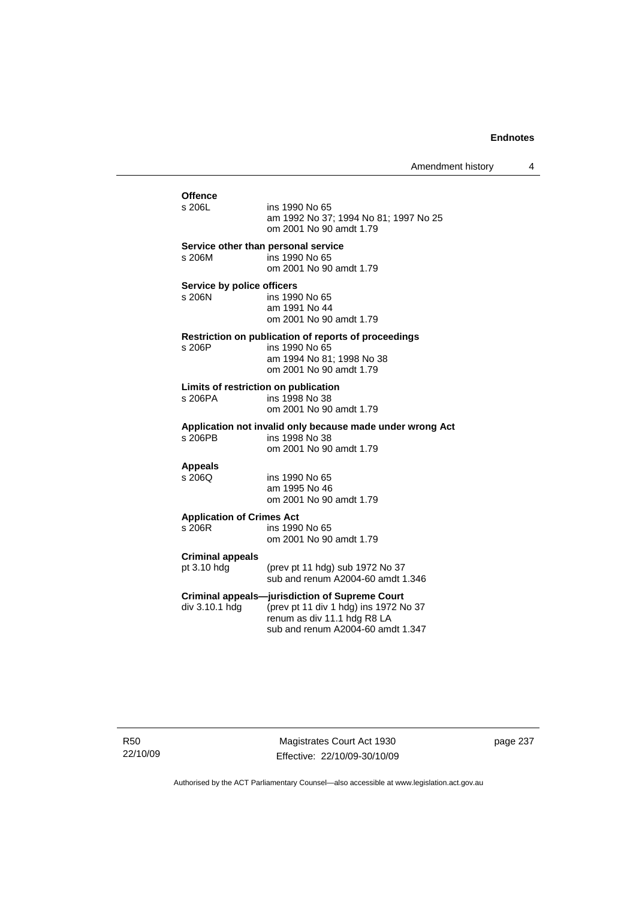**Offence**

s 206L — ins 1990 No 65
am 1992 No 37; 1994 No 81; 1997 No 25
om 2001 No 90 amdt 1.79

**Service other than personal service**

s 206M — ins 1990 No 65
om 2001 No 90 amdt 1.79

**Service by police officers**

s 206N — ins 1990 No 65
am 1991 No 44
om 2001 No 90 amdt 1.79

**Restriction on publication of reports of proceedings**

s 206P — ins 1990 No 65
am 1994 No 81; 1998 No 38
om 2001 No 90 amdt 1.79

**Limits of restriction on publication**

s 206PA — ins 1998 No 38
om 2001 No 90 amdt 1.79

**Application not invalid only because made under wrong Act**

s 206PB — ins 1998 No 38
om 2001 No 90 amdt 1.79

**Appeals**

s 206Q — ins 1990 No 65
am 1995 No 46
om 2001 No 90 amdt 1.79

**Application of Crimes Act**

s 206R — ins 1990 No 65
om 2001 No 90 amdt 1.79

**Criminal appeals**

pt 3.10 hdg — (prev pt 11 hdg) sub 1972 No 37
sub and renum A2004-60 amdt 1.346

**Criminal appeals—jurisdiction of Supreme Court**

div 3.10.1 hdg — (prev pt 11 div 1 hdg) ins 1972 No 37
renum as div 11.1 hdg R8 LA
sub and renum A2004-60 amdt 1.347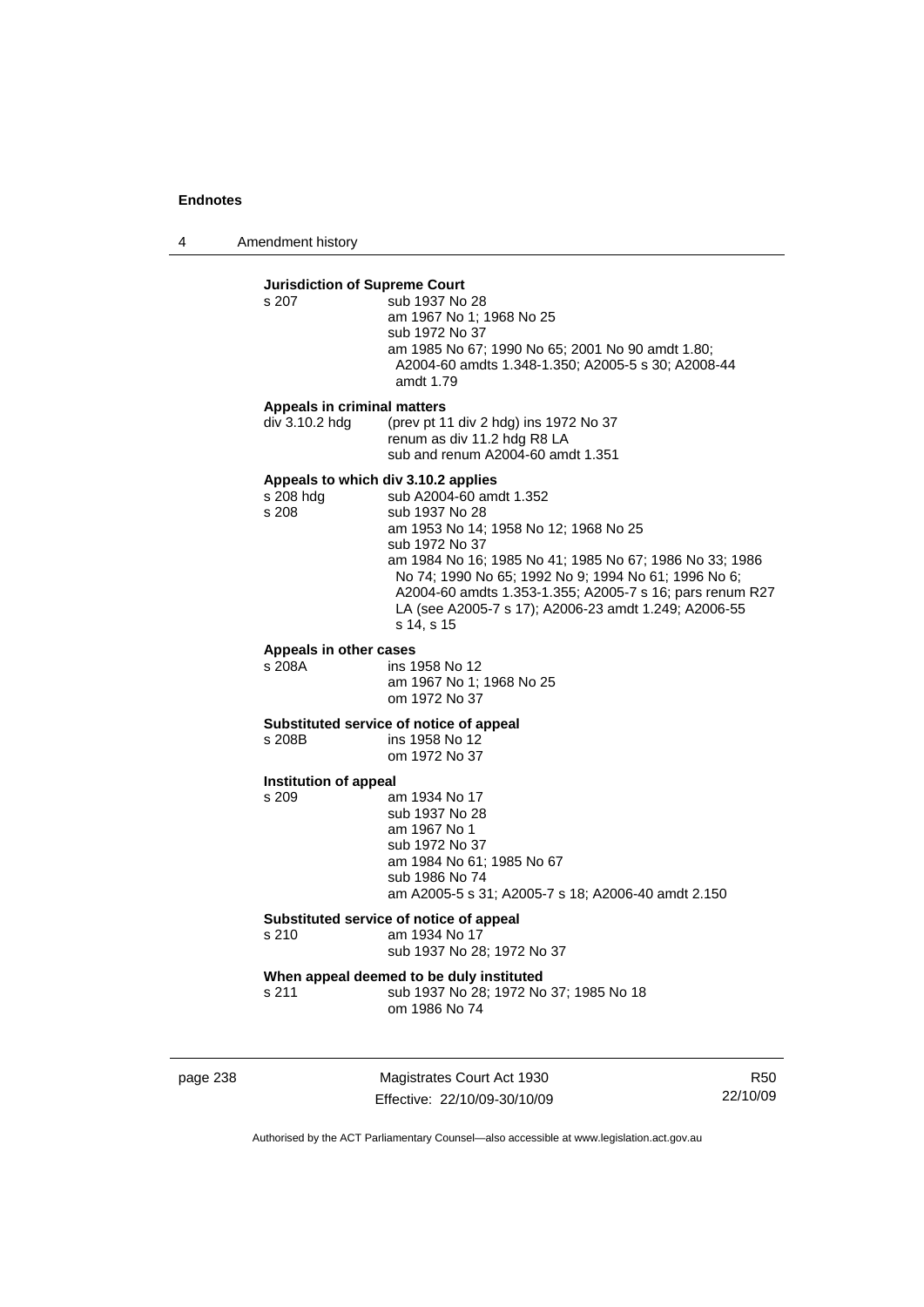**Jurisdiction of Supreme Court**

s 207 — sub 1937 No 28
am 1967 No 1; 1968 No 25
sub 1972 No 37
am 1985 No 67; 1990 No 65; 2001 No 90 amdt 1.80; A2004-60 amdts 1.348-1.350; A2005-5 s 30; A2008-44 amdt 1.79

**Appeals in criminal matters**

div 3.10.2 hdg — (prev pt 11 div 2 hdg) ins 1972 No 37
renum as div 11.2 hdg R8 LA
sub and renum A2004-60 amdt 1.351

**Appeals to which div 3.10.2 applies**

s 208 hdg — sub A2004-60 amdt 1.352

s 208 — sub 1937 No 28
am 1953 No 14; 1958 No 12; 1968 No 25
sub 1972 No 37
am 1984 No 16; 1985 No 41; 1985 No 67; 1986 No 33; 1986 No 74; 1990 No 65; 1992 No 9; 1994 No 61; 1996 No 6; A2004-60 amdts 1.353-1.355; A2005-7 s 16; pars renum R27 LA (see A2005-7 s 17); A2006-23 amdt 1.249; A2006-55 s 14, s 15

**Appeals in other cases**

s 208A — ins 1958 No 12
am 1967 No 1; 1968 No 25
om 1972 No 37

**Substituted service of notice of appeal**

s 208B — ins 1958 No 12
om 1972 No 37

**Institution of appeal**

s 209 — am 1934 No 17
sub 1937 No 28
am 1967 No 1
sub 1972 No 37
am 1984 No 61; 1985 No 67
sub 1986 No 74
am A2005-5 s 31; A2005-7 s 18; A2006-40 amdt 2.150

**Substituted service of notice of appeal**

s 210 — am 1934 No 17
sub 1937 No 28; 1972 No 37

**When appeal deemed to be duly instituted**

s 211 — sub 1937 No 28; 1972 No 37; 1985 No 18
om 1986 No 74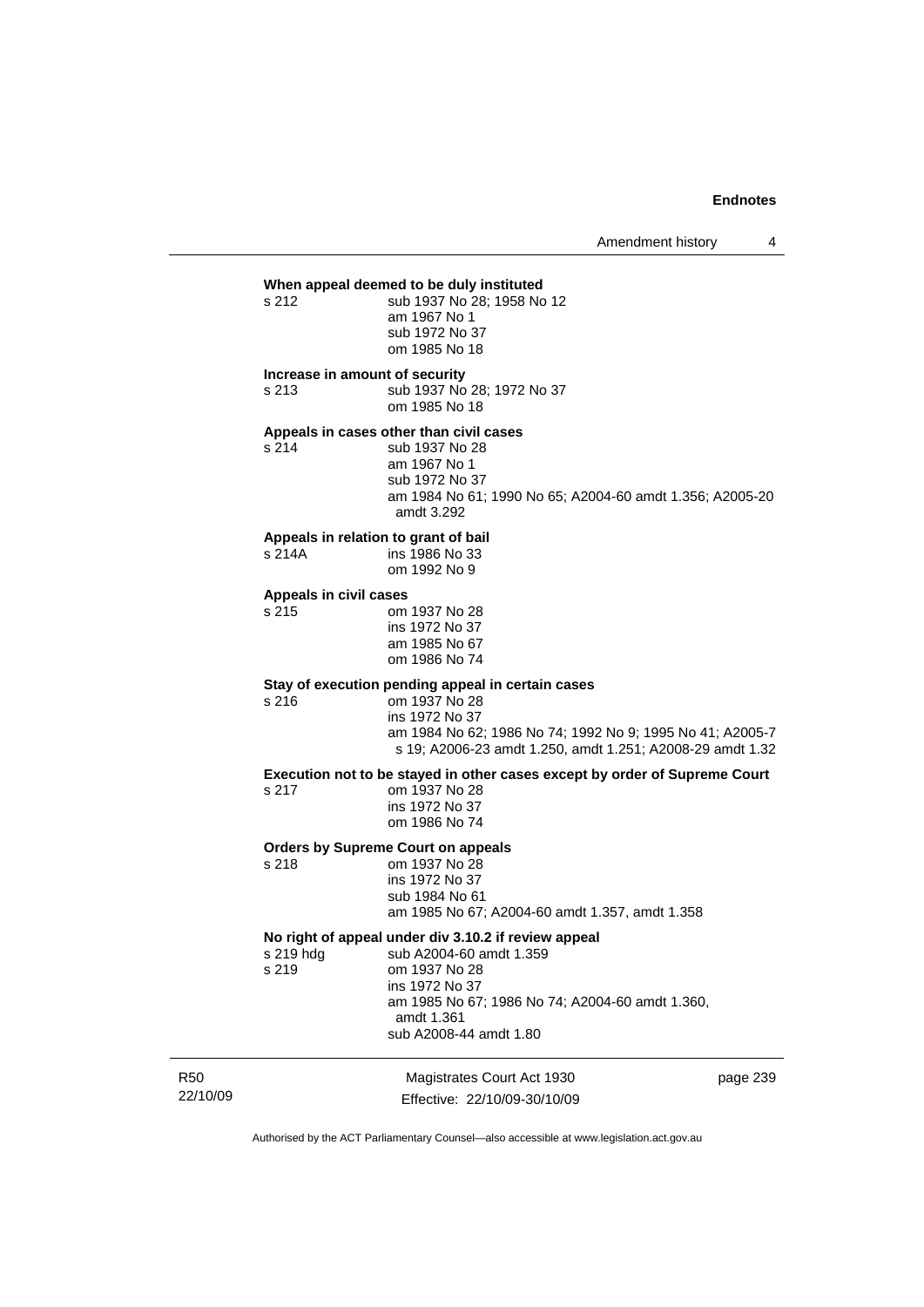**When appeal deemed to be duly instituted**

s 212 sub 1937 No 28; 1958 No 12
am 1967 No 1
sub 1972 No 37
om 1985 No 18

**Increase in amount of security**

s 213 sub 1937 No 28; 1972 No 37
om 1985 No 18

**Appeals in cases other than civil cases**

s 214 sub 1937 No 28
am 1967 No 1
sub 1972 No 37
am 1984 No 61; 1990 No 65; A2004-60 amdt 1.356; A2005-20 amdt 3.292

**Appeals in relation to grant of bail**

s 214A ins 1986 No 33
om 1992 No 9

**Appeals in civil cases**

s 215 om 1937 No 28
ins 1972 No 37
am 1985 No 67
om 1986 No 74

**Stay of execution pending appeal in certain cases**

s 216 om 1937 No 28
ins 1972 No 37
am 1984 No 62; 1986 No 74; 1992 No 9; 1995 No 41; A2005-7 s 19; A2006-23 amdt 1.250, amdt 1.251; A2008-29 amdt 1.32

**Execution not to be stayed in other cases except by order of Supreme Court**

s 217 om 1937 No 28
ins 1972 No 37
om 1986 No 74

**Orders by Supreme Court on appeals**

s 218 om 1937 No 28
ins 1972 No 37
sub 1984 No 61
am 1985 No 67; A2004-60 amdt 1.357, amdt 1.358

**No right of appeal under div 3.10.2 if review appeal**

s 219 hdg sub A2004-60 amdt 1.359
s 219 om 1937 No 28
ins 1972 No 37
am 1985 No 67; 1986 No 74; A2004-60 amdt 1.360, amdt 1.361
sub A2008-44 amdt 1.80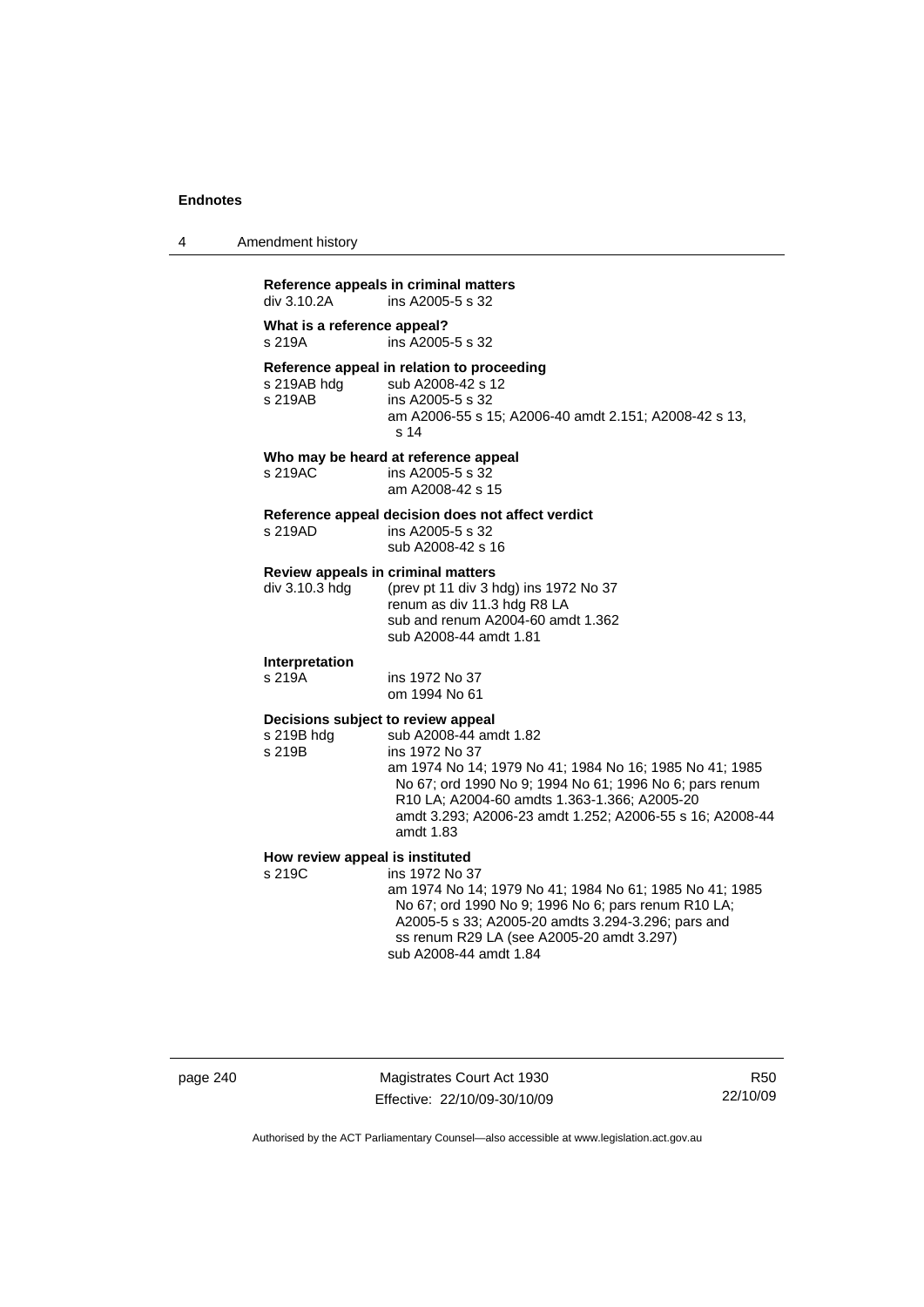**Reference appeals in criminal matters**
div 3.10.2A ins A2005-5 s 32

**What is a reference appeal?**
s 219A ins A2005-5 s 32

**Reference appeal in relation to proceeding**
s 219AB hdg sub A2008-42 s 12
s 219AB ins A2005-5 s 32
am A2006-55 s 15; A2006-40 amdt 2.151; A2008-42 s 13, s 14

**Who may be heard at reference appeal**
s 219AC ins A2005-5 s 32
am A2008-42 s 15

**Reference appeal decision does not affect verdict**
s 219AD ins A2005-5 s 32
sub A2008-42 s 16

**Review appeals in criminal matters**
div 3.10.3 hdg (prev pt 11 div 3 hdg) ins 1972 No 37
renum as div 11.3 hdg R8 LA
sub and renum A2004-60 amdt 1.362
sub A2008-44 amdt 1.81

**Interpretation**
s 219A ins 1972 No 37
om 1994 No 61

**Decisions subject to review appeal**
s 219B hdg sub A2008-44 amdt 1.82
s 219B ins 1972 No 37
am 1974 No 14; 1979 No 41; 1984 No 16; 1985 No 41; 1985 No 67; ord 1990 No 9; 1994 No 61; 1996 No 6; pars renum R10 LA; A2004-60 amdts 1.363-1.366; A2005-20 amdt 3.293; A2006-23 amdt 1.252; A2006-55 s 16; A2008-44 amdt 1.83

**How review appeal is instituted**
s 219C ins 1972 No 37
am 1974 No 14; 1979 No 41; 1984 No 61; 1985 No 41; 1985 No 67; ord 1990 No 9; 1996 No 6; pars renum R10 LA; A2005-5 s 33; A2005-20 amdts 3.294-3.296; pars and ss renum R29 LA (see A2005-20 amdt 3.297)
sub A2008-44 amdt 1.84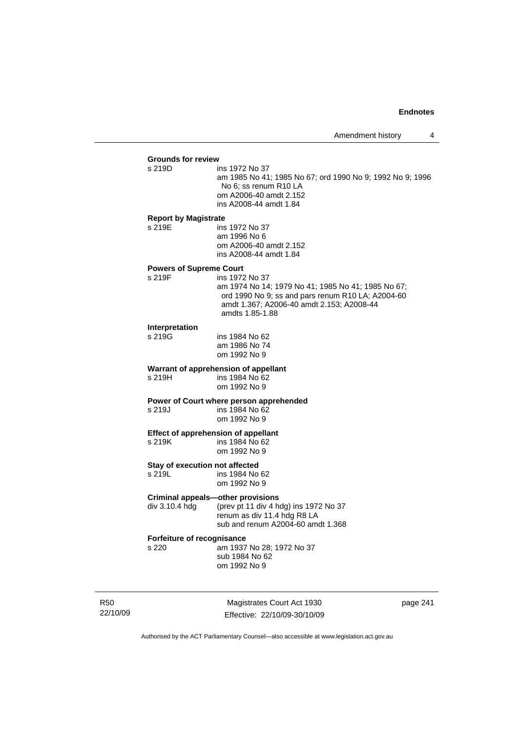**Grounds for review**

s 219D ins 1972 No 37
am 1985 No 41; 1985 No 67; ord 1990 No 9; 1992 No 9; 1996 No 6; ss renum R10 LA
om A2006-40 amdt 2.152
ins A2008-44 amdt 1.84

**Report by Magistrate**

s 219E ins 1972 No 37
am 1996 No 6
om A2006-40 amdt 2.152
ins A2008-44 amdt 1.84

**Powers of Supreme Court**

s 219F ins 1972 No 37
am 1974 No 14; 1979 No 41; 1985 No 41; 1985 No 67; ord 1990 No 9; ss and pars renum R10 LA; A2004-60 amdt 1.367; A2006-40 amdt 2.153; A2008-44 amdts 1.85-1.88

**Interpretation**

s 219G ins 1984 No 62
am 1986 No 74
om 1992 No 9

**Warrant of apprehension of appellant**

s 219H ins 1984 No 62
om 1992 No 9

**Power of Court where person apprehended**

s 219J ins 1984 No 62
om 1992 No 9

**Effect of apprehension of appellant**

s 219K ins 1984 No 62
om 1992 No 9

**Stay of execution not affected**

s 219L ins 1984 No 62
om 1992 No 9

**Criminal appeals—other provisions**

div 3.10.4 hdg (prev pt 11 div 4 hdg) ins 1972 No 37
renum as div 11.4 hdg R8 LA
sub and renum A2004-60 amdt 1.368

**Forfeiture of recognisance**

s 220 am 1937 No 28; 1972 No 37
sub 1984 No 62
om 1992 No 9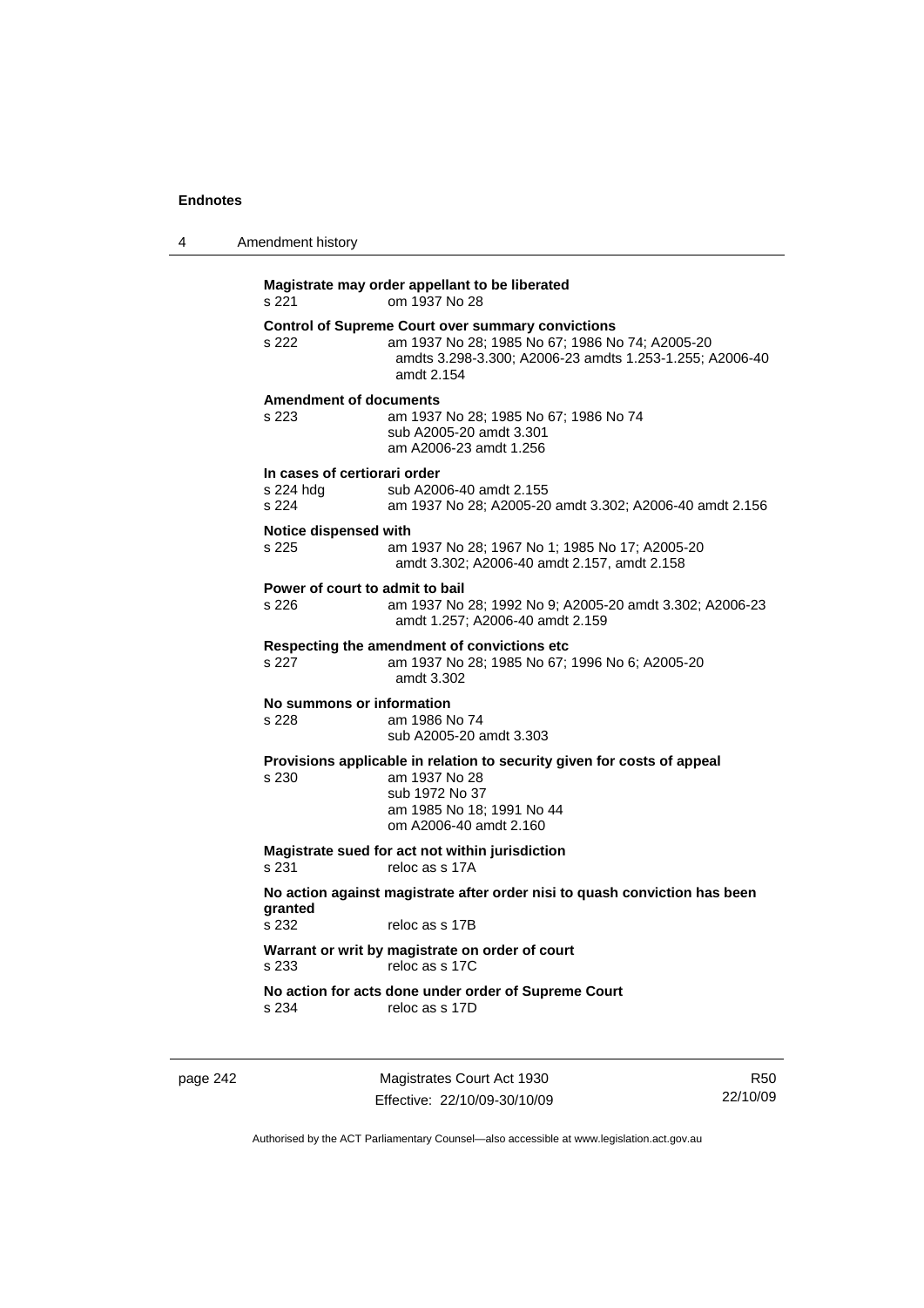**Magistrate may order appellant to be liberated**

s 221 om 1937 No 28

**Control of Supreme Court over summary convictions**

s 222 am 1937 No 28; 1985 No 67; 1986 No 74; A2005-20 amdts 3.298-3.300; A2006-23 amdts 1.253-1.255; A2006-40 amdt 2.154

**Amendment of documents**

s 223 am 1937 No 28; 1985 No 67; 1986 No 74
sub A2005-20 amdt 3.301
am A2006-23 amdt 1.256

**In cases of certiorari order**

s 224 hdg sub A2006-40 amdt 2.155
s 224 am 1937 No 28; A2005-20 amdt 3.302; A2006-40 amdt 2.156

**Notice dispensed with**

s 225 am 1937 No 28; 1967 No 1; 1985 No 17; A2005-20 amdt 3.302; A2006-40 amdt 2.157, amdt 2.158

**Power of court to admit to bail**

s 226 am 1937 No 28; 1992 No 9; A2005-20 amdt 3.302; A2006-23 amdt 1.257; A2006-40 amdt 2.159

**Respecting the amendment of convictions etc**

s 227 am 1937 No 28; 1985 No 67; 1996 No 6; A2005-20 amdt 3.302

**No summons or information**

s 228 am 1986 No 74
sub A2005-20 amdt 3.303

**Provisions applicable in relation to security given for costs of appeal**

s 230 am 1937 No 28
sub 1972 No 37
am 1985 No 18; 1991 No 44
om A2006-40 amdt 2.160

**Magistrate sued for act not within jurisdiction**

s 231 reloc as s 17A

**No action against magistrate after order nisi to quash conviction has been granted**

s 232 reloc as s 17B

**Warrant or writ by magistrate on order of court**

s 233 reloc as s 17C

**No action for acts done under order of Supreme Court**

s 234 reloc as s 17D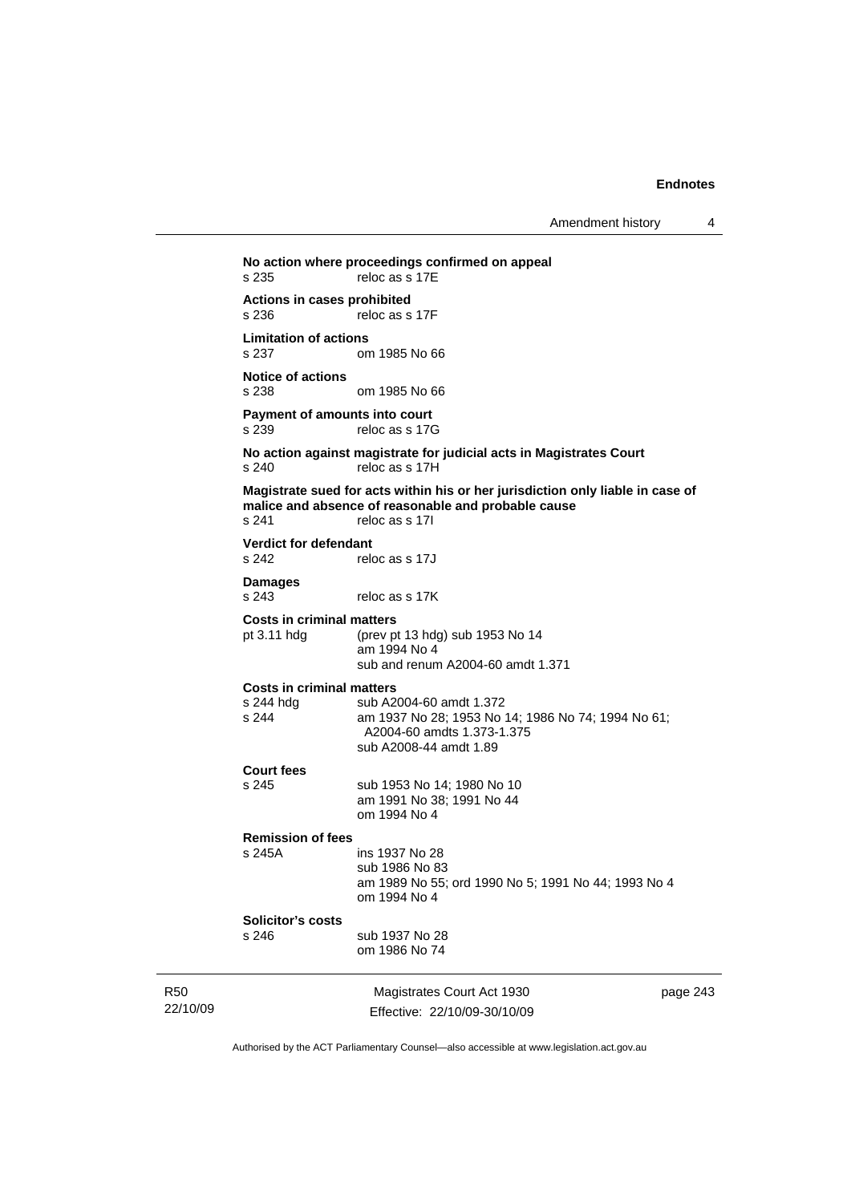**No action where proceedings confirmed on appeal**

s 235 reloc as s 17E

**Actions in cases prohibited**

s 236 reloc as s 17F

**Limitation of actions**

s 237 om 1985 No 66

**Notice of actions**

s 238 om 1985 No 66

**Payment of amounts into court**

s 239 reloc as s 17G

**No action against magistrate for judicial acts in Magistrates Court**

s 240 reloc as s 17H

**Magistrate sued for acts within his or her jurisdiction only liable in case of malice and absence of reasonable and probable cause**

s 241 reloc as s 17I

**Verdict for defendant**

s 242 reloc as s 17J

**Damages**

s 243 reloc as s 17K

**Costs in criminal matters**

pt 3.11 hdg (prev pt 13 hdg) sub 1953 No 14
am 1994 No 4
sub and renum A2004-60 amdt 1.371

**Costs in criminal matters**

s 244 hdg sub A2004-60 amdt 1.372

s 244 am 1937 No 28; 1953 No 14; 1986 No 74; 1994 No 61; A2004-60 amdts 1.373-1.375
sub A2008-44 amdt 1.89

**Court fees**

s 245 sub 1953 No 14; 1980 No 10
am 1991 No 38; 1991 No 44
om 1994 No 4

**Remission of fees**

s 245A ins 1937 No 28
sub 1986 No 83
am 1989 No 55; ord 1990 No 5; 1991 No 44; 1993 No 4
om 1994 No 4

**Solicitor's costs**

s 246 sub 1937 No 28
om 1986 No 74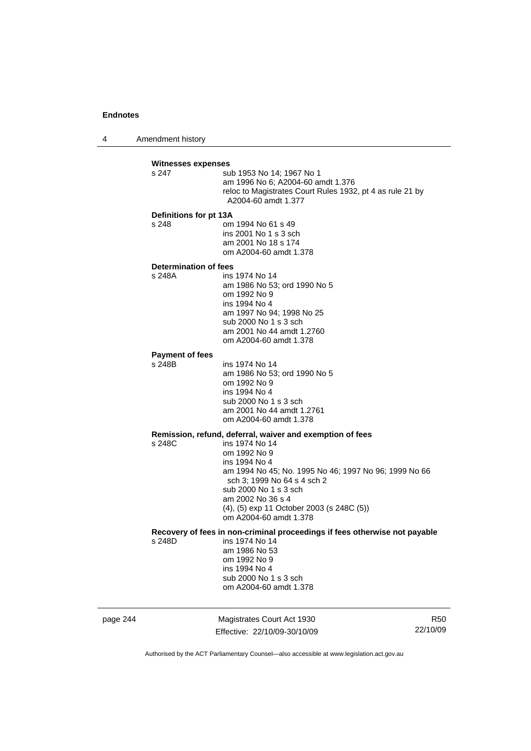**Witnesses expenses**

s 247 sub 1953 No 14; 1967 No 1
am 1996 No 6; A2004-60 amdt 1.376
reloc to Magistrates Court Rules 1932, pt 4 as rule 21 by A2004-60 amdt 1.377

**Definitions for pt 13A**

s 248 om 1994 No 61 s 49
ins 2001 No 1 s 3 sch
am 2001 No 18 s 174
om A2004-60 amdt 1.378

**Determination of fees**

s 248A ins 1974 No 14
am 1986 No 53; ord 1990 No 5
om 1992 No 9
ins 1994 No 4
am 1997 No 94; 1998 No 25
sub 2000 No 1 s 3 sch
am 2001 No 44 amdt 1.2760
om A2004-60 amdt 1.378

**Payment of fees**

s 248B ins 1974 No 14
am 1986 No 53; ord 1990 No 5
om 1992 No 9
ins 1994 No 4
sub 2000 No 1 s 3 sch
am 2001 No 44 amdt 1.2761
om A2004-60 amdt 1.378

**Remission, refund, deferral, waiver and exemption of fees**

s 248C ins 1974 No 14
om 1992 No 9
ins 1994 No 4
am 1994 No 45; No. 1995 No 46; 1997 No 96; 1999 No 66 sch 3; 1999 No 64 s 4 sch 2
sub 2000 No 1 s 3 sch
am 2002 No 36 s 4
(4), (5) exp 11 October 2003 (s 248C (5))
om A2004-60 amdt 1.378

**Recovery of fees in non-criminal proceedings if fees otherwise not payable**

s 248D ins 1974 No 14
am 1986 No 53
om 1992 No 9
ins 1994 No 4
sub 2000 No 1 s 3 sch
om A2004-60 amdt 1.378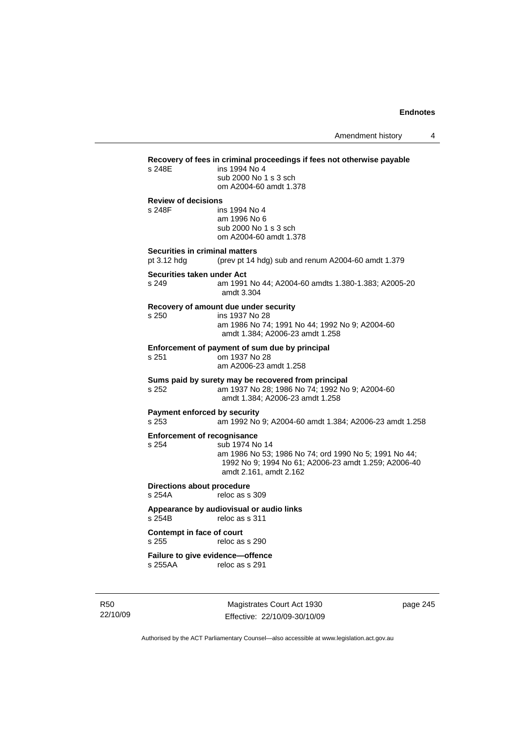**Recovery of fees in criminal proceedings if fees not otherwise payable**

s 248E ins 1994 No 4
sub 2000 No 1 s 3 sch
om A2004-60 amdt 1.378

**Review of decisions**

s 248F ins 1994 No 4
am 1996 No 6
sub 2000 No 1 s 3 sch
om A2004-60 amdt 1.378

**Securities in criminal matters**

pt 3.12 hdg (prev pt 14 hdg) sub and renum A2004-60 amdt 1.379

**Securities taken under Act**

s 249 am 1991 No 44; A2004-60 amdts 1.380-1.383; A2005-20 amdt 3.304

**Recovery of amount due under security**

s 250 ins 1937 No 28
am 1986 No 74; 1991 No 44; 1992 No 9; A2004-60 amdt 1.384; A2006-23 amdt 1.258

**Enforcement of payment of sum due by principal**

s 251 om 1937 No 28
am A2006-23 amdt 1.258

**Sums paid by surety may be recovered from principal**

s 252 am 1937 No 28; 1986 No 74; 1992 No 9; A2004-60 amdt 1.384; A2006-23 amdt 1.258

**Payment enforced by security**

s 253 am 1992 No 9; A2004-60 amdt 1.384; A2006-23 amdt 1.258

**Enforcement of recognisance**

s 254 sub 1974 No 14
am 1986 No 53; 1986 No 74; ord 1990 No 5; 1991 No 44; 1992 No 9; 1994 No 61; A2006-23 amdt 1.259; A2006-40 amdt 2.161, amdt 2.162

**Directions about procedure**

s 254A reloc as s 309

**Appearance by audiovisual or audio links**

s 254B reloc as s 311

**Contempt in face of court**

s 255 reloc as s 290

**Failure to give evidence—offence**

s 255AA reloc as s 291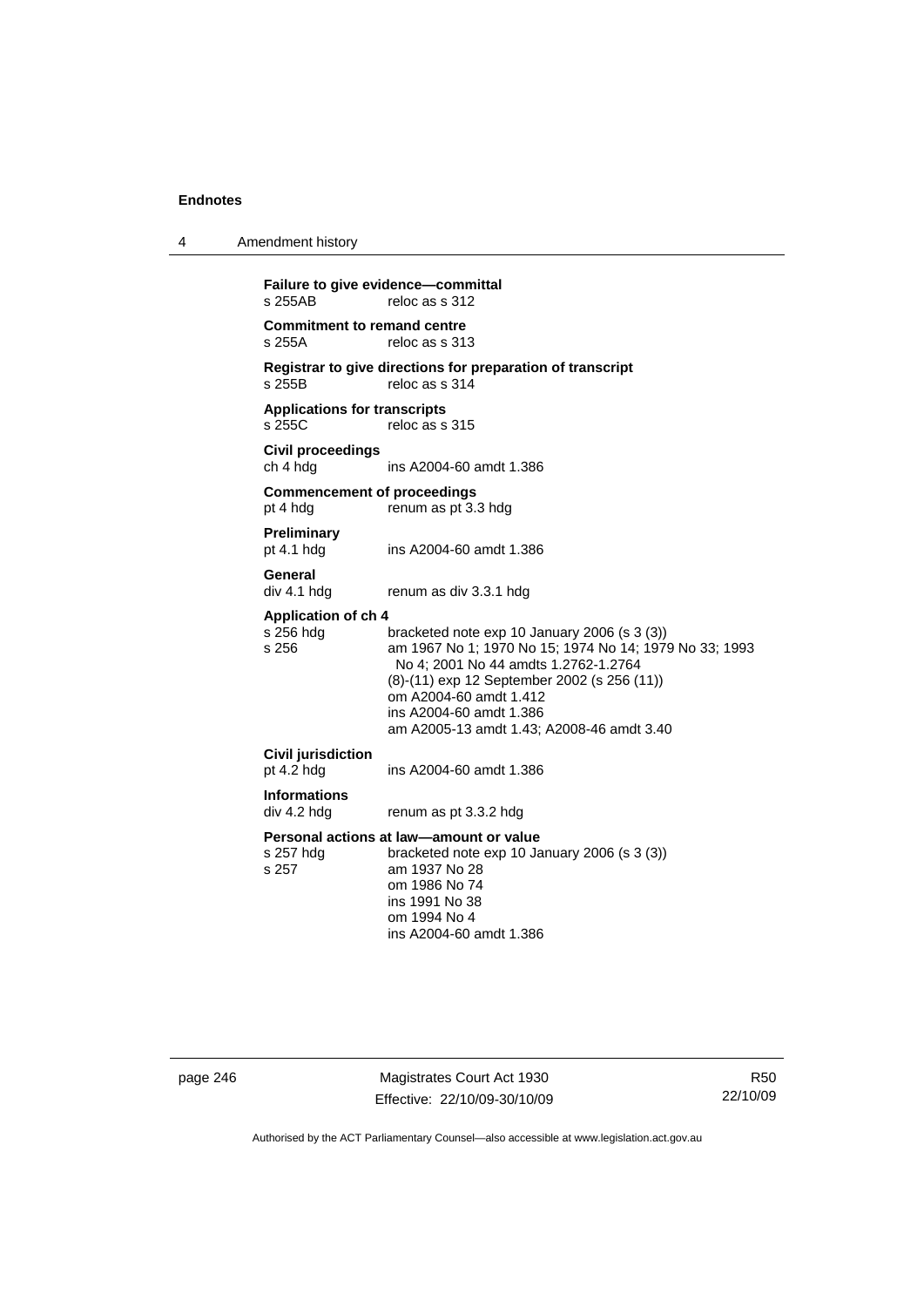**Failure to give evidence—committal**
s 255AB reloc as s 312

**Commitment to remand centre**
s 255A reloc as s 313

**Registrar to give directions for preparation of transcript**
s 255B reloc as s 314

**Applications for transcripts**
s 255C reloc as s 315

**Civil proceedings**
ch 4 hdg ins A2004-60 amdt 1.386

**Commencement of proceedings**
pt 4 hdg renum as pt 3.3 hdg

**Preliminary**
pt 4.1 hdg ins A2004-60 amdt 1.386

**General**
div 4.1 hdg renum as div 3.3.1 hdg

**Application of ch 4**
s 256 hdg bracketed note exp 10 January 2006 (s 3 (3))
s 256 am 1967 No 1; 1970 No 15; 1974 No 14; 1979 No 33; 1993 No 4; 2001 No 44 amdts 1.2762-1.2764
(8)-(11) exp 12 September 2002 (s 256 (11))
om A2004-60 amdt 1.412
ins A2004-60 amdt 1.386
am A2005-13 amdt 1.43; A2008-46 amdt 3.40

**Civil jurisdiction**
pt 4.2 hdg ins A2004-60 amdt 1.386

**Informations**
div 4.2 hdg renum as pt 3.3.2 hdg

**Personal actions at law—amount or value**
s 257 hdg bracketed note exp 10 January 2006 (s 3 (3))
s 257 am 1937 No 28
om 1986 No 74
ins 1991 No 38
om 1994 No 4
ins A2004-60 amdt 1.386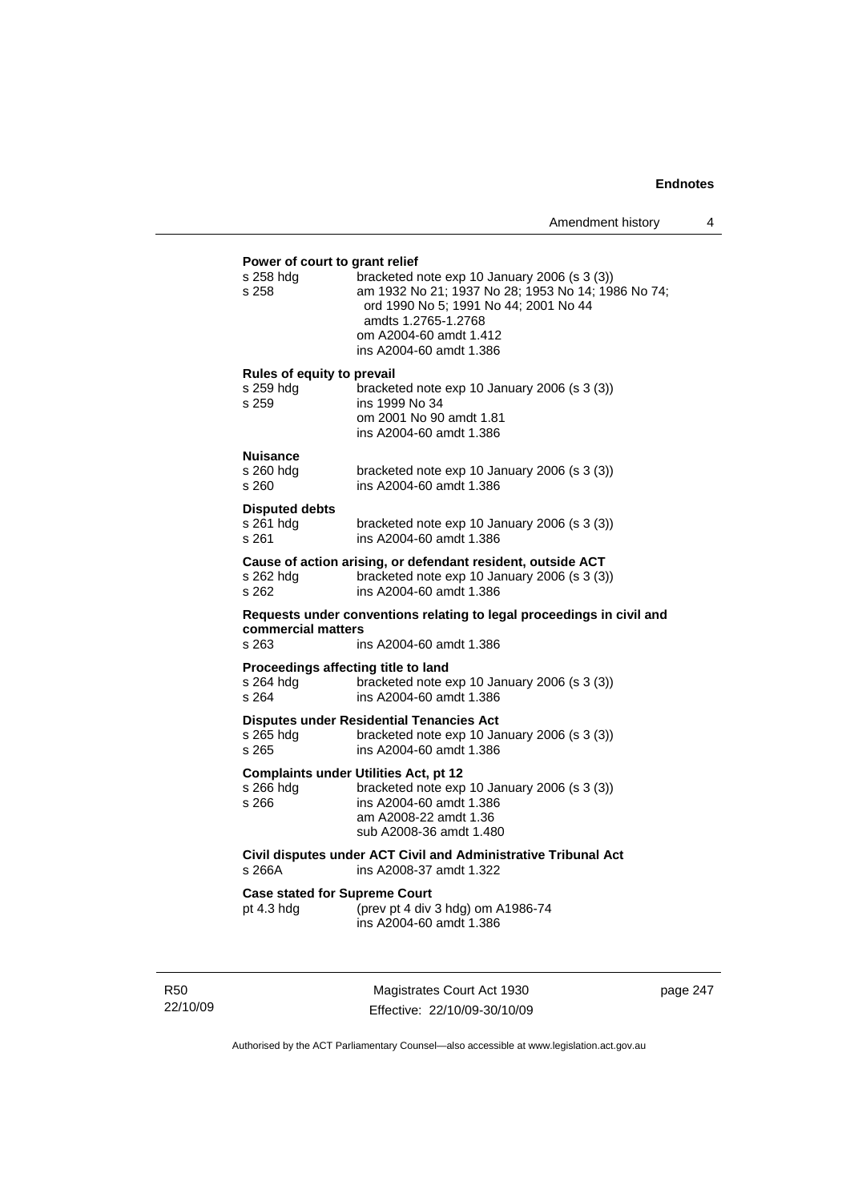**Power of court to grant relief**

s 258 hdg bracketed note exp 10 January 2006 (s 3 (3))
s 258 am 1932 No 21; 1937 No 28; 1953 No 14; 1986 No 74; ord 1990 No 5; 1991 No 44; 2001 No 44 amdts 1.2765-1.2768
om A2004-60 amdt 1.412
ins A2004-60 amdt 1.386

**Rules of equity to prevail**

s 259 hdg bracketed note exp 10 January 2006 (s 3 (3))
s 259 ins 1999 No 34
om 2001 No 90 amdt 1.81
ins A2004-60 amdt 1.386

**Nuisance**

s 260 hdg bracketed note exp 10 January 2006 (s 3 (3))
s 260 ins A2004-60 amdt 1.386

**Disputed debts**

s 261 hdg bracketed note exp 10 January 2006 (s 3 (3))
s 261 ins A2004-60 amdt 1.386

**Cause of action arising, or defendant resident, outside ACT**

s 262 hdg bracketed note exp 10 January 2006 (s 3 (3))
s 262 ins A2004-60 amdt 1.386

**Requests under conventions relating to legal proceedings in civil and commercial matters**

s 263 ins A2004-60 amdt 1.386

**Proceedings affecting title to land**

s 264 hdg bracketed note exp 10 January 2006 (s 3 (3))
s 264 ins A2004-60 amdt 1.386

**Disputes under Residential Tenancies Act**

s 265 hdg bracketed note exp 10 January 2006 (s 3 (3))
s 265 ins A2004-60 amdt 1.386

**Complaints under Utilities Act, pt 12**

s 266 hdg bracketed note exp 10 January 2006 (s 3 (3))
s 266 ins A2004-60 amdt 1.386
am A2008-22 amdt 1.36
sub A2008-36 amdt 1.480

**Civil disputes under ACT Civil and Administrative Tribunal Act**

s 266A ins A2008-37 amdt 1.322

**Case stated for Supreme Court**

pt 4.3 hdg (prev pt 4 div 3 hdg) om A1986-74
ins A2004-60 amdt 1.386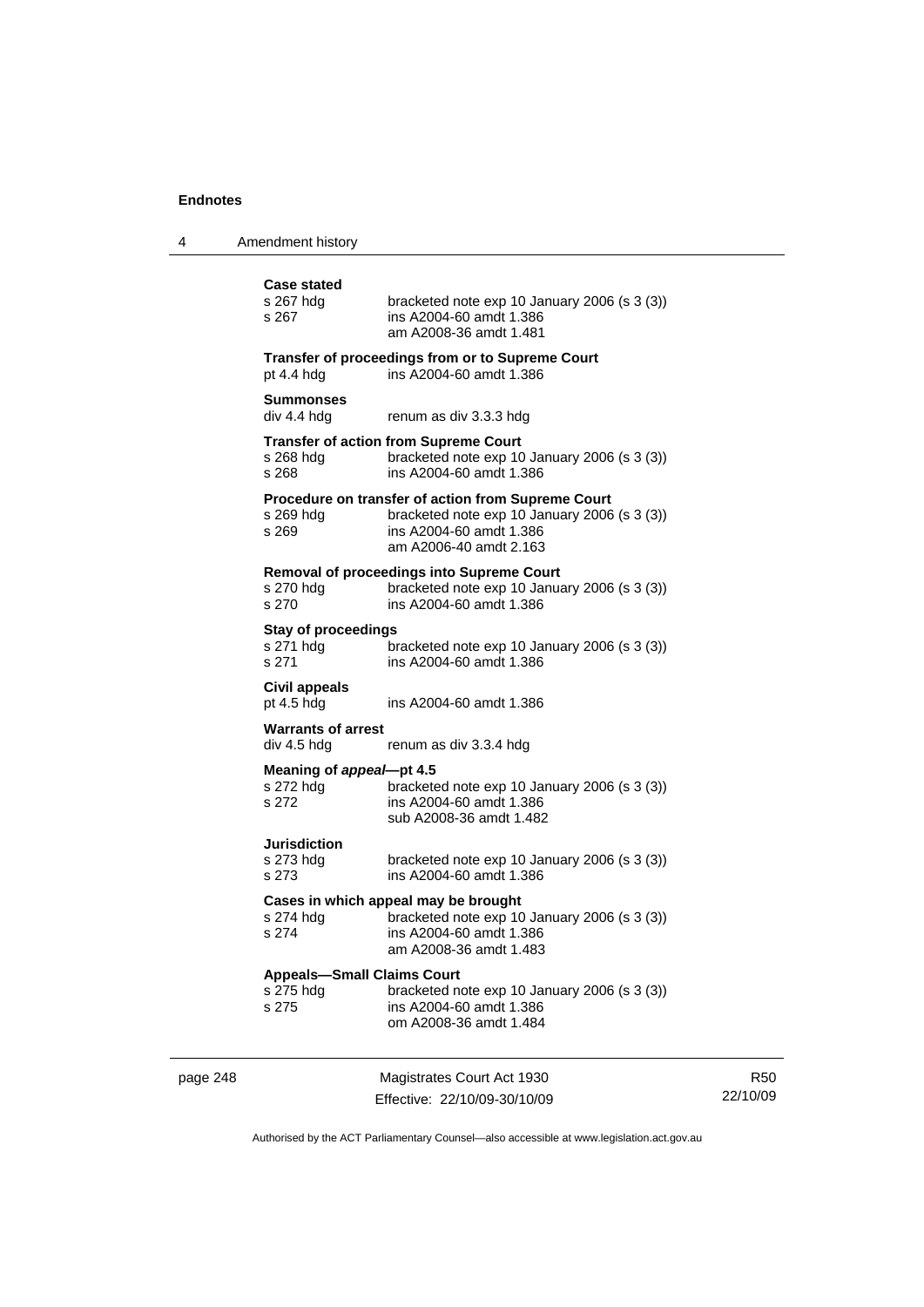**Case stated**

s 267 hdg bracketed note exp 10 January 2006 (s 3 (3))
s 267 ins A2004-60 amdt 1.386
am A2008-36 amdt 1.481

**Transfer of proceedings from or to Supreme Court**

pt 4.4 hdg ins A2004-60 amdt 1.386

**Summonses**

div 4.4 hdg renum as div 3.3.3 hdg

**Transfer of action from Supreme Court**

s 268 hdg bracketed note exp 10 January 2006 (s 3 (3))
s 268 ins A2004-60 amdt 1.386

**Procedure on transfer of action from Supreme Court**

s 269 hdg bracketed note exp 10 January 2006 (s 3 (3))
s 269 ins A2004-60 amdt 1.386
am A2006-40 amdt 2.163

**Removal of proceedings into Supreme Court**

s 270 hdg bracketed note exp 10 January 2006 (s 3 (3))
s 270 ins A2004-60 amdt 1.386

**Stay of proceedings**

s 271 hdg bracketed note exp 10 January 2006 (s 3 (3))
s 271 ins A2004-60 amdt 1.386

**Civil appeals**

pt 4.5 hdg ins A2004-60 amdt 1.386

**Warrants of arrest**

div 4.5 hdg renum as div 3.3.4 hdg

**Meaning of *appeal*—pt 4.5**

s 272 hdg bracketed note exp 10 January 2006 (s 3 (3))
s 272 ins A2004-60 amdt 1.386
sub A2008-36 amdt 1.482

**Jurisdiction**

s 273 hdg bracketed note exp 10 January 2006 (s 3 (3))
s 273 ins A2004-60 amdt 1.386

**Cases in which appeal may be brought**

s 274 hdg bracketed note exp 10 January 2006 (s 3 (3))
s 274 ins A2004-60 amdt 1.386
am A2008-36 amdt 1.483

**Appeals—Small Claims Court**

s 275 hdg bracketed note exp 10 January 2006 (s 3 (3))
s 275 ins A2004-60 amdt 1.386
om A2008-36 amdt 1.484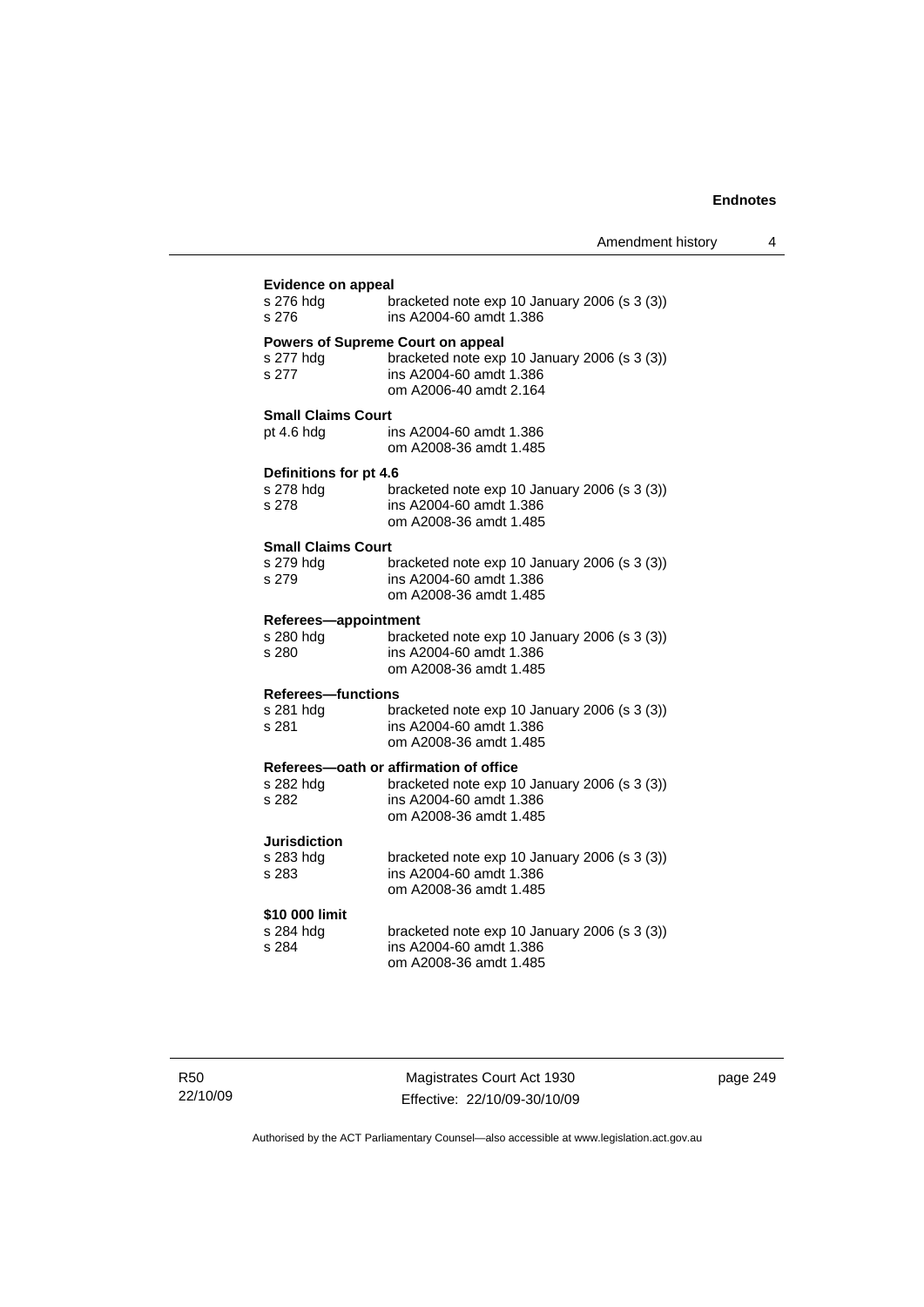**Evidence on appeal**
s 276 hdg bracketed note exp 10 January 2006 (s 3 (3))
s 276 ins A2004-60 amdt 1.386

**Powers of Supreme Court on appeal**
s 277 hdg bracketed note exp 10 January 2006 (s 3 (3))
s 277 ins A2004-60 amdt 1.386
om A2006-40 amdt 2.164

**Small Claims Court**
pt 4.6 hdg ins A2004-60 amdt 1.386
om A2008-36 amdt 1.485

**Definitions for pt 4.6**
s 278 hdg bracketed note exp 10 January 2006 (s 3 (3))
s 278 ins A2004-60 amdt 1.386
om A2008-36 amdt 1.485

**Small Claims Court**
s 279 hdg bracketed note exp 10 January 2006 (s 3 (3))
s 279 ins A2004-60 amdt 1.386
om A2008-36 amdt 1.485

**Referees—appointment**
s 280 hdg bracketed note exp 10 January 2006 (s 3 (3))
s 280 ins A2004-60 amdt 1.386
om A2008-36 amdt 1.485

**Referees—functions**
s 281 hdg bracketed note exp 10 January 2006 (s 3 (3))
s 281 ins A2004-60 amdt 1.386
om A2008-36 amdt 1.485

**Referees—oath or affirmation of office**
s 282 hdg bracketed note exp 10 January 2006 (s 3 (3))
s 282 ins A2004-60 amdt 1.386
om A2008-36 amdt 1.485

**Jurisdiction**
s 283 hdg bracketed note exp 10 January 2006 (s 3 (3))
s 283 ins A2004-60 amdt 1.386
om A2008-36 amdt 1.485

**$10 000 limit**
s 284 hdg bracketed note exp 10 January 2006 (s 3 (3))
s 284 ins A2004-60 amdt 1.386
om A2008-36 amdt 1.485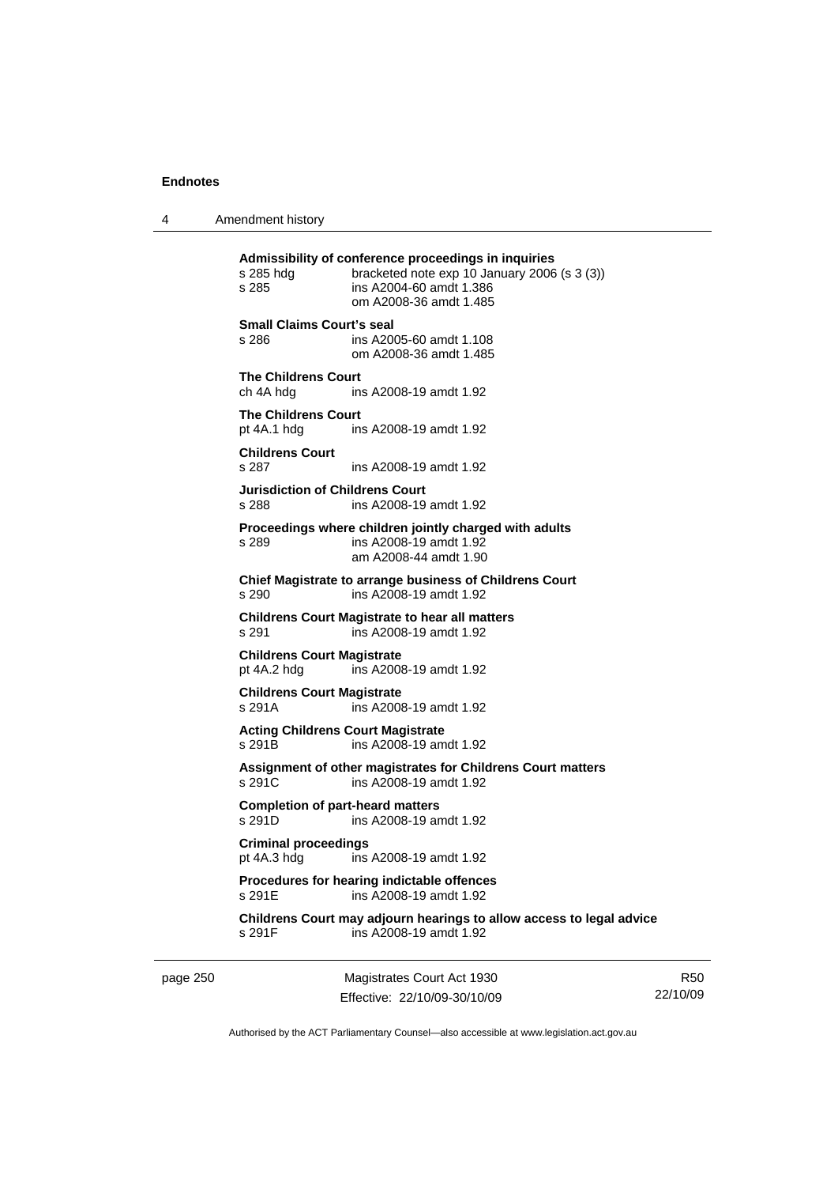**Admissibility of conference proceedings in inquiries**
s 285 hdg bracketed note exp 10 January 2006 (s 3 (3))
s 285 ins A2004-60 amdt 1.386
om A2008-36 amdt 1.485

**Small Claims Court's seal**
s 286 ins A2005-60 amdt 1.108
om A2008-36 amdt 1.485

**The Childrens Court**
ch 4A hdg ins A2008-19 amdt 1.92

**The Childrens Court**
pt 4A.1 hdg ins A2008-19 amdt 1.92

**Childrens Court**
s 287 ins A2008-19 amdt 1.92

**Jurisdiction of Childrens Court**
s 288 ins A2008-19 amdt 1.92

**Proceedings where children jointly charged with adults**
s 289 ins A2008-19 amdt 1.92
am A2008-44 amdt 1.90

**Chief Magistrate to arrange business of Childrens Court**
s 290 ins A2008-19 amdt 1.92

**Childrens Court Magistrate to hear all matters**
s 291 ins A2008-19 amdt 1.92

**Childrens Court Magistrate**
pt 4A.2 hdg ins A2008-19 amdt 1.92

**Childrens Court Magistrate**
s 291A ins A2008-19 amdt 1.92

**Acting Childrens Court Magistrate**
s 291B ins A2008-19 amdt 1.92

**Assignment of other magistrates for Childrens Court matters**
s 291C ins A2008-19 amdt 1.92

**Completion of part-heard matters**
s 291D ins A2008-19 amdt 1.92

**Criminal proceedings**
pt 4A.3 hdg ins A2008-19 amdt 1.92

**Procedures for hearing indictable offences**
s 291E ins A2008-19 amdt 1.92

**Childrens Court may adjourn hearings to allow access to legal advice**
s 291F ins A2008-19 amdt 1.92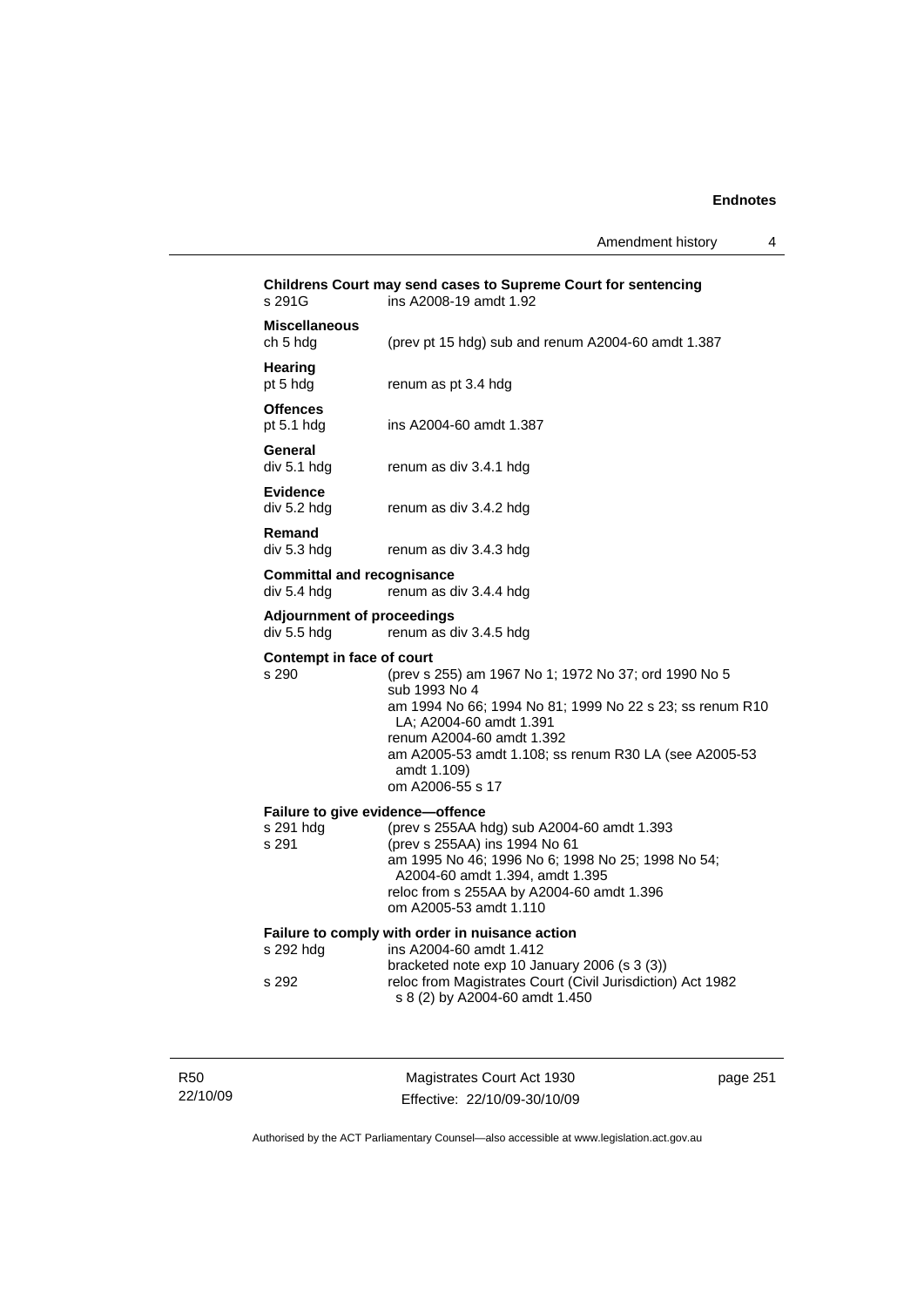**Childrens Court may send cases to Supreme Court for sentencing**
s 291G ins A2008-19 amdt 1.92

**Miscellaneous**
ch 5 hdg (prev pt 15 hdg) sub and renum A2004-60 amdt 1.387

**Hearing**
pt 5 hdg renum as pt 3.4 hdg

**Offences**
pt 5.1 hdg ins A2004-60 amdt 1.387

**General**
div 5.1 hdg renum as div 3.4.1 hdg

**Evidence**
div 5.2 hdg renum as div 3.4.2 hdg

**Remand**
div 5.3 hdg renum as div 3.4.3 hdg

**Committal and recognisance**
div 5.4 hdg renum as div 3.4.4 hdg

**Adjournment of proceedings**
div 5.5 hdg renum as div 3.4.5 hdg

**Contempt in face of court**
s 290 (prev s 255) am 1967 No 1; 1972 No 37; ord 1990 No 5
sub 1993 No 4
am 1994 No 66; 1994 No 81; 1999 No 22 s 23; ss renum R10 LA; A2004-60 amdt 1.391
renum A2004-60 amdt 1.392
am A2005-53 amdt 1.108; ss renum R30 LA (see A2005-53 amdt 1.109)
om A2006-55 s 17

**Failure to give evidence—offence**
s 291 hdg (prev s 255AA hdg) sub A2004-60 amdt 1.393
s 291 (prev s 255AA) ins 1994 No 61
am 1995 No 46; 1996 No 6; 1998 No 25; 1998 No 54; A2004-60 amdt 1.394, amdt 1.395
reloc from s 255AA by A2004-60 amdt 1.396
om A2005-53 amdt 1.110

**Failure to comply with order in nuisance action**
s 292 hdg ins A2004-60 amdt 1.412
bracketed note exp 10 January 2006 (s 3 (3))
s 292 reloc from Magistrates Court (Civil Jurisdiction) Act 1982 s 8 (2) by A2004-60 amdt 1.450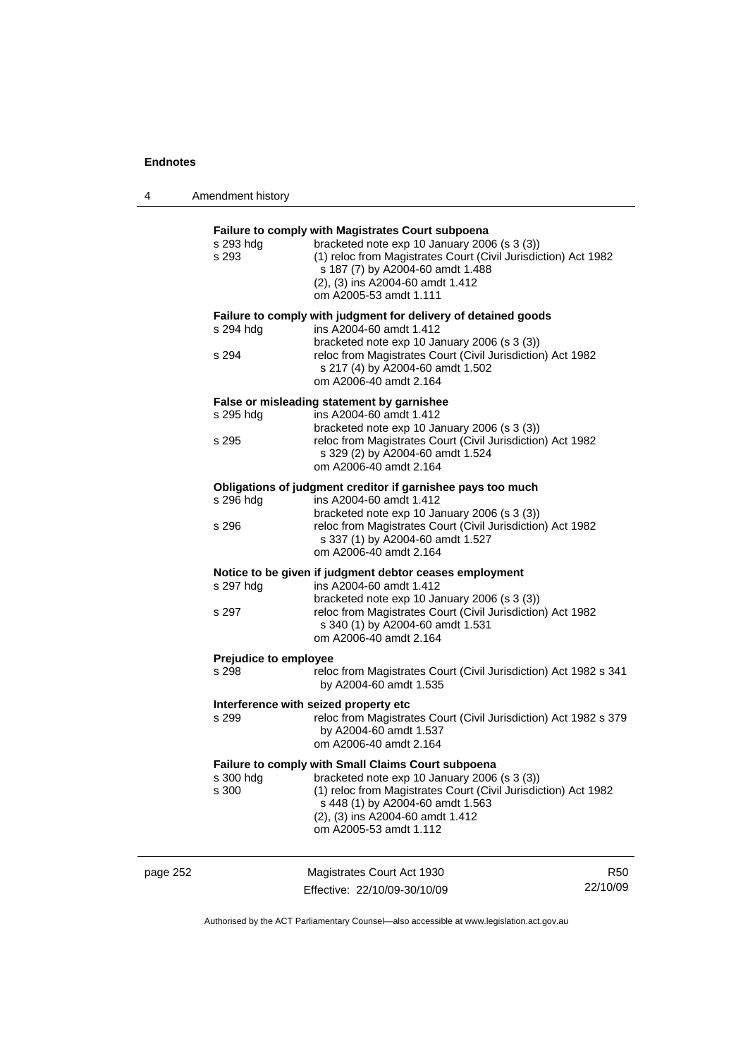**Failure to comply with Magistrates Court subpoena**

s 293 hdg — bracketed note exp 10 January 2006 (s 3 (3))

s 293 — (1) reloc from Magistrates Court (Civil Jurisdiction) Act 1982 s 187 (7) by A2004-60 amdt 1.488
(2), (3) ins A2004-60 amdt 1.412
om A2005-53 amdt 1.111

**Failure to comply with judgment for delivery of detained goods**

s 294 hdg — ins A2004-60 amdt 1.412
bracketed note exp 10 January 2006 (s 3 (3))

s 294 — reloc from Magistrates Court (Civil Jurisdiction) Act 1982 s 217 (4) by A2004-60 amdt 1.502
om A2006-40 amdt 2.164

**False or misleading statement by garnishee**

s 295 hdg — ins A2004-60 amdt 1.412
bracketed note exp 10 January 2006 (s 3 (3))

s 295 — reloc from Magistrates Court (Civil Jurisdiction) Act 1982 s 329 (2) by A2004-60 amdt 1.524
om A2006-40 amdt 2.164

**Obligations of judgment creditor if garnishee pays too much**

s 296 hdg — ins A2004-60 amdt 1.412
bracketed note exp 10 January 2006 (s 3 (3))

s 296 — reloc from Magistrates Court (Civil Jurisdiction) Act 1982 s 337 (1) by A2004-60 amdt 1.527
om A2006-40 amdt 2.164

**Notice to be given if judgment debtor ceases employment**

s 297 hdg — ins A2004-60 amdt 1.412
bracketed note exp 10 January 2006 (s 3 (3))

s 297 — reloc from Magistrates Court (Civil Jurisdiction) Act 1982 s 340 (1) by A2004-60 amdt 1.531
om A2006-40 amdt 2.164

**Prejudice to employee**

s 298 — reloc from Magistrates Court (Civil Jurisdiction) Act 1982 s 341 by A2004-60 amdt 1.535

**Interference with seized property etc**

s 299 — reloc from Magistrates Court (Civil Jurisdiction) Act 1982 s 379 by A2004-60 amdt 1.537
om A2006-40 amdt 2.164

**Failure to comply with Small Claims Court subpoena**

s 300 hdg — bracketed note exp 10 January 2006 (s 3 (3))

s 300 — (1) reloc from Magistrates Court (Civil Jurisdiction) Act 1982 s 448 (1) by A2004-60 amdt 1.563
(2), (3) ins A2004-60 amdt 1.412
om A2005-53 amdt 1.112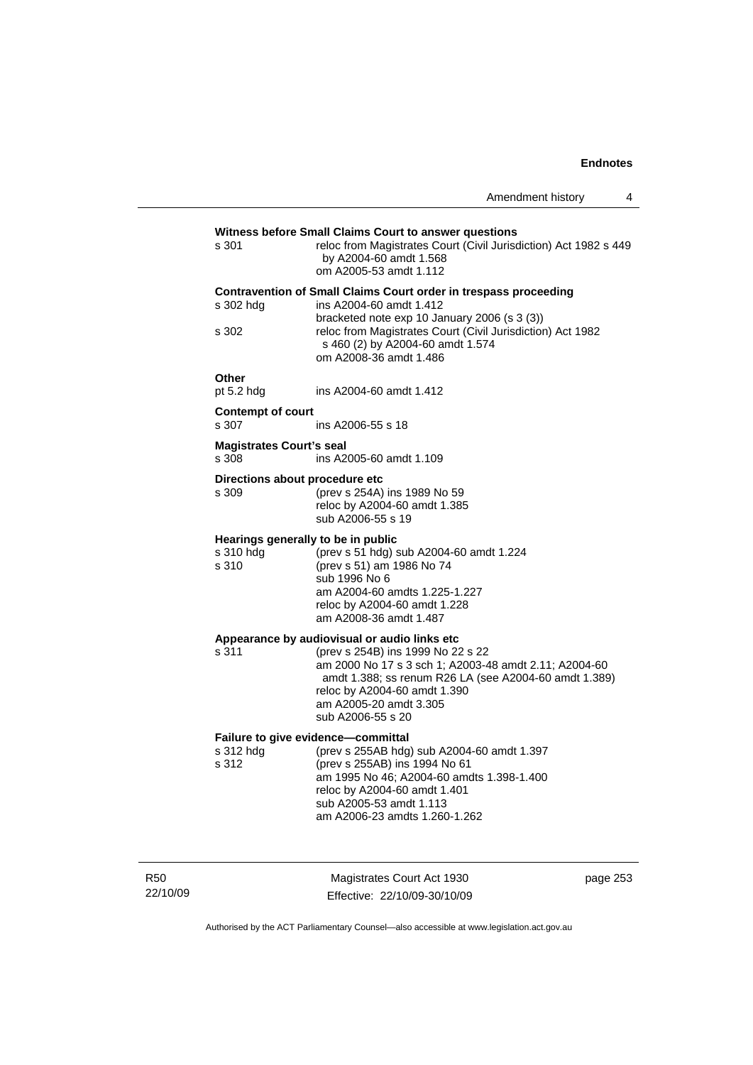**Witness before Small Claims Court to answer questions**

s 301 reloc from Magistrates Court (Civil Jurisdiction) Act 1982 s 449 by A2004-60 amdt 1.568
om A2005-53 amdt 1.112

**Contravention of Small Claims Court order in trespass proceeding**

s 302 hdg ins A2004-60 amdt 1.412
bracketed note exp 10 January 2006 (s 3 (3))

s 302 reloc from Magistrates Court (Civil Jurisdiction) Act 1982 s 460 (2) by A2004-60 amdt 1.574
om A2008-36 amdt 1.486

**Other**

pt 5.2 hdg ins A2004-60 amdt 1.412

**Contempt of court**

s 307 ins A2006-55 s 18

**Magistrates Court's seal**

s 308 ins A2005-60 amdt 1.109

**Directions about procedure etc**

s 309 (prev s 254A) ins 1989 No 59
reloc by A2004-60 amdt 1.385
sub A2006-55 s 19

**Hearings generally to be in public**

s 310 hdg (prev s 51 hdg) sub A2004-60 amdt 1.224

s 310 (prev s 51) am 1986 No 74
sub 1996 No 6
am A2004-60 amdts 1.225-1.227
reloc by A2004-60 amdt 1.228
am A2008-36 amdt 1.487

**Appearance by audiovisual or audio links etc**

s 311 (prev s 254B) ins 1999 No 22 s 22
am 2000 No 17 s 3 sch 1; A2003-48 amdt 2.11; A2004-60 amdt 1.388; ss renum R26 LA (see A2004-60 amdt 1.389)
reloc by A2004-60 amdt 1.390
am A2005-20 amdt 3.305
sub A2006-55 s 20

**Failure to give evidence—committal**

s 312 hdg (prev s 255AB hdg) sub A2004-60 amdt 1.397

s 312 (prev s 255AB) ins 1994 No 61
am 1995 No 46; A2004-60 amdts 1.398-1.400
reloc by A2004-60 amdt 1.401
sub A2005-53 amdt 1.113
am A2006-23 amdts 1.260-1.262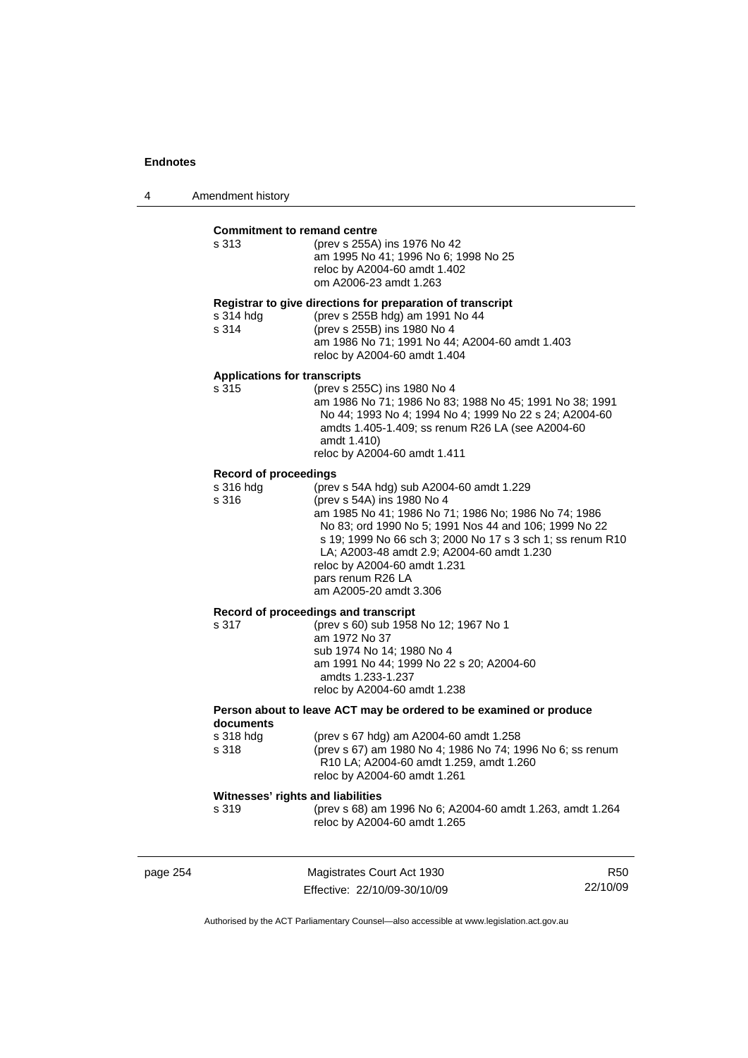**Commitment to remand centre**

s 313 (prev s 255A) ins 1976 No 42
am 1995 No 41; 1996 No 6; 1998 No 25
reloc by A2004-60 amdt 1.402
om A2006-23 amdt 1.263

**Registrar to give directions for preparation of transcript**

s 314 hdg (prev s 255B hdg) am 1991 No 44
s 314 (prev s 255B) ins 1980 No 4
am 1986 No 71; 1991 No 44; A2004-60 amdt 1.403
reloc by A2004-60 amdt 1.404

**Applications for transcripts**

s 315 (prev s 255C) ins 1980 No 4
am 1986 No 71; 1986 No 83; 1988 No 45; 1991 No 38; 1991 No 44; 1993 No 4; 1994 No 4; 1999 No 22 s 24; A2004-60 amdts 1.405-1.409; ss renum R26 LA (see A2004-60 amdt 1.410)
reloc by A2004-60 amdt 1.411

**Record of proceedings**

s 316 hdg (prev s 54A hdg) sub A2004-60 amdt 1.229
s 316 (prev s 54A) ins 1980 No 4
am 1985 No 41; 1986 No 71; 1986 No; 1986 No 74; 1986 No 83; ord 1990 No 5; 1991 Nos 44 and 106; 1999 No 22 s 19; 1999 No 66 sch 3; 2000 No 17 s 3 sch 1; ss renum R10 LA; A2003-48 amdt 2.9; A2004-60 amdt 1.230
reloc by A2004-60 amdt 1.231
pars renum R26 LA
am A2005-20 amdt 3.306

**Record of proceedings and transcript**

s 317 (prev s 60) sub 1958 No 12; 1967 No 1
am 1972 No 37
sub 1974 No 14; 1980 No 4
am 1991 No 44; 1999 No 22 s 20; A2004-60 amdts 1.233-1.237
reloc by A2004-60 amdt 1.238

**Person about to leave ACT may be ordered to be examined or produce documents**

s 318 hdg (prev s 67 hdg) am A2004-60 amdt 1.258
s 318 (prev s 67) am 1980 No 4; 1986 No 74; 1996 No 6; ss renum R10 LA; A2004-60 amdt 1.259, amdt 1.260
reloc by A2004-60 amdt 1.261

**Witnesses' rights and liabilities**

s 319 (prev s 68) am 1996 No 6; A2004-60 amdt 1.263, amdt 1.264
reloc by A2004-60 amdt 1.265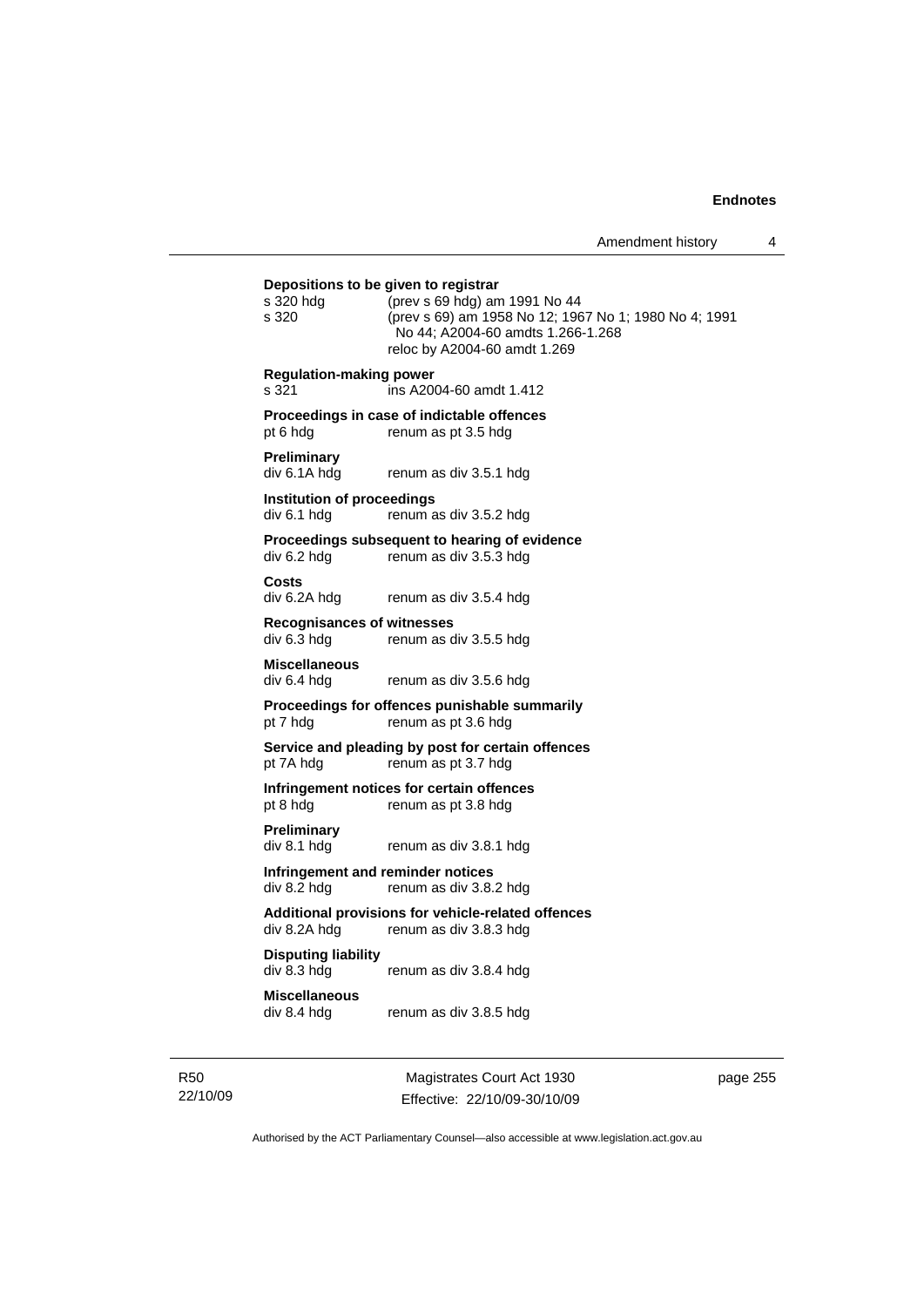**Depositions to be given to registrar**

s 320 hdg (prev s 69 hdg) am 1991 No 44

s 320 (prev s 69) am 1958 No 12; 1967 No 1; 1980 No 4; 1991 No 44; A2004-60 amdts 1.266-1.268
reloc by A2004-60 amdt 1.269

**Regulation-making power**

s 321 ins A2004-60 amdt 1.412

**Proceedings in case of indictable offences**

pt 6 hdg renum as pt 3.5 hdg

**Preliminary**

div 6.1A hdg renum as div 3.5.1 hdg

**Institution of proceedings**

div 6.1 hdg renum as div 3.5.2 hdg

**Proceedings subsequent to hearing of evidence**

div 6.2 hdg renum as div 3.5.3 hdg

**Costs**

div 6.2A hdg renum as div 3.5.4 hdg

**Recognisances of witnesses**

div 6.3 hdg renum as div 3.5.5 hdg

**Miscellaneous**

div 6.4 hdg renum as div 3.5.6 hdg

**Proceedings for offences punishable summarily**

pt 7 hdg renum as pt 3.6 hdg

**Service and pleading by post for certain offences**

pt 7A hdg renum as pt 3.7 hdg

**Infringement notices for certain offences**

pt 8 hdg renum as pt 3.8 hdg

**Preliminary**

div 8.1 hdg renum as div 3.8.1 hdg

**Infringement and reminder notices**

div 8.2 hdg renum as div 3.8.2 hdg

**Additional provisions for vehicle-related offences**

div 8.2A hdg renum as div 3.8.3 hdg

**Disputing liability**

div 8.3 hdg renum as div 3.8.4 hdg

**Miscellaneous**

div 8.4 hdg renum as div 3.8.5 hdg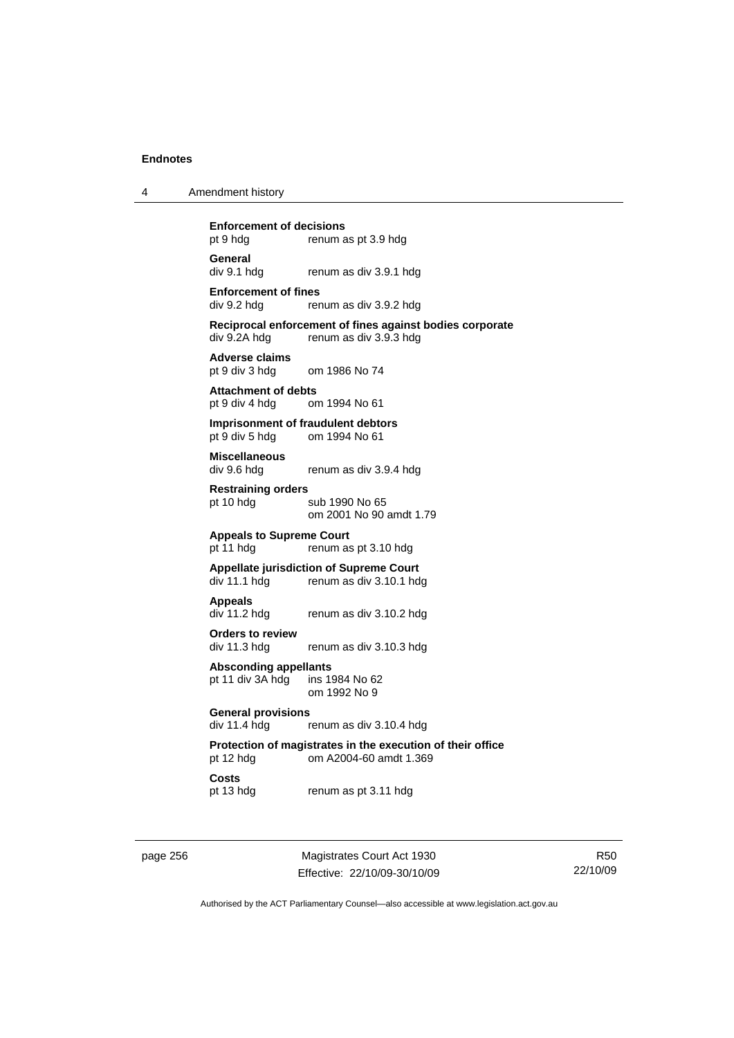**Enforcement of decisions**
pt 9 hdg renum as pt 3.9 hdg

**General**
div 9.1 hdg renum as div 3.9.1 hdg

**Enforcement of fines**
div 9.2 hdg renum as div 3.9.2 hdg

**Reciprocal enforcement of fines against bodies corporate**
div 9.2A hdg renum as div 3.9.3 hdg

**Adverse claims**
pt 9 div 3 hdg om 1986 No 74

**Attachment of debts**
pt 9 div 4 hdg om 1994 No 61

**Imprisonment of fraudulent debtors**
pt 9 div 5 hdg om 1994 No 61

**Miscellaneous**
div 9.6 hdg renum as div 3.9.4 hdg

**Restraining orders**
pt 10 hdg sub 1990 No 65
om 2001 No 90 amdt 1.79

**Appeals to Supreme Court**
pt 11 hdg renum as pt 3.10 hdg

**Appellate jurisdiction of Supreme Court**
div 11.1 hdg renum as div 3.10.1 hdg

**Appeals**
div 11.2 hdg renum as div 3.10.2 hdg

**Orders to review**
div 11.3 hdg renum as div 3.10.3 hdg

**Absconding appellants**
pt 11 div 3A hdg ins 1984 No 62
om 1992 No 9

**General provisions**
div 11.4 hdg renum as div 3.10.4 hdg

**Protection of magistrates in the execution of their office**
pt 12 hdg om A2004-60 amdt 1.369

**Costs**
pt 13 hdg renum as pt 3.11 hdg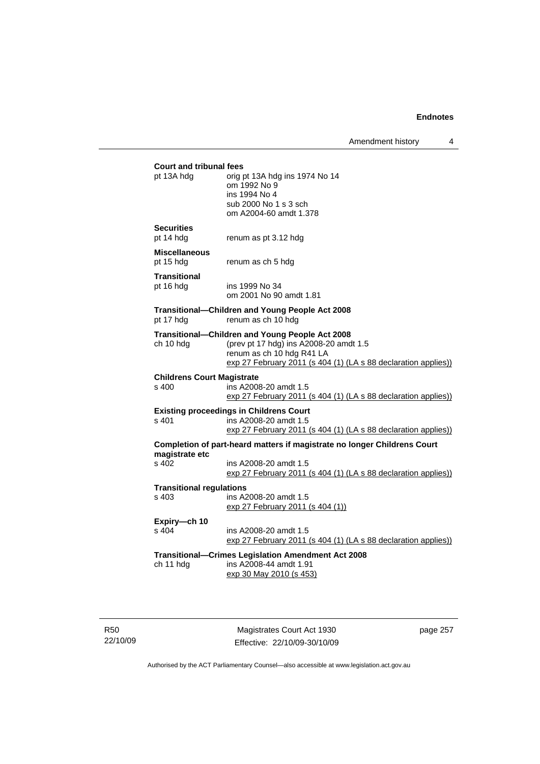**Court and tribunal fees**

pt 13A hdg — orig pt 13A hdg ins 1974 No 14
om 1992 No 9
ins 1994 No 4
sub 2000 No 1 s 3 sch
om A2004-60 amdt 1.378

**Securities**

pt 14 hdg — renum as pt 3.12 hdg

**Miscellaneous**

pt 15 hdg — renum as ch 5 hdg

**Transitional**

pt 16 hdg — ins 1999 No 34
om 2001 No 90 amdt 1.81

**Transitional—Children and Young People Act 2008**

pt 17 hdg — renum as ch 10 hdg

**Transitional—Children and Young People Act 2008**

ch 10 hdg — (prev pt 17 hdg) ins A2008-20 amdt 1.5
renum as ch 10 hdg R41 LA
exp 27 February 2011 (s 404 (1) (LA s 88 declaration applies))

**Childrens Court Magistrate**

s 400 — ins A2008-20 amdt 1.5
exp 27 February 2011 (s 404 (1) (LA s 88 declaration applies))

**Existing proceedings in Childrens Court**

s 401 — ins A2008-20 amdt 1.5
exp 27 February 2011 (s 404 (1) (LA s 88 declaration applies))

**Completion of part-heard matters if magistrate no longer Childrens Court magistrate etc**

s 402 — ins A2008-20 amdt 1.5
exp 27 February 2011 (s 404 (1) (LA s 88 declaration applies))

**Transitional regulations**

s 403 — ins A2008-20 amdt 1.5
exp 27 February 2011 (s 404 (1))

**Expiry—ch 10**

s 404 — ins A2008-20 amdt 1.5
exp 27 February 2011 (s 404 (1) (LA s 88 declaration applies))

**Transitional—Crimes Legislation Amendment Act 2008**

ch 11 hdg — ins A2008-44 amdt 1.91
exp 30 May 2010 (s 453)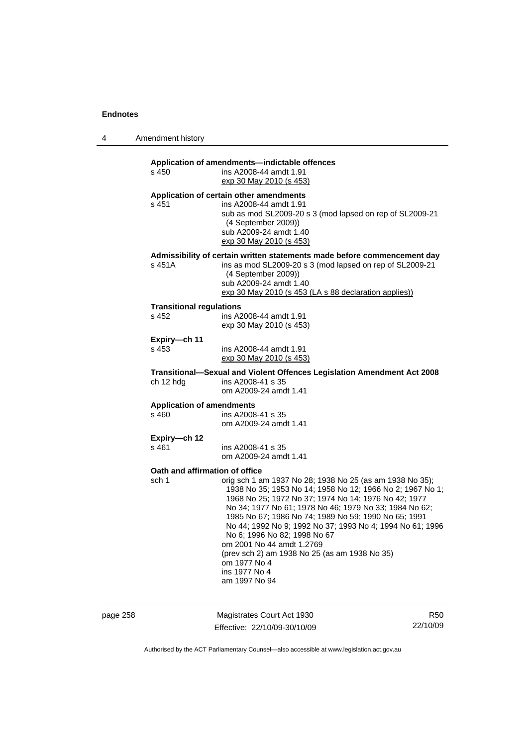**Application of amendments—indictable offences**

s 450 ins A2008-44 amdt 1.91
exp 30 May 2010 (s 453)

**Application of certain other amendments**

s 451 ins A2008-44 amdt 1.91
sub as mod SL2009-20 s 3 (mod lapsed on rep of SL2009-21 (4 September 2009))
sub A2009-24 amdt 1.40
exp 30 May 2010 (s 453)

**Admissibility of certain written statements made before commencement day**

s 451A ins as mod SL2009-20 s 3 (mod lapsed on rep of SL2009-21 (4 September 2009))
sub A2009-24 amdt 1.40
exp 30 May 2010 (s 453 (LA s 88 declaration applies))

**Transitional regulations**

s 452 ins A2008-44 amdt 1.91
exp 30 May 2010 (s 453)

**Expiry—ch 11**

s 453 ins A2008-44 amdt 1.91
exp 30 May 2010 (s 453)

**Transitional—Sexual and Violent Offences Legislation Amendment Act 2008**

ch 12 hdg ins A2008-41 s 35
om A2009-24 amdt 1.41

**Application of amendments**

s 460 ins A2008-41 s 35
om A2009-24 amdt 1.41

**Expiry—ch 12**

s 461 ins A2008-41 s 35
om A2009-24 amdt 1.41

**Oath and affirmation of office**

sch 1 orig sch 1 am 1937 No 28; 1938 No 25 (as am 1938 No 35); 1938 No 35; 1953 No 14; 1958 No 12; 1966 No 2; 1967 No 1; 1968 No 25; 1972 No 37; 1974 No 14; 1976 No 42; 1977 No 34; 1977 No 61; 1978 No 46; 1979 No 33; 1984 No 62; 1985 No 67; 1986 No 74; 1989 No 59; 1990 No 65; 1991 No 44; 1992 No 9; 1992 No 37; 1993 No 4; 1994 No 61; 1996 No 6; 1996 No 82; 1998 No 67
om 2001 No 44 amdt 1.2769
(prev sch 2) am 1938 No 25 (as am 1938 No 35)
om 1977 No 4
ins 1977 No 4
am 1997 No 94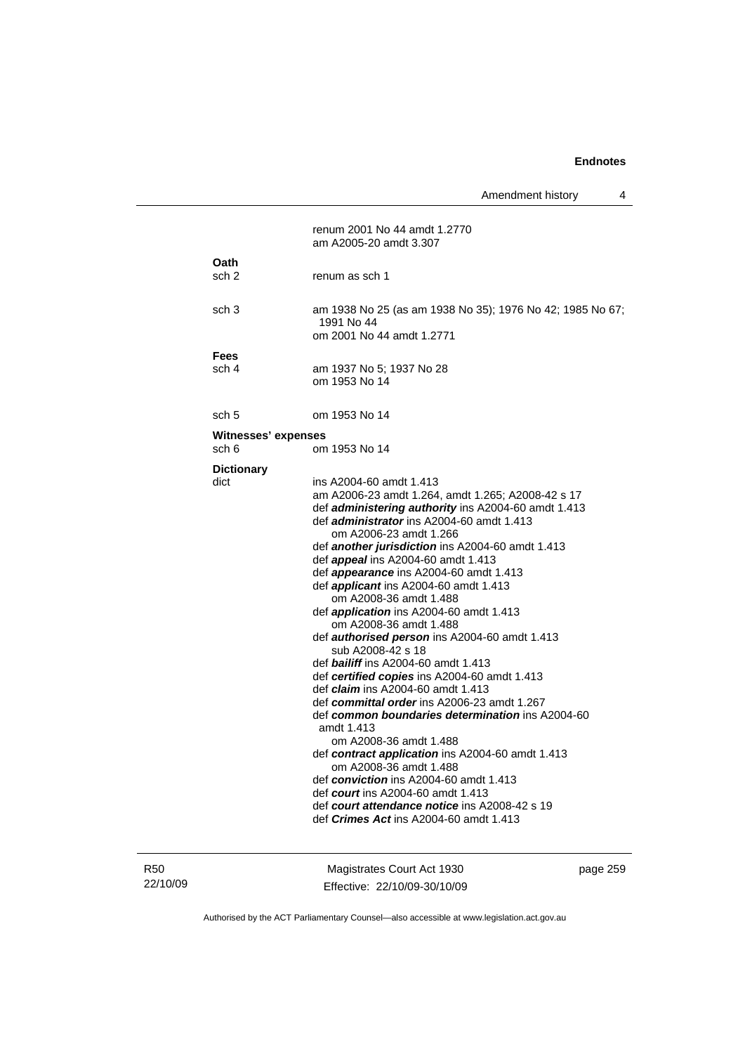renum 2001 No 44 amdt 1.2770
am A2005-20 amdt 3.307

**Oath**

sch 2 renum as sch 1

sch 3 am 1938 No 25 (as am 1938 No 35); 1976 No 42; 1985 No 67; 1991 No 44
om 2001 No 44 amdt 1.2771

**Fees**

sch 4 am 1937 No 5; 1937 No 28
om 1953 No 14

sch 5 om 1953 No 14

**Witnesses' expenses**

sch 6 om 1953 No 14

**Dictionary**

dict ins A2004-60 amdt 1.413
am A2006-23 amdt 1.264, amdt 1.265; A2008-42 s 17
def ***administering authority*** ins A2004-60 amdt 1.413
def ***administrator*** ins A2004-60 amdt 1.413
om A2006-23 amdt 1.266
def ***another jurisdiction*** ins A2004-60 amdt 1.413
def ***appeal*** ins A2004-60 amdt 1.413
def ***appearance*** ins A2004-60 amdt 1.413
def ***applicant*** ins A2004-60 amdt 1.413
om A2008-36 amdt 1.488
def ***application*** ins A2004-60 amdt 1.413
om A2008-36 amdt 1.488
def ***authorised person*** ins A2004-60 amdt 1.413
sub A2008-42 s 18
def ***bailiff*** ins A2004-60 amdt 1.413
def ***certified copies*** ins A2004-60 amdt 1.413
def ***claim*** ins A2004-60 amdt 1.413
def ***committal order*** ins A2006-23 amdt 1.267
def ***common boundaries determination*** ins A2004-60 amdt 1.413
om A2008-36 amdt 1.488
def ***contract application*** ins A2004-60 amdt 1.413
om A2008-36 amdt 1.488
def ***conviction*** ins A2004-60 amdt 1.413
def ***court*** ins A2004-60 amdt 1.413
def ***court attendance notice*** ins A2008-42 s 19
def ***Crimes Act*** ins A2004-60 amdt 1.413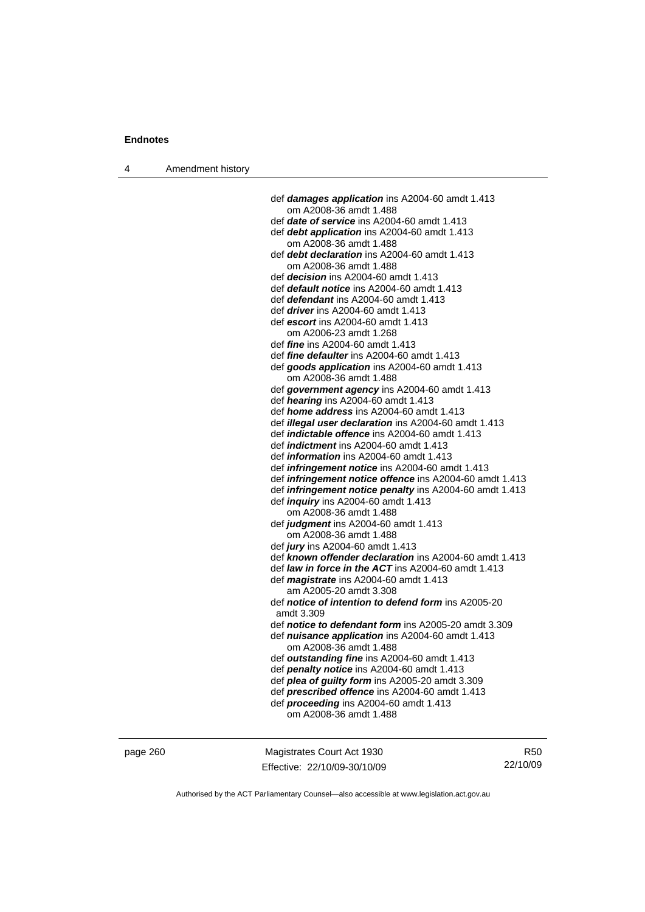def ***damages application*** ins A2004-60 amdt 1.413
om A2008-36 amdt 1.488

def ***date of service*** ins A2004-60 amdt 1.413

def ***debt application*** ins A2004-60 amdt 1.413
om A2008-36 amdt 1.488

def ***debt declaration*** ins A2004-60 amdt 1.413
om A2008-36 amdt 1.488

def ***decision*** ins A2004-60 amdt 1.413

def ***default notice*** ins A2004-60 amdt 1.413

def ***defendant*** ins A2004-60 amdt 1.413

def ***driver*** ins A2004-60 amdt 1.413

def ***escort*** ins A2004-60 amdt 1.413
om A2006-23 amdt 1.268

def ***fine*** ins A2004-60 amdt 1.413

def ***fine defaulter*** ins A2004-60 amdt 1.413

def ***goods application*** ins A2004-60 amdt 1.413
om A2008-36 amdt 1.488

def ***government agency*** ins A2004-60 amdt 1.413

def ***hearing*** ins A2004-60 amdt 1.413

def ***home address*** ins A2004-60 amdt 1.413

def ***illegal user declaration*** ins A2004-60 amdt 1.413

def ***indictable offence*** ins A2004-60 amdt 1.413

def ***indictment*** ins A2004-60 amdt 1.413

def ***information*** ins A2004-60 amdt 1.413

def ***infringement notice*** ins A2004-60 amdt 1.413

def ***infringement notice offence*** ins A2004-60 amdt 1.413

def ***infringement notice penalty*** ins A2004-60 amdt 1.413

def ***inquiry*** ins A2004-60 amdt 1.413
om A2008-36 amdt 1.488

def ***judgment*** ins A2004-60 amdt 1.413
om A2008-36 amdt 1.488

def ***jury*** ins A2004-60 amdt 1.413

def ***known offender declaration*** ins A2004-60 amdt 1.413

def ***law in force in the ACT*** ins A2004-60 amdt 1.413

def ***magistrate*** ins A2004-60 amdt 1.413
am A2005-20 amdt 3.308

def ***notice of intention to defend form*** ins A2005-20 amdt 3.309

def ***notice to defendant form*** ins A2005-20 amdt 3.309

def ***nuisance application*** ins A2004-60 amdt 1.413
om A2008-36 amdt 1.488

def ***outstanding fine*** ins A2004-60 amdt 1.413

def ***penalty notice*** ins A2004-60 amdt 1.413

def ***plea of guilty form*** ins A2005-20 amdt 3.309

def ***prescribed offence*** ins A2004-60 amdt 1.413

def ***proceeding*** ins A2004-60 amdt 1.413
om A2008-36 amdt 1.488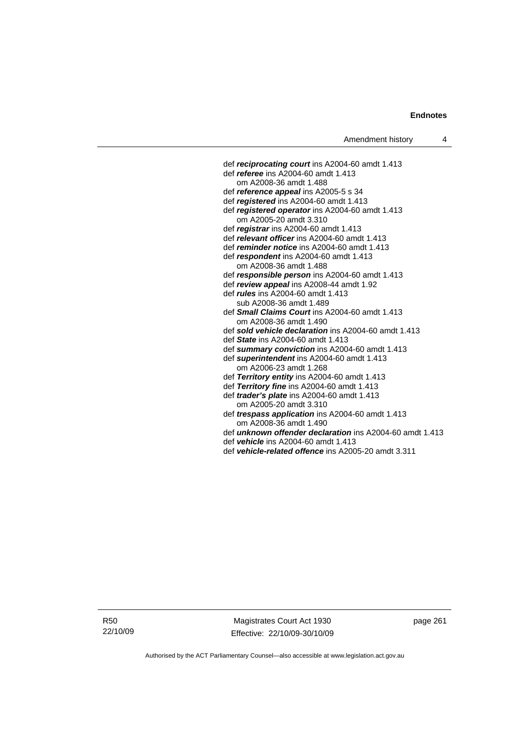def ***reciprocating court*** ins A2004-60 amdt 1.413
def ***referee*** ins A2004-60 amdt 1.413
om A2008-36 amdt 1.488
def ***reference appeal*** ins A2005-5 s 34
def ***registered*** ins A2004-60 amdt 1.413
def ***registered operator*** ins A2004-60 amdt 1.413
om A2005-20 amdt 3.310
def ***registrar*** ins A2004-60 amdt 1.413
def ***relevant officer*** ins A2004-60 amdt 1.413
def ***reminder notice*** ins A2004-60 amdt 1.413
def ***respondent*** ins A2004-60 amdt 1.413
om A2008-36 amdt 1.488
def ***responsible person*** ins A2004-60 amdt 1.413
def ***review appeal*** ins A2008-44 amdt 1.92
def ***rules*** ins A2004-60 amdt 1.413
sub A2008-36 amdt 1.489
def ***Small Claims Court*** ins A2004-60 amdt 1.413
om A2008-36 amdt 1.490
def ***sold vehicle declaration*** ins A2004-60 amdt 1.413
def ***State*** ins A2004-60 amdt 1.413
def ***summary conviction*** ins A2004-60 amdt 1.413
def ***superintendent*** ins A2004-60 amdt 1.413
om A2006-23 amdt 1.268
def ***Territory entity*** ins A2004-60 amdt 1.413
def ***Territory fine*** ins A2004-60 amdt 1.413
def ***trader's plate*** ins A2004-60 amdt 1.413
om A2005-20 amdt 3.310
def ***trespass application*** ins A2004-60 amdt 1.413
om A2008-36 amdt 1.490
def ***unknown offender declaration*** ins A2004-60 amdt 1.413
def ***vehicle*** ins A2004-60 amdt 1.413
def ***vehicle-related offence*** ins A2005-20 amdt 3.311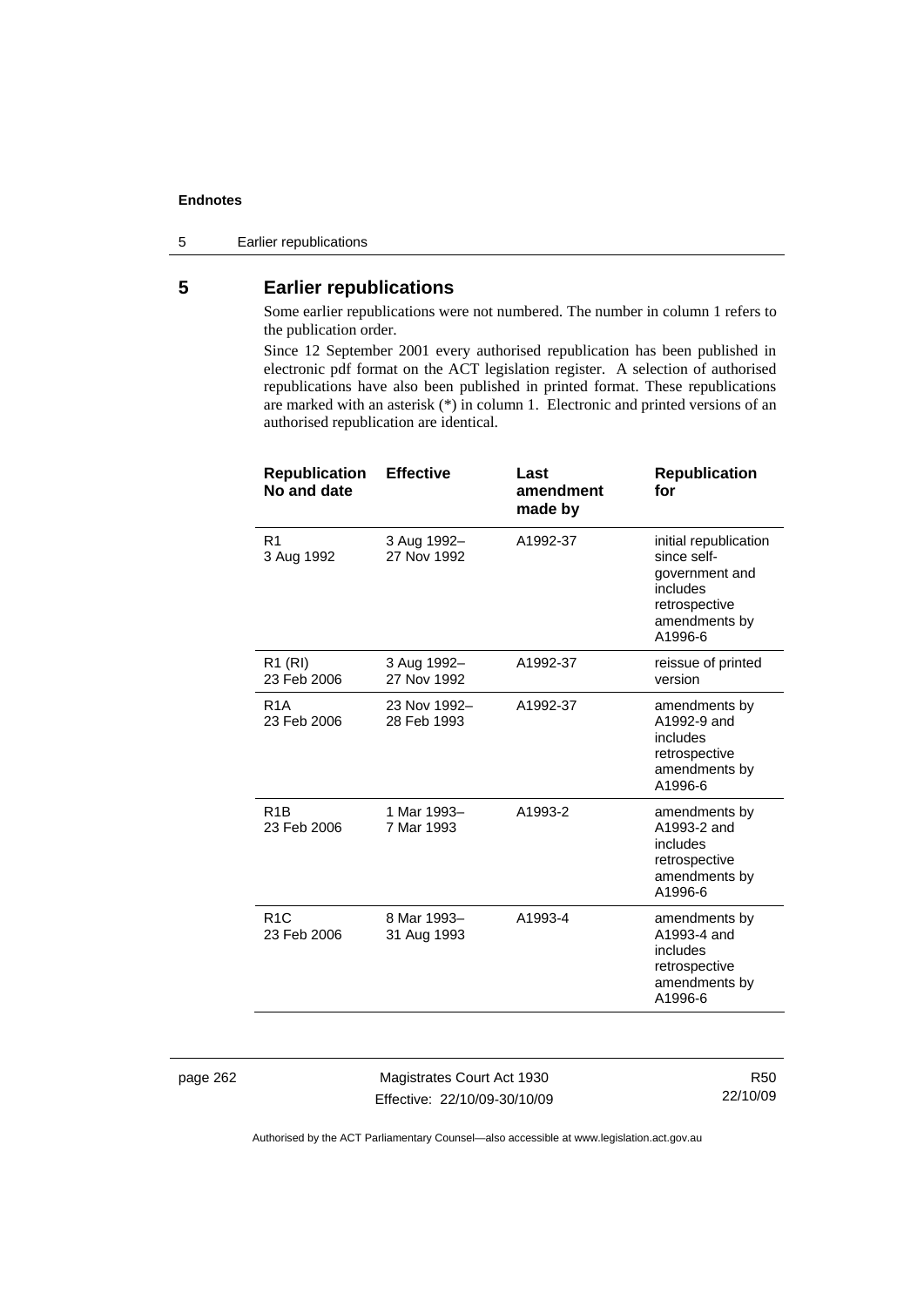## 5 Earlier republications

Some earlier republications were not numbered. The number in column 1 refers to the publication order.

Since 12 September 2001 every authorised republication has been published in electronic pdf format on the ACT legislation register. A selection of authorised republications have also been published in printed format. These republications are marked with an asterisk (*) in column 1. Electronic and printed versions of an authorised republication are identical.

| Republication No and date | Effective | Last amendment made by | Republication for |
|---|---|---|---|
| R1<br>3 Aug 1992 | 3 Aug 1992–<br>27 Nov 1992 | A1992-37 | initial republication since self-government and includes retrospective amendments by A1996-6 |
| R1 (RI)<br>23 Feb 2006 | 3 Aug 1992–<br>27 Nov 1992 | A1992-37 | reissue of printed version |
| R1A<br>23 Feb 2006 | 23 Nov 1992–<br>28 Feb 1993 | A1992-37 | amendments by A1992-9 and includes retrospective amendments by A1996-6 |
| R1B<br>23 Feb 2006 | 1 Mar 1993–<br>7 Mar 1993 | A1993-2 | amendments by A1993-2 and includes retrospective amendments by A1996-6 |
| R1C<br>23 Feb 2006 | 8 Mar 1993–<br>31 Aug 1993 | A1993-4 | amendments by A1993-4 and includes retrospective amendments by A1996-6 |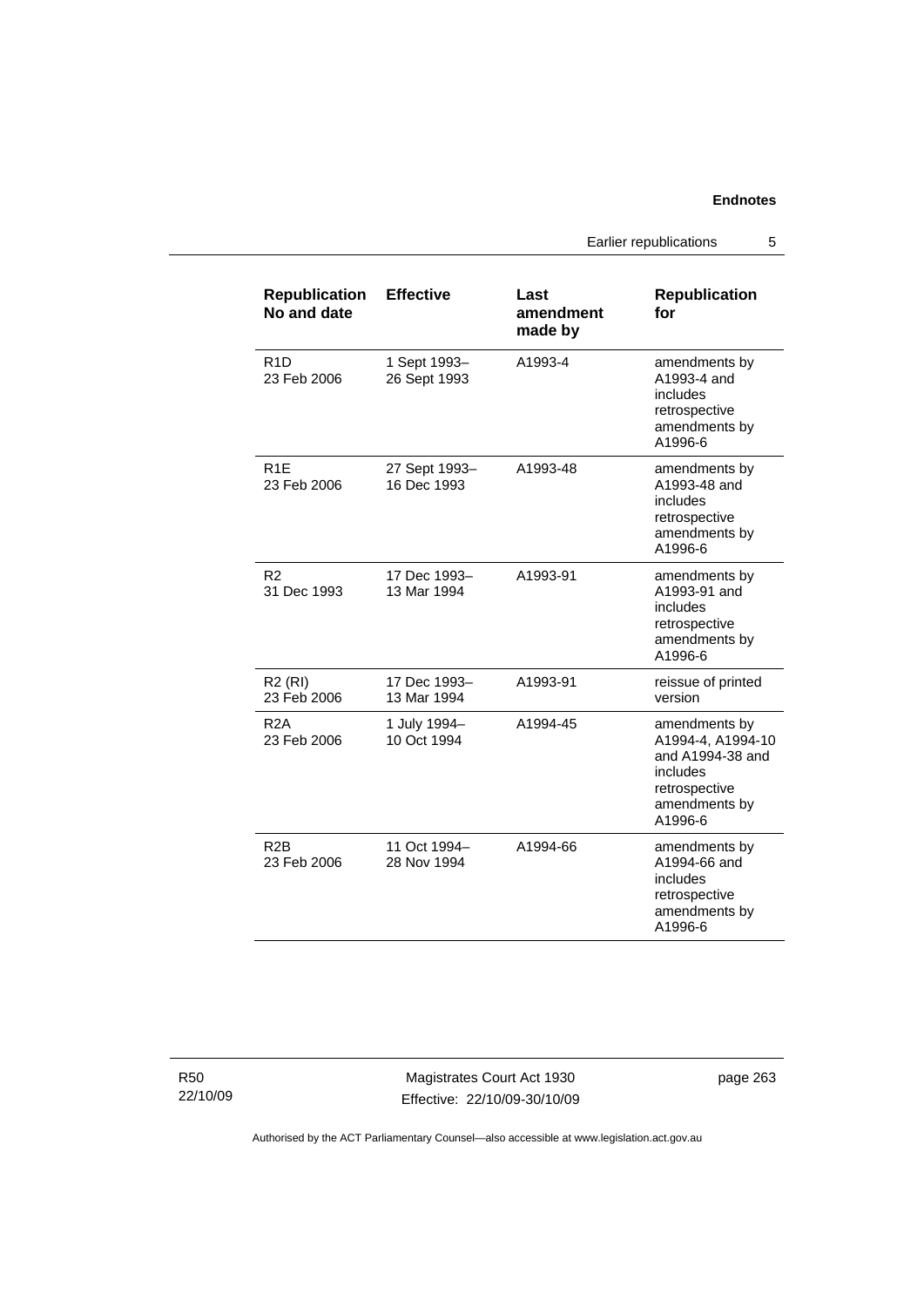| Republication No and date | Effective | Last amendment made by | Republication for |
|---|---|---|---|
| R1D<br>23 Feb 2006 | 1 Sept 1993–<br>26 Sept 1993 | A1993-4 | amendments by A1993-4 and includes retrospective amendments by A1996-6 |
| R1E<br>23 Feb 2006 | 27 Sept 1993–<br>16 Dec 1993 | A1993-48 | amendments by A1993-48 and includes retrospective amendments by A1996-6 |
| R2<br>31 Dec 1993 | 17 Dec 1993–<br>13 Mar 1994 | A1993-91 | amendments by A1993-91 and includes retrospective amendments by A1996-6 |
| R2 (RI)<br>23 Feb 2006 | 17 Dec 1993–<br>13 Mar 1994 | A1993-91 | reissue of printed version |
| R2A<br>23 Feb 2006 | 1 July 1994–<br>10 Oct 1994 | A1994-45 | amendments by A1994-4, A1994-10 and A1994-38 and includes retrospective amendments by A1996-6 |
| R2B<br>23 Feb 2006 | 11 Oct 1994–<br>28 Nov 1994 | A1994-66 | amendments by A1994-66 and includes retrospective amendments by A1996-6 |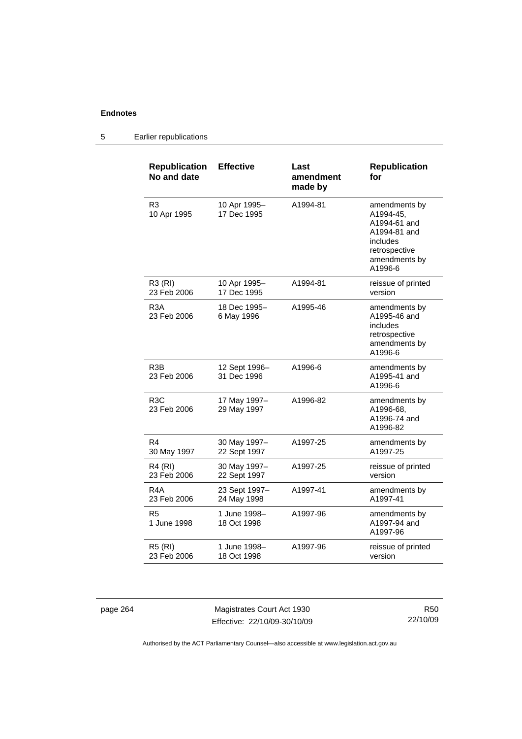| Republication No and date | Effective | Last amendment made by | Republication for |
|---|---|---|---|
| R3<br>10 Apr 1995 | 10 Apr 1995–<br>17 Dec 1995 | A1994-81 | amendments by A1994-45, A1994-61 and A1994-81 and includes retrospective amendments by A1996-6 |
| R3 (RI)<br>23 Feb 2006 | 10 Apr 1995–<br>17 Dec 1995 | A1994-81 | reissue of printed version |
| R3A<br>23 Feb 2006 | 18 Dec 1995–<br>6 May 1996 | A1995-46 | amendments by A1995-46 and includes retrospective amendments by A1996-6 |
| R3B<br>23 Feb 2006 | 12 Sept 1996–<br>31 Dec 1996 | A1996-6 | amendments by A1995-41 and A1996-6 |
| R3C<br>23 Feb 2006 | 17 May 1997–<br>29 May 1997 | A1996-82 | amendments by A1996-68, A1996-74 and A1996-82 |
| R4<br>30 May 1997 | 30 May 1997–<br>22 Sept 1997 | A1997-25 | amendments by A1997-25 |
| R4 (RI)<br>23 Feb 2006 | 30 May 1997–<br>22 Sept 1997 | A1997-25 | reissue of printed version |
| R4A<br>23 Feb 2006 | 23 Sept 1997–<br>24 May 1998 | A1997-41 | amendments by A1997-41 |
| R5<br>1 June 1998 | 1 June 1998–<br>18 Oct 1998 | A1997-96 | amendments by A1997-94 and A1997-96 |
| R5 (RI)<br>23 Feb 2006 | 1 June 1998–<br>18 Oct 1998 | A1997-96 | reissue of printed version |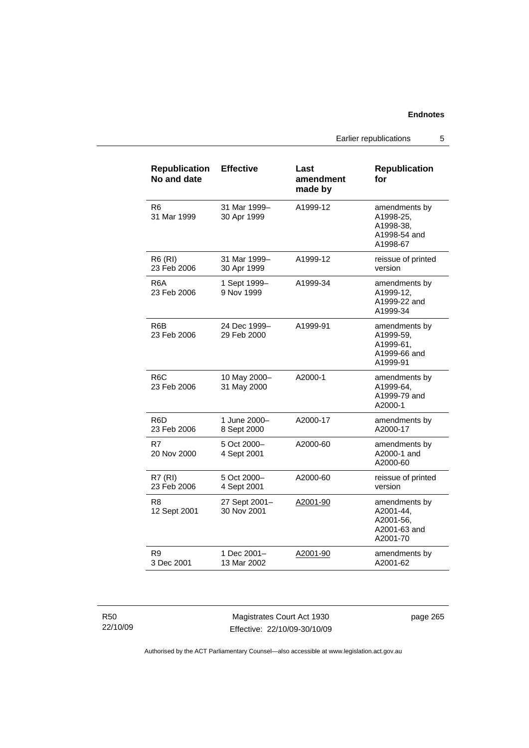| Republication No and date | Effective | Last amendment made by | Republication for |
| --- | --- | --- | --- |
| R6<br>31 Mar 1999 | 31 Mar 1999–<br>30 Apr 1999 | A1999-12 | amendments by A1998-25, A1998-38, A1998-54 and A1998-67 |
| R6 (RI)<br>23 Feb 2006 | 31 Mar 1999–<br>30 Apr 1999 | A1999-12 | reissue of printed version |
| R6A<br>23 Feb 2006 | 1 Sept 1999–<br>9 Nov 1999 | A1999-34 | amendments by A1999-12, A1999-22 and A1999-34 |
| R6B<br>23 Feb 2006 | 24 Dec 1999–<br>29 Feb 2000 | A1999-91 | amendments by A1999-59, A1999-61, A1999-66 and A1999-91 |
| R6C<br>23 Feb 2006 | 10 May 2000–<br>31 May 2000 | A2000-1 | amendments by A1999-64, A1999-79 and A2000-1 |
| R6D<br>23 Feb 2006 | 1 June 2000–<br>8 Sept 2000 | A2000-17 | amendments by A2000-17 |
| R7<br>20 Nov 2000 | 5 Oct 2000–<br>4 Sept 2001 | A2000-60 | amendments by A2000-1 and A2000-60 |
| R7 (RI)<br>23 Feb 2006 | 5 Oct 2000–<br>4 Sept 2001 | A2000-60 | reissue of printed version |
| R8<br>12 Sept 2001 | 27 Sept 2001–<br>30 Nov 2001 | A2001-90 | amendments by A2001-44, A2001-56, A2001-63 and A2001-70 |
| R9<br>3 Dec 2001 | 1 Dec 2001–<br>13 Mar 2002 | A2001-90 | amendments by A2001-62 |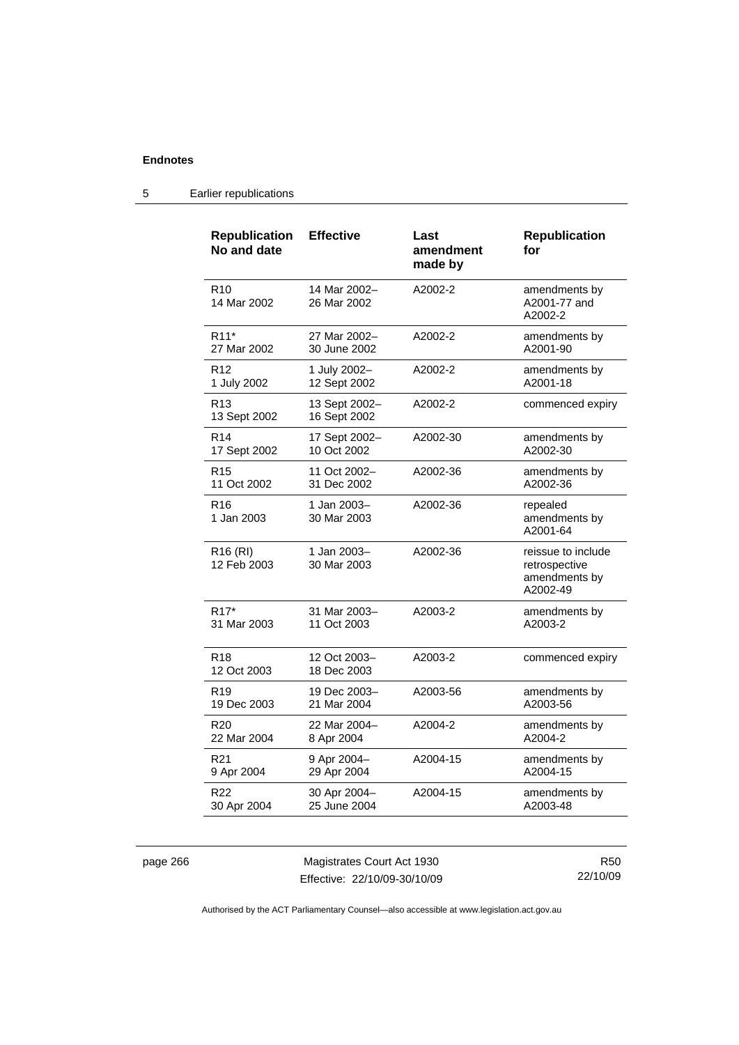| Republication No and date | Effective | Last amendment made by | Republication for |
|---|---|---|---|
| R10 14 Mar 2002 | 14 Mar 2002– 26 Mar 2002 | A2002-2 | amendments by A2001-77 and A2002-2 |
| R11* 27 Mar 2002 | 27 Mar 2002– 30 June 2002 | A2002-2 | amendments by A2001-90 |
| R12 1 July 2002 | 1 July 2002– 12 Sept 2002 | A2002-2 | amendments by A2001-18 |
| R13 13 Sept 2002 | 13 Sept 2002– 16 Sept 2002 | A2002-2 | commenced expiry |
| R14 17 Sept 2002 | 17 Sept 2002– 10 Oct 2002 | A2002-30 | amendments by A2002-30 |
| R15 11 Oct 2002 | 11 Oct 2002– 31 Dec 2002 | A2002-36 | amendments by A2002-36 |
| R16 1 Jan 2003 | 1 Jan 2003– 30 Mar 2003 | A2002-36 | repealed amendments by A2001-64 |
| R16 (RI) 12 Feb 2003 | 1 Jan 2003– 30 Mar 2003 | A2002-36 | reissue to include retrospective amendments by A2002-49 |
| R17* 31 Mar 2003 | 31 Mar 2003– 11 Oct 2003 | A2003-2 | amendments by A2003-2 |
| R18 12 Oct 2003 | 12 Oct 2003– 18 Dec 2003 | A2003-2 | commenced expiry |
| R19 19 Dec 2003 | 19 Dec 2003– 21 Mar 2004 | A2003-56 | amendments by A2003-56 |
| R20 22 Mar 2004 | 22 Mar 2004– 8 Apr 2004 | A2004-2 | amendments by A2004-2 |
| R21 9 Apr 2004 | 9 Apr 2004– 29 Apr 2004 | A2004-15 | amendments by A2004-15 |
| R22 30 Apr 2004 | 30 Apr 2004– 25 June 2004 | A2004-15 | amendments by A2003-48 |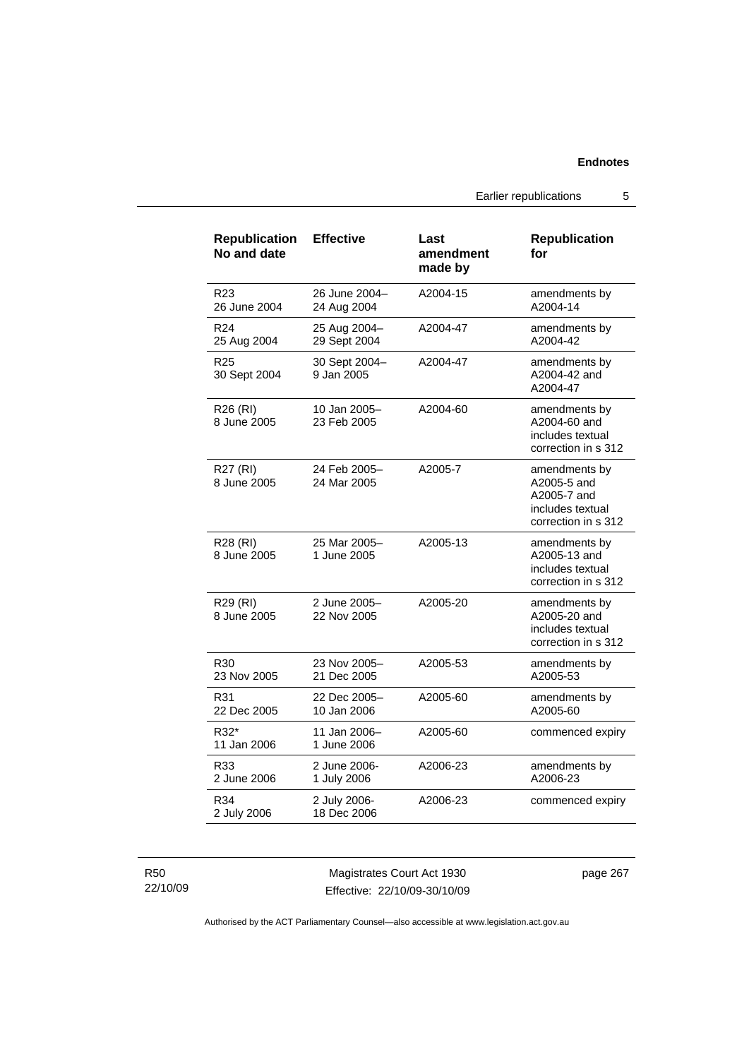| Republication No and date | Effective | Last amendment made by | Republication for |
|---|---|---|---|
| R23 26 June 2004 | 26 June 2004–24 Aug 2004 | A2004-15 | amendments by A2004-14 |
| R24 25 Aug 2004 | 25 Aug 2004–29 Sept 2004 | A2004-47 | amendments by A2004-42 |
| R25 30 Sept 2004 | 30 Sept 2004–9 Jan 2005 | A2004-47 | amendments by A2004-42 and A2004-47 |
| R26 (RI) 8 June 2005 | 10 Jan 2005–23 Feb 2005 | A2004-60 | amendments by A2004-60 and includes textual correction in s 312 |
| R27 (RI) 8 June 2005 | 24 Feb 2005–24 Mar 2005 | A2005-7 | amendments by A2005-5 and A2005-7 and includes textual correction in s 312 |
| R28 (RI) 8 June 2005 | 25 Mar 2005–1 June 2005 | A2005-13 | amendments by A2005-13 and includes textual correction in s 312 |
| R29 (RI) 8 June 2005 | 2 June 2005–22 Nov 2005 | A2005-20 | amendments by A2005-20 and includes textual correction in s 312 |
| R30 23 Nov 2005 | 23 Nov 2005–21 Dec 2005 | A2005-53 | amendments by A2005-53 |
| R31 22 Dec 2005 | 22 Dec 2005–10 Jan 2006 | A2005-60 | amendments by A2005-60 |
| R32* 11 Jan 2006 | 11 Jan 2006–1 June 2006 | A2005-60 | commenced expiry |
| R33 2 June 2006 | 2 June 2006-1 July 2006 | A2006-23 | amendments by A2006-23 |
| R34 2 July 2006 | 2 July 2006-18 Dec 2006 | A2006-23 | commenced expiry |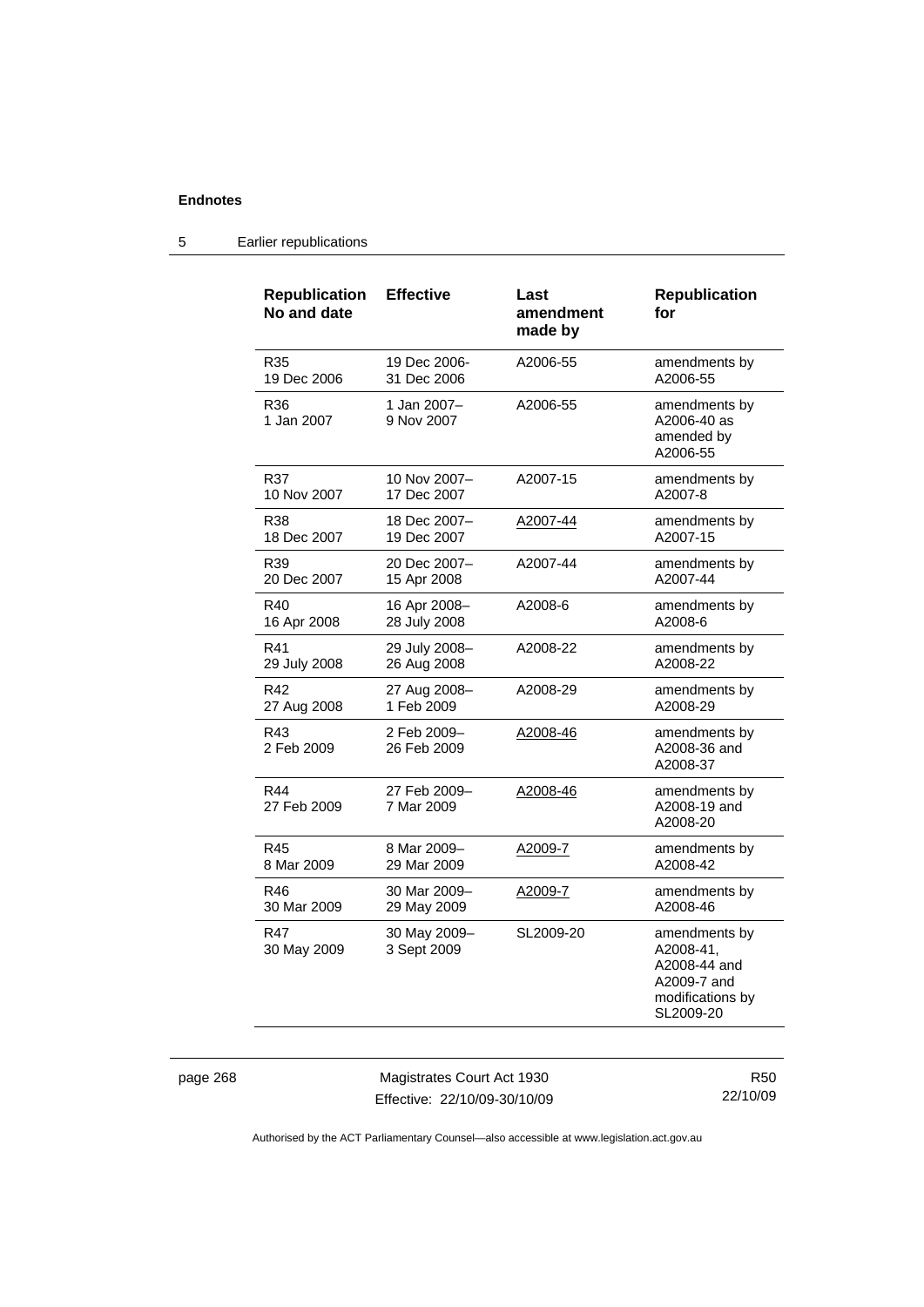## 5 Earlier republications

| Republication No and date | Effective | Last amendment made by | Republication for |
|---|---|---|---|
| R35<br>19 Dec 2006 | 19 Dec 2006-<br>31 Dec 2006 | A2006-55 | amendments by A2006-55 |
| R36<br>1 Jan 2007 | 1 Jan 2007–<br>9 Nov 2007 | A2006-55 | amendments by A2006-40 as amended by A2006-55 |
| R37<br>10 Nov 2007 | 10 Nov 2007–<br>17 Dec 2007 | A2007-15 | amendments by A2007-8 |
| R38<br>18 Dec 2007 | 18 Dec 2007–<br>19 Dec 2007 | A2007-44 | amendments by A2007-15 |
| R39<br>20 Dec 2007 | 20 Dec 2007–<br>15 Apr 2008 | A2007-44 | amendments by A2007-44 |
| R40<br>16 Apr 2008 | 16 Apr 2008–<br>28 July 2008 | A2008-6 | amendments by A2008-6 |
| R41<br>29 July 2008 | 29 July 2008–<br>26 Aug 2008 | A2008-22 | amendments by A2008-22 |
| R42<br>27 Aug 2008 | 27 Aug 2008–<br>1 Feb 2009 | A2008-29 | amendments by A2008-29 |
| R43<br>2 Feb 2009 | 2 Feb 2009–<br>26 Feb 2009 | A2008-46 | amendments by A2008-36 and A2008-37 |
| R44<br>27 Feb 2009 | 27 Feb 2009–<br>7 Mar 2009 | A2008-46 | amendments by A2008-19 and A2008-20 |
| R45<br>8 Mar 2009 | 8 Mar 2009–<br>29 Mar 2009 | A2009-7 | amendments by A2008-42 |
| R46<br>30 Mar 2009 | 30 Mar 2009–<br>29 May 2009 | A2009-7 | amendments by A2008-46 |
| R47<br>30 May 2009 | 30 May 2009–<br>3 Sept 2009 | SL2009-20 | amendments by A2008-41, A2008-44 and A2009-7 and modifications by SL2009-20 |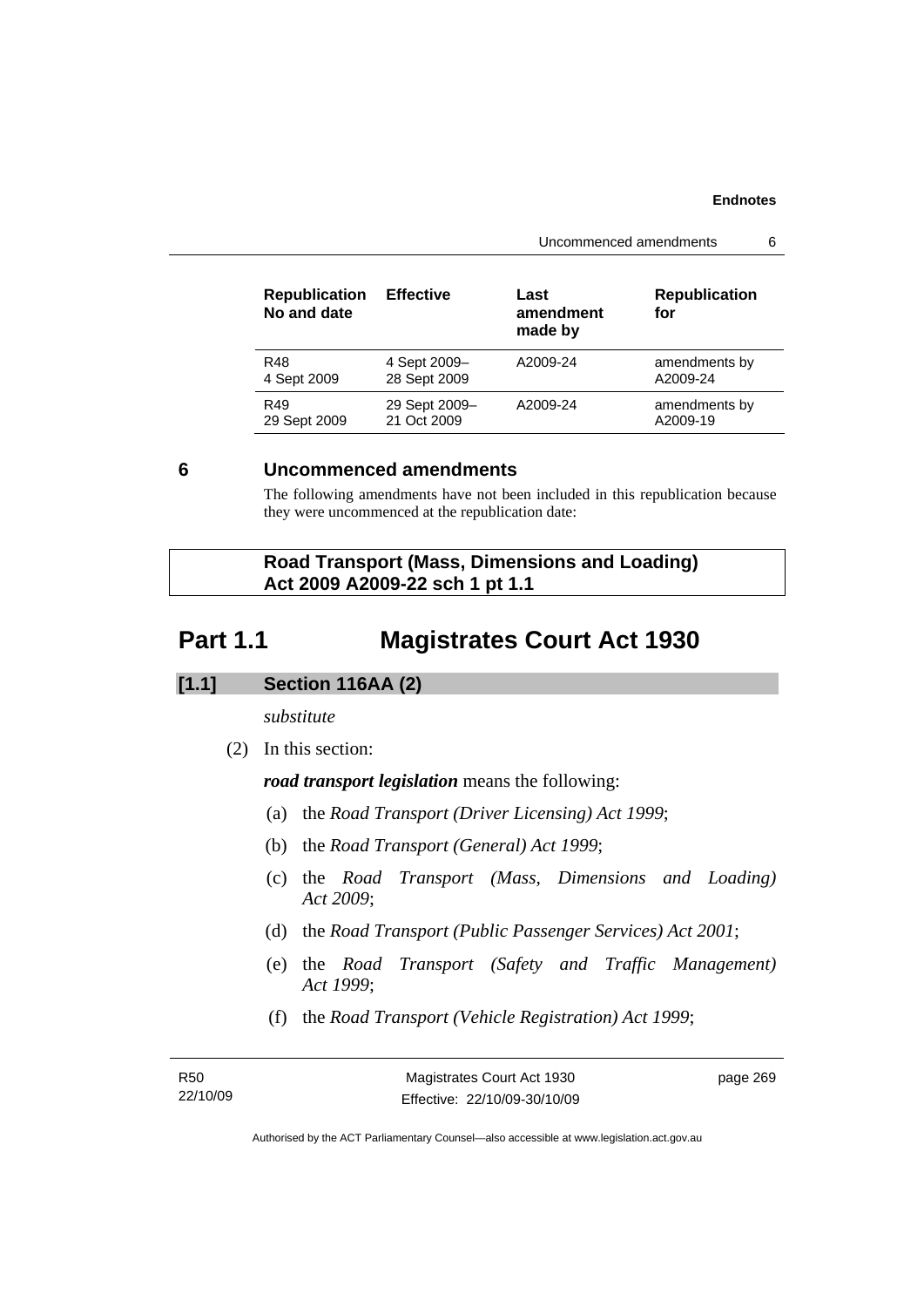| Republication No and date | Effective | Last amendment made by | Republication for |
|---|---|---|---|
| R48<br>4 Sept 2009 | 4 Sept 2009–<br>28 Sept 2009 | A2009-24 | amendments by A2009-24 |
| R49<br>29 Sept 2009 | 29 Sept 2009–<br>21 Oct 2009 | A2009-24 | amendments by A2009-19 |

## 6 Uncommenced amendments

The following amendments have not been included in this republication because they were uncommenced at the republication date:

**Road Transport (Mass, Dimensions and Loading) Act 2009 A2009-22 sch 1 pt 1.1**

# Part 1.1 Magistrates Court Act 1930

### [1.1] Section 116AA (2)

*substitute*

(2) In this section:

***road transport legislation*** means the following:

(a) the *Road Transport (Driver Licensing) Act 1999*;

(b) the *Road Transport (General) Act 1999*;

(c) the *Road Transport (Mass, Dimensions and Loading) Act 2009*;

(d) the *Road Transport (Public Passenger Services) Act 2001*;

(e) the *Road Transport (Safety and Traffic Management) Act 1999*;

(f) the *Road Transport (Vehicle Registration) Act 1999*;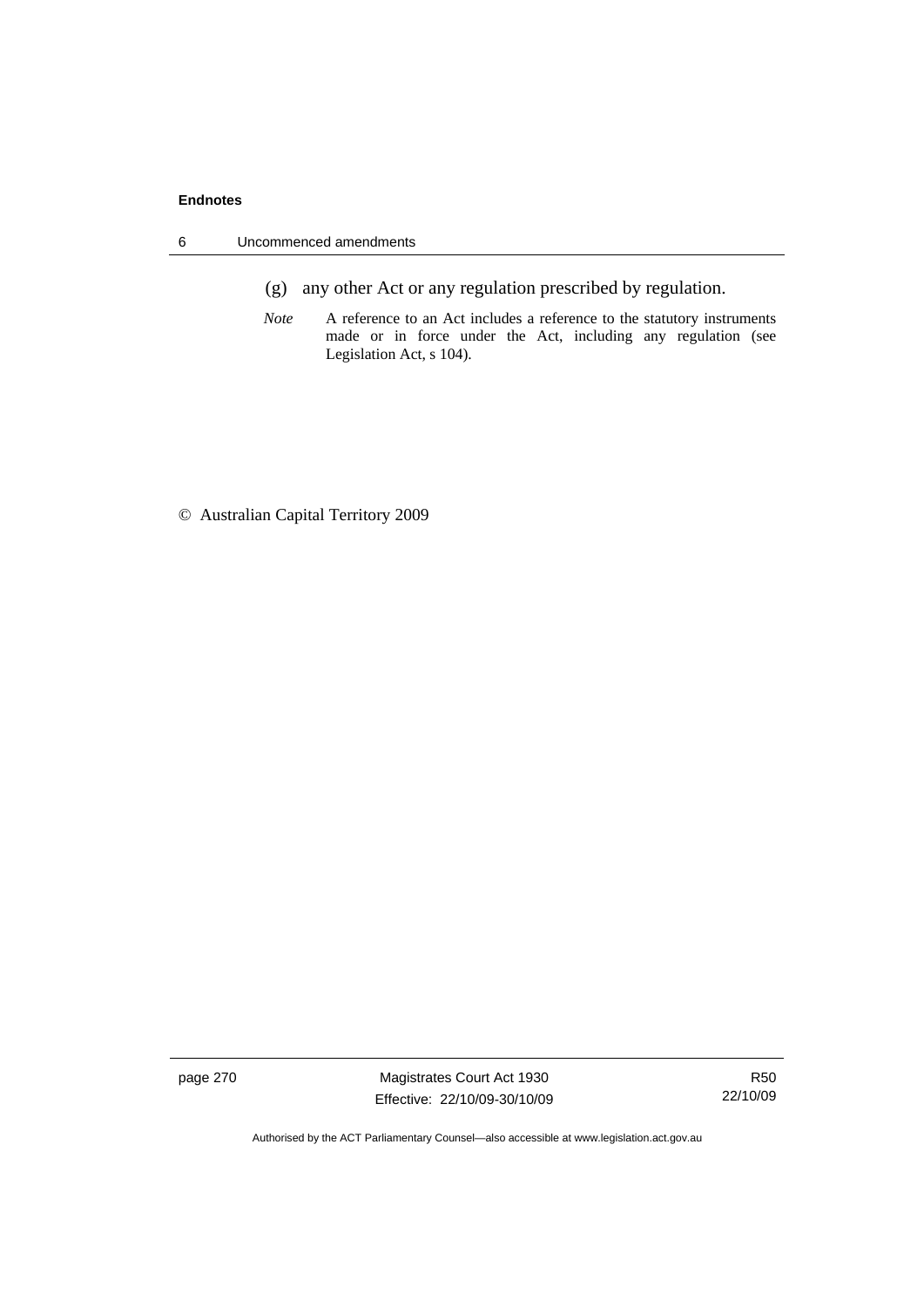(g) any other Act or any regulation prescribed by regulation.

*Note* A reference to an Act includes a reference to the statutory instruments made or in force under the Act, including any regulation (see Legislation Act, s 104).

© Australian Capital Territory 2009